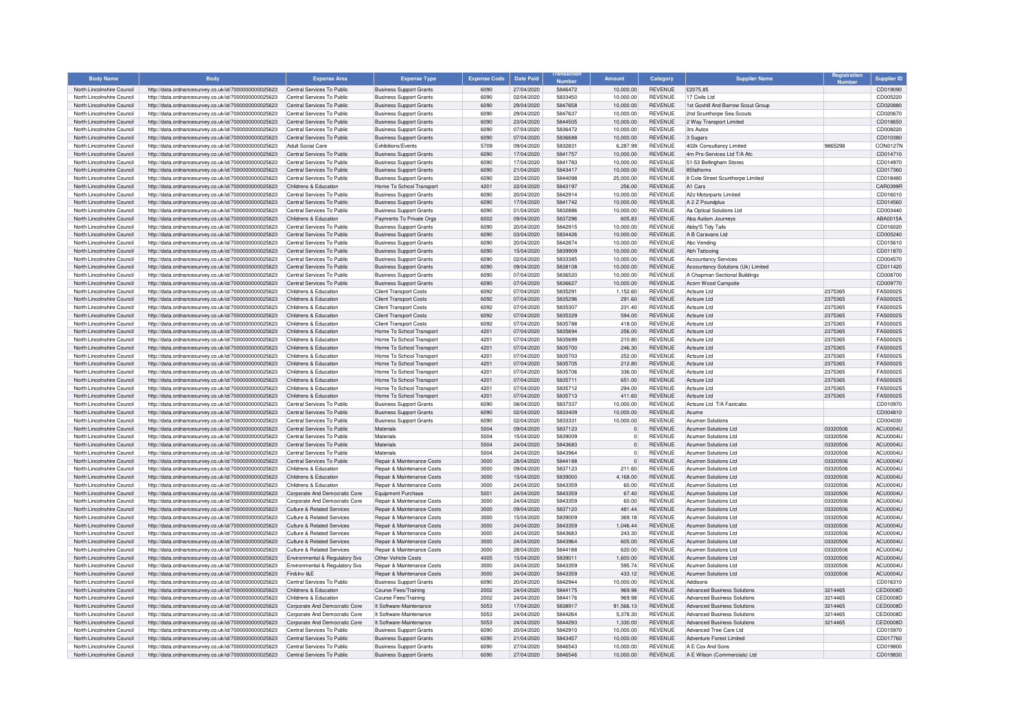| Body Name | Body | Expense Area | Expense Type | Expense Code | Date Paid | Transaction Number | Amount | Category | Supplier Name | Registration Number | Supplier ID |
|---|---|---|---|---|---|---|---|---|---|---|---|
| North Lincolnshire Council | http://data.ordnancesurvey.co.uk/id/7000000000025623 | Central Services To Public | Business Support Grants | 6090 | 27/04/2020 | 5846472 | 10,000.00 | REVENUE | £2075.85 | | CD019090 |
| North Lincolnshire Council | http://data.ordnancesurvey.co.uk/id/7000000000025623 | Central Services To Public | Business Support Grants | 6090 | 02/04/2020 | 5833450 | 10,000.00 | REVENUE | 17 Civils Ltd | | CD005220 |
| North Lincolnshire Council | http://data.ordnancesurvey.co.uk/id/7000000000025623 | Central Services To Public | Business Support Grants | 6090 | 29/04/2020 | 5847658 | 10,000.00 | REVENUE | 1st Goxhill And Barrow Scout Group | | CD020880 |
| North Lincolnshire Council | http://data.ordnancesurvey.co.uk/id/7000000000025623 | Central Services To Public | Business Support Grants | 6090 | 29/04/2020 | 5847637 | 10,000.00 | REVENUE | 2nd Scunthorpe Sea Scouts | | CD020670 |
| North Lincolnshire Council | http://data.ordnancesurvey.co.uk/id/7000000000025623 | Central Services To Public | Business Support Grants | 6090 | 23/04/2020 | 5844505 | 10,000.00 | REVENUE | 2 Way Transport Limited | | CD018650 |
| North Lincolnshire Council | http://data.ordnancesurvey.co.uk/id/7000000000025623 | Central Services To Public | Business Support Grants | 6090 | 07/04/2020 | 5836472 | 10,000.00 | REVENUE | 3rs Autos | | CD008220 |
| North Lincolnshire Council | http://data.ordnancesurvey.co.uk/id/7000000000025623 | Central Services To Public | Business Support Grants | 6090 | 07/04/2020 | 5836688 | 10,000.00 | REVENUE | 3 Sugars | | CD010380 |
| North Lincolnshire Council | http://data.ordnancesurvey.co.uk/id/7000000000025623 | Adult Social Care | Exhibitions/Events | 5709 | 09/04/2020 | 5832831 | 6,287.99 | REVENUE | 402k Consultancy Limited | 9865298 | CON0127N |
| North Lincolnshire Council | http://data.ordnancesurvey.co.uk/id/7000000000025623 | Central Services To Public | Business Support Grants | 6090 | 17/04/2020 | 5841757 | 10,000.00 | REVENUE | 4m Pro-Services Ltd T/A Afc | | CD014710 |
| North Lincolnshire Council | http://data.ordnancesurvey.co.uk/id/7000000000025623 | Central Services To Public | Business Support Grants | 6090 | 17/04/2020 | 5841783 | 10,000.00 | REVENUE | 51-53 Bellingham Stores | | CD014970 |
| North Lincolnshire Council | http://data.ordnancesurvey.co.uk/id/7000000000025623 | Central Services To Public | Business Support Grants | 6090 | 21/04/2020 | 5843417 | 10,000.00 | REVENUE | 85fathoms | | CD017360 |
| North Lincolnshire Council | http://data.ordnancesurvey.co.uk/id/7000000000025623 | Central Services To Public | Business Support Grants | 6090 | 22/04/2020 | 5844098 | 25,000.00 | REVENUE | 8 Cole Street Scunthorpe Limited | | CD018480 |
| North Lincolnshire Council | http://data.ordnancesurvey.co.uk/id/7000000000025623 | Childrens & Education | Home To School Transport | 4201 | 22/04/2020 | 5843197 | 256.00 | REVENUE | A1 Cars | | CAR0399R |
| North Lincolnshire Council | http://data.ordnancesurvey.co.uk/id/7000000000025623 | Central Services To Public | Business Support Grants | 6090 | 20/04/2020 | 5842914 | 10,000.00 | REVENUE | A2z Motorparts Limited | | CD016010 |
| North Lincolnshire Council | http://data.ordnancesurvey.co.uk/id/7000000000025623 | Central Services To Public | Business Support Grants | 6090 | 17/04/2020 | 5841742 | 10,000.00 | REVENUE | A 2 Z Poundplus | | CD014560 |
| North Lincolnshire Council | http://data.ordnancesurvey.co.uk/id/7000000000025623 | Central Services To Public | Business Support Grants | 6090 | 01/04/2020 | 5832886 | 10,000.00 | REVENUE | Aa Optical Solutions Ltd | | CD003440 |
| North Lincolnshire Council | http://data.ordnancesurvey.co.uk/id/7000000000025623 | Childrens & Education | Payments To Private Orgs | 6002 | 09/04/2020 | 5837296 | 605.83 | REVENUE | Aba Autism Journeys | | ABA0015A |
| North Lincolnshire Council | http://data.ordnancesurvey.co.uk/id/7000000000025623 | Central Services To Public | Business Support Grants | 6090 | 20/04/2020 | 5842915 | 10,000.00 | REVENUE | Abby'S Tidy Tails | | CD016020 |
| North Lincolnshire Council | http://data.ordnancesurvey.co.uk/id/7000000000025623 | Central Services To Public | Business Support Grants | 6090 | 03/04/2020 | 5834426 | 10,000.00 | REVENUE | A B Caravans Ltd | | CD005240 |
| North Lincolnshire Council | http://data.ordnancesurvey.co.uk/id/7000000000025623 | Central Services To Public | Business Support Grants | 6090 | 20/04/2020 | 5842874 | 10,000.00 | REVENUE | Abc Vending | | CD015610 |
| North Lincolnshire Council | http://data.ordnancesurvey.co.uk/id/7000000000025623 | Central Services To Public | Business Support Grants | 6090 | 15/04/2020 | 5839909 | 10,000.00 | REVENUE | Abh Tattooing | | CD011870 |
| North Lincolnshire Council | http://data.ordnancesurvey.co.uk/id/7000000000025623 | Central Services To Public | Business Support Grants | 6090 | 02/04/2020 | 5833385 | 10,000.00 | REVENUE | Accountancy Services | | CD004570 |
| North Lincolnshire Council | http://data.ordnancesurvey.co.uk/id/7000000000025623 | Central Services To Public | Business Support Grants | 6090 | 09/04/2020 | 5838108 | 10,000.00 | REVENUE | Accountancy Solutions (Uk) Limited | | CD011420 |
| North Lincolnshire Council | http://data.ordnancesurvey.co.uk/id/7000000000025623 | Central Services To Public | Business Support Grants | 6090 | 07/04/2020 | 5836520 | 10,000.00 | REVENUE | A Chapman Sectional Buildings | | CD008700 |
| North Lincolnshire Council | http://data.ordnancesurvey.co.uk/id/7000000000025623 | Central Services To Public | Business Support Grants | 6090 | 07/04/2020 | 5836627 | 10,000.00 | REVENUE | Acorn Wood Campsite | | CD009770 |
| North Lincolnshire Council | http://data.ordnancesurvey.co.uk/id/7000000000025623 | Childrens & Education | Client Transport Costs | 6092 | 07/04/2020 | 5835291 | 1,152.60 | REVENUE | Actsure Ltd | 2375365 | FAS0002S |
| North Lincolnshire Council | http://data.ordnancesurvey.co.uk/id/7000000000025623 | Childrens & Education | Client Transport Costs | 6092 | 07/04/2020 | 5835296 | 291.60 | REVENUE | Actsure Ltd | 2375365 | FAS0002S |
| North Lincolnshire Council | http://data.ordnancesurvey.co.uk/id/7000000000025623 | Childrens & Education | Client Transport Costs | 6092 | 07/04/2020 | 5835307 | 231.40 | REVENUE | Actsure Ltd | 2375365 | FAS0002S |
| North Lincolnshire Council | http://data.ordnancesurvey.co.uk/id/7000000000025623 | Childrens & Education | Client Transport Costs | 6092 | 07/04/2020 | 5835329 | 594.00 | REVENUE | Actsure Ltd | 2375365 | FAS0002S |
| North Lincolnshire Council | http://data.ordnancesurvey.co.uk/id/7000000000025623 | Childrens & Education | Client Transport Costs | 6092 | 07/04/2020 | 5835788 | 418.00 | REVENUE | Actsure Ltd | 2375365 | FAS0002S |
| North Lincolnshire Council | http://data.ordnancesurvey.co.uk/id/7000000000025623 | Childrens & Education | Home To School Transport | 4201 | 07/04/2020 | 5835694 | 256.00 | REVENUE | Actsure Ltd | 2375365 | FAS0002S |
| North Lincolnshire Council | http://data.ordnancesurvey.co.uk/id/7000000000025623 | Childrens & Education | Home To School Transport | 4201 | 07/04/2020 | 5835699 | 210.80 | REVENUE | Actsure Ltd | 2375365 | FAS0002S |
| North Lincolnshire Council | http://data.ordnancesurvey.co.uk/id/7000000000025623 | Childrens & Education | Home To School Transport | 4201 | 07/04/2020 | 5835700 | 246.30 | REVENUE | Actsure Ltd | 2375365 | FAS0002S |
| North Lincolnshire Council | http://data.ordnancesurvey.co.uk/id/7000000000025623 | Childrens & Education | Home To School Transport | 4201 | 07/04/2020 | 5835703 | 252.00 | REVENUE | Actsure Ltd | 2375365 | FAS0002S |
| North Lincolnshire Council | http://data.ordnancesurvey.co.uk/id/7000000000025623 | Childrens & Education | Home To School Transport | 4201 | 07/04/2020 | 5835705 | 212.80 | REVENUE | Actsure Ltd | 2375365 | FAS0002S |
| North Lincolnshire Council | http://data.ordnancesurvey.co.uk/id/7000000000025623 | Childrens & Education | Home To School Transport | 4201 | 07/04/2020 | 5835706 | 336.00 | REVENUE | Actsure Ltd | 2375365 | FAS0002S |
| North Lincolnshire Council | http://data.ordnancesurvey.co.uk/id/7000000000025623 | Childrens & Education | Home To School Transport | 4201 | 07/04/2020 | 5835711 | 651.00 | REVENUE | Actsure Ltd | 2375365 | FAS0002S |
| North Lincolnshire Council | http://data.ordnancesurvey.co.uk/id/7000000000025623 | Childrens & Education | Home To School Transport | 4201 | 07/04/2020 | 5835712 | 294.00 | REVENUE | Actsure Ltd | 2375365 | FAS0002S |
| North Lincolnshire Council | http://data.ordnancesurvey.co.uk/id/7000000000025623 | Childrens & Education | Home To School Transport | 4201 | 07/04/2020 | 5835713 | 411.60 | REVENUE | Actsure Ltd | 2375365 | FAS0002S |
| North Lincolnshire Council | http://data.ordnancesurvey.co.uk/id/7000000000025623 | Central Services To Public | Business Support Grants | 6090 | 08/04/2020 | 5837337 | 10,000.00 | REVENUE | Actsure Ltd T/A Fastcabs | | CD010970 |
| North Lincolnshire Council | http://data.ordnancesurvey.co.uk/id/7000000000025623 | Central Services To Public | Business Support Grants | 6090 | 02/04/2020 | 5833409 | 10,000.00 | REVENUE | Acume | | CD004810 |
| North Lincolnshire Council | http://data.ordnancesurvey.co.uk/id/7000000000025623 | Central Services To Public | Business Support Grants | 6090 | 02/04/2020 | 5833331 | 10,000.00 | REVENUE | Acumen Solutions | | CD004030 |
| North Lincolnshire Council | http://data.ordnancesurvey.co.uk/id/7000000000025623 | Central Services To Public | Materials | 5004 | 09/04/2020 | 5837123 | 0 | REVENUE | Acumen Solutions Ltd | 03320506 | ACU0004U |
| North Lincolnshire Council | http://data.ordnancesurvey.co.uk/id/7000000000025623 | Central Services To Public | Materials | 5004 | 15/04/2020 | 5839009 | 0 | REVENUE | Acumen Solutions Ltd | 03320506 | ACU0004U |
| North Lincolnshire Council | http://data.ordnancesurvey.co.uk/id/7000000000025623 | Central Services To Public | Materials | 5004 | 24/04/2020 | 5843683 | 0 | REVENUE | Acumen Solutions Ltd | 03320506 | ACU0004U |
| North Lincolnshire Council | http://data.ordnancesurvey.co.uk/id/7000000000025623 | Central Services To Public | Materials | 5004 | 24/04/2020 | 5843964 | 0 | REVENUE | Acumen Solutions Ltd | 03320506 | ACU0004U |
| North Lincolnshire Council | http://data.ordnancesurvey.co.uk/id/7000000000025623 | Central Services To Public | Repair & Maintenance Costs | 3000 | 28/04/2020 | 5844188 | 0 | REVENUE | Acumen Solutions Ltd | 03320506 | ACU0004U |
| North Lincolnshire Council | http://data.ordnancesurvey.co.uk/id/7000000000025623 | Childrens & Education | Repair & Maintenance Costs | 3000 | 09/04/2020 | 5837123 | 211.60 | REVENUE | Acumen Solutions Ltd | 03320506 | ACU0004U |
| North Lincolnshire Council | http://data.ordnancesurvey.co.uk/id/7000000000025623 | Childrens & Education | Repair & Maintenance Costs | 3000 | 15/04/2020 | 5839000 | 4,168.00 | REVENUE | Acumen Solutions Ltd | 03320506 | ACU0004U |
| North Lincolnshire Council | http://data.ordnancesurvey.co.uk/id/7000000000025623 | Childrens & Education | Repair & Maintenance Costs | 3000 | 24/04/2020 | 5843359 | 60.00 | REVENUE | Acumen Solutions Ltd | 03320506 | ACU0004U |
| North Lincolnshire Council | http://data.ordnancesurvey.co.uk/id/7000000000025623 | Corporate And Democratic Core | Equipment Purchase | 5001 | 24/04/2020 | 5843359 | 67.40 | REVENUE | Acumen Solutions Ltd | 03320506 | ACU0004U |
| North Lincolnshire Council | http://data.ordnancesurvey.co.uk/id/7000000000025623 | Corporate And Democratic Core | Repair & Maintenance Costs | 3000 | 24/04/2020 | 5843359 | 60.00 | REVENUE | Acumen Solutions Ltd | 03320506 | ACU0004U |
| North Lincolnshire Council | http://data.ordnancesurvey.co.uk/id/7000000000025623 | Culture & Related Services | Repair & Maintenance Costs | 3000 | 09/04/2020 | 5837120 | 481.44 | REVENUE | Acumen Solutions Ltd | 03320506 | ACU0004U |
| North Lincolnshire Council | http://data.ordnancesurvey.co.uk/id/7000000000025623 | Culture & Related Services | Repair & Maintenance Costs | 3000 | 15/04/2020 | 5839009 | 369.18 | REVENUE | Acumen Solutions Ltd | 03320506 | ACU0004U |
| North Lincolnshire Council | http://data.ordnancesurvey.co.uk/id/7000000000025623 | Culture & Related Services | Repair & Maintenance Costs | 3000 | 24/04/2020 | 5843359 | 1,046.44 | REVENUE | Acumen Solutions Ltd | 03320506 | ACU0004U |
| North Lincolnshire Council | http://data.ordnancesurvey.co.uk/id/7000000000025623 | Culture & Related Services | Repair & Maintenance Costs | 3000 | 24/04/2020 | 5843683 | 243.30 | REVENUE | Acumen Solutions Ltd | 03320506 | ACU0004U |
| North Lincolnshire Council | http://data.ordnancesurvey.co.uk/id/7000000000025623 | Culture & Related Services | Repair & Maintenance Costs | 3000 | 24/04/2020 | 5843964 | 605.00 | REVENUE | Acumen Solutions Ltd | 03320506 | ACU0004U |
| North Lincolnshire Council | http://data.ordnancesurvey.co.uk/id/7000000000025623 | Culture & Related Services | Repair & Maintenance Costs | 3000 | 28/04/2020 | 5844188 | 620.00 | REVENUE | Acumen Solutions Ltd | 03320506 | ACU0004U |
| North Lincolnshire Council | http://data.ordnancesurvey.co.uk/id/7000000000025623 | Environmental & Regulatory Svs | Other Vehicle Costs | 4005 | 15/04/2020 | 5839011 | 1,600.00 | REVENUE | Acumen Solutions Ltd | 03320506 | ACU0004U |
| North Lincolnshire Council | http://data.ordnancesurvey.co.uk/id/7000000000025623 | Environmental & Regulatory Svs | Repair & Maintenance Costs | 3000 | 24/04/2020 | 5843359 | 595.74 | REVENUE | Acumen Solutions Ltd | 03320506 | ACU0004U |
| North Lincolnshire Council | http://data.ordnancesurvey.co.uk/id/7000000000025623 | Fin&Inv I&E | Repair & Maintenance Costs | 3000 | 24/04/2020 | 5843359 | 433.12 | REVENUE | Acumen Solutions Ltd | 03320506 | ACU0004U |
| North Lincolnshire Council | http://data.ordnancesurvey.co.uk/id/7000000000025623 | Central Services To Public | Business Support Grants | 6090 | 20/04/2020 | 5842944 | 10,000.00 | REVENUE | Addisons | | CD016310 |
| North Lincolnshire Council | http://data.ordnancesurvey.co.uk/id/7000000000025623 | Childrens & Education | Course Fees/Training | 2002 | 24/04/2020 | 5844175 | 969.98 | REVENUE | Advanced Business Solutions | 3214465 | CED0008D |
| North Lincolnshire Council | http://data.ordnancesurvey.co.uk/id/7000000000025623 | Childrens & Education | Course Fees/Training | 2002 | 24/04/2020 | 5844176 | 969.98 | REVENUE | Advanced Business Solutions | 3214465 | CED0008D |
| North Lincolnshire Council | http://data.ordnancesurvey.co.uk/id/7000000000025623 | Corporate And Democratic Core | It Software-Maintenance | 5053 | 17/04/2020 | 5838917 | 91,566.13 | REVENUE | Advanced Business Solutions | 3214465 | CED0008D |
| North Lincolnshire Council | http://data.ordnancesurvey.co.uk/id/7000000000025623 | Corporate And Democratic Core | It Software-Maintenance | 5053 | 24/04/2020 | 5844264 | 5,378.30 | REVENUE | Advanced Business Solutions | 3214465 | CED0008D |
| North Lincolnshire Council | http://data.ordnancesurvey.co.uk/id/7000000000025623 | Corporate And Democratic Core | It Software-Maintenance | 5053 | 24/04/2020 | 5844293 | 1,330.00 | REVENUE | Advanced Business Solutions | 3214465 | CED0008D |
| North Lincolnshire Council | http://data.ordnancesurvey.co.uk/id/7000000000025623 | Central Services To Public | Business Support Grants | 6090 | 20/04/2020 | 5842910 | 10,000.00 | REVENUE | Advanced Tree Care Ltd | | CD015970 |
| North Lincolnshire Council | http://data.ordnancesurvey.co.uk/id/7000000000025623 | Central Services To Public | Business Support Grants | 6090 | 21/04/2020 | 5843457 | 10,000.00 | REVENUE | Adventure Forest Limited | | CD017760 |
| North Lincolnshire Council | http://data.ordnancesurvey.co.uk/id/7000000000025623 | Central Services To Public | Business Support Grants | 6090 | 27/04/2020 | 5846543 | 10,000.00 | REVENUE | A E Cox And Sons | | CD019800 |
| North Lincolnshire Council | http://data.ordnancesurvey.co.uk/id/7000000000025623 | Central Services To Public | Business Support Grants | 6090 | 27/04/2020 | 5846546 | 10,000.00 | REVENUE | A E Wilson (Commercials) Ltd | | CD019830 |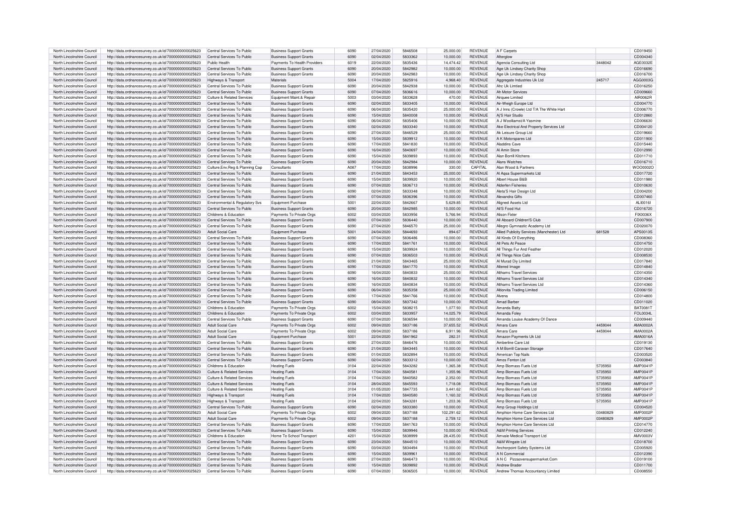| North Lincolnshire Council | http://data.ordnancesurvey.co.uk/id/7000000000025623 | Central Services To Public | Business Support Grants | 6090 | 27/04/2020 | 5846508 | 25,000.00 | REVENUE | A F Carpets | | CD019450 |
|---|---|---|---|---|---|---|---|---|---|---|---|
| North Lincolnshire Council | http://data.ordnancesurvey.co.uk/id/7000000000025623 | Central Services To Public | Business Support Grants | 6090 | 02/04/2020 | 5833362 | 10,000.00 | REVENUE | Afterglow | | CD004340 |
| North Lincolnshire Council | http://data.ordnancesurvey.co.uk/id/7000000000025623 | Public Health | Payments To Health Providers | 6019 | 22/04/2020 | 5835436 | 14,474.42 | REVENUE | Agencia Consulting Ltd | 3448042 | AGE0032E |
| North Lincolnshire Council | http://data.ordnancesurvey.co.uk/id/7000000000025623 | Central Services To Public | Business Support Grants | 6090 | 20/04/2020 | 5842982 | 10,000.00 | REVENUE | Age Uk Lindsey Charity Shop | | CD016690 |
| North Lincolnshire Council | http://data.ordnancesurvey.co.uk/id/7000000000025623 | Central Services To Public | Business Support Grants | 6090 | 20/04/2020 | 5842983 | 10,000.00 | REVENUE | Age Uk Lindsey Charity Shop | | CD016700 |
| North Lincolnshire Council | http://data.ordnancesurvey.co.uk/id/7000000000025623 | Highways & Transport | Materials | 5004 | 17/04/2020 | 5825916 | 4,968.40 | REVENUE | Aggregate Industries Uk Ltd | 245717 | AGG0003G |
| North Lincolnshire Council | http://data.ordnancesurvey.co.uk/id/7000000000025623 | Central Services To Public | Business Support Grants | 6090 | 20/04/2020 | 5842938 | 10,000.00 | REVENUE | Ahc Uk Limtied | | CD016250 |
| North Lincolnshire Council | http://data.ordnancesurvey.co.uk/id/7000000000025623 | Central Services To Public | Business Support Grants | 6090 | 07/04/2020 | 5836616 | 10,000.00 | REVENUE | Ah Motor Services | | CD009660 |
| North Lincolnshire Council | http://data.ordnancesurvey.co.uk/id/7000000000025623 | Culture & Related Services | Equipment Maint.& Repair | 5003 | 03/04/2020 | 5833628 | 470.00 | REVENUE | Airquee Limited | | AIR0062R |
| North Lincolnshire Council | http://data.ordnancesurvey.co.uk/id/7000000000025623 | Central Services To Public | Business Support Grants | 6090 | 02/04/2020 | 5833405 | 10,000.00 | REVENUE | Air-Weigh Europe Ltd | | CD004770 |
| North Lincolnshire Council | http://data.ordnancesurvey.co.uk/id/7000000000025623 | Central Services To Public | Business Support Grants | 6090 | 06/04/2020 | 5835420 | 25,000.00 | REVENUE | A J Inns (Crowle) Ltd T/A The White Hart | | CD006770 |
| North Lincolnshire Council | http://data.ordnancesurvey.co.uk/id/7000000000025623 | Central Services To Public | Business Support Grants | 6090 | 15/04/2020 | 5840008 | 10,000.00 | REVENUE | Aj'S Hair Studio | | CD012860 |
| North Lincolnshire Council | http://data.ordnancesurvey.co.uk/id/7000000000025623 | Central Services To Public | Business Support Grants | 6090 | 06/04/2020 | 5835406 | 10,000.00 | REVENUE | A J Woolliamst/A Yasmine | | CD006630 |
| North Lincolnshire Council | http://data.ordnancesurvey.co.uk/id/7000000000025623 | Central Services To Public | Business Support Grants | 6090 | 02/04/2020 | 5833340 | 10,000.00 | REVENUE | Ake Electrical And Property Services Ltd | | CD004120 |
| North Lincolnshire Council | http://data.ordnancesurvey.co.uk/id/7000000000025623 | Central Services To Public | Business Support Grants | 6090 | 27/04/2020 | 5846529 | 25,000.00 | REVENUE | Ak Leisure Group Ltd | | CD019660 |
| North Lincolnshire Council | http://data.ordnancesurvey.co.uk/id/7000000000025623 | Central Services To Public | Business Support Grants | 6090 | 15/04/2020 | 5839912 | 10,000.00 | REVENUE | A K Motorspares Ltd | | CD011900 |
| North Lincolnshire Council | http://data.ordnancesurvey.co.uk/id/7000000000025623 | Central Services To Public | Business Support Grants | 6090 | 17/04/2020 | 5841830 | 10,000.00 | REVENUE | Aladdins Cave | | CD015440 |
| North Lincolnshire Council | http://data.ordnancesurvey.co.uk/id/7000000000025623 | Central Services To Public | Business Support Grants | 6090 | 16/04/2020 | 5840697 | 10,000.00 | REVENUE | Al Amin Store | | CD012990 |
| North Lincolnshire Council | http://data.ordnancesurvey.co.uk/id/7000000000025623 | Central Services To Public | Business Support Grants | 6090 | 15/04/2020 | 5839893 | 10,000.00 | REVENUE | Alan Borrill Kitchens | | CD011710 |
| North Lincolnshire Council | http://data.ordnancesurvey.co.uk/id/7000000000025623 | Central Services To Public | Business Support Grants | 6090 | 20/04/2020 | 5842984 | 10,000.00 | REVENUE | Alans Watches | | CD016710 |
| North Lincolnshire Council | http://data.ordnancesurvey.co.uk/id/7000000000025623 | Culture,Env,Reg & Planning Cap | Consultants | A087 | 17/04/2020 | 5838996 | 330.00 | CAPITAL | Alan Wood & Partners | | WOO0002O |
| North Lincolnshire Council | http://data.ordnancesurvey.co.uk/id/7000000000025623 | Central Services To Public | Business Support Grants | 6090 | 21/04/2020 | 5843453 | 25,000.00 | REVENUE | Al Aqsa Supermarkets Ltd | | CD017720 |
| North Lincolnshire Council | http://data.ordnancesurvey.co.uk/id/7000000000025623 | Central Services To Public | Business Support Grants | 6090 | 15/04/2020 | 5839920 | 10,000.00 | REVENUE | Albert House B&B | | CD011980 |
| North Lincolnshire Council | http://data.ordnancesurvey.co.uk/id/7000000000025623 | Central Services To Public | Business Support Grants | 6090 | 07/04/2020 | 5836713 | 10,000.00 | REVENUE | Alderfen Fisheries | | CD010630 |
| North Lincolnshire Council | http://data.ordnancesurvey.co.uk/id/7000000000025623 | Central Services To Public | Business Support Grants | 6090 | 02/04/2020 | 5833348 | 10,000.00 | REVENUE | Aleta'S Hair Design Ltd | | CD004200 |
| North Lincolnshire Council | http://data.ordnancesurvey.co.uk/id/7000000000025623 | Central Services To Public | Business Support Grants | 6090 | 07/04/2020 | 5836396 | 10,000.00 | REVENUE | Alexandra Gifts | | CD007460 |
| North Lincolnshire Council | http://data.ordnancesurvey.co.uk/id/7000000000025623 | Environmental & Regulatory Svs | Equipment Purchase | 5001 | 22/04/2020 | 5842667 | 5,629.85 | REVENUE | Aligned Assets Ltd | | ALI0016I |
| North Lincolnshire Council | http://data.ordnancesurvey.co.uk/id/7000000000025623 | Central Services To Public | Business Support Grants | 6090 | 20/04/2020 | 5842985 | 10,000.00 | REVENUE | Ali'S Food Hut | | CD016720 |
| North Lincolnshire Council | http://data.ordnancesurvey.co.uk/id/7000000000025623 | Childrens & Education | Payments To Private Orgs | 6002 | 03/04/2020 | 5833956 | 5,766.94 | REVENUE | Alison Fixter | | FIX0036X |
| North Lincolnshire Council | http://data.ordnancesurvey.co.uk/id/7000000000025623 | Central Services To Public | Business Support Grants | 6090 | 07/04/2020 | 5836440 | 10,000.00 | REVENUE | All Aboard Children'S Club | | CD007900 |
| North Lincolnshire Council | http://data.ordnancesurvey.co.uk/id/7000000000025623 | Central Services To Public | Business Support Grants | 6090 | 27/04/2020 | 5846570 | 25,000.00 | REVENUE | Allegro Gymnastic Academy Ltd | | CD020070 |
| North Lincolnshire Council | http://data.ordnancesurvey.co.uk/id/7000000000025623 | Adult Social Care | Equipment Purchase | 5001 | 24/04/2020 | 5844693 | 894.67 | REVENUE | Allied Publicity Services (Manchester) Ltd | 681528 | APS0013S |
| North Lincolnshire Council | http://data.ordnancesurvey.co.uk/id/7000000000025623 | Central Services To Public | Business Support Grants | 6090 | 07/04/2020 | 5836486 | 10,000.00 | REVENUE | All Kinds Of Everything | | CD008360 |
| North Lincolnshire Council | http://data.ordnancesurvey.co.uk/id/7000000000025623 | Central Services To Public | Business Support Grants | 6090 | 17/04/2020 | 5841761 | 10,000.00 | REVENUE | All Pets At Peace | | CD014750 |
| North Lincolnshire Council | http://data.ordnancesurvey.co.uk/id/7000000000025623 | Central Services To Public | Business Support Grants | 6090 | 15/04/2020 | 5839924 | 10,000.00 | REVENUE | All Things Fur And Feather | | CD012020 |
| North Lincolnshire Council | http://data.ordnancesurvey.co.uk/id/7000000000025623 | Central Services To Public | Business Support Grants | 6090 | 07/04/2020 | 5836503 | 10,000.00 | REVENUE | All Things Nice Cafe | | CD008530 |
| North Lincolnshire Council | http://data.ordnancesurvey.co.uk/id/7000000000025623 | Central Services To Public | Business Support Grants | 6090 | 21/04/2020 | 5843465 | 25,000.00 | REVENUE | Al Murad Diy Limited | | CD017840 |
| North Lincolnshire Council | http://data.ordnancesurvey.co.uk/id/7000000000025623 | Central Services To Public | Business Support Grants | 6090 | 17/04/2020 | 5841770 | 10,000.00 | REVENUE | Altered Image | | CD014840 |
| North Lincolnshire Council | http://data.ordnancesurvey.co.uk/id/7000000000025623 | Central Services To Public | Business Support Grants | 6090 | 16/04/2020 | 5840833 | 25,000.00 | REVENUE | Althams Travel Services | | CD014350 |
| North Lincolnshire Council | http://data.ordnancesurvey.co.uk/id/7000000000025623 | Central Services To Public | Business Support Grants | 6090 | 16/04/2020 | 5840832 | 10,000.00 | REVENUE | Althams Travel Services Ltd | | CD014340 |
| North Lincolnshire Council | http://data.ordnancesurvey.co.uk/id/7000000000025623 | Central Services To Public | Business Support Grants | 6090 | 16/04/2020 | 5840834 | 10,000.00 | REVENUE | Althams Travel Services Ltd | | CD014360 |
| North Lincolnshire Council | http://data.ordnancesurvey.co.uk/id/7000000000025623 | Central Services To Public | Business Support Grants | 6090 | 06/04/2020 | 5835358 | 25,000.00 | REVENUE | Altiorvita Trading Limited | | CD006150 |
| North Lincolnshire Council | http://data.ordnancesurvey.co.uk/id/7000000000025623 | Central Services To Public | Business Support Grants | 6090 | 17/04/2020 | 5841766 | 10,000.00 | REVENUE | Alvena | | CD014800 |
| North Lincolnshire Council | http://data.ordnancesurvey.co.uk/id/7000000000025623 | Central Services To Public | Business Support Grants | 6090 | 08/04/2020 | 5837342 | 10,000.00 | REVENUE | Amad Barber | | CD011020 |
| North Lincolnshire Council | http://data.ordnancesurvey.co.uk/id/7000000000025623 | Childrens & Education | Payments To Private Orgs | 6002 | 15/04/2020 | 5838215 | 1,077.93 | REVENUE | Amanda Batty | | BAT0081T |
| North Lincolnshire Council | http://data.ordnancesurvey.co.uk/id/7000000000025623 | Childrens & Education | Payments To Private Orgs | 6002 | 03/04/2020 | 5833957 | 14,025.79 | REVENUE | Amanda Foley | | FOL0034L |
| North Lincolnshire Council | http://data.ordnancesurvey.co.uk/id/7000000000025623 | Central Services To Public | Business Support Grants | 6090 | 07/04/2020 | 5836594 | 10,000.00 | REVENUE | Amanda Louise Academy Of Dance | | CD009440 |
| North Lincolnshire Council | http://data.ordnancesurvey.co.uk/id/7000000000025623 | Adult Social Care | Payments To Private Orgs | 6002 | 09/04/2020 | 5837186 | 37,655.52 | REVENUE | Amara Care | 4459044 | AMA0002A |
| North Lincolnshire Council | http://data.ordnancesurvey.co.uk/id/7000000000025623 | Adult Social Care | Payments To Private Orgs | 6002 | 09/04/2020 | 5837186 | 6,911.96 | REVENUE | Amara Care | 4459044 | AMA0002A |
| North Lincolnshire Council | http://data.ordnancesurvey.co.uk/id/7000000000025623 | Adult Social Care | Equipment Purchase | 5001 | 22/04/2020 | 5841962 | 282.31 | REVENUE | Amazon Payments Uk Ltd | | AMA0016A |
| North Lincolnshire Council | http://data.ordnancesurvey.co.uk/id/7000000000025623 | Central Services To Public | Business Support Grants | 6090 | 27/04/2020 | 5846476 | 10,000.00 | REVENUE | Amberline Care Ltd | | CD019130 |
| North Lincolnshire Council | http://data.ordnancesurvey.co.uk/id/7000000000025623 | Central Services To Public | Business Support Grants | 6090 | 21/04/2020 | 5843445 | 10,000.00 | REVENUE | A M Borrill Caravan Storage | | CD017640 |
| North Lincolnshire Council | http://data.ordnancesurvey.co.uk/id/7000000000025623 | Central Services To Public | Business Support Grants | 6090 | 01/04/2020 | 5832894 | 10,000.00 | REVENUE | American Top Nails | | CD003520 |
| North Lincolnshire Council | http://data.ordnancesurvey.co.uk/id/7000000000025623 | Central Services To Public | Business Support Grants | 6090 | 02/04/2020 | 5833312 | 10,000.00 | REVENUE | Amos Fenton Ltd | | CD003840 |
| North Lincolnshire Council | http://data.ordnancesurvey.co.uk/id/7000000000025623 | Childrens & Education | Heating Fuels | 3104 | 22/04/2020 | 5843282 | 1,365.38 | REVENUE | Amp Biomass Fuels Ltd | 5735950 | AMP0041P |
| North Lincolnshire Council | http://data.ordnancesurvey.co.uk/id/7000000000025623 | Culture & Related Services | Heating Fuels | 3104 | 17/04/2020 | 5840581 | 1,355.96 | REVENUE | Amp Biomass Fuels Ltd | 5735950 | AMP0041P |
| North Lincolnshire Council | http://data.ordnancesurvey.co.uk/id/7000000000025623 | Culture & Related Services | Heating Fuels | 3104 | 17/04/2020 | 5840582 | 2,352.00 | REVENUE | Amp Biomass Fuels Ltd | 5735950 | AMP0041P |
| North Lincolnshire Council | http://data.ordnancesurvey.co.uk/id/7000000000025623 | Culture & Related Services | Heating Fuels | 3104 | 28/04/2020 | 5845593 | 1,718.08 | REVENUE | Amp Biomass Fuels Ltd | 5735950 | AMP0041P |
| North Lincolnshire Council | http://data.ordnancesurvey.co.uk/id/7000000000025623 | Culture & Related Services | Heating Fuels | 3104 | 01/05/2020 | 5847735 | 3,441.62 | REVENUE | Amp Biomass Fuels Ltd | 5735950 | AMP0041P |
| North Lincolnshire Council | http://data.ordnancesurvey.co.uk/id/7000000000025623 | Highways & Transport | Heating Fuels | 3104 | 17/04/2020 | 5840580 | 1,160.32 | REVENUE | Amp Biomass Fuels Ltd | 5735950 | AMP0041P |
| North Lincolnshire Council | http://data.ordnancesurvey.co.uk/id/7000000000025623 | Highways & Transport | Heating Fuels | 3104 | 22/04/2020 | 5843281 | 1,203.36 | REVENUE | Amp Biomass Fuels Ltd | 5735950 | AMP0041P |
| North Lincolnshire Council | http://data.ordnancesurvey.co.uk/id/7000000000025623 | Central Services To Public | Business Support Grants | 6090 | 02/04/2020 | 5833380 | 10,000.00 | REVENUE | Amp Group Holdings Ltd | | CD004520 |
| North Lincolnshire Council | http://data.ordnancesurvey.co.uk/id/7000000000025623 | Adult Social Care | Payments To Private Orgs | 6002 | 09/04/2020 | 5837188 | 102,291.62 | REVENUE | Amphion Home Care Services Ltd | 03480829 | AMP0002P |
| North Lincolnshire Council | http://data.ordnancesurvey.co.uk/id/7000000000025623 | Adult Social Care | Payments To Private Orgs | 6002 | 09/04/2020 | 5837188 | 2,759.12 | REVENUE | Amphion Home Care Services Ltd | 03480829 | AMP0002P |
| North Lincolnshire Council | http://data.ordnancesurvey.co.uk/id/7000000000025623 | Central Services To Public | Business Support Grants | 6090 | 17/04/2020 | 5841763 | 10,000.00 | REVENUE | Amphion Home Care Services Ltd | | CD014770 |
| North Lincolnshire Council | http://data.ordnancesurvey.co.uk/id/7000000000025623 | Central Services To Public | Business Support Grants | 6090 | 15/04/2020 | 5839946 | 10,000.00 | REVENUE | A&M Printing Services | | CD012240 |
| North Lincolnshire Council | http://data.ordnancesurvey.co.uk/id/7000000000025623 | Childrens & Education | Home To School Transport | 4201 | 15/04/2020 | 5838999 | 28,435.00 | REVENUE | Amvale Medical Transport Ltd | | AMV0003V |
| North Lincolnshire Council | http://data.ordnancesurvey.co.uk/id/7000000000025623 | Central Services To Public | Business Support Grants | 6090 | 23/04/2020 | 5844510 | 10,000.00 | REVENUE | A&M Wingate Ltd | | CD018700 |
| North Lincolnshire Council | http://data.ordnancesurvey.co.uk/id/7000000000025623 | Central Services To Public | Business Support Grants | 6090 | 03/04/2020 | 5834494 | 10,000.00 | REVENUE | Anchorpoint Safety Systems Ltd | | CD005920 |
| North Lincolnshire Council | http://data.ordnancesurvey.co.uk/id/7000000000025623 | Central Services To Public | Business Support Grants | 6090 | 15/04/2020 | 5839961 | 10,000.00 | REVENUE | A N Commercial | | CD012390 |
| North Lincolnshire Council | http://data.ordnancesurvey.co.uk/id/7000000000025623 | Central Services To Public | Business Support Grants | 6090 | 27/04/2020 | 5846473 | 10,000.00 | REVENUE | A N C Pizzaovensupermarket.Com | | CD019100 |
| North Lincolnshire Council | http://data.ordnancesurvey.co.uk/id/7000000000025623 | Central Services To Public | Business Support Grants | 6090 | 15/04/2020 | 5839892 | 10,000.00 | REVENUE | Andrew Brader | | CD011700 |
| North Lincolnshire Council | http://data.ordnancesurvey.co.uk/id/7000000000025623 | Central Services To Public | Business Support Grants | 6090 | 07/04/2020 | 5836505 | 10,000.00 | REVENUE | Andrew Thomas Accountancy Limited | | CD008550 |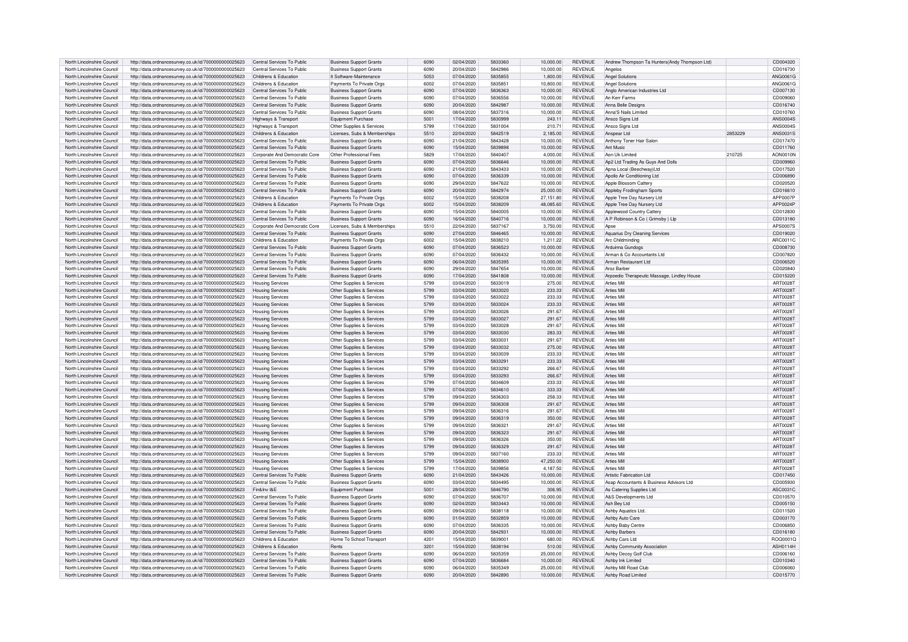| North Lincolnshire Council | http://data.ordnancesurvey.co.uk/id/7000000000025623 | Central Services To Public | Business Support Grants | 6090 | 02/04/2020 | 5833360 | 10,000.00 | REVENUE | Andrew Thompson Ta Hunters(Andy Thompson Ltd) | | CD004320 |
|---|---|---|---|---|---|---|---|---|---|---|---|
| North Lincolnshire Council | http://data.ordnancesurvey.co.uk/id/7000000000025623 | Central Services To Public | Business Support Grants | 6090 | 20/04/2020 | 5842986 | 10,000.00 | REVENUE | Angelos | | CD016730 |
| North Lincolnshire Council | http://data.ordnancesurvey.co.uk/id/7000000000025623 | Childrens & Education | It Software-Maintenance | 5053 | 07/04/2020 | 5835855 | 1,800.00 | REVENUE | Angel Solutions | | ANG0061G |
| North Lincolnshire Council | http://data.ordnancesurvey.co.uk/id/7000000000025623 | Childrens & Education | Payments To Private Orgs | 6002 | 07/04/2020 | 5835851 | 10,800.00 | REVENUE | Angel Solutions | | ANG0061G |
| North Lincolnshire Council | http://data.ordnancesurvey.co.uk/id/7000000000025623 | Central Services To Public | Business Support Grants | 6090 | 07/04/2020 | 5836363 | 10,000.00 | REVENUE | Anglo American Industries Ltd | | CD007130 |
| North Lincolnshire Council | http://data.ordnancesurvey.co.uk/id/7000000000025623 | Central Services To Public | Business Support Grants | 6090 | 07/04/2020 | 5836556 | 10,000.00 | REVENUE | An Kerr Farms | | CD009060 |
| North Lincolnshire Council | http://data.ordnancesurvey.co.uk/id/7000000000025623 | Central Services To Public | Business Support Grants | 6090 | 20/04/2020 | 5842987 | 10,000.00 | REVENUE | Anna Belle Designs | | CD016740 |
| North Lincolnshire Council | http://data.ordnancesurvey.co.uk/id/7000000000025623 | Central Services To Public | Business Support Grants | 6090 | 08/04/2020 | 5837316 | 10,000.00 | REVENUE | Anna'S Nails Limited | | CD010760 |
| North Lincolnshire Council | http://data.ordnancesurvey.co.uk/id/7000000000025623 | Highways & Transport | Equipment Purchase | 5001 | 17/04/2020 | 5830999 | 243.11 | REVENUE | Ansco Signs Ltd | | ANS0004S |
| North Lincolnshire Council | http://data.ordnancesurvey.co.uk/id/7000000000025623 | Highways & Transport | Other Supplies & Services | 5799 | 17/04/2020 | 5831004 | 210.71 | REVENUE | Ansco Signs Ltd | | ANS0004S |
| North Lincolnshire Council | http://data.ordnancesurvey.co.uk/id/7000000000025623 | Childrens & Education | Licenses, Subs & Memberships | 5510 | 22/04/2020 | 5842519 | 2,185.00 | REVENUE | Anspear Ltd | 2853229 | ANS0031S |
| North Lincolnshire Council | http://data.ordnancesurvey.co.uk/id/7000000000025623 | Central Services To Public | Business Support Grants | 6090 | 21/04/2020 | 5843428 | 10,000.00 | REVENUE | Anthony Toner Hair Salon | | CD017470 |
| North Lincolnshire Council | http://data.ordnancesurvey.co.uk/id/7000000000025623 | Central Services To Public | Business Support Grants | 6090 | 15/04/2020 | 5839898 | 10,000.00 | REVENUE | Ant Music | | CD011760 |
| North Lincolnshire Council | http://data.ordnancesurvey.co.uk/id/7000000000025623 | Corporate And Democratic Core | Other Professional Fees | 5829 | 17/04/2020 | 5840407 | 4,000.00 | REVENUE | Aon Uk Limited | 210725 | AON0010N |
| North Lincolnshire Council | http://data.ordnancesurvey.co.uk/id/7000000000025623 | Central Services To Public | Business Support Grants | 6090 | 07/04/2020 | 5836646 | 10,000.00 | REVENUE | Ap2 Ltd Trading As Guys And Dolls | | CD009960 |
| North Lincolnshire Council | http://data.ordnancesurvey.co.uk/id/7000000000025623 | Central Services To Public | Business Support Grants | 6090 | 21/04/2020 | 5843433 | 10,000.00 | REVENUE | Apna Local (Beechway)Ltd | | CD017520 |
| North Lincolnshire Council | http://data.ordnancesurvey.co.uk/id/7000000000025623 | Central Services To Public | Business Support Grants | 6090 | 07/04/2020 | 5836339 | 10,000.00 | REVENUE | Apollo Air Conditioning Ltd | | CD006890 |
| North Lincolnshire Council | http://data.ordnancesurvey.co.uk/id/7000000000025623 | Central Services To Public | Business Support Grants | 6090 | 29/04/2020 | 5847622 | 10,000.00 | REVENUE | Apple Blossom Cattery | | CD020520 |
| North Lincolnshire Council | http://data.ordnancesurvey.co.uk/id/7000000000025623 | Central Services To Public | Business Support Grants | 6090 | 20/04/2020 | 5842974 | 25,000.00 | REVENUE | Appleby Frodingham Sports | | CD016610 |
| North Lincolnshire Council | http://data.ordnancesurvey.co.uk/id/7000000000025623 | Childrens & Education | Payments To Private Orgs | 6002 | 15/04/2020 | 5838208 | 27,151.80 | REVENUE | Apple Tree Day Nursery Ltd | | APP0007P |
| North Lincolnshire Council | http://data.ordnancesurvey.co.uk/id/7000000000025623 | Childrens & Education | Payments To Private Orgs | 6002 | 15/04/2020 | 5838209 | 48,085.60 | REVENUE | Apple Tree Day Nursery Ltd | | APP0024P |
| North Lincolnshire Council | http://data.ordnancesurvey.co.uk/id/7000000000025623 | Central Services To Public | Business Support Grants | 6090 | 15/04/2020 | 5840005 | 10,000.00 | REVENUE | Applewood Country Cattery | | CD012830 |
| North Lincolnshire Council | http://data.ordnancesurvey.co.uk/id/7000000000025623 | Central Services To Public | Business Support Grants | 6090 | 16/04/2020 | 5840716 | 10,000.00 | REVENUE | A P Robinson & Co ( Grimsby ) Llp | | CD013180 |
| North Lincolnshire Council | http://data.ordnancesurvey.co.uk/id/7000000000025623 | Corporate And Democratic Core | Licenses, Subs & Memberships | 5510 | 22/04/2020 | 5837167 | 3,750.00 | REVENUE | Apse | | APS0007S |
| North Lincolnshire Council | http://data.ordnancesurvey.co.uk/id/7000000000025623 | Central Services To Public | Business Support Grants | 6090 | 27/04/2020 | 5846465 | 10,000.00 | REVENUE | Aquarius Dry Cleaning Services | | CD019020 |
| North Lincolnshire Council | http://data.ordnancesurvey.co.uk/id/7000000000025623 | Childrens & Education | Payments To Private Orgs | 6002 | 15/04/2020 | 5838210 | 1,211.22 | REVENUE | Arc Childminding | | ARC0011C |
| North Lincolnshire Council | http://data.ordnancesurvey.co.uk/id/7000000000025623 | Central Services To Public | Business Support Grants | 6090 | 07/04/2020 | 5836523 | 10,000.00 | REVENUE | Arduinna Gundogs | | CD008730 |
| North Lincolnshire Council | http://data.ordnancesurvey.co.uk/id/7000000000025623 | Central Services To Public | Business Support Grants | 6090 | 07/04/2020 | 5836432 | 10,000.00 | REVENUE | Arman & Co Accountants Ltd | | CD007820 |
| North Lincolnshire Council | http://data.ordnancesurvey.co.uk/id/7000000000025623 | Central Services To Public | Business Support Grants | 6090 | 06/04/2020 | 5835395 | 10,000.00 | REVENUE | Arman Restaurant Ltd | | CD006520 |
| North Lincolnshire Council | http://data.ordnancesurvey.co.uk/id/7000000000025623 | Central Services To Public | Business Support Grants | 6090 | 29/04/2020 | 5847654 | 10,000.00 | REVENUE | Aroz Barber | | CD020840 |
| North Lincolnshire Council | http://data.ordnancesurvey.co.uk/id/7000000000025623 | Central Services To Public | Business Support Grants | 6090 | 17/04/2020 | 5841808 | 10,000.00 | REVENUE | Arpoedio Therapeutic Massage, Lindley House | | CD015220 |
| North Lincolnshire Council | http://data.ordnancesurvey.co.uk/id/7000000000025623 | Housing Services | Other Supplies & Services | 5799 | 03/04/2020 | 5833019 | 275.00 | REVENUE | Arties Mill | | ART0028T |
| North Lincolnshire Council | http://data.ordnancesurvey.co.uk/id/7000000000025623 | Housing Services | Other Supplies & Services | 5799 | 03/04/2020 | 5833020 | 233.33 | REVENUE | Arties Mill | | ART0028T |
| North Lincolnshire Council | http://data.ordnancesurvey.co.uk/id/7000000000025623 | Housing Services | Other Supplies & Services | 5799 | 03/04/2020 | 5833022 | 233.33 | REVENUE | Arties Mill | | ART0028T |
| North Lincolnshire Council | http://data.ordnancesurvey.co.uk/id/7000000000025623 | Housing Services | Other Supplies & Services | 5799 | 03/04/2020 | 5833024 | 233.33 | REVENUE | Arties Mill | | ART0028T |
| North Lincolnshire Council | http://data.ordnancesurvey.co.uk/id/7000000000025623 | Housing Services | Other Supplies & Services | 5799 | 03/04/2020 | 5833026 | 291.67 | REVENUE | Arties Mill | | ART0028T |
| North Lincolnshire Council | http://data.ordnancesurvey.co.uk/id/7000000000025623 | Housing Services | Other Supplies & Services | 5799 | 03/04/2020 | 5833027 | 291.67 | REVENUE | Arties Mill | | ART0028T |
| North Lincolnshire Council | http://data.ordnancesurvey.co.uk/id/7000000000025623 | Housing Services | Other Supplies & Services | 5799 | 03/04/2020 | 5833028 | 291.67 | REVENUE | Arties Mill | | ART0028T |
| North Lincolnshire Council | http://data.ordnancesurvey.co.uk/id/7000000000025623 | Housing Services | Other Supplies & Services | 5799 | 03/04/2020 | 5833030 | 283.33 | REVENUE | Arties Mill | | ART0028T |
| North Lincolnshire Council | http://data.ordnancesurvey.co.uk/id/7000000000025623 | Housing Services | Other Supplies & Services | 5799 | 03/04/2020 | 5833031 | 291.67 | REVENUE | Arties Mill | | ART0028T |
| North Lincolnshire Council | http://data.ordnancesurvey.co.uk/id/7000000000025623 | Housing Services | Other Supplies & Services | 5799 | 03/04/2020 | 5833032 | 275.00 | REVENUE | Arties Mill | | ART0028T |
| North Lincolnshire Council | http://data.ordnancesurvey.co.uk/id/7000000000025623 | Housing Services | Other Supplies & Services | 5799 | 03/04/2020 | 5833039 | 233.33 | REVENUE | Arties Mill | | ART0028T |
| North Lincolnshire Council | http://data.ordnancesurvey.co.uk/id/7000000000025623 | Housing Services | Other Supplies & Services | 5799 | 03/04/2020 | 5833291 | 233.33 | REVENUE | Arties Mill | | ART0028T |
| North Lincolnshire Council | http://data.ordnancesurvey.co.uk/id/7000000000025623 | Housing Services | Other Supplies & Services | 5799 | 03/04/2020 | 5833292 | 266.67 | REVENUE | Arties Mill | | ART0028T |
| North Lincolnshire Council | http://data.ordnancesurvey.co.uk/id/7000000000025623 | Housing Services | Other Supplies & Services | 5799 | 03/04/2020 | 5833293 | 266.67 | REVENUE | Arties Mill | | ART0028T |
| North Lincolnshire Council | http://data.ordnancesurvey.co.uk/id/7000000000025623 | Housing Services | Other Supplies & Services | 5799 | 07/04/2020 | 5834609 | 233.33 | REVENUE | Arties Mill | | ART0028T |
| North Lincolnshire Council | http://data.ordnancesurvey.co.uk/id/7000000000025623 | Housing Services | Other Supplies & Services | 5799 | 07/04/2020 | 5834610 | 333.33 | REVENUE | Arties Mill | | ART0028T |
| North Lincolnshire Council | http://data.ordnancesurvey.co.uk/id/7000000000025623 | Housing Services | Other Supplies & Services | 5799 | 09/04/2020 | 5836303 | 258.33 | REVENUE | Arties Mill | | ART0028T |
| North Lincolnshire Council | http://data.ordnancesurvey.co.uk/id/7000000000025623 | Housing Services | Other Supplies & Services | 5799 | 09/04/2020 | 5836308 | 291.67 | REVENUE | Arties Mill | | ART0028T |
| North Lincolnshire Council | http://data.ordnancesurvey.co.uk/id/7000000000025623 | Housing Services | Other Supplies & Services | 5799 | 09/04/2020 | 5836316 | 291.67 | REVENUE | Arties Mill | | ART0028T |
| North Lincolnshire Council | http://data.ordnancesurvey.co.uk/id/7000000000025623 | Housing Services | Other Supplies & Services | 5799 | 09/04/2020 | 5836319 | 350.00 | REVENUE | Arties Mill | | ART0028T |
| North Lincolnshire Council | http://data.ordnancesurvey.co.uk/id/7000000000025623 | Housing Services | Other Supplies & Services | 5799 | 09/04/2020 | 5836321 | 291.67 | REVENUE | Arties Mill | | ART0028T |
| North Lincolnshire Council | http://data.ordnancesurvey.co.uk/id/7000000000025623 | Housing Services | Other Supplies & Services | 5799 | 09/04/2020 | 5836323 | 291.67 | REVENUE | Arties Mill | | ART0028T |
| North Lincolnshire Council | http://data.ordnancesurvey.co.uk/id/7000000000025623 | Housing Services | Other Supplies & Services | 5799 | 09/04/2020 | 5836326 | 350.00 | REVENUE | Arties Mill | | ART0028T |
| North Lincolnshire Council | http://data.ordnancesurvey.co.uk/id/7000000000025623 | Housing Services | Other Supplies & Services | 5799 | 09/04/2020 | 5836329 | 291.67 | REVENUE | Arties Mill | | ART0028T |
| North Lincolnshire Council | http://data.ordnancesurvey.co.uk/id/7000000000025623 | Housing Services | Other Supplies & Services | 5799 | 09/04/2020 | 5837160 | 233.33 | REVENUE | Arties Mill | | ART0028T |
| North Lincolnshire Council | http://data.ordnancesurvey.co.uk/id/7000000000025623 | Housing Services | Other Supplies & Services | 5799 | 15/04/2020 | 5838900 | 47,250.00 | REVENUE | Arties Mill | | ART0028T |
| North Lincolnshire Council | http://data.ordnancesurvey.co.uk/id/7000000000025623 | Housing Services | Other Supplies & Services | 5799 | 17/04/2020 | 5839856 | 4,187.50 | REVENUE | Arties Mill | | ART0028T |
| North Lincolnshire Council | http://data.ordnancesurvey.co.uk/id/7000000000025623 | Central Services To Public | Business Support Grants | 6090 | 21/04/2020 | 5843426 | 10,000.00 | REVENUE | Artistic Fabrication Ltd | | CD017450 |
| North Lincolnshire Council | http://data.ordnancesurvey.co.uk/id/7000000000025623 | Central Services To Public | Business Support Grants | 6090 | 03/04/2020 | 5834495 | 10,000.00 | REVENUE | Asap Accountants & Business Advisors Ltd | | CD005930 |
| North Lincolnshire Council | http://data.ordnancesurvey.co.uk/id/7000000000025623 | Fin&Inv I&E | Equipment Purchase | 5001 | 28/04/2020 | 5846790 | 306.95 | REVENUE | As Catering Supplies Ltd | | ASC0031C |
| North Lincolnshire Council | http://data.ordnancesurvey.co.uk/id/7000000000025623 | Central Services To Public | Business Support Grants | 6090 | 07/04/2020 | 5836707 | 10,000.00 | REVENUE | A&S Developments Ltd | | CD010570 |
| North Lincolnshire Council | http://data.ordnancesurvey.co.uk/id/7000000000025623 | Central Services To Public | Business Support Grants | 6090 | 02/04/2020 | 5833443 | 10,000.00 | REVENUE | Ash Bey Ltd | | CD005150 |
| North Lincolnshire Council | http://data.ordnancesurvey.co.uk/id/7000000000025623 | Central Services To Public | Business Support Grants | 6090 | 09/04/2020 | 5838118 | 10,000.00 | REVENUE | Ashby Aquatics Ltd. | | CD011520 |
| North Lincolnshire Council | http://data.ordnancesurvey.co.uk/id/7000000000025623 | Central Services To Public | Business Support Grants | 6090 | 01/04/2020 | 5832859 | 10,000.00 | REVENUE | Ashby Auto Care | | CD003170 |
| North Lincolnshire Council | http://data.ordnancesurvey.co.uk/id/7000000000025623 | Central Services To Public | Business Support Grants | 6090 | 07/04/2020 | 5836335 | 10,000.00 | REVENUE | Ashby Baby Centre | | CD006850 |
| North Lincolnshire Council | http://data.ordnancesurvey.co.uk/id/7000000000025623 | Central Services To Public | Business Support Grants | 6090 | 20/04/2020 | 5842931 | 10,000.00 | REVENUE | Ashby Barbers | | CD016180 |
| North Lincolnshire Council | http://data.ordnancesurvey.co.uk/id/7000000000025623 | Childrens & Education | Home To School Transport | 4201 | 15/04/2020 | 5839001 | 680.00 | REVENUE | Ashby Cars Ltd | | ROQ0001Q |
| North Lincolnshire Council | http://data.ordnancesurvey.co.uk/id/7000000000025623 | Childrens & Education | Rents | 3201 | 15/04/2020 | 5838194 | 510.00 | REVENUE | Ashby Community Association | | ASH0114H |
| North Lincolnshire Council | http://data.ordnancesurvey.co.uk/id/7000000000025623 | Central Services To Public | Business Support Grants | 6090 | 06/04/2020 | 5835359 | 25,000.00 | REVENUE | Ashby Decoy Golf Club | | CD006160 |
| North Lincolnshire Council | http://data.ordnancesurvey.co.uk/id/7000000000025623 | Central Services To Public | Business Support Grants | 6090 | 07/04/2020 | 5836684 | 10,000.00 | REVENUE | Ashby Ink Limited | | CD010340 |
| North Lincolnshire Council | http://data.ordnancesurvey.co.uk/id/7000000000025623 | Central Services To Public | Business Support Grants | 6090 | 06/04/2020 | 5835349 | 25,000.00 | REVENUE | Ashby Mill Road Club | | CD006060 |
| North Lincolnshire Council | http://data.ordnancesurvey.co.uk/id/7000000000025623 | Central Services To Public | Business Support Grants | 6090 | 20/04/2020 | 5842890 | 10,000.00 | REVENUE | Ashby Road Limited | | CD015770 |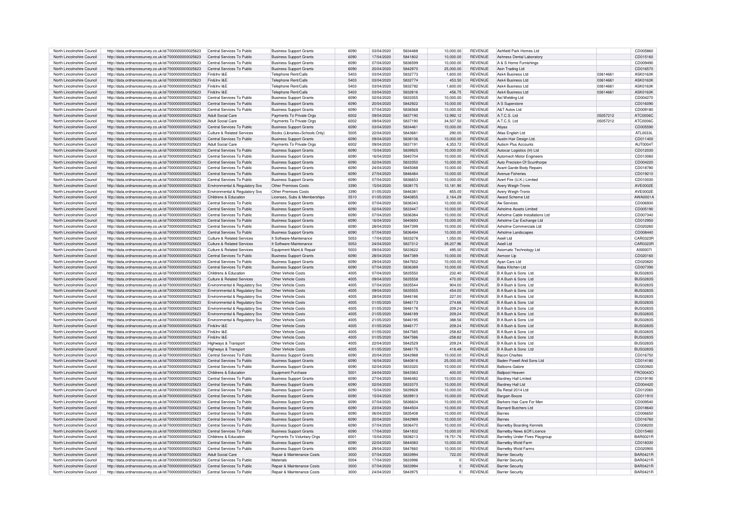| North Lincolnshire Council | http://data.ordnancesurvey.co.uk/id/7000000000025623 | Central Services To Public | Business Support Grants | 6090 | 03/04/2020 | 5834488 | 10,000.00 | REVENUE | Ashfield Park Homes Ltd | | CD005860 |
|---|---|---|---|---|---|---|---|---|---|---|---|
| North Lincolnshire Council | http://data.ordnancesurvey.co.uk/id/7000000000025623 | Central Services To Public | Business Support Grants | 6090 | 17/04/2020 | 5841802 | 10,000.00 | REVENUE | Ashness Dental Laboratory | | CD015160 |
| North Lincolnshire Council | http://data.ordnancesurvey.co.uk/id/7000000000025623 | Central Services To Public | Business Support Grants | 6090 | 07/04/2020 | 5836599 | 10,000.00 | REVENUE | A & S Home Furnishings | | CD009490 |
| North Lincolnshire Council | http://data.ordnancesurvey.co.uk/id/7000000000025623 | Central Services To Public | Business Support Grants | 6090 | 20/04/2020 | 5842970 | 25,000.00 | REVENUE | Asin Trading Ltd | | CD016570 |
| North Lincolnshire Council | http://data.ordnancesurvey.co.uk/id/7000000000025623 | Fin&Inv I&E | Telephone Rent/Calls | 5403 | 03/04/2020 | 5832773 | 1,600.00 | REVENUE | Ask4 Business Ltd | 03614661 | ASK0163K |
| North Lincolnshire Council | http://data.ordnancesurvey.co.uk/id/7000000000025623 | Fin&Inv I&E | Telephone Rent/Calls | 5403 | 03/04/2020 | 5832774 | 453.50 | REVENUE | Ask4 Business Ltd | 03614661 | ASK0163K |
| North Lincolnshire Council | http://data.ordnancesurvey.co.uk/id/7000000000025623 | Fin&Inv I&E | Telephone Rent/Calls | 5403 | 03/04/2020 | 5832782 | 1,600.00 | REVENUE | Ask4 Business Ltd | 03614661 | ASK0163K |
| North Lincolnshire Council | http://data.ordnancesurvey.co.uk/id/7000000000025623 | Fin&Inv I&E | Telephone Rent/Calls | 5403 | 03/04/2020 | 5832816 | 456.75 | REVENUE | Ask4 Business Ltd | 03614661 | ASK0163K |
| North Lincolnshire Council | http://data.ordnancesurvey.co.uk/id/7000000000025623 | Central Services To Public | Business Support Grants | 6090 | 02/04/2020 | 5833355 | 10,000.00 | REVENUE | Asl Welding Ltd | | CD004270 |
| North Lincolnshire Council | http://data.ordnancesurvey.co.uk/id/7000000000025623 | Central Services To Public | Business Support Grants | 6090 | 20/04/2020 | 5842922 | 10,000.00 | REVENUE | A S Superstore | | CD016090 |
| North Lincolnshire Council | http://data.ordnancesurvey.co.uk/id/7000000000025623 | Central Services To Public | Business Support Grants | 6090 | 07/04/2020 | 5836568 | 10,000.00 | REVENUE | A&T Autos Ltd | | CD009180 |
| North Lincolnshire Council | http://data.ordnancesurvey.co.uk/id/7000000000025623 | Adult Social Care | Payments To Private Orgs | 6002 | 09/04/2020 | 5837190 | 12,992.12 | REVENUE | A.T.C.S. Ltd | 05057212 | ATC0006C |
| North Lincolnshire Council | http://data.ordnancesurvey.co.uk/id/7000000000025623 | Adult Social Care | Payments To Private Orgs | 6002 | 09/04/2020 | 5837190 | 34,507.50 | REVENUE | A.T.C.S. Ltd | 05057212 | ATC0006C |
| North Lincolnshire Council | http://data.ordnancesurvey.co.uk/id/7000000000025623 | Central Services To Public | Business Support Grants | 6090 | 03/04/2020 | 5834461 | 10,000.00 | REVENUE | Atiyas | | CD005590 |
| North Lincolnshire Council | http://data.ordnancesurvey.co.uk/id/7000000000025623 | Culture & Related Services | Books (Libraries+Schools Only) | 5005 | 22/04/2020 | 5843681 | 290.00 | REVENUE | Atlas English Ltd | | ATL0033L |
| North Lincolnshire Council | http://data.ordnancesurvey.co.uk/id/7000000000025623 | Central Services To Public | Business Support Grants | 6090 | 09/04/2020 | 5838106 | 10,000.00 | REVENUE | Austin Hair Design Ltd. | | CD011400 |
| North Lincolnshire Council | http://data.ordnancesurvey.co.uk/id/7000000000025623 | Adult Social Care | Payments To Private Orgs | 6002 | 09/04/2020 | 5837191 | 4,353.72 | REVENUE | Autism Plus Accounts | | AUT0004T |
| North Lincolnshire Council | http://data.ordnancesurvey.co.uk/id/7000000000025623 | Central Services To Public | Business Support Grants | 6090 | 15/04/2020 | 5839925 | 10,000.00 | REVENUE | Autocar Logistics (Irl) Ltd | | CD012030 |
| North Lincolnshire Council | http://data.ordnancesurvey.co.uk/id/7000000000025623 | Central Services To Public | Business Support Grants | 6090 | 16/04/2020 | 5840704 | 10,000.00 | REVENUE | Automech Motor Engineers | | CD013060 |
| North Lincolnshire Council | http://data.ordnancesurvey.co.uk/id/7000000000025623 | Central Services To Public | Business Support Grants | 6090 | 02/04/2020 | 5833350 | 10,000.00 | REVENUE | Auto Precision Of Scunthorpe | | CD004220 |
| North Lincolnshire Council | http://data.ordnancesurvey.co.uk/id/7000000000025623 | Central Services To Public | Business Support Grants | 6090 | 24/04/2020 | 5845088 | 10,000.00 | REVENUE | Avant Garde Body Repairs | | CD018780 |
| North Lincolnshire Council | http://data.ordnancesurvey.co.uk/id/7000000000025623 | Central Services To Public | Business Support Grants | 6090 | 27/04/2020 | 5846484 | 10,000.00 | REVENUE | Avenue Fisheries | | CD019210 |
| North Lincolnshire Council | http://data.ordnancesurvey.co.uk/id/7000000000025623 | Central Services To Public | Business Support Grants | 6090 | 07/04/2020 | 5836653 | 10,000.00 | REVENUE | Avert Fire (U.K.) Limited | | CD010030 |
| North Lincolnshire Council | http://data.ordnancesurvey.co.uk/id/7000000000025623 | Environmental & Regulatory Svs | Other Premises Costs | 3390 | 15/04/2020 | 5838175 | 10,181.90 | REVENUE | Avery Weigh-Tronix | | AVE0002E |
| North Lincolnshire Council | http://data.ordnancesurvey.co.uk/id/7000000000025623 | Environmental & Regulatory Svs | Other Premises Costs | 3390 | 01/05/2020 | 5846381 | 855.00 | REVENUE | Avery Weigh-Tronix | | AVE0002E |
| North Lincolnshire Council | http://data.ordnancesurvey.co.uk/id/7000000000025623 | Childrens & Education | Licenses, Subs & Memberships | 5510 | 01/05/2020 | 5840855 | 2,164.29 | REVENUE | Award Scheme Ltd | | AWA0001A |
| North Lincolnshire Council | http://data.ordnancesurvey.co.uk/id/7000000000025623 | Central Services To Public | Business Support Grants | 6090 | 07/04/2020 | 5836343 | 10,000.00 | REVENUE | Aw Services | | CD006930 |
| North Lincolnshire Council | http://data.ordnancesurvey.co.uk/id/7000000000025623 | Central Services To Public | Business Support Grants | 6090 | 02/04/2020 | 5833447 | 10,000.00 | REVENUE | Axholme Assets Limited | | CD005190 |
| North Lincolnshire Council | http://data.ordnancesurvey.co.uk/id/7000000000025623 | Central Services To Public | Business Support Grants | 6090 | 07/04/2020 | 5836384 | 10,000.00 | REVENUE | Axholme Cable Installations Ltd | | CD007340 |
| North Lincolnshire Council | http://data.ordnancesurvey.co.uk/id/7000000000025623 | Central Services To Public | Business Support Grants | 6090 | 16/04/2020 | 5840693 | 10,000.00 | REVENUE | Axholme Car Exchange Ltd | | CD012950 |
| North Lincolnshire Council | http://data.ordnancesurvey.co.uk/id/7000000000025623 | Central Services To Public | Business Support Grants | 6090 | 28/04/2020 | 5847399 | 10,000.00 | REVENUE | Axholme Commercials Ltd | | CD020260 |
| North Lincolnshire Council | http://data.ordnancesurvey.co.uk/id/7000000000025623 | Central Services To Public | Business Support Grants | 6090 | 07/04/2020 | 5836494 | 10,000.00 | REVENUE | Axholme Landscapes | | CD008440 |
| North Lincolnshire Council | http://data.ordnancesurvey.co.uk/id/7000000000025623 | Culture & Related Services | It Software-Maintenance | 5053 | 17/04/2020 | 5833278 | 1,050.00 | REVENUE | Axiell Ltd | | CAR0323R |
| North Lincolnshire Council | http://data.ordnancesurvey.co.uk/id/7000000000025623 | Culture & Related Services | It Software-Maintenance | 5053 | 24/04/2020 | 5837312 | 39,207.96 | REVENUE | Axiell Ltd | | CAR0323R |
| North Lincolnshire Council | http://data.ordnancesurvey.co.uk/id/7000000000025623 | Culture & Related Services | Equipment Maint.& Repair | 5003 | 09/04/2020 | 5833622 | 495.00 | REVENUE | Axiomatic Technology Ltd | | AXI0007I |
| North Lincolnshire Council | http://data.ordnancesurvey.co.uk/id/7000000000025623 | Central Services To Public | Business Support Grants | 6090 | 28/04/2020 | 5847389 | 10,000.00 | REVENUE | Axmoor Llp | | CD020160 |
| North Lincolnshire Council | http://data.ordnancesurvey.co.uk/id/7000000000025623 | Central Services To Public | Business Support Grants | 6090 | 29/04/2020 | 5847652 | 10,000.00 | REVENUE | Ayan Cars Ltd | | CD020820 |
| North Lincolnshire Council | http://data.ordnancesurvey.co.uk/id/7000000000025623 | Central Services To Public | Business Support Grants | 6090 | 07/04/2020 | 5836389 | 10,000.00 | REVENUE | Baba Kitchen Ltd | | CD007390 |
| North Lincolnshire Council | http://data.ordnancesurvey.co.uk/id/7000000000025623 | Childrens & Education | Other Vehicle Costs | 4005 | 07/04/2020 | 5835550 | 232.40 | REVENUE | B A Bush & Sons Ltd | | BUS0283S |
| North Lincolnshire Council | http://data.ordnancesurvey.co.uk/id/7000000000025623 | Culture & Related Services | Other Vehicle Costs | 4005 | 09/04/2020 | 5835558 | 470.00 | REVENUE | B A Bush & Sons Ltd | | BUS0283S |
| North Lincolnshire Council | http://data.ordnancesurvey.co.uk/id/7000000000025623 | Environmental & Regulatory Svs | Other Vehicle Costs | 4005 | 07/04/2020 | 5835544 | 904.00 | REVENUE | B A Bush & Sons Ltd | | BUS0283S |
| North Lincolnshire Council | http://data.ordnancesurvey.co.uk/id/7000000000025623 | Environmental & Regulatory Svs | Other Vehicle Costs | 4005 | 09/04/2020 | 5835555 | 454.00 | REVENUE | B A Bush & Sons Ltd | | BUS0283S |
| North Lincolnshire Council | http://data.ordnancesurvey.co.uk/id/7000000000025623 | Environmental & Regulatory Svs | Other Vehicle Costs | 4005 | 28/04/2020 | 5846186 | 227.00 | REVENUE | B A Bush & Sons Ltd | | BUS0283S |
| North Lincolnshire Council | http://data.ordnancesurvey.co.uk/id/7000000000025623 | Environmental & Regulatory Svs | Other Vehicle Costs | 4005 | 01/05/2020 | 5846173 | 274.66 | REVENUE | B A Bush & Sons Ltd | | BUS0283S |
| North Lincolnshire Council | http://data.ordnancesurvey.co.uk/id/7000000000025623 | Environmental & Regulatory Svs | Other Vehicle Costs | 4005 | 01/05/2020 | 5846178 | 209.24 | REVENUE | B A Bush & Sons Ltd | | BUS0283S |
| North Lincolnshire Council | http://data.ordnancesurvey.co.uk/id/7000000000025623 | Environmental & Regulatory Svs | Other Vehicle Costs | 4005 | 21/05/2020 | 5846189 | 209.24 | REVENUE | B A Bush & Sons Ltd | | BUS0283S |
| North Lincolnshire Council | http://data.ordnancesurvey.co.uk/id/7000000000025623 | Environmental & Regulatory Svs | Other Vehicle Costs | 4005 | 21/05/2020 | 5846195 | 388.56 | REVENUE | B A Bush & Sons Ltd | | BUS0283S |
| North Lincolnshire Council | http://data.ordnancesurvey.co.uk/id/7000000000025623 | Fin&Inv I&E | Other Vehicle Costs | 4005 | 01/05/2020 | 5846177 | 209.24 | REVENUE | B A Bush & Sons Ltd | | BUS0283S |
| North Lincolnshire Council | http://data.ordnancesurvey.co.uk/id/7000000000025623 | Fin&Inv I&E | Other Vehicle Costs | 4005 | 01/05/2020 | 5847585 | 258.82 | REVENUE | B A Bush & Sons Ltd | | BUS0283S |
| North Lincolnshire Council | http://data.ordnancesurvey.co.uk/id/7000000000025623 | Fin&Inv I&E | Other Vehicle Costs | 4005 | 01/05/2020 | 5847586 | -258.82 | REVENUE | B A Bush & Sons Ltd | | BUS0283S |
| North Lincolnshire Council | http://data.ordnancesurvey.co.uk/id/7000000000025623 | Highways & Transport | Other Vehicle Costs | 4005 | 22/04/2020 | 5842529 | 209.24 | REVENUE | B A Bush & Sons Ltd | | BUS0283S |
| North Lincolnshire Council | http://data.ordnancesurvey.co.uk/id/7000000000025623 | Highways & Transport | Other Vehicle Costs | 4005 | 01/05/2020 | 5846175 | 418.48 | REVENUE | B A Bush & Sons Ltd | | BUS0283S |
| North Lincolnshire Council | http://data.ordnancesurvey.co.uk/id/7000000000025623 | Central Services To Public | Business Support Grants | 6090 | 20/04/2020 | 5842968 | 10,000.00 | REVENUE | Bacon Charlies | | CD016750 |
| North Lincolnshire Council | http://data.ordnancesurvey.co.uk/id/7000000000025623 | Central Services To Public | Business Support Grants | 6090 | 16/04/2020 | 5840816 | 25,000.00 | REVENUE | Baden Powell And Sons Ltd | | CD014180 |
| North Lincolnshire Council | http://data.ordnancesurvey.co.uk/id/7000000000025623 | Central Services To Public | Business Support Grants | 6090 | 02/04/2020 | 5833320 | 10,000.00 | REVENUE | Balloons Galore | | CD003920 |
| North Lincolnshire Council | http://data.ordnancesurvey.co.uk/id/7000000000025623 | Childrens & Education | Equipment Purchase | 5001 | 24/04/2020 | 5843363 | 400.00 | REVENUE | Ballpool Heaven | | FRO0043O |
| North Lincolnshire Council | http://data.ordnancesurvey.co.uk/id/7000000000025623 | Central Services To Public | Business Support Grants | 6090 | 27/04/2020 | 5846482 | 10,000.00 | REVENUE | Bardney Hall Limited | | CD019190 |
| North Lincolnshire Council | http://data.ordnancesurvey.co.uk/id/7000000000025623 | Central Services To Public | Business Support Grants | 6090 | 02/04/2020 | 5833370 | 10,000.00 | REVENUE | Bardney Hall Ltd | | CD004420 |
| North Lincolnshire Council | http://data.ordnancesurvey.co.uk/id/7000000000025623 | Central Services To Public | Business Support Grants | 6090 | 15/04/2020 | 5839928 | 10,000.00 | REVENUE | Ba Retail 2014 Ltd | | CD012060 |
| North Lincolnshire Council | http://data.ordnancesurvey.co.uk/id/7000000000025623 | Central Services To Public | Business Support Grants | 6090 | 15/04/2020 | 5839913 | 10,000.00 | REVENUE | Bargain Booze | | CD011910 |
| North Lincolnshire Council | http://data.ordnancesurvey.co.uk/id/7000000000025623 | Central Services To Public | Business Support Grants | 6090 | 07/04/2020 | 5836604 | 10,000.00 | REVENUE | Barkers Hair Care For Men | | CD009540 |
| North Lincolnshire Council | http://data.ordnancesurvey.co.uk/id/7000000000025623 | Central Services To Public | Business Support Grants | 6090 | 23/04/2020 | 5844504 | 10,000.00 | REVENUE | Barnard Butchers Ltd | | CD018640 |
| North Lincolnshire Council | http://data.ordnancesurvey.co.uk/id/7000000000025623 | Central Services To Public | Business Support Grants | 6090 | 06/04/2020 | 5835408 | 10,000.00 | REVENUE | Barnes | | CD006650 |
| North Lincolnshire Council | http://data.ordnancesurvey.co.uk/id/7000000000025623 | Central Services To Public | Business Support Grants | 6090 | 20/04/2020 | 5842989 | 10,000.00 | REVENUE | Barnes | | CD016760 |
| North Lincolnshire Council | http://data.ordnancesurvey.co.uk/id/7000000000025623 | Central Services To Public | Business Support Grants | 6090 | 07/04/2020 | 5836470 | 10,000.00 | REVENUE | Barnetby Boarding Kennels | | CD008200 |
| North Lincolnshire Council | http://data.ordnancesurvey.co.uk/id/7000000000025623 | Central Services To Public | Business Support Grants | 6090 | 17/04/2020 | 5841832 | 10,000.00 | REVENUE | Barnetby News &Off Licence | | CD015460 |
| North Lincolnshire Council | http://data.ordnancesurvey.co.uk/id/7000000000025623 | Childrens & Education | Payments To Voluntary Orgs | 6001 | 15/04/2020 | 5838213 | 19,751.76 | REVENUE | Barnetby Under Fives Playgroup | | BAR0021R |
| North Lincolnshire Council | http://data.ordnancesurvey.co.uk/id/7000000000025623 | Central Services To Public | Business Support Grants | 6090 | 22/04/2020 | 5844083 | 10,000.00 | REVENUE | Barnetby Wold Farm | | CD018330 |
| North Lincolnshire Council | http://data.ordnancesurvey.co.uk/id/7000000000025623 | Central Services To Public | Business Support Grants | 6090 | 29/04/2020 | 5847660 | 10,000.00 | REVENUE | Barnetby Wold Farms | | CD020900 |
| North Lincolnshire Council | http://data.ordnancesurvey.co.uk/id/7000000000025623 | Adult Social Care | Repair & Maintenance Costs | 3000 | 07/04/2020 | 5833994 | 722.00 | REVENUE | Barrier Security | | BAR0421R |
| North Lincolnshire Council | http://data.ordnancesurvey.co.uk/id/7000000000025623 | Central Services To Public | Materials | 5004 | 17/04/2020 | 5833996 | 0 | REVENUE | Barrier Security | | BAR0421R |
| North Lincolnshire Council | http://data.ordnancesurvey.co.uk/id/7000000000025623 | Central Services To Public | Repair & Maintenance Costs | 3000 | 07/04/2020 | 5833994 | 0 | REVENUE | Barrier Security | | BAR0421R |
| North Lincolnshire Council | http://data.ordnancesurvey.co.uk/id/7000000000025623 | Central Services To Public | Repair & Maintenance Costs | 3000 | 24/04/2020 | 5843975 | 0 | REVENUE | Barrier Security | | BAR0421R |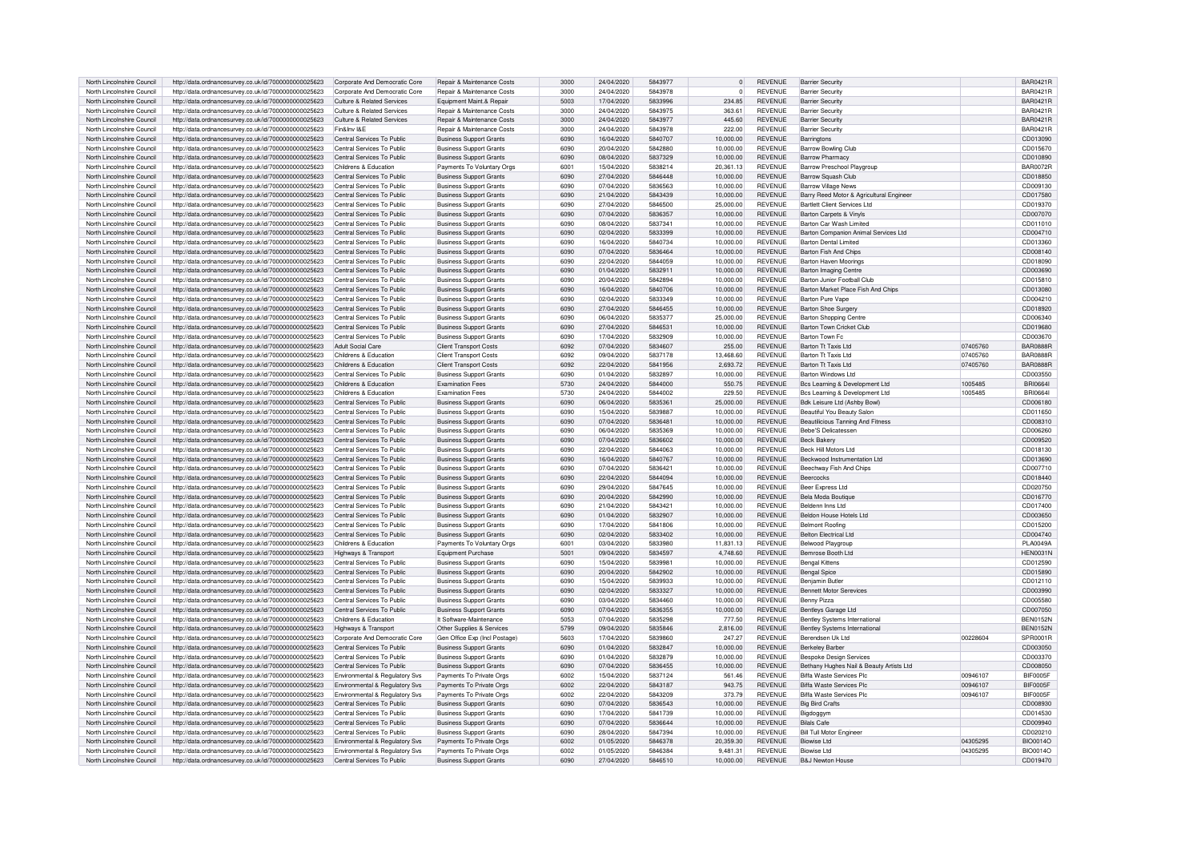| North Lincolnshire Council | http://data.ordnancesurvey.co.uk/id/7000000000025623 | Corporate And Democratic Core | Repair & Maintenance Costs | 3000 | 24/04/2020 | 5843977 | 0 | REVENUE | Barrier Security | | BAR0421R |
|---|---|---|---|---|---|---|---|---|---|---|---|
| North Lincolnshire Council | http://data.ordnancesurvey.co.uk/id/7000000000025623 | Corporate And Democratic Core | Repair & Maintenance Costs | 3000 | 24/04/2020 | 5843978 | 0 | REVENUE | Barrier Security | | BAR0421R |
| North Lincolnshire Council | http://data.ordnancesurvey.co.uk/id/7000000000025623 | Culture & Related Services | Equipment Maint.& Repair | 5003 | 17/04/2020 | 5833996 | 234.85 | REVENUE | Barrier Security | | BAR0421R |
| North Lincolnshire Council | http://data.ordnancesurvey.co.uk/id/7000000000025623 | Culture & Related Services | Repair & Maintenance Costs | 3000 | 24/04/2020 | 5843975 | 363.61 | REVENUE | Barrier Security | | BAR0421R |
| North Lincolnshire Council | http://data.ordnancesurvey.co.uk/id/7000000000025623 | Culture & Related Services | Repair & Maintenance Costs | 3000 | 24/04/2020 | 5843977 | 445.60 | REVENUE | Barrier Security | | BAR0421R |
| North Lincolnshire Council | http://data.ordnancesurvey.co.uk/id/7000000000025623 | Fin&Inv I&E | Repair & Maintenance Costs | 3000 | 24/04/2020 | 5843978 | 222.00 | REVENUE | Barrier Security | | BAR0421R |
| North Lincolnshire Council | http://data.ordnancesurvey.co.uk/id/7000000000025623 | Central Services To Public | Business Support Grants | 6090 | 16/04/2020 | 5840707 | 10,000.00 | REVENUE | Barringtons | | CD013090 |
| North Lincolnshire Council | http://data.ordnancesurvey.co.uk/id/7000000000025623 | Central Services To Public | Business Support Grants | 6090 | 20/04/2020 | 5842880 | 10,000.00 | REVENUE | Barrow Bowling Club | | CD015670 |
| North Lincolnshire Council | http://data.ordnancesurvey.co.uk/id/7000000000025623 | Central Services To Public | Business Support Grants | 6090 | 08/04/2020 | 5837329 | 10,000.00 | REVENUE | Barrow Pharmacy | | CD010890 |
| North Lincolnshire Council | http://data.ordnancesurvey.co.uk/id/7000000000025623 | Childrens & Education | Payments To Voluntary Orgs | 6001 | 15/04/2020 | 5838214 | 20,361.13 | REVENUE | Barrow Preschool Playgroup | | BAR0072R |
| North Lincolnshire Council | http://data.ordnancesurvey.co.uk/id/7000000000025623 | Central Services To Public | Business Support Grants | 6090 | 27/04/2020 | 5846448 | 10,000.00 | REVENUE | Barrow Squash Club | | CD018850 |
| North Lincolnshire Council | http://data.ordnancesurvey.co.uk/id/7000000000025623 | Central Services To Public | Business Support Grants | 6090 | 07/04/2020 | 5836563 | 10,000.00 | REVENUE | Barrow Village News | | CD009130 |
| North Lincolnshire Council | http://data.ordnancesurvey.co.uk/id/7000000000025623 | Central Services To Public | Business Support Grants | 6090 | 21/04/2020 | 5843439 | 10,000.00 | REVENUE | Barry Reed Motor & Agricultural Engineer | | CD017580 |
| North Lincolnshire Council | http://data.ordnancesurvey.co.uk/id/7000000000025623 | Central Services To Public | Business Support Grants | 6090 | 27/04/2020 | 5846500 | 25,000.00 | REVENUE | Bartlett Client Services Ltd | | CD019370 |
| North Lincolnshire Council | http://data.ordnancesurvey.co.uk/id/7000000000025623 | Central Services To Public | Business Support Grants | 6090 | 07/04/2020 | 5836357 | 10,000.00 | REVENUE | Barton Carpets & Vinyls | | CD007070 |
| North Lincolnshire Council | http://data.ordnancesurvey.co.uk/id/7000000000025623 | Central Services To Public | Business Support Grants | 6090 | 08/04/2020 | 5837341 | 10,000.00 | REVENUE | Barton Car Wash Limited | | CD011010 |
| North Lincolnshire Council | http://data.ordnancesurvey.co.uk/id/7000000000025623 | Central Services To Public | Business Support Grants | 6090 | 02/04/2020 | 5833399 | 10,000.00 | REVENUE | Barton Companion Animal Services Ltd | | CD004710 |
| North Lincolnshire Council | http://data.ordnancesurvey.co.uk/id/7000000000025623 | Central Services To Public | Business Support Grants | 6090 | 16/04/2020 | 5840734 | 10,000.00 | REVENUE | Barton Dental Limited | | CD013360 |
| North Lincolnshire Council | http://data.ordnancesurvey.co.uk/id/7000000000025623 | Central Services To Public | Business Support Grants | 6090 | 07/04/2020 | 5836464 | 10,000.00 | REVENUE | Barton Fish And Chips | | CD008140 |
| North Lincolnshire Council | http://data.ordnancesurvey.co.uk/id/7000000000025623 | Central Services To Public | Business Support Grants | 6090 | 22/04/2020 | 5844059 | 10,000.00 | REVENUE | Barton Haven Moorings | | CD018090 |
| North Lincolnshire Council | http://data.ordnancesurvey.co.uk/id/7000000000025623 | Central Services To Public | Business Support Grants | 6090 | 01/04/2020 | 5832911 | 10,000.00 | REVENUE | Barton Imaging Centre | | CD003690 |
| North Lincolnshire Council | http://data.ordnancesurvey.co.uk/id/7000000000025623 | Central Services To Public | Business Support Grants | 6090 | 20/04/2020 | 5842894 | 10,000.00 | REVENUE | Barton Junior Football Club | | CD015810 |
| North Lincolnshire Council | http://data.ordnancesurvey.co.uk/id/7000000000025623 | Central Services To Public | Business Support Grants | 6090 | 16/04/2020 | 5840706 | 10,000.00 | REVENUE | Barton Market Place Fish And Chips | | CD013080 |
| North Lincolnshire Council | http://data.ordnancesurvey.co.uk/id/7000000000025623 | Central Services To Public | Business Support Grants | 6090 | 02/04/2020 | 5833349 | 10,000.00 | REVENUE | Barton Pure Vape | | CD004210 |
| North Lincolnshire Council | http://data.ordnancesurvey.co.uk/id/7000000000025623 | Central Services To Public | Business Support Grants | 6090 | 27/04/2020 | 5846455 | 10,000.00 | REVENUE | Barton Shoe Surgery | | CD018920 |
| North Lincolnshire Council | http://data.ordnancesurvey.co.uk/id/7000000000025623 | Central Services To Public | Business Support Grants | 6090 | 06/04/2020 | 5835377 | 25,000.00 | REVENUE | Barton Shopping Centre | | CD006340 |
| North Lincolnshire Council | http://data.ordnancesurvey.co.uk/id/7000000000025623 | Central Services To Public | Business Support Grants | 6090 | 27/04/2020 | 5846531 | 10,000.00 | REVENUE | Barton Town Cricket Club | | CD019680 |
| North Lincolnshire Council | http://data.ordnancesurvey.co.uk/id/7000000000025623 | Central Services To Public | Business Support Grants | 6090 | 17/04/2020 | 5832909 | 10,000.00 | REVENUE | Barton Town Fc | | CD003670 |
| North Lincolnshire Council | http://data.ordnancesurvey.co.uk/id/7000000000025623 | Adult Social Care | Client Transport Costs | 6092 | 07/04/2020 | 5834607 | 255.00 | REVENUE | Barton Tt Taxis Ltd | 07405760 | BAR0888R |
| North Lincolnshire Council | http://data.ordnancesurvey.co.uk/id/7000000000025623 | Childrens & Education | Client Transport Costs | 6092 | 09/04/2020 | 5837178 | 13,468.60 | REVENUE | Barton Tt Taxis Ltd | 07405760 | BAR0888R |
| North Lincolnshire Council | http://data.ordnancesurvey.co.uk/id/7000000000025623 | Childrens & Education | Client Transport Costs | 6092 | 22/04/2020 | 5841956 | 2,693.72 | REVENUE | Barton Tt Taxis Ltd | 07405760 | BAR0888R |
| North Lincolnshire Council | http://data.ordnancesurvey.co.uk/id/7000000000025623 | Central Services To Public | Business Support Grants | 6090 | 01/04/2020 | 5832897 | 10,000.00 | REVENUE | Barton Windows Ltd | | CD003550 |
| North Lincolnshire Council | http://data.ordnancesurvey.co.uk/id/7000000000025623 | Childrens & Education | Examination Fees | 5730 | 24/04/2020 | 5844000 | 550.75 | REVENUE | Bcs Learning & Development Ltd | 1005485 | BRI0664I |
| North Lincolnshire Council | http://data.ordnancesurvey.co.uk/id/7000000000025623 | Childrens & Education | Examination Fees | 5730 | 24/04/2020 | 5844002 | 229.50 | REVENUE | Bcs Learning & Development Ltd | 1005485 | BRI0664I |
| North Lincolnshire Council | http://data.ordnancesurvey.co.uk/id/7000000000025623 | Central Services To Public | Business Support Grants | 6090 | 06/04/2020 | 5835361 | 25,000.00 | REVENUE | Bdk Leisure Ltd (Ashby Bowl) | | CD006180 |
| North Lincolnshire Council | http://data.ordnancesurvey.co.uk/id/7000000000025623 | Central Services To Public | Business Support Grants | 6090 | 15/04/2020 | 5839887 | 10,000.00 | REVENUE | Beautiful You Beauty Salon | | CD011650 |
| North Lincolnshire Council | http://data.ordnancesurvey.co.uk/id/7000000000025623 | Central Services To Public | Business Support Grants | 6090 | 07/04/2020 | 5836481 | 10,000.00 | REVENUE | Beautilicious Tanning And Fitness | | CD008310 |
| North Lincolnshire Council | http://data.ordnancesurvey.co.uk/id/7000000000025623 | Central Services To Public | Business Support Grants | 6090 | 06/04/2020 | 5835369 | 10,000.00 | REVENUE | Bebe'S Delicatessen | | CD006260 |
| North Lincolnshire Council | http://data.ordnancesurvey.co.uk/id/7000000000025623 | Central Services To Public | Business Support Grants | 6090 | 07/04/2020 | 5836602 | 10,000.00 | REVENUE | Beck Bakery | | CD009520 |
| North Lincolnshire Council | http://data.ordnancesurvey.co.uk/id/7000000000025623 | Central Services To Public | Business Support Grants | 6090 | 22/04/2020 | 5844063 | 10,000.00 | REVENUE | Beck Hill Motors Ltd | | CD018130 |
| North Lincolnshire Council | http://data.ordnancesurvey.co.uk/id/7000000000025623 | Central Services To Public | Business Support Grants | 6090 | 16/04/2020 | 5840767 | 10,000.00 | REVENUE | Beckwood Instrumentation Ltd | | CD013690 |
| North Lincolnshire Council | http://data.ordnancesurvey.co.uk/id/7000000000025623 | Central Services To Public | Business Support Grants | 6090 | 07/04/2020 | 5836421 | 10,000.00 | REVENUE | Beechway Fish And Chips | | CD007710 |
| North Lincolnshire Council | http://data.ordnancesurvey.co.uk/id/7000000000025623 | Central Services To Public | Business Support Grants | 6090 | 22/04/2020 | 5844094 | 10,000.00 | REVENUE | Beercocks | | CD018440 |
| North Lincolnshire Council | http://data.ordnancesurvey.co.uk/id/7000000000025623 | Central Services To Public | Business Support Grants | 6090 | 29/04/2020 | 5847645 | 10,000.00 | REVENUE | Beer Express Ltd | | CD020750 |
| North Lincolnshire Council | http://data.ordnancesurvey.co.uk/id/7000000000025623 | Central Services To Public | Business Support Grants | 6090 | 20/04/2020 | 5842990 | 10,000.00 | REVENUE | Bela Moda Boutique | | CD016770 |
| North Lincolnshire Council | http://data.ordnancesurvey.co.uk/id/7000000000025623 | Central Services To Public | Business Support Grants | 6090 | 21/04/2020 | 5843421 | 10,000.00 | REVENUE | Beldenn Inns Ltd | | CD017400 |
| North Lincolnshire Council | http://data.ordnancesurvey.co.uk/id/7000000000025623 | Central Services To Public | Business Support Grants | 6090 | 01/04/2020 | 5832907 | 10,000.00 | REVENUE | Beldon House Hotels Ltd | | CD003650 |
| North Lincolnshire Council | http://data.ordnancesurvey.co.uk/id/7000000000025623 | Central Services To Public | Business Support Grants | 6090 | 17/04/2020 | 5841806 | 10,000.00 | REVENUE | Belmont Roofing | | CD015200 |
| North Lincolnshire Council | http://data.ordnancesurvey.co.uk/id/7000000000025623 | Central Services To Public | Business Support Grants | 6090 | 02/04/2020 | 5833402 | 10,000.00 | REVENUE | Belton Electrical Ltd | | CD004740 |
| North Lincolnshire Council | http://data.ordnancesurvey.co.uk/id/7000000000025623 | Childrens & Education | Payments To Voluntary Orgs | 6001 | 03/04/2020 | 5833980 | 11,831.13 | REVENUE | Belwood Playgroup | | PLA0049A |
| North Lincolnshire Council | http://data.ordnancesurvey.co.uk/id/7000000000025623 | Highways & Transport | Equipment Purchase | 5001 | 09/04/2020 | 5834597 | 4,748.60 | REVENUE | Bemrose Booth Ltd | | HEN0031N |
| North Lincolnshire Council | http://data.ordnancesurvey.co.uk/id/7000000000025623 | Central Services To Public | Business Support Grants | 6090 | 15/04/2020 | 5839981 | 10,000.00 | REVENUE | Bengal Kittens | | CD012590 |
| North Lincolnshire Council | http://data.ordnancesurvey.co.uk/id/7000000000025623 | Central Services To Public | Business Support Grants | 6090 | 20/04/2020 | 5842902 | 10,000.00 | REVENUE | Bengal Spice | | CD015890 |
| North Lincolnshire Council | http://data.ordnancesurvey.co.uk/id/7000000000025623 | Central Services To Public | Business Support Grants | 6090 | 15/04/2020 | 5839933 | 10,000.00 | REVENUE | Benjamin Butler | | CD012110 |
| North Lincolnshire Council | http://data.ordnancesurvey.co.uk/id/7000000000025623 | Central Services To Public | Business Support Grants | 6090 | 02/04/2020 | 5833327 | 10,000.00 | REVENUE | Bennett Motor Serevices | | CD003990 |
| North Lincolnshire Council | http://data.ordnancesurvey.co.uk/id/7000000000025623 | Central Services To Public | Business Support Grants | 6090 | 03/04/2020 | 5834460 | 10,000.00 | REVENUE | Benny Pizza | | CD005580 |
| North Lincolnshire Council | http://data.ordnancesurvey.co.uk/id/7000000000025623 | Central Services To Public | Business Support Grants | 6090 | 07/04/2020 | 5836355 | 10,000.00 | REVENUE | Bentleys Garage Ltd | | CD007050 |
| North Lincolnshire Council | http://data.ordnancesurvey.co.uk/id/7000000000025623 | Childrens & Education | It Software-Maintenance | 5053 | 07/04/2020 | 5835298 | 777.50 | REVENUE | Bentley Systems International | | BEN0152N |
| North Lincolnshire Council | http://data.ordnancesurvey.co.uk/id/7000000000025623 | Highways & Transport | Other Supplies & Services | 5799 | 09/04/2020 | 5835846 | 2,816.00 | REVENUE | Bentley Systems International | | BEN0152N |
| North Lincolnshire Council | http://data.ordnancesurvey.co.uk/id/7000000000025623 | Corporate And Democratic Core | Gen Office Exp (Incl Postage) | 5603 | 17/04/2020 | 5839860 | 247.27 | REVENUE | Berendsen Uk Ltd | 00228604 | SPR0001R |
| North Lincolnshire Council | http://data.ordnancesurvey.co.uk/id/7000000000025623 | Central Services To Public | Business Support Grants | 6090 | 01/04/2020 | 5832847 | 10,000.00 | REVENUE | Berkeley Barber | | CD003050 |
| North Lincolnshire Council | http://data.ordnancesurvey.co.uk/id/7000000000025623 | Central Services To Public | Business Support Grants | 6090 | 01/04/2020 | 5832879 | 10,000.00 | REVENUE | Bespoke Design Services | | CD003370 |
| North Lincolnshire Council | http://data.ordnancesurvey.co.uk/id/7000000000025623 | Central Services To Public | Business Support Grants | 6090 | 07/04/2020 | 5836455 | 10,000.00 | REVENUE | Bethany Hughes Nail & Beauty Artists Ltd | | CD008050 |
| North Lincolnshire Council | http://data.ordnancesurvey.co.uk/id/7000000000025623 | Environmental & Regulatory Svs | Payments To Private Orgs | 6002 | 15/04/2020 | 5837124 | 561.46 | REVENUE | Biffa Waste Services Plc | 00946107 | BIF0005F |
| North Lincolnshire Council | http://data.ordnancesurvey.co.uk/id/7000000000025623 | Environmental & Regulatory Svs | Payments To Private Orgs | 6002 | 22/04/2020 | 5843187 | 943.75 | REVENUE | Biffa Waste Services Plc | 00946107 | BIF0005F |
| North Lincolnshire Council | http://data.ordnancesurvey.co.uk/id/7000000000025623 | Environmental & Regulatory Svs | Payments To Private Orgs | 6002 | 22/04/2020 | 5843209 | 373.79 | REVENUE | Biffa Waste Services Plc | 00946107 | BIF0005F |
| North Lincolnshire Council | http://data.ordnancesurvey.co.uk/id/7000000000025623 | Central Services To Public | Business Support Grants | 6090 | 07/04/2020 | 5836543 | 10,000.00 | REVENUE | Big Bird Crafts | | CD008930 |
| North Lincolnshire Council | http://data.ordnancesurvey.co.uk/id/7000000000025623 | Central Services To Public | Business Support Grants | 6090 | 17/04/2020 | 5841739 | 10,000.00 | REVENUE | Bigdoggym | | CD014530 |
| North Lincolnshire Council | http://data.ordnancesurvey.co.uk/id/7000000000025623 | Central Services To Public | Business Support Grants | 6090 | 07/04/2020 | 5836644 | 10,000.00 | REVENUE | Bilals Cafe | | CD009940 |
| North Lincolnshire Council | http://data.ordnancesurvey.co.uk/id/7000000000025623 | Central Services To Public | Business Support Grants | 6090 | 28/04/2020 | 5847394 | 10,000.00 | REVENUE | Bill Tull Motor Engineer | | CD020210 |
| North Lincolnshire Council | http://data.ordnancesurvey.co.uk/id/7000000000025623 | Environmental & Regulatory Svs | Payments To Private Orgs | 6002 | 01/05/2020 | 5846378 | 20,359.30 | REVENUE | Biowise Ltd | 04305295 | BIO0014O |
| North Lincolnshire Council | http://data.ordnancesurvey.co.uk/id/7000000000025623 | Environmental & Regulatory Svs | Payments To Private Orgs | 6002 | 01/05/2020 | 5846384 | 9,481.31 | REVENUE | Biowise Ltd | 04305295 | BIO0014O |
| North Lincolnshire Council | http://data.ordnancesurvey.co.uk/id/7000000000025623 | Central Services To Public | Business Support Grants | 6090 | 27/04/2020 | 5846510 | 10,000.00 | REVENUE | B&J Newton House | | CD019470 |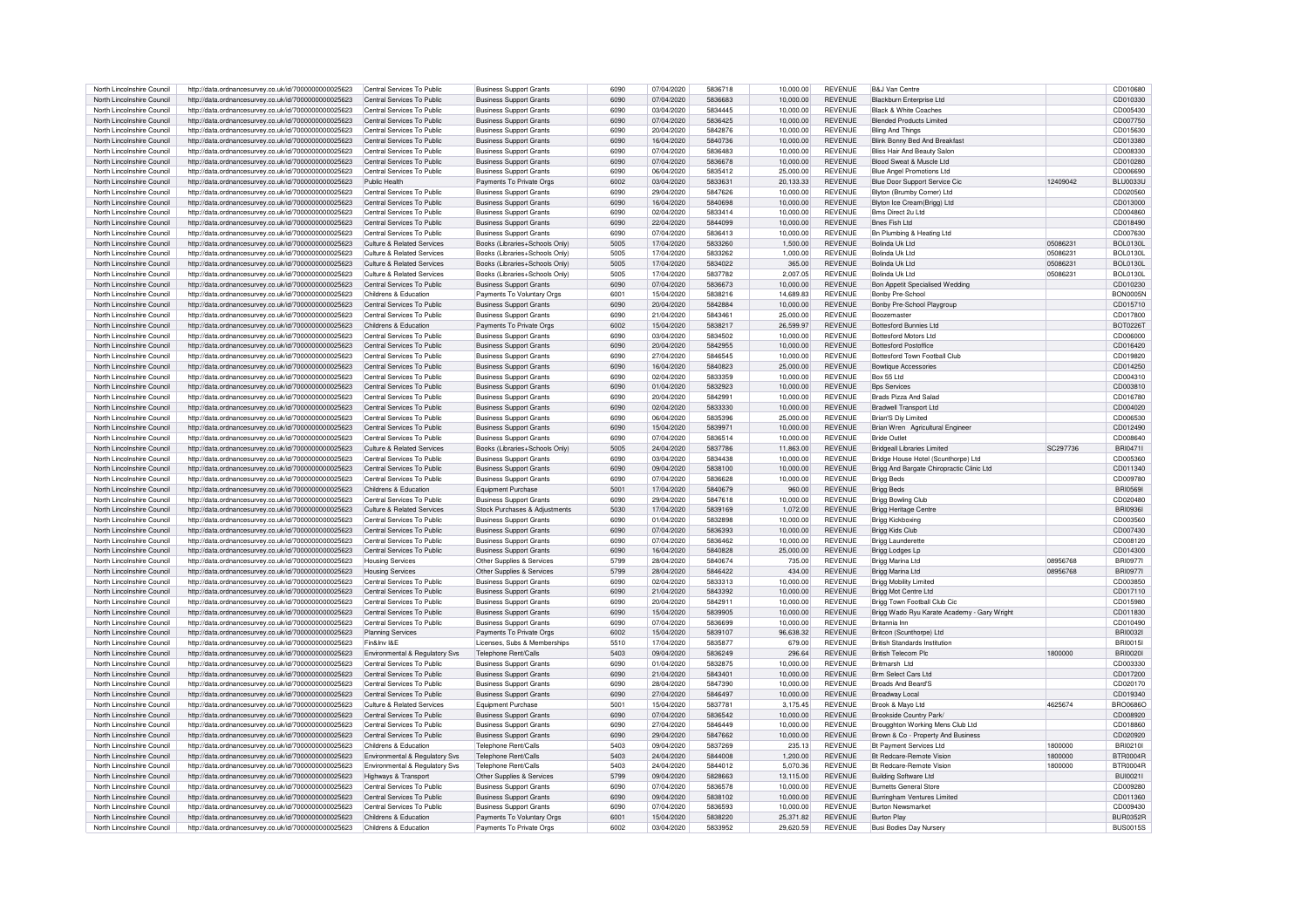| | | | | | | | | | | | |
|---|---|---|---|---|---|---|---|---|---|---|---|
| North Lincolnshire Council | http://data.ordnancesurvey.co.uk/id/7000000000025623 | Central Services To Public | Business Support Grants | 6090 | 07/04/2020 | 5836718 | 10,000.00 | REVENUE | B&J Van Centre | | CD010680 |
| North Lincolnshire Council | http://data.ordnancesurvey.co.uk/id/7000000000025623 | Central Services To Public | Business Support Grants | 6090 | 07/04/2020 | 5836683 | 10,000.00 | REVENUE | Blackburn Enterprise Ltd | | CD010330 |
| North Lincolnshire Council | http://data.ordnancesurvey.co.uk/id/7000000000025623 | Central Services To Public | Business Support Grants | 6090 | 03/04/2020 | 5834445 | 10,000.00 | REVENUE | Black & White Coaches | | CD005430 |
| North Lincolnshire Council | http://data.ordnancesurvey.co.uk/id/7000000000025623 | Central Services To Public | Business Support Grants | 6090 | 07/04/2020 | 5836425 | 10,000.00 | REVENUE | Blended Products Limited | | CD007750 |
| North Lincolnshire Council | http://data.ordnancesurvey.co.uk/id/7000000000025623 | Central Services To Public | Business Support Grants | 6090 | 20/04/2020 | 5842876 | 10,000.00 | REVENUE | Bling And Things | | CD015630 |
| North Lincolnshire Council | http://data.ordnancesurvey.co.uk/id/7000000000025623 | Central Services To Public | Business Support Grants | 6090 | 16/04/2020 | 5840736 | 10,000.00 | REVENUE | Blink Bonny Bed And Breakfast | | CD013380 |
| North Lincolnshire Council | http://data.ordnancesurvey.co.uk/id/7000000000025623 | Central Services To Public | Business Support Grants | 6090 | 07/04/2020 | 5836483 | 10,000.00 | REVENUE | Bliss Hair And Beauty Salon | | CD008330 |
| North Lincolnshire Council | http://data.ordnancesurvey.co.uk/id/7000000000025623 | Central Services To Public | Business Support Grants | 6090 | 07/04/2020 | 5836678 | 10,000.00 | REVENUE | Blood Sweat & Muscle Ltd | | CD010280 |
| North Lincolnshire Council | http://data.ordnancesurvey.co.uk/id/7000000000025623 | Central Services To Public | Business Support Grants | 6090 | 06/04/2020 | 5835412 | 25,000.00 | REVENUE | Blue Angel Promotions Ltd | | CD006690 |
| North Lincolnshire Council | http://data.ordnancesurvey.co.uk/id/7000000000025623 | Public Health | Payments To Private Orgs | 6002 | 03/04/2020 | 5833631 | 20,133.33 | REVENUE | Blue Door Support Service Cic | 12409042 | BLU0033U |
| North Lincolnshire Council | http://data.ordnancesurvey.co.uk/id/7000000000025623 | Central Services To Public | Business Support Grants | 6090 | 29/04/2020 | 5847626 | 10,000.00 | REVENUE | Blyton (Brumby Corner) Ltd | | CD020560 |
| North Lincolnshire Council | http://data.ordnancesurvey.co.uk/id/7000000000025623 | Central Services To Public | Business Support Grants | 6090 | 16/04/2020 | 5840698 | 10,000.00 | REVENUE | Blyton Ice Cream(Brigg) Ltd | | CD013000 |
| North Lincolnshire Council | http://data.ordnancesurvey.co.uk/id/7000000000025623 | Central Services To Public | Business Support Grants | 6090 | 02/04/2020 | 5833414 | 10,000.00 | REVENUE | Bms Direct 2u Ltd | | CD004860 |
| North Lincolnshire Council | http://data.ordnancesurvey.co.uk/id/7000000000025623 | Central Services To Public | Business Support Grants | 6090 | 22/04/2020 | 5844099 | 10,000.00 | REVENUE | Bnes Fish Ltd | | CD018490 |
| North Lincolnshire Council | http://data.ordnancesurvey.co.uk/id/7000000000025623 | Central Services To Public | Business Support Grants | 6090 | 07/04/2020 | 5836413 | 10,000.00 | REVENUE | Bn Plumbing & Heating Ltd | | CD007630 |
| North Lincolnshire Council | http://data.ordnancesurvey.co.uk/id/7000000000025623 | Culture & Related Services | Books (Libraries+Schools Only) | 5005 | 17/04/2020 | 5833260 | 1,500.00 | REVENUE | Bolinda Uk Ltd | 05086231 | BOL0130L |
| North Lincolnshire Council | http://data.ordnancesurvey.co.uk/id/7000000000025623 | Culture & Related Services | Books (Libraries+Schools Only) | 5005 | 17/04/2020 | 5833262 | 1,000.00 | REVENUE | Bolinda Uk Ltd | 05086231 | BOL0130L |
| North Lincolnshire Council | http://data.ordnancesurvey.co.uk/id/7000000000025623 | Culture & Related Services | Books (Libraries+Schools Only) | 5005 | 17/04/2020 | 5834022 | 365.00 | REVENUE | Bolinda Uk Ltd | 05086231 | BOL0130L |
| North Lincolnshire Council | http://data.ordnancesurvey.co.uk/id/7000000000025623 | Culture & Related Services | Books (Libraries+Schools Only) | 5005 | 17/04/2020 | 5837782 | 2,007.05 | REVENUE | Bolinda Uk Ltd | 05086231 | BOL0130L |
| North Lincolnshire Council | http://data.ordnancesurvey.co.uk/id/7000000000025623 | Central Services To Public | Business Support Grants | 6090 | 07/04/2020 | 5836673 | 10,000.00 | REVENUE | Bon Appetit Specialised Wedding | | CD010230 |
| North Lincolnshire Council | http://data.ordnancesurvey.co.uk/id/7000000000025623 | Childrens & Education | Payments To Voluntary Orgs | 6001 | 15/04/2020 | 5838216 | 14,689.83 | REVENUE | Bonby Pre-School | | BON0005N |
| North Lincolnshire Council | http://data.ordnancesurvey.co.uk/id/7000000000025623 | Central Services To Public | Business Support Grants | 6090 | 20/04/2020 | 5842884 | 10,000.00 | REVENUE | Bonby Pre-School Playgroup | | CD015710 |
| North Lincolnshire Council | http://data.ordnancesurvey.co.uk/id/7000000000025623 | Central Services To Public | Business Support Grants | 6090 | 21/04/2020 | 5843461 | 25,000.00 | REVENUE | Boozemaster | | CD017800 |
| North Lincolnshire Council | http://data.ordnancesurvey.co.uk/id/7000000000025623 | Childrens & Education | Payments To Private Orgs | 6002 | 15/04/2020 | 5838217 | 26,599.97 | REVENUE | Bottesford Bunnies Ltd | | BOT0226T |
| North Lincolnshire Council | http://data.ordnancesurvey.co.uk/id/7000000000025623 | Central Services To Public | Business Support Grants | 6090 | 03/04/2020 | 5834502 | 10,000.00 | REVENUE | Bottesford Motors Ltd | | CD006000 |
| North Lincolnshire Council | http://data.ordnancesurvey.co.uk/id/7000000000025623 | Central Services To Public | Business Support Grants | 6090 | 20/04/2020 | 5842955 | 10,000.00 | REVENUE | Bottesford Postoffice | | CD016420 |
| North Lincolnshire Council | http://data.ordnancesurvey.co.uk/id/7000000000025623 | Central Services To Public | Business Support Grants | 6090 | 27/04/2020 | 5846545 | 10,000.00 | REVENUE | Bottesford Town Football Club | | CD019820 |
| North Lincolnshire Council | http://data.ordnancesurvey.co.uk/id/7000000000025623 | Central Services To Public | Business Support Grants | 6090 | 16/04/2020 | 5840823 | 25,000.00 | REVENUE | Bowtique Accessories | | CD014250 |
| North Lincolnshire Council | http://data.ordnancesurvey.co.uk/id/7000000000025623 | Central Services To Public | Business Support Grants | 6090 | 02/04/2020 | 5833359 | 10,000.00 | REVENUE | Box 55 Ltd | | CD004310 |
| North Lincolnshire Council | http://data.ordnancesurvey.co.uk/id/7000000000025623 | Central Services To Public | Business Support Grants | 6090 | 01/04/2020 | 5832923 | 10,000.00 | REVENUE | Bps Services | | CD003810 |
| North Lincolnshire Council | http://data.ordnancesurvey.co.uk/id/7000000000025623 | Central Services To Public | Business Support Grants | 6090 | 20/04/2020 | 5842991 | 10,000.00 | REVENUE | Brads Pizza And Salad | | CD016780 |
| North Lincolnshire Council | http://data.ordnancesurvey.co.uk/id/7000000000025623 | Central Services To Public | Business Support Grants | 6090 | 02/04/2020 | 5833330 | 10,000.00 | REVENUE | Bradwell Transport Ltd | | CD004020 |
| North Lincolnshire Council | http://data.ordnancesurvey.co.uk/id/7000000000025623 | Central Services To Public | Business Support Grants | 6090 | 06/04/2020 | 5835396 | 25,000.00 | REVENUE | Brian'S Diy Limited | | CD006530 |
| North Lincolnshire Council | http://data.ordnancesurvey.co.uk/id/7000000000025623 | Central Services To Public | Business Support Grants | 6090 | 15/04/2020 | 5839971 | 10,000.00 | REVENUE | Brian Wren Agricultural Engineer | | CD012490 |
| North Lincolnshire Council | http://data.ordnancesurvey.co.uk/id/7000000000025623 | Central Services To Public | Business Support Grants | 6090 | 07/04/2020 | 5836514 | 10,000.00 | REVENUE | Bride Outlet | | CD008640 |
| North Lincolnshire Council | http://data.ordnancesurvey.co.uk/id/7000000000025623 | Culture & Related Services | Books (Libraries+Schools Only) | 5005 | 24/04/2020 | 5837786 | 11,863.00 | REVENUE | Bridgeall Libraries Limited | SC297736 | BRI0471I |
| North Lincolnshire Council | http://data.ordnancesurvey.co.uk/id/7000000000025623 | Central Services To Public | Business Support Grants | 6090 | 03/04/2020 | 5834438 | 10,000.00 | REVENUE | Bridge House Hotel (Scunthorpe) Ltd | | CD005360 |
| North Lincolnshire Council | http://data.ordnancesurvey.co.uk/id/7000000000025623 | Central Services To Public | Business Support Grants | 6090 | 09/04/2020 | 5838100 | 10,000.00 | REVENUE | Brigg And Bargate Chiropractic Clinic Ltd | | CD011340 |
| North Lincolnshire Council | http://data.ordnancesurvey.co.uk/id/7000000000025623 | Central Services To Public | Business Support Grants | 6090 | 07/04/2020 | 5836628 | 10,000.00 | REVENUE | Brigg Beds | | CD009780 |
| North Lincolnshire Council | http://data.ordnancesurvey.co.uk/id/7000000000025623 | Childrens & Education | Equipment Purchase | 5001 | 17/04/2020 | 5840679 | 960.00 | REVENUE | Brigg Beds | | BRI0569I |
| North Lincolnshire Council | http://data.ordnancesurvey.co.uk/id/7000000000025623 | Central Services To Public | Business Support Grants | 6090 | 29/04/2020 | 5847618 | 10,000.00 | REVENUE | Brigg Bowling Club | | CD020480 |
| North Lincolnshire Council | http://data.ordnancesurvey.co.uk/id/7000000000025623 | Culture & Related Services | Stock Purchases & Adjustments | 5030 | 17/04/2020 | 5839169 | 1,072.00 | REVENUE | Brigg Heritage Centre | | BRI0936I |
| North Lincolnshire Council | http://data.ordnancesurvey.co.uk/id/7000000000025623 | Central Services To Public | Business Support Grants | 6090 | 01/04/2020 | 5832898 | 10,000.00 | REVENUE | Brigg Kickboxing | | CD003560 |
| North Lincolnshire Council | http://data.ordnancesurvey.co.uk/id/7000000000025623 | Central Services To Public | Business Support Grants | 6090 | 07/04/2020 | 5836393 | 10,000.00 | REVENUE | Brigg Kids Club | | CD007430 |
| North Lincolnshire Council | http://data.ordnancesurvey.co.uk/id/7000000000025623 | Central Services To Public | Business Support Grants | 6090 | 07/04/2020 | 5836462 | 10,000.00 | REVENUE | Brigg Launderette | | CD008120 |
| North Lincolnshire Council | http://data.ordnancesurvey.co.uk/id/7000000000025623 | Central Services To Public | Business Support Grants | 6090 | 16/04/2020 | 5840828 | 25,000.00 | REVENUE | Brigg Lodges Lp | | CD014300 |
| North Lincolnshire Council | http://data.ordnancesurvey.co.uk/id/7000000000025623 | Housing Services | Other Supplies & Services | 5799 | 28/04/2020 | 5840674 | 735.00 | REVENUE | Brigg Marina Ltd | 08956768 | BRI0977I |
| North Lincolnshire Council | http://data.ordnancesurvey.co.uk/id/7000000000025623 | Housing Services | Other Supplies & Services | 5799 | 28/04/2020 | 5846422 | 434.00 | REVENUE | Brigg Marina Ltd | 08956768 | BRI0977I |
| North Lincolnshire Council | http://data.ordnancesurvey.co.uk/id/7000000000025623 | Central Services To Public | Business Support Grants | 6090 | 02/04/2020 | 5833313 | 10,000.00 | REVENUE | Brigg Mobility Limited | | CD003850 |
| North Lincolnshire Council | http://data.ordnancesurvey.co.uk/id/7000000000025623 | Central Services To Public | Business Support Grants | 6090 | 21/04/2020 | 5843392 | 10,000.00 | REVENUE | Brigg Mot Centre Ltd | | CD017110 |
| North Lincolnshire Council | http://data.ordnancesurvey.co.uk/id/7000000000025623 | Central Services To Public | Business Support Grants | 6090 | 20/04/2020 | 5842911 | 10,000.00 | REVENUE | Brigg Town Football Club Cic | | CD015980 |
| North Lincolnshire Council | http://data.ordnancesurvey.co.uk/id/7000000000025623 | Central Services To Public | Business Support Grants | 6090 | 15/04/2020 | 5839905 | 10,000.00 | REVENUE | Brigg Wado Ryu Karate Academy - Gary Wright | | CD011830 |
| North Lincolnshire Council | http://data.ordnancesurvey.co.uk/id/7000000000025623 | Central Services To Public | Business Support Grants | 6090 | 07/04/2020 | 5836699 | 10,000.00 | REVENUE | Britannia Inn | | CD010490 |
| North Lincolnshire Council | http://data.ordnancesurvey.co.uk/id/7000000000025623 | Planning Services | Payments To Private Orgs | 6002 | 15/04/2020 | 5839107 | 96,638.32 | REVENUE | Britcon (Scunthorpe) Ltd | | BRI0032I |
| North Lincolnshire Council | http://data.ordnancesurvey.co.uk/id/7000000000025623 | Fin&Inv I&E | Licenses, Subs & Memberships | 5510 | 17/04/2020 | 5835877 | 679.00 | REVENUE | British Standards Institution | | BRI0015I |
| North Lincolnshire Council | http://data.ordnancesurvey.co.uk/id/7000000000025623 | Environmental & Regulatory Svs | Telephone Rent/Calls | 5403 | 09/04/2020 | 5836249 | 296.64 | REVENUE | British Telecom Plc | 1800000 | BRI0020I |
| North Lincolnshire Council | http://data.ordnancesurvey.co.uk/id/7000000000025623 | Central Services To Public | Business Support Grants | 6090 | 01/04/2020 | 5832875 | 10,000.00 | REVENUE | Britmarsh Ltd | | CD003330 |
| North Lincolnshire Council | http://data.ordnancesurvey.co.uk/id/7000000000025623 | Central Services To Public | Business Support Grants | 6090 | 21/04/2020 | 5843401 | 10,000.00 | REVENUE | Brm Select Cars Ltd | | CD017200 |
| North Lincolnshire Council | http://data.ordnancesurvey.co.uk/id/7000000000025623 | Central Services To Public | Business Support Grants | 6090 | 28/04/2020 | 5847390 | 10,000.00 | REVENUE | Broads And Beard'S | | CD020170 |
| North Lincolnshire Council | http://data.ordnancesurvey.co.uk/id/7000000000025623 | Central Services To Public | Business Support Grants | 6090 | 27/04/2020 | 5846497 | 10,000.00 | REVENUE | Broadway Local | | CD019340 |
| North Lincolnshire Council | http://data.ordnancesurvey.co.uk/id/7000000000025623 | Culture & Related Services | Equipment Purchase | 5001 | 15/04/2020 | 5837781 | 3,175.45 | REVENUE | Brook & Mayo Ltd | 4625674 | BRO0686O |
| North Lincolnshire Council | http://data.ordnancesurvey.co.uk/id/7000000000025623 | Central Services To Public | Business Support Grants | 6090 | 07/04/2020 | 5836542 | 10,000.00 | REVENUE | Brookside Country Park/ | | CD008920 |
| North Lincolnshire Council | http://data.ordnancesurvey.co.uk/id/7000000000025623 | Central Services To Public | Business Support Grants | 6090 | 27/04/2020 | 5846449 | 10,000.00 | REVENUE | Broughton Working Mens Club Ltd | | CD018860 |
| North Lincolnshire Council | http://data.ordnancesurvey.co.uk/id/7000000000025623 | Central Services To Public | Business Support Grants | 6090 | 29/04/2020 | 5847662 | 10,000.00 | REVENUE | Brown & Co - Property And Business | | CD020920 |
| North Lincolnshire Council | http://data.ordnancesurvey.co.uk/id/7000000000025623 | Childrens & Education | Telephone Rent/Calls | 5403 | 09/04/2020 | 5837269 | 235.13 | REVENUE | Bt Payment Services Ltd | 1800000 | BRI0210I |
| North Lincolnshire Council | http://data.ordnancesurvey.co.uk/id/7000000000025623 | Environmental & Regulatory Svs | Telephone Rent/Calls | 5403 | 24/04/2020 | 5844008 | 1,200.00 | REVENUE | Bt Redcare-Remote Vision | 1800000 | BTR0004R |
| North Lincolnshire Council | http://data.ordnancesurvey.co.uk/id/7000000000025623 | Environmental & Regulatory Svs | Telephone Rent/Calls | 5403 | 24/04/2020 | 5844012 | 5,070.36 | REVENUE | Bt Redcare-Remote Vision | 1800000 | BTR0004R |
| North Lincolnshire Council | http://data.ordnancesurvey.co.uk/id/7000000000025623 | Highways & Transport | Other Supplies & Services | 5799 | 09/04/2020 | 5828663 | 13,115.00 | REVENUE | Building Software Ltd | | BUI0021I |
| North Lincolnshire Council | http://data.ordnancesurvey.co.uk/id/7000000000025623 | Central Services To Public | Business Support Grants | 6090 | 07/04/2020 | 5836578 | 10,000.00 | REVENUE | Burnetts General Store | | CD009280 |
| North Lincolnshire Council | http://data.ordnancesurvey.co.uk/id/7000000000025623 | Central Services To Public | Business Support Grants | 6090 | 09/04/2020 | 5838102 | 10,000.00 | REVENUE | Burringham Ventures Limited | | CD011360 |
| North Lincolnshire Council | http://data.ordnancesurvey.co.uk/id/7000000000025623 | Central Services To Public | Business Support Grants | 6090 | 07/04/2020 | 5836593 | 10,000.00 | REVENUE | Burton Newsmarket | | CD009430 |
| North Lincolnshire Council | http://data.ordnancesurvey.co.uk/id/7000000000025623 | Childrens & Education | Payments To Voluntary Orgs | 6001 | 15/04/2020 | 5838220 | 25,371.82 | REVENUE | Burton Play | | BUR0352R |
| North Lincolnshire Council | http://data.ordnancesurvey.co.uk/id/7000000000025623 | Childrens & Education | Payments To Private Orgs | 6002 | 03/04/2020 | 5833952 | 29,620.59 | REVENUE | Busi Bodies Day Nursery | | BUS0015S |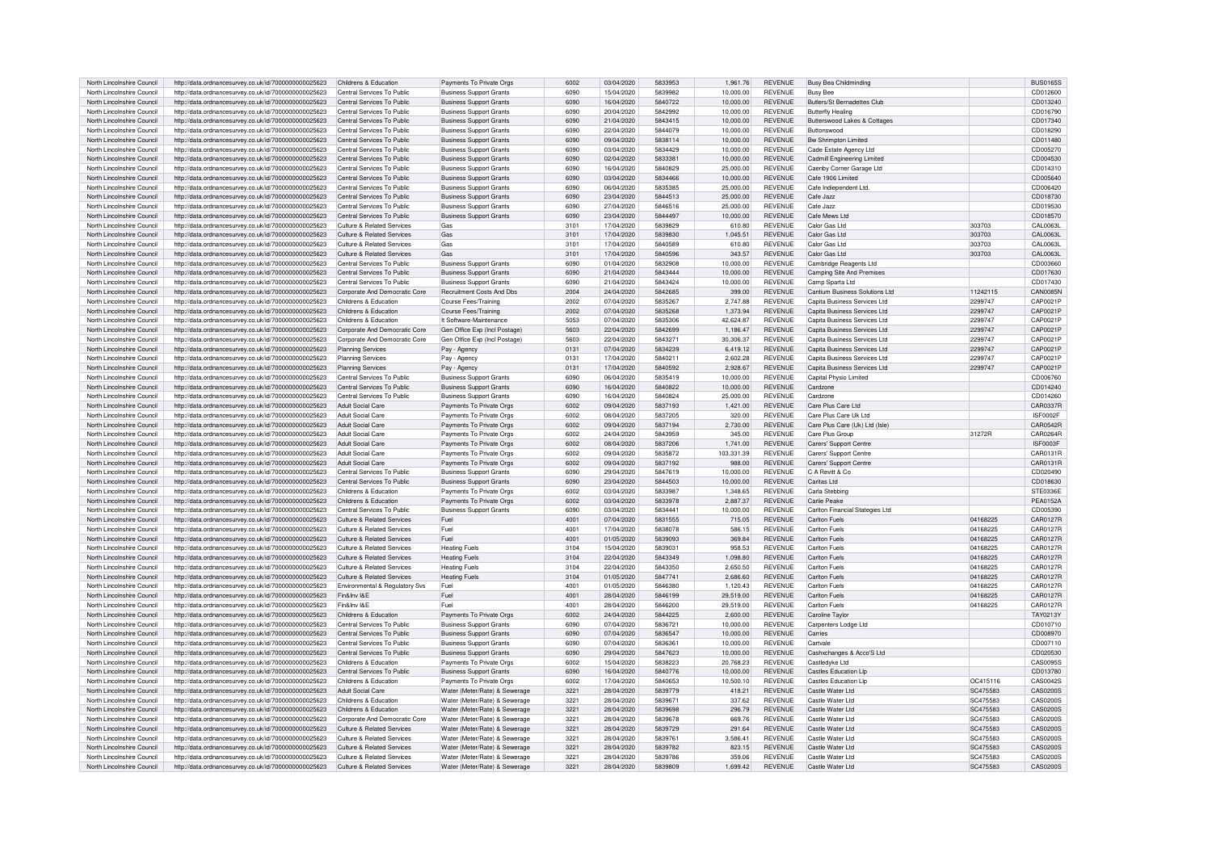| North Lincolnshire Council | http://data.ordnancesurvey.co.uk/id/7000000000025623 | Childrens & Education | Payments To Private Orgs | 6002 | 03/04/2020 | 5833953 | 1,961.76 | REVENUE | Busy Bea Childminding | | BUS0165S |
|---|---|---|---|---|---|---|---|---|---|---|---|
| North Lincolnshire Council | http://data.ordnancesurvey.co.uk/id/7000000000025623 | Central Services To Public | Business Support Grants | 6090 | 15/04/2020 | 5839982 | 10,000.00 | REVENUE | Busy Bee | | CD012600 |
| North Lincolnshire Council | http://data.ordnancesurvey.co.uk/id/7000000000025623 | Central Services To Public | Business Support Grants | 6090 | 16/04/2020 | 5840722 | 10,000.00 | REVENUE | Butlers/St Bernadettes Club | | CD013240 |
| North Lincolnshire Council | http://data.ordnancesurvey.co.uk/id/7000000000025623 | Central Services To Public | Business Support Grants | 6090 | 20/04/2020 | 5842992 | 10,000.00 | REVENUE | Butterfly Healing | | CD016790 |
| North Lincolnshire Council | http://data.ordnancesurvey.co.uk/id/7000000000025623 | Central Services To Public | Business Support Grants | 6090 | 21/04/2020 | 5843415 | 10,000.00 | REVENUE | Butterswood Lakes & Cottages | | CD017340 |
| North Lincolnshire Council | http://data.ordnancesurvey.co.uk/id/7000000000025623 | Central Services To Public | Business Support Grants | 6090 | 22/04/2020 | 5844079 | 10,000.00 | REVENUE | Buttonswood | | CD018290 |
| North Lincolnshire Council | http://data.ordnancesurvey.co.uk/id/7000000000025623 | Central Services To Public | Business Support Grants | 6090 | 09/04/2020 | 5838114 | 10,000.00 | REVENUE | Bw Shrimpton Limited | | CD011480 |
| North Lincolnshire Council | http://data.ordnancesurvey.co.uk/id/7000000000025623 | Central Services To Public | Business Support Grants | 6090 | 03/04/2020 | 5834429 | 10,000.00 | REVENUE | Cade Estate Agency Ltd | | CD005270 |
| North Lincolnshire Council | http://data.ordnancesurvey.co.uk/id/7000000000025623 | Central Services To Public | Business Support Grants | 6090 | 02/04/2020 | 5833381 | 10,000.00 | REVENUE | Cadmill Engineering Limited | | CD004530 |
| North Lincolnshire Council | http://data.ordnancesurvey.co.uk/id/7000000000025623 | Central Services To Public | Business Support Grants | 6090 | 16/04/2020 | 5840829 | 25,000.00 | REVENUE | Caenby Corner Garage Ltd | | CD014310 |
| North Lincolnshire Council | http://data.ordnancesurvey.co.uk/id/7000000000025623 | Central Services To Public | Business Support Grants | 6090 | 03/04/2020 | 5834466 | 10,000.00 | REVENUE | Cafe 1906 Limited | | CD005640 |
| North Lincolnshire Council | http://data.ordnancesurvey.co.uk/id/7000000000025623 | Central Services To Public | Business Support Grants | 6090 | 06/04/2020 | 5835385 | 25,000.00 | REVENUE | Cafe Independent Ltd. | | CD006420 |
| North Lincolnshire Council | http://data.ordnancesurvey.co.uk/id/7000000000025623 | Central Services To Public | Business Support Grants | 6090 | 23/04/2020 | 5844513 | 25,000.00 | REVENUE | Cafe Jazz | | CD018730 |
| North Lincolnshire Council | http://data.ordnancesurvey.co.uk/id/7000000000025623 | Central Services To Public | Business Support Grants | 6090 | 27/04/2020 | 5846516 | 25,000.00 | REVENUE | Cafe Jazz | | CD019530 |
| North Lincolnshire Council | http://data.ordnancesurvey.co.uk/id/7000000000025623 | Central Services To Public | Business Support Grants | 6090 | 23/04/2020 | 5844497 | 10,000.00 | REVENUE | Cafe Mews Ltd | | CD018570 |
| North Lincolnshire Council | http://data.ordnancesurvey.co.uk/id/7000000000025623 | Culture & Related Services | Gas | 3101 | 17/04/2020 | 5839829 | 610.80 | REVENUE | Calor Gas Ltd | 303703 | CAL0063L |
| North Lincolnshire Council | http://data.ordnancesurvey.co.uk/id/7000000000025623 | Culture & Related Services | Gas | 3101 | 17/04/2020 | 5839830 | 1,045.51 | REVENUE | Calor Gas Ltd | 303703 | CAL0063L |
| North Lincolnshire Council | http://data.ordnancesurvey.co.uk/id/7000000000025623 | Culture & Related Services | Gas | 3101 | 17/04/2020 | 5840589 | 610.80 | REVENUE | Calor Gas Ltd | 303703 | CAL0063L |
| North Lincolnshire Council | http://data.ordnancesurvey.co.uk/id/7000000000025623 | Culture & Related Services | Gas | 3101 | 17/04/2020 | 5840596 | 343.57 | REVENUE | Calor Gas Ltd | 303703 | CAL0063L |
| North Lincolnshire Council | http://data.ordnancesurvey.co.uk/id/7000000000025623 | Central Services To Public | Business Support Grants | 6090 | 01/04/2020 | 5832908 | 10,000.00 | REVENUE | Cambridge Reagents Ltd | | CD003660 |
| North Lincolnshire Council | http://data.ordnancesurvey.co.uk/id/7000000000025623 | Central Services To Public | Business Support Grants | 6090 | 21/04/2020 | 5843444 | 10,000.00 | REVENUE | Camping Site And Premises | | CD017630 |
| North Lincolnshire Council | http://data.ordnancesurvey.co.uk/id/7000000000025623 | Central Services To Public | Business Support Grants | 6090 | 21/04/2020 | 5843424 | 10,000.00 | REVENUE | Camp Sparta Ltd | | CD017430 |
| North Lincolnshire Council | http://data.ordnancesurvey.co.uk/id/7000000000025623 | Corporate And Democratic Core | Recruitment Costs And Dbs | 2004 | 24/04/2020 | 5842685 | 399.00 | REVENUE | Cantium Business Solutions Ltd | 11242115 | CAN0085N |
| North Lincolnshire Council | http://data.ordnancesurvey.co.uk/id/7000000000025623 | Childrens & Education | Course Fees/Training | 2002 | 07/04/2020 | 5835267 | 2,747.88 | REVENUE | Capita Business Services Ltd | 2299747 | CAP0021P |
| North Lincolnshire Council | http://data.ordnancesurvey.co.uk/id/7000000000025623 | Childrens & Education | Course Fees/Training | 2002 | 07/04/2020 | 5835268 | 1,373.94 | REVENUE | Capita Business Services Ltd | 2299747 | CAP0021P |
| North Lincolnshire Council | http://data.ordnancesurvey.co.uk/id/7000000000025623 | Childrens & Education | It Software-Maintenance | 5053 | 07/04/2020 | 5835306 | 42,624.87 | REVENUE | Capita Business Services Ltd | 2299747 | CAP0021P |
| North Lincolnshire Council | http://data.ordnancesurvey.co.uk/id/7000000000025623 | Corporate And Democratic Core | Gen Office Exp (Incl Postage) | 5603 | 22/04/2020 | 5842699 | 1,186.47 | REVENUE | Capita Business Services Ltd | 2299747 | CAP0021P |
| North Lincolnshire Council | http://data.ordnancesurvey.co.uk/id/7000000000025623 | Corporate And Democratic Core | Gen Office Exp (Incl Postage) | 5603 | 22/04/2020 | 5843271 | 30,306.37 | REVENUE | Capita Business Services Ltd | 2299747 | CAP0021P |
| North Lincolnshire Council | http://data.ordnancesurvey.co.uk/id/7000000000025623 | Planning Services | Pay - Agency | 0131 | 07/04/2020 | 5834239 | 6,419.12 | REVENUE | Capita Business Services Ltd | 2299747 | CAP0021P |
| North Lincolnshire Council | http://data.ordnancesurvey.co.uk/id/7000000000025623 | Planning Services | Pay - Agency | 0131 | 17/04/2020 | 5840211 | 2,602.28 | REVENUE | Capita Business Services Ltd | 2299747 | CAP0021P |
| North Lincolnshire Council | http://data.ordnancesurvey.co.uk/id/7000000000025623 | Planning Services | Pay - Agency | 0131 | 17/04/2020 | 5840592 | 2,928.67 | REVENUE | Capita Business Services Ltd | 2299747 | CAP0021P |
| North Lincolnshire Council | http://data.ordnancesurvey.co.uk/id/7000000000025623 | Central Services To Public | Business Support Grants | 6090 | 06/04/2020 | 5835419 | 10,000.00 | REVENUE | Capital Physio Limited | | CD006760 |
| North Lincolnshire Council | http://data.ordnancesurvey.co.uk/id/7000000000025623 | Central Services To Public | Business Support Grants | 6090 | 16/04/2020 | 5840822 | 10,000.00 | REVENUE | Cardzone | | CD014240 |
| North Lincolnshire Council | http://data.ordnancesurvey.co.uk/id/7000000000025623 | Central Services To Public | Business Support Grants | 6090 | 16/04/2020 | 5840824 | 25,000.00 | REVENUE | Cardzone | | CD014260 |
| North Lincolnshire Council | http://data.ordnancesurvey.co.uk/id/7000000000025623 | Adult Social Care | Payments To Private Orgs | 6002 | 09/04/2020 | 5837193 | 1,421.00 | REVENUE | Care Plus Care Ltd | | CAR0337R |
| North Lincolnshire Council | http://data.ordnancesurvey.co.uk/id/7000000000025623 | Adult Social Care | Payments To Private Orgs | 6002 | 08/04/2020 | 5837205 | 320.00 | REVENUE | Care Plus Care Uk Ltd | | ISF0002F |
| North Lincolnshire Council | http://data.ordnancesurvey.co.uk/id/7000000000025623 | Adult Social Care | Payments To Private Orgs | 6002 | 09/04/2020 | 5837194 | 2,730.00 | REVENUE | Care Plus Care (Uk) Ltd (Isle) | | CAR0542R |
| North Lincolnshire Council | http://data.ordnancesurvey.co.uk/id/7000000000025623 | Adult Social Care | Payments To Private Orgs | 6002 | 24/04/2020 | 5843959 | 345.00 | REVENUE | Care Plus Group | 31272R | CAR0264R |
| North Lincolnshire Council | http://data.ordnancesurvey.co.uk/id/7000000000025623 | Adult Social Care | Payments To Private Orgs | 6002 | 08/04/2020 | 5837206 | 1,741.00 | REVENUE | Carers' Support Centre | | ISF0003F |
| North Lincolnshire Council | http://data.ordnancesurvey.co.uk/id/7000000000025623 | Adult Social Care | Payments To Private Orgs | 6002 | 09/04/2020 | 5835872 | 103,331.39 | REVENUE | Carers' Support Centre | | CAR0131R |
| North Lincolnshire Council | http://data.ordnancesurvey.co.uk/id/7000000000025623 | Adult Social Care | Payments To Private Orgs | 6002 | 09/04/2020 | 5837192 | 988.00 | REVENUE | Carers' Support Centre | | CAR0131R |
| North Lincolnshire Council | http://data.ordnancesurvey.co.uk/id/7000000000025623 | Central Services To Public | Business Support Grants | 6090 | 29/04/2020 | 5847619 | 10,000.00 | REVENUE | C A Revitt & Co | | CD020490 |
| North Lincolnshire Council | http://data.ordnancesurvey.co.uk/id/7000000000025623 | Central Services To Public | Business Support Grants | 6090 | 23/04/2020 | 5844503 | 10,000.00 | REVENUE | Caritas Ltd | | CD018630 |
| North Lincolnshire Council | http://data.ordnancesurvey.co.uk/id/7000000000025623 | Childrens & Education | Payments To Private Orgs | 6002 | 03/04/2020 | 5833987 | 1,348.65 | REVENUE | Carla Stebbing | | STE0336E |
| North Lincolnshire Council | http://data.ordnancesurvey.co.uk/id/7000000000025623 | Childrens & Education | Payments To Private Orgs | 6002 | 03/04/2020 | 5833978 | 2,887.37 | REVENUE | Carlie Peake | | PEA0152A |
| North Lincolnshire Council | http://data.ordnancesurvey.co.uk/id/7000000000025623 | Central Services To Public | Business Support Grants | 6090 | 03/04/2020 | 5834441 | 10,000.00 | REVENUE | Carlton Financial Stategies Ltd | | CD005390 |
| North Lincolnshire Council | http://data.ordnancesurvey.co.uk/id/7000000000025623 | Culture & Related Services | Fuel | 4001 | 07/04/2020 | 5831555 | 715.05 | REVENUE | Carlton Fuels | 04168225 | CAR0127R |
| North Lincolnshire Council | http://data.ordnancesurvey.co.uk/id/7000000000025623 | Culture & Related Services | Fuel | 4001 | 17/04/2020 | 5838078 | 586.15 | REVENUE | Carlton Fuels | 04168225 | CAR0127R |
| North Lincolnshire Council | http://data.ordnancesurvey.co.uk/id/7000000000025623 | Culture & Related Services | Fuel | 4001 | 01/05/2020 | 5839093 | 369.84 | REVENUE | Carlton Fuels | 04168225 | CAR0127R |
| North Lincolnshire Council | http://data.ordnancesurvey.co.uk/id/7000000000025623 | Culture & Related Services | Heating Fuels | 3104 | 15/04/2020 | 5839031 | 958.53 | REVENUE | Carlton Fuels | 04168225 | CAR0127R |
| North Lincolnshire Council | http://data.ordnancesurvey.co.uk/id/7000000000025623 | Culture & Related Services | Heating Fuels | 3104 | 22/04/2020 | 5843349 | 1,098.80 | REVENUE | Carlton Fuels | 04168225 | CAR0127R |
| North Lincolnshire Council | http://data.ordnancesurvey.co.uk/id/7000000000025623 | Culture & Related Services | Heating Fuels | 3104 | 22/04/2020 | 5843350 | 2,650.50 | REVENUE | Carlton Fuels | 04168225 | CAR0127R |
| North Lincolnshire Council | http://data.ordnancesurvey.co.uk/id/7000000000025623 | Culture & Related Services | Heating Fuels | 3104 | 01/05/2020 | 5847741 | 2,686.60 | REVENUE | Carlton Fuels | 04168225 | CAR0127R |
| North Lincolnshire Council | http://data.ordnancesurvey.co.uk/id/7000000000025623 | Environmental & Regulatory Svs | Fuel | 4001 | 01/05/2020 | 5846380 | 1,120.43 | REVENUE | Carlton Fuels | 04168225 | CAR0127R |
| North Lincolnshire Council | http://data.ordnancesurvey.co.uk/id/7000000000025623 | Fin&Inv I&E | Fuel | 4001 | 28/04/2020 | 5846199 | 29,519.00 | REVENUE | Carlton Fuels | 04168225 | CAR0127R |
| North Lincolnshire Council | http://data.ordnancesurvey.co.uk/id/7000000000025623 | Fin&Inv I&E | Fuel | 4001 | 28/04/2020 | 5846200 | 29,519.00 | REVENUE | Carlton Fuels | 04168225 | CAR0127R |
| North Lincolnshire Council | http://data.ordnancesurvey.co.uk/id/7000000000025623 | Childrens & Education | Payments To Private Orgs | 6002 | 24/04/2020 | 5844225 | 2,600.00 | REVENUE | Caroline Taylor | | TAY0213Y |
| North Lincolnshire Council | http://data.ordnancesurvey.co.uk/id/7000000000025623 | Central Services To Public | Business Support Grants | 6090 | 07/04/2020 | 5836721 | 10,000.00 | REVENUE | Carpenters Lodge Ltd | | CD010710 |
| North Lincolnshire Council | http://data.ordnancesurvey.co.uk/id/7000000000025623 | Central Services To Public | Business Support Grants | 6090 | 07/04/2020 | 5836547 | 10,000.00 | REVENUE | Carries | | CD008970 |
| North Lincolnshire Council | http://data.ordnancesurvey.co.uk/id/7000000000025623 | Central Services To Public | Business Support Grants | 6090 | 07/04/2020 | 5836361 | 10,000.00 | REVENUE | Cartvale | | CD007110 |
| North Lincolnshire Council | http://data.ordnancesurvey.co.uk/id/7000000000025623 | Central Services To Public | Business Support Grants | 6090 | 29/04/2020 | 5847623 | 10,000.00 | REVENUE | Cashxchanges & Acco'S Ltd | | CD020530 |
| North Lincolnshire Council | http://data.ordnancesurvey.co.uk/id/7000000000025623 | Childrens & Education | Payments To Private Orgs | 6002 | 15/04/2020 | 5838223 | 20,768.23 | REVENUE | Castledyke Ltd | | CAS0095S |
| North Lincolnshire Council | http://data.ordnancesurvey.co.uk/id/7000000000025623 | Central Services To Public | Business Support Grants | 6090 | 16/04/2020 | 5840776 | 10,000.00 | REVENUE | Castles Education Llp | | CD013780 |
| North Lincolnshire Council | http://data.ordnancesurvey.co.uk/id/7000000000025623 | Childrens & Education | Payments To Private Orgs | 6002 | 17/04/2020 | 5840653 | 10,500.10 | REVENUE | Castles Education Llp | OC415116 | CAS0042S |
| North Lincolnshire Council | http://data.ordnancesurvey.co.uk/id/7000000000025623 | Adult Social Care | Water (Meter/Rate) & Sewerage | 3221 | 28/04/2020 | 5839779 | 418.21 | REVENUE | Castle Water Ltd | SC475583 | CAS0200S |
| North Lincolnshire Council | http://data.ordnancesurvey.co.uk/id/7000000000025623 | Childrens & Education | Water (Meter/Rate) & Sewerage | 3221 | 28/04/2020 | 5839671 | 337.62 | REVENUE | Castle Water Ltd | SC475583 | CAS0200S |
| North Lincolnshire Council | http://data.ordnancesurvey.co.uk/id/7000000000025623 | Childrens & Education | Water (Meter/Rate) & Sewerage | 3221 | 28/04/2020 | 5839698 | 296.79 | REVENUE | Castle Water Ltd | SC475583 | CAS0200S |
| North Lincolnshire Council | http://data.ordnancesurvey.co.uk/id/7000000000025623 | Corporate And Democratic Core | Water (Meter/Rate) & Sewerage | 3221 | 28/04/2020 | 5839678 | 669.76 | REVENUE | Castle Water Ltd | SC475583 | CAS0200S |
| North Lincolnshire Council | http://data.ordnancesurvey.co.uk/id/7000000000025623 | Culture & Related Services | Water (Meter/Rate) & Sewerage | 3221 | 28/04/2020 | 5839729 | 291.64 | REVENUE | Castle Water Ltd | SC475583 | CAS0200S |
| North Lincolnshire Council | http://data.ordnancesurvey.co.uk/id/7000000000025623 | Culture & Related Services | Water (Meter/Rate) & Sewerage | 3221 | 28/04/2020 | 5839761 | 3,586.41 | REVENUE | Castle Water Ltd | SC475583 | CAS0200S |
| North Lincolnshire Council | http://data.ordnancesurvey.co.uk/id/7000000000025623 | Culture & Related Services | Water (Meter/Rate) & Sewerage | 3221 | 28/04/2020 | 5839782 | 823.15 | REVENUE | Castle Water Ltd | SC475583 | CAS0200S |
| North Lincolnshire Council | http://data.ordnancesurvey.co.uk/id/7000000000025623 | Culture & Related Services | Water (Meter/Rate) & Sewerage | 3221 | 28/04/2020 | 5839786 | 359.06 | REVENUE | Castle Water Ltd | SC475583 | CAS0200S |
| North Lincolnshire Council | http://data.ordnancesurvey.co.uk/id/7000000000025623 | Culture & Related Services | Water (Meter/Rate) & Sewerage | 3221 | 28/04/2020 | 5839809 | 1,699.42 | REVENUE | Castle Water Ltd | SC475583 | CAS0200S |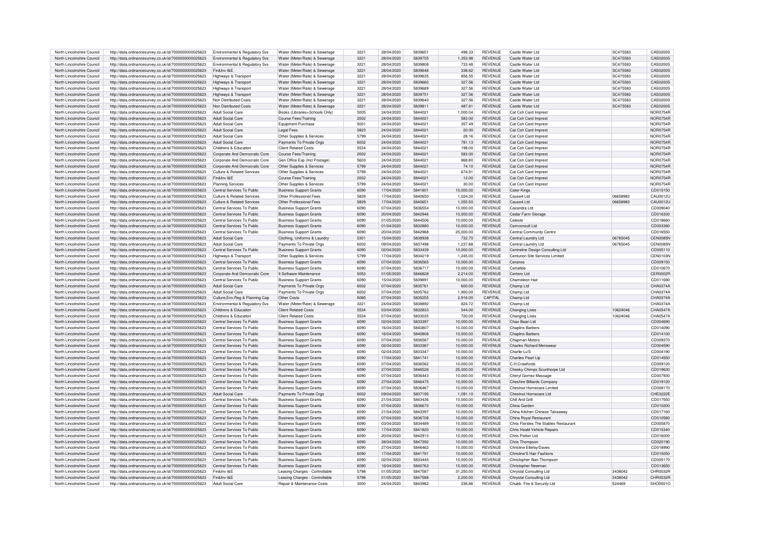| North Lincolnshire Council | http://data.ordnancesurvey.co.uk/id/7000000000025623 | Environmental & Regulatory Svs | Water (Meter/Rate) & Sewerage | 3221 | 28/04/2020 | 5839651 | 498.33 | REVENUE | Castle Water Ltd | SC475583 | CAS0200S |
|---|---|---|---|---|---|---|---|---|---|---|---|
| North Lincolnshire Council | http://data.ordnancesurvey.co.uk/id/7000000000025623 | Environmental & Regulatory Svs | Water (Meter/Rate) & Sewerage | 3221 | 28/04/2020 | 5839755 | 1,353.98 | REVENUE | Castle Water Ltd | SC475583 | CAS0200S |
| North Lincolnshire Council | http://data.ordnancesurvey.co.uk/id/7000000000025623 | Environmental & Regulatory Svs | Water (Meter/Rate) & Sewerage | 3221 | 28/04/2020 | 5839808 | 733.48 | REVENUE | Castle Water Ltd | SC475583 | CAS0200S |
| North Lincolnshire Council | http://data.ordnancesurvey.co.uk/id/7000000000025623 | Fin&Inv I&E | Water (Meter/Rate) & Sewerage | 3221 | 28/04/2020 | 5839646 | 338.62 | REVENUE | Castle Water Ltd | SC475583 | CAS0200S |
| North Lincolnshire Council | http://data.ordnancesurvey.co.uk/id/7000000000025623 | Highways & Transport | Water (Meter/Rate) & Sewerage | 3221 | 28/04/2020 | 5839635 | 856.55 | REVENUE | Castle Water Ltd | SC475583 | CAS0200S |
| North Lincolnshire Council | http://data.ordnancesurvey.co.uk/id/7000000000025623 | Highways & Transport | Water (Meter/Rate) & Sewerage | 3221 | 28/04/2020 | 5839660 | 327.56 | REVENUE | Castle Water Ltd | SC475583 | CAS0200S |
| North Lincolnshire Council | http://data.ordnancesurvey.co.uk/id/7000000000025623 | Highways & Transport | Water (Meter/Rate) & Sewerage | 3221 | 28/04/2020 | 5839689 | 327.56 | REVENUE | Castle Water Ltd | SC475583 | CAS0200S |
| North Lincolnshire Council | http://data.ordnancesurvey.co.uk/id/7000000000025623 | Highways & Transport | Water (Meter/Rate) & Sewerage | 3221 | 28/04/2020 | 5839751 | 327.56 | REVENUE | Castle Water Ltd | SC475583 | CAS0200S |
| North Lincolnshire Council | http://data.ordnancesurvey.co.uk/id/7000000000025623 | Non Distributed Costs | Water (Meter/Rate) & Sewerage | 3221 | 28/04/2020 | 5839640 | 327.56 | REVENUE | Castle Water Ltd | SC475583 | CAS0200S |
| North Lincolnshire Council | http://data.ordnancesurvey.co.uk/id/7000000000025623 | Non Distributed Costs | Water (Meter/Rate) & Sewerage | 3221 | 28/04/2020 | 5839811 | 487.61 | REVENUE | Castle Water Ltd | SC475583 | CAS0200S |
| North Lincolnshire Council | http://data.ordnancesurvey.co.uk/id/7000000000025623 | Adult Social Care | Books (Libraries+Schools Only) | 5005 | 24/04/2020 | 5844021 | 1,000.04 | REVENUE | Cat Csh Card Imprest | | NOR0754R |
| North Lincolnshire Council | http://data.ordnancesurvey.co.uk/id/7000000000025623 | Adult Social Care | Course Fees/Training | 2002 | 24/04/2020 | 5844021 | 583.00 | REVENUE | Cat Csh Card Imprest | | NOR0754R |
| North Lincolnshire Council | http://data.ordnancesurvey.co.uk/id/7000000000025623 | Adult Social Care | Equipment Purchase | 5001 | 24/04/2020 | 5844021 | 357.49 | REVENUE | Cat Csh Card Imprest | | NOR0754R |
| North Lincolnshire Council | http://data.ordnancesurvey.co.uk/id/7000000000025623 | Adult Social Care | Legal Fees | 5823 | 24/04/2020 | 5844021 | 20.00 | REVENUE | Cat Csh Card Imprest | | NOR0754R |
| North Lincolnshire Council | http://data.ordnancesurvey.co.uk/id/7000000000025623 | Adult Social Care | Other Supplies & Services | 5799 | 24/04/2020 | 5844021 | 28.16 | REVENUE | Cat Csh Card Imprest | | NOR0754R |
| North Lincolnshire Council | http://data.ordnancesurvey.co.uk/id/7000000000025623 | Adult Social Care | Payments To Private Orgs | 6002 | 24/04/2020 | 5844021 | 781.13 | REVENUE | Cat Csh Card Imprest | | NOR0754R |
| North Lincolnshire Council | http://data.ordnancesurvey.co.uk/id/7000000000025623 | Childrens & Education | Client Related Costs | 5534 | 24/04/2020 | 5844021 | 198.00 | REVENUE | Cat Csh Card Imprest | | NOR0754R |
| North Lincolnshire Council | http://data.ordnancesurvey.co.uk/id/7000000000025623 | Corporate And Democratic Core | Course Fees/Training | 2002 | 24/04/2020 | 5844021 | 583.00 | REVENUE | Cat Csh Card Imprest | | NOR0754R |
| North Lincolnshire Council | http://data.ordnancesurvey.co.uk/id/7000000000025623 | Corporate And Democratic Core | Gen Office Exp (Incl Postage) | 5603 | 24/04/2020 | 5844021 | 868.80 | REVENUE | Cat Csh Card Imprest | | NOR0754R |
| North Lincolnshire Council | http://data.ordnancesurvey.co.uk/id/7000000000025623 | Corporate And Democratic Core | Other Supplies & Services | 5799 | 24/04/2020 | 5844021 | 74.10 | REVENUE | Cat Csh Card Imprest | | NOR0754R |
| North Lincolnshire Council | http://data.ordnancesurvey.co.uk/id/7000000000025623 | Culture & Related Services | Other Supplies & Services | 5799 | 24/04/2020 | 5844021 | 674.91 | REVENUE | Cat Csh Card Imprest | | NOR0754R |
| North Lincolnshire Council | http://data.ordnancesurvey.co.uk/id/7000000000025623 | Fin&Inv I&E | Course Fees/Training | 2002 | 24/04/2020 | 5844021 | 12.00 | REVENUE | Cat Csh Card Imprest | | NOR0754R |
| North Lincolnshire Council | http://data.ordnancesurvey.co.uk/id/7000000000025623 | Planning Services | Other Supplies & Services | 5799 | 24/04/2020 | 5844021 | 30.00 | REVENUE | Cat Csh Card Imprest | | NOR0754R |
| North Lincolnshire Council | http://data.ordnancesurvey.co.uk/id/7000000000025623 | Central Services To Public | Business Support Grants | 6090 | 17/04/2020 | 5841801 | 10,000.00 | REVENUE | Cater-Kings | | CD015150 |
| North Lincolnshire Council | http://data.ordnancesurvey.co.uk/id/7000000000025623 | Culture & Related Services | Other Professional Fees | 5829 | 17/04/2020 | 5840650 | 1,024.30 | REVENUE | Cause4 Ltd | 06658983 | CAU0012U |
| North Lincolnshire Council | http://data.ordnancesurvey.co.uk/id/7000000000025623 | Culture & Related Services | Other Professional Fees | 5829 | 17/04/2020 | 5840651 | 1,055.50 | REVENUE | Cause4 Ltd | 06658983 | CAU0012U |
| North Lincolnshire Council | http://data.ordnancesurvey.co.uk/id/7000000000025623 | Central Services To Public | Business Support Grants | 6090 | 07/04/2020 | 5836554 | 10,000.00 | REVENUE | Cazandra Ltd | | CD009040 |
| North Lincolnshire Council | http://data.ordnancesurvey.co.uk/id/7000000000025623 | Central Services To Public | Business Support Grants | 6090 | 20/04/2020 | 5842946 | 10,000.00 | REVENUE | Cedar Farm Storage | | CD016330 |
| North Lincolnshire Council | http://data.ordnancesurvey.co.uk/id/7000000000025623 | Central Services To Public | Business Support Grants | 6090 | 01/05/2020 | 5844506 | 10,000.00 | REVENUE | Celeste | | CD018660 |
| North Lincolnshire Council | http://data.ordnancesurvey.co.uk/id/7000000000025623 | Central Services To Public | Business Support Grants | 6090 | 01/04/2020 | 5832880 | 10,000.00 | REVENUE | Cemconsult Ltd | | CD003380 |
| North Lincolnshire Council | http://data.ordnancesurvey.co.uk/id/7000000000025623 | Central Services To Public | Business Support Grants | 6090 | 20/04/2020 | 5842968 | 25,000.00 | REVENUE | Central Community Centre | | CD016550 |
| North Lincolnshire Council | http://data.ordnancesurvey.co.uk/id/7000000000025623 | Adult Social Care | Clothing, Uniforms & Laundry | 5301 | 15/04/2020 | 5838938 | 732.70 | REVENUE | Central Laundry Ltd | 06765045 | CEN0085N |
| North Lincolnshire Council | http://data.ordnancesurvey.co.uk/id/7000000000025623 | Adult Social Care | Payments To Private Orgs | 6002 | 09/04/2020 | 5837498 | 1,237.88 | REVENUE | Central Laundry Ltd | 06765045 | CEN0085N |
| North Lincolnshire Council | http://data.ordnancesurvey.co.uk/id/7000000000025623 | Central Services To Public | Business Support Grants | 6090 | 02/04/2020 | 5833439 | 10,000.00 | REVENUE | Centreline Design Consulting Ltd | | CD005110 |
| North Lincolnshire Council | http://data.ordnancesurvey.co.uk/id/7000000000025623 | Highways & Transport | Other Supplies & Services | 5799 | 17/04/2020 | 5834219 | 1,245.00 | REVENUE | Centurion Site Services Limited | | CEN0103N |
| North Lincolnshire Council | http://data.ordnancesurvey.co.uk/id/7000000000025623 | Central Services To Public | Business Support Grants | 6090 | 07/04/2020 | 5836565 | 10,000.00 | REVENUE | Ceranos | | CD009150 |
| North Lincolnshire Council | http://data.ordnancesurvey.co.uk/id/7000000000025623 | Central Services To Public | Business Support Grants | 6090 | 07/04/2020 | 5836717 | 10,000.00 | REVENUE | Certafide | | CD010670 |
| North Lincolnshire Council | http://data.ordnancesurvey.co.uk/id/7000000000025623 | Corporate And Democratic Core | It Software-Maintenance | 5053 | 01/05/2020 | 5846828 | 2,214.00 | REVENUE | Certero Ltd | | CER0002R |
| North Lincolnshire Council | http://data.ordnancesurvey.co.uk/id/7000000000025623 | Central Services To Public | Business Support Grants | 6090 | 15/04/2020 | 5839891 | 10,000.00 | REVENUE | Chameleon Hair | | CD011690 |
| North Lincolnshire Council | http://data.ordnancesurvey.co.uk/id/7000000000025623 | Adult Social Care | Payments To Private Orgs | 6002 | 07/04/2020 | 5835761 | 600.00 | REVENUE | Champ Ltd | | CHA0374A |
| North Lincolnshire Council | http://data.ordnancesurvey.co.uk/id/7000000000025623 | Adult Social Care | Payments To Private Orgs | 6002 | 07/04/2020 | 5835762 | 1,900.00 | REVENUE | Champ Ltd | | CHA0374A |
| North Lincolnshire Council | http://data.ordnancesurvey.co.uk/id/7000000000025623 | Culture,Env,Reg & Planning Cap | Other Costs | A085 | 07/04/2020 | 5835255 | 2,916.00 | CAPITAL | Champ Ltd | | CHA0374A |
| North Lincolnshire Council | http://data.ordnancesurvey.co.uk/id/7000000000025623 | Environmental & Regulatory Svs | Water (Meter/Rate) & Sewerage | 3221 | 24/04/2020 | 5838892 | 824.72 | REVENUE | Champ Ltd | | CHA0374A |
| North Lincolnshire Council | http://data.ordnancesurvey.co.uk/id/7000000000025623 | Childrens & Education | Client Related Costs | 5534 | 03/04/2020 | 5832833 | 544.00 | REVENUE | Changing Lives | 10624046 | CHA0547A |
| North Lincolnshire Council | http://data.ordnancesurvey.co.uk/id/7000000000025623 | Childrens & Education | Client Related Costs | 5534 | 07/04/2020 | 5833035 | 720.00 | REVENUE | Changing Lives | 10624046 | CHA0547A |
| North Lincolnshire Council | http://data.ordnancesurvey.co.uk/id/7000000000025623 | Central Services To Public | Business Support Grants | 6090 | 02/04/2020 | 5833397 | 10,000.00 | REVENUE | Chao Baan Ltd | | CD004690 |
| North Lincolnshire Council | http://data.ordnancesurvey.co.uk/id/7000000000025623 | Central Services To Public | Business Support Grants | 6090 | 16/04/2020 | 5840807 | 10,000.00 | REVENUE | Chaplins Barbers | | CD014090 |
| North Lincolnshire Council | http://data.ordnancesurvey.co.uk/id/7000000000025623 | Central Services To Public | Business Support Grants | 6090 | 16/04/2020 | 5840808 | 10,000.00 | REVENUE | Chaplins Barbers | | CD014100 |
| North Lincolnshire Council | http://data.ordnancesurvey.co.uk/id/7000000000025623 | Central Services To Public | Business Support Grants | 6090 | 07/04/2020 | 5836587 | 10,000.00 | REVENUE | Chapman Motors | | CD009370 |
| North Lincolnshire Council | http://data.ordnancesurvey.co.uk/id/7000000000025623 | Central Services To Public | Business Support Grants | 6090 | 02/04/2020 | 5833387 | 10,000.00 | REVENUE | Charles Richard Menswear | | CD004590 |
| North Lincolnshire Council | http://data.ordnancesurvey.co.uk/id/7000000000025623 | Central Services To Public | Business Support Grants | 6090 | 02/04/2020 | 5833347 | 10,000.00 | REVENUE | Charlie-Lu'S | | CD004190 |
| North Lincolnshire Council | http://data.ordnancesurvey.co.uk/id/7000000000025623 | Central Services To Public | Business Support Grants | 6090 | 17/04/2020 | 5841741 | 10,000.00 | REVENUE | Charlies Pearl Llp | | CD014550 |
| North Lincolnshire Council | http://data.ordnancesurvey.co.uk/id/7000000000025623 | Central Services To Public | Business Support Grants | 6090 | 07/04/2020 | 5836562 | 10,000.00 | REVENUE | C.H.Crawfords | | CD009120 |
| North Lincolnshire Council | http://data.ordnancesurvey.co.uk/id/7000000000025623 | Central Services To Public | Business Support Grants | 6090 | 27/04/2020 | 5846526 | 25,000.00 | REVENUE | Cheeky Chimps Scunthorpe Ltd | | CD019630 |
| North Lincolnshire Council | http://data.ordnancesurvey.co.uk/id/7000000000025623 | Central Services To Public | Business Support Grants | 6090 | 07/04/2020 | 5836443 | 10,000.00 | REVENUE | Cheryl Gomez Massage | | CD007930 |
| North Lincolnshire Council | http://data.ordnancesurvey.co.uk/id/7000000000025623 | Central Services To Public | Business Support Grants | 6090 | 27/04/2020 | 5846475 | 10,000.00 | REVENUE | Cheshire Billiards Company | | CD019120 |
| North Lincolnshire Council | http://data.ordnancesurvey.co.uk/id/7000000000025623 | Central Services To Public | Business Support Grants | 6090 | 07/04/2020 | 5836467 | 10,000.00 | REVENUE | Chestnut Homecare Limited | | CD008170 |
| North Lincolnshire Council | http://data.ordnancesurvey.co.uk/id/7000000000025623 | Adult Social Care | Payments To Private Orgs | 6002 | 09/04/2020 | 5837195 | 1,091.10 | REVENUE | Chestnut Homecare Ltd | | CHE0222E |
| North Lincolnshire Council | http://data.ordnancesurvey.co.uk/id/7000000000025623 | Central Services To Public | Business Support Grants | 6090 | 21/04/2020 | 5843436 | 10,000.00 | REVENUE | Chill And Grill | | CD017550 |
| North Lincolnshire Council | http://data.ordnancesurvey.co.uk/id/7000000000025623 | Central Services To Public | Business Support Grants | 6090 | 07/04/2020 | 5836670 | 10,000.00 | REVENUE | China Garden | | CD010200 |
| North Lincolnshire Council | http://data.ordnancesurvey.co.uk/id/7000000000025623 | Central Services To Public | Business Support Grants | 6090 | 21/04/2020 | 5843397 | 10,000.00 | REVENUE | China Kitchen Chinese Takeaway | | CD017160 |
| North Lincolnshire Council | http://data.ordnancesurvey.co.uk/id/7000000000025623 | Central Services To Public | Business Support Grants | 6090 | 07/04/2020 | 5836708 | 10,000.00 | REVENUE | China Royal Restaurant | | CD010580 |
| North Lincolnshire Council | http://data.ordnancesurvey.co.uk/id/7000000000025623 | Central Services To Public | Business Support Grants | 6090 | 03/04/2020 | 5834489 | 10,000.00 | REVENUE | Chris Florides The Stables Restaurant | | CD005870 |
| North Lincolnshire Council | http://data.ordnancesurvey.co.uk/id/7000000000025623 | Central Services To Public | Business Support Grants | 6090 | 17/04/2020 | 5841820 | 10,000.00 | REVENUE | Chris Heald Vehicle Repairs | | CD015340 |
| North Lincolnshire Council | http://data.ordnancesurvey.co.uk/id/7000000000025623 | Central Services To Public | Business Support Grants | 6090 | 20/04/2020 | 5842913 | 10,000.00 | REVENUE | Chris Potton Ltd | | CD016000 |
| North Lincolnshire Council | http://data.ordnancesurvey.co.uk/id/7000000000025623 | Central Services To Public | Business Support Grants | 6090 | 28/04/2020 | 5847392 | 10,000.00 | REVENUE | Chris Thompson | | CD020190 |
| North Lincolnshire Council | http://data.ordnancesurvey.co.uk/id/7000000000025623 | Central Services To Public | Business Support Grants | 6090 | 27/04/2020 | 5846462 | 10,000.00 | REVENUE | Christine Ellerby/Daves | | CD018990 |
| North Lincolnshire Council | http://data.ordnancesurvey.co.uk/id/7000000000025623 | Central Services To Public | Business Support Grants | 6090 | 17/04/2020 | 5841791 | 10,000.00 | REVENUE | Christine'S Hair Fashions | | CD015050 |
| North Lincolnshire Council | http://data.ordnancesurvey.co.uk/id/7000000000025623 | Central Services To Public | Business Support Grants | 6090 | 02/04/2020 | 5833445 | 10,000.00 | REVENUE | Christopher Alan Thompson | | CD005170 |
| North Lincolnshire Council | http://data.ordnancesurvey.co.uk/id/7000000000025623 | Central Services To Public | Business Support Grants | 6090 | 16/04/2020 | 5840763 | 10,000.00 | REVENUE | Christopher Newman | | CD013650 |
| North Lincolnshire Council | http://data.ordnancesurvey.co.uk/id/7000000000025623 | Fin&Inv I&E | Leasing Charges - Controllable | 5798 | 01/05/2020 | 5847587 | 31,250.00 | REVENUE | Chrystal Consulting Ltd | 3438042 | CHR0032R |
| North Lincolnshire Council | http://data.ordnancesurvey.co.uk/id/7000000000025623 | Fin&Inv I&E | Leasing Charges - Controllable | 5798 | 01/05/2020 | 5847588 | 2,200.00 | REVENUE | Chrystal Consulting Ltd | 3438042 | CHR0032R |
| North Lincolnshire Council | http://data.ordnancesurvey.co.uk/id/7000000000025623 | Adult Social Care | Repair & Maintenance Costs | 3000 | 24/04/2020 | 5843982 | 236.86 | REVENUE | Chubb Fire & Security Ltd | 524469 | SHO0001O |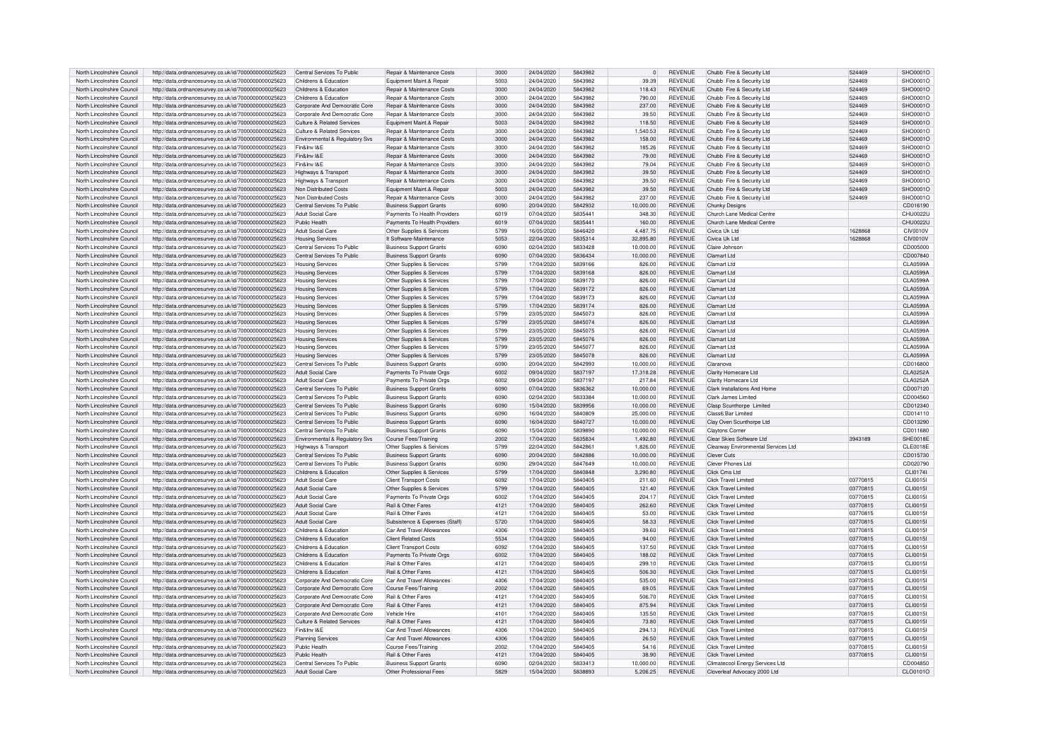| North Lincolnshire Council | http://data.ordnancesurvey.co.uk/id/7000000000025623 | Central Services To Public | Repair & Maintenance Costs | 3000 | 24/04/2020 | 5843982 | 0 | REVENUE | Chubb Fire & Security Ltd | 524469 | SHO0001O |
|---|---|---|---|---|---|---|---|---|---|---|---|
| North Lincolnshire Council | http://data.ordnancesurvey.co.uk/id/7000000000025623 | Childrens & Education | Equipment Maint.& Repair | 5003 | 24/04/2020 | 5843982 | 39.39 | REVENUE | Chubb Fire & Security Ltd | 524469 | SHO0001O |
| North Lincolnshire Council | http://data.ordnancesurvey.co.uk/id/7000000000025623 | Childrens & Education | Repair & Maintenance Costs | 3000 | 24/04/2020 | 5843982 | 118.43 | REVENUE | Chubb Fire & Security Ltd | 524469 | SHO0001O |
| North Lincolnshire Council | http://data.ordnancesurvey.co.uk/id/7000000000025623 | Childrens & Education | Repair & Maintenance Costs | 3000 | 24/04/2020 | 5843982 | 790.00 | REVENUE | Chubb Fire & Security Ltd | 524469 | SHO0001O |
| North Lincolnshire Council | http://data.ordnancesurvey.co.uk/id/7000000000025623 | Corporate And Democratic Core | Repair & Maintenance Costs | 3000 | 24/04/2020 | 5843982 | 237.00 | REVENUE | Chubb Fire & Security Ltd | 524469 | SHO0001O |
| North Lincolnshire Council | http://data.ordnancesurvey.co.uk/id/7000000000025623 | Corporate And Democratic Core | Repair & Maintenance Costs | 3000 | 24/04/2020 | 5843982 | 39.50 | REVENUE | Chubb Fire & Security Ltd | 524469 | SHO0001O |
| North Lincolnshire Council | http://data.ordnancesurvey.co.uk/id/7000000000025623 | Culture & Related Services | Equipment Maint.& Repair | 5003 | 24/04/2020 | 5843982 | 118.50 | REVENUE | Chubb Fire & Security Ltd | 524469 | SHO0001O |
| North Lincolnshire Council | http://data.ordnancesurvey.co.uk/id/7000000000025623 | Culture & Related Services | Repair & Maintenance Costs | 3000 | 24/04/2020 | 5843982 | 1,540.53 | REVENUE | Chubb Fire & Security Ltd | 524469 | SHO0001O |
| North Lincolnshire Council | http://data.ordnancesurvey.co.uk/id/7000000000025623 | Environmental & Regulatory Svs | Repair & Maintenance Costs | 3000 | 24/04/2020 | 5843982 | 158.00 | REVENUE | Chubb Fire & Security Ltd | 524469 | SHO0001O |
| North Lincolnshire Council | http://data.ordnancesurvey.co.uk/id/7000000000025623 | Fin&Inv I&E | Repair & Maintenance Costs | 3000 | 24/04/2020 | 5843982 | 185.26 | REVENUE | Chubb Fire & Security Ltd | 524469 | SHO0001O |
| North Lincolnshire Council | http://data.ordnancesurvey.co.uk/id/7000000000025623 | Fin&Inv I&E | Repair & Maintenance Costs | 3000 | 24/04/2020 | 5843982 | 79.00 | REVENUE | Chubb Fire & Security Ltd | 524469 | SHO0001O |
| North Lincolnshire Council | http://data.ordnancesurvey.co.uk/id/7000000000025623 | Fin&Inv I&E | Repair & Maintenance Costs | 3000 | 24/04/2020 | 5843982 | 79.04 | REVENUE | Chubb Fire & Security Ltd | 524469 | SHO0001O |
| North Lincolnshire Council | http://data.ordnancesurvey.co.uk/id/7000000000025623 | Highways & Transport | Repair & Maintenance Costs | 3000 | 24/04/2020 | 5843982 | 39.50 | REVENUE | Chubb Fire & Security Ltd | 524469 | SHO0001O |
| North Lincolnshire Council | http://data.ordnancesurvey.co.uk/id/7000000000025623 | Highways & Transport | Repair & Maintenance Costs | 3000 | 24/04/2020 | 5843982 | 39.50 | REVENUE | Chubb Fire & Security Ltd | 524469 | SHO0001O |
| North Lincolnshire Council | http://data.ordnancesurvey.co.uk/id/7000000000025623 | Non Distributed Costs | Equipment Maint.& Repair | 5003 | 24/04/2020 | 5843982 | 39.50 | REVENUE | Chubb Fire & Security Ltd | 524469 | SHO0001O |
| North Lincolnshire Council | http://data.ordnancesurvey.co.uk/id/7000000000025623 | Non Distributed Costs | Repair & Maintenance Costs | 3000 | 24/04/2020 | 5843982 | 237.00 | REVENUE | Chubb Fire & Security Ltd | 524469 | SHO0001O |
| North Lincolnshire Council | http://data.ordnancesurvey.co.uk/id/7000000000025623 | Central Services To Public | Business Support Grants | 6090 | 20/04/2020 | 5842932 | 10,000.00 | REVENUE | Chunky Designs | | CD016190 |
| North Lincolnshire Council | http://data.ordnancesurvey.co.uk/id/7000000000025623 | Adult Social Care | Payments To Health Providers | 6019 | 07/04/2020 | 5835441 | 348.30 | REVENUE | Church Lane Medical Centre | | CHU0022U |
| North Lincolnshire Council | http://data.ordnancesurvey.co.uk/id/7000000000025623 | Public Health | Payments To Health Providers | 6019 | 07/04/2020 | 5835441 | 160.00 | REVENUE | Church Lane Medical Centre | | CHU0022U |
| North Lincolnshire Council | http://data.ordnancesurvey.co.uk/id/7000000000025623 | Adult Social Care | Other Supplies & Services | 5799 | 16/05/2020 | 5846420 | 4,487.75 | REVENUE | Civica Uk Ltd | 1628868 | CIV0010V |
| North Lincolnshire Council | http://data.ordnancesurvey.co.uk/id/7000000000025623 | Housing Services | It Software-Maintenance | 5053 | 22/04/2020 | 5835314 | 32,895.80 | REVENUE | Civica Uk Ltd | 1628868 | CIV0010V |
| North Lincolnshire Council | http://data.ordnancesurvey.co.uk/id/7000000000025623 | Central Services To Public | Business Support Grants | 6090 | 02/04/2020 | 5833428 | 10,000.00 | REVENUE | Claire Johnson | | CD005000 |
| North Lincolnshire Council | http://data.ordnancesurvey.co.uk/id/7000000000025623 | Central Services To Public | Business Support Grants | 6090 | 07/04/2020 | 5836434 | 10,000.00 | REVENUE | Clamart Ltd | | CD007840 |
| North Lincolnshire Council | http://data.ordnancesurvey.co.uk/id/7000000000025623 | Housing Services | Other Supplies & Services | 5799 | 17/04/2020 | 5839166 | 826.00 | REVENUE | Clamart Ltd | | CLA0599A |
| North Lincolnshire Council | http://data.ordnancesurvey.co.uk/id/7000000000025623 | Housing Services | Other Supplies & Services | 5799 | 17/04/2020 | 5839168 | 826.00 | REVENUE | Clamart Ltd | | CLA0599A |
| North Lincolnshire Council | http://data.ordnancesurvey.co.uk/id/7000000000025623 | Housing Services | Other Supplies & Services | 5799 | 17/04/2020 | 5839170 | 826.00 | REVENUE | Clamart Ltd | | CLA0599A |
| North Lincolnshire Council | http://data.ordnancesurvey.co.uk/id/7000000000025623 | Housing Services | Other Supplies & Services | 5799 | 17/04/2020 | 5839172 | 826.00 | REVENUE | Clamart Ltd | | CLA0599A |
| North Lincolnshire Council | http://data.ordnancesurvey.co.uk/id/7000000000025623 | Housing Services | Other Supplies & Services | 5799 | 17/04/2020 | 5839173 | 826.00 | REVENUE | Clamart Ltd | | CLA0599A |
| North Lincolnshire Council | http://data.ordnancesurvey.co.uk/id/7000000000025623 | Housing Services | Other Supplies & Services | 5799 | 17/04/2020 | 5839174 | 826.00 | REVENUE | Clamart Ltd | | CLA0599A |
| North Lincolnshire Council | http://data.ordnancesurvey.co.uk/id/7000000000025623 | Housing Services | Other Supplies & Services | 5799 | 23/05/2020 | 5845073 | 826.00 | REVENUE | Clamart Ltd | | CLA0599A |
| North Lincolnshire Council | http://data.ordnancesurvey.co.uk/id/7000000000025623 | Housing Services | Other Supplies & Services | 5799 | 23/05/2020 | 5845074 | 826.00 | REVENUE | Clamart Ltd | | CLA0599A |
| North Lincolnshire Council | http://data.ordnancesurvey.co.uk/id/7000000000025623 | Housing Services | Other Supplies & Services | 5799 | 23/05/2020 | 5845075 | 826.00 | REVENUE | Clamart Ltd | | CLA0599A |
| North Lincolnshire Council | http://data.ordnancesurvey.co.uk/id/7000000000025623 | Housing Services | Other Supplies & Services | 5799 | 23/05/2020 | 5845076 | 826.00 | REVENUE | Clamart Ltd | | CLA0599A |
| North Lincolnshire Council | http://data.ordnancesurvey.co.uk/id/7000000000025623 | Housing Services | Other Supplies & Services | 5799 | 23/05/2020 | 5845077 | 826.00 | REVENUE | Clamart Ltd | | CLA0599A |
| North Lincolnshire Council | http://data.ordnancesurvey.co.uk/id/7000000000025623 | Housing Services | Other Supplies & Services | 5799 | 23/05/2020 | 5845078 | 826.00 | REVENUE | Clamart Ltd | | CLA0599A |
| North Lincolnshire Council | http://data.ordnancesurvey.co.uk/id/7000000000025623 | Central Services To Public | Business Support Grants | 6090 | 20/04/2020 | 5842993 | 10,000.00 | REVENUE | Claranova | | CD016800 |
| North Lincolnshire Council | http://data.ordnancesurvey.co.uk/id/7000000000025623 | Adult Social Care | Payments To Private Orgs | 6002 | 09/04/2020 | 5837197 | 17,318.28 | REVENUE | Clarity Homecare Ltd | | CLA0252A |
| North Lincolnshire Council | http://data.ordnancesurvey.co.uk/id/7000000000025623 | Adult Social Care | Payments To Private Orgs | 6002 | 09/04/2020 | 5837197 | 217.84 | REVENUE | Clarity Homecare Ltd | | CLA0252A |
| North Lincolnshire Council | http://data.ordnancesurvey.co.uk/id/7000000000025623 | Central Services To Public | Business Support Grants | 6090 | 07/04/2020 | 5836362 | 10,000.00 | REVENUE | Clark Installations And Home | | CD007120 |
| North Lincolnshire Council | http://data.ordnancesurvey.co.uk/id/7000000000025623 | Central Services To Public | Business Support Grants | 6090 | 02/04/2020 | 5833384 | 10,000.00 | REVENUE | Clark James Limited | | CD004560 |
| North Lincolnshire Council | http://data.ordnancesurvey.co.uk/id/7000000000025623 | Central Services To Public | Business Support Grants | 6090 | 15/04/2020 | 5839956 | 10,000.00 | REVENUE | Clasp Scunthorpe Limited | | CD012340 |
| North Lincolnshire Council | http://data.ordnancesurvey.co.uk/id/7000000000025623 | Central Services To Public | Business Support Grants | 6090 | 16/04/2020 | 5840809 | 25,000.00 | REVENUE | Class6 Bar Limited | | CD014110 |
| North Lincolnshire Council | http://data.ordnancesurvey.co.uk/id/7000000000025623 | Central Services To Public | Business Support Grants | 6090 | 16/04/2020 | 5840727 | 10,000.00 | REVENUE | Clay Oven Scunthorpe Ltd | | CD013290 |
| North Lincolnshire Council | http://data.ordnancesurvey.co.uk/id/7000000000025623 | Central Services To Public | Business Support Grants | 6090 | 15/04/2020 | 5839890 | 10,000.00 | REVENUE | Claytons Corner | | CD011680 |
| North Lincolnshire Council | http://data.ordnancesurvey.co.uk/id/7000000000025623 | Environmental & Regulatory Svs | Course Fees/Training | 2002 | 17/04/2020 | 5835834 | 1,492.80 | REVENUE | Clear Skies Software Ltd | 3943189 | SHE0018E |
| North Lincolnshire Council | http://data.ordnancesurvey.co.uk/id/7000000000025623 | Highways & Transport | Other Supplies & Services | 5799 | 22/04/2020 | 5842861 | 1,826.00 | REVENUE | Clearway Environmental Services Ltd | | CLE0018E |
| North Lincolnshire Council | http://data.ordnancesurvey.co.uk/id/7000000000025623 | Central Services To Public | Business Support Grants | 6090 | 20/04/2020 | 5842886 | 10,000.00 | REVENUE | Clever Cuts | | CD015730 |
| North Lincolnshire Council | http://data.ordnancesurvey.co.uk/id/7000000000025623 | Central Services To Public | Business Support Grants | 6090 | 29/04/2020 | 5847649 | 10,000.00 | REVENUE | Clever Phones Ltd | | CD020790 |
| North Lincolnshire Council | http://data.ordnancesurvey.co.uk/id/7000000000025623 | Childrens & Education | Other Supplies & Services | 5799 | 17/04/2020 | 5840848 | 3,290.80 | REVENUE | Click Cms Ltd | | CLI0174I |
| North Lincolnshire Council | http://data.ordnancesurvey.co.uk/id/7000000000025623 | Adult Social Care | Client Transport Costs | 6092 | 17/04/2020 | 5840405 | 211.60 | REVENUE | Click Travel Limited | 03770815 | CLI0015I |
| North Lincolnshire Council | http://data.ordnancesurvey.co.uk/id/7000000000025623 | Adult Social Care | Other Supplies & Services | 5799 | 17/04/2020 | 5840405 | 121.40 | REVENUE | Click Travel Limited | 03770815 | CLI0015I |
| North Lincolnshire Council | http://data.ordnancesurvey.co.uk/id/7000000000025623 | Adult Social Care | Payments To Private Orgs | 6002 | 17/04/2020 | 5840405 | 204.17 | REVENUE | Click Travel Limited | 03770815 | CLI0015I |
| North Lincolnshire Council | http://data.ordnancesurvey.co.uk/id/7000000000025623 | Adult Social Care | Rail & Other Fares | 4121 | 17/04/2020 | 5840405 | 262.60 | REVENUE | Click Travel Limited | 03770815 | CLI0015I |
| North Lincolnshire Council | http://data.ordnancesurvey.co.uk/id/7000000000025623 | Adult Social Care | Rail & Other Fares | 4121 | 17/04/2020 | 5840405 | 53.00 | REVENUE | Click Travel Limited | 03770815 | CLI0015I |
| North Lincolnshire Council | http://data.ordnancesurvey.co.uk/id/7000000000025623 | Adult Social Care | Subsistence & Expenses (Staff) | 5720 | 17/04/2020 | 5840405 | 58.33 | REVENUE | Click Travel Limited | 03770815 | CLI0015I |
| North Lincolnshire Council | http://data.ordnancesurvey.co.uk/id/7000000000025623 | Childrens & Education | Car And Travel Allowances | 4306 | 17/04/2020 | 5840405 | 39.60 | REVENUE | Click Travel Limited | 03770815 | CLI0015I |
| North Lincolnshire Council | http://data.ordnancesurvey.co.uk/id/7000000000025623 | Childrens & Education | Client Related Costs | 5534 | 17/04/2020 | 5840405 | 94.00 | REVENUE | Click Travel Limited | 03770815 | CLI0015I |
| North Lincolnshire Council | http://data.ordnancesurvey.co.uk/id/7000000000025623 | Childrens & Education | Client Transport Costs | 6092 | 17/04/2020 | 5840405 | 137.50 | REVENUE | Click Travel Limited | 03770815 | CLI0015I |
| North Lincolnshire Council | http://data.ordnancesurvey.co.uk/id/7000000000025623 | Childrens & Education | Payments To Private Orgs | 6002 | 17/04/2020 | 5840405 | 188.02 | REVENUE | Click Travel Limited | 03770815 | CLI0015I |
| North Lincolnshire Council | http://data.ordnancesurvey.co.uk/id/7000000000025623 | Childrens & Education | Rail & Other Fares | 4121 | 17/04/2020 | 5840405 | 299.10 | REVENUE | Click Travel Limited | 03770815 | CLI0015I |
| North Lincolnshire Council | http://data.ordnancesurvey.co.uk/id/7000000000025623 | Childrens & Education | Rail & Other Fares | 4121 | 17/04/2020 | 5840405 | 506.30 | REVENUE | Click Travel Limited | 03770815 | CLI0015I |
| North Lincolnshire Council | http://data.ordnancesurvey.co.uk/id/7000000000025623 | Corporate And Democratic Core | Car And Travel Allowances | 4306 | 17/04/2020 | 5840405 | 535.00 | REVENUE | Click Travel Limited | 03770815 | CLI0015I |
| North Lincolnshire Council | http://data.ordnancesurvey.co.uk/id/7000000000025623 | Corporate And Democratic Core | Course Fees/Training | 2002 | 17/04/2020 | 5840405 | 69.05 | REVENUE | Click Travel Limited | 03770815 | CLI0015I |
| North Lincolnshire Council | http://data.ordnancesurvey.co.uk/id/7000000000025623 | Corporate And Democratic Core | Rail & Other Fares | 4121 | 17/04/2020 | 5840405 | 506.70 | REVENUE | Click Travel Limited | 03770815 | CLI0015I |
| North Lincolnshire Council | http://data.ordnancesurvey.co.uk/id/7000000000025623 | Corporate And Democratic Core | Rail & Other Fares | 4121 | 17/04/2020 | 5840405 | 875.94 | REVENUE | Click Travel Limited | 03770815 | CLI0015I |
| North Lincolnshire Council | http://data.ordnancesurvey.co.uk/id/7000000000025623 | Corporate And Democratic Core | Vehicle Hire | 4101 | 17/04/2020 | 5840405 | 135.50 | REVENUE | Click Travel Limited | 03770815 | CLI0015I |
| North Lincolnshire Council | http://data.ordnancesurvey.co.uk/id/7000000000025623 | Culture & Related Services | Rail & Other Fares | 4121 | 17/04/2020 | 5840405 | 73.80 | REVENUE | Click Travel Limited | 03770815 | CLI0015I |
| North Lincolnshire Council | http://data.ordnancesurvey.co.uk/id/7000000000025623 | Fin&Inv I&E | Car And Travel Allowances | 4306 | 17/04/2020 | 5840405 | 294.13 | REVENUE | Click Travel Limited | 03770815 | CLI0015I |
| North Lincolnshire Council | http://data.ordnancesurvey.co.uk/id/7000000000025623 | Planning Services | Car And Travel Allowances | 4306 | 17/04/2020 | 5840405 | 26.50 | REVENUE | Click Travel Limited | 03770815 | CLI0015I |
| North Lincolnshire Council | http://data.ordnancesurvey.co.uk/id/7000000000025623 | Public Health | Course Fees/Training | 2002 | 17/04/2020 | 5840405 | 54.16 | REVENUE | Click Travel Limited | 03770815 | CLI0015I |
| North Lincolnshire Council | http://data.ordnancesurvey.co.uk/id/7000000000025623 | Public Health | Rail & Other Fares | 4121 | 17/04/2020 | 5840405 | 38.90 | REVENUE | Click Travel Limited | 03770815 | CLI0015I |
| North Lincolnshire Council | http://data.ordnancesurvey.co.uk/id/7000000000025623 | Central Services To Public | Business Support Grants | 6090 | 02/04/2020 | 5833413 | 10,000.00 | REVENUE | Climatecool Energy Services Ltd | | CD004850 |
| North Lincolnshire Council | http://data.ordnancesurvey.co.uk/id/7000000000025623 | Adult Social Care | Other Professional Fees | 5829 | 15/04/2020 | 5838893 | 5,206.25 | REVENUE | Cloverleaf Advocacy 2000 Ltd | | CLO0101O |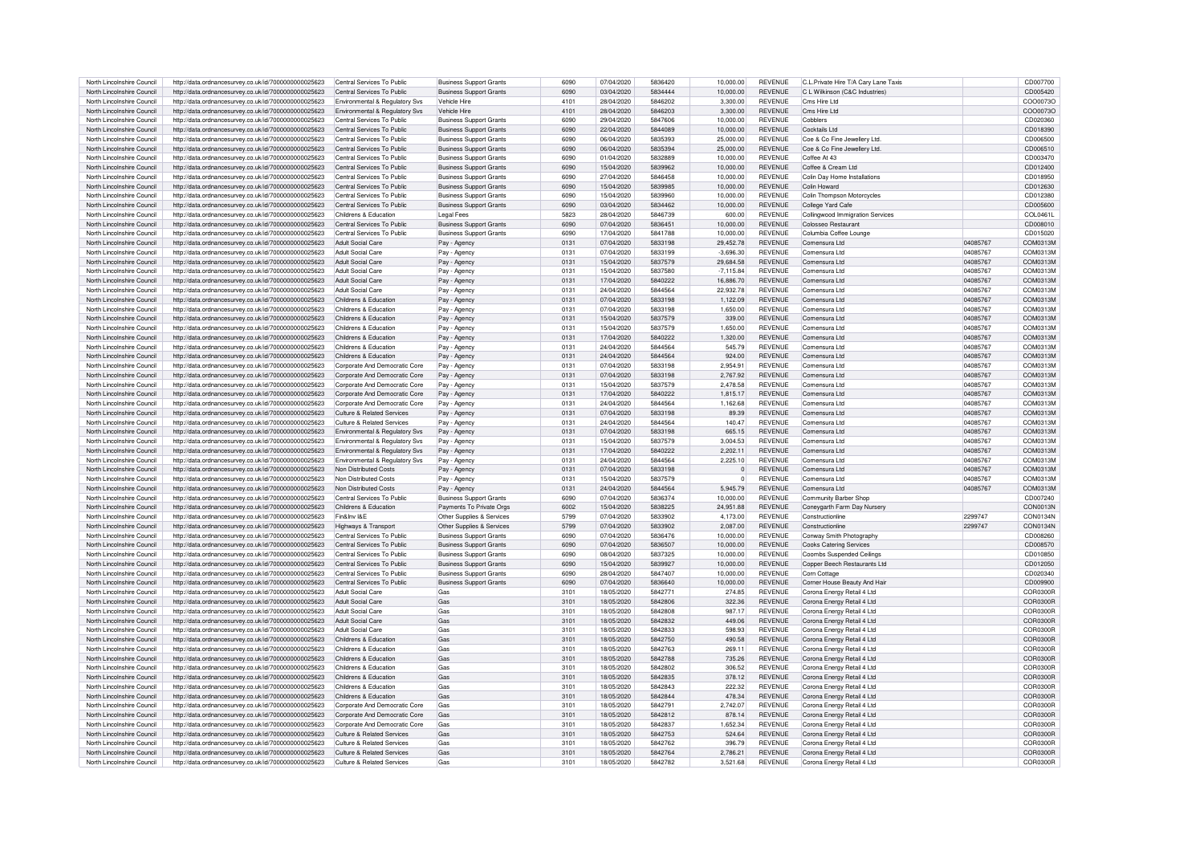| | | | | | | | | | | | |
|---|---|---|---|---|---|---|---|---|---|---|---|
| North Lincolnshire Council | http://data.ordnancesurvey.co.uk/id/7000000000025623 | Central Services To Public | Business Support Grants | 6090 | 07/04/2020 | 5836420 | 10,000.00 | REVENUE | C.L.Private Hire T/A Cary Lane Taxis | | CD007700 |
| North Lincolnshire Council | http://data.ordnancesurvey.co.uk/id/7000000000025623 | Central Services To Public | Business Support Grants | 6090 | 03/04/2020 | 5834444 | 10,000.00 | REVENUE | C L Wilkinson (C&C Industries) | | CD005420 |
| North Lincolnshire Council | http://data.ordnancesurvey.co.uk/id/7000000000025623 | Environmental & Regulatory Svs | Vehicle Hire | 4101 | 28/04/2020 | 5846202 | 3,300.00 | REVENUE | Cms Hire Ltd | | COO0073O |
| North Lincolnshire Council | http://data.ordnancesurvey.co.uk/id/7000000000025623 | Environmental & Regulatory Svs | Vehicle Hire | 4101 | 28/04/2020 | 5846203 | 3,300.00 | REVENUE | Cms Hire Ltd | | COO0073O |
| North Lincolnshire Council | http://data.ordnancesurvey.co.uk/id/7000000000025623 | Central Services To Public | Business Support Grants | 6090 | 29/04/2020 | 5847606 | 10,000.00 | REVENUE | Cobblers | | CD020360 |
| North Lincolnshire Council | http://data.ordnancesurvey.co.uk/id/7000000000025623 | Central Services To Public | Business Support Grants | 6090 | 22/04/2020 | 5844089 | 10,000.00 | REVENUE | Cocktails Ltd | | CD018390 |
| North Lincolnshire Council | http://data.ordnancesurvey.co.uk/id/7000000000025623 | Central Services To Public | Business Support Grants | 6090 | 06/04/2020 | 5835393 | 25,000.00 | REVENUE | Coe & Co Fine Jewellery Ltd. | | CD006500 |
| North Lincolnshire Council | http://data.ordnancesurvey.co.uk/id/7000000000025623 | Central Services To Public | Business Support Grants | 6090 | 06/04/2020 | 5835394 | 25,000.00 | REVENUE | Coe & Co Fine Jewellery Ltd. | | CD006510 |
| North Lincolnshire Council | http://data.ordnancesurvey.co.uk/id/7000000000025623 | Central Services To Public | Business Support Grants | 6090 | 01/04/2020 | 5832889 | 10,000.00 | REVENUE | Coffee At 43 | | CD003470 |
| North Lincolnshire Council | http://data.ordnancesurvey.co.uk/id/7000000000025623 | Central Services To Public | Business Support Grants | 6090 | 15/04/2020 | 5839962 | 10,000.00 | REVENUE | Coffee & Cream Ltd | | CD012400 |
| North Lincolnshire Council | http://data.ordnancesurvey.co.uk/id/7000000000025623 | Central Services To Public | Business Support Grants | 6090 | 27/04/2020 | 5846458 | 10,000.00 | REVENUE | Colin Day Home Installations | | CD018950 |
| North Lincolnshire Council | http://data.ordnancesurvey.co.uk/id/7000000000025623 | Central Services To Public | Business Support Grants | 6090 | 15/04/2020 | 5839985 | 10,000.00 | REVENUE | Colin Howard | | CD012630 |
| North Lincolnshire Council | http://data.ordnancesurvey.co.uk/id/7000000000025623 | Central Services To Public | Business Support Grants | 6090 | 15/04/2020 | 5839960 | 10,000.00 | REVENUE | Colin Thompson Motorcycles | | CD012380 |
| North Lincolnshire Council | http://data.ordnancesurvey.co.uk/id/7000000000025623 | Central Services To Public | Business Support Grants | 6090 | 03/04/2020 | 5834462 | 10,000.00 | REVENUE | College Yard Cafe | | CD005600 |
| North Lincolnshire Council | http://data.ordnancesurvey.co.uk/id/7000000000025623 | Childrens & Education | Legal Fees | 5823 | 28/04/2020 | 5846739 | 600.00 | REVENUE | Collingwood Immigration Services | | COL0461L |
| North Lincolnshire Council | http://data.ordnancesurvey.co.uk/id/7000000000025623 | Central Services To Public | Business Support Grants | 6090 | 07/04/2020 | 5836451 | 10,000.00 | REVENUE | Colosseo Restaurant | | CD008010 |
| North Lincolnshire Council | http://data.ordnancesurvey.co.uk/id/7000000000025623 | Central Services To Public | Business Support Grants | 6090 | 17/04/2020 | 5841788 | 10,000.00 | REVENUE | Columbia Coffee Lounge | | CD015020 |
| North Lincolnshire Council | http://data.ordnancesurvey.co.uk/id/7000000000025623 | Adult Social Care | Pay - Agency | 0131 | 07/04/2020 | 5833198 | 29,452.78 | REVENUE | Comensura Ltd | 04085767 | COM0313M |
| North Lincolnshire Council | http://data.ordnancesurvey.co.uk/id/7000000000025623 | Adult Social Care | Pay - Agency | 0131 | 07/04/2020 | 5833199 | -3,696.30 | REVENUE | Comensura Ltd | 04085767 | COM0313M |
| North Lincolnshire Council | http://data.ordnancesurvey.co.uk/id/7000000000025623 | Adult Social Care | Pay - Agency | 0131 | 15/04/2020 | 5837579 | 29,684.58 | REVENUE | Comensura Ltd | 04085767 | COM0313M |
| North Lincolnshire Council | http://data.ordnancesurvey.co.uk/id/7000000000025623 | Adult Social Care | Pay - Agency | 0131 | 15/04/2020 | 5837580 | -7,115.84 | REVENUE | Comensura Ltd | 04085767 | COM0313M |
| North Lincolnshire Council | http://data.ordnancesurvey.co.uk/id/7000000000025623 | Adult Social Care | Pay - Agency | 0131 | 17/04/2020 | 5840222 | 16,886.70 | REVENUE | Comensura Ltd | 04085767 | COM0313M |
| North Lincolnshire Council | http://data.ordnancesurvey.co.uk/id/7000000000025623 | Adult Social Care | Pay - Agency | 0131 | 24/04/2020 | 5844564 | 22,932.78 | REVENUE | Comensura Ltd | 04085767 | COM0313M |
| North Lincolnshire Council | http://data.ordnancesurvey.co.uk/id/7000000000025623 | Childrens & Education | Pay - Agency | 0131 | 07/04/2020 | 5833198 | 1,122.09 | REVENUE | Comensura Ltd | 04085767 | COM0313M |
| North Lincolnshire Council | http://data.ordnancesurvey.co.uk/id/7000000000025623 | Childrens & Education | Pay - Agency | 0131 | 07/04/2020 | 5833198 | 1,650.00 | REVENUE | Comensura Ltd | 04085767 | COM0313M |
| North Lincolnshire Council | http://data.ordnancesurvey.co.uk/id/7000000000025623 | Childrens & Education | Pay - Agency | 0131 | 15/04/2020 | 5837579 | 339.00 | REVENUE | Comensura Ltd | 04085767 | COM0313M |
| North Lincolnshire Council | http://data.ordnancesurvey.co.uk/id/7000000000025623 | Childrens & Education | Pay - Agency | 0131 | 15/04/2020 | 5837579 | 1,650.00 | REVENUE | Comensura Ltd | 04085767 | COM0313M |
| North Lincolnshire Council | http://data.ordnancesurvey.co.uk/id/7000000000025623 | Childrens & Education | Pay - Agency | 0131 | 17/04/2020 | 5840222 | 1,320.00 | REVENUE | Comensura Ltd | 04085767 | COM0313M |
| North Lincolnshire Council | http://data.ordnancesurvey.co.uk/id/7000000000025623 | Childrens & Education | Pay - Agency | 0131 | 24/04/2020 | 5844564 | 545.79 | REVENUE | Comensura Ltd | 04085767 | COM0313M |
| North Lincolnshire Council | http://data.ordnancesurvey.co.uk/id/7000000000025623 | Childrens & Education | Pay - Agency | 0131 | 24/04/2020 | 5844564 | 924.00 | REVENUE | Comensura Ltd | 04085767 | COM0313M |
| North Lincolnshire Council | http://data.ordnancesurvey.co.uk/id/7000000000025623 | Corporate And Democratic Core | Pay - Agency | 0131 | 07/04/2020 | 5833198 | 2,954.91 | REVENUE | Comensura Ltd | 04085767 | COM0313M |
| North Lincolnshire Council | http://data.ordnancesurvey.co.uk/id/7000000000025623 | Corporate And Democratic Core | Pay - Agency | 0131 | 07/04/2020 | 5833198 | 2,767.92 | REVENUE | Comensura Ltd | 04085767 | COM0313M |
| North Lincolnshire Council | http://data.ordnancesurvey.co.uk/id/7000000000025623 | Corporate And Democratic Core | Pay - Agency | 0131 | 15/04/2020 | 5837579 | 2,478.58 | REVENUE | Comensura Ltd | 04085767 | COM0313M |
| North Lincolnshire Council | http://data.ordnancesurvey.co.uk/id/7000000000025623 | Corporate And Democratic Core | Pay - Agency | 0131 | 17/04/2020 | 5840222 | 1,815.17 | REVENUE | Comensura Ltd | 04085767 | COM0313M |
| North Lincolnshire Council | http://data.ordnancesurvey.co.uk/id/7000000000025623 | Corporate And Democratic Core | Pay - Agency | 0131 | 24/04/2020 | 5844564 | 1,162.68 | REVENUE | Comensura Ltd | 04085767 | COM0313M |
| North Lincolnshire Council | http://data.ordnancesurvey.co.uk/id/7000000000025623 | Culture & Related Services | Pay - Agency | 0131 | 07/04/2020 | 5833198 | 89.39 | REVENUE | Comensura Ltd | 04085767 | COM0313M |
| North Lincolnshire Council | http://data.ordnancesurvey.co.uk/id/7000000000025623 | Culture & Related Services | Pay - Agency | 0131 | 24/04/2020 | 5844564 | 140.47 | REVENUE | Comensura Ltd | 04085767 | COM0313M |
| North Lincolnshire Council | http://data.ordnancesurvey.co.uk/id/7000000000025623 | Environmental & Regulatory Svs | Pay - Agency | 0131 | 07/04/2020 | 5833198 | 665.15 | REVENUE | Comensura Ltd | 04085767 | COM0313M |
| North Lincolnshire Council | http://data.ordnancesurvey.co.uk/id/7000000000025623 | Environmental & Regulatory Svs | Pay - Agency | 0131 | 15/04/2020 | 5837579 | 3,004.53 | REVENUE | Comensura Ltd | 04085767 | COM0313M |
| North Lincolnshire Council | http://data.ordnancesurvey.co.uk/id/7000000000025623 | Environmental & Regulatory Svs | Pay - Agency | 0131 | 17/04/2020 | 5840222 | 2,202.11 | REVENUE | Comensura Ltd | 04085767 | COM0313M |
| North Lincolnshire Council | http://data.ordnancesurvey.co.uk/id/7000000000025623 | Environmental & Regulatory Svs | Pay - Agency | 0131 | 24/04/2020 | 5844564 | 2,225.10 | REVENUE | Comensura Ltd | 04085767 | COM0313M |
| North Lincolnshire Council | http://data.ordnancesurvey.co.uk/id/7000000000025623 | Non Distributed Costs | Pay - Agency | 0131 | 07/04/2020 | 5833198 | 0 | REVENUE | Comensura Ltd | 04085767 | COM0313M |
| North Lincolnshire Council | http://data.ordnancesurvey.co.uk/id/7000000000025623 | Non Distributed Costs | Pay - Agency | 0131 | 15/04/2020 | 5837579 | 0 | REVENUE | Comensura Ltd | 04085767 | COM0313M |
| North Lincolnshire Council | http://data.ordnancesurvey.co.uk/id/7000000000025623 | Non Distributed Costs | Pay - Agency | 0131 | 24/04/2020 | 5844564 | 5,945.79 | REVENUE | Comensura Ltd | 04085767 | COM0313M |
| North Lincolnshire Council | http://data.ordnancesurvey.co.uk/id/7000000000025623 | Central Services To Public | Business Support Grants | 6090 | 07/04/2020 | 5836374 | 10,000.00 | REVENUE | Community Barber Shop | | CD007240 |
| North Lincolnshire Council | http://data.ordnancesurvey.co.uk/id/7000000000025623 | Childrens & Education | Payments To Private Orgs | 6002 | 15/04/2020 | 5838225 | 24,951.88 | REVENUE | Coneygarth Farm Day Nursery | | CON0013N |
| North Lincolnshire Council | http://data.ordnancesurvey.co.uk/id/7000000000025623 | Fin&Inv I&E | Other Supplies & Services | 5799 | 07/04/2020 | 5833902 | 4,173.00 | REVENUE | Constructionline | 2299747 | CON0134N |
| North Lincolnshire Council | http://data.ordnancesurvey.co.uk/id/7000000000025623 | Highways & Transport | Other Supplies & Services | 5799 | 07/04/2020 | 5833902 | 2,087.00 | REVENUE | Constructionline | 2299747 | CON0134N |
| North Lincolnshire Council | http://data.ordnancesurvey.co.uk/id/7000000000025623 | Central Services To Public | Business Support Grants | 6090 | 07/04/2020 | 5836476 | 10,000.00 | REVENUE | Conway Smith Photography | | CD008260 |
| North Lincolnshire Council | http://data.ordnancesurvey.co.uk/id/7000000000025623 | Central Services To Public | Business Support Grants | 6090 | 07/04/2020 | 5836507 | 10,000.00 | REVENUE | Cooks Catering Services | | CD008570 |
| North Lincolnshire Council | http://data.ordnancesurvey.co.uk/id/7000000000025623 | Central Services To Public | Business Support Grants | 6090 | 08/04/2020 | 5837325 | 10,000.00 | REVENUE | Coombs Suspended Ceilings | | CD010850 |
| North Lincolnshire Council | http://data.ordnancesurvey.co.uk/id/7000000000025623 | Central Services To Public | Business Support Grants | 6090 | 15/04/2020 | 5839927 | 10,000.00 | REVENUE | Copper Beech Restaurants Ltd | | CD012050 |
| North Lincolnshire Council | http://data.ordnancesurvey.co.uk/id/7000000000025623 | Central Services To Public | Business Support Grants | 6090 | 28/04/2020 | 5847407 | 10,000.00 | REVENUE | Corn Cottage | | CD020340 |
| North Lincolnshire Council | http://data.ordnancesurvey.co.uk/id/7000000000025623 | Central Services To Public | Business Support Grants | 6090 | 07/04/2020 | 5836640 | 10,000.00 | REVENUE | Corner House Beauty And Hair | | CD009900 |
| North Lincolnshire Council | http://data.ordnancesurvey.co.uk/id/7000000000025623 | Adult Social Care | Gas | 3101 | 18/05/2020 | 5842771 | 274.85 | REVENUE | Corona Energy Retail 4 Ltd | | COR0300R |
| North Lincolnshire Council | http://data.ordnancesurvey.co.uk/id/7000000000025623 | Adult Social Care | Gas | 3101 | 18/05/2020 | 5842806 | 322.36 | REVENUE | Corona Energy Retail 4 Ltd | | COR0300R |
| North Lincolnshire Council | http://data.ordnancesurvey.co.uk/id/7000000000025623 | Adult Social Care | Gas | 3101 | 18/05/2020 | 5842808 | 987.17 | REVENUE | Corona Energy Retail 4 Ltd | | COR0300R |
| North Lincolnshire Council | http://data.ordnancesurvey.co.uk/id/7000000000025623 | Adult Social Care | Gas | 3101 | 18/05/2020 | 5842832 | 449.06 | REVENUE | Corona Energy Retail 4 Ltd | | COR0300R |
| North Lincolnshire Council | http://data.ordnancesurvey.co.uk/id/7000000000025623 | Adult Social Care | Gas | 3101 | 18/05/2020 | 5842833 | 598.93 | REVENUE | Corona Energy Retail 4 Ltd | | COR0300R |
| North Lincolnshire Council | http://data.ordnancesurvey.co.uk/id/7000000000025623 | Childrens & Education | Gas | 3101 | 18/05/2020 | 5842750 | 490.58 | REVENUE | Corona Energy Retail 4 Ltd | | COR0300R |
| North Lincolnshire Council | http://data.ordnancesurvey.co.uk/id/7000000000025623 | Childrens & Education | Gas | 3101 | 18/05/2020 | 5842763 | 269.11 | REVENUE | Corona Energy Retail 4 Ltd | | COR0300R |
| North Lincolnshire Council | http://data.ordnancesurvey.co.uk/id/7000000000025623 | Childrens & Education | Gas | 3101 | 18/05/2020 | 5842788 | 735.26 | REVENUE | Corona Energy Retail 4 Ltd | | COR0300R |
| North Lincolnshire Council | http://data.ordnancesurvey.co.uk/id/7000000000025623 | Childrens & Education | Gas | 3101 | 18/05/2020 | 5842802 | 306.52 | REVENUE | Corona Energy Retail 4 Ltd | | COR0300R |
| North Lincolnshire Council | http://data.ordnancesurvey.co.uk/id/7000000000025623 | Childrens & Education | Gas | 3101 | 18/05/2020 | 5842835 | 378.12 | REVENUE | Corona Energy Retail 4 Ltd | | COR0300R |
| North Lincolnshire Council | http://data.ordnancesurvey.co.uk/id/7000000000025623 | Childrens & Education | Gas | 3101 | 18/05/2020 | 5842843 | 222.32 | REVENUE | Corona Energy Retail 4 Ltd | | COR0300R |
| North Lincolnshire Council | http://data.ordnancesurvey.co.uk/id/7000000000025623 | Childrens & Education | Gas | 3101 | 18/05/2020 | 5842844 | 478.34 | REVENUE | Corona Energy Retail 4 Ltd | | COR0300R |
| North Lincolnshire Council | http://data.ordnancesurvey.co.uk/id/7000000000025623 | Corporate And Democratic Core | Gas | 3101 | 18/05/2020 | 5842791 | 2,742.07 | REVENUE | Corona Energy Retail 4 Ltd | | COR0300R |
| North Lincolnshire Council | http://data.ordnancesurvey.co.uk/id/7000000000025623 | Corporate And Democratic Core | Gas | 3101 | 18/05/2020 | 5842812 | 878.14 | REVENUE | Corona Energy Retail 4 Ltd | | COR0300R |
| North Lincolnshire Council | http://data.ordnancesurvey.co.uk/id/7000000000025623 | Corporate And Democratic Core | Gas | 3101 | 18/05/2020 | 5842837 | 1,652.34 | REVENUE | Corona Energy Retail 4 Ltd | | COR0300R |
| North Lincolnshire Council | http://data.ordnancesurvey.co.uk/id/7000000000025623 | Culture & Related Services | Gas | 3101 | 18/05/2020 | 5842753 | 524.64 | REVENUE | Corona Energy Retail 4 Ltd | | COR0300R |
| North Lincolnshire Council | http://data.ordnancesurvey.co.uk/id/7000000000025623 | Culture & Related Services | Gas | 3101 | 18/05/2020 | 5842762 | 396.79 | REVENUE | Corona Energy Retail 4 Ltd | | COR0300R |
| North Lincolnshire Council | http://data.ordnancesurvey.co.uk/id/7000000000025623 | Culture & Related Services | Gas | 3101 | 18/05/2020 | 5842764 | 2,786.21 | REVENUE | Corona Energy Retail 4 Ltd | | COR0300R |
| North Lincolnshire Council | http://data.ordnancesurvey.co.uk/id/7000000000025623 | Culture & Related Services | Gas | 3101 | 18/05/2020 | 5842782 | 3,521.68 | REVENUE | Corona Energy Retail 4 Ltd | | COR0300R |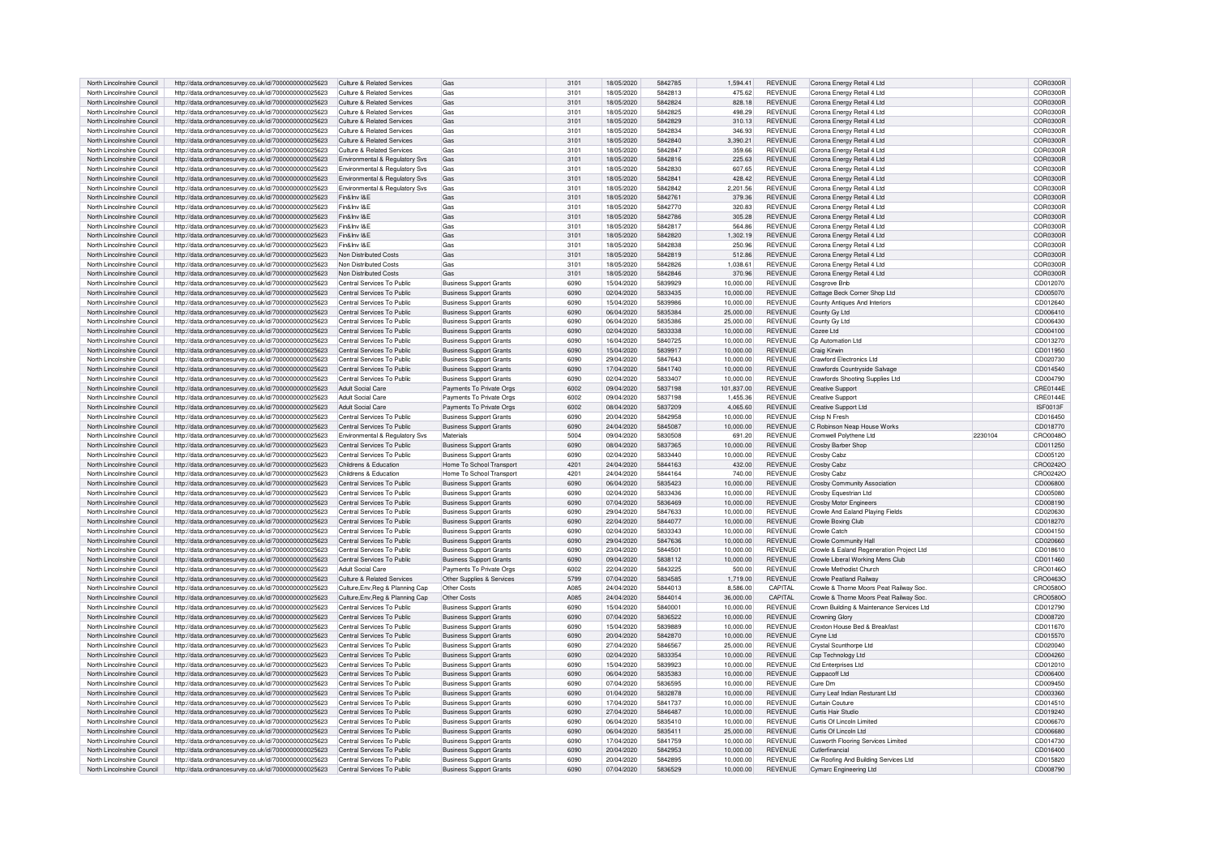| North Lincolnshire Council | http://data.ordnancesurvey.co.uk/id/7000000000025623 | Culture & Related Services | Gas | 3101 | 18/05/2020 | 5842785 | 1,594.41 | REVENUE | Corona Energy Retail 4 Ltd | | COR0300R |
|---|---|---|---|---|---|---|---|---|---|---|---|
| North Lincolnshire Council | http://data.ordnancesurvey.co.uk/id/7000000000025623 | Culture & Related Services | Gas | 3101 | 18/05/2020 | 5842813 | 475.62 | REVENUE | Corona Energy Retail 4 Ltd | | COR0300R |
| North Lincolnshire Council | http://data.ordnancesurvey.co.uk/id/7000000000025623 | Culture & Related Services | Gas | 3101 | 18/05/2020 | 5842824 | 828.18 | REVENUE | Corona Energy Retail 4 Ltd | | COR0300R |
| North Lincolnshire Council | http://data.ordnancesurvey.co.uk/id/7000000000025623 | Culture & Related Services | Gas | 3101 | 18/05/2020 | 5842825 | 498.29 | REVENUE | Corona Energy Retail 4 Ltd | | COR0300R |
| North Lincolnshire Council | http://data.ordnancesurvey.co.uk/id/7000000000025623 | Culture & Related Services | Gas | 3101 | 18/05/2020 | 5842829 | 310.13 | REVENUE | Corona Energy Retail 4 Ltd | | COR0300R |
| North Lincolnshire Council | http://data.ordnancesurvey.co.uk/id/7000000000025623 | Culture & Related Services | Gas | 3101 | 18/05/2020 | 5842834 | 346.93 | REVENUE | Corona Energy Retail 4 Ltd | | COR0300R |
| North Lincolnshire Council | http://data.ordnancesurvey.co.uk/id/7000000000025623 | Culture & Related Services | Gas | 3101 | 18/05/2020 | 5842840 | 3,390.21 | REVENUE | Corona Energy Retail 4 Ltd | | COR0300R |
| North Lincolnshire Council | http://data.ordnancesurvey.co.uk/id/7000000000025623 | Culture & Related Services | Gas | 3101 | 18/05/2020 | 5842847 | 359.66 | REVENUE | Corona Energy Retail 4 Ltd | | COR0300R |
| North Lincolnshire Council | http://data.ordnancesurvey.co.uk/id/7000000000025623 | Environmental & Regulatory Svs | Gas | 3101 | 18/05/2020 | 5842816 | 225.63 | REVENUE | Corona Energy Retail 4 Ltd | | COR0300R |
| North Lincolnshire Council | http://data.ordnancesurvey.co.uk/id/7000000000025623 | Environmental & Regulatory Svs | Gas | 3101 | 18/05/2020 | 5842830 | 607.65 | REVENUE | Corona Energy Retail 4 Ltd | | COR0300R |
| North Lincolnshire Council | http://data.ordnancesurvey.co.uk/id/7000000000025623 | Environmental & Regulatory Svs | Gas | 3101 | 18/05/2020 | 5842841 | 428.42 | REVENUE | Corona Energy Retail 4 Ltd | | COR0300R |
| North Lincolnshire Council | http://data.ordnancesurvey.co.uk/id/7000000000025623 | Environmental & Regulatory Svs | Gas | 3101 | 18/05/2020 | 5842842 | 2,201.56 | REVENUE | Corona Energy Retail 4 Ltd | | COR0300R |
| North Lincolnshire Council | http://data.ordnancesurvey.co.uk/id/7000000000025623 | Fin&Inv I&E | Gas | 3101 | 18/05/2020 | 5842761 | 379.36 | REVENUE | Corona Energy Retail 4 Ltd | | COR0300R |
| North Lincolnshire Council | http://data.ordnancesurvey.co.uk/id/7000000000025623 | Fin&Inv I&E | Gas | 3101 | 18/05/2020 | 5842770 | 320.83 | REVENUE | Corona Energy Retail 4 Ltd | | COR0300R |
| North Lincolnshire Council | http://data.ordnancesurvey.co.uk/id/7000000000025623 | Fin&Inv I&E | Gas | 3101 | 18/05/2020 | 5842786 | 305.28 | REVENUE | Corona Energy Retail 4 Ltd | | COR0300R |
| North Lincolnshire Council | http://data.ordnancesurvey.co.uk/id/7000000000025623 | Fin&Inv I&E | Gas | 3101 | 18/05/2020 | 5842817 | 564.86 | REVENUE | Corona Energy Retail 4 Ltd | | COR0300R |
| North Lincolnshire Council | http://data.ordnancesurvey.co.uk/id/7000000000025623 | Fin&Inv I&E | Gas | 3101 | 18/05/2020 | 5842820 | 1,302.19 | REVENUE | Corona Energy Retail 4 Ltd | | COR0300R |
| North Lincolnshire Council | http://data.ordnancesurvey.co.uk/id/7000000000025623 | Fin&Inv I&E | Gas | 3101 | 18/05/2020 | 5842838 | 250.96 | REVENUE | Corona Energy Retail 4 Ltd | | COR0300R |
| North Lincolnshire Council | http://data.ordnancesurvey.co.uk/id/7000000000025623 | Non Distributed Costs | Gas | 3101 | 18/05/2020 | 5842819 | 512.86 | REVENUE | Corona Energy Retail 4 Ltd | | COR0300R |
| North Lincolnshire Council | http://data.ordnancesurvey.co.uk/id/7000000000025623 | Non Distributed Costs | Gas | 3101 | 18/05/2020 | 5842826 | 1,038.61 | REVENUE | Corona Energy Retail 4 Ltd | | COR0300R |
| North Lincolnshire Council | http://data.ordnancesurvey.co.uk/id/7000000000025623 | Non Distributed Costs | Gas | 3101 | 18/05/2020 | 5842846 | 370.96 | REVENUE | Corona Energy Retail 4 Ltd | | COR0300R |
| North Lincolnshire Council | http://data.ordnancesurvey.co.uk/id/7000000000025623 | Central Services To Public | Business Support Grants | 6090 | 15/04/2020 | 5839929 | 10,000.00 | REVENUE | Cosgrove Bnb | | CD012070 |
| North Lincolnshire Council | http://data.ordnancesurvey.co.uk/id/7000000000025623 | Central Services To Public | Business Support Grants | 6090 | 02/04/2020 | 5833435 | 10,000.00 | REVENUE | Cottage Beck Corner Shop Ltd | | CD005070 |
| North Lincolnshire Council | http://data.ordnancesurvey.co.uk/id/7000000000025623 | Central Services To Public | Business Support Grants | 6090 | 15/04/2020 | 5839986 | 10,000.00 | REVENUE | County Antiques And Interiors | | CD012640 |
| North Lincolnshire Council | http://data.ordnancesurvey.co.uk/id/7000000000025623 | Central Services To Public | Business Support Grants | 6090 | 06/04/2020 | 5835384 | 25,000.00 | REVENUE | County Gy Ltd | | CD006410 |
| North Lincolnshire Council | http://data.ordnancesurvey.co.uk/id/7000000000025623 | Central Services To Public | Business Support Grants | 6090 | 06/04/2020 | 5835386 | 25,000.00 | REVENUE | County Gy Ltd | | CD006430 |
| North Lincolnshire Council | http://data.ordnancesurvey.co.uk/id/7000000000025623 | Central Services To Public | Business Support Grants | 6090 | 02/04/2020 | 5833338 | 10,000.00 | REVENUE | Cozee Ltd | | CD004100 |
| North Lincolnshire Council | http://data.ordnancesurvey.co.uk/id/7000000000025623 | Central Services To Public | Business Support Grants | 6090 | 16/04/2020 | 5840725 | 10,000.00 | REVENUE | Cp Automation Ltd | | CD013270 |
| North Lincolnshire Council | http://data.ordnancesurvey.co.uk/id/7000000000025623 | Central Services To Public | Business Support Grants | 6090 | 15/04/2020 | 5839917 | 10,000.00 | REVENUE | Craig Kirwin | | CD011950 |
| North Lincolnshire Council | http://data.ordnancesurvey.co.uk/id/7000000000025623 | Central Services To Public | Business Support Grants | 6090 | 29/04/2020 | 5847643 | 10,000.00 | REVENUE | Crawford Electronics Ltd | | CD020730 |
| North Lincolnshire Council | http://data.ordnancesurvey.co.uk/id/7000000000025623 | Central Services To Public | Business Support Grants | 6090 | 17/04/2020 | 5841740 | 10,000.00 | REVENUE | Crawfords Countryside Salvage | | CD014540 |
| North Lincolnshire Council | http://data.ordnancesurvey.co.uk/id/7000000000025623 | Central Services To Public | Business Support Grants | 6090 | 02/04/2020 | 5833407 | 10,000.00 | REVENUE | Crawfords Shooting Supplies Ltd | | CD004790 |
| North Lincolnshire Council | http://data.ordnancesurvey.co.uk/id/7000000000025623 | Adult Social Care | Payments To Private Orgs | 6002 | 09/04/2020 | 5837198 | 101,837.00 | REVENUE | Creative Support | | CRE0144E |
| North Lincolnshire Council | http://data.ordnancesurvey.co.uk/id/7000000000025623 | Adult Social Care | Payments To Private Orgs | 6002 | 09/04/2020 | 5837198 | 1,455.36 | REVENUE | Creative Support | | CRE0144E |
| North Lincolnshire Council | http://data.ordnancesurvey.co.uk/id/7000000000025623 | Adult Social Care | Payments To Private Orgs | 6002 | 08/04/2020 | 5837209 | 4,065.60 | REVENUE | Creative Support Ltd | | ISF0013F |
| North Lincolnshire Council | http://data.ordnancesurvey.co.uk/id/7000000000025623 | Central Services To Public | Business Support Grants | 6090 | 20/04/2020 | 5842958 | 10,000.00 | REVENUE | Crisp N Fresh | | CD016450 |
| North Lincolnshire Council | http://data.ordnancesurvey.co.uk/id/7000000000025623 | Central Services To Public | Business Support Grants | 6090 | 24/04/2020 | 5845087 | 10,000.00 | REVENUE | C Robinson Neap House Works | | CD018770 |
| North Lincolnshire Council | http://data.ordnancesurvey.co.uk/id/7000000000025623 | Environmental & Regulatory Svs | Materials | 5004 | 09/04/2020 | 5830508 | 691.20 | REVENUE | Cromwell Polythene Ltd | 2230104 | CRO0048O |
| North Lincolnshire Council | http://data.ordnancesurvey.co.uk/id/7000000000025623 | Central Services To Public | Business Support Grants | 6090 | 08/04/2020 | 5837365 | 10,000.00 | REVENUE | Crosby Barber Shop | | CD011250 |
| North Lincolnshire Council | http://data.ordnancesurvey.co.uk/id/7000000000025623 | Central Services To Public | Business Support Grants | 6090 | 02/04/2020 | 5833440 | 10,000.00 | REVENUE | Crosby Cabz | | CD005120 |
| North Lincolnshire Council | http://data.ordnancesurvey.co.uk/id/7000000000025623 | Childrens & Education | Home To School Transport | 4201 | 24/04/2020 | 5844163 | 432.00 | REVENUE | Crosby Cabz | | CRO0242O |
| North Lincolnshire Council | http://data.ordnancesurvey.co.uk/id/7000000000025623 | Childrens & Education | Home To School Transport | 4201 | 24/04/2020 | 5844164 | 740.00 | REVENUE | Crosby Cabz | | CRO0242O |
| North Lincolnshire Council | http://data.ordnancesurvey.co.uk/id/7000000000025623 | Central Services To Public | Business Support Grants | 6090 | 06/04/2020 | 5835423 | 10,000.00 | REVENUE | Crosby Community Association | | CD006800 |
| North Lincolnshire Council | http://data.ordnancesurvey.co.uk/id/7000000000025623 | Central Services To Public | Business Support Grants | 6090 | 02/04/2020 | 5833436 | 10,000.00 | REVENUE | Crosby Equestrian Ltd | | CD005080 |
| North Lincolnshire Council | http://data.ordnancesurvey.co.uk/id/7000000000025623 | Central Services To Public | Business Support Grants | 6090 | 07/04/2020 | 5836469 | 10,000.00 | REVENUE | Crosby Motor Engineers | | CD008190 |
| North Lincolnshire Council | http://data.ordnancesurvey.co.uk/id/7000000000025623 | Central Services To Public | Business Support Grants | 6090 | 29/04/2020 | 5847633 | 10,000.00 | REVENUE | Crowle And Ealand Playing Fields | | CD020630 |
| North Lincolnshire Council | http://data.ordnancesurvey.co.uk/id/7000000000025623 | Central Services To Public | Business Support Grants | 6090 | 22/04/2020 | 5844077 | 10,000.00 | REVENUE | Crowle Boxing Club | | CD018270 |
| North Lincolnshire Council | http://data.ordnancesurvey.co.uk/id/7000000000025623 | Central Services To Public | Business Support Grants | 6090 | 02/04/2020 | 5833343 | 10,000.00 | REVENUE | Crowle Catch | | CD004150 |
| North Lincolnshire Council | http://data.ordnancesurvey.co.uk/id/7000000000025623 | Central Services To Public | Business Support Grants | 6090 | 29/04/2020 | 5847636 | 10,000.00 | REVENUE | Crowle Community Hall | | CD020660 |
| North Lincolnshire Council | http://data.ordnancesurvey.co.uk/id/7000000000025623 | Central Services To Public | Business Support Grants | 6090 | 23/04/2020 | 5844501 | 10,000.00 | REVENUE | Crowle & Ealand Regeneration Project Ltd | | CD018610 |
| North Lincolnshire Council | http://data.ordnancesurvey.co.uk/id/7000000000025623 | Central Services To Public | Business Support Grants | 6090 | 09/04/2020 | 5838112 | 10,000.00 | REVENUE | Crowle Liberal Working Mens Club | | CD011460 |
| North Lincolnshire Council | http://data.ordnancesurvey.co.uk/id/7000000000025623 | Adult Social Care | Payments To Private Orgs | 6002 | 22/04/2020 | 5843225 | 500.00 | REVENUE | Crowle Methodist Church | | CRO0146O |
| North Lincolnshire Council | http://data.ordnancesurvey.co.uk/id/7000000000025623 | Culture & Related Services | Other Supplies & Services | 5799 | 07/04/2020 | 5834585 | 1,719.00 | REVENUE | Crowle Peatland Railway | | CRO0463O |
| North Lincolnshire Council | http://data.ordnancesurvey.co.uk/id/7000000000025623 | Culture,Env,Reg & Planning Cap | Other Costs | A085 | 24/04/2020 | 5844013 | 8,586.00 | CAPITAL | Crowle & Thorne Moors Peat Railway Soc. | | CRO0580O |
| North Lincolnshire Council | http://data.ordnancesurvey.co.uk/id/7000000000025623 | Culture,Env,Reg & Planning Cap | Other Costs | A085 | 24/04/2020 | 5844014 | 36,000.00 | CAPITAL | Crowle & Thorne Moors Peat Railway Soc. | | CRO0580O |
| North Lincolnshire Council | http://data.ordnancesurvey.co.uk/id/7000000000025623 | Central Services To Public | Business Support Grants | 6090 | 15/04/2020 | 5840001 | 10,000.00 | REVENUE | Crown Building & Maintenance Services Ltd | | CD012790 |
| North Lincolnshire Council | http://data.ordnancesurvey.co.uk/id/7000000000025623 | Central Services To Public | Business Support Grants | 6090 | 07/04/2020 | 5836522 | 10,000.00 | REVENUE | Crowning Glory | | CD008720 |
| North Lincolnshire Council | http://data.ordnancesurvey.co.uk/id/7000000000025623 | Central Services To Public | Business Support Grants | 6090 | 15/04/2020 | 5839889 | 10,000.00 | REVENUE | Croxton House Bed & Breakfast | | CD011670 |
| North Lincolnshire Council | http://data.ordnancesurvey.co.uk/id/7000000000025623 | Central Services To Public | Business Support Grants | 6090 | 20/04/2020 | 5842870 | 10,000.00 | REVENUE | Cryne Ltd | | CD015570 |
| North Lincolnshire Council | http://data.ordnancesurvey.co.uk/id/7000000000025623 | Central Services To Public | Business Support Grants | 6090 | 27/04/2020 | 5846567 | 25,000.00 | REVENUE | Crystal Scunthorpe Ltd | | CD020040 |
| North Lincolnshire Council | http://data.ordnancesurvey.co.uk/id/7000000000025623 | Central Services To Public | Business Support Grants | 6090 | 02/04/2020 | 5833354 | 10,000.00 | REVENUE | Csp Technology Ltd | | CD004260 |
| North Lincolnshire Council | http://data.ordnancesurvey.co.uk/id/7000000000025623 | Central Services To Public | Business Support Grants | 6090 | 15/04/2020 | 5839923 | 10,000.00 | REVENUE | Ctd Enterprises Ltd | | CD012010 |
| North Lincolnshire Council | http://data.ordnancesurvey.co.uk/id/7000000000025623 | Central Services To Public | Business Support Grants | 6090 | 06/04/2020 | 5835383 | 10,000.00 | REVENUE | Cuppacoff Ltd | | CD006400 |
| North Lincolnshire Council | http://data.ordnancesurvey.co.uk/id/7000000000025623 | Central Services To Public | Business Support Grants | 6090 | 07/04/2020 | 5836595 | 10,000.00 | REVENUE | Cure Dm | | CD009450 |
| North Lincolnshire Council | http://data.ordnancesurvey.co.uk/id/7000000000025623 | Central Services To Public | Business Support Grants | 6090 | 01/04/2020 | 5832878 | 10,000.00 | REVENUE | Curry Leaf Indian Resturant Ltd | | CD003360 |
| North Lincolnshire Council | http://data.ordnancesurvey.co.uk/id/7000000000025623 | Central Services To Public | Business Support Grants | 6090 | 17/04/2020 | 5841737 | 10,000.00 | REVENUE | Curtain Couture | | CD014510 |
| North Lincolnshire Council | http://data.ordnancesurvey.co.uk/id/7000000000025623 | Central Services To Public | Business Support Grants | 6090 | 27/04/2020 | 5846487 | 10,000.00 | REVENUE | Curtis Hair Studio | | CD019240 |
| North Lincolnshire Council | http://data.ordnancesurvey.co.uk/id/7000000000025623 | Central Services To Public | Business Support Grants | 6090 | 06/04/2020 | 5835410 | 10,000.00 | REVENUE | Curtis Of Lincoln Limited | | CD006670 |
| North Lincolnshire Council | http://data.ordnancesurvey.co.uk/id/7000000000025623 | Central Services To Public | Business Support Grants | 6090 | 06/04/2020 | 5835411 | 25,000.00 | REVENUE | Curtis Of Lincoln Ltd | | CD006680 |
| North Lincolnshire Council | http://data.ordnancesurvey.co.uk/id/7000000000025623 | Central Services To Public | Business Support Grants | 6090 | 17/04/2020 | 5841759 | 10,000.00 | REVENUE | Cusworth Flooring Services Limited | | CD014730 |
| North Lincolnshire Council | http://data.ordnancesurvey.co.uk/id/7000000000025623 | Central Services To Public | Business Support Grants | 6090 | 20/04/2020 | 5842953 | 10,000.00 | REVENUE | Cutlerfinancial | | CD016400 |
| North Lincolnshire Council | http://data.ordnancesurvey.co.uk/id/7000000000025623 | Central Services To Public | Business Support Grants | 6090 | 20/04/2020 | 5842895 | 10,000.00 | REVENUE | Cw Roofing And Building Services Ltd | | CD015820 |
| North Lincolnshire Council | http://data.ordnancesurvey.co.uk/id/7000000000025623 | Central Services To Public | Business Support Grants | 6090 | 07/04/2020 | 5836529 | 10,000.00 | REVENUE | Cymarc Engineering Ltd | | CD008790 |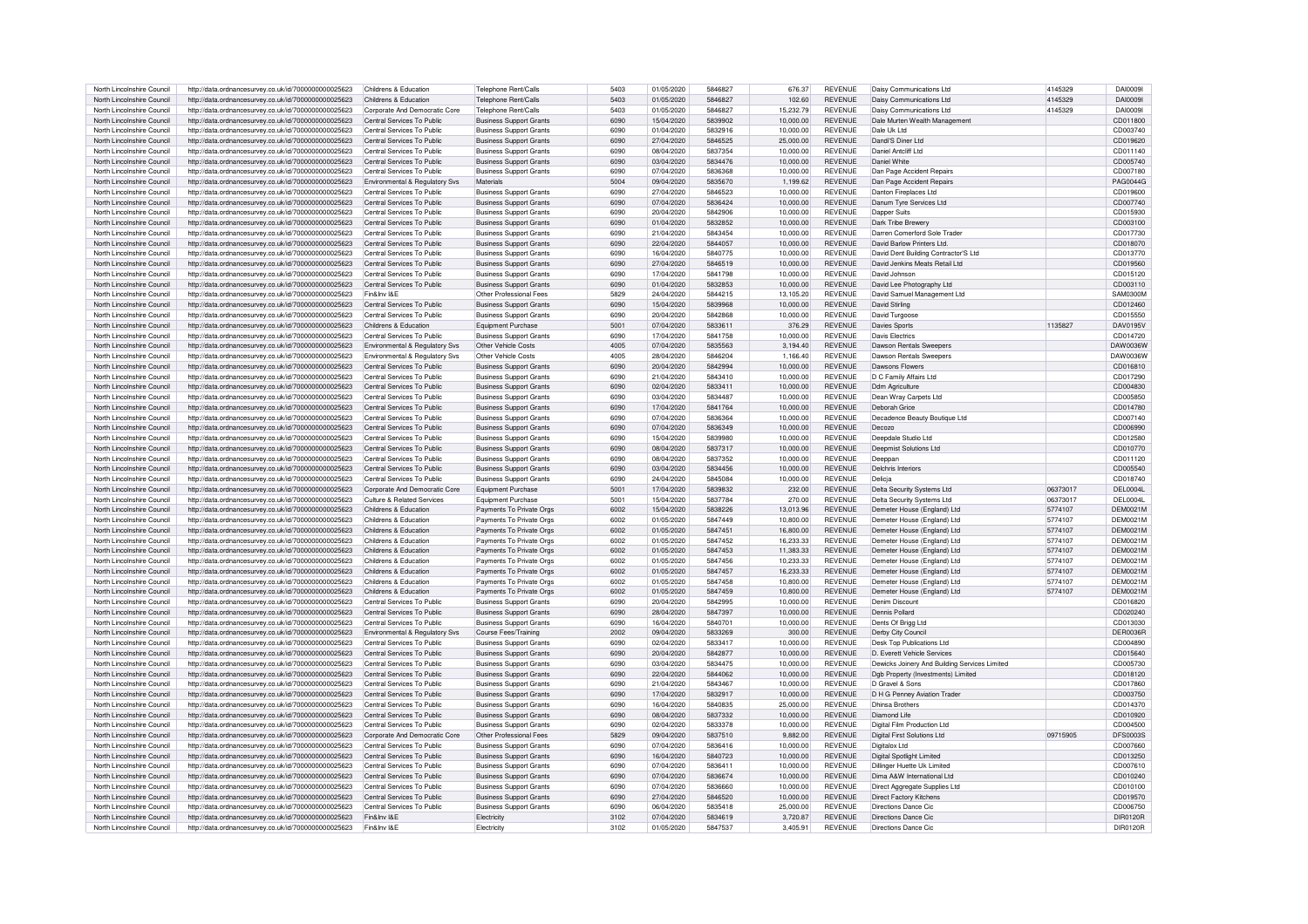| North Lincolnshire Council | http://data.ordnancesurvey.co.uk/id/7000000000025623 | Childrens & Education | Telephone Rent/Calls | 5403 | 01/05/2020 | 5846827 | 676.37 | REVENUE | Daisy Communications Ltd | 4145329 | DAI0009I |
|---|---|---|---|---|---|---|---|---|---|---|---|
| North Lincolnshire Council | http://data.ordnancesurvey.co.uk/id/7000000000025623 | Childrens & Education | Telephone Rent/Calls | 5403 | 01/05/2020 | 5846827 | 102.60 | REVENUE | Daisy Communications Ltd | 4145329 | DAI0009I |
| North Lincolnshire Council | http://data.ordnancesurvey.co.uk/id/7000000000025623 | Corporate And Democratic Core | Telephone Rent/Calls | 5403 | 01/05/2020 | 5846827 | 15,232.79 | REVENUE | Daisy Communications Ltd | 4145329 | DAI0009I |
| North Lincolnshire Council | http://data.ordnancesurvey.co.uk/id/7000000000025623 | Central Services To Public | Business Support Grants | 6090 | 15/04/2020 | 5839902 | 10,000.00 | REVENUE | Dale Murten Wealth Management | | CD011800 |
| North Lincolnshire Council | http://data.ordnancesurvey.co.uk/id/7000000000025623 | Central Services To Public | Business Support Grants | 6090 | 01/04/2020 | 5832916 | 10,000.00 | REVENUE | Dale Uk Ltd | | CD003740 |
| North Lincolnshire Council | http://data.ordnancesurvey.co.uk/id/7000000000025623 | Central Services To Public | Business Support Grants | 6090 | 27/04/2020 | 5846525 | 25,000.00 | REVENUE | Dandi'S Diner Ltd | | CD019620 |
| North Lincolnshire Council | http://data.ordnancesurvey.co.uk/id/7000000000025623 | Central Services To Public | Business Support Grants | 6090 | 08/04/2020 | 5837354 | 10,000.00 | REVENUE | Daniel Antcliff Ltd | | CD011140 |
| North Lincolnshire Council | http://data.ordnancesurvey.co.uk/id/7000000000025623 | Central Services To Public | Business Support Grants | 6090 | 03/04/2020 | 5834476 | 10,000.00 | REVENUE | Daniel White | | CD005740 |
| North Lincolnshire Council | http://data.ordnancesurvey.co.uk/id/7000000000025623 | Central Services To Public | Business Support Grants | 6090 | 07/04/2020 | 5836368 | 10,000.00 | REVENUE | Dan Page Accident Repairs | | CD007180 |
| North Lincolnshire Council | http://data.ordnancesurvey.co.uk/id/7000000000025623 | Environmental & Regulatory Svs | Materials | 5004 | 09/04/2020 | 5835670 | 1,199.62 | REVENUE | Dan Page Accident Repairs | | PAG0044G |
| North Lincolnshire Council | http://data.ordnancesurvey.co.uk/id/7000000000025623 | Central Services To Public | Business Support Grants | 6090 | 27/04/2020 | 5846523 | 10,000.00 | REVENUE | Danton Fireplaces Ltd | | CD019600 |
| North Lincolnshire Council | http://data.ordnancesurvey.co.uk/id/7000000000025623 | Central Services To Public | Business Support Grants | 6090 | 07/04/2020 | 5836424 | 10,000.00 | REVENUE | Danum Tyre Services Ltd | | CD007740 |
| North Lincolnshire Council | http://data.ordnancesurvey.co.uk/id/7000000000025623 | Central Services To Public | Business Support Grants | 6090 | 20/04/2020 | 5842906 | 10,000.00 | REVENUE | Dapper Suits | | CD015930 |
| North Lincolnshire Council | http://data.ordnancesurvey.co.uk/id/7000000000025623 | Central Services To Public | Business Support Grants | 6090 | 01/04/2020 | 5832852 | 10,000.00 | REVENUE | Dark Tribe Brewery | | CD003100 |
| North Lincolnshire Council | http://data.ordnancesurvey.co.uk/id/7000000000025623 | Central Services To Public | Business Support Grants | 6090 | 21/04/2020 | 5843454 | 10,000.00 | REVENUE | Darren Comerford Sole Trader | | CD017730 |
| North Lincolnshire Council | http://data.ordnancesurvey.co.uk/id/7000000000025623 | Central Services To Public | Business Support Grants | 6090 | 22/04/2020 | 5844057 | 10,000.00 | REVENUE | David Barlow Printers Ltd. | | CD018070 |
| North Lincolnshire Council | http://data.ordnancesurvey.co.uk/id/7000000000025623 | Central Services To Public | Business Support Grants | 6090 | 16/04/2020 | 5840775 | 10,000.00 | REVENUE | David Dent Building Contractor'S Ltd | | CD013770 |
| North Lincolnshire Council | http://data.ordnancesurvey.co.uk/id/7000000000025623 | Central Services To Public | Business Support Grants | 6090 | 27/04/2020 | 5846519 | 10,000.00 | REVENUE | David Jenkins Meats Retail Ltd | | CD019560 |
| North Lincolnshire Council | http://data.ordnancesurvey.co.uk/id/7000000000025623 | Central Services To Public | Business Support Grants | 6090 | 17/04/2020 | 5841798 | 10,000.00 | REVENUE | David Johnson | | CD015120 |
| North Lincolnshire Council | http://data.ordnancesurvey.co.uk/id/7000000000025623 | Central Services To Public | Business Support Grants | 6090 | 01/04/2020 | 5832853 | 10,000.00 | REVENUE | David Lee Photography Ltd | | CD003110 |
| North Lincolnshire Council | http://data.ordnancesurvey.co.uk/id/7000000000025623 | Fin&Inv I&E | Other Professional Fees | 5829 | 24/04/2020 | 5844215 | 13,105.20 | REVENUE | David Samuel Management Ltd | | SAM0300M |
| North Lincolnshire Council | http://data.ordnancesurvey.co.uk/id/7000000000025623 | Central Services To Public | Business Support Grants | 6090 | 15/04/2020 | 5839968 | 10,000.00 | REVENUE | David Stirling | | CD012460 |
| North Lincolnshire Council | http://data.ordnancesurvey.co.uk/id/7000000000025623 | Central Services To Public | Business Support Grants | 6090 | 20/04/2020 | 5842868 | 10,000.00 | REVENUE | David Turgoose | | CD015550 |
| North Lincolnshire Council | http://data.ordnancesurvey.co.uk/id/7000000000025623 | Childrens & Education | Equipment Purchase | 5001 | 07/04/2020 | 5833611 | 376.29 | REVENUE | Davies Sports | 1135827 | DAV0195V |
| North Lincolnshire Council | http://data.ordnancesurvey.co.uk/id/7000000000025623 | Central Services To Public | Business Support Grants | 6090 | 17/04/2020 | 5841758 | 10,000.00 | REVENUE | Davis Electrics | | CD014720 |
| North Lincolnshire Council | http://data.ordnancesurvey.co.uk/id/7000000000025623 | Environmental & Regulatory Svs | Other Vehicle Costs | 4005 | 07/04/2020 | 5835563 | 3,194.40 | REVENUE | Dawson Rentals Sweepers | | DAW0036W |
| North Lincolnshire Council | http://data.ordnancesurvey.co.uk/id/7000000000025623 | Environmental & Regulatory Svs | Other Vehicle Costs | 4005 | 28/04/2020 | 5846204 | 1,166.40 | REVENUE | Dawson Rentals Sweepers | | DAW0036W |
| North Lincolnshire Council | http://data.ordnancesurvey.co.uk/id/7000000000025623 | Central Services To Public | Business Support Grants | 6090 | 20/04/2020 | 5842994 | 10,000.00 | REVENUE | Dawsons Flowers | | CD016810 |
| North Lincolnshire Council | http://data.ordnancesurvey.co.uk/id/7000000000025623 | Central Services To Public | Business Support Grants | 6090 | 21/04/2020 | 5843410 | 10,000.00 | REVENUE | D C Family Affairs Ltd | | CD017290 |
| North Lincolnshire Council | http://data.ordnancesurvey.co.uk/id/7000000000025623 | Central Services To Public | Business Support Grants | 6090 | 02/04/2020 | 5833411 | 10,000.00 | REVENUE | Ddm Agriculture | | CD004830 |
| North Lincolnshire Council | http://data.ordnancesurvey.co.uk/id/7000000000025623 | Central Services To Public | Business Support Grants | 6090 | 03/04/2020 | 5834487 | 10,000.00 | REVENUE | Dean Wray Carpets Ltd | | CD005850 |
| North Lincolnshire Council | http://data.ordnancesurvey.co.uk/id/7000000000025623 | Central Services To Public | Business Support Grants | 6090 | 17/04/2020 | 5841764 | 10,000.00 | REVENUE | Deborah Grice | | CD014780 |
| North Lincolnshire Council | http://data.ordnancesurvey.co.uk/id/7000000000025623 | Central Services To Public | Business Support Grants | 6090 | 07/04/2020 | 5836364 | 10,000.00 | REVENUE | Decadence Beauty Boutique Ltd | | CD007140 |
| North Lincolnshire Council | http://data.ordnancesurvey.co.uk/id/7000000000025623 | Central Services To Public | Business Support Grants | 6090 | 07/04/2020 | 5836349 | 10,000.00 | REVENUE | Decozo | | CD006990 |
| North Lincolnshire Council | http://data.ordnancesurvey.co.uk/id/7000000000025623 | Central Services To Public | Business Support Grants | 6090 | 15/04/2020 | 5839980 | 10,000.00 | REVENUE | Deepdale Studio Ltd | | CD012580 |
| North Lincolnshire Council | http://data.ordnancesurvey.co.uk/id/7000000000025623 | Central Services To Public | Business Support Grants | 6090 | 08/04/2020 | 5837317 | 10,000.00 | REVENUE | Deepmist Solutions Ltd | | CD010770 |
| North Lincolnshire Council | http://data.ordnancesurvey.co.uk/id/7000000000025623 | Central Services To Public | Business Support Grants | 6090 | 08/04/2020 | 5837352 | 10,000.00 | REVENUE | Deeppan | | CD011120 |
| North Lincolnshire Council | http://data.ordnancesurvey.co.uk/id/7000000000025623 | Central Services To Public | Business Support Grants | 6090 | 03/04/2020 | 5834456 | 10,000.00 | REVENUE | Delchris Interiors | | CD005540 |
| North Lincolnshire Council | http://data.ordnancesurvey.co.uk/id/7000000000025623 | Central Services To Public | Business Support Grants | 6090 | 24/04/2020 | 5845084 | 10,000.00 | REVENUE | Delicja | | CD018740 |
| North Lincolnshire Council | http://data.ordnancesurvey.co.uk/id/7000000000025623 | Corporate And Democratic Core | Equipment Purchase | 5001 | 17/04/2020 | 5839832 | 232.00 | REVENUE | Delta Security Systems Ltd | 06373017 | DEL0004L |
| North Lincolnshire Council | http://data.ordnancesurvey.co.uk/id/7000000000025623 | Culture & Related Services | Equipment Purchase | 5001 | 15/04/2020 | 5837784 | 270.00 | REVENUE | Delta Security Systems Ltd | 06373017 | DEL0004L |
| North Lincolnshire Council | http://data.ordnancesurvey.co.uk/id/7000000000025623 | Childrens & Education | Payments To Private Orgs | 6002 | 15/04/2020 | 5838226 | 13,013.96 | REVENUE | Demeter House (England) Ltd | 5774107 | DEM0021M |
| North Lincolnshire Council | http://data.ordnancesurvey.co.uk/id/7000000000025623 | Childrens & Education | Payments To Private Orgs | 6002 | 01/05/2020 | 5847449 | 10,800.00 | REVENUE | Demeter House (England) Ltd | 5774107 | DEM0021M |
| North Lincolnshire Council | http://data.ordnancesurvey.co.uk/id/7000000000025623 | Childrens & Education | Payments To Private Orgs | 6002 | 01/05/2020 | 5847451 | 16,800.00 | REVENUE | Demeter House (England) Ltd | 5774107 | DEM0021M |
| North Lincolnshire Council | http://data.ordnancesurvey.co.uk/id/7000000000025623 | Childrens & Education | Payments To Private Orgs | 6002 | 01/05/2020 | 5847452 | 16,233.33 | REVENUE | Demeter House (England) Ltd | 5774107 | DEM0021M |
| North Lincolnshire Council | http://data.ordnancesurvey.co.uk/id/7000000000025623 | Childrens & Education | Payments To Private Orgs | 6002 | 01/05/2020 | 5847453 | 11,383.33 | REVENUE | Demeter House (England) Ltd | 5774107 | DEM0021M |
| North Lincolnshire Council | http://data.ordnancesurvey.co.uk/id/7000000000025623 | Childrens & Education | Payments To Private Orgs | 6002 | 01/05/2020 | 5847456 | 10,233.33 | REVENUE | Demeter House (England) Ltd | 5774107 | DEM0021M |
| North Lincolnshire Council | http://data.ordnancesurvey.co.uk/id/7000000000025623 | Childrens & Education | Payments To Private Orgs | 6002 | 01/05/2020 | 5847457 | 16,233.33 | REVENUE | Demeter House (England) Ltd | 5774107 | DEM0021M |
| North Lincolnshire Council | http://data.ordnancesurvey.co.uk/id/7000000000025623 | Childrens & Education | Payments To Private Orgs | 6002 | 01/05/2020 | 5847458 | 10,800.00 | REVENUE | Demeter House (England) Ltd | 5774107 | DEM0021M |
| North Lincolnshire Council | http://data.ordnancesurvey.co.uk/id/7000000000025623 | Childrens & Education | Payments To Private Orgs | 6002 | 01/05/2020 | 5847459 | 10,800.00 | REVENUE | Demeter House (England) Ltd | 5774107 | DEM0021M |
| North Lincolnshire Council | http://data.ordnancesurvey.co.uk/id/7000000000025623 | Central Services To Public | Business Support Grants | 6090 | 20/04/2020 | 5842995 | 10,000.00 | REVENUE | Denim Discount | | CD016820 |
| North Lincolnshire Council | http://data.ordnancesurvey.co.uk/id/7000000000025623 | Central Services To Public | Business Support Grants | 6090 | 28/04/2020 | 5847397 | 10,000.00 | REVENUE | Dennis Pollard | | CD020240 |
| North Lincolnshire Council | http://data.ordnancesurvey.co.uk/id/7000000000025623 | Central Services To Public | Business Support Grants | 6090 | 16/04/2020 | 5840701 | 10,000.00 | REVENUE | Dents Of Brigg Ltd | | CD013030 |
| North Lincolnshire Council | http://data.ordnancesurvey.co.uk/id/7000000000025623 | Environmental & Regulatory Svs | Course Fees/Training | 2002 | 09/04/2020 | 5833269 | 300.00 | REVENUE | Derby City Council | | DER0036R |
| North Lincolnshire Council | http://data.ordnancesurvey.co.uk/id/7000000000025623 | Central Services To Public | Business Support Grants | 6090 | 02/04/2020 | 5833417 | 10,000.00 | REVENUE | Desk Top Publications Ltd | | CD004890 |
| North Lincolnshire Council | http://data.ordnancesurvey.co.uk/id/7000000000025623 | Central Services To Public | Business Support Grants | 6090 | 20/04/2020 | 5842877 | 10,000.00 | REVENUE | D. Everett Vehicle Services | | CD015640 |
| North Lincolnshire Council | http://data.ordnancesurvey.co.uk/id/7000000000025623 | Central Services To Public | Business Support Grants | 6090 | 03/04/2020 | 5834475 | 10,000.00 | REVENUE | Dewicks Joinery And Building Services Limited | | CD005730 |
| North Lincolnshire Council | http://data.ordnancesurvey.co.uk/id/7000000000025623 | Central Services To Public | Business Support Grants | 6090 | 22/04/2020 | 5844062 | 10,000.00 | REVENUE | Dgb Property (Investments) Limited | | CD018120 |
| North Lincolnshire Council | http://data.ordnancesurvey.co.uk/id/7000000000025623 | Central Services To Public | Business Support Grants | 6090 | 21/04/2020 | 5843467 | 10,000.00 | REVENUE | D Gravel & Sons | | CD017860 |
| North Lincolnshire Council | http://data.ordnancesurvey.co.uk/id/7000000000025623 | Central Services To Public | Business Support Grants | 6090 | 17/04/2020 | 5832917 | 10,000.00 | REVENUE | D H G Penney Aviation Trader | | CD003750 |
| North Lincolnshire Council | http://data.ordnancesurvey.co.uk/id/7000000000025623 | Central Services To Public | Business Support Grants | 6090 | 16/04/2020 | 5840835 | 25,000.00 | REVENUE | Dhinsa Brothers | | CD014370 |
| North Lincolnshire Council | http://data.ordnancesurvey.co.uk/id/7000000000025623 | Central Services To Public | Business Support Grants | 6090 | 08/04/2020 | 5837332 | 10,000.00 | REVENUE | Diamond Life | | CD010920 |
| North Lincolnshire Council | http://data.ordnancesurvey.co.uk/id/7000000000025623 | Central Services To Public | Business Support Grants | 6090 | 02/04/2020 | 5833378 | 10,000.00 | REVENUE | Digital Film Production Ltd | | CD004500 |
| North Lincolnshire Council | http://data.ordnancesurvey.co.uk/id/7000000000025623 | Corporate And Democratic Core | Other Professional Fees | 5829 | 09/04/2020 | 5837510 | 9,882.00 | REVENUE | Digital First Solutions Ltd | 09715905 | DFS0003S |
| North Lincolnshire Council | http://data.ordnancesurvey.co.uk/id/7000000000025623 | Central Services To Public | Business Support Grants | 6090 | 07/04/2020 | 5836416 | 10,000.00 | REVENUE | Digitalox Ltd | | CD007660 |
| North Lincolnshire Council | http://data.ordnancesurvey.co.uk/id/7000000000025623 | Central Services To Public | Business Support Grants | 6090 | 16/04/2020 | 5840723 | 10,000.00 | REVENUE | Digital Spotlight Limited | | CD013250 |
| North Lincolnshire Council | http://data.ordnancesurvey.co.uk/id/7000000000025623 | Central Services To Public | Business Support Grants | 6090 | 07/04/2020 | 5836411 | 10,000.00 | REVENUE | Dillinger Huette Uk Limited | | CD007610 |
| North Lincolnshire Council | http://data.ordnancesurvey.co.uk/id/7000000000025623 | Central Services To Public | Business Support Grants | 6090 | 07/04/2020 | 5836674 | 10,000.00 | REVENUE | Dima A&W International Ltd | | CD010240 |
| North Lincolnshire Council | http://data.ordnancesurvey.co.uk/id/7000000000025623 | Central Services To Public | Business Support Grants | 6090 | 07/04/2020 | 5836660 | 10,000.00 | REVENUE | Direct Aggregate Supplies Ltd | | CD010100 |
| North Lincolnshire Council | http://data.ordnancesurvey.co.uk/id/7000000000025623 | Central Services To Public | Business Support Grants | 6090 | 27/04/2020 | 5846520 | 10,000.00 | REVENUE | Direct Factory Kitchens | | CD019570 |
| North Lincolnshire Council | http://data.ordnancesurvey.co.uk/id/7000000000025623 | Central Services To Public | Business Support Grants | 6090 | 06/04/2020 | 5835418 | 25,000.00 | REVENUE | Directions Dance Cic | | CD006750 |
| North Lincolnshire Council | http://data.ordnancesurvey.co.uk/id/7000000000025623 | Fin&Inv I&E | Electricity | 3102 | 07/04/2020 | 5834619 | 3,720.87 | REVENUE | Directions Dance Cic | | DIR0120R |
| North Lincolnshire Council | http://data.ordnancesurvey.co.uk/id/7000000000025623 | Fin&Inv I&E | Electricity | 3102 | 01/05/2020 | 5847537 | 3,405.91 | REVENUE | Directions Dance Cic | | DIR0120R |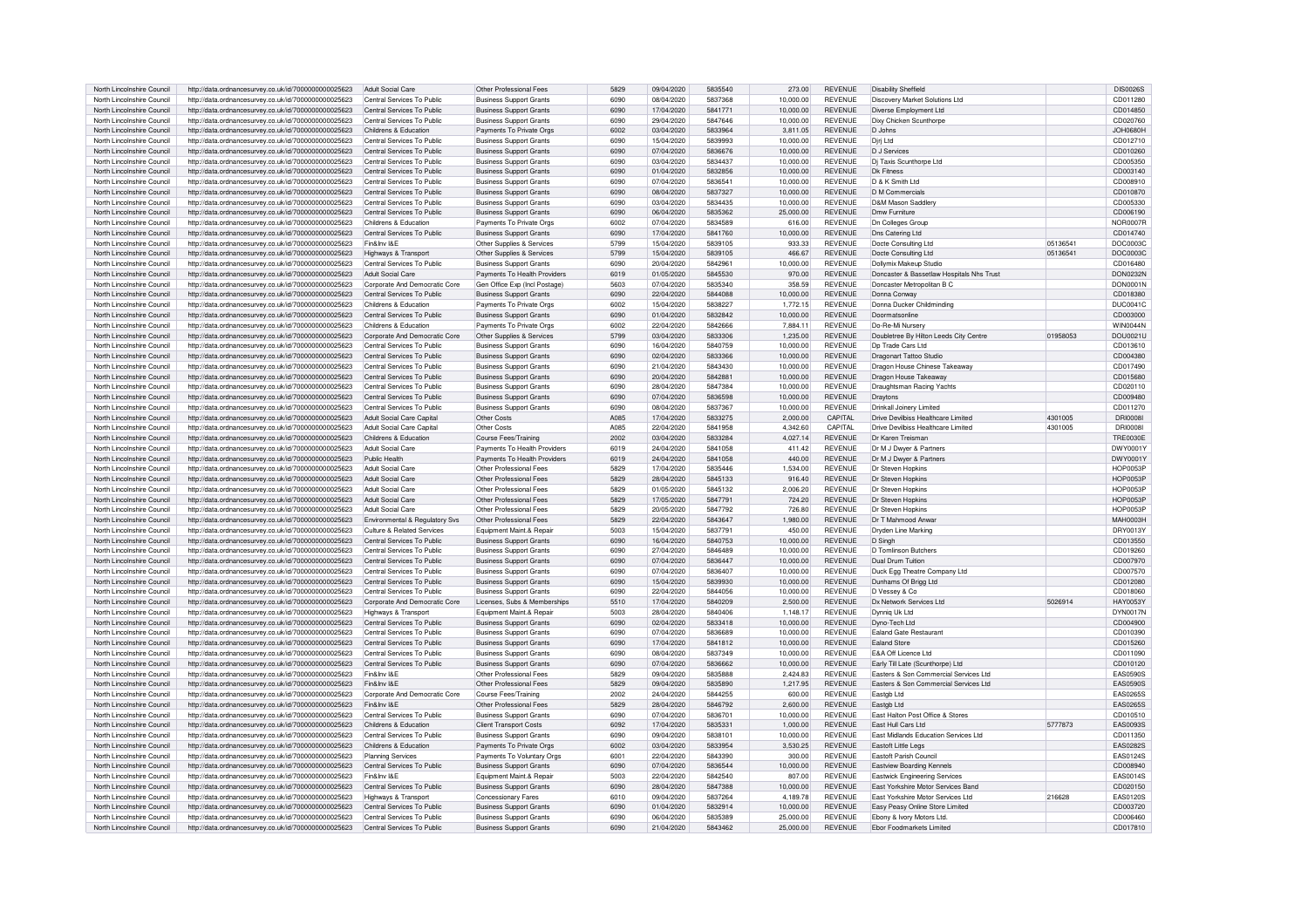| North Lincolnshire Council | http://data.ordnancesurvey.co.uk/id/7000000000025623 | Adult Social Care | Other Professional Fees | 5829 | 09/04/2020 | 5835540 | 273.00 | REVENUE | Disability Sheffield | | DIS0026S |
|---|---|---|---|---|---|---|---|---|---|---|---|
| North Lincolnshire Council | http://data.ordnancesurvey.co.uk/id/7000000000025623 | Central Services To Public | Business Support Grants | 6090 | 08/04/2020 | 5837368 | 10,000.00 | REVENUE | Discovery Market Solutions Ltd | | CD011280 |
| North Lincolnshire Council | http://data.ordnancesurvey.co.uk/id/7000000000025623 | Central Services To Public | Business Support Grants | 6090 | 17/04/2020 | 5841771 | 10,000.00 | REVENUE | Diverse Employment Ltd | | CD014850 |
| North Lincolnshire Council | http://data.ordnancesurvey.co.uk/id/7000000000025623 | Central Services To Public | Business Support Grants | 6090 | 29/04/2020 | 5847646 | 10,000.00 | REVENUE | Dixy Chicken Scunthorpe | | CD020760 |
| North Lincolnshire Council | http://data.ordnancesurvey.co.uk/id/7000000000025623 | Childrens & Education | Payments To Private Orgs | 6002 | 03/04/2020 | 5833964 | 3,811.05 | REVENUE | D Johns | | JOH0680H |
| North Lincolnshire Council | http://data.ordnancesurvey.co.uk/id/7000000000025623 | Central Services To Public | Business Support Grants | 6090 | 15/04/2020 | 5839993 | 10,000.00 | REVENUE | Djrj Ltd | | CD012710 |
| North Lincolnshire Council | http://data.ordnancesurvey.co.uk/id/7000000000025623 | Central Services To Public | Business Support Grants | 6090 | 07/04/2020 | 5836676 | 10,000.00 | REVENUE | D J Services | | CD010260 |
| North Lincolnshire Council | http://data.ordnancesurvey.co.uk/id/7000000000025623 | Central Services To Public | Business Support Grants | 6090 | 03/04/2020 | 5834437 | 10,000.00 | REVENUE | Dj Taxis Scunthorpe Ltd | | CD005350 |
| North Lincolnshire Council | http://data.ordnancesurvey.co.uk/id/7000000000025623 | Central Services To Public | Business Support Grants | 6090 | 01/04/2020 | 5832856 | 10,000.00 | REVENUE | Dk Fitness | | CD003140 |
| North Lincolnshire Council | http://data.ordnancesurvey.co.uk/id/7000000000025623 | Central Services To Public | Business Support Grants | 6090 | 07/04/2020 | 5836541 | 10,000.00 | REVENUE | D & K Smith Ltd | | CD008910 |
| North Lincolnshire Council | http://data.ordnancesurvey.co.uk/id/7000000000025623 | Central Services To Public | Business Support Grants | 6090 | 08/04/2020 | 5837327 | 10,000.00 | REVENUE | D M Commercials | | CD010870 |
| North Lincolnshire Council | http://data.ordnancesurvey.co.uk/id/7000000000025623 | Central Services To Public | Business Support Grants | 6090 | 03/04/2020 | 5834435 | 10,000.00 | REVENUE | D&M Mason Saddlery | | CD005330 |
| North Lincolnshire Council | http://data.ordnancesurvey.co.uk/id/7000000000025623 | Central Services To Public | Business Support Grants | 6090 | 06/04/2020 | 5835362 | 25,000.00 | REVENUE | Dmw Furniture | | CD006190 |
| North Lincolnshire Council | http://data.ordnancesurvey.co.uk/id/7000000000025623 | Childrens & Education | Payments To Private Orgs | 6002 | 07/04/2020 | 5834589 | 616.00 | REVENUE | Dn Colleges Group | | NOR0007R |
| North Lincolnshire Council | http://data.ordnancesurvey.co.uk/id/7000000000025623 | Central Services To Public | Business Support Grants | 6090 | 17/04/2020 | 5841760 | 10,000.00 | REVENUE | Dns Catering Ltd | | CD014740 |
| North Lincolnshire Council | http://data.ordnancesurvey.co.uk/id/7000000000025623 | Fin&Inv I&E | Other Supplies & Services | 5799 | 15/04/2020 | 5839105 | 933.33 | REVENUE | Docte Consulting Ltd | 05136541 | DOC0003C |
| North Lincolnshire Council | http://data.ordnancesurvey.co.uk/id/7000000000025623 | Highways & Transport | Other Supplies & Services | 5799 | 15/04/2020 | 5839105 | 466.67 | REVENUE | Docte Consulting Ltd | 05136541 | DOC0003C |
| North Lincolnshire Council | http://data.ordnancesurvey.co.uk/id/7000000000025623 | Central Services To Public | Business Support Grants | 6090 | 20/04/2020 | 5842961 | 10,000.00 | REVENUE | Dollymix Makeup Studio | | CD016480 |
| North Lincolnshire Council | http://data.ordnancesurvey.co.uk/id/7000000000025623 | Adult Social Care | Payments To Health Providers | 6019 | 01/05/2020 | 5845530 | 970.00 | REVENUE | Doncaster & Bassetlaw Hospitals Nhs Trust | | DON0232N |
| North Lincolnshire Council | http://data.ordnancesurvey.co.uk/id/7000000000025623 | Corporate And Democratic Core | Gen Office Exp (Incl Postage) | 5603 | 07/04/2020 | 5835340 | 358.59 | REVENUE | Doncaster Metropolitan B C | | DON0001N |
| North Lincolnshire Council | http://data.ordnancesurvey.co.uk/id/7000000000025623 | Central Services To Public | Business Support Grants | 6090 | 22/04/2020 | 5844088 | 10,000.00 | REVENUE | Donna Conway | | CD018380 |
| North Lincolnshire Council | http://data.ordnancesurvey.co.uk/id/7000000000025623 | Childrens & Education | Payments To Private Orgs | 6002 | 15/04/2020 | 5838227 | 1,772.15 | REVENUE | Donna Ducker Childminding | | DUC0041C |
| North Lincolnshire Council | http://data.ordnancesurvey.co.uk/id/7000000000025623 | Central Services To Public | Business Support Grants | 6090 | 01/04/2020 | 5832842 | 10,000.00 | REVENUE | Doormatsonline | | CD003000 |
| North Lincolnshire Council | http://data.ordnancesurvey.co.uk/id/7000000000025623 | Childrens & Education | Payments To Private Orgs | 6002 | 22/04/2020 | 5842666 | 7,884.11 | REVENUE | Do-Re-Mi Nursery | | WIN0044N |
| North Lincolnshire Council | http://data.ordnancesurvey.co.uk/id/7000000000025623 | Corporate And Democratic Core | Other Supplies & Services | 5799 | 03/04/2020 | 5833306 | 1,235.00 | REVENUE | Doubletree By Hilton Leeds City Centre | 01958053 | DOU0021U |
| North Lincolnshire Council | http://data.ordnancesurvey.co.uk/id/7000000000025623 | Central Services To Public | Business Support Grants | 6090 | 16/04/2020 | 5840759 | 10,000.00 | REVENUE | Dp Trade Cars Ltd | | CD013610 |
| North Lincolnshire Council | http://data.ordnancesurvey.co.uk/id/7000000000025623 | Central Services To Public | Business Support Grants | 6090 | 02/04/2020 | 5833366 | 10,000.00 | REVENUE | Dragonart Tattoo Studio | | CD004380 |
| North Lincolnshire Council | http://data.ordnancesurvey.co.uk/id/7000000000025623 | Central Services To Public | Business Support Grants | 6090 | 21/04/2020 | 5843430 | 10,000.00 | REVENUE | Dragon House Chinese Takeaway | | CD017490 |
| North Lincolnshire Council | http://data.ordnancesurvey.co.uk/id/7000000000025623 | Central Services To Public | Business Support Grants | 6090 | 20/04/2020 | 5842881 | 10,000.00 | REVENUE | Dragon House Takeaway | | CD015680 |
| North Lincolnshire Council | http://data.ordnancesurvey.co.uk/id/7000000000025623 | Central Services To Public | Business Support Grants | 6090 | 28/04/2020 | 5847384 | 10,000.00 | REVENUE | Draughtsman Racing Yachts | | CD020110 |
| North Lincolnshire Council | http://data.ordnancesurvey.co.uk/id/7000000000025623 | Central Services To Public | Business Support Grants | 6090 | 07/04/2020 | 5836598 | 10,000.00 | REVENUE | Draytons | | CD009480 |
| North Lincolnshire Council | http://data.ordnancesurvey.co.uk/id/7000000000025623 | Central Services To Public | Business Support Grants | 6090 | 08/04/2020 | 5837367 | 10,000.00 | REVENUE | Drinkall Joinery Limited | | CD011270 |
| North Lincolnshire Council | http://data.ordnancesurvey.co.uk/id/7000000000025623 | Adult Social Care Capital | Other Costs | A085 | 17/04/2020 | 5833275 | 2,000.00 | CAPITAL | Drive Devilbiss Healthcare Limited | 4301005 | DRI0008I |
| North Lincolnshire Council | http://data.ordnancesurvey.co.uk/id/7000000000025623 | Adult Social Care Capital | Other Costs | A085 | 22/04/2020 | 5841958 | 4,342.60 | CAPITAL | Drive Devilbiss Healthcare Limited | 4301005 | DRI0008I |
| North Lincolnshire Council | http://data.ordnancesurvey.co.uk/id/7000000000025623 | Childrens & Education | Course Fees/Training | 2002 | 03/04/2020 | 5833284 | 4,027.14 | REVENUE | Dr Karen Treisman | | TRE0030E |
| North Lincolnshire Council | http://data.ordnancesurvey.co.uk/id/7000000000025623 | Adult Social Care | Payments To Health Providers | 6019 | 24/04/2020 | 5841058 | 411.42 | REVENUE | Dr M J Dwyer & Partners | | DWY0001Y |
| North Lincolnshire Council | http://data.ordnancesurvey.co.uk/id/7000000000025623 | Public Health | Payments To Health Providers | 6019 | 24/04/2020 | 5841058 | 440.00 | REVENUE | Dr M J Dwyer & Partners | | DWY0001Y |
| North Lincolnshire Council | http://data.ordnancesurvey.co.uk/id/7000000000025623 | Adult Social Care | Other Professional Fees | 5829 | 17/04/2020 | 5835446 | 1,534.00 | REVENUE | Dr Steven Hopkins | | HOP0053P |
| North Lincolnshire Council | http://data.ordnancesurvey.co.uk/id/7000000000025623 | Adult Social Care | Other Professional Fees | 5829 | 28/04/2020 | 5845133 | 916.40 | REVENUE | Dr Steven Hopkins | | HOP0053P |
| North Lincolnshire Council | http://data.ordnancesurvey.co.uk/id/7000000000025623 | Adult Social Care | Other Professional Fees | 5829 | 01/05/2020 | 5845132 | 2,006.20 | REVENUE | Dr Steven Hopkins | | HOP0053P |
| North Lincolnshire Council | http://data.ordnancesurvey.co.uk/id/7000000000025623 | Adult Social Care | Other Professional Fees | 5829 | 17/05/2020 | 5847791 | 724.20 | REVENUE | Dr Steven Hopkins | | HOP0053P |
| North Lincolnshire Council | http://data.ordnancesurvey.co.uk/id/7000000000025623 | Adult Social Care | Other Professional Fees | 5829 | 20/05/2020 | 5847792 | 726.80 | REVENUE | Dr Steven Hopkins | | HOP0053P |
| North Lincolnshire Council | http://data.ordnancesurvey.co.uk/id/7000000000025623 | Environmental & Regulatory Svs | Other Professional Fees | 5829 | 22/04/2020 | 5843647 | 1,980.00 | REVENUE | Dr T Mahmood Anwar | | MAH0003H |
| North Lincolnshire Council | http://data.ordnancesurvey.co.uk/id/7000000000025623 | Culture & Related Services | Equipment Maint.& Repair | 5003 | 15/04/2020 | 5837791 | 450.00 | REVENUE | Dryden Line Marking | | DRY0013Y |
| North Lincolnshire Council | http://data.ordnancesurvey.co.uk/id/7000000000025623 | Central Services To Public | Business Support Grants | 6090 | 16/04/2020 | 5840753 | 10,000.00 | REVENUE | D Singh | | CD013550 |
| North Lincolnshire Council | http://data.ordnancesurvey.co.uk/id/7000000000025623 | Central Services To Public | Business Support Grants | 6090 | 27/04/2020 | 5846489 | 10,000.00 | REVENUE | D Tomlinson Butchers | | CD019260 |
| North Lincolnshire Council | http://data.ordnancesurvey.co.uk/id/7000000000025623 | Central Services To Public | Business Support Grants | 6090 | 07/04/2020 | 5836447 | 10,000.00 | REVENUE | Dual Drum Tuition | | CD007970 |
| North Lincolnshire Council | http://data.ordnancesurvey.co.uk/id/7000000000025623 | Central Services To Public | Business Support Grants | 6090 | 07/04/2020 | 5836407 | 10,000.00 | REVENUE | Duck Egg Theatre Company Ltd | | CD007570 |
| North Lincolnshire Council | http://data.ordnancesurvey.co.uk/id/7000000000025623 | Central Services To Public | Business Support Grants | 6090 | 15/04/2020 | 5839930 | 10,000.00 | REVENUE | Dunhams Of Brigg Ltd | | CD012080 |
| North Lincolnshire Council | http://data.ordnancesurvey.co.uk/id/7000000000025623 | Central Services To Public | Business Support Grants | 6090 | 22/04/2020 | 5844056 | 10,000.00 | REVENUE | D Vessey & Co | | CD018060 |
| North Lincolnshire Council | http://data.ordnancesurvey.co.uk/id/7000000000025623 | Corporate And Democratic Core | Licenses, Subs & Memberships | 5510 | 17/04/2020 | 5840209 | 2,500.00 | REVENUE | Dx Network Services Ltd | 5026914 | HAY0053Y |
| North Lincolnshire Council | http://data.ordnancesurvey.co.uk/id/7000000000025623 | Highways & Transport | Equipment Maint.& Repair | 5003 | 28/04/2020 | 5840406 | 1,148.17 | REVENUE | Dynniq Uk Ltd | | DYN0017N |
| North Lincolnshire Council | http://data.ordnancesurvey.co.uk/id/7000000000025623 | Central Services To Public | Business Support Grants | 6090 | 02/04/2020 | 5833418 | 10,000.00 | REVENUE | Dyno-Tech Ltd | | CD004900 |
| North Lincolnshire Council | http://data.ordnancesurvey.co.uk/id/7000000000025623 | Central Services To Public | Business Support Grants | 6090 | 07/04/2020 | 5836689 | 10,000.00 | REVENUE | Ealand Gate Restaurant | | CD010390 |
| North Lincolnshire Council | http://data.ordnancesurvey.co.uk/id/7000000000025623 | Central Services To Public | Business Support Grants | 6090 | 17/04/2020 | 5841812 | 10,000.00 | REVENUE | Ealand Store | | CD015260 |
| North Lincolnshire Council | http://data.ordnancesurvey.co.uk/id/7000000000025623 | Central Services To Public | Business Support Grants | 6090 | 08/04/2020 | 5837349 | 10,000.00 | REVENUE | E&A Off Licence Ltd | | CD011090 |
| North Lincolnshire Council | http://data.ordnancesurvey.co.uk/id/7000000000025623 | Central Services To Public | Business Support Grants | 6090 | 07/04/2020 | 5836662 | 10,000.00 | REVENUE | Early Till Late (Scunthorpe) Ltd | | CD010120 |
| North Lincolnshire Council | http://data.ordnancesurvey.co.uk/id/7000000000025623 | Fin&Inv I&E | Other Professional Fees | 5829 | 09/04/2020 | 5835888 | 2,424.83 | REVENUE | Easters & Son Commercial Services Ltd | | EAS0590S |
| North Lincolnshire Council | http://data.ordnancesurvey.co.uk/id/7000000000025623 | Fin&Inv I&E | Other Professional Fees | 5829 | 09/04/2020 | 5835890 | 1,217.95 | REVENUE | Easters & Son Commercial Services Ltd | | EAS0590S |
| North Lincolnshire Council | http://data.ordnancesurvey.co.uk/id/7000000000025623 | Corporate And Democratic Core | Course Fees/Training | 2002 | 24/04/2020 | 5844255 | 600.00 | REVENUE | Eastgb Ltd | | EAS0265S |
| North Lincolnshire Council | http://data.ordnancesurvey.co.uk/id/7000000000025623 | Fin&Inv I&E | Other Professional Fees | 5829 | 28/04/2020 | 5846792 | 2,600.00 | REVENUE | Eastgb Ltd | | EAS0265S |
| North Lincolnshire Council | http://data.ordnancesurvey.co.uk/id/7000000000025623 | Central Services To Public | Business Support Grants | 6090 | 07/04/2020 | 5836701 | 10,000.00 | REVENUE | East Halton Post Office & Stores | | CD010510 |
| North Lincolnshire Council | http://data.ordnancesurvey.co.uk/id/7000000000025623 | Childrens & Education | Client Transport Costs | 6092 | 17/04/2020 | 5835331 | 1,000.00 | REVENUE | East Hull Cars Ltd | 5777873 | EAS0093S |
| North Lincolnshire Council | http://data.ordnancesurvey.co.uk/id/7000000000025623 | Central Services To Public | Business Support Grants | 6090 | 09/04/2020 | 5838101 | 10,000.00 | REVENUE | East Midlands Education Services Ltd | | CD011350 |
| North Lincolnshire Council | http://data.ordnancesurvey.co.uk/id/7000000000025623 | Childrens & Education | Payments To Private Orgs | 6002 | 03/04/2020 | 5833954 | 3,530.25 | REVENUE | Eastoft Little Legs | | EAS0282S |
| North Lincolnshire Council | http://data.ordnancesurvey.co.uk/id/7000000000025623 | Planning Services | Payments To Voluntary Orgs | 6001 | 22/04/2020 | 5843390 | 300.00 | REVENUE | Eastoft Parish Council | | EAS0124S |
| North Lincolnshire Council | http://data.ordnancesurvey.co.uk/id/7000000000025623 | Central Services To Public | Business Support Grants | 6090 | 07/04/2020 | 5836544 | 10,000.00 | REVENUE | Eastview Boarding Kennels | | CD008940 |
| North Lincolnshire Council | http://data.ordnancesurvey.co.uk/id/7000000000025623 | Fin&Inv I&E | Equipment Maint.& Repair | 5003 | 22/04/2020 | 5842540 | 807.00 | REVENUE | Eastwick Engineering Services | | EAS0014S |
| North Lincolnshire Council | http://data.ordnancesurvey.co.uk/id/7000000000025623 | Central Services To Public | Business Support Grants | 6090 | 28/04/2020 | 5847388 | 10,000.00 | REVENUE | East Yorkshire Motor Services Band | | CD020150 |
| North Lincolnshire Council | http://data.ordnancesurvey.co.uk/id/7000000000025623 | Highways & Transport | Concessionary Fares | 6010 | 09/04/2020 | 5837264 | 4,189.78 | REVENUE | East Yorkshire Motor Services Ltd | 216628 | EAS0120S |
| North Lincolnshire Council | http://data.ordnancesurvey.co.uk/id/7000000000025623 | Central Services To Public | Business Support Grants | 6090 | 01/04/2020 | 5832914 | 10,000.00 | REVENUE | Easy Peasy Online Store Limited | | CD003720 |
| North Lincolnshire Council | http://data.ordnancesurvey.co.uk/id/7000000000025623 | Central Services To Public | Business Support Grants | 6090 | 06/04/2020 | 5835389 | 25,000.00 | REVENUE | Ebony & Ivory Motors Ltd. | | CD006460 |
| North Lincolnshire Council | http://data.ordnancesurvey.co.uk/id/7000000000025623 | Central Services To Public | Business Support Grants | 6090 | 21/04/2020 | 5843462 | 25,000.00 | REVENUE | Ebor Foodmarkets Limited | | CD017810 |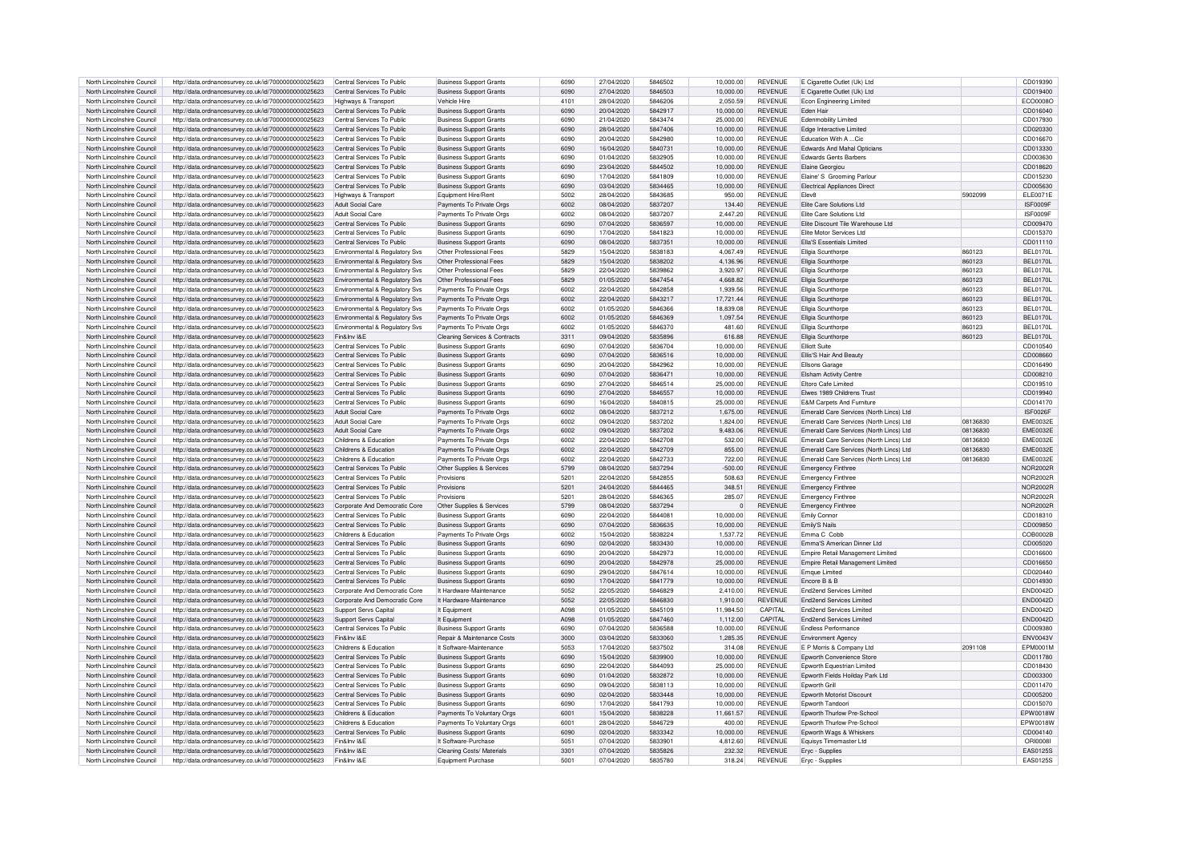| North Lincolnshire Council | http://data.ordnancesurvey.co.uk/id/7000000000025623 | Central Services To Public | Business Support Grants | 6090 | 27/04/2020 | 5846502 | 10,000.00 | REVENUE | E Cigarette Outlet (Uk) Ltd | | CD019390 |
|---|---|---|---|---|---|---|---|---|---|---|---|
| North Lincolnshire Council | http://data.ordnancesurvey.co.uk/id/7000000000025623 | Central Services To Public | Business Support Grants | 6090 | 27/04/2020 | 5846503 | 10,000.00 | REVENUE | E Cigarette Outlet (Uk) Ltd | | CD019400 |
| North Lincolnshire Council | http://data.ordnancesurvey.co.uk/id/7000000000025623 | Highways & Transport | Vehicle Hire | 4101 | 28/04/2020 | 5846206 | 2,050.59 | REVENUE | Econ Engineering Limited | | ECO0008O |
| North Lincolnshire Council | http://data.ordnancesurvey.co.uk/id/7000000000025623 | Central Services To Public | Business Support Grants | 6090 | 20/04/2020 | 5842917 | 10,000.00 | REVENUE | Eden Hair | | CD016040 |
| North Lincolnshire Council | http://data.ordnancesurvey.co.uk/id/7000000000025623 | Central Services To Public | Business Support Grants | 6090 | 21/04/2020 | 5843474 | 25,000.00 | REVENUE | Edenmobility Limited | | CD017930 |
| North Lincolnshire Council | http://data.ordnancesurvey.co.uk/id/7000000000025623 | Central Services To Public | Business Support Grants | 6090 | 28/04/2020 | 5847406 | 10,000.00 | REVENUE | Edge Interactive Limited | | CD020330 |
| North Lincolnshire Council | http://data.ordnancesurvey.co.uk/id/7000000000025623 | Central Services To Public | Business Support Grants | 6090 | 20/04/2020 | 5842980 | 10,000.00 | REVENUE | Education With A ...Cic | | CD016670 |
| North Lincolnshire Council | http://data.ordnancesurvey.co.uk/id/7000000000025623 | Central Services To Public | Business Support Grants | 6090 | 16/04/2020 | 5840731 | 10,000.00 | REVENUE | Edwards And Mahal Opticians | | CD013330 |
| North Lincolnshire Council | http://data.ordnancesurvey.co.uk/id/7000000000025623 | Central Services To Public | Business Support Grants | 6090 | 01/04/2020 | 5832905 | 10,000.00 | REVENUE | Edwards Gents Barbers | | CD003630 |
| North Lincolnshire Council | http://data.ordnancesurvey.co.uk/id/7000000000025623 | Central Services To Public | Business Support Grants | 6090 | 23/04/2020 | 5844502 | 10,000.00 | REVENUE | Elaine Georgiou | | CD018620 |
| North Lincolnshire Council | http://data.ordnancesurvey.co.uk/id/7000000000025623 | Central Services To Public | Business Support Grants | 6090 | 17/04/2020 | 5841809 | 10,000.00 | REVENUE | Elaine' S Grooming Parlour | | CD015230 |
| North Lincolnshire Council | http://data.ordnancesurvey.co.uk/id/7000000000025623 | Central Services To Public | Business Support Grants | 6090 | 03/04/2020 | 5834465 | 10,000.00 | REVENUE | Electrical Appliances Direct | | CD005630 |
| North Lincolnshire Council | http://data.ordnancesurvey.co.uk/id/7000000000025623 | Highways & Transport | Equipment Hire/Rent | 5002 | 28/04/2020 | 5843685 | 950.00 | REVENUE | Elev8 | 5902099 | ELE0071E |
| North Lincolnshire Council | http://data.ordnancesurvey.co.uk/id/7000000000025623 | Adult Social Care | Payments To Private Orgs | 6002 | 08/04/2020 | 5837207 | 134.40 | REVENUE | Elite Care Solutions Ltd | | ISF0009F |
| North Lincolnshire Council | http://data.ordnancesurvey.co.uk/id/7000000000025623 | Adult Social Care | Payments To Private Orgs | 6002 | 08/04/2020 | 5837207 | 2,447.20 | REVENUE | Elite Care Solutions Ltd | | ISF0009F |
| North Lincolnshire Council | http://data.ordnancesurvey.co.uk/id/7000000000025623 | Central Services To Public | Business Support Grants | 6090 | 07/04/2020 | 5836597 | 10,000.00 | REVENUE | Elite Discount Tile Warehouse Ltd | | CD009470 |
| North Lincolnshire Council | http://data.ordnancesurvey.co.uk/id/7000000000025623 | Central Services To Public | Business Support Grants | 6090 | 17/04/2020 | 5841823 | 10,000.00 | REVENUE | Elite Motor Services Ltd | | CD015370 |
| North Lincolnshire Council | http://data.ordnancesurvey.co.uk/id/7000000000025623 | Central Services To Public | Business Support Grants | 6090 | 08/04/2020 | 5837351 | 10,000.00 | REVENUE | Ella'S Essentials Limited | | CD011110 |
| North Lincolnshire Council | http://data.ordnancesurvey.co.uk/id/7000000000025623 | Environmental & Regulatory Svs | Other Professional Fees | 5829 | 15/04/2020 | 5838183 | 4,067.49 | REVENUE | Eligia Scunthorpe | 860123 | BEL0170L |
| North Lincolnshire Council | http://data.ordnancesurvey.co.uk/id/7000000000025623 | Environmental & Regulatory Svs | Other Professional Fees | 5829 | 15/04/2020 | 5838202 | 4,136.96 | REVENUE | Eligia Scunthorpe | 860123 | BEL0170L |
| North Lincolnshire Council | http://data.ordnancesurvey.co.uk/id/7000000000025623 | Environmental & Regulatory Svs | Other Professional Fees | 5829 | 22/04/2020 | 5839862 | 3,920.97 | REVENUE | Eligia Scunthorpe | 860123 | BEL0170L |
| North Lincolnshire Council | http://data.ordnancesurvey.co.uk/id/7000000000025623 | Environmental & Regulatory Svs | Other Professional Fees | 5829 | 01/05/2020 | 5847454 | 4,668.82 | REVENUE | Eligia Scunthorpe | 860123 | BEL0170L |
| North Lincolnshire Council | http://data.ordnancesurvey.co.uk/id/7000000000025623 | Environmental & Regulatory Svs | Payments To Private Orgs | 6002 | 22/04/2020 | 5842858 | 1,939.56 | REVENUE | Eligia Scunthorpe | 860123 | BEL0170L |
| North Lincolnshire Council | http://data.ordnancesurvey.co.uk/id/7000000000025623 | Environmental & Regulatory Svs | Payments To Private Orgs | 6002 | 22/04/2020 | 5843217 | 17,721.44 | REVENUE | Eligia Scunthorpe | 860123 | BEL0170L |
| North Lincolnshire Council | http://data.ordnancesurvey.co.uk/id/7000000000025623 | Environmental & Regulatory Svs | Payments To Private Orgs | 6002 | 01/05/2020 | 5846366 | 18,839.08 | REVENUE | Eligia Scunthorpe | 860123 | BEL0170L |
| North Lincolnshire Council | http://data.ordnancesurvey.co.uk/id/7000000000025623 | Environmental & Regulatory Svs | Payments To Private Orgs | 6002 | 01/05/2020 | 5846369 | 1,097.54 | REVENUE | Eligia Scunthorpe | 860123 | BEL0170L |
| North Lincolnshire Council | http://data.ordnancesurvey.co.uk/id/7000000000025623 | Environmental & Regulatory Svs | Payments To Private Orgs | 6002 | 01/05/2020 | 5846370 | 481.60 | REVENUE | Eligia Scunthorpe | 860123 | BEL0170L |
| North Lincolnshire Council | http://data.ordnancesurvey.co.uk/id/7000000000025623 | Fin&Inv I&E | Cleaning Services & Contracts | 3311 | 09/04/2020 | 5835896 | 616.88 | REVENUE | Eligia Scunthorpe | 860123 | BEL0170L |
| North Lincolnshire Council | http://data.ordnancesurvey.co.uk/id/7000000000025623 | Central Services To Public | Business Support Grants | 6090 | 07/04/2020 | 5836704 | 10,000.00 | REVENUE | Elliott Suite | | CD010540 |
| North Lincolnshire Council | http://data.ordnancesurvey.co.uk/id/7000000000025623 | Central Services To Public | Business Support Grants | 6090 | 07/04/2020 | 5836516 | 10,000.00 | REVENUE | Ellis'S Hair And Beauty | | CD008660 |
| North Lincolnshire Council | http://data.ordnancesurvey.co.uk/id/7000000000025623 | Central Services To Public | Business Support Grants | 6090 | 20/04/2020 | 5842962 | 10,000.00 | REVENUE | Ellsons Garage | | CD016490 |
| North Lincolnshire Council | http://data.ordnancesurvey.co.uk/id/7000000000025623 | Central Services To Public | Business Support Grants | 6090 | 07/04/2020 | 5836471 | 10,000.00 | REVENUE | Elsham Activity Centre | | CD008210 |
| North Lincolnshire Council | http://data.ordnancesurvey.co.uk/id/7000000000025623 | Central Services To Public | Business Support Grants | 6090 | 27/04/2020 | 5846514 | 25,000.00 | REVENUE | Eltoro Cafe Limited | | CD019510 |
| North Lincolnshire Council | http://data.ordnancesurvey.co.uk/id/7000000000025623 | Central Services To Public | Business Support Grants | 6090 | 27/04/2020 | 5846557 | 10,000.00 | REVENUE | Elwes 1989 Childrens Trust | | CD019940 |
| North Lincolnshire Council | http://data.ordnancesurvey.co.uk/id/7000000000025623 | Central Services To Public | Business Support Grants | 6090 | 16/04/2020 | 5840815 | 25,000.00 | REVENUE | E&M Carpets And Furniture | | CD014170 |
| North Lincolnshire Council | http://data.ordnancesurvey.co.uk/id/7000000000025623 | Adult Social Care | Payments To Private Orgs | 6002 | 08/04/2020 | 5837212 | 1,675.00 | REVENUE | Emerald Care Services (North Lincs) Ltd | | ISF0026F |
| North Lincolnshire Council | http://data.ordnancesurvey.co.uk/id/7000000000025623 | Adult Social Care | Payments To Private Orgs | 6002 | 09/04/2020 | 5837202 | 1,824.00 | REVENUE | Emerald Care Services (North Lincs) Ltd | 08136830 | EME0032E |
| North Lincolnshire Council | http://data.ordnancesurvey.co.uk/id/7000000000025623 | Adult Social Care | Payments To Private Orgs | 6002 | 09/04/2020 | 5837202 | 9,483.06 | REVENUE | Emerald Care Services (North Lincs) Ltd | 08136830 | EME0032E |
| North Lincolnshire Council | http://data.ordnancesurvey.co.uk/id/7000000000025623 | Childrens & Education | Payments To Private Orgs | 6002 | 22/04/2020 | 5842708 | 532.00 | REVENUE | Emerald Care Services (North Lincs) Ltd | 08136830 | EME0032E |
| North Lincolnshire Council | http://data.ordnancesurvey.co.uk/id/7000000000025623 | Childrens & Education | Payments To Private Orgs | 6002 | 22/04/2020 | 5842709 | 855.00 | REVENUE | Emerald Care Services (North Lincs) Ltd | 08136830 | EME0032E |
| North Lincolnshire Council | http://data.ordnancesurvey.co.uk/id/7000000000025623 | Childrens & Education | Payments To Private Orgs | 6002 | 22/04/2020 | 5842733 | 722.00 | REVENUE | Emerald Care Services (North Lincs) Ltd | 08136830 | EME0032E |
| North Lincolnshire Council | http://data.ordnancesurvey.co.uk/id/7000000000025623 | Central Services To Public | Other Supplies & Services | 5799 | 08/04/2020 | 5837294 | -500.00 | REVENUE | Emergency Finthree | | NOR2002R |
| North Lincolnshire Council | http://data.ordnancesurvey.co.uk/id/7000000000025623 | Central Services To Public | Provisions | 5201 | 22/04/2020 | 5842855 | 508.63 | REVENUE | Emergency Finthree | | NOR2002R |
| North Lincolnshire Council | http://data.ordnancesurvey.co.uk/id/7000000000025623 | Central Services To Public | Provisions | 5201 | 24/04/2020 | 5844465 | 348.51 | REVENUE | Emergency Finthree | | NOR2002R |
| North Lincolnshire Council | http://data.ordnancesurvey.co.uk/id/7000000000025623 | Central Services To Public | Provisions | 5201 | 28/04/2020 | 5846365 | 285.07 | REVENUE | Emergency Finthree | | NOR2002R |
| North Lincolnshire Council | http://data.ordnancesurvey.co.uk/id/7000000000025623 | Corporate And Democratic Core | Other Supplies & Services | 5799 | 08/04/2020 | 5837294 | 0 | REVENUE | Emergency Finthree | | NOR2002R |
| North Lincolnshire Council | http://data.ordnancesurvey.co.uk/id/7000000000025623 | Central Services To Public | Business Support Grants | 6090 | 22/04/2020 | 5844081 | 10,000.00 | REVENUE | Emily Connor | | CD018310 |
| North Lincolnshire Council | http://data.ordnancesurvey.co.uk/id/7000000000025623 | Central Services To Public | Business Support Grants | 6090 | 07/04/2020 | 5836635 | 10,000.00 | REVENUE | Emily'S Nails | | CD009850 |
| North Lincolnshire Council | http://data.ordnancesurvey.co.uk/id/7000000000025623 | Childrens & Education | Payments To Private Orgs | 6002 | 15/04/2020 | 5838224 | 1,537.72 | REVENUE | Emma C Cobb | | COB0002B |
| North Lincolnshire Council | http://data.ordnancesurvey.co.uk/id/7000000000025623 | Central Services To Public | Business Support Grants | 6090 | 02/04/2020 | 5833430 | 10,000.00 | REVENUE | Emma'S American Dinner Ltd | | CD005020 |
| North Lincolnshire Council | http://data.ordnancesurvey.co.uk/id/7000000000025623 | Central Services To Public | Business Support Grants | 6090 | 20/04/2020 | 5842973 | 10,000.00 | REVENUE | Empire Retail Management Limited | | CD016600 |
| North Lincolnshire Council | http://data.ordnancesurvey.co.uk/id/7000000000025623 | Central Services To Public | Business Support Grants | 6090 | 20/04/2020 | 5842978 | 25,000.00 | REVENUE | Empire Retail Management Limited | | CD016650 |
| North Lincolnshire Council | http://data.ordnancesurvey.co.uk/id/7000000000025623 | Central Services To Public | Business Support Grants | 6090 | 29/04/2020 | 5847614 | 10,000.00 | REVENUE | Emque Limited | | CD020440 |
| North Lincolnshire Council | http://data.ordnancesurvey.co.uk/id/7000000000025623 | Central Services To Public | Business Support Grants | 6090 | 17/04/2020 | 5841779 | 10,000.00 | REVENUE | Encore B & B | | CD014930 |
| North Lincolnshire Council | http://data.ordnancesurvey.co.uk/id/7000000000025623 | Corporate And Democratic Core | It Hardware-Maintenance | 5052 | 22/05/2020 | 5846829 | 2,410.00 | REVENUE | End2end Services Limited | | END0042D |
| North Lincolnshire Council | http://data.ordnancesurvey.co.uk/id/7000000000025623 | Corporate And Democratic Core | It Hardware-Maintenance | 5052 | 22/05/2020 | 5846830 | 1,910.00 | REVENUE | End2end Services Limited | | END0042D |
| North Lincolnshire Council | http://data.ordnancesurvey.co.uk/id/7000000000025623 | Support Servs Capital | It Equipment | A098 | 01/05/2020 | 5845109 | 11,984.50 | CAPITAL | End2end Services Limited | | END0042D |
| North Lincolnshire Council | http://data.ordnancesurvey.co.uk/id/7000000000025623 | Support Servs Capital | It Equipment | A098 | 01/05/2020 | 5847460 | 1,112.00 | CAPITAL | End2end Services Limited | | END0042D |
| North Lincolnshire Council | http://data.ordnancesurvey.co.uk/id/7000000000025623 | Central Services To Public | Business Support Grants | 6090 | 07/04/2020 | 5836588 | 10,000.00 | REVENUE | Endless Performance | | CD009380 |
| North Lincolnshire Council | http://data.ordnancesurvey.co.uk/id/7000000000025623 | Fin&Inv I&E | Repair & Maintenance Costs | 3000 | 03/04/2020 | 5833060 | 1,285.35 | REVENUE | Environment Agency | | ENV0043V |
| North Lincolnshire Council | http://data.ordnancesurvey.co.uk/id/7000000000025623 | Childrens & Education | It Software-Maintenance | 5053 | 17/04/2020 | 5837502 | 314.08 | REVENUE | E P Morris & Company Ltd | 2091108 | EPM0001M |
| North Lincolnshire Council | http://data.ordnancesurvey.co.uk/id/7000000000025623 | Central Services To Public | Business Support Grants | 6090 | 15/04/2020 | 5839900 | 10,000.00 | REVENUE | Epworth Convenience Store | | CD011780 |
| North Lincolnshire Council | http://data.ordnancesurvey.co.uk/id/7000000000025623 | Central Services To Public | Business Support Grants | 6090 | 22/04/2020 | 5844093 | 25,000.00 | REVENUE | Epworth Equestrian Limited | | CD018430 |
| North Lincolnshire Council | http://data.ordnancesurvey.co.uk/id/7000000000025623 | Central Services To Public | Business Support Grants | 6090 | 01/04/2020 | 5832872 | 10,000.00 | REVENUE | Epworth Fields Hoilday Park Ltd | | CD003300 |
| North Lincolnshire Council | http://data.ordnancesurvey.co.uk/id/7000000000025623 | Central Services To Public | Business Support Grants | 6090 | 09/04/2020 | 5838113 | 10,000.00 | REVENUE | Epworth Grill | | CD011470 |
| North Lincolnshire Council | http://data.ordnancesurvey.co.uk/id/7000000000025623 | Central Services To Public | Business Support Grants | 6090 | 02/04/2020 | 5833448 | 10,000.00 | REVENUE | Epworth Motorist Discount | | CD005200 |
| North Lincolnshire Council | http://data.ordnancesurvey.co.uk/id/7000000000025623 | Central Services To Public | Business Support Grants | 6090 | 17/04/2020 | 5841793 | 10,000.00 | REVENUE | Epworth Tandoori | | CD015070 |
| North Lincolnshire Council | http://data.ordnancesurvey.co.uk/id/7000000000025623 | Childrens & Education | Payments To Voluntary Orgs | 6001 | 15/04/2020 | 5838228 | 11,661.57 | REVENUE | Epworth Thurlow Pre-School | | EPW0018W |
| North Lincolnshire Council | http://data.ordnancesurvey.co.uk/id/7000000000025623 | Childrens & Education | Payments To Voluntary Orgs | 6001 | 28/04/2020 | 5846729 | 400.00 | REVENUE | Epworth Thurlow Pre-School | | EPW0018W |
| North Lincolnshire Council | http://data.ordnancesurvey.co.uk/id/7000000000025623 | Central Services To Public | Business Support Grants | 6090 | 02/04/2020 | 5833342 | 10,000.00 | REVENUE | Epworth Wags & Whiskers | | CD004140 |
| North Lincolnshire Council | http://data.ordnancesurvey.co.uk/id/7000000000025623 | Fin&Inv I&E | It Software-Purchase | 5051 | 07/04/2020 | 5833901 | 4,812.60 | REVENUE | Equisys Timemaster Ltd | | ORI0008I |
| North Lincolnshire Council | http://data.ordnancesurvey.co.uk/id/7000000000025623 | Fin&Inv I&E | Cleaning Costs/ Materials | 3301 | 07/04/2020 | 5835826 | 232.32 | REVENUE | Eryc - Supplies | | EAS0125S |
| North Lincolnshire Council | http://data.ordnancesurvey.co.uk/id/7000000000025623 | Fin&Inv I&E | Equipment Purchase | 5001 | 07/04/2020 | 5835780 | 318.24 | REVENUE | Eryc - Supplies | | EAS0125S |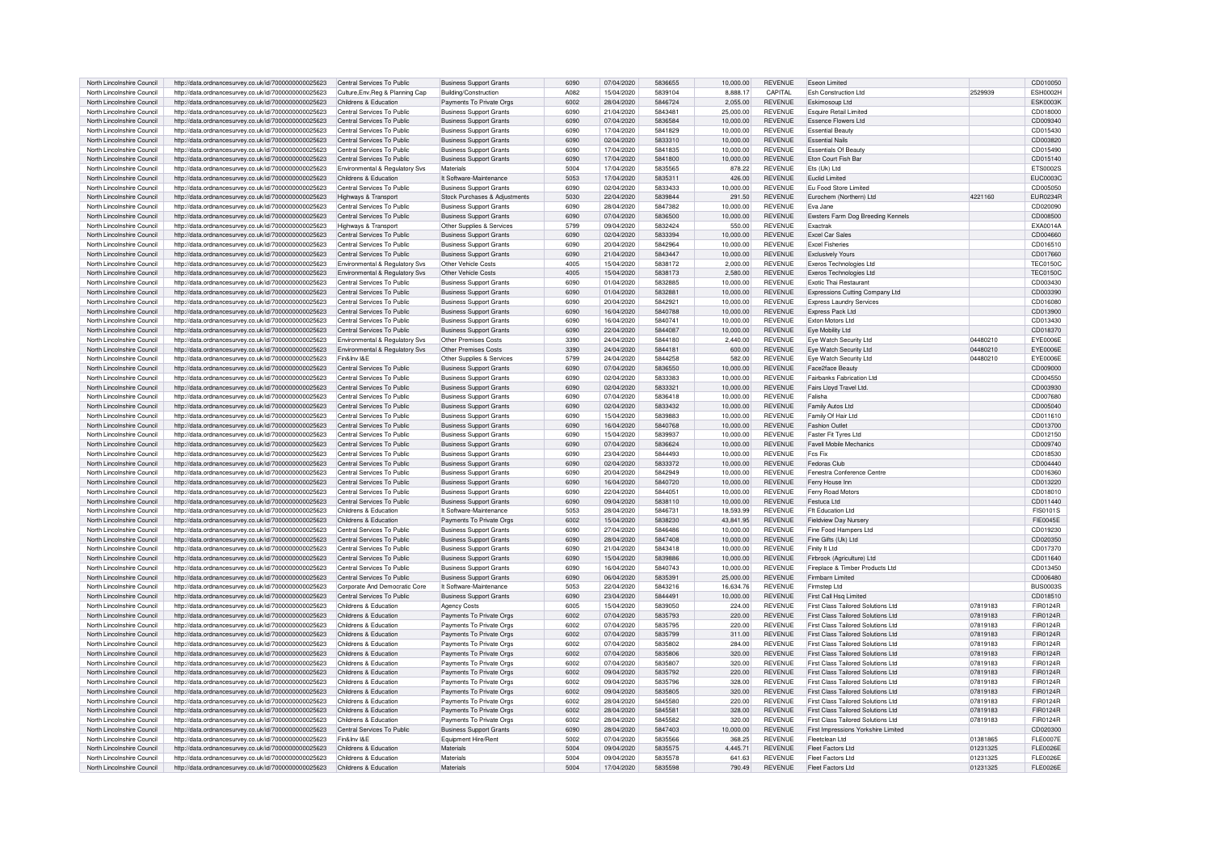| North Lincolnshire Council | http://data.ordnancesurvey.co.uk/id/7000000000025623 | Central Services To Public | Business Support Grants | 6090 | 07/04/2020 | 5836655 | 10,000.00 | REVENUE | Eseon Limited | | CD010050 |
|---|---|---|---|---|---|---|---|---|---|---|---|
| North Lincolnshire Council | http://data.ordnancesurvey.co.uk/id/7000000000025623 | Culture,Env,Reg & Planning Cap | Building/Construction | A082 | 15/04/2020 | 5839104 | 8,888.17 | CAPITAL | Esh Construction Ltd | 2529939 | ESH0002H |
| North Lincolnshire Council | http://data.ordnancesurvey.co.uk/id/7000000000025623 | Childrens & Education | Payments To Private Orgs | 6002 | 28/04/2020 | 5846724 | 2,055.00 | REVENUE | Eskimosoup Ltd | | ESK0003K |
| North Lincolnshire Council | http://data.ordnancesurvey.co.uk/id/7000000000025623 | Central Services To Public | Business Support Grants | 6090 | 21/04/2020 | 5843481 | 25,000.00 | REVENUE | Esquire Retail Limited | | CD018000 |
| North Lincolnshire Council | http://data.ordnancesurvey.co.uk/id/7000000000025623 | Central Services To Public | Business Support Grants | 6090 | 07/04/2020 | 5836584 | 10,000.00 | REVENUE | Essence Flowers Ltd | | CD009340 |
| North Lincolnshire Council | http://data.ordnancesurvey.co.uk/id/7000000000025623 | Central Services To Public | Business Support Grants | 6090 | 17/04/2020 | 5841829 | 10,000.00 | REVENUE | Essential Beauty | | CD015430 |
| North Lincolnshire Council | http://data.ordnancesurvey.co.uk/id/7000000000025623 | Central Services To Public | Business Support Grants | 6090 | 02/04/2020 | 5833310 | 10,000.00 | REVENUE | Essential Nails | | CD003820 |
| North Lincolnshire Council | http://data.ordnancesurvey.co.uk/id/7000000000025623 | Central Services To Public | Business Support Grants | 6090 | 17/04/2020 | 5841835 | 10,000.00 | REVENUE | Essentials Of Beauty | | CD015490 |
| North Lincolnshire Council | http://data.ordnancesurvey.co.uk/id/7000000000025623 | Central Services To Public | Business Support Grants | 6090 | 17/04/2020 | 5841800 | 10,000.00 | REVENUE | Eton Court Fish Bar | | CD015140 |
| North Lincolnshire Council | http://data.ordnancesurvey.co.uk/id/7000000000025623 | Environmental & Regulatory Svs | Materials | 5004 | 17/04/2020 | 5835565 | 878.22 | REVENUE | Ets (Uk) Ltd | | ETS0002S |
| North Lincolnshire Council | http://data.ordnancesurvey.co.uk/id/7000000000025623 | Childrens & Education | It Software-Maintenance | 5053 | 17/04/2020 | 5835311 | 426.00 | REVENUE | Euclid Limited | | EUC0003C |
| North Lincolnshire Council | http://data.ordnancesurvey.co.uk/id/7000000000025623 | Central Services To Public | Business Support Grants | 6090 | 02/04/2020 | 5833433 | 10,000.00 | REVENUE | Eu Food Store Limited | | CD005050 |
| North Lincolnshire Council | http://data.ordnancesurvey.co.uk/id/7000000000025623 | Highways & Transport | Stock Purchases & Adjustments | 5030 | 22/04/2020 | 5839844 | 291.50 | REVENUE | Eurochem (Northern) Ltd | 4221160 | EUR0234R |
| North Lincolnshire Council | http://data.ordnancesurvey.co.uk/id/7000000000025623 | Central Services To Public | Business Support Grants | 6090 | 28/04/2020 | 5847382 | 10,000.00 | REVENUE | Eva Jane | | CD020090 |
| North Lincolnshire Council | http://data.ordnancesurvey.co.uk/id/7000000000025623 | Central Services To Public | Business Support Grants | 6090 | 07/04/2020 | 5836500 | 10,000.00 | REVENUE | Ewsters Farm Dog Breeding Kennels | | CD008500 |
| North Lincolnshire Council | http://data.ordnancesurvey.co.uk/id/7000000000025623 | Highways & Transport | Other Supplies & Services | 5799 | 09/04/2020 | 5832424 | 550.00 | REVENUE | Exactrak | | EXA0014A |
| North Lincolnshire Council | http://data.ordnancesurvey.co.uk/id/7000000000025623 | Central Services To Public | Business Support Grants | 6090 | 02/04/2020 | 5833394 | 10,000.00 | REVENUE | Excel Car Sales | | CD004660 |
| North Lincolnshire Council | http://data.ordnancesurvey.co.uk/id/7000000000025623 | Central Services To Public | Business Support Grants | 6090 | 20/04/2020 | 5842964 | 10,000.00 | REVENUE | Excel Fisheries | | CD016510 |
| North Lincolnshire Council | http://data.ordnancesurvey.co.uk/id/7000000000025623 | Central Services To Public | Business Support Grants | 6090 | 21/04/2020 | 5843447 | 10,000.00 | REVENUE | Exclusively Yours | | CD017660 |
| North Lincolnshire Council | http://data.ordnancesurvey.co.uk/id/7000000000025623 | Environmental & Regulatory Svs | Other Vehicle Costs | 4005 | 15/04/2020 | 5838172 | 2,000.00 | REVENUE | Exeros Technologies Ltd | | TEC0150C |
| North Lincolnshire Council | http://data.ordnancesurvey.co.uk/id/7000000000025623 | Environmental & Regulatory Svs | Other Vehicle Costs | 4005 | 15/04/2020 | 5838173 | 2,580.00 | REVENUE | Exeros Technologies Ltd | | TEC0150C |
| North Lincolnshire Council | http://data.ordnancesurvey.co.uk/id/7000000000025623 | Central Services To Public | Business Support Grants | 6090 | 01/04/2020 | 5832885 | 10,000.00 | REVENUE | Exotic Thai Restaurant | | CD003430 |
| North Lincolnshire Council | http://data.ordnancesurvey.co.uk/id/7000000000025623 | Central Services To Public | Business Support Grants | 6090 | 01/04/2020 | 5832881 | 10,000.00 | REVENUE | Expressions Cutting Company Ltd | | CD003390 |
| North Lincolnshire Council | http://data.ordnancesurvey.co.uk/id/7000000000025623 | Central Services To Public | Business Support Grants | 6090 | 20/04/2020 | 5842921 | 10,000.00 | REVENUE | Express Laundry Services | | CD016080 |
| North Lincolnshire Council | http://data.ordnancesurvey.co.uk/id/7000000000025623 | Central Services To Public | Business Support Grants | 6090 | 16/04/2020 | 5840788 | 10,000.00 | REVENUE | Express Pack Ltd | | CD013900 |
| North Lincolnshire Council | http://data.ordnancesurvey.co.uk/id/7000000000025623 | Central Services To Public | Business Support Grants | 6090 | 16/04/2020 | 5840741 | 10,000.00 | REVENUE | Exton Motors Ltd | | CD013430 |
| North Lincolnshire Council | http://data.ordnancesurvey.co.uk/id/7000000000025623 | Central Services To Public | Business Support Grants | 6090 | 22/04/2020 | 5844087 | 10,000.00 | REVENUE | Eye Mobility Ltd | | CD018370 |
| North Lincolnshire Council | http://data.ordnancesurvey.co.uk/id/7000000000025623 | Environmental & Regulatory Svs | Other Premises Costs | 3390 | 24/04/2020 | 5844180 | 2,440.00 | REVENUE | Eye Watch Security Ltd | 04480210 | EYE0006E |
| North Lincolnshire Council | http://data.ordnancesurvey.co.uk/id/7000000000025623 | Environmental & Regulatory Svs | Other Premises Costs | 3390 | 24/04/2020 | 5844181 | 600.00 | REVENUE | Eye Watch Security Ltd | 04480210 | EYE0006E |
| North Lincolnshire Council | http://data.ordnancesurvey.co.uk/id/7000000000025623 | Fin&Inv I&E | Other Supplies & Services | 5799 | 24/04/2020 | 5844258 | 582.00 | REVENUE | Eye Watch Security Ltd | 04480210 | EYE0006E |
| North Lincolnshire Council | http://data.ordnancesurvey.co.uk/id/7000000000025623 | Central Services To Public | Business Support Grants | 6090 | 07/04/2020 | 5836550 | 10,000.00 | REVENUE | Face2face Beauty | | CD009000 |
| North Lincolnshire Council | http://data.ordnancesurvey.co.uk/id/7000000000025623 | Central Services To Public | Business Support Grants | 6090 | 02/04/2020 | 5833383 | 10,000.00 | REVENUE | Fairbanks Fabrication Ltd | | CD004550 |
| North Lincolnshire Council | http://data.ordnancesurvey.co.uk/id/7000000000025623 | Central Services To Public | Business Support Grants | 6090 | 02/04/2020 | 5833321 | 10,000.00 | REVENUE | Fairs Lloyd Travel Ltd. | | CD003930 |
| North Lincolnshire Council | http://data.ordnancesurvey.co.uk/id/7000000000025623 | Central Services To Public | Business Support Grants | 6090 | 07/04/2020 | 5836418 | 10,000.00 | REVENUE | Falisha | | CD007680 |
| North Lincolnshire Council | http://data.ordnancesurvey.co.uk/id/7000000000025623 | Central Services To Public | Business Support Grants | 6090 | 02/04/2020 | 5833432 | 10,000.00 | REVENUE | Family Autos Ltd | | CD005040 |
| North Lincolnshire Council | http://data.ordnancesurvey.co.uk/id/7000000000025623 | Central Services To Public | Business Support Grants | 6090 | 15/04/2020 | 5839883 | 10,000.00 | REVENUE | Family Of Hair Ltd | | CD011610 |
| North Lincolnshire Council | http://data.ordnancesurvey.co.uk/id/7000000000025623 | Central Services To Public | Business Support Grants | 6090 | 16/04/2020 | 5840768 | 10,000.00 | REVENUE | Fashion Outlet | | CD013700 |
| North Lincolnshire Council | http://data.ordnancesurvey.co.uk/id/7000000000025623 | Central Services To Public | Business Support Grants | 6090 | 15/04/2020 | 5839937 | 10,000.00 | REVENUE | Faster Fit Tyres Ltd | | CD012150 |
| North Lincolnshire Council | http://data.ordnancesurvey.co.uk/id/7000000000025623 | Central Services To Public | Business Support Grants | 6090 | 07/04/2020 | 5836624 | 10,000.00 | REVENUE | Favell Mobile Mechanics | | CD009740 |
| North Lincolnshire Council | http://data.ordnancesurvey.co.uk/id/7000000000025623 | Central Services To Public | Business Support Grants | 6090 | 23/04/2020 | 5844493 | 10,000.00 | REVENUE | Fcs Fix | | CD018530 |
| North Lincolnshire Council | http://data.ordnancesurvey.co.uk/id/7000000000025623 | Central Services To Public | Business Support Grants | 6090 | 02/04/2020 | 5833372 | 10,000.00 | REVENUE | Fedoras Club | | CD004440 |
| North Lincolnshire Council | http://data.ordnancesurvey.co.uk/id/7000000000025623 | Central Services To Public | Business Support Grants | 6090 | 20/04/2020 | 5842949 | 10,000.00 | REVENUE | Fenestra Conference Centre | | CD016360 |
| North Lincolnshire Council | http://data.ordnancesurvey.co.uk/id/7000000000025623 | Central Services To Public | Business Support Grants | 6090 | 16/04/2020 | 5840720 | 10,000.00 | REVENUE | Ferry House Inn | | CD013220 |
| North Lincolnshire Council | http://data.ordnancesurvey.co.uk/id/7000000000025623 | Central Services To Public | Business Support Grants | 6090 | 22/04/2020 | 5844051 | 10,000.00 | REVENUE | Ferry Road Motors | | CD018010 |
| North Lincolnshire Council | http://data.ordnancesurvey.co.uk/id/7000000000025623 | Central Services To Public | Business Support Grants | 6090 | 09/04/2020 | 5838110 | 10,000.00 | REVENUE | Festuca Ltd | | CD011440 |
| North Lincolnshire Council | http://data.ordnancesurvey.co.uk/id/7000000000025623 | Childrens & Education | It Software-Maintenance | 5053 | 28/04/2020 | 5846731 | 18,593.99 | REVENUE | Fft Education Ltd | | FIS0101S |
| North Lincolnshire Council | http://data.ordnancesurvey.co.uk/id/7000000000025623 | Childrens & Education | Payments To Private Orgs | 6002 | 15/04/2020 | 5838230 | 43,841.95 | REVENUE | Fieldview Day Nursery | | FIE0045E |
| North Lincolnshire Council | http://data.ordnancesurvey.co.uk/id/7000000000025623 | Central Services To Public | Business Support Grants | 6090 | 27/04/2020 | 5846486 | 10,000.00 | REVENUE | Fine Food Hampers Ltd | | CD019230 |
| North Lincolnshire Council | http://data.ordnancesurvey.co.uk/id/7000000000025623 | Central Services To Public | Business Support Grants | 6090 | 28/04/2020 | 5847408 | 10,000.00 | REVENUE | Fine Gifts (Uk) Ltd | | CD020350 |
| North Lincolnshire Council | http://data.ordnancesurvey.co.uk/id/7000000000025623 | Central Services To Public | Business Support Grants | 6090 | 21/04/2020 | 5843418 | 10,000.00 | REVENUE | Finity It Ltd | | CD017370 |
| North Lincolnshire Council | http://data.ordnancesurvey.co.uk/id/7000000000025623 | Central Services To Public | Business Support Grants | 6090 | 15/04/2020 | 5839886 | 10,000.00 | REVENUE | Firbrook (Agriculture) Ltd | | CD011640 |
| North Lincolnshire Council | http://data.ordnancesurvey.co.uk/id/7000000000025623 | Central Services To Public | Business Support Grants | 6090 | 16/04/2020 | 5840743 | 10,000.00 | REVENUE | Fireplace & Timber Products Ltd | | CD013450 |
| North Lincolnshire Council | http://data.ordnancesurvey.co.uk/id/7000000000025623 | Central Services To Public | Business Support Grants | 6090 | 06/04/2020 | 5835391 | 25,000.00 | REVENUE | Firmbarn Limited | | CD006480 |
| North Lincolnshire Council | http://data.ordnancesurvey.co.uk/id/7000000000025623 | Corporate And Democratic Core | It Software-Maintenance | 5053 | 22/04/2020 | 5843216 | 16,634.76 | REVENUE | Firmstep Ltd | | BUS0003S |
| North Lincolnshire Council | http://data.ordnancesurvey.co.uk/id/7000000000025623 | Central Services To Public | Business Support Grants | 6090 | 23/04/2020 | 5844491 | 10,000.00 | REVENUE | First Call Hsq Limited | | CD018510 |
| North Lincolnshire Council | http://data.ordnancesurvey.co.uk/id/7000000000025623 | Childrens & Education | Agency Costs | 6005 | 15/04/2020 | 5839050 | 224.00 | REVENUE | First Class Tailored Solutions Ltd | 07819183 | FIR0124R |
| North Lincolnshire Council | http://data.ordnancesurvey.co.uk/id/7000000000025623 | Childrens & Education | Payments To Private Orgs | 6002 | 07/04/2020 | 5835793 | 220.00 | REVENUE | First Class Tailored Solutions Ltd | 07819183 | FIR0124R |
| North Lincolnshire Council | http://data.ordnancesurvey.co.uk/id/7000000000025623 | Childrens & Education | Payments To Private Orgs | 6002 | 07/04/2020 | 5835795 | 220.00 | REVENUE | First Class Tailored Solutions Ltd | 07819183 | FIR0124R |
| North Lincolnshire Council | http://data.ordnancesurvey.co.uk/id/7000000000025623 | Childrens & Education | Payments To Private Orgs | 6002 | 07/04/2020 | 5835799 | 311.00 | REVENUE | First Class Tailored Solutions Ltd | 07819183 | FIR0124R |
| North Lincolnshire Council | http://data.ordnancesurvey.co.uk/id/7000000000025623 | Childrens & Education | Payments To Private Orgs | 6002 | 07/04/2020 | 5835802 | 284.00 | REVENUE | First Class Tailored Solutions Ltd | 07819183 | FIR0124R |
| North Lincolnshire Council | http://data.ordnancesurvey.co.uk/id/7000000000025623 | Childrens & Education | Payments To Private Orgs | 6002 | 07/04/2020 | 5835806 | 320.00 | REVENUE | First Class Tailored Solutions Ltd | 07819183 | FIR0124R |
| North Lincolnshire Council | http://data.ordnancesurvey.co.uk/id/7000000000025623 | Childrens & Education | Payments To Private Orgs | 6002 | 07/04/2020 | 5835807 | 320.00 | REVENUE | First Class Tailored Solutions Ltd | 07819183 | FIR0124R |
| North Lincolnshire Council | http://data.ordnancesurvey.co.uk/id/7000000000025623 | Childrens & Education | Payments To Private Orgs | 6002 | 09/04/2020 | 5835792 | 220.00 | REVENUE | First Class Tailored Solutions Ltd | 07819183 | FIR0124R |
| North Lincolnshire Council | http://data.ordnancesurvey.co.uk/id/7000000000025623 | Childrens & Education | Payments To Private Orgs | 6002 | 09/04/2020 | 5835796 | 328.00 | REVENUE | First Class Tailored Solutions Ltd | 07819183 | FIR0124R |
| North Lincolnshire Council | http://data.ordnancesurvey.co.uk/id/7000000000025623 | Childrens & Education | Payments To Private Orgs | 6002 | 09/04/2020 | 5835805 | 320.00 | REVENUE | First Class Tailored Solutions Ltd | 07819183 | FIR0124R |
| North Lincolnshire Council | http://data.ordnancesurvey.co.uk/id/7000000000025623 | Childrens & Education | Payments To Private Orgs | 6002 | 28/04/2020 | 5845580 | 220.00 | REVENUE | First Class Tailored Solutions Ltd | 07819183 | FIR0124R |
| North Lincolnshire Council | http://data.ordnancesurvey.co.uk/id/7000000000025623 | Childrens & Education | Payments To Private Orgs | 6002 | 28/04/2020 | 5845581 | 328.00 | REVENUE | First Class Tailored Solutions Ltd | 07819183 | FIR0124R |
| North Lincolnshire Council | http://data.ordnancesurvey.co.uk/id/7000000000025623 | Childrens & Education | Payments To Private Orgs | 6002 | 28/04/2020 | 5845582 | 320.00 | REVENUE | First Class Tailored Solutions Ltd | 07819183 | FIR0124R |
| North Lincolnshire Council | http://data.ordnancesurvey.co.uk/id/7000000000025623 | Central Services To Public | Business Support Grants | 6090 | 28/04/2020 | 5847403 | 10,000.00 | REVENUE | First Impressions Yorkshire Limited | | CD020300 |
| North Lincolnshire Council | http://data.ordnancesurvey.co.uk/id/7000000000025623 | Fin&Inv I&E | Equipment Hire/Rent | 5002 | 07/04/2020 | 5835566 | 368.25 | REVENUE | Fleetclean Ltd | 01381865 | FLE0007E |
| North Lincolnshire Council | http://data.ordnancesurvey.co.uk/id/7000000000025623 | Childrens & Education | Materials | 5004 | 09/04/2020 | 5835575 | 4,445.71 | REVENUE | Fleet Factors Ltd | 01231325 | FLE0026E |
| North Lincolnshire Council | http://data.ordnancesurvey.co.uk/id/7000000000025623 | Childrens & Education | Materials | 5004 | 09/04/2020 | 5835578 | 641.63 | REVENUE | Fleet Factors Ltd | 01231325 | FLE0026E |
| North Lincolnshire Council | http://data.ordnancesurvey.co.uk/id/7000000000025623 | Childrens & Education | Materials | 5004 | 17/04/2020 | 5835598 | 790.49 | REVENUE | Fleet Factors Ltd | 01231325 | FLE0026E |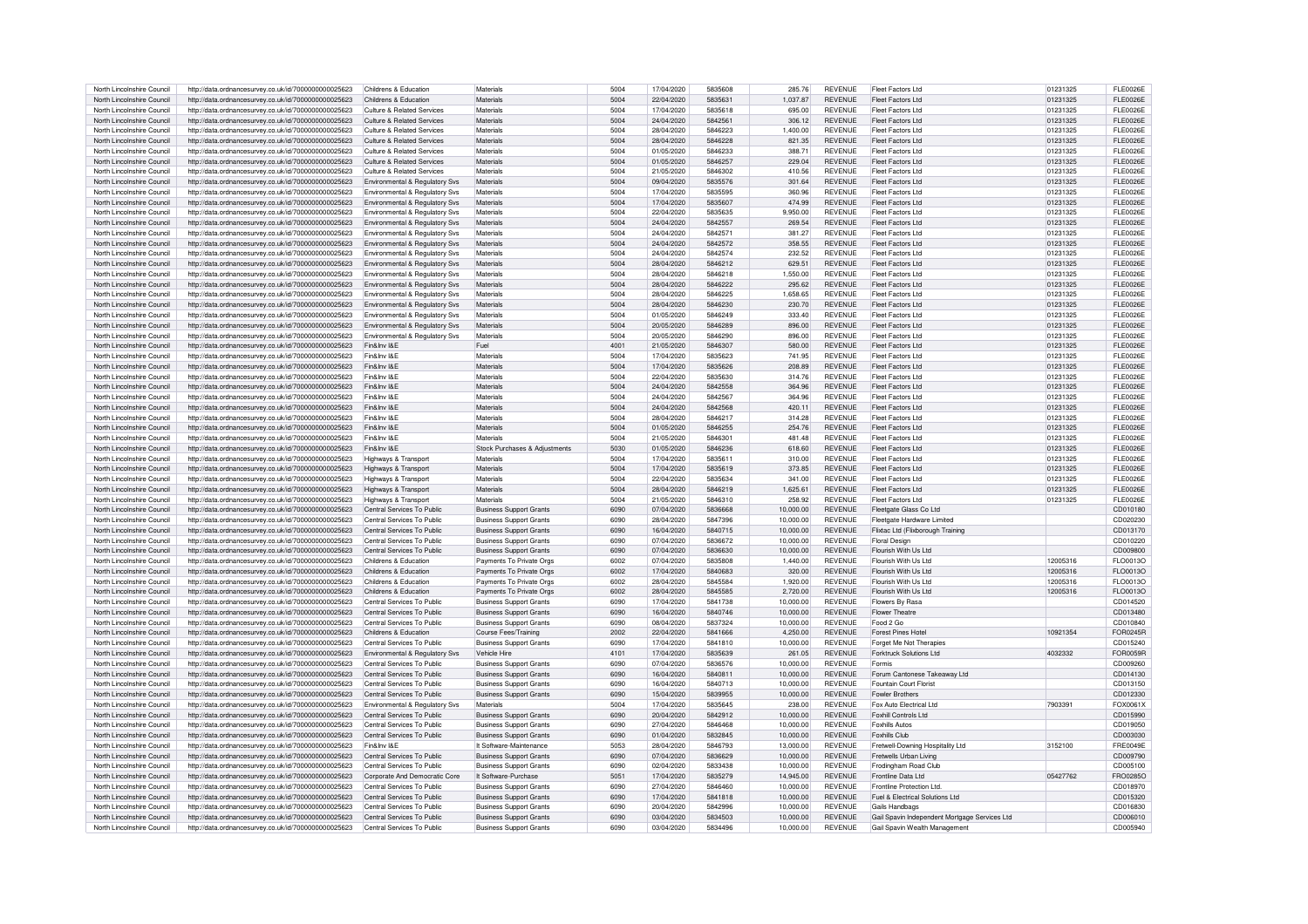| North Lincolnshire Council | http://data.ordnancesurvey.co.uk/id/7000000000025623 | Childrens & Education | Materials | 5004 | 17/04/2020 | 5835608 | 285.76 | REVENUE | Fleet Factors Ltd | 01231325 | FLE0026E |
|---|---|---|---|---|---|---|---|---|---|---|---|
| North Lincolnshire Council | http://data.ordnancesurvey.co.uk/id/7000000000025623 | Childrens & Education | Materials | 5004 | 22/04/2020 | 5835631 | 1,037.87 | REVENUE | Fleet Factors Ltd | 01231325 | FLE0026E |
| North Lincolnshire Council | http://data.ordnancesurvey.co.uk/id/7000000000025623 | Culture & Related Services | Materials | 5004 | 17/04/2020 | 5835618 | 695.00 | REVENUE | Fleet Factors Ltd | 01231325 | FLE0026E |
| North Lincolnshire Council | http://data.ordnancesurvey.co.uk/id/7000000000025623 | Culture & Related Services | Materials | 5004 | 24/04/2020 | 5842561 | 306.12 | REVENUE | Fleet Factors Ltd | 01231325 | FLE0026E |
| North Lincolnshire Council | http://data.ordnancesurvey.co.uk/id/7000000000025623 | Culture & Related Services | Materials | 5004 | 28/04/2020 | 5846223 | 1,400.00 | REVENUE | Fleet Factors Ltd | 01231325 | FLE0026E |
| North Lincolnshire Council | http://data.ordnancesurvey.co.uk/id/7000000000025623 | Culture & Related Services | Materials | 5004 | 28/04/2020 | 5846228 | 821.35 | REVENUE | Fleet Factors Ltd | 01231325 | FLE0026E |
| North Lincolnshire Council | http://data.ordnancesurvey.co.uk/id/7000000000025623 | Culture & Related Services | Materials | 5004 | 01/05/2020 | 5846233 | 388.71 | REVENUE | Fleet Factors Ltd | 01231325 | FLE0026E |
| North Lincolnshire Council | http://data.ordnancesurvey.co.uk/id/7000000000025623 | Culture & Related Services | Materials | 5004 | 01/05/2020 | 5846257 | 229.04 | REVENUE | Fleet Factors Ltd | 01231325 | FLE0026E |
| North Lincolnshire Council | http://data.ordnancesurvey.co.uk/id/7000000000025623 | Culture & Related Services | Materials | 5004 | 21/05/2020 | 5846302 | 410.56 | REVENUE | Fleet Factors Ltd | 01231325 | FLE0026E |
| North Lincolnshire Council | http://data.ordnancesurvey.co.uk/id/7000000000025623 | Environmental & Regulatory Svs | Materials | 5004 | 09/04/2020 | 5835576 | 301.64 | REVENUE | Fleet Factors Ltd | 01231325 | FLE0026E |
| North Lincolnshire Council | http://data.ordnancesurvey.co.uk/id/7000000000025623 | Environmental & Regulatory Svs | Materials | 5004 | 17/04/2020 | 5835595 | 360.96 | REVENUE | Fleet Factors Ltd | 01231325 | FLE0026E |
| North Lincolnshire Council | http://data.ordnancesurvey.co.uk/id/7000000000025623 | Environmental & Regulatory Svs | Materials | 5004 | 17/04/2020 | 5835607 | 474.99 | REVENUE | Fleet Factors Ltd | 01231325 | FLE0026E |
| North Lincolnshire Council | http://data.ordnancesurvey.co.uk/id/7000000000025623 | Environmental & Regulatory Svs | Materials | 5004 | 22/04/2020 | 5835635 | 9,950.00 | REVENUE | Fleet Factors Ltd | 01231325 | FLE0026E |
| North Lincolnshire Council | http://data.ordnancesurvey.co.uk/id/7000000000025623 | Environmental & Regulatory Svs | Materials | 5004 | 24/04/2020 | 5842557 | 269.54 | REVENUE | Fleet Factors Ltd | 01231325 | FLE0026E |
| North Lincolnshire Council | http://data.ordnancesurvey.co.uk/id/7000000000025623 | Environmental & Regulatory Svs | Materials | 5004 | 24/04/2020 | 5842571 | 381.27 | REVENUE | Fleet Factors Ltd | 01231325 | FLE0026E |
| North Lincolnshire Council | http://data.ordnancesurvey.co.uk/id/7000000000025623 | Environmental & Regulatory Svs | Materials | 5004 | 24/04/2020 | 5842572 | 358.55 | REVENUE | Fleet Factors Ltd | 01231325 | FLE0026E |
| North Lincolnshire Council | http://data.ordnancesurvey.co.uk/id/7000000000025623 | Environmental & Regulatory Svs | Materials | 5004 | 24/04/2020 | 5842574 | 232.52 | REVENUE | Fleet Factors Ltd | 01231325 | FLE0026E |
| North Lincolnshire Council | http://data.ordnancesurvey.co.uk/id/7000000000025623 | Environmental & Regulatory Svs | Materials | 5004 | 28/04/2020 | 5846212 | 629.51 | REVENUE | Fleet Factors Ltd | 01231325 | FLE0026E |
| North Lincolnshire Council | http://data.ordnancesurvey.co.uk/id/7000000000025623 | Environmental & Regulatory Svs | Materials | 5004 | 28/04/2020 | 5846218 | 1,550.00 | REVENUE | Fleet Factors Ltd | 01231325 | FLE0026E |
| North Lincolnshire Council | http://data.ordnancesurvey.co.uk/id/7000000000025623 | Environmental & Regulatory Svs | Materials | 5004 | 28/04/2020 | 5846222 | 295.62 | REVENUE | Fleet Factors Ltd | 01231325 | FLE0026E |
| North Lincolnshire Council | http://data.ordnancesurvey.co.uk/id/7000000000025623 | Environmental & Regulatory Svs | Materials | 5004 | 28/04/2020 | 5846225 | 1,658.65 | REVENUE | Fleet Factors Ltd | 01231325 | FLE0026E |
| North Lincolnshire Council | http://data.ordnancesurvey.co.uk/id/7000000000025623 | Environmental & Regulatory Svs | Materials | 5004 | 28/04/2020 | 5846230 | 230.70 | REVENUE | Fleet Factors Ltd | 01231325 | FLE0026E |
| North Lincolnshire Council | http://data.ordnancesurvey.co.uk/id/7000000000025623 | Environmental & Regulatory Svs | Materials | 5004 | 01/05/2020 | 5846249 | 333.40 | REVENUE | Fleet Factors Ltd | 01231325 | FLE0026E |
| North Lincolnshire Council | http://data.ordnancesurvey.co.uk/id/7000000000025623 | Environmental & Regulatory Svs | Materials | 5004 | 20/05/2020 | 5846289 | 896.00 | REVENUE | Fleet Factors Ltd | 01231325 | FLE0026E |
| North Lincolnshire Council | http://data.ordnancesurvey.co.uk/id/7000000000025623 | Environmental & Regulatory Svs | Materials | 5004 | 20/05/2020 | 5846290 | 896.00 | REVENUE | Fleet Factors Ltd | 01231325 | FLE0026E |
| North Lincolnshire Council | http://data.ordnancesurvey.co.uk/id/7000000000025623 | Fin&Inv I&E | Fuel | 4001 | 21/05/2020 | 5846307 | 580.00 | REVENUE | Fleet Factors Ltd | 01231325 | FLE0026E |
| North Lincolnshire Council | http://data.ordnancesurvey.co.uk/id/7000000000025623 | Fin&Inv I&E | Materials | 5004 | 17/04/2020 | 5835623 | 741.95 | REVENUE | Fleet Factors Ltd | 01231325 | FLE0026E |
| North Lincolnshire Council | http://data.ordnancesurvey.co.uk/id/7000000000025623 | Fin&Inv I&E | Materials | 5004 | 17/04/2020 | 5835626 | 208.89 | REVENUE | Fleet Factors Ltd | 01231325 | FLE0026E |
| North Lincolnshire Council | http://data.ordnancesurvey.co.uk/id/7000000000025623 | Fin&Inv I&E | Materials | 5004 | 22/04/2020 | 5835630 | 314.76 | REVENUE | Fleet Factors Ltd | 01231325 | FLE0026E |
| North Lincolnshire Council | http://data.ordnancesurvey.co.uk/id/7000000000025623 | Fin&Inv I&E | Materials | 5004 | 24/04/2020 | 5842558 | 364.96 | REVENUE | Fleet Factors Ltd | 01231325 | FLE0026E |
| North Lincolnshire Council | http://data.ordnancesurvey.co.uk/id/7000000000025623 | Fin&Inv I&E | Materials | 5004 | 24/04/2020 | 5842567 | 364.96 | REVENUE | Fleet Factors Ltd | 01231325 | FLE0026E |
| North Lincolnshire Council | http://data.ordnancesurvey.co.uk/id/7000000000025623 | Fin&Inv I&E | Materials | 5004 | 24/04/2020 | 5842568 | 420.11 | REVENUE | Fleet Factors Ltd | 01231325 | FLE0026E |
| North Lincolnshire Council | http://data.ordnancesurvey.co.uk/id/7000000000025623 | Fin&Inv I&E | Materials | 5004 | 28/04/2020 | 5846217 | 314.28 | REVENUE | Fleet Factors Ltd | 01231325 | FLE0026E |
| North Lincolnshire Council | http://data.ordnancesurvey.co.uk/id/7000000000025623 | Fin&Inv I&E | Materials | 5004 | 01/05/2020 | 5846255 | 254.76 | REVENUE | Fleet Factors Ltd | 01231325 | FLE0026E |
| North Lincolnshire Council | http://data.ordnancesurvey.co.uk/id/7000000000025623 | Fin&Inv I&E | Materials | 5004 | 21/05/2020 | 5846301 | 481.48 | REVENUE | Fleet Factors Ltd | 01231325 | FLE0026E |
| North Lincolnshire Council | http://data.ordnancesurvey.co.uk/id/7000000000025623 | Fin&Inv I&E | Stock Purchases & Adjustments | 5030 | 01/05/2020 | 5846236 | 618.60 | REVENUE | Fleet Factors Ltd | 01231325 | FLE0026E |
| North Lincolnshire Council | http://data.ordnancesurvey.co.uk/id/7000000000025623 | Highways & Transport | Materials | 5004 | 17/04/2020 | 5835611 | 310.00 | REVENUE | Fleet Factors Ltd | 01231325 | FLE0026E |
| North Lincolnshire Council | http://data.ordnancesurvey.co.uk/id/7000000000025623 | Highways & Transport | Materials | 5004 | 17/04/2020 | 5835619 | 373.85 | REVENUE | Fleet Factors Ltd | 01231325 | FLE0026E |
| North Lincolnshire Council | http://data.ordnancesurvey.co.uk/id/7000000000025623 | Highways & Transport | Materials | 5004 | 22/04/2020 | 5835634 | 341.00 | REVENUE | Fleet Factors Ltd | 01231325 | FLE0026E |
| North Lincolnshire Council | http://data.ordnancesurvey.co.uk/id/7000000000025623 | Highways & Transport | Materials | 5004 | 28/04/2020 | 5846219 | 1,625.61 | REVENUE | Fleet Factors Ltd | 01231325 | FLE0026E |
| North Lincolnshire Council | http://data.ordnancesurvey.co.uk/id/7000000000025623 | Highways & Transport | Materials | 5004 | 21/05/2020 | 5846310 | 258.92 | REVENUE | Fleet Factors Ltd | 01231325 | FLE0026E |
| North Lincolnshire Council | http://data.ordnancesurvey.co.uk/id/7000000000025623 | Central Services To Public | Business Support Grants | 6090 | 07/04/2020 | 5836668 | 10,000.00 | REVENUE | Fleetgate Glass Co Ltd | | CD010180 |
| North Lincolnshire Council | http://data.ordnancesurvey.co.uk/id/7000000000025623 | Central Services To Public | Business Support Grants | 6090 | 28/04/2020 | 5847396 | 10,000.00 | REVENUE | Fleetgate Hardware Limited | | CD020230 |
| North Lincolnshire Council | http://data.ordnancesurvey.co.uk/id/7000000000025623 | Central Services To Public | Business Support Grants | 6090 | 16/04/2020 | 5840715 | 10,000.00 | REVENUE | Flixtac Ltd (Flixborough Training | | CD013170 |
| North Lincolnshire Council | http://data.ordnancesurvey.co.uk/id/7000000000025623 | Central Services To Public | Business Support Grants | 6090 | 07/04/2020 | 5836672 | 10,000.00 | REVENUE | Floral Design | | CD010220 |
| North Lincolnshire Council | http://data.ordnancesurvey.co.uk/id/7000000000025623 | Central Services To Public | Business Support Grants | 6090 | 07/04/2020 | 5836630 | 10,000.00 | REVENUE | Flourish With Us Ltd | | CD009800 |
| North Lincolnshire Council | http://data.ordnancesurvey.co.uk/id/7000000000025623 | Childrens & Education | Payments To Private Orgs | 6002 | 07/04/2020 | 5835808 | 1,440.00 | REVENUE | Flourish With Us Ltd | 12005316 | FLO0013O |
| North Lincolnshire Council | http://data.ordnancesurvey.co.uk/id/7000000000025623 | Childrens & Education | Payments To Private Orgs | 6002 | 17/04/2020 | 5840683 | 320.00 | REVENUE | Flourish With Us Ltd | 12005316 | FLO0013O |
| North Lincolnshire Council | http://data.ordnancesurvey.co.uk/id/7000000000025623 | Childrens & Education | Payments To Private Orgs | 6002 | 28/04/2020 | 5845584 | 1,920.00 | REVENUE | Flourish With Us Ltd | 12005316 | FLO0013O |
| North Lincolnshire Council | http://data.ordnancesurvey.co.uk/id/7000000000025623 | Childrens & Education | Payments To Private Orgs | 6002 | 28/04/2020 | 5845585 | 2,720.00 | REVENUE | Flourish With Us Ltd | 12005316 | FLO0013O |
| North Lincolnshire Council | http://data.ordnancesurvey.co.uk/id/7000000000025623 | Central Services To Public | Business Support Grants | 6090 | 17/04/2020 | 5841738 | 10,000.00 | REVENUE | Flowers By Rasa | | CD014520 |
| North Lincolnshire Council | http://data.ordnancesurvey.co.uk/id/7000000000025623 | Central Services To Public | Business Support Grants | 6090 | 16/04/2020 | 5840746 | 10,000.00 | REVENUE | Flower Theatre | | CD013480 |
| North Lincolnshire Council | http://data.ordnancesurvey.co.uk/id/7000000000025623 | Central Services To Public | Business Support Grants | 6090 | 08/04/2020 | 5837324 | 10,000.00 | REVENUE | Food 2 Go | | CD010840 |
| North Lincolnshire Council | http://data.ordnancesurvey.co.uk/id/7000000000025623 | Childrens & Education | Course Fees/Training | 2002 | 22/04/2020 | 5841666 | 4,250.00 | REVENUE | Forest Pines Hotel | 10921354 | FOR0245R |
| North Lincolnshire Council | http://data.ordnancesurvey.co.uk/id/7000000000025623 | Central Services To Public | Business Support Grants | 6090 | 17/04/2020 | 5841810 | 10,000.00 | REVENUE | Forget Me Not Therapies | | CD015240 |
| North Lincolnshire Council | http://data.ordnancesurvey.co.uk/id/7000000000025623 | Environmental & Regulatory Svs | Vehicle Hire | 4101 | 17/04/2020 | 5835639 | 261.05 | REVENUE | Forktruck Solutions Ltd | 4032332 | FOR0059R |
| North Lincolnshire Council | http://data.ordnancesurvey.co.uk/id/7000000000025623 | Central Services To Public | Business Support Grants | 6090 | 07/04/2020 | 5836576 | 10,000.00 | REVENUE | Formis | | CD009260 |
| North Lincolnshire Council | http://data.ordnancesurvey.co.uk/id/7000000000025623 | Central Services To Public | Business Support Grants | 6090 | 16/04/2020 | 5840811 | 10,000.00 | REVENUE | Forum Cantonese Takeaway Ltd | | CD014130 |
| North Lincolnshire Council | http://data.ordnancesurvey.co.uk/id/7000000000025623 | Central Services To Public | Business Support Grants | 6090 | 16/04/2020 | 5840713 | 10,000.00 | REVENUE | Fountain Court Florist | | CD013150 |
| North Lincolnshire Council | http://data.ordnancesurvey.co.uk/id/7000000000025623 | Central Services To Public | Business Support Grants | 6090 | 15/04/2020 | 5839955 | 10,000.00 | REVENUE | Fowler Brothers | | CD012330 |
| North Lincolnshire Council | http://data.ordnancesurvey.co.uk/id/7000000000025623 | Environmental & Regulatory Svs | Materials | 5004 | 17/04/2020 | 5835645 | 238.00 | REVENUE | Fox Auto Electrical Ltd | 7903391 | FOX0061X |
| North Lincolnshire Council | http://data.ordnancesurvey.co.uk/id/7000000000025623 | Central Services To Public | Business Support Grants | 6090 | 20/04/2020 | 5842912 | 10,000.00 | REVENUE | Foxhill Controls Ltd | | CD015990 |
| North Lincolnshire Council | http://data.ordnancesurvey.co.uk/id/7000000000025623 | Central Services To Public | Business Support Grants | 6090 | 27/04/2020 | 5846468 | 10,000.00 | REVENUE | Foxhills Autos | | CD019050 |
| North Lincolnshire Council | http://data.ordnancesurvey.co.uk/id/7000000000025623 | Central Services To Public | Business Support Grants | 6090 | 01/04/2020 | 5832845 | 10,000.00 | REVENUE | Foxhills Club | | CD003030 |
| North Lincolnshire Council | http://data.ordnancesurvey.co.uk/id/7000000000025623 | Fin&Inv I&E | It Software-Maintenance | 5053 | 28/04/2020 | 5846793 | 13,000.00 | REVENUE | Fretwell-Downing Hospitality Ltd | 3152100 | FRE0049E |
| North Lincolnshire Council | http://data.ordnancesurvey.co.uk/id/7000000000025623 | Central Services To Public | Business Support Grants | 6090 | 07/04/2020 | 5836629 | 10,000.00 | REVENUE | Fretwells Urban Living | | CD009790 |
| North Lincolnshire Council | http://data.ordnancesurvey.co.uk/id/7000000000025623 | Central Services To Public | Business Support Grants | 6090 | 02/04/2020 | 5833438 | 10,000.00 | REVENUE | Frodingham Road Club | | CD005100 |
| North Lincolnshire Council | http://data.ordnancesurvey.co.uk/id/7000000000025623 | Corporate And Democratic Core | It Software-Purchase | 5051 | 17/04/2020 | 5835279 | 14,945.00 | REVENUE | Frontline Data Ltd | 05427762 | FRO0285O |
| North Lincolnshire Council | http://data.ordnancesurvey.co.uk/id/7000000000025623 | Central Services To Public | Business Support Grants | 6090 | 27/04/2020 | 5846460 | 10,000.00 | REVENUE | Frontline Protection Ltd. | | CD018970 |
| North Lincolnshire Council | http://data.ordnancesurvey.co.uk/id/7000000000025623 | Central Services To Public | Business Support Grants | 6090 | 17/04/2020 | 5841818 | 10,000.00 | REVENUE | Fuel & Electrical Solutions Ltd | | CD015320 |
| North Lincolnshire Council | http://data.ordnancesurvey.co.uk/id/7000000000025623 | Central Services To Public | Business Support Grants | 6090 | 20/04/2020 | 5842996 | 10,000.00 | REVENUE | Gails Handbags | | CD016830 |
| North Lincolnshire Council | http://data.ordnancesurvey.co.uk/id/7000000000025623 | Central Services To Public | Business Support Grants | 6090 | 03/04/2020 | 5834503 | 10,000.00 | REVENUE | Gail Spavin Independent Mortgage Services Ltd | | CD006010 |
| North Lincolnshire Council | http://data.ordnancesurvey.co.uk/id/7000000000025623 | Central Services To Public | Business Support Grants | 6090 | 03/04/2020 | 5834496 | 10,000.00 | REVENUE | Gail Spavin Wealth Management | | CD005940 |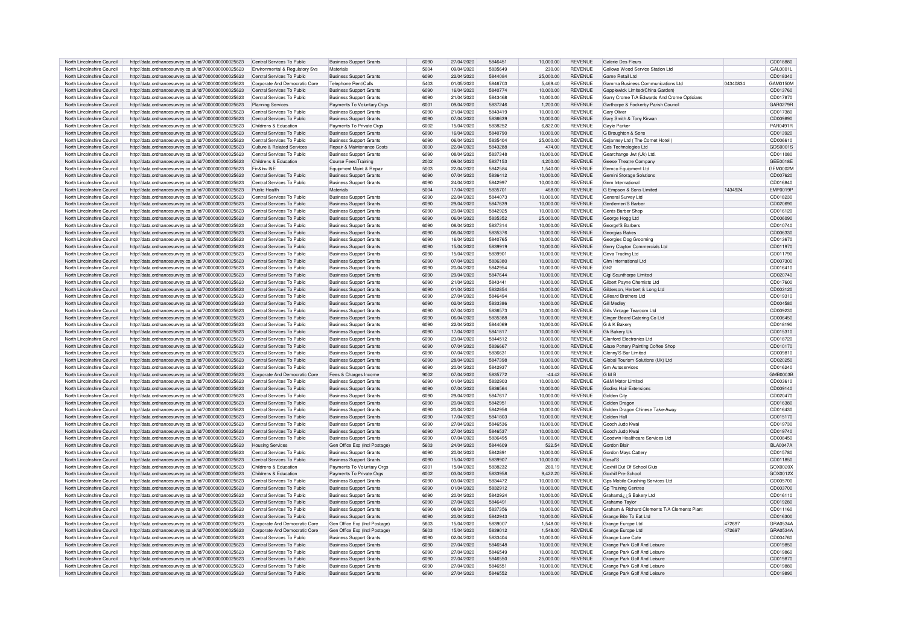| North Lincolnshire Council | http://data.ordnancesurvey.co.uk/id/7000000000025623 | Central Services To Public | Business Support Grants | 6090 | 27/04/2020 | 5846451 | 10,000.00 | REVENUE | Galerie Des Fleurs | | CD018880 |
|---|---|---|---|---|---|---|---|---|---|---|---|
| North Lincolnshire Council | http://data.ordnancesurvey.co.uk/id/7000000000025623 | Environmental & Regulatory Svs | Materials | 5004 | 09/04/2020 | 5835649 | 230.00 | REVENUE | Gallows Wood Service Station Ltd | | GAL0001L |
| North Lincolnshire Council | http://data.ordnancesurvey.co.uk/id/7000000000025623 | Central Services To Public | Business Support Grants | 6090 | 22/04/2020 | 5844084 | 25,000.00 | REVENUE | Game Retail Ltd | | CD018340 |
| North Lincolnshire Council | http://data.ordnancesurvey.co.uk/id/7000000000025623 | Corporate And Democratic Core | Telephone Rent/Calls | 5403 | 01/05/2020 | 5846703 | 5,469.40 | REVENUE | Gamma Business Communications Ltd | 04340834 | GAM0150M |
| North Lincolnshire Council | http://data.ordnancesurvey.co.uk/id/7000000000025623 | Central Services To Public | Business Support Grants | 6090 | 16/04/2020 | 5840774 | 10,000.00 | REVENUE | Gapplewick Limited(China Garden) | | CD013760 |
| North Lincolnshire Council | http://data.ordnancesurvey.co.uk/id/7000000000025623 | Central Services To Public | Business Support Grants | 6090 | 21/04/2020 | 5843468 | 10,000.00 | REVENUE | Garry Crome T/A Edwards And Crome Opticians | | CD017870 |
| North Lincolnshire Council | http://data.ordnancesurvey.co.uk/id/7000000000025623 | Planning Services | Payments To Voluntary Orgs | 6001 | 09/04/2020 | 5837246 | 1,200.00 | REVENUE | Garthorpe & Fockerby Parish Council | | GAR0279R |
| North Lincolnshire Council | http://data.ordnancesurvey.co.uk/id/7000000000025623 | Central Services To Public | Business Support Grants | 6090 | 21/04/2020 | 5843419 | 10,000.00 | REVENUE | Gary Oliver | | CD017380 |
| North Lincolnshire Council | http://data.ordnancesurvey.co.uk/id/7000000000025623 | Central Services To Public | Business Support Grants | 6090 | 07/04/2020 | 5836639 | 10,000.00 | REVENUE | Gary Smith & Tony Kirwan | | CD009890 |
| North Lincolnshire Council | http://data.ordnancesurvey.co.uk/id/7000000000025623 | Childrens & Education | Payments To Private Orgs | 6002 | 15/04/2020 | 5838252 | 6,822.00 | REVENUE | Gayle Parker | | PAR0491R |
| North Lincolnshire Council | http://data.ordnancesurvey.co.uk/id/7000000000025623 | Central Services To Public | Business Support Grants | 6090 | 16/04/2020 | 5840790 | 10,000.00 | REVENUE | G Broughton & Sons | | CD013920 |
| North Lincolnshire Council | http://data.ordnancesurvey.co.uk/id/7000000000025623 | Central Services To Public | Business Support Grants | 6090 | 06/04/2020 | 5835404 | 25,000.00 | REVENUE | Gdjanney Ltd ( The Comet Hotel ) | | CD006610 |
| North Lincolnshire Council | http://data.ordnancesurvey.co.uk/id/7000000000025623 | Culture & Related Services | Repair & Maintenance Costs | 3000 | 22/04/2020 | 5843288 | 474.00 | REVENUE | Gds Technologies Ltd | | GDS0001S |
| North Lincolnshire Council | http://data.ordnancesurvey.co.uk/id/7000000000025623 | Central Services To Public | Business Support Grants | 6090 | 08/04/2020 | 5837348 | 10,000.00 | REVENUE | Gearchange Jwt (Uk) Ltd. | | CD011080 |
| North Lincolnshire Council | http://data.ordnancesurvey.co.uk/id/7000000000025623 | Childrens & Education | Course Fees/Training | 2002 | 09/04/2020 | 5837153 | 4,200.00 | REVENUE | Geese Theatre Company | | GEE0018E |
| North Lincolnshire Council | http://data.ordnancesurvey.co.uk/id/7000000000025623 | Fin&Inv I&E | Equipment Maint.& Repair | 5003 | 22/04/2020 | 5842584 | 1,540.00 | REVENUE | Gemco Equipment Ltd | | GEM0002M |
| North Lincolnshire Council | http://data.ordnancesurvey.co.uk/id/7000000000025623 | Central Services To Public | Business Support Grants | 6090 | 07/04/2020 | 5836412 | 10,000.00 | REVENUE | Gemini Storage Solutions | | CD007620 |
| North Lincolnshire Council | http://data.ordnancesurvey.co.uk/id/7000000000025623 | Central Services To Public | Business Support Grants | 6090 | 24/04/2020 | 5842997 | 10,000.00 | REVENUE | Gem International | | CD016840 |
| North Lincolnshire Council | http://data.ordnancesurvey.co.uk/id/7000000000025623 | Public Health | Materials | 5004 | 17/04/2020 | 5835701 | 468.00 | REVENUE | G Empson & Sons Limited | 1434924 | EMP0019P |
| North Lincolnshire Council | http://data.ordnancesurvey.co.uk/id/7000000000025623 | Central Services To Public | Business Support Grants | 6090 | 22/04/2020 | 5844073 | 10,000.00 | REVENUE | General Survey Ltd | | CD018230 |
| North Lincolnshire Council | http://data.ordnancesurvey.co.uk/id/7000000000025623 | Central Services To Public | Business Support Grants | 6090 | 29/04/2020 | 5847639 | 10,000.00 | REVENUE | Gentlemen'S Barber | | CD020690 |
| North Lincolnshire Council | http://data.ordnancesurvey.co.uk/id/7000000000025623 | Central Services To Public | Business Support Grants | 6090 | 20/04/2020 | 5842925 | 10,000.00 | REVENUE | Gents Barber Shop | | CD016120 |
| North Lincolnshire Council | http://data.ordnancesurvey.co.uk/id/7000000000025623 | Central Services To Public | Business Support Grants | 6090 | 06/04/2020 | 5835352 | 25,000.00 | REVENUE | George Hogg Ltd | | CD006090 |
| North Lincolnshire Council | http://data.ordnancesurvey.co.uk/id/7000000000025623 | Central Services To Public | Business Support Grants | 6090 | 08/04/2020 | 5837314 | 10,000.00 | REVENUE | George'S Barbers | | CD010740 |
| North Lincolnshire Council | http://data.ordnancesurvey.co.uk/id/7000000000025623 | Central Services To Public | Business Support Grants | 6090 | 06/04/2020 | 5835376 | 10,000.00 | REVENUE | Georgias Bakes | | CD006330 |
| North Lincolnshire Council | http://data.ordnancesurvey.co.uk/id/7000000000025623 | Central Services To Public | Business Support Grants | 6090 | 16/04/2020 | 5840765 | 10,000.00 | REVENUE | Georgies Dog Grooming | | CD013670 |
| North Lincolnshire Council | http://data.ordnancesurvey.co.uk/id/7000000000025623 | Central Services To Public | Business Support Grants | 6090 | 15/04/2020 | 5839919 | 10,000.00 | REVENUE | Gerry Clayton Commercials Ltd | | CD011970 |
| North Lincolnshire Council | http://data.ordnancesurvey.co.uk/id/7000000000025623 | Central Services To Public | Business Support Grants | 6090 | 15/04/2020 | 5839901 | 10,000.00 | REVENUE | Geva Trading Ltd | | CD011790 |
| North Lincolnshire Council | http://data.ordnancesurvey.co.uk/id/7000000000025623 | Central Services To Public | Business Support Grants | 6090 | 07/04/2020 | 5836380 | 10,000.00 | REVENUE | Gfm International Ltd | | CD007300 |
| North Lincolnshire Council | http://data.ordnancesurvey.co.uk/id/7000000000025623 | Central Services To Public | Business Support Grants | 6090 | 20/04/2020 | 5842954 | 10,000.00 | REVENUE | Gh2 | | CD016410 |
| North Lincolnshire Council | http://data.ordnancesurvey.co.uk/id/7000000000025623 | Central Services To Public | Business Support Grants | 6090 | 29/04/2020 | 5847644 | 10,000.00 | REVENUE | Gigi Scunthorpe Limited | | CD020740 |
| North Lincolnshire Council | http://data.ordnancesurvey.co.uk/id/7000000000025623 | Central Services To Public | Business Support Grants | 6090 | 21/04/2020 | 5843441 | 10,000.00 | REVENUE | Gilbert Payne Chemists Ltd | | CD017600 |
| North Lincolnshire Council | http://data.ordnancesurvey.co.uk/id/7000000000025623 | Central Services To Public | Business Support Grants | 6090 | 01/04/2020 | 5832854 | 10,000.00 | REVENUE | Gilderson, Herbert & Long Ltd | | CD003120 |
| North Lincolnshire Council | http://data.ordnancesurvey.co.uk/id/7000000000025623 | Central Services To Public | Business Support Grants | 6090 | 27/04/2020 | 5846494 | 10,000.00 | REVENUE | Gilleard Brothers Ltd | | CD019310 |
| North Lincolnshire Council | http://data.ordnancesurvey.co.uk/id/7000000000025623 | Central Services To Public | Business Support Grants | 6090 | 02/04/2020 | 5833386 | 10,000.00 | REVENUE | Gill Medley | | CD004580 |
| North Lincolnshire Council | http://data.ordnancesurvey.co.uk/id/7000000000025623 | Central Services To Public | Business Support Grants | 6090 | 07/04/2020 | 5836573 | 10,000.00 | REVENUE | Gills Vintage Tearoom Ltd | | CD009230 |
| North Lincolnshire Council | http://data.ordnancesurvey.co.uk/id/7000000000025623 | Central Services To Public | Business Support Grants | 6090 | 06/04/2020 | 5835388 | 10,000.00 | REVENUE | Ginger Beard Catering Co Ltd | | CD006450 |
| North Lincolnshire Council | http://data.ordnancesurvey.co.uk/id/7000000000025623 | Central Services To Public | Business Support Grants | 6090 | 22/04/2020 | 5844069 | 10,000.00 | REVENUE | G & K Bakery | | CD018190 |
| North Lincolnshire Council | http://data.ordnancesurvey.co.uk/id/7000000000025623 | Central Services To Public | Business Support Grants | 6090 | 17/04/2020 | 5841817 | 10,000.00 | REVENUE | Gk Bakery Uk | | CD015310 |
| North Lincolnshire Council | http://data.ordnancesurvey.co.uk/id/7000000000025623 | Central Services To Public | Business Support Grants | 6090 | 23/04/2020 | 5844512 | 10,000.00 | REVENUE | Glanford Electronics Ltd | | CD018720 |
| North Lincolnshire Council | http://data.ordnancesurvey.co.uk/id/7000000000025623 | Central Services To Public | Business Support Grants | 6090 | 07/04/2020 | 5836667 | 10,000.00 | REVENUE | Glaze Pottery Painting Coffee Shop | | CD010170 |
| North Lincolnshire Council | http://data.ordnancesurvey.co.uk/id/7000000000025623 | Central Services To Public | Business Support Grants | 6090 | 07/04/2020 | 5836631 | 10,000.00 | REVENUE | Glenny'S Bar Limited | | CD009810 |
| North Lincolnshire Council | http://data.ordnancesurvey.co.uk/id/7000000000025623 | Central Services To Public | Business Support Grants | 6090 | 28/04/2020 | 5847398 | 10,000.00 | REVENUE | Global Tourism Solutions (Uk) Ltd | | CD020250 |
| North Lincolnshire Council | http://data.ordnancesurvey.co.uk/id/7000000000025623 | Central Services To Public | Business Support Grants | 6090 | 20/04/2020 | 5842937 | 10,000.00 | REVENUE | Gm Autoservices | | CD016240 |
| North Lincolnshire Council | http://data.ordnancesurvey.co.uk/id/7000000000025623 | Corporate And Democratic Core | Fees & Charges Income | 9002 | 07/04/2020 | 5835772 | -44.42 | REVENUE | G M B | | GMB0003B |
| North Lincolnshire Council | http://data.ordnancesurvey.co.uk/id/7000000000025623 | Central Services To Public | Business Support Grants | 6090 | 01/04/2020 | 5832903 | 10,000.00 | REVENUE | G&M Motor Limited | | CD003610 |
| North Lincolnshire Council | http://data.ordnancesurvey.co.uk/id/7000000000025623 | Central Services To Public | Business Support Grants | 6090 | 07/04/2020 | 5836564 | 10,000.00 | REVENUE | Godiva Hair Extensions | | CD009140 |
| North Lincolnshire Council | http://data.ordnancesurvey.co.uk/id/7000000000025623 | Central Services To Public | Business Support Grants | 6090 | 29/04/2020 | 5847617 | 10,000.00 | REVENUE | Golden City | | CD020470 |
| North Lincolnshire Council | http://data.ordnancesurvey.co.uk/id/7000000000025623 | Central Services To Public | Business Support Grants | 6090 | 20/04/2020 | 5842951 | 10,000.00 | REVENUE | Golden Dragon | | CD016380 |
| North Lincolnshire Council | http://data.ordnancesurvey.co.uk/id/7000000000025623 | Central Services To Public | Business Support Grants | 6090 | 20/04/2020 | 5842956 | 10,000.00 | REVENUE | Golden Dragon Chinese Take-Away | | CD016430 |
| North Lincolnshire Council | http://data.ordnancesurvey.co.uk/id/7000000000025623 | Central Services To Public | Business Support Grants | 6090 | 17/04/2020 | 5841803 | 10,000.00 | REVENUE | Golden Hall | | CD015170 |
| North Lincolnshire Council | http://data.ordnancesurvey.co.uk/id/7000000000025623 | Central Services To Public | Business Support Grants | 6090 | 27/04/2020 | 5846536 | 10,000.00 | REVENUE | Gooch Judo Kwai | | CD019730 |
| North Lincolnshire Council | http://data.ordnancesurvey.co.uk/id/7000000000025623 | Central Services To Public | Business Support Grants | 6090 | 27/04/2020 | 5846537 | 10,000.00 | REVENUE | Gooch Judo Kwai | | CD019740 |
| North Lincolnshire Council | http://data.ordnancesurvey.co.uk/id/7000000000025623 | Central Services To Public | Business Support Grants | 6090 | 07/04/2020 | 5836495 | 10,000.00 | REVENUE | Goodwin Healthcare Services Ltd | | CD008450 |
| North Lincolnshire Council | http://data.ordnancesurvey.co.uk/id/7000000000025623 | Housing Services | Gen Office Exp (Incl Postage) | 5603 | 24/04/2020 | 5844609 | 522.54 | REVENUE | Gordon Blair | | BLA0047A |
| North Lincolnshire Council | http://data.ordnancesurvey.co.uk/id/7000000000025623 | Central Services To Public | Business Support Grants | 6090 | 20/04/2020 | 5842891 | 10,000.00 | REVENUE | Gordon Mays Cattery | | CD015780 |
| North Lincolnshire Council | http://data.ordnancesurvey.co.uk/id/7000000000025623 | Central Services To Public | Business Support Grants | 6090 | 15/04/2020 | 5839907 | 10,000.00 | REVENUE | Gosal'S | | CD011850 |
| North Lincolnshire Council | http://data.ordnancesurvey.co.uk/id/7000000000025623 | Childrens & Education | Payments To Voluntary Orgs | 6001 | 15/04/2020 | 5838232 | 260.19 | REVENUE | Goxhill Out Of School Club | | GOX0020X |
| North Lincolnshire Council | http://data.ordnancesurvey.co.uk/id/7000000000025623 | Childrens & Education | Payments To Private Orgs | 6002 | 03/04/2020 | 5833958 | 9,422.20 | REVENUE | Goxhill Pre-School | | GOX0012X |
| North Lincolnshire Council | http://data.ordnancesurvey.co.uk/id/7000000000025623 | Central Services To Public | Business Support Grants | 6090 | 03/04/2020 | 5834472 | 10,000.00 | REVENUE | Gps Mobile Crushing Services Ltd | | CD005700 |
| North Lincolnshire Council | http://data.ordnancesurvey.co.uk/id/7000000000025623 | Central Services To Public | Business Support Grants | 6090 | 01/04/2020 | 5832912 | 10,000.00 | REVENUE | Gp Training Centres | | CD003700 |
| North Lincolnshire Council | http://data.ordnancesurvey.co.uk/id/7000000000025623 | Central Services To Public | Business Support Grants | 6090 | 20/04/2020 | 5842924 | 10,000.00 | REVENUE | Grahamâ¿¿S Bakery Ltd | | CD016110 |
| North Lincolnshire Council | http://data.ordnancesurvey.co.uk/id/7000000000025623 | Central Services To Public | Business Support Grants | 6090 | 27/04/2020 | 5846491 | 10,000.00 | REVENUE | Grahame Taylor | | CD019280 |
| North Lincolnshire Council | http://data.ordnancesurvey.co.uk/id/7000000000025623 | Central Services To Public | Business Support Grants | 6090 | 08/04/2020 | 5837356 | 10,000.00 | REVENUE | Graham & Richard Clements T/A Clements Plant | | CD011160 |
| North Lincolnshire Council | http://data.ordnancesurvey.co.uk/id/7000000000025623 | Central Services To Public | Business Support Grants | 6090 | 20/04/2020 | 5842943 | 10,000.00 | REVENUE | Grange Bite To Eat Ltd | | CD016300 |
| North Lincolnshire Council | http://data.ordnancesurvey.co.uk/id/7000000000025623 | Corporate And Democratic Core | Gen Office Exp (Incl Postage) | 5603 | 15/04/2020 | 5839007 | 1,548.00 | REVENUE | Grange Europe Ltd | 472697 | GRA0534A |
| North Lincolnshire Council | http://data.ordnancesurvey.co.uk/id/7000000000025623 | Corporate And Democratic Core | Gen Office Exp (Incl Postage) | 5603 | 15/04/2020 | 5839012 | 1,548.00 | REVENUE | Grange Europe Ltd | 472697 | GRA0534A |
| North Lincolnshire Council | http://data.ordnancesurvey.co.uk/id/7000000000025623 | Central Services To Public | Business Support Grants | 6090 | 02/04/2020 | 5833404 | 10,000.00 | REVENUE | Grange Lane Cafe | | CD004760 |
| North Lincolnshire Council | http://data.ordnancesurvey.co.uk/id/7000000000025623 | Central Services To Public | Business Support Grants | 6090 | 27/04/2020 | 5846548 | 10,000.00 | REVENUE | Grange Park Golf And Leisure | | CD019850 |
| North Lincolnshire Council | http://data.ordnancesurvey.co.uk/id/7000000000025623 | Central Services To Public | Business Support Grants | 6090 | 27/04/2020 | 5846549 | 10,000.00 | REVENUE | Grange Park Golf And Leisure | | CD019860 |
| North Lincolnshire Council | http://data.ordnancesurvey.co.uk/id/7000000000025623 | Central Services To Public | Business Support Grants | 6090 | 27/04/2020 | 5846550 | 25,000.00 | REVENUE | Grange Park Golf And Leisure | | CD019870 |
| North Lincolnshire Council | http://data.ordnancesurvey.co.uk/id/7000000000025623 | Central Services To Public | Business Support Grants | 6090 | 27/04/2020 | 5846551 | 10,000.00 | REVENUE | Grange Park Golf And Leisure | | CD019880 |
| North Lincolnshire Council | http://data.ordnancesurvey.co.uk/id/7000000000025623 | Central Services To Public | Business Support Grants | 6090 | 27/04/2020 | 5846552 | 10,000.00 | REVENUE | Grange Park Golf And Leisure | | CD019890 |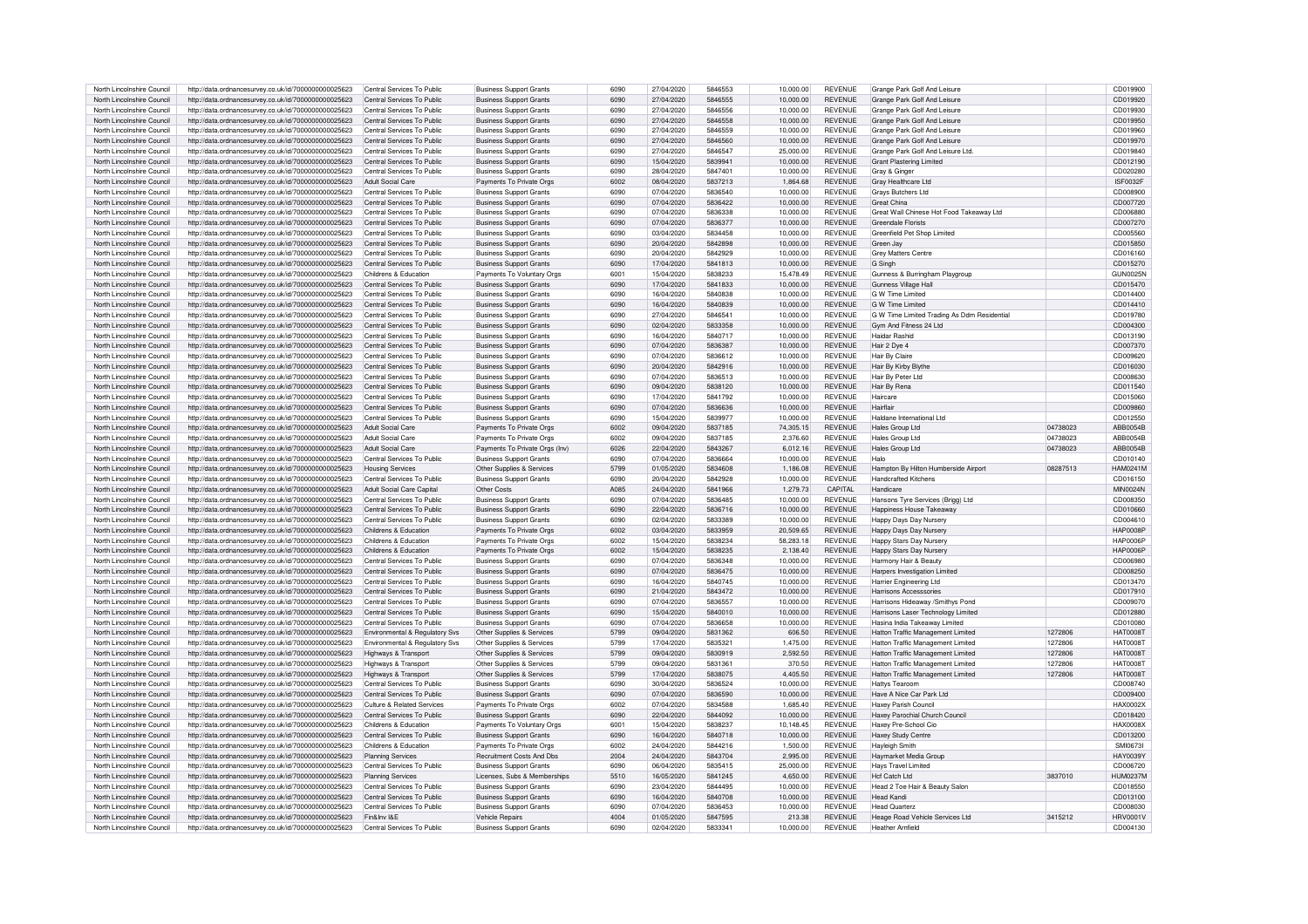| North Lincolnshire Council | http://data.ordnancesurvey.co.uk/id/7000000000025623 | Central Services To Public | Business Support Grants | 6090 | 27/04/2020 | 5846553 | 10,000.00 | REVENUE | Grange Park Golf And Leisure | | CD019900 |
|---|---|---|---|---|---|---|---|---|---|---|---|
| North Lincolnshire Council | http://data.ordnancesurvey.co.uk/id/7000000000025623 | Central Services To Public | Business Support Grants | 6090 | 27/04/2020 | 5846555 | 10,000.00 | REVENUE | Grange Park Golf And Leisure | | CD019920 |
| North Lincolnshire Council | http://data.ordnancesurvey.co.uk/id/7000000000025623 | Central Services To Public | Business Support Grants | 6090 | 27/04/2020 | 5846556 | 10,000.00 | REVENUE | Grange Park Golf And Leisure | | CD019930 |
| North Lincolnshire Council | http://data.ordnancesurvey.co.uk/id/7000000000025623 | Central Services To Public | Business Support Grants | 6090 | 27/04/2020 | 5846558 | 10,000.00 | REVENUE | Grange Park Golf And Leisure | | CD019950 |
| North Lincolnshire Council | http://data.ordnancesurvey.co.uk/id/7000000000025623 | Central Services To Public | Business Support Grants | 6090 | 27/04/2020 | 5846559 | 10,000.00 | REVENUE | Grange Park Golf And Leisure | | CD019960 |
| North Lincolnshire Council | http://data.ordnancesurvey.co.uk/id/7000000000025623 | Central Services To Public | Business Support Grants | 6090 | 27/04/2020 | 5846560 | 10,000.00 | REVENUE | Grange Park Golf And Leisure | | CD019970 |
| North Lincolnshire Council | http://data.ordnancesurvey.co.uk/id/7000000000025623 | Central Services To Public | Business Support Grants | 6090 | 27/04/2020 | 5846547 | 25,000.00 | REVENUE | Grange Park Golf And Leisure Ltd. | | CD019840 |
| North Lincolnshire Council | http://data.ordnancesurvey.co.uk/id/7000000000025623 | Central Services To Public | Business Support Grants | 6090 | 15/04/2020 | 5839941 | 10,000.00 | REVENUE | Grant Plastering Limited | | CD012190 |
| North Lincolnshire Council | http://data.ordnancesurvey.co.uk/id/7000000000025623 | Central Services To Public | Business Support Grants | 6090 | 28/04/2020 | 5847401 | 10,000.00 | REVENUE | Gray & Ginger | | CD020280 |
| North Lincolnshire Council | http://data.ordnancesurvey.co.uk/id/7000000000025623 | Adult Social Care | Payments To Private Orgs | 6002 | 08/04/2020 | 5837213 | 1,864.68 | REVENUE | Gray Healthcare Ltd | | ISF0032F |
| North Lincolnshire Council | http://data.ordnancesurvey.co.uk/id/7000000000025623 | Central Services To Public | Business Support Grants | 6090 | 07/04/2020 | 5836540 | 10,000.00 | REVENUE | Grays Butchers Ltd | | CD008900 |
| North Lincolnshire Council | http://data.ordnancesurvey.co.uk/id/7000000000025623 | Central Services To Public | Business Support Grants | 6090 | 07/04/2020 | 5836422 | 10,000.00 | REVENUE | Great China | | CD007720 |
| North Lincolnshire Council | http://data.ordnancesurvey.co.uk/id/7000000000025623 | Central Services To Public | Business Support Grants | 6090 | 07/04/2020 | 5836338 | 10,000.00 | REVENUE | Great Wall Chinese Hot Food Takeaway Ltd | | CD006880 |
| North Lincolnshire Council | http://data.ordnancesurvey.co.uk/id/7000000000025623 | Central Services To Public | Business Support Grants | 6090 | 07/04/2020 | 5836377 | 10,000.00 | REVENUE | Greendale Florists | | CD007270 |
| North Lincolnshire Council | http://data.ordnancesurvey.co.uk/id/7000000000025623 | Central Services To Public | Business Support Grants | 6090 | 03/04/2020 | 5834458 | 10,000.00 | REVENUE | Greenfield Pet Shop Limited | | CD005560 |
| North Lincolnshire Council | http://data.ordnancesurvey.co.uk/id/7000000000025623 | Central Services To Public | Business Support Grants | 6090 | 20/04/2020 | 5842898 | 10,000.00 | REVENUE | Green Jay | | CD015850 |
| North Lincolnshire Council | http://data.ordnancesurvey.co.uk/id/7000000000025623 | Central Services To Public | Business Support Grants | 6090 | 20/04/2020 | 5842929 | 10,000.00 | REVENUE | Grey Matters Centre | | CD016160 |
| North Lincolnshire Council | http://data.ordnancesurvey.co.uk/id/7000000000025623 | Central Services To Public | Business Support Grants | 6090 | 17/04/2020 | 5841813 | 10,000.00 | REVENUE | G Singh | | CD015270 |
| North Lincolnshire Council | http://data.ordnancesurvey.co.uk/id/7000000000025623 | Childrens & Education | Payments To Voluntary Orgs | 6001 | 15/04/2020 | 5838233 | 15,478.49 | REVENUE | Gunness & Burringham Playgroup | | GUN0025N |
| North Lincolnshire Council | http://data.ordnancesurvey.co.uk/id/7000000000025623 | Central Services To Public | Business Support Grants | 6090 | 17/04/2020 | 5841833 | 10,000.00 | REVENUE | Gunness Village Hall | | CD015470 |
| North Lincolnshire Council | http://data.ordnancesurvey.co.uk/id/7000000000025623 | Central Services To Public | Business Support Grants | 6090 | 16/04/2020 | 5840838 | 10,000.00 | REVENUE | G W Time Limited | | CD014400 |
| North Lincolnshire Council | http://data.ordnancesurvey.co.uk/id/7000000000025623 | Central Services To Public | Business Support Grants | 6090 | 16/04/2020 | 5840839 | 10,000.00 | REVENUE | G W Time Limited | | CD014410 |
| North Lincolnshire Council | http://data.ordnancesurvey.co.uk/id/7000000000025623 | Central Services To Public | Business Support Grants | 6090 | 27/04/2020 | 5846541 | 10,000.00 | REVENUE | G W Time Limited Trading As Ddm Residential | | CD019780 |
| North Lincolnshire Council | http://data.ordnancesurvey.co.uk/id/7000000000025623 | Central Services To Public | Business Support Grants | 6090 | 02/04/2020 | 5833358 | 10,000.00 | REVENUE | Gym And Fitness 24 Ltd | | CD004300 |
| North Lincolnshire Council | http://data.ordnancesurvey.co.uk/id/7000000000025623 | Central Services To Public | Business Support Grants | 6090 | 16/04/2020 | 5840717 | 10,000.00 | REVENUE | Haidar Rashid | | CD013190 |
| North Lincolnshire Council | http://data.ordnancesurvey.co.uk/id/7000000000025623 | Central Services To Public | Business Support Grants | 6090 | 07/04/2020 | 5836387 | 10,000.00 | REVENUE | Hair 2 Dye 4 | | CD007370 |
| North Lincolnshire Council | http://data.ordnancesurvey.co.uk/id/7000000000025623 | Central Services To Public | Business Support Grants | 6090 | 07/04/2020 | 5836612 | 10,000.00 | REVENUE | Hair By Claire | | CD009620 |
| North Lincolnshire Council | http://data.ordnancesurvey.co.uk/id/7000000000025623 | Central Services To Public | Business Support Grants | 6090 | 20/04/2020 | 5842916 | 10,000.00 | REVENUE | Hair By Kirby Blythe | | CD016030 |
| North Lincolnshire Council | http://data.ordnancesurvey.co.uk/id/7000000000025623 | Central Services To Public | Business Support Grants | 6090 | 07/04/2020 | 5836513 | 10,000.00 | REVENUE | Hair By Peter Ltd | | CD008630 |
| North Lincolnshire Council | http://data.ordnancesurvey.co.uk/id/7000000000025623 | Central Services To Public | Business Support Grants | 6090 | 09/04/2020 | 5838120 | 10,000.00 | REVENUE | Hair By Rena | | CD011540 |
| North Lincolnshire Council | http://data.ordnancesurvey.co.uk/id/7000000000025623 | Central Services To Public | Business Support Grants | 6090 | 17/04/2020 | 5841792 | 10,000.00 | REVENUE | Haircare | | CD015060 |
| North Lincolnshire Council | http://data.ordnancesurvey.co.uk/id/7000000000025623 | Central Services To Public | Business Support Grants | 6090 | 07/04/2020 | 5836636 | 10,000.00 | REVENUE | Hairflair | | CD009860 |
| North Lincolnshire Council | http://data.ordnancesurvey.co.uk/id/7000000000025623 | Central Services To Public | Business Support Grants | 6090 | 15/04/2020 | 5839977 | 10,000.00 | REVENUE | Haldane International Ltd | | CD012550 |
| North Lincolnshire Council | http://data.ordnancesurvey.co.uk/id/7000000000025623 | Adult Social Care | Payments To Private Orgs | 6002 | 09/04/2020 | 5837185 | 74,305.15 | REVENUE | Hales Group Ltd | 04738023 | ABB0054B |
| North Lincolnshire Council | http://data.ordnancesurvey.co.uk/id/7000000000025623 | Adult Social Care | Payments To Private Orgs | 6002 | 09/04/2020 | 5837185 | 2,376.60 | REVENUE | Hales Group Ltd | 04738023 | ABB0054B |
| North Lincolnshire Council | http://data.ordnancesurvey.co.uk/id/7000000000025623 | Adult Social Care | Payments To Private Orgs (Inv) | 6026 | 22/04/2020 | 5843267 | 6,012.16 | REVENUE | Hales Group Ltd | 04738023 | ABB0054B |
| North Lincolnshire Council | http://data.ordnancesurvey.co.uk/id/7000000000025623 | Central Services To Public | Business Support Grants | 6090 | 07/04/2020 | 5836664 | 10,000.00 | REVENUE | Halo | | CD010140 |
| North Lincolnshire Council | http://data.ordnancesurvey.co.uk/id/7000000000025623 | Housing Services | Other Supplies & Services | 5799 | 01/05/2020 | 5834608 | 1,186.08 | REVENUE | Hampton By Hilton Humberside Airport | 08287513 | HAM0241M |
| North Lincolnshire Council | http://data.ordnancesurvey.co.uk/id/7000000000025623 | Central Services To Public | Business Support Grants | 6090 | 20/04/2020 | 5842928 | 10,000.00 | REVENUE | Handcrafted Kitchens | | CD016150 |
| North Lincolnshire Council | http://data.ordnancesurvey.co.uk/id/7000000000025623 | Adult Social Care Capital | Other Costs | A085 | 24/04/2020 | 5841966 | 1,279.73 | CAPITAL | Handicare | | MIN0024N |
| North Lincolnshire Council | http://data.ordnancesurvey.co.uk/id/7000000000025623 | Central Services To Public | Business Support Grants | 6090 | 07/04/2020 | 5836485 | 10,000.00 | REVENUE | Hansons Tyre Services (Brigg) Ltd | | CD008350 |
| North Lincolnshire Council | http://data.ordnancesurvey.co.uk/id/7000000000025623 | Central Services To Public | Business Support Grants | 6090 | 22/04/2020 | 5836716 | 10,000.00 | REVENUE | Happiness House Takeaway | | CD010660 |
| North Lincolnshire Council | http://data.ordnancesurvey.co.uk/id/7000000000025623 | Central Services To Public | Business Support Grants | 6090 | 02/04/2020 | 5833389 | 10,000.00 | REVENUE | Happy Days Day Nursery | | CD004610 |
| North Lincolnshire Council | http://data.ordnancesurvey.co.uk/id/7000000000025623 | Childrens & Education | Payments To Private Orgs | 6002 | 03/04/2020 | 5833959 | 20,509.65 | REVENUE | Happy Days Day Nursery | | HAP0008P |
| North Lincolnshire Council | http://data.ordnancesurvey.co.uk/id/7000000000025623 | Childrens & Education | Payments To Private Orgs | 6002 | 15/04/2020 | 5838234 | 58,283.18 | REVENUE | Happy Stars Day Nursery | | HAP0006P |
| North Lincolnshire Council | http://data.ordnancesurvey.co.uk/id/7000000000025623 | Childrens & Education | Payments To Private Orgs | 6002 | 15/04/2020 | 5838235 | 2,138.40 | REVENUE | Happy Stars Day Nursery | | HAP0006P |
| North Lincolnshire Council | http://data.ordnancesurvey.co.uk/id/7000000000025623 | Central Services To Public | Business Support Grants | 6090 | 07/04/2020 | 5836348 | 10,000.00 | REVENUE | Harmony Hair & Beauty | | CD006980 |
| North Lincolnshire Council | http://data.ordnancesurvey.co.uk/id/7000000000025623 | Central Services To Public | Business Support Grants | 6090 | 07/04/2020 | 5836475 | 10,000.00 | REVENUE | Harpers Investigation Limited | | CD008250 |
| North Lincolnshire Council | http://data.ordnancesurvey.co.uk/id/7000000000025623 | Central Services To Public | Business Support Grants | 6090 | 16/04/2020 | 5840745 | 10,000.00 | REVENUE | Harrier Engineering Ltd | | CD013470 |
| North Lincolnshire Council | http://data.ordnancesurvey.co.uk/id/7000000000025623 | Central Services To Public | Business Support Grants | 6090 | 21/04/2020 | 5843472 | 10,000.00 | REVENUE | Harrisons Accesssories | | CD017910 |
| North Lincolnshire Council | http://data.ordnancesurvey.co.uk/id/7000000000025623 | Central Services To Public | Business Support Grants | 6090 | 07/04/2020 | 5836557 | 10,000.00 | REVENUE | Harrisons Hideaway /Smithys Pond | | CD009070 |
| North Lincolnshire Council | http://data.ordnancesurvey.co.uk/id/7000000000025623 | Central Services To Public | Business Support Grants | 6090 | 15/04/2020 | 5840010 | 10,000.00 | REVENUE | Harrisons Laser Technology Limited | | CD012880 |
| North Lincolnshire Council | http://data.ordnancesurvey.co.uk/id/7000000000025623 | Central Services To Public | Business Support Grants | 6090 | 07/04/2020 | 5836658 | 10,000.00 | REVENUE | Hasna India Takeaway Limited | | CD010080 |
| North Lincolnshire Council | http://data.ordnancesurvey.co.uk/id/7000000000025623 | Environmental & Regulatory Svs | Other Supplies & Services | 5799 | 09/04/2020 | 5831362 | 606.50 | REVENUE | Hatton Traffic Management Limited | 1272806 | HAT0008T |
| North Lincolnshire Council | http://data.ordnancesurvey.co.uk/id/7000000000025623 | Environmental & Regulatory Svs | Other Supplies & Services | 5799 | 17/04/2020 | 5835321 | 1,475.00 | REVENUE | Hatton Traffic Management Limited | 1272806 | HAT0008T |
| North Lincolnshire Council | http://data.ordnancesurvey.co.uk/id/7000000000025623 | Highways & Transport | Other Supplies & Services | 5799 | 09/04/2020 | 5830919 | 2,592.50 | REVENUE | Hatton Traffic Management Limited | 1272806 | HAT0008T |
| North Lincolnshire Council | http://data.ordnancesurvey.co.uk/id/7000000000025623 | Highways & Transport | Other Supplies & Services | 5799 | 09/04/2020 | 5831361 | 370.50 | REVENUE | Hatton Traffic Management Limited | 1272806 | HAT0008T |
| North Lincolnshire Council | http://data.ordnancesurvey.co.uk/id/7000000000025623 | Highways & Transport | Other Supplies & Services | 5799 | 17/04/2020 | 5838075 | 4,405.50 | REVENUE | Hatton Traffic Management Limited | 1272806 | HAT0008T |
| North Lincolnshire Council | http://data.ordnancesurvey.co.uk/id/7000000000025623 | Central Services To Public | Business Support Grants | 6090 | 30/04/2020 | 5836524 | 10,000.00 | REVENUE | Hattys Tearoom | | CD008740 |
| North Lincolnshire Council | http://data.ordnancesurvey.co.uk/id/7000000000025623 | Central Services To Public | Business Support Grants | 6090 | 07/04/2020 | 5836590 | 10,000.00 | REVENUE | Have A Nice Car Park Ltd | | CD009400 |
| North Lincolnshire Council | http://data.ordnancesurvey.co.uk/id/7000000000025623 | Culture & Related Services | Payments To Private Orgs | 6002 | 07/04/2020 | 5834588 | 1,685.40 | REVENUE | Haxey Parish Council | | HAX0002X |
| North Lincolnshire Council | http://data.ordnancesurvey.co.uk/id/7000000000025623 | Central Services To Public | Business Support Grants | 6090 | 22/04/2020 | 5844092 | 10,000.00 | REVENUE | Haxey Parochial Church Council | | CD018420 |
| North Lincolnshire Council | http://data.ordnancesurvey.co.uk/id/7000000000025623 | Childrens & Education | Payments To Voluntary Orgs | 6001 | 15/04/2020 | 5838237 | 10,148.45 | REVENUE | Haxey Pre-School Cio | | HAX0008X |
| North Lincolnshire Council | http://data.ordnancesurvey.co.uk/id/7000000000025623 | Central Services To Public | Business Support Grants | 6090 | 16/04/2020 | 5840718 | 10,000.00 | REVENUE | Haxey Study Centre | | CD013200 |
| North Lincolnshire Council | http://data.ordnancesurvey.co.uk/id/7000000000025623 | Childrens & Education | Payments To Private Orgs | 6002 | 24/04/2020 | 5844216 | 1,500.00 | REVENUE | Hayleigh Smith | | SMI0673I |
| North Lincolnshire Council | http://data.ordnancesurvey.co.uk/id/7000000000025623 | Planning Services | Recruitment Costs And Dbs | 2004 | 24/04/2020 | 5843704 | 2,995.00 | REVENUE | Haymarket Media Group | | HAY0039Y |
| North Lincolnshire Council | http://data.ordnancesurvey.co.uk/id/7000000000025623 | Central Services To Public | Business Support Grants | 6090 | 06/04/2020 | 5835415 | 25,000.00 | REVENUE | Hays Travel Limited | | CD006720 |
| North Lincolnshire Council | http://data.ordnancesurvey.co.uk/id/7000000000025623 | Planning Services | Licenses, Subs & Memberships | 5510 | 16/05/2020 | 5841245 | 4,650.00 | REVENUE | Hcf Catch Ltd | 3837010 | HUM0237M |
| North Lincolnshire Council | http://data.ordnancesurvey.co.uk/id/7000000000025623 | Central Services To Public | Business Support Grants | 6090 | 23/04/2020 | 5844495 | 10,000.00 | REVENUE | Head 2 Toe Hair & Beauty Salon | | CD018550 |
| North Lincolnshire Council | http://data.ordnancesurvey.co.uk/id/7000000000025623 | Central Services To Public | Business Support Grants | 6090 | 16/04/2020 | 5840708 | 10,000.00 | REVENUE | Head Kandi | | CD013100 |
| North Lincolnshire Council | http://data.ordnancesurvey.co.uk/id/7000000000025623 | Central Services To Public | Business Support Grants | 6090 | 07/04/2020 | 5836453 | 10,000.00 | REVENUE | Head Quarterz | | CD008030 |
| North Lincolnshire Council | http://data.ordnancesurvey.co.uk/id/7000000000025623 | Fin&Inv I&E | Vehicle Repairs | 4004 | 01/05/2020 | 5847595 | 213.38 | REVENUE | Heage Road Vehicle Services Ltd | 3415212 | HRV0001V |
| North Lincolnshire Council | http://data.ordnancesurvey.co.uk/id/7000000000025623 | Central Services To Public | Business Support Grants | 6090 | 02/04/2020 | 5833341 | 10,000.00 | REVENUE | Heather Arnfield | | CD004130 |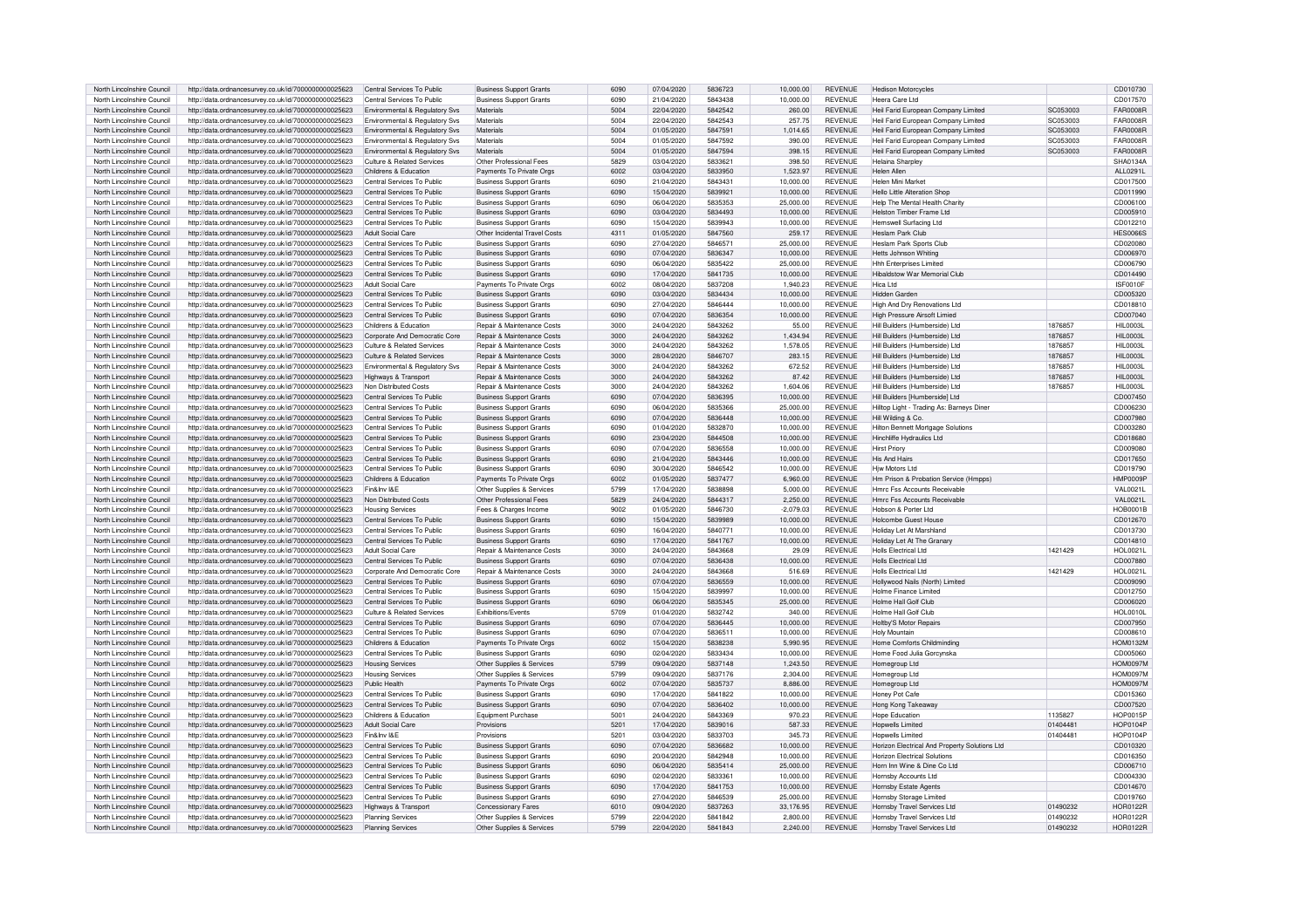| | | | | | | | | | | | | |
|---|---|---|---|---|---|---|---|---|---|---|---|---|
| North Lincolnshire Council | http://data.ordnancesurvey.co.uk/id/7000000000025623 | Central Services To Public | Business Support Grants | 6090 | 07/04/2020 | 5836723 | 10,000.00 | REVENUE | Hedison Motorcycles | | | CD010730 |
| North Lincolnshire Council | http://data.ordnancesurvey.co.uk/id/7000000000025623 | Central Services To Public | Business Support Grants | 6090 | 21/04/2020 | 5843438 | 10,000.00 | REVENUE | Heera Care Ltd | | | CD017570 |
| North Lincolnshire Council | http://data.ordnancesurvey.co.uk/id/7000000000025623 | Environmental & Regulatory Svs | Materials | 5004 | 22/04/2020 | 5842542 | 260.00 | REVENUE | Heil Farid European Company Limited | SC053003 | | FAR0008R |
| North Lincolnshire Council | http://data.ordnancesurvey.co.uk/id/7000000000025623 | Environmental & Regulatory Svs | Materials | 5004 | 22/04/2020 | 5842543 | 257.75 | REVENUE | Heil Farid European Company Limited | SC053003 | | FAR0008R |
| North Lincolnshire Council | http://data.ordnancesurvey.co.uk/id/7000000000025623 | Environmental & Regulatory Svs | Materials | 5004 | 01/05/2020 | 5847591 | 1,014.65 | REVENUE | Heil Farid European Company Limited | SC053003 | | FAR0008R |
| North Lincolnshire Council | http://data.ordnancesurvey.co.uk/id/7000000000025623 | Environmental & Regulatory Svs | Materials | 5004 | 01/05/2020 | 5847592 | 390.00 | REVENUE | Heil Farid European Company Limited | SC053003 | | FAR0008R |
| North Lincolnshire Council | http://data.ordnancesurvey.co.uk/id/7000000000025623 | Environmental & Regulatory Svs | Materials | 5004 | 01/05/2020 | 5847594 | 398.15 | REVENUE | Heil Farid European Company Limited | SC053003 | | FAR0008R |
| North Lincolnshire Council | http://data.ordnancesurvey.co.uk/id/7000000000025623 | Culture & Related Services | Other Professional Fees | 5829 | 03/04/2020 | 5833621 | 398.50 | REVENUE | Helaina Sharpley | | | SHA0134A |
| North Lincolnshire Council | http://data.ordnancesurvey.co.uk/id/7000000000025623 | Childrens & Education | Payments To Private Orgs | 6002 | 03/04/2020 | 5833950 | 1,523.97 | REVENUE | Helen Allen | | | ALL0291L |
| North Lincolnshire Council | http://data.ordnancesurvey.co.uk/id/7000000000025623 | Central Services To Public | Business Support Grants | 6090 | 21/04/2020 | 5843431 | 10,000.00 | REVENUE | Helen Mini Market | | | CD017500 |
| North Lincolnshire Council | http://data.ordnancesurvey.co.uk/id/7000000000025623 | Central Services To Public | Business Support Grants | 6090 | 15/04/2020 | 5839921 | 10,000.00 | REVENUE | Hello Little Alteration Shop | | | CD011990 |
| North Lincolnshire Council | http://data.ordnancesurvey.co.uk/id/7000000000025623 | Central Services To Public | Business Support Grants | 6090 | 06/04/2020 | 5835353 | 25,000.00 | REVENUE | Help The Mental Health Charity | | | CD006100 |
| North Lincolnshire Council | http://data.ordnancesurvey.co.uk/id/7000000000025623 | Central Services To Public | Business Support Grants | 6090 | 03/04/2020 | 5834493 | 10,000.00 | REVENUE | Helston Timber Frame Ltd | | | CD005910 |
| North Lincolnshire Council | http://data.ordnancesurvey.co.uk/id/7000000000025623 | Central Services To Public | Business Support Grants | 6090 | 15/04/2020 | 5839943 | 10,000.00 | REVENUE | Hemswell Surfacing Ltd | | | CD012210 |
| North Lincolnshire Council | http://data.ordnancesurvey.co.uk/id/7000000000025623 | Adult Social Care | Other Incidental Travel Costs | 4311 | 01/05/2020 | 5847560 | 259.17 | REVENUE | Heslam Park Club | | | HES0066S |
| North Lincolnshire Council | http://data.ordnancesurvey.co.uk/id/7000000000025623 | Central Services To Public | Business Support Grants | 6090 | 27/04/2020 | 5846571 | 25,000.00 | REVENUE | Heslam Park Sports Club | | | CD020080 |
| North Lincolnshire Council | http://data.ordnancesurvey.co.uk/id/7000000000025623 | Central Services To Public | Business Support Grants | 6090 | 07/04/2020 | 5836347 | 10,000.00 | REVENUE | Hetts Johnson Whiting | | | CD006970 |
| North Lincolnshire Council | http://data.ordnancesurvey.co.uk/id/7000000000025623 | Central Services To Public | Business Support Grants | 6090 | 06/04/2020 | 5835422 | 25,000.00 | REVENUE | Hhh Enterprises Limited | | | CD006790 |
| North Lincolnshire Council | http://data.ordnancesurvey.co.uk/id/7000000000025623 | Central Services To Public | Business Support Grants | 6090 | 17/04/2020 | 5841735 | 10,000.00 | REVENUE | Hibaldstow War Memorial Club | | | CD014490 |
| North Lincolnshire Council | http://data.ordnancesurvey.co.uk/id/7000000000025623 | Adult Social Care | Payments To Private Orgs | 6002 | 08/04/2020 | 5837208 | 1,940.23 | REVENUE | Hica Ltd | | | ISF0010F |
| North Lincolnshire Council | http://data.ordnancesurvey.co.uk/id/7000000000025623 | Central Services To Public | Business Support Grants | 6090 | 03/04/2020 | 5834434 | 10,000.00 | REVENUE | Hidden Garden | | | CD005320 |
| North Lincolnshire Council | http://data.ordnancesurvey.co.uk/id/7000000000025623 | Central Services To Public | Business Support Grants | 6090 | 27/04/2020 | 5846444 | 10,000.00 | REVENUE | High And Dry Renovations Ltd | | | CD018810 |
| North Lincolnshire Council | http://data.ordnancesurvey.co.uk/id/7000000000025623 | Central Services To Public | Business Support Grants | 6090 | 07/04/2020 | 5836354 | 10,000.00 | REVENUE | High Pressure Airsoft Limied | | | CD007040 |
| North Lincolnshire Council | http://data.ordnancesurvey.co.uk/id/7000000000025623 | Childrens & Education | Repair & Maintenance Costs | 3000 | 24/04/2020 | 5843262 | 55.00 | REVENUE | Hill Builders (Humberside) Ltd | 1876857 | | HIL0003L |
| North Lincolnshire Council | http://data.ordnancesurvey.co.uk/id/7000000000025623 | Corporate And Democratic Core | Repair & Maintenance Costs | 3000 | 24/04/2020 | 5843262 | 1,434.94 | REVENUE | Hill Builders (Humberside) Ltd | 1876857 | | HIL0003L |
| North Lincolnshire Council | http://data.ordnancesurvey.co.uk/id/7000000000025623 | Culture & Related Services | Repair & Maintenance Costs | 3000 | 24/04/2020 | 5843262 | 1,578.05 | REVENUE | Hill Builders (Humberside) Ltd | 1876857 | | HIL0003L |
| North Lincolnshire Council | http://data.ordnancesurvey.co.uk/id/7000000000025623 | Culture & Related Services | Repair & Maintenance Costs | 3000 | 28/04/2020 | 5846707 | 283.15 | REVENUE | Hill Builders (Humberside) Ltd | 1876857 | | HIL0003L |
| North Lincolnshire Council | http://data.ordnancesurvey.co.uk/id/7000000000025623 | Environmental & Regulatory Svs | Repair & Maintenance Costs | 3000 | 24/04/2020 | 5843262 | 672.52 | REVENUE | Hill Builders (Humberside) Ltd | 1876857 | | HIL0003L |
| North Lincolnshire Council | http://data.ordnancesurvey.co.uk/id/7000000000025623 | Highways & Transport | Repair & Maintenance Costs | 3000 | 24/04/2020 | 5843262 | 87.42 | REVENUE | Hill Builders (Humberside) Ltd | 1876857 | | HIL0003L |
| North Lincolnshire Council | http://data.ordnancesurvey.co.uk/id/7000000000025623 | Non Distributed Costs | Repair & Maintenance Costs | 3000 | 24/04/2020 | 5843262 | 1,604.06 | REVENUE | Hill Builders (Humberside) Ltd | 1876857 | | HIL0003L |
| North Lincolnshire Council | http://data.ordnancesurvey.co.uk/id/7000000000025623 | Central Services To Public | Business Support Grants | 6090 | 07/04/2020 | 5836395 | 10,000.00 | REVENUE | Hill Builders [Humberside] Ltd | | | CD007450 |
| North Lincolnshire Council | http://data.ordnancesurvey.co.uk/id/7000000000025623 | Central Services To Public | Business Support Grants | 6090 | 06/04/2020 | 5835366 | 25,000.00 | REVENUE | Hilltop Light - Trading As: Barneys Diner | | | CD006230 |
| North Lincolnshire Council | http://data.ordnancesurvey.co.uk/id/7000000000025623 | Central Services To Public | Business Support Grants | 6090 | 07/04/2020 | 5836448 | 10,000.00 | REVENUE | Hill Wilding & Co. | | | CD007980 |
| North Lincolnshire Council | http://data.ordnancesurvey.co.uk/id/7000000000025623 | Central Services To Public | Business Support Grants | 6090 | 01/04/2020 | 5832870 | 10,000.00 | REVENUE | Hilton Bennett Mortgage Solutions | | | CD003280 |
| North Lincolnshire Council | http://data.ordnancesurvey.co.uk/id/7000000000025623 | Central Services To Public | Business Support Grants | 6090 | 23/04/2020 | 5844508 | 10,000.00 | REVENUE | Hinchliffe Hydraulics Ltd | | | CD018680 |
| North Lincolnshire Council | http://data.ordnancesurvey.co.uk/id/7000000000025623 | Central Services To Public | Business Support Grants | 6090 | 07/04/2020 | 5836558 | 10,000.00 | REVENUE | Hirst Priory | | | CD009080 |
| North Lincolnshire Council | http://data.ordnancesurvey.co.uk/id/7000000000025623 | Central Services To Public | Business Support Grants | 6090 | 21/04/2020 | 5843446 | 10,000.00 | REVENUE | His And Hairs | | | CD017650 |
| North Lincolnshire Council | http://data.ordnancesurvey.co.uk/id/7000000000025623 | Central Services To Public | Business Support Grants | 6090 | 30/04/2020 | 5846542 | 10,000.00 | REVENUE | Hjw Motors Ltd | | | CD019790 |
| North Lincolnshire Council | http://data.ordnancesurvey.co.uk/id/7000000000025623 | Childrens & Education | Payments To Private Orgs | 6002 | 01/05/2020 | 5837477 | 6,960.00 | REVENUE | Hm Prison & Probation Service (Hmpps) | | | HMP0009P |
| North Lincolnshire Council | http://data.ordnancesurvey.co.uk/id/7000000000025623 | Fin&Inv I&E | Other Supplies & Services | 5799 | 17/04/2020 | 5838898 | 5,000.00 | REVENUE | Hmrc Fss Accounts Receivable | | | VAL0021L |
| North Lincolnshire Council | http://data.ordnancesurvey.co.uk/id/7000000000025623 | Non Distributed Costs | Other Professional Fees | 5829 | 24/04/2020 | 5844317 | 2,250.00 | REVENUE | Hmrc Fss Accounts Receivable | | | VAL0021L |
| North Lincolnshire Council | http://data.ordnancesurvey.co.uk/id/7000000000025623 | Housing Services | Fees & Charges Income | 9002 | 01/05/2020 | 5846730 | -2,079.03 | REVENUE | Hobson & Porter Ltd | | | HOB0001B |
| North Lincolnshire Council | http://data.ordnancesurvey.co.uk/id/7000000000025623 | Central Services To Public | Business Support Grants | 6090 | 15/04/2020 | 5839989 | 10,000.00 | REVENUE | Holcombe Guest House | | | CD012670 |
| North Lincolnshire Council | http://data.ordnancesurvey.co.uk/id/7000000000025623 | Central Services To Public | Business Support Grants | 6090 | 16/04/2020 | 5840771 | 10,000.00 | REVENUE | Holiday Let At Marshland | | | CD013730 |
| North Lincolnshire Council | http://data.ordnancesurvey.co.uk/id/7000000000025623 | Central Services To Public | Business Support Grants | 6090 | 17/04/2020 | 5841767 | 10,000.00 | REVENUE | Holiday Let At The Granary | | | CD014810 |
| North Lincolnshire Council | http://data.ordnancesurvey.co.uk/id/7000000000025623 | Adult Social Care | Repair & Maintenance Costs | 3000 | 24/04/2020 | 5843668 | 29.09 | REVENUE | Holls Electrical Ltd | 1421429 | | HOL0021L |
| North Lincolnshire Council | http://data.ordnancesurvey.co.uk/id/7000000000025623 | Central Services To Public | Business Support Grants | 6090 | 07/04/2020 | 5836438 | 10,000.00 | REVENUE | Holls Electrical Ltd | | | CD007880 |
| North Lincolnshire Council | http://data.ordnancesurvey.co.uk/id/7000000000025623 | Corporate And Democratic Core | Repair & Maintenance Costs | 3000 | 24/04/2020 | 5843668 | 516.69 | REVENUE | Holls Electrical Ltd | 1421429 | | HOL0021L |
| North Lincolnshire Council | http://data.ordnancesurvey.co.uk/id/7000000000025623 | Central Services To Public | Business Support Grants | 6090 | 07/04/2020 | 5836559 | 10,000.00 | REVENUE | Hollywood Nails (North) Limited | | | CD009090 |
| North Lincolnshire Council | http://data.ordnancesurvey.co.uk/id/7000000000025623 | Central Services To Public | Business Support Grants | 6090 | 15/04/2020 | 5839997 | 10,000.00 | REVENUE | Holme Finance Limited | | | CD012750 |
| North Lincolnshire Council | http://data.ordnancesurvey.co.uk/id/7000000000025623 | Central Services To Public | Business Support Grants | 6090 | 06/04/2020 | 5835345 | 25,000.00 | REVENUE | Holme Hall Golf Club | | | CD006020 |
| North Lincolnshire Council | http://data.ordnancesurvey.co.uk/id/7000000000025623 | Culture & Related Services | Exhibitions/Events | 5709 | 01/04/2020 | 5832742 | 340.00 | REVENUE | Holme Hall Golf Club | | | HOL0010L |
| North Lincolnshire Council | http://data.ordnancesurvey.co.uk/id/7000000000025623 | Central Services To Public | Business Support Grants | 6090 | 07/04/2020 | 5836445 | 10,000.00 | REVENUE | Holtby'S Motor Repairs | | | CD007950 |
| North Lincolnshire Council | http://data.ordnancesurvey.co.uk/id/7000000000025623 | Central Services To Public | Business Support Grants | 6090 | 07/04/2020 | 5836511 | 10,000.00 | REVENUE | Holy Mountain | | | CD008610 |
| North Lincolnshire Council | http://data.ordnancesurvey.co.uk/id/7000000000025623 | Childrens & Education | Payments To Private Orgs | 6002 | 15/04/2020 | 5838238 | 5,990.95 | REVENUE | Home Comforts Childminding | | | HOM0132M |
| North Lincolnshire Council | http://data.ordnancesurvey.co.uk/id/7000000000025623 | Central Services To Public | Business Support Grants | 6090 | 02/04/2020 | 5833434 | 10,000.00 | REVENUE | Home Food Julia Gorcynska | | | CD005060 |
| North Lincolnshire Council | http://data.ordnancesurvey.co.uk/id/7000000000025623 | Housing Services | Other Supplies & Services | 5799 | 09/04/2020 | 5837148 | 1,243.50 | REVENUE | Homegroup Ltd | | | HOM0097M |
| North Lincolnshire Council | http://data.ordnancesurvey.co.uk/id/7000000000025623 | Housing Services | Other Supplies & Services | 5799 | 09/04/2020 | 5837176 | 2,304.00 | REVENUE | Homegroup Ltd | | | HOM0097M |
| North Lincolnshire Council | http://data.ordnancesurvey.co.uk/id/7000000000025623 | Public Health | Payments To Private Orgs | 6002 | 07/04/2020 | 5835737 | 8,886.00 | REVENUE | Homegroup Ltd | | | HOM0097M |
| North Lincolnshire Council | http://data.ordnancesurvey.co.uk/id/7000000000025623 | Central Services To Public | Business Support Grants | 6090 | 17/04/2020 | 5841822 | 10,000.00 | REVENUE | Honey Pot Cafe | | | CD015360 |
| North Lincolnshire Council | http://data.ordnancesurvey.co.uk/id/7000000000025623 | Central Services To Public | Business Support Grants | 6090 | 07/04/2020 | 5836402 | 10,000.00 | REVENUE | Hong Kong Takeaway | | | CD007520 |
| North Lincolnshire Council | http://data.ordnancesurvey.co.uk/id/7000000000025623 | Childrens & Education | Equipment Purchase | 5001 | 24/04/2020 | 5843369 | 970.23 | REVENUE | Hope Education | 1135827 | | HOP0015P |
| North Lincolnshire Council | http://data.ordnancesurvey.co.uk/id/7000000000025623 | Adult Social Care | Provisions | 5201 | 17/04/2020 | 5839016 | 587.33 | REVENUE | Hopwells Limited | 01404481 | | HOP0104P |
| North Lincolnshire Council | http://data.ordnancesurvey.co.uk/id/7000000000025623 | Fin&Inv I&E | Provisions | 5201 | 03/04/2020 | 5833703 | 345.73 | REVENUE | Hopwells Limited | 01404481 | | HOP0104P |
| North Lincolnshire Council | http://data.ordnancesurvey.co.uk/id/7000000000025623 | Central Services To Public | Business Support Grants | 6090 | 07/04/2020 | 5836682 | 10,000.00 | REVENUE | Horizon Electrical And Property Solutions Ltd | | | CD010320 |
| North Lincolnshire Council | http://data.ordnancesurvey.co.uk/id/7000000000025623 | Central Services To Public | Business Support Grants | 6090 | 20/04/2020 | 5842948 | 10,000.00 | REVENUE | Horizon Electrical Solutions | | | CD016350 |
| North Lincolnshire Council | http://data.ordnancesurvey.co.uk/id/7000000000025623 | Central Services To Public | Business Support Grants | 6090 | 06/04/2020 | 5835414 | 25,000.00 | REVENUE | Horn Inn Wine & Dine Co Ltd | | | CD006710 |
| North Lincolnshire Council | http://data.ordnancesurvey.co.uk/id/7000000000025623 | Central Services To Public | Business Support Grants | 6090 | 02/04/2020 | 5833361 | 10,000.00 | REVENUE | Hornsby Accounts Ltd | | | CD004330 |
| North Lincolnshire Council | http://data.ordnancesurvey.co.uk/id/7000000000025623 | Central Services To Public | Business Support Grants | 6090 | 17/04/2020 | 5841753 | 10,000.00 | REVENUE | Hornsby Estate Agents | | | CD014670 |
| North Lincolnshire Council | http://data.ordnancesurvey.co.uk/id/7000000000025623 | Central Services To Public | Business Support Grants | 6090 | 27/04/2020 | 5846539 | 25,000.00 | REVENUE | Hornsby Storage Limited | | | CD019760 |
| North Lincolnshire Council | http://data.ordnancesurvey.co.uk/id/7000000000025623 | Highways & Transport | Concessionary Fares | 6010 | 09/04/2020 | 5837263 | 33,176.95 | REVENUE | Hornsby Travel Services Ltd | 01490232 | | HOR0122R |
| North Lincolnshire Council | http://data.ordnancesurvey.co.uk/id/7000000000025623 | Planning Services | Other Supplies & Services | 5799 | 22/04/2020 | 5841842 | 2,800.00 | REVENUE | Hornsby Travel Services Ltd | 01490232 | | HOR0122R |
| North Lincolnshire Council | http://data.ordnancesurvey.co.uk/id/7000000000025623 | Planning Services | Other Supplies & Services | 5799 | 22/04/2020 | 5841843 | 2,240.00 | REVENUE | Hornsby Travel Services Ltd | 01490232 | | HOR0122R |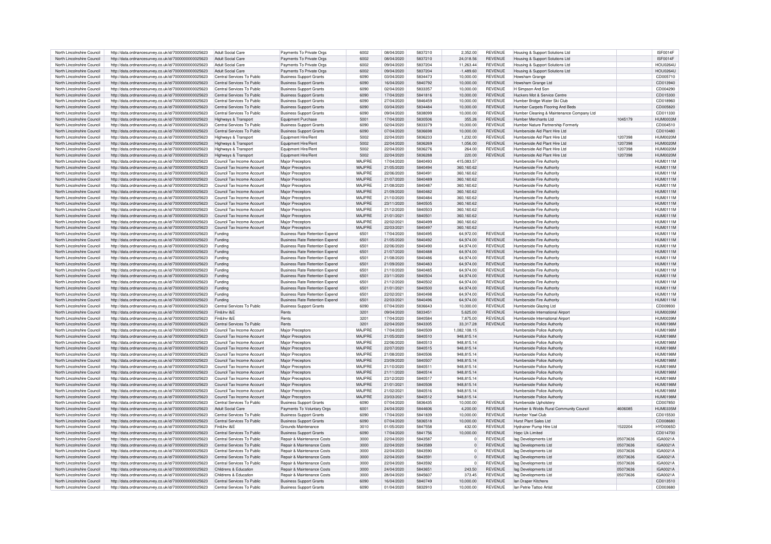| North Lincolnshire Council | http://data.ordnancesurvey.co.uk/id/7000000000025623 | Adult Social Care | Payments To Private Orgs | 6002 | 08/04/2020 | 5837210 | 2,352.00 | REVENUE | Housing & Support Solutions Ltd | | ISF0014F |
|---|---|---|---|---|---|---|---|---|---|---|---|
| North Lincolnshire Council | http://data.ordnancesurvey.co.uk/id/7000000000025623 | Adult Social Care | Payments To Private Orgs | 6002 | 08/04/2020 | 5837210 | 24,018.56 | REVENUE | Housing & Support Solutions Ltd | | ISF0014F |
| North Lincolnshire Council | http://data.ordnancesurvey.co.uk/id/7000000000025623 | Adult Social Care | Payments To Private Orgs | 6002 | 09/04/2020 | 5837204 | 11,263.44 | REVENUE | Housing & Support Solutions Ltd | | HOU0264U |
| North Lincolnshire Council | http://data.ordnancesurvey.co.uk/id/7000000000025623 | Adult Social Care | Payments To Private Orgs | 6002 | 09/04/2020 | 5837204 | -1,489.60 | REVENUE | Housing & Support Solutions Ltd | | HOU0264U |
| North Lincolnshire Council | http://data.ordnancesurvey.co.uk/id/7000000000025623 | Central Services To Public | Business Support Grants | 6090 | 03/04/2020 | 5834473 | 10,000.00 | REVENUE | Howsham Grange | | CD005710 |
| North Lincolnshire Council | http://data.ordnancesurvey.co.uk/id/7000000000025623 | Central Services To Public | Business Support Grants | 6090 | 16/04/2020 | 5840792 | 10,000.00 | REVENUE | Howsham Grange Ltd | | CD013940 |
| North Lincolnshire Council | http://data.ordnancesurvey.co.uk/id/7000000000025623 | Central Services To Public | Business Support Grants | 6090 | 02/04/2020 | 5833357 | 10,000.00 | REVENUE | H Simpson And Son | | CD004290 |
| North Lincolnshire Council | http://data.ordnancesurvey.co.uk/id/7000000000025623 | Central Services To Public | Business Support Grants | 6090 | 17/04/2020 | 5841816 | 10,000.00 | REVENUE | Huckers Mot & Service Centre | | CD015300 |
| North Lincolnshire Council | http://data.ordnancesurvey.co.uk/id/7000000000025623 | Central Services To Public | Business Support Grants | 6090 | 27/04/2020 | 5846459 | 10,000.00 | REVENUE | Humber Bridge Water Ski Club | | CD018960 |
| North Lincolnshire Council | http://data.ordnancesurvey.co.uk/id/7000000000025623 | Central Services To Public | Business Support Grants | 6090 | 03/04/2020 | 5834484 | 10,000.00 | REVENUE | Humber Carpets Flooring And Beds | | CD005820 |
| North Lincolnshire Council | http://data.ordnancesurvey.co.uk/id/7000000000025623 | Central Services To Public | Business Support Grants | 6090 | 09/04/2020 | 5838099 | 10,000.00 | REVENUE | Humber Cleaning & Maintenance Company Ltd | | CD011330 |
| North Lincolnshire Council | http://data.ordnancesurvey.co.uk/id/7000000000025623 | Highways & Transport | Equipment Purchase | 5001 | 17/04/2020 | 5830506 | 355.26 | REVENUE | Humber Merchants Ltd | 1045179 | HUM0003M |
| North Lincolnshire Council | http://data.ordnancesurvey.co.uk/id/7000000000025623 | Central Services To Public | Business Support Grants | 6090 | 02/04/2020 | 5833379 | 10,000.00 | REVENUE | Humber Nature Partnership Formerly | | CD004510 |
| North Lincolnshire Council | http://data.ordnancesurvey.co.uk/id/7000000000025623 | Central Services To Public | Business Support Grants | 6090 | 07/04/2020 | 5836698 | 10,000.00 | REVENUE | Humberside Aid Plant Hire Ltd | | CD010480 |
| North Lincolnshire Council | http://data.ordnancesurvey.co.uk/id/7000000000025623 | Highways & Transport | Equipment Hire/Rent | 5002 | 22/04/2020 | 5836233 | 1,232.00 | REVENUE | Humberside Aid Plant Hire Ltd | 1207398 | HUM0020M |
| North Lincolnshire Council | http://data.ordnancesurvey.co.uk/id/7000000000025623 | Highways & Transport | Equipment Hire/Rent | 5002 | 22/04/2020 | 5836269 | 1,056.00 | REVENUE | Humberside Aid Plant Hire Ltd | 1207398 | HUM0020M |
| North Lincolnshire Council | http://data.ordnancesurvey.co.uk/id/7000000000025623 | Highways & Transport | Equipment Hire/Rent | 5002 | 22/04/2020 | 5836276 | 264.00 | REVENUE | Humberside Aid Plant Hire Ltd | 1207398 | HUM0020M |
| North Lincolnshire Council | http://data.ordnancesurvey.co.uk/id/7000000000025623 | Highways & Transport | Equipment Hire/Rent | 5002 | 22/04/2020 | 5836288 | 220.00 | REVENUE | Humberside Aid Plant Hire Ltd | 1207398 | HUM0020M |
| North Lincolnshire Council | http://data.ordnancesurvey.co.uk/id/7000000000025623 | Council Tax Income Account | Major Preceptors | MAJPRE | 17/04/2020 | 5840493 | 415,083.57 | | Humberside Fire Authority | | HUM0111M |
| North Lincolnshire Council | http://data.ordnancesurvey.co.uk/id/7000000000025623 | Council Tax Income Account | Major Preceptors | MAJPRE | 21/05/2020 | 5840494 | 360,160.62 | | Humberside Fire Authority | | HUM0111M |
| North Lincolnshire Council | http://data.ordnancesurvey.co.uk/id/7000000000025623 | Council Tax Income Account | Major Preceptors | MAJPRE | 22/06/2020 | 5840491 | 360,160.62 | | Humberside Fire Authority | | HUM0111M |
| North Lincolnshire Council | http://data.ordnancesurvey.co.uk/id/7000000000025623 | Council Tax Income Account | Major Preceptors | MAJPRE | 21/07/2020 | 5840489 | 360,160.62 | | Humberside Fire Authority | | HUM0111M |
| North Lincolnshire Council | http://data.ordnancesurvey.co.uk/id/7000000000025623 | Council Tax Income Account | Major Preceptors | MAJPRE | 21/08/2020 | 5840487 | 360,160.62 | | Humberside Fire Authority | | HUM0111M |
| North Lincolnshire Council | http://data.ordnancesurvey.co.uk/id/7000000000025623 | Council Tax Income Account | Major Preceptors | MAJPRE | 21/09/2020 | 5840482 | 360,160.62 | | Humberside Fire Authority | | HUM0111M |
| North Lincolnshire Council | http://data.ordnancesurvey.co.uk/id/7000000000025623 | Council Tax Income Account | Major Preceptors | MAJPRE | 21/10/2020 | 5840484 | 360,160.62 | | Humberside Fire Authority | | HUM0111M |
| North Lincolnshire Council | http://data.ordnancesurvey.co.uk/id/7000000000025623 | Council Tax Income Account | Major Preceptors | MAJPRE | 23/11/2020 | 5840505 | 360,160.62 | | Humberside Fire Authority | | HUM0111M |
| North Lincolnshire Council | http://data.ordnancesurvey.co.uk/id/7000000000025623 | Council Tax Income Account | Major Preceptors | MAJPRE | 21/12/2020 | 5840503 | 360,160.62 | | Humberside Fire Authority | | HUM0111M |
| North Lincolnshire Council | http://data.ordnancesurvey.co.uk/id/7000000000025623 | Council Tax Income Account | Major Preceptors | MAJPRE | 21/01/2021 | 5840501 | 360,160.62 | | Humberside Fire Authority | | HUM0111M |
| North Lincolnshire Council | http://data.ordnancesurvey.co.uk/id/7000000000025623 | Council Tax Income Account | Major Preceptors | MAJPRE | 22/02/2021 | 5840499 | 360,160.62 | | Humberside Fire Authority | | HUM0111M |
| North Lincolnshire Council | http://data.ordnancesurvey.co.uk/id/7000000000025623 | Council Tax Income Account | Major Preceptors | MAJPRE | 22/03/2021 | 5840497 | 360,160.62 | | Humberside Fire Authority | | HUM0111M |
| North Lincolnshire Council | http://data.ordnancesurvey.co.uk/id/7000000000025623 | Funding | Business Rate Retention Expend | 6501 | 17/04/2020 | 5840495 | 64,972.00 | REVENUE | Humberside Fire Authority | | HUM0111M |
| North Lincolnshire Council | http://data.ordnancesurvey.co.uk/id/7000000000025623 | Funding | Business Rate Retention Expend | 6501 | 21/05/2020 | 5840492 | 64,974.00 | REVENUE | Humberside Fire Authority | | HUM0111M |
| North Lincolnshire Council | http://data.ordnancesurvey.co.uk/id/7000000000025623 | Funding | Business Rate Retention Expend | 6501 | 22/06/2020 | 5840490 | 64,974.00 | REVENUE | Humberside Fire Authority | | HUM0111M |
| North Lincolnshire Council | http://data.ordnancesurvey.co.uk/id/7000000000025623 | Funding | Business Rate Retention Expend | 6501 | 21/07/2020 | 5840488 | 64,974.00 | REVENUE | Humberside Fire Authority | | HUM0111M |
| North Lincolnshire Council | http://data.ordnancesurvey.co.uk/id/7000000000025623 | Funding | Business Rate Retention Expend | 6501 | 21/08/2020 | 5840486 | 64,974.00 | REVENUE | Humberside Fire Authority | | HUM0111M |
| North Lincolnshire Council | http://data.ordnancesurvey.co.uk/id/7000000000025623 | Funding | Business Rate Retention Expend | 6501 | 21/09/2020 | 5840483 | 64,974.00 | REVENUE | Humberside Fire Authority | | HUM0111M |
| North Lincolnshire Council | http://data.ordnancesurvey.co.uk/id/7000000000025623 | Funding | Business Rate Retention Expend | 6501 | 21/10/2020 | 5840485 | 64,974.00 | REVENUE | Humberside Fire Authority | | HUM0111M |
| North Lincolnshire Council | http://data.ordnancesurvey.co.uk/id/7000000000025623 | Funding | Business Rate Retention Expend | 6501 | 23/11/2020 | 5840504 | 64,974.00 | REVENUE | Humberside Fire Authority | | HUM0111M |
| North Lincolnshire Council | http://data.ordnancesurvey.co.uk/id/7000000000025623 | Funding | Business Rate Retention Expend | 6501 | 21/12/2020 | 5840502 | 64,974.00 | REVENUE | Humberside Fire Authority | | HUM0111M |
| North Lincolnshire Council | http://data.ordnancesurvey.co.uk/id/7000000000025623 | Funding | Business Rate Retention Expend | 6501 | 21/01/2021 | 5840500 | 64,974.00 | REVENUE | Humberside Fire Authority | | HUM0111M |
| North Lincolnshire Council | http://data.ordnancesurvey.co.uk/id/7000000000025623 | Funding | Business Rate Retention Expend | 6501 | 22/02/2021 | 5840498 | 64,974.00 | REVENUE | Humberside Fire Authority | | HUM0111M |
| North Lincolnshire Council | http://data.ordnancesurvey.co.uk/id/7000000000025623 | Funding | Business Rate Retention Expend | 6501 | 22/03/2021 | 5840496 | 64,974.00 | REVENUE | Humberside Fire Authority | | HUM0111M |
| North Lincolnshire Council | http://data.ordnancesurvey.co.uk/id/7000000000025623 | Central Services To Public | Business Support Grants | 6090 | 07/04/2020 | 5836643 | 10,000.00 | REVENUE | Humberside Glazing Ltd | | CD009930 |
| North Lincolnshire Council | http://data.ordnancesurvey.co.uk/id/7000000000025623 | Fin&Inv I&E | Rents | 3201 | 09/04/2020 | 5833451 | 5,625.00 | REVENUE | Humberside International Airport | | HUM0039M |
| North Lincolnshire Council | http://data.ordnancesurvey.co.uk/id/7000000000025623 | Fin&Inv I&E | Rents | 3201 | 17/04/2020 | 5840584 | 7,875.00 | REVENUE | Humberside International Airport | | HUM0039M |
| North Lincolnshire Council | http://data.ordnancesurvey.co.uk/id/7000000000025623 | Central Services To Public | Rents | 3201 | 22/04/2020 | 5843305 | 33,317.28 | REVENUE | Humberside Police Authority | | HUM0198M |
| North Lincolnshire Council | http://data.ordnancesurvey.co.uk/id/7000000000025623 | Council Tax Income Account | Major Preceptors | MAJPRE | 17/04/2020 | 5840509 | 1,082,108.15 | | Humberside Police Authority | | HUM0198M |
| North Lincolnshire Council | http://data.ordnancesurvey.co.uk/id/7000000000025623 | Council Tax Income Account | Major Preceptors | MAJPRE | 21/05/2020 | 5840510 | 948,815.14 | | Humberside Police Authority | | HUM0198M |
| North Lincolnshire Council | http://data.ordnancesurvey.co.uk/id/7000000000025623 | Council Tax Income Account | Major Preceptors | MAJPRE | 22/06/2020 | 5840513 | 948,815.14 | | Humberside Police Authority | | HUM0198M |
| North Lincolnshire Council | http://data.ordnancesurvey.co.uk/id/7000000000025623 | Council Tax Income Account | Major Preceptors | MAJPRE | 22/07/2020 | 5840515 | 948,815.14 | | Humberside Police Authority | | HUM0198M |
| North Lincolnshire Council | http://data.ordnancesurvey.co.uk/id/7000000000025623 | Council Tax Income Account | Major Preceptors | MAJPRE | 21/08/2020 | 5840506 | 948,815.14 | | Humberside Police Authority | | HUM0198M |
| North Lincolnshire Council | http://data.ordnancesurvey.co.uk/id/7000000000025623 | Council Tax Income Account | Major Preceptors | MAJPRE | 23/09/2020 | 5840507 | 948,815.14 | | Humberside Police Authority | | HUM0198M |
| North Lincolnshire Council | http://data.ordnancesurvey.co.uk/id/7000000000025623 | Council Tax Income Account | Major Preceptors | MAJPRE | 21/10/2020 | 5840511 | 948,815.14 | | Humberside Police Authority | | HUM0198M |
| North Lincolnshire Council | http://data.ordnancesurvey.co.uk/id/7000000000025623 | Council Tax Income Account | Major Preceptors | MAJPRE | 21/11/2020 | 5840514 | 948,815.14 | | Humberside Police Authority | | HUM0198M |
| North Lincolnshire Council | http://data.ordnancesurvey.co.uk/id/7000000000025623 | Council Tax Income Account | Major Preceptors | MAJPRE | 23/12/2020 | 5840517 | 948,815.14 | | Humberside Police Authority | | HUM0198M |
| North Lincolnshire Council | http://data.ordnancesurvey.co.uk/id/7000000000025623 | Council Tax Income Account | Major Preceptors | MAJPRE | 21/01/2021 | 5840508 | 948,815.14 | | Humberside Police Authority | | HUM0198M |
| North Lincolnshire Council | http://data.ordnancesurvey.co.uk/id/7000000000025623 | Council Tax Income Account | Major Preceptors | MAJPRE | 21/02/2021 | 5840516 | 948,815.14 | | Humberside Police Authority | | HUM0198M |
| North Lincolnshire Council | http://data.ordnancesurvey.co.uk/id/7000000000025623 | Council Tax Income Account | Major Preceptors | MAJPRE | 23/03/2021 | 5840512 | 948,815.14 | | Humberside Police Authority | | HUM0198M |
| North Lincolnshire Council | http://data.ordnancesurvey.co.uk/id/7000000000025623 | Central Services To Public | Business Support Grants | 6090 | 07/04/2020 | 5836435 | 10,000.00 | REVENUE | Humberside Upholstery | | CD007850 |
| North Lincolnshire Council | http://data.ordnancesurvey.co.uk/id/7000000000025623 | Adult Social Care | Payments To Voluntary Orgs | 6001 | 24/04/2020 | 5844606 | 4,200.00 | REVENUE | Humber & Wolds Rural Community Council | 4606085 | HUM0335M |
| North Lincolnshire Council | http://data.ordnancesurvey.co.uk/id/7000000000025623 | Central Services To Public | Business Support Grants | 6090 | 17/04/2020 | 5841839 | 10,000.00 | REVENUE | Humber Yawl Club | | CD015530 |
| North Lincolnshire Council | http://data.ordnancesurvey.co.uk/id/7000000000025623 | Central Services To Public | Business Support Grants | 6090 | 07/04/2020 | 5836518 | 10,000.00 | REVENUE | Hurst Plant Sales Ltd | | CD008680 |
| North Lincolnshire Council | http://data.ordnancesurvey.co.uk/id/7000000000025623 | Fin&Inv I&E | Grounds Maintenance | 3010 | 01/05/2020 | 5847558 | 432.00 | REVENUE | Hydrainer Pump Hire Ltd | 1522204 | HYD0065D |
| North Lincolnshire Council | http://data.ordnancesurvey.co.uk/id/7000000000025623 | Central Services To Public | Business Support Grants | 6090 | 17/04/2020 | 5841756 | 10,000.00 | REVENUE | Hzpc Uk Limited | | CD014700 |
| North Lincolnshire Council | http://data.ordnancesurvey.co.uk/id/7000000000025623 | Central Services To Public | Repair & Maintenance Costs | 3000 | 22/04/2020 | 5843587 | 0 | REVENUE | Iag Developments Ltd | 05073636 | IGA0021A |
| North Lincolnshire Council | http://data.ordnancesurvey.co.uk/id/7000000000025623 | Central Services To Public | Repair & Maintenance Costs | 3000 | 22/04/2020 | 5843589 | 0 | REVENUE | Iag Developments Ltd | 05073636 | IGA0021A |
| North Lincolnshire Council | http://data.ordnancesurvey.co.uk/id/7000000000025623 | Central Services To Public | Repair & Maintenance Costs | 3000 | 22/04/2020 | 5843590 | 0 | REVENUE | Iag Developments Ltd | 05073636 | IGA0021A |
| North Lincolnshire Council | http://data.ordnancesurvey.co.uk/id/7000000000025623 | Central Services To Public | Repair & Maintenance Costs | 3000 | 22/04/2020 | 5843591 | 0 | REVENUE | Iag Developments Ltd | 05073636 | IGA0021A |
| North Lincolnshire Council | http://data.ordnancesurvey.co.uk/id/7000000000025623 | Central Services To Public | Repair & Maintenance Costs | 3000 | 22/04/2020 | 5843592 | 0 | REVENUE | Iag Developments Ltd | 05073636 | IGA0021A |
| North Lincolnshire Council | http://data.ordnancesurvey.co.uk/id/7000000000025623 | Childrens & Education | Repair & Maintenance Costs | 3000 | 24/04/2020 | 5843651 | 243.50 | REVENUE | Iag Developments Ltd | 05073636 | IGA0021A |
| North Lincolnshire Council | http://data.ordnancesurvey.co.uk/id/7000000000025623 | Childrens & Education | Repair & Maintenance Costs | 3000 | 28/04/2020 | 5845607 | 373.45 | REVENUE | Iag Developments Ltd | 05073636 | IGA0021A |
| North Lincolnshire Council | http://data.ordnancesurvey.co.uk/id/7000000000025623 | Central Services To Public | Business Support Grants | 6090 | 16/04/2020 | 5840749 | 10,000.00 | REVENUE | Ian Draper Kitchens | | CD013510 |
| North Lincolnshire Council | http://data.ordnancesurvey.co.uk/id/7000000000025623 | Central Services To Public | Business Support Grants | 6090 | 01/04/2020 | 5832910 | 10,000.00 | REVENUE | Ian Petrie Tattoo Artist | | CD003680 |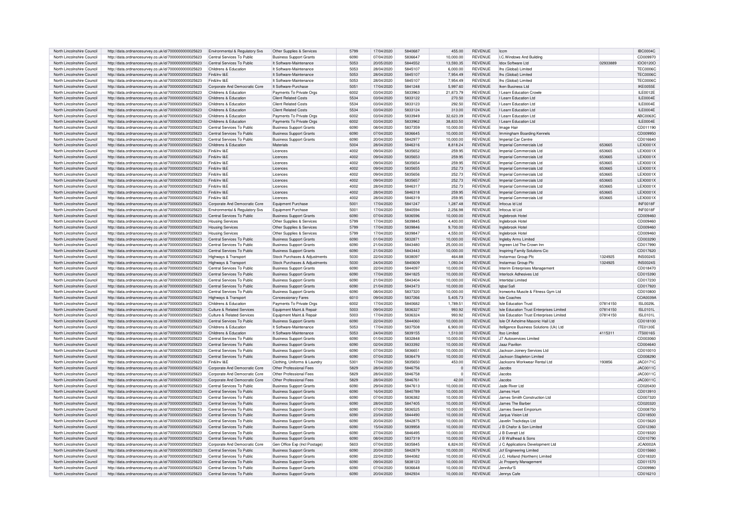| North Lincolnshire Council | http://data.ordnancesurvey.co.uk/id/7000000000025623 | Environmental & Regulatory Svs | Other Supplies & Services | 5799 | 17/04/2020 | 5840687 | 455.00 | REVENUE | Iccm | | IBC0004C |
|---|---|---|---|---|---|---|---|---|---|---|---|
| North Lincolnshire Council | http://data.ordnancesurvey.co.uk/id/7000000000025623 | Central Services To Public | Business Support Grants | 6090 | 07/04/2020 | 5836647 | 10,000.00 | REVENUE | I.C.Windows And Building | | CD009970 |
| North Lincolnshire Council | http://data.ordnancesurvey.co.uk/id/7000000000025623 | Central Services To Public | It Software-Maintenance | 5053 | 20/05/2020 | 5844552 | 13,593.35 | REVENUE | Idox Software Ltd | 02933889 | IDO0120O |
| North Lincolnshire Council | http://data.ordnancesurvey.co.uk/id/7000000000025623 | Childrens & Education | It Software-Maintenance | 5053 | 28/04/2020 | 5845107 | 6,000.00 | REVENUE | Ihs (Global) Limited | | TEC0006C |
| North Lincolnshire Council | http://data.ordnancesurvey.co.uk/id/7000000000025623 | Fin&Inv I&E | It Software-Maintenance | 5053 | 28/04/2020 | 5845107 | 7,954.49 | REVENUE | Ihs (Global) Limited | | TEC0006C |
| North Lincolnshire Council | http://data.ordnancesurvey.co.uk/id/7000000000025623 | Fin&Inv I&E | It Software-Maintenance | 5053 | 28/04/2020 | 5845107 | 7,954.49 | REVENUE | Ihs (Global) Limited | | TEC0006C |
| North Lincolnshire Council | http://data.ordnancesurvey.co.uk/id/7000000000025623 | Corporate And Democratic Core | It Software-Purchase | 5051 | 17/04/2020 | 5841248 | 5,997.60 | REVENUE | Iken Business Ltd | | IKE0055E |
| North Lincolnshire Council | http://data.ordnancesurvey.co.uk/id/7000000000025623 | Childrens & Education | Payments To Private Orgs | 6002 | 03/04/2020 | 5833963 | 21,873.79 | REVENUE | I Learn Education Crowle | | ILE0012E |
| North Lincolnshire Council | http://data.ordnancesurvey.co.uk/id/7000000000025623 | Childrens & Education | Client Related Costs | 5534 | 03/04/2020 | 5833122 | 270.50 | REVENUE | I Learn Education Ltd | | ILE0004E |
| North Lincolnshire Council | http://data.ordnancesurvey.co.uk/id/7000000000025623 | Childrens & Education | Client Related Costs | 5534 | 03/04/2020 | 5833123 | 292.50 | REVENUE | I Learn Education Ltd | | ILE0004E |
| North Lincolnshire Council | http://data.ordnancesurvey.co.uk/id/7000000000025623 | Childrens & Education | Client Related Costs | 5534 | 03/04/2020 | 5833124 | 313.00 | REVENUE | I Learn Education Ltd | | ILE0004E |
| North Lincolnshire Council | http://data.ordnancesurvey.co.uk/id/7000000000025623 | Childrens & Education | Payments To Private Orgs | 6002 | 03/04/2020 | 5833949 | 32,623.39 | REVENUE | I Learn Education Ltd | | ABC0063C |
| North Lincolnshire Council | http://data.ordnancesurvey.co.uk/id/7000000000025623 | Childrens & Education | Payments To Private Orgs | 6002 | 03/04/2020 | 5833962 | 38,833.50 | REVENUE | I Learn Education Ltd | | ILE0004E |
| North Lincolnshire Council | http://data.ordnancesurvey.co.uk/id/7000000000025623 | Central Services To Public | Business Support Grants | 6090 | 08/04/2020 | 5837359 | 10,000.00 | REVENUE | Image Hair | | CD011190 |
| North Lincolnshire Council | http://data.ordnancesurvey.co.uk/id/7000000000025623 | Central Services To Public | Business Support Grants | 6090 | 07/04/2020 | 5836645 | 10,000.00 | REVENUE | Immingham Boarding Kennels | | CD009950 |
| North Lincolnshire Council | http://data.ordnancesurvey.co.uk/id/7000000000025623 | Central Services To Public | Business Support Grants | 6090 | 20/04/2020 | 5842977 | 10,000.00 | REVENUE | Imperial Car Centre | | CD016640 |
| North Lincolnshire Council | http://data.ordnancesurvey.co.uk/id/7000000000025623 | Childrens & Education | Materials | 5004 | 28/04/2020 | 5846316 | 8,818.24 | REVENUE | Imperial Commercials Ltd | 653665 | LEX0001X |
| North Lincolnshire Council | http://data.ordnancesurvey.co.uk/id/7000000000025623 | Fin&Inv I&E | Licences | 4002 | 09/04/2020 | 5835652 | 259.95 | REVENUE | Imperial Commercials Ltd | 653665 | LEX0001X |
| North Lincolnshire Council | http://data.ordnancesurvey.co.uk/id/7000000000025623 | Fin&Inv I&E | Licences | 4002 | 09/04/2020 | 5835653 | 259.95 | REVENUE | Imperial Commercials Ltd | 653665 | LEX0001X |
| North Lincolnshire Council | http://data.ordnancesurvey.co.uk/id/7000000000025623 | Fin&Inv I&E | Licences | 4002 | 09/04/2020 | 5835654 | 259.95 | REVENUE | Imperial Commercials Ltd | 653665 | LEX0001X |
| North Lincolnshire Council | http://data.ordnancesurvey.co.uk/id/7000000000025623 | Fin&Inv I&E | Licences | 4002 | 09/04/2020 | 5835655 | 252.73 | REVENUE | Imperial Commercials Ltd | 653665 | LEX0001X |
| North Lincolnshire Council | http://data.ordnancesurvey.co.uk/id/7000000000025623 | Fin&Inv I&E | Licences | 4002 | 09/04/2020 | 5835656 | 252.73 | REVENUE | Imperial Commercials Ltd | 653665 | LEX0001X |
| North Lincolnshire Council | http://data.ordnancesurvey.co.uk/id/7000000000025623 | Fin&Inv I&E | Licences | 4002 | 09/04/2020 | 5835657 | 252.73 | REVENUE | Imperial Commercials Ltd | 653665 | LEX0001X |
| North Lincolnshire Council | http://data.ordnancesurvey.co.uk/id/7000000000025623 | Fin&Inv I&E | Licences | 4002 | 28/04/2020 | 5846317 | 252.73 | REVENUE | Imperial Commercials Ltd | 653665 | LEX0001X |
| North Lincolnshire Council | http://data.ordnancesurvey.co.uk/id/7000000000025623 | Fin&Inv I&E | Licences | 4002 | 28/04/2020 | 5846318 | 259.95 | REVENUE | Imperial Commercials Ltd | 653665 | LEX0001X |
| North Lincolnshire Council | http://data.ordnancesurvey.co.uk/id/7000000000025623 | Fin&Inv I&E | Licences | 4002 | 28/04/2020 | 5846319 | 259.95 | REVENUE | Imperial Commercials Ltd | 653665 | LEX0001X |
| North Lincolnshire Council | http://data.ordnancesurvey.co.uk/id/7000000000025623 | Corporate And Democratic Core | Equipment Purchase | 5001 | 17/04/2020 | 5841247 | 1,287.48 | REVENUE | Infocus Id Ltd | | INF0018F |
| North Lincolnshire Council | http://data.ordnancesurvey.co.uk/id/7000000000025623 | Environmental & Regulatory Svs | Equipment Purchase | 5001 | 17/04/2020 | 5840594 | 2,256.98 | REVENUE | Infocus Id Ltd | | INF0018F |
| North Lincolnshire Council | http://data.ordnancesurvey.co.uk/id/7000000000025623 | Central Services To Public | Business Support Grants | 6090 | 07/04/2020 | 5836596 | 10,000.00 | REVENUE | Inglebrook Hotel | | CD009460 |
| North Lincolnshire Council | http://data.ordnancesurvey.co.uk/id/7000000000025623 | Housing Services | Other Supplies & Services | 5799 | 17/04/2020 | 5839845 | 4,400.00 | REVENUE | Inglebrook Hotel | | CD009460 |
| North Lincolnshire Council | http://data.ordnancesurvey.co.uk/id/7000000000025623 | Housing Services | Other Supplies & Services | 5799 | 17/04/2020 | 5839846 | 9,700.00 | REVENUE | Inglebrook Hotel | | CD009460 |
| North Lincolnshire Council | http://data.ordnancesurvey.co.uk/id/7000000000025623 | Housing Services | Other Supplies & Services | 5799 | 17/04/2020 | 5839847 | 4,550.00 | REVENUE | Inglebrook Hotel | | CD009460 |
| North Lincolnshire Council | http://data.ordnancesurvey.co.uk/id/7000000000025623 | Central Services To Public | Business Support Grants | 6090 | 01/04/2020 | 5832871 | 10,000.00 | REVENUE | Ingleby Arms Limited | | CD003290 |
| North Lincolnshire Council | http://data.ordnancesurvey.co.uk/id/7000000000025623 | Central Services To Public | Business Support Grants | 6090 | 21/04/2020 | 5843480 | 25,000.00 | REVENUE | Ingreen Ltd The Crown Inn | | CD017990 |
| North Lincolnshire Council | http://data.ordnancesurvey.co.uk/id/7000000000025623 | Central Services To Public | Business Support Grants | 6090 | 21/04/2020 | 5843443 | 10,000.00 | REVENUE | Inspiring Family Solutions Cic | | CD017620 |
| North Lincolnshire Council | http://data.ordnancesurvey.co.uk/id/7000000000025623 | Highways & Transport | Stock Purchases & Adjustments | 5030 | 22/04/2020 | 5838097 | 464.88 | REVENUE | Instarmac Group Plc | 1324925 | INS0024S |
| North Lincolnshire Council | http://data.ordnancesurvey.co.uk/id/7000000000025623 | Highways & Transport | Stock Purchases & Adjustments | 5030 | 24/04/2020 | 5840609 | 1,093.04 | REVENUE | Instarmac Group Plc | 1324925 | INS0024S |
| North Lincolnshire Council | http://data.ordnancesurvey.co.uk/id/7000000000025623 | Central Services To Public | Business Support Grants | 6090 | 22/04/2020 | 5844097 | 10,000.00 | REVENUE | Interim Enterprises Management | | CD018470 |
| North Lincolnshire Council | http://data.ordnancesurvey.co.uk/id/7000000000025623 | Central Services To Public | Business Support Grants | 6090 | 17/04/2020 | 5841825 | 10,000.00 | REVENUE | Interlock Adhesives Ltd | | CD015390 |
| North Lincolnshire Council | http://data.ordnancesurvey.co.uk/id/7000000000025623 | Central Services To Public | Business Support Grants | 6090 | 21/04/2020 | 5843404 | 10,000.00 | REVENUE | Intertidal Limited | | CD017230 |
| North Lincolnshire Council | http://data.ordnancesurvey.co.uk/id/7000000000025623 | Central Services To Public | Business Support Grants | 6090 | 21/04/2020 | 5843473 | 10,000.00 | REVENUE | Iqbal Safi | | CD017920 |
| North Lincolnshire Council | http://data.ordnancesurvey.co.uk/id/7000000000025623 | Central Services To Public | Business Support Grants | 6090 | 08/04/2020 | 5837320 | 10,000.00 | REVENUE | Ironworks Muscle & Fitness Gym Ltd | | CD010800 |
| North Lincolnshire Council | http://data.ordnancesurvey.co.uk/id/7000000000025623 | Highways & Transport | Concessionary Fares | 6010 | 09/04/2020 | 5837266 | 5,405.73 | REVENUE | Isle Coaches | | COA0039A |
| North Lincolnshire Council | http://data.ordnancesurvey.co.uk/id/7000000000025623 | Childrens & Education | Payments To Private Orgs | 6002 | 17/04/2020 | 5840682 | 1,789.51 | REVENUE | Isle Education Trust | 07814150 | ISL0029L |
| North Lincolnshire Council | http://data.ordnancesurvey.co.uk/id/7000000000025623 | Culture & Related Services | Equipment Maint.& Repair | 5003 | 09/04/2020 | 5836327 | 993.92 | REVENUE | Isle Education Trust Enterprises Limited | 07814150 | ISL0101L |
| North Lincolnshire Council | http://data.ordnancesurvey.co.uk/id/7000000000025623 | Culture & Related Services | Equipment Maint.& Repair | 5003 | 17/04/2020 | 5836324 | 993.92 | REVENUE | Isle Education Trust Enterprises Limited | 07814150 | ISL0101L |
| North Lincolnshire Council | http://data.ordnancesurvey.co.uk/id/7000000000025623 | Central Services To Public | Business Support Grants | 6090 | 22/04/2020 | 5844060 | 10,000.00 | REVENUE | Isle Of Axholme Masonic Hall Ltd | | CD018100 |
| North Lincolnshire Council | http://data.ordnancesurvey.co.uk/id/7000000000025623 | Childrens & Education | It Software-Maintenance | 5053 | 17/04/2020 | 5837508 | 6,900.00 | REVENUE | Itelligence Business Solutions (Uk) Ltd | | ITE0130E |
| North Lincolnshire Council | http://data.ordnancesurvey.co.uk/id/7000000000025623 | Childrens & Education | It Software-Maintenance | 5053 | 24/04/2020 | 5839155 | 1,510.00 | REVENUE | Itso Limited | 4115311 | ITS0016S |
| North Lincolnshire Council | http://data.ordnancesurvey.co.uk/id/7000000000025623 | Central Services To Public | Business Support Grants | 6090 | 01/04/2020 | 5832848 | 10,000.00 | REVENUE | J7 Autoservices Limited | | CD003060 |
| North Lincolnshire Council | http://data.ordnancesurvey.co.uk/id/7000000000025623 | Central Services To Public | Business Support Grants | 6090 | 02/04/2020 | 5833392 | 10,000.00 | REVENUE | Jaaz Pavilion | | CD004640 |
| North Lincolnshire Council | http://data.ordnancesurvey.co.uk/id/7000000000025623 | Central Services To Public | Business Support Grants | 6090 | 07/04/2020 | 5836651 | 10,000.00 | REVENUE | Jackson Joinery Services Ltd | | CD010010 |
| North Lincolnshire Council | http://data.ordnancesurvey.co.uk/id/7000000000025623 | Central Services To Public | Business Support Grants | 6090 | 07/04/2020 | 5836479 | 10,000.00 | REVENUE | Jackson Stapleton Limited | | CD008290 |
| North Lincolnshire Council | http://data.ordnancesurvey.co.uk/id/7000000000025623 | Fin&Inv I&E | Clothing, Uniforms & Laundry | 5301 | 17/04/2020 | 5835650 | 453.00 | REVENUE | Jacksons Workwear Rental Ltd | 193856 | JAC0171C |
| North Lincolnshire Council | http://data.ordnancesurvey.co.uk/id/7000000000025623 | Corporate And Democratic Core | Other Professional Fees | 5829 | 28/04/2020 | 5846756 | 0 | REVENUE | Jacobs | | JAC0011C |
| North Lincolnshire Council | http://data.ordnancesurvey.co.uk/id/7000000000025623 | Corporate And Democratic Core | Other Professional Fees | 5829 | 28/04/2020 | 5846758 | 0 | REVENUE | Jacobs | | JAC0011C |
| North Lincolnshire Council | http://data.ordnancesurvey.co.uk/id/7000000000025623 | Corporate And Democratic Core | Other Professional Fees | 5829 | 28/04/2020 | 5846761 | 42.00 | REVENUE | Jacobs | | JAC0011C |
| North Lincolnshire Council | http://data.ordnancesurvey.co.uk/id/7000000000025623 | Central Services To Public | Business Support Grants | 6090 | 29/04/2020 | 5847613 | 10,000.00 | REVENUE | Jade River Ltd | | CD020430 |
| North Lincolnshire Council | http://data.ordnancesurvey.co.uk/id/7000000000025623 | Central Services To Public | Business Support Grants | 6090 | 16/04/2020 | 5840789 | 10,000.00 | REVENUE | James Hunt | | CD013910 |
| North Lincolnshire Council | http://data.ordnancesurvey.co.uk/id/7000000000025623 | Central Services To Public | Business Support Grants | 6090 | 07/04/2020 | 5836382 | 10,000.00 | REVENUE | James Smith Construction Ltd | | CD007320 |
| North Lincolnshire Council | http://data.ordnancesurvey.co.uk/id/7000000000025623 | Central Services To Public | Business Support Grants | 6090 | 28/04/2020 | 5847405 | 10,000.00 | REVENUE | James The Barber | | CD020320 |
| North Lincolnshire Council | http://data.ordnancesurvey.co.uk/id/7000000000025623 | Central Services To Public | Business Support Grants | 6090 | 07/04/2020 | 5836525 | 10,000.00 | REVENUE | Jamies Sweet Emporium | | CD008750 |
| North Lincolnshire Council | http://data.ordnancesurvey.co.uk/id/7000000000025623 | Central Services To Public | Business Support Grants | 6090 | 23/04/2020 | 5844490 | 10,000.00 | REVENUE | Janjua Vision Ltd | | CD018500 |
| North Lincolnshire Council | http://data.ordnancesurvey.co.uk/id/7000000000025623 | Central Services To Public | Business Support Grants | 6090 | 20/04/2020 | 5842875 | 10,000.00 | REVENUE | Javelin Trackdays Ltd | | CD015620 |
| North Lincolnshire Council | http://data.ordnancesurvey.co.uk/id/7000000000025623 | Central Services To Public | Business Support Grants | 6090 | 15/04/2020 | 5839958 | 10,000.00 | REVENUE | J B Chafor & Son Limited | | CD012360 |
| North Lincolnshire Council | http://data.ordnancesurvey.co.uk/id/7000000000025623 | Central Services To Public | Business Support Grants | 6090 | 27/04/2020 | 5846495 | 10,000.00 | REVENUE | J B Everatt Ltd | | CD019320 |
| North Lincolnshire Council | http://data.ordnancesurvey.co.uk/id/7000000000025623 | Central Services To Public | Business Support Grants | 6090 | 08/04/2020 | 5837319 | 10,000.00 | REVENUE | J B Wallhead & Sons | | CD010790 |
| North Lincolnshire Council | http://data.ordnancesurvey.co.uk/id/7000000000025623 | Corporate And Democratic Core | Gen Office Exp (Incl Postage) | 5603 | 07/04/2020 | 5835845 | 6,824.00 | REVENUE | J C Applications Development Ltd | | JCA0002A |
| North Lincolnshire Council | http://data.ordnancesurvey.co.uk/id/7000000000025623 | Central Services To Public | Business Support Grants | 6090 | 20/04/2020 | 5842879 | 10,000.00 | REVENUE | Jcl Engineering Limited | | CD015660 |
| North Lincolnshire Council | http://data.ordnancesurvey.co.uk/id/7000000000025623 | Central Services To Public | Business Support Grants | 6090 | 22/04/2020 | 5844082 | 10,000.00 | REVENUE | J.C. Holland (Northern) Limited | | CD018320 |
| North Lincolnshire Council | http://data.ordnancesurvey.co.uk/id/7000000000025623 | Central Services To Public | Business Support Grants | 6090 | 09/04/2020 | 5838123 | 10,000.00 | REVENUE | Jc Property Management | | CD011570 |
| North Lincolnshire Council | http://data.ordnancesurvey.co.uk/id/7000000000025623 | Central Services To Public | Business Support Grants | 6090 | 07/04/2020 | 5836648 | 10,000.00 | REVENUE | Jennifur'S | | CD009980 |
| North Lincolnshire Council | http://data.ordnancesurvey.co.uk/id/7000000000025623 | Central Services To Public | Business Support Grants | 6090 | 20/04/2020 | 5842934 | 10,000.00 | REVENUE | Jennys Cafe | | CD016210 |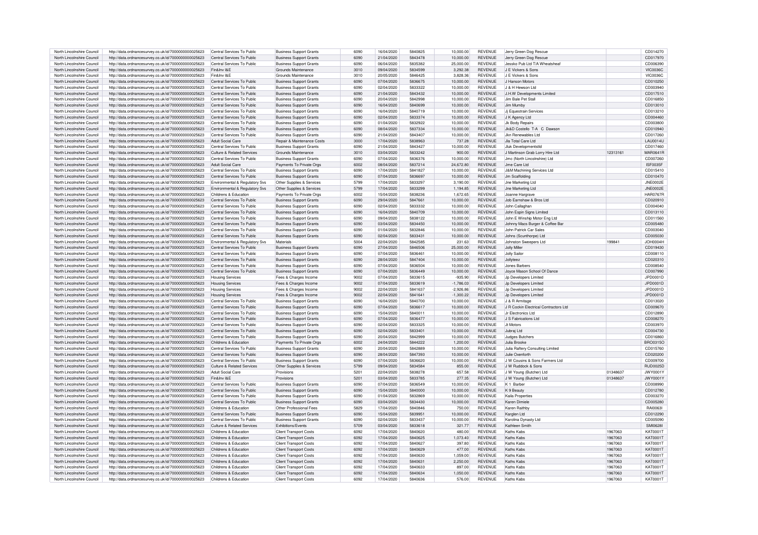| North Lincolnshire Council | http://data.ordnancesurvey.co.uk/id/7000000000025623 | Central Services To Public | Business Support Grants | 6090 | 16/04/2020 | 5840825 | 10,000.00 | REVENUE | Jerry Green Dog Rescue | | CD014270 |
|---|---|---|---|---|---|---|---|---|---|---|---|
| North Lincolnshire Council | http://data.ordnancesurvey.co.uk/id/7000000000025623 | Central Services To Public | Business Support Grants | 6090 | 21/04/2020 | 5843478 | 10,000.00 | REVENUE | Jerry Green Dog Rescue | | CD017970 |
| North Lincolnshire Council | http://data.ordnancesurvey.co.uk/id/7000000000025623 | Central Services To Public | Business Support Grants | 6090 | 06/04/2020 | 5835382 | 25,000.00 | REVENUE | Jessko Pub Ltd T/A Wheatsheaf | | CD006390 |
| North Lincolnshire Council | http://data.ordnancesurvey.co.uk/id/7000000000025623 | Fin&Inv I&E | Grounds Maintenance | 3010 | 09/04/2020 | 5834599 | 3,292.38 | REVENUE | J E Vickers & Sons | | VIC0036C |
| North Lincolnshire Council | http://data.ordnancesurvey.co.uk/id/7000000000025623 | Fin&Inv I&E | Grounds Maintenance | 3010 | 20/05/2020 | 5846425 | 3,828.36 | REVENUE | J E Vickers & Sons | | VIC0036C |
| North Lincolnshire Council | http://data.ordnancesurvey.co.uk/id/7000000000025623 | Central Services To Public | Business Support Grants | 6090 | 07/04/2020 | 5836675 | 10,000.00 | REVENUE | J Hanson Motors | | CD010250 |
| North Lincolnshire Council | http://data.ordnancesurvey.co.uk/id/7000000000025623 | Central Services To Public | Business Support Grants | 6090 | 02/04/2020 | 5833322 | 10,000.00 | REVENUE | J & H Hewson Ltd | | CD003940 |
| North Lincolnshire Council | http://data.ordnancesurvey.co.uk/id/7000000000025623 | Central Services To Public | Business Support Grants | 6090 | 21/04/2020 | 5843432 | 10,000.00 | REVENUE | J.H.W Developments Limited | | CD017510 |
| North Lincolnshire Council | http://data.ordnancesurvey.co.uk/id/7000000000025623 | Central Services To Public | Business Support Grants | 6090 | 20/04/2020 | 5842998 | 10,000.00 | REVENUE | Jim Bale Pet Stall | | CD016850 |
| North Lincolnshire Council | http://data.ordnancesurvey.co.uk/id/7000000000025623 | Central Services To Public | Business Support Grants | 6090 | 16/04/2020 | 5840699 | 10,000.00 | REVENUE | Jim Mumby | | CD013010 |
| North Lincolnshire Council | http://data.ordnancesurvey.co.uk/id/7000000000025623 | Central Services To Public | Business Support Grants | 6090 | 16/04/2020 | 5840719 | 10,000.00 | REVENUE | Jj Equestrain Services | | CD013210 |
| North Lincolnshire Council | http://data.ordnancesurvey.co.uk/id/7000000000025623 | Central Services To Public | Business Support Grants | 6090 | 02/04/2020 | 5833374 | 10,000.00 | REVENUE | J K Agency Ltd | | CD004460 |
| North Lincolnshire Council | http://data.ordnancesurvey.co.uk/id/7000000000025623 | Central Services To Public | Business Support Grants | 6090 | 01/04/2020 | 5832922 | 10,000.00 | REVENUE | Jk Body Repairs | | CD003800 |
| North Lincolnshire Council | http://data.ordnancesurvey.co.uk/id/7000000000025623 | Central Services To Public | Business Support Grants | 6090 | 08/04/2020 | 5837334 | 10,000.00 | REVENUE | Jk&D Costello T-A C Dawson | | CD010940 |
| North Lincolnshire Council | http://data.ordnancesurvey.co.uk/id/7000000000025623 | Central Services To Public | Business Support Grants | 6090 | 21/04/2020 | 5843407 | 10,000.00 | REVENUE | Jkn Renewables Ltd | | CD017260 |
| North Lincolnshire Council | http://data.ordnancesurvey.co.uk/id/7000000000025623 | Adult Social Care | Repair & Maintenance Costs | 3000 | 17/04/2020 | 5838963 | 737.28 | REVENUE | Jla Total Care Ltd | | LAU0014U |
| North Lincolnshire Council | http://data.ordnancesurvey.co.uk/id/7000000000025623 | Central Services To Public | Business Support Grants | 6090 | 21/04/2020 | 5843427 | 10,000.00 | REVENUE | Jluk Developmentsltd | | CD017460 |
| North Lincolnshire Council | http://data.ordnancesurvey.co.uk/id/7000000000025623 | Culture & Related Services | Grounds Maintenance | 3010 | 03/04/2020 | 5833242 | 900.00 | REVENUE | J Martinson Grab Lorry Hire Ltd | 12313161 | MAR0641R |
| North Lincolnshire Council | http://data.ordnancesurvey.co.uk/id/7000000000025623 | Central Services To Public | Business Support Grants | 6090 | 07/04/2020 | 5836376 | 10,000.00 | REVENUE | Jmc (North Lincolnshire) Ltd | | CD007260 |
| North Lincolnshire Council | http://data.ordnancesurvey.co.uk/id/7000000000025623 | Adult Social Care | Payments To Private Orgs | 6002 | 08/04/2020 | 5837214 | 24,672.80 | REVENUE | Jme Care Ltd | | ISF0035F |
| North Lincolnshire Council | http://data.ordnancesurvey.co.uk/id/7000000000025623 | Central Services To Public | Business Support Grants | 6090 | 17/04/2020 | 5841827 | 10,000.00 | REVENUE | J&M Machining Services Ltd | | CD015410 |
| North Lincolnshire Council | http://data.ordnancesurvey.co.uk/id/7000000000025623 | Central Services To Public | Business Support Grants | 6090 | 07/04/2020 | 5836697 | 10,000.00 | REVENUE | Jm Scaffolding | | CD010470 |
| North Lincolnshire Council | http://data.ordnancesurvey.co.uk/id/7000000000025623 | Environmental & Regulatory Svs | Other Supplies & Services | 5799 | 17/04/2020 | 5833297 | 3,190.00 | REVENUE | Jne Marketing Ltd | | JNE0002E |
| North Lincolnshire Council | http://data.ordnancesurvey.co.uk/id/7000000000025623 | Environmental & Regulatory Svs | Other Supplies & Services | 5799 | 17/04/2020 | 5833299 | 1,194.85 | REVENUE | Jne Marketing Ltd | | JNE0002E |
| North Lincolnshire Council | http://data.ordnancesurvey.co.uk/id/7000000000025623 | Childrens & Education | Payments To Private Orgs | 6002 | 15/04/2020 | 5838236 | 1,672.65 | REVENUE | Joanne Hargrave | | HAR0767R |
| North Lincolnshire Council | http://data.ordnancesurvey.co.uk/id/7000000000025623 | Central Services To Public | Business Support Grants | 6090 | 29/04/2020 | 5847661 | 10,000.00 | REVENUE | Job Earnshaw & Bros Ltd | | CD020910 |
| North Lincolnshire Council | http://data.ordnancesurvey.co.uk/id/7000000000025623 | Central Services To Public | Business Support Grants | 6090 | 02/04/2020 | 5833332 | 10,000.00 | REVENUE | John Callaghan | | CD004040 |
| North Lincolnshire Council | http://data.ordnancesurvey.co.uk/id/7000000000025623 | Central Services To Public | Business Support Grants | 6090 | 16/04/2020 | 5840709 | 10,000.00 | REVENUE | John Espin Signs Limited | | CD013110 |
| North Lincolnshire Council | http://data.ordnancesurvey.co.uk/id/7000000000025623 | Central Services To Public | Business Support Grants | 6090 | 09/04/2020 | 5838122 | 10,000.00 | REVENUE | John E Winship Motor Eng Ltd | | CD011560 |
| North Lincolnshire Council | http://data.ordnancesurvey.co.uk/id/7000000000025623 | Central Services To Public | Business Support Grants | 6090 | 03/04/2020 | 5834450 | 10,000.00 | REVENUE | Johnny Macs Burger & Coffee Bar | | CD005480 |
| North Lincolnshire Council | http://data.ordnancesurvey.co.uk/id/7000000000025623 | Central Services To Public | Business Support Grants | 6090 | 01/04/2020 | 5832846 | 10,000.00 | REVENUE | John Patrick Car Sales | | CD003040 |
| North Lincolnshire Council | http://data.ordnancesurvey.co.uk/id/7000000000025623 | Central Services To Public | Business Support Grants | 6090 | 02/04/2020 | 5833431 | 10,000.00 | REVENUE | Johns (Scunthorpe) Ltd | | CD005030 |
| North Lincolnshire Council | http://data.ordnancesurvey.co.uk/id/7000000000025623 | Environmental & Regulatory Svs | Materials | 5004 | 22/04/2020 | 5842585 | 231.63 | REVENUE | Johnston Sweepers Ltd | 199841 | JOH0004H |
| North Lincolnshire Council | http://data.ordnancesurvey.co.uk/id/7000000000025623 | Central Services To Public | Business Support Grants | 6090 | 27/04/2020 | 5846506 | 25,000.00 | REVENUE | Jolly Miller | | CD019430 |
| North Lincolnshire Council | http://data.ordnancesurvey.co.uk/id/7000000000025623 | Central Services To Public | Business Support Grants | 6090 | 07/04/2020 | 5836461 | 10,000.00 | REVENUE | Jolly Sailor | | CD008110 |
| North Lincolnshire Council | http://data.ordnancesurvey.co.uk/id/7000000000025623 | Central Services To Public | Business Support Grants | 6090 | 28/04/2020 | 5847404 | 10,000.00 | REVENUE | Jollyteez | | CD020310 |
| North Lincolnshire Council | http://data.ordnancesurvey.co.uk/id/7000000000025623 | Central Services To Public | Business Support Grants | 6090 | 07/04/2020 | 5836504 | 10,000.00 | REVENUE | Jones Barbers | | CD008540 |
| North Lincolnshire Council | http://data.ordnancesurvey.co.uk/id/7000000000025623 | Central Services To Public | Business Support Grants | 6090 | 07/04/2020 | 5836449 | 10,000.00 | REVENUE | Joyce Mason School Of Dance | | CD007990 |
| North Lincolnshire Council | http://data.ordnancesurvey.co.uk/id/7000000000025623 | Housing Services | Fees & Charges Income | 9002 | 07/04/2020 | 5833615 | -935.90 | REVENUE | Jp Developers Limited | | JPD0001D |
| North Lincolnshire Council | http://data.ordnancesurvey.co.uk/id/7000000000025623 | Housing Services | Fees & Charges Income | 9002 | 07/04/2020 | 5833619 | -1,786.03 | REVENUE | Jp Developers Limited | | JPD0001D |
| North Lincolnshire Council | http://data.ordnancesurvey.co.uk/id/7000000000025623 | Housing Services | Fees & Charges Income | 9002 | 22/04/2020 | 5841637 | -2,926.86 | REVENUE | Jp Developers Limited | | JPD0001D |
| North Lincolnshire Council | http://data.ordnancesurvey.co.uk/id/7000000000025623 | Housing Services | Fees & Charges Income | 9002 | 22/04/2020 | 5841641 | -1,300.22 | REVENUE | Jp Developers Limited | | JPD0001D |
| North Lincolnshire Council | http://data.ordnancesurvey.co.uk/id/7000000000025623 | Central Services To Public | Business Support Grants | 6090 | 16/04/2020 | 5840700 | 10,000.00 | REVENUE | J & R Armitage | | CD013020 |
| North Lincolnshire Council | http://data.ordnancesurvey.co.uk/id/7000000000025623 | Central Services To Public | Business Support Grants | 6090 | 07/04/2020 | 5836617 | 10,000.00 | REVENUE | J R Cockin Electrical Contractors Ltd | | CD009670 |
| North Lincolnshire Council | http://data.ordnancesurvey.co.uk/id/7000000000025623 | Central Services To Public | Business Support Grants | 6090 | 15/04/2020 | 5840011 | 10,000.00 | REVENUE | Jr Electronics Ltd | | CD012890 |
| North Lincolnshire Council | http://data.ordnancesurvey.co.uk/id/7000000000025623 | Central Services To Public | Business Support Grants | 6090 | 07/04/2020 | 5836477 | 10,000.00 | REVENUE | J S Fabrications Ltd | | CD008270 |
| North Lincolnshire Council | http://data.ordnancesurvey.co.uk/id/7000000000025623 | Central Services To Public | Business Support Grants | 6090 | 02/04/2020 | 5833325 | 10,000.00 | REVENUE | Jt Motors | | CD003970 |
| North Lincolnshire Council | http://data.ordnancesurvey.co.uk/id/7000000000025623 | Central Services To Public | Business Support Grants | 6090 | 02/04/2020 | 5833401 | 10,000.00 | REVENUE | Jubraj Ltd | | CD004730 |
| North Lincolnshire Council | http://data.ordnancesurvey.co.uk/id/7000000000025623 | Central Services To Public | Business Support Grants | 6090 | 20/04/2020 | 5842999 | 10,000.00 | REVENUE | Judges Butchers | | CD016860 |
| North Lincolnshire Council | http://data.ordnancesurvey.co.uk/id/7000000000025623 | Childrens & Education | Payments To Private Orgs | 6002 | 24/04/2020 | 5844222 | 1,200.00 | REVENUE | Julia Brooke | | BRO0315O |
| North Lincolnshire Council | http://data.ordnancesurvey.co.uk/id/7000000000025623 | Central Services To Public | Business Support Grants | 6090 | 20/04/2020 | 5842889 | 10,000.00 | REVENUE | Julia Raftery Consulting Limited | | CD015760 |
| North Lincolnshire Council | http://data.ordnancesurvey.co.uk/id/7000000000025623 | Central Services To Public | Business Support Grants | 6090 | 28/04/2020 | 5847393 | 10,000.00 | REVENUE | Julie Oxenforth | | CD020200 |
| North Lincolnshire Council | http://data.ordnancesurvey.co.uk/id/7000000000025623 | Central Services To Public | Business Support Grants | 6090 | 07/04/2020 | 5836620 | 10,000.00 | REVENUE | J W Cousins & Sons Farmers Ltd | | CD009700 |
| North Lincolnshire Council | http://data.ordnancesurvey.co.uk/id/7000000000025623 | Culture & Related Services | Other Supplies & Services | 5799 | 09/04/2020 | 5834584 | 855.00 | REVENUE | J W Ruddock & Sons | | RUD0025D |
| North Lincolnshire Council | http://data.ordnancesurvey.co.uk/id/7000000000025623 | Adult Social Care | Provisions | 5201 | 22/04/2020 | 5838278 | 657.58 | REVENUE | J W Young (Butcher) Ltd | 01348637 | JWY0001Y |
| North Lincolnshire Council | http://data.ordnancesurvey.co.uk/id/7000000000025623 | Fin&Inv I&E | Provisions | 5201 | 03/04/2020 | 5833785 | 277.35 | REVENUE | J W Young (Butcher) Ltd | 01348637 | JWY0001Y |
| North Lincolnshire Council | http://data.ordnancesurvey.co.uk/id/7000000000025623 | Central Services To Public | Business Support Grants | 6090 | 07/04/2020 | 5836549 | 10,000.00 | REVENUE | K 1 Barber | | CD008990 |
| North Lincolnshire Council | http://data.ordnancesurvey.co.uk/id/7000000000025623 | Central Services To Public | Business Support Grants | 6090 | 15/04/2020 | 5840000 | 10,000.00 | REVENUE | K 9 Beauty | | CD012780 |
| North Lincolnshire Council | http://data.ordnancesurvey.co.uk/id/7000000000025623 | Central Services To Public | Business Support Grants | 6090 | 01/04/2020 | 5832869 | 10,000.00 | REVENUE | Kaila Properties | | CD003270 |
| North Lincolnshire Council | http://data.ordnancesurvey.co.uk/id/7000000000025623 | Central Services To Public | Business Support Grants | 6090 | 03/04/2020 | 5834430 | 10,000.00 | REVENUE | Karen Dimiele | | CD005280 |
| North Lincolnshire Council | http://data.ordnancesurvey.co.uk/id/7000000000025623 | Childrens & Education | Other Professional Fees | 5829 | 17/04/2020 | 5840846 | 750.00 | REVENUE | Karen Raithby | | RAI0063I |
| North Lincolnshire Council | http://data.ordnancesurvey.co.uk/id/7000000000025623 | Central Services To Public | Business Support Grants | 6090 | 15/04/2020 | 5839951 | 10,000.00 | REVENUE | Karglen Ltd | | CD012290 |
| North Lincolnshire Council | http://data.ordnancesurvey.co.uk/id/7000000000025623 | Central Services To Public | Business Support Grants | 6090 | 02/04/2020 | 5833437 | 10,000.00 | REVENUE | Karolina Dynasty Ltd | | CD005090 |
| North Lincolnshire Council | http://data.ordnancesurvey.co.uk/id/7000000000025623 | Culture & Related Services | Exhibitions/Events | 5709 | 03/04/2020 | 5833618 | 321.77 | REVENUE | Kathleen Smith | | SMI0628I |
| North Lincolnshire Council | http://data.ordnancesurvey.co.uk/id/7000000000025623 | Childrens & Education | Client Transport Costs | 6092 | 17/04/2020 | 5840620 | 480.00 | REVENUE | Kaths Kabs | 1967063 | KAT0001T |
| North Lincolnshire Council | http://data.ordnancesurvey.co.uk/id/7000000000025623 | Childrens & Education | Client Transport Costs | 6092 | 17/04/2020 | 5840625 | 1,073.40 | REVENUE | Kaths Kabs | 1967063 | KAT0001T |
| North Lincolnshire Council | http://data.ordnancesurvey.co.uk/id/7000000000025623 | Childrens & Education | Client Transport Costs | 6092 | 17/04/2020 | 5840627 | 397.80 | REVENUE | Kaths Kabs | 1967063 | KAT0001T |
| North Lincolnshire Council | http://data.ordnancesurvey.co.uk/id/7000000000025623 | Childrens & Education | Client Transport Costs | 6092 | 17/04/2020 | 5840629 | 477.00 | REVENUE | Kaths Kabs | 1967063 | KAT0001T |
| North Lincolnshire Council | http://data.ordnancesurvey.co.uk/id/7000000000025623 | Childrens & Education | Client Transport Costs | 6092 | 17/04/2020 | 5840630 | 1,059.00 | REVENUE | Kaths Kabs | 1967063 | KAT0001T |
| North Lincolnshire Council | http://data.ordnancesurvey.co.uk/id/7000000000025623 | Childrens & Education | Client Transport Costs | 6092 | 17/04/2020 | 5840631 | 2,250.00 | REVENUE | Kaths Kabs | 1967063 | KAT0001T |
| North Lincolnshire Council | http://data.ordnancesurvey.co.uk/id/7000000000025623 | Childrens & Education | Client Transport Costs | 6092 | 17/04/2020 | 5840633 | 897.00 | REVENUE | Kaths Kabs | 1967063 | KAT0001T |
| North Lincolnshire Council | http://data.ordnancesurvey.co.uk/id/7000000000025623 | Childrens & Education | Client Transport Costs | 6092 | 17/04/2020 | 5840634 | 1,050.00 | REVENUE | Kaths Kabs | 1967063 | KAT0001T |
| North Lincolnshire Council | http://data.ordnancesurvey.co.uk/id/7000000000025623 | Childrens & Education | Client Transport Costs | 6092 | 17/04/2020 | 5840636 | 576.00 | REVENUE | Kaths Kabs | 1967063 | KAT0001T |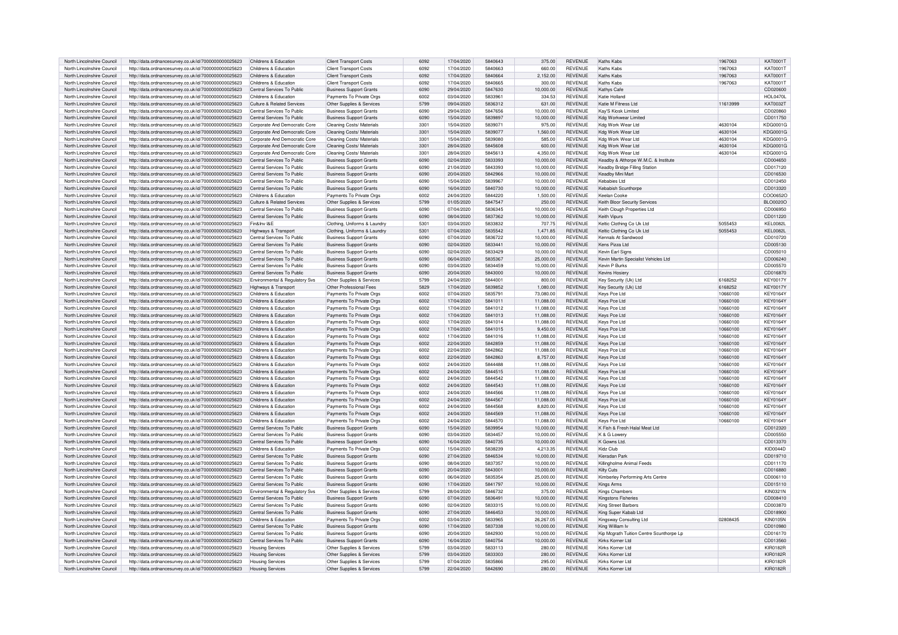| North Lincolnshire Council | http://data.ordnancesurvey.co.uk/id/7000000000025623 | Childrens & Education | Client Transport Costs | 6092 | 17/04/2020 | 5840643 | 375.00 | REVENUE | Kaths Kabs | 1967063 | KAT0001T |
|---|---|---|---|---|---|---|---|---|---|---|---|
| North Lincolnshire Council | http://data.ordnancesurvey.co.uk/id/7000000000025623 | Childrens & Education | Client Transport Costs | 6092 | 17/04/2020 | 5840663 | 660.00 | REVENUE | Kaths Kabs | 1967063 | KAT0001T |
| North Lincolnshire Council | http://data.ordnancesurvey.co.uk/id/7000000000025623 | Childrens & Education | Client Transport Costs | 6092 | 17/04/2020 | 5840664 | 2,152.00 | REVENUE | Kaths Kabs | 1967063 | KAT0001T |
| North Lincolnshire Council | http://data.ordnancesurvey.co.uk/id/7000000000025623 | Childrens & Education | Client Transport Costs | 6092 | 17/04/2020 | 5840665 | 300.00 | REVENUE | Kaths Kabs | 1967063 | KAT0001T |
| North Lincolnshire Council | http://data.ordnancesurvey.co.uk/id/7000000000025623 | Central Services To Public | Business Support Grants | 6090 | 29/04/2020 | 5847630 | 10,000.00 | REVENUE | Kathys Cafe | | CD020600 |
| North Lincolnshire Council | http://data.ordnancesurvey.co.uk/id/7000000000025623 | Childrens & Education | Payments To Private Orgs | 6002 | 03/04/2020 | 5833961 | 334.53 | REVENUE | Katie Holland | | HOL0470L |
| North Lincolnshire Council | http://data.ordnancesurvey.co.uk/id/7000000000025623 | Culture & Related Services | Other Supplies & Services | 5799 | 09/04/2020 | 5836312 | 631.00 | REVENUE | Katie M Fitness Ltd | 11613999 | KAT0032T |
| North Lincolnshire Council | http://data.ordnancesurvey.co.uk/id/7000000000025623 | Central Services To Public | Business Support Grants | 6090 | 29/04/2020 | 5847656 | 10,000.00 | REVENUE | Kay'S Kiosk Limited | | CD020860 |
| North Lincolnshire Council | http://data.ordnancesurvey.co.uk/id/7000000000025623 | Central Services To Public | Business Support Grants | 6090 | 15/04/2020 | 5839897 | 10,000.00 | REVENUE | Kdg Workwear Limited | | CD011750 |
| North Lincolnshire Council | http://data.ordnancesurvey.co.uk/id/7000000000025623 | Corporate And Democratic Core | Cleaning Costs/ Materials | 3301 | 15/04/2020 | 5839071 | 975.00 | REVENUE | Kdg Work Wear Ltd | 4630104 | KDG0001G |
| North Lincolnshire Council | http://data.ordnancesurvey.co.uk/id/7000000000025623 | Corporate And Democratic Core | Cleaning Costs/ Materials | 3301 | 15/04/2020 | 5839077 | 1,560.00 | REVENUE | Kdg Work Wear Ltd | 4630104 | KDG0001G |
| North Lincolnshire Council | http://data.ordnancesurvey.co.uk/id/7000000000025623 | Corporate And Democratic Core | Cleaning Costs/ Materials | 3301 | 15/04/2020 | 5839080 | 585.00 | REVENUE | Kdg Work Wear Ltd | 4630104 | KDG0001G |
| North Lincolnshire Council | http://data.ordnancesurvey.co.uk/id/7000000000025623 | Corporate And Democratic Core | Cleaning Costs/ Materials | 3301 | 28/04/2020 | 5845608 | 600.00 | REVENUE | Kdg Work Wear Ltd | 4630104 | KDG0001G |
| North Lincolnshire Council | http://data.ordnancesurvey.co.uk/id/7000000000025623 | Corporate And Democratic Core | Cleaning Costs/ Materials | 3301 | 28/04/2020 | 5845613 | 4,350.00 | REVENUE | Kdg Work Wear Ltd | 4630104 | KDG0001G |
| North Lincolnshire Council | http://data.ordnancesurvey.co.uk/id/7000000000025623 | Central Services To Public | Business Support Grants | 6090 | 02/04/2020 | 5833393 | 10,000.00 | REVENUE | Keadby & Althorpe W.M.C. & Institute | | CD004650 |
| North Lincolnshire Council | http://data.ordnancesurvey.co.uk/id/7000000000025623 | Central Services To Public | Business Support Grants | 6090 | 21/04/2020 | 5843393 | 10,000.00 | REVENUE | Keadby Bridge Filling Station | | CD017120 |
| North Lincolnshire Council | http://data.ordnancesurvey.co.uk/id/7000000000025623 | Central Services To Public | Business Support Grants | 6090 | 20/04/2020 | 5842966 | 10,000.00 | REVENUE | Keadby Mini Mart | | CD016530 |
| North Lincolnshire Council | http://data.ordnancesurvey.co.uk/id/7000000000025623 | Central Services To Public | Business Support Grants | 6090 | 15/04/2020 | 5839967 | 10,000.00 | REVENUE | Kebabies Ltd | | CD012450 |
| North Lincolnshire Council | http://data.ordnancesurvey.co.uk/id/7000000000025623 | Central Services To Public | Business Support Grants | 6090 | 16/04/2020 | 5840730 | 10,000.00 | REVENUE | Kebabish Scunthorpe | | CD013320 |
| North Lincolnshire Council | http://data.ordnancesurvey.co.uk/id/7000000000025623 | Childrens & Education | Payments To Private Orgs | 6002 | 24/04/2020 | 5844220 | 1,500.00 | REVENUE | Keelan Cooke | | COO0652O |
| North Lincolnshire Council | http://data.ordnancesurvey.co.uk/id/7000000000025623 | Culture & Related Services | Other Supplies & Services | 5799 | 01/05/2020 | 5847547 | 250.00 | REVENUE | Keith Bloor Security Services | | BLO0020O |
| North Lincolnshire Council | http://data.ordnancesurvey.co.uk/id/7000000000025623 | Central Services To Public | Business Support Grants | 6090 | 07/04/2020 | 5836345 | 10,000.00 | REVENUE | Keith Clough Properties Ltd | | CD006950 |
| North Lincolnshire Council | http://data.ordnancesurvey.co.uk/id/7000000000025623 | Central Services To Public | Business Support Grants | 6090 | 08/04/2020 | 5837362 | 10,000.00 | REVENUE | Keith Vipurs | | CD011220 |
| North Lincolnshire Council | http://data.ordnancesurvey.co.uk/id/7000000000025623 | Fin&Inv I&E | Clothing, Uniforms & Laundry | 5301 | 03/04/2020 | 5833832 | 707.75 | REVENUE | Keltic Clothing Co Uk Ltd | 5055453 | KEL0082L |
| North Lincolnshire Council | http://data.ordnancesurvey.co.uk/id/7000000000025623 | Highways & Transport | Clothing, Uniforms & Laundry | 5301 | 07/04/2020 | 5835542 | 1,471.85 | REVENUE | Keltic Clothing Co Uk Ltd | 5055453 | KEL0082L |
| North Lincolnshire Council | http://data.ordnancesurvey.co.uk/id/7000000000025623 | Central Services To Public | Business Support Grants | 6090 | 07/04/2020 | 5836722 | 10,000.00 | REVENUE | Kennals At Sandwood | | CD010720 |
| North Lincolnshire Council | http://data.ordnancesurvey.co.uk/id/7000000000025623 | Central Services To Public | Business Support Grants | 6090 | 02/04/2020 | 5833441 | 10,000.00 | REVENUE | Kens Pizza Ltd | | CD005130 |
| North Lincolnshire Council | http://data.ordnancesurvey.co.uk/id/7000000000025623 | Central Services To Public | Business Support Grants | 6090 | 02/04/2020 | 5833429 | 10,000.00 | REVENUE | Kevin Earl Signs | | CD005010 |
| North Lincolnshire Council | http://data.ordnancesurvey.co.uk/id/7000000000025623 | Central Services To Public | Business Support Grants | 6090 | 06/04/2020 | 5835367 | 25,000.00 | REVENUE | Kevin Martin Specialist Vehicles Ltd | | CD006240 |
| North Lincolnshire Council | http://data.ordnancesurvey.co.uk/id/7000000000025623 | Central Services To Public | Business Support Grants | 6090 | 03/04/2020 | 5834459 | 10,000.00 | REVENUE | Kevin P Burks | | CD005570 |
| North Lincolnshire Council | http://data.ordnancesurvey.co.uk/id/7000000000025623 | Central Services To Public | Business Support Grants | 6090 | 20/04/2020 | 5843000 | 10,000.00 | REVENUE | Kevins Hosiery | | CD016870 |
| North Lincolnshire Council | http://data.ordnancesurvey.co.uk/id/7000000000025623 | Environmental & Regulatory Svs | Other Supplies & Services | 5799 | 24/04/2020 | 5844001 | 800.00 | REVENUE | Key Security (Uk) Ltd | 6168252 | KEY0017Y |
| North Lincolnshire Council | http://data.ordnancesurvey.co.uk/id/7000000000025623 | Highways & Transport | Other Professional Fees | 5829 | 17/04/2020 | 5839852 | 1,080.00 | REVENUE | Key Security (Uk) Ltd | 6168252 | KEY0017Y |
| North Lincolnshire Council | http://data.ordnancesurvey.co.uk/id/7000000000025623 | Childrens & Education | Payments To Private Orgs | 6002 | 07/04/2020 | 5835791 | 73,080.00 | REVENUE | Keys Pce Ltd | 10660100 | KEY0164Y |
| North Lincolnshire Council | http://data.ordnancesurvey.co.uk/id/7000000000025623 | Childrens & Education | Payments To Private Orgs | 6002 | 17/04/2020 | 5841011 | 11,088.00 | REVENUE | Keys Pce Ltd | 10660100 | KEY0164Y |
| North Lincolnshire Council | http://data.ordnancesurvey.co.uk/id/7000000000025623 | Childrens & Education | Payments To Private Orgs | 6002 | 17/04/2020 | 5841012 | 11,088.00 | REVENUE | Keys Pce Ltd | 10660100 | KEY0164Y |
| North Lincolnshire Council | http://data.ordnancesurvey.co.uk/id/7000000000025623 | Childrens & Education | Payments To Private Orgs | 6002 | 17/04/2020 | 5841013 | 11,088.00 | REVENUE | Keys Pce Ltd | 10660100 | KEY0164Y |
| North Lincolnshire Council | http://data.ordnancesurvey.co.uk/id/7000000000025623 | Childrens & Education | Payments To Private Orgs | 6002 | 17/04/2020 | 5841014 | 11,088.00 | REVENUE | Keys Pce Ltd | 10660100 | KEY0164Y |
| North Lincolnshire Council | http://data.ordnancesurvey.co.uk/id/7000000000025623 | Childrens & Education | Payments To Private Orgs | 6002 | 17/04/2020 | 5841015 | 9,450.00 | REVENUE | Keys Pce Ltd | 10660100 | KEY0164Y |
| North Lincolnshire Council | http://data.ordnancesurvey.co.uk/id/7000000000025623 | Childrens & Education | Payments To Private Orgs | 6002 | 17/04/2020 | 5841016 | 11,088.00 | REVENUE | Keys Pce Ltd | 10660100 | KEY0164Y |
| North Lincolnshire Council | http://data.ordnancesurvey.co.uk/id/7000000000025623 | Childrens & Education | Payments To Private Orgs | 6002 | 22/04/2020 | 5842859 | 11,088.00 | REVENUE | Keys Pce Ltd | 10660100 | KEY0164Y |
| North Lincolnshire Council | http://data.ordnancesurvey.co.uk/id/7000000000025623 | Childrens & Education | Payments To Private Orgs | 6002 | 22/04/2020 | 5842862 | 11,088.00 | REVENUE | Keys Pce Ltd | 10660100 | KEY0164Y |
| North Lincolnshire Council | http://data.ordnancesurvey.co.uk/id/7000000000025623 | Childrens & Education | Payments To Private Orgs | 6002 | 22/04/2020 | 5842863 | 8,757.00 | REVENUE | Keys Pce Ltd | 10660100 | KEY0164Y |
| North Lincolnshire Council | http://data.ordnancesurvey.co.uk/id/7000000000025623 | Childrens & Education | Payments To Private Orgs | 6002 | 24/04/2020 | 5844488 | 11,088.00 | REVENUE | Keys Pce Ltd | 10660100 | KEY0164Y |
| North Lincolnshire Council | http://data.ordnancesurvey.co.uk/id/7000000000025623 | Childrens & Education | Payments To Private Orgs | 6002 | 24/04/2020 | 5844515 | 11,088.00 | REVENUE | Keys Pce Ltd | 10660100 | KEY0164Y |
| North Lincolnshire Council | http://data.ordnancesurvey.co.uk/id/7000000000025623 | Childrens & Education | Payments To Private Orgs | 6002 | 24/04/2020 | 5844542 | 11,088.00 | REVENUE | Keys Pce Ltd | 10660100 | KEY0164Y |
| North Lincolnshire Council | http://data.ordnancesurvey.co.uk/id/7000000000025623 | Childrens & Education | Payments To Private Orgs | 6002 | 24/04/2020 | 5844543 | 11,088.00 | REVENUE | Keys Pce Ltd | 10660100 | KEY0164Y |
| North Lincolnshire Council | http://data.ordnancesurvey.co.uk/id/7000000000025623 | Childrens & Education | Payments To Private Orgs | 6002 | 24/04/2020 | 5844566 | 11,088.00 | REVENUE | Keys Pce Ltd | 10660100 | KEY0164Y |
| North Lincolnshire Council | http://data.ordnancesurvey.co.uk/id/7000000000025623 | Childrens & Education | Payments To Private Orgs | 6002 | 24/04/2020 | 5844567 | 11,088.00 | REVENUE | Keys Pce Ltd | 10660100 | KEY0164Y |
| North Lincolnshire Council | http://data.ordnancesurvey.co.uk/id/7000000000025623 | Childrens & Education | Payments To Private Orgs | 6002 | 24/04/2020 | 5844568 | 8,820.00 | REVENUE | Keys Pce Ltd | 10660100 | KEY0164Y |
| North Lincolnshire Council | http://data.ordnancesurvey.co.uk/id/7000000000025623 | Childrens & Education | Payments To Private Orgs | 6002 | 24/04/2020 | 5844569 | 11,088.00 | REVENUE | Keys Pce Ltd | 10660100 | KEY0164Y |
| North Lincolnshire Council | http://data.ordnancesurvey.co.uk/id/7000000000025623 | Childrens & Education | Payments To Private Orgs | 6002 | 24/04/2020 | 5844570 | 11,088.00 | REVENUE | Keys Pce Ltd | 10660100 | KEY0164Y |
| North Lincolnshire Council | http://data.ordnancesurvey.co.uk/id/7000000000025623 | Central Services To Public | Business Support Grants | 6090 | 15/04/2020 | 5839954 | 10,000.00 | REVENUE | K Fish & Fresh Halal Meat Ltd | | CD012320 |
| North Lincolnshire Council | http://data.ordnancesurvey.co.uk/id/7000000000025623 | Central Services To Public | Business Support Grants | 6090 | 03/04/2020 | 5834457 | 10,000.00 | REVENUE | K & G Lowery | | CD005550 |
| North Lincolnshire Council | http://data.ordnancesurvey.co.uk/id/7000000000025623 | Central Services To Public | Business Support Grants | 6090 | 16/04/2020 | 5840735 | 10,000.00 | REVENUE | K Gowns Ltd. | | CD013370 |
| North Lincolnshire Council | http://data.ordnancesurvey.co.uk/id/7000000000025623 | Childrens & Education | Payments To Private Orgs | 6002 | 15/04/2020 | 5838239 | 4,213.35 | REVENUE | Kidz Club | | KID0044D |
| North Lincolnshire Council | http://data.ordnancesurvey.co.uk/id/7000000000025623 | Central Services To Public | Business Support Grants | 6090 | 27/04/2020 | 5846534 | 10,000.00 | REVENUE | Kieradan Park | | CD019710 |
| North Lincolnshire Council | http://data.ordnancesurvey.co.uk/id/7000000000025623 | Central Services To Public | Business Support Grants | 6090 | 08/04/2020 | 5837357 | 10,000.00 | REVENUE | Killingholme Animal Feeds | | CD011170 |
| North Lincolnshire Council | http://data.ordnancesurvey.co.uk/id/7000000000025623 | Central Services To Public | Business Support Grants | 6090 | 20/04/2020 | 5843001 | 10,000.00 | REVENUE | Kilty Cuts | | CD016880 |
| North Lincolnshire Council | http://data.ordnancesurvey.co.uk/id/7000000000025623 | Central Services To Public | Business Support Grants | 6090 | 06/04/2020 | 5835354 | 25,000.00 | REVENUE | Kimberley Performing Arts Centre | | CD006110 |
| North Lincolnshire Council | http://data.ordnancesurvey.co.uk/id/7000000000025623 | Central Services To Public | Business Support Grants | 6090 | 17/04/2020 | 5841797 | 10,000.00 | REVENUE | Kings Arms | | CD015110 |
| North Lincolnshire Council | http://data.ordnancesurvey.co.uk/id/7000000000025623 | Environmental & Regulatory Svs | Other Supplies & Services | 5799 | 28/04/2020 | 5846732 | 375.00 | REVENUE | Kings Chambers | | KIN0321N |
| North Lincolnshire Council | http://data.ordnancesurvey.co.uk/id/7000000000025623 | Central Services To Public | Business Support Grants | 6090 | 07/04/2020 | 5836491 | 10,000.00 | REVENUE | Kingstons Fisheries | | CD008410 |
| North Lincolnshire Council | http://data.ordnancesurvey.co.uk/id/7000000000025623 | Central Services To Public | Business Support Grants | 6090 | 02/04/2020 | 5833315 | 10,000.00 | REVENUE | King Street Barbers | | CD003870 |
| North Lincolnshire Council | http://data.ordnancesurvey.co.uk/id/7000000000025623 | Central Services To Public | Business Support Grants | 6090 | 27/04/2020 | 5846453 | 10,000.00 | REVENUE | King Super Kabab Ltd | | CD018900 |
| North Lincolnshire Council | http://data.ordnancesurvey.co.uk/id/7000000000025623 | Childrens & Education | Payments To Private Orgs | 6002 | 03/04/2020 | 5833965 | 26,267.05 | REVENUE | Kingsway Consulting Ltd | 02808435 | KIN0105N |
| North Lincolnshire Council | http://data.ordnancesurvey.co.uk/id/7000000000025623 | Central Services To Public | Business Support Grants | 6090 | 17/04/2020 | 5837338 | 10,000.00 | REVENUE | King William Iv | | CD010980 |
| North Lincolnshire Council | http://data.ordnancesurvey.co.uk/id/7000000000025623 | Central Services To Public | Business Support Grants | 6090 | 20/04/2020 | 5842930 | 10,000.00 | REVENUE | Kip Mcgrath Tuition Centre Scunthorpe Lp | | CD016170 |
| North Lincolnshire Council | http://data.ordnancesurvey.co.uk/id/7000000000025623 | Central Services To Public | Business Support Grants | 6090 | 16/04/2020 | 5840754 | 10,000.00 | REVENUE | Kirks Korner Ltd | | CD013560 |
| North Lincolnshire Council | http://data.ordnancesurvey.co.uk/id/7000000000025623 | Housing Services | Other Supplies & Services | 5799 | 03/04/2020 | 5833113 | 280.00 | REVENUE | Kirks Korner Ltd | | KIR0182R |
| North Lincolnshire Council | http://data.ordnancesurvey.co.uk/id/7000000000025623 | Housing Services | Other Supplies & Services | 5799 | 03/04/2020 | 5833303 | 280.00 | REVENUE | Kirks Korner Ltd | | KIR0182R |
| North Lincolnshire Council | http://data.ordnancesurvey.co.uk/id/7000000000025623 | Housing Services | Other Supplies & Services | 5799 | 07/04/2020 | 5835866 | 295.00 | REVENUE | Kirks Korner Ltd | | KIR0182R |
| North Lincolnshire Council | http://data.ordnancesurvey.co.uk/id/7000000000025623 | Housing Services | Other Supplies & Services | 5799 | 22/04/2020 | 5842690 | 280.00 | REVENUE | Kirks Korner Ltd | | KIR0182R |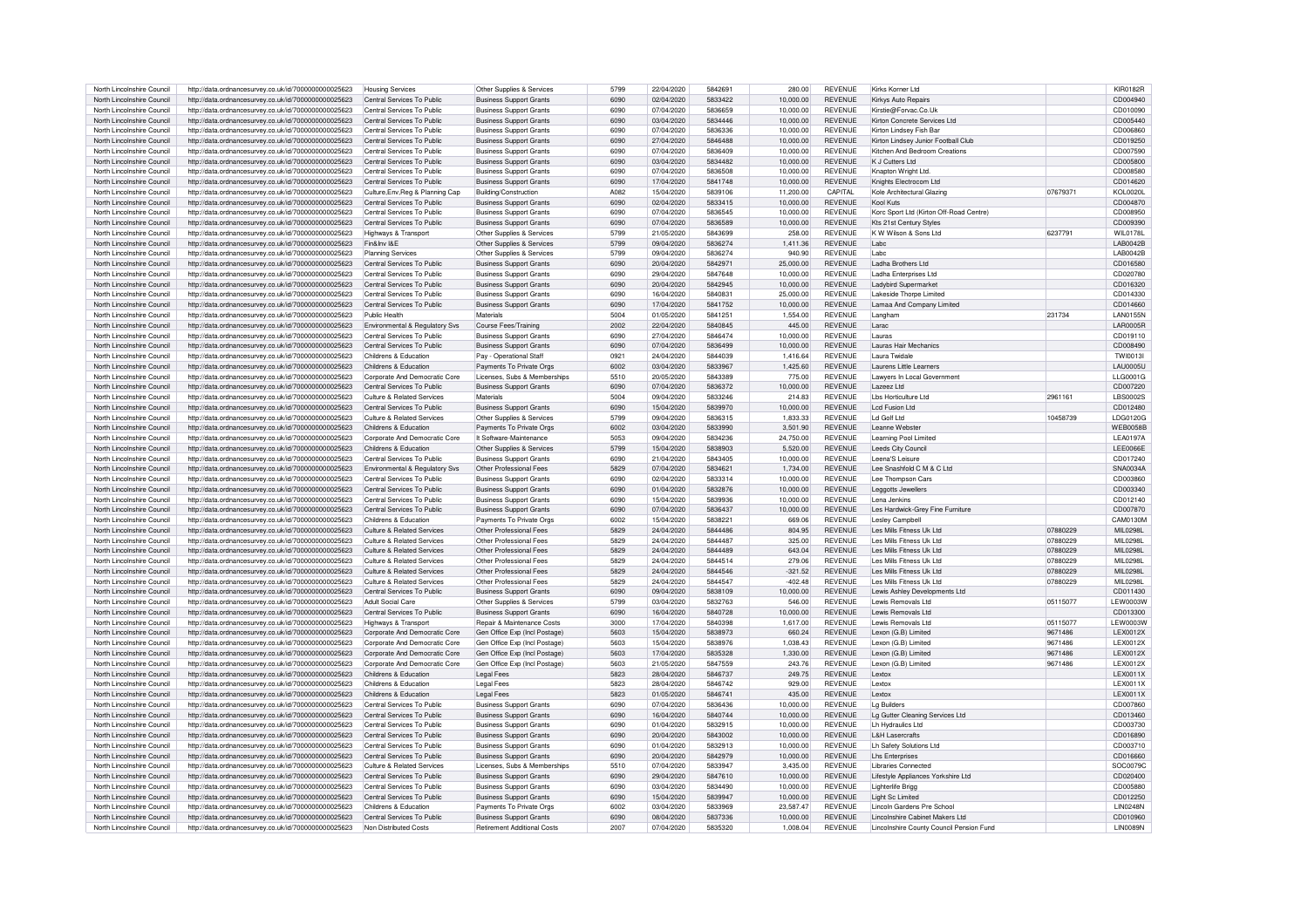| North Lincolnshire Council | http://data.ordnancesurvey.co.uk/id/7000000000025623 | Housing Services | Other Supplies & Services | 5799 | 22/04/2020 | 5842691 | 280.00 | REVENUE | Kirks Korner Ltd | | KIR0182R |
|---|---|---|---|---|---|---|---|---|---|---|---|
| North Lincolnshire Council | http://data.ordnancesurvey.co.uk/id/7000000000025623 | Central Services To Public | Business Support Grants | 6090 | 02/04/2020 | 5833422 | 10,000.00 | REVENUE | Kirkys Auto Repairs | | CD004940 |
| North Lincolnshire Council | http://data.ordnancesurvey.co.uk/id/7000000000025623 | Central Services To Public | Business Support Grants | 6090 | 07/04/2020 | 5836659 | 10,000.00 | REVENUE | Kirstie@Forvac.Co.Uk | | CD010090 |
| North Lincolnshire Council | http://data.ordnancesurvey.co.uk/id/7000000000025623 | Central Services To Public | Business Support Grants | 6090 | 03/04/2020 | 5834446 | 10,000.00 | REVENUE | Kirton Concrete Services Ltd | | CD005440 |
| North Lincolnshire Council | http://data.ordnancesurvey.co.uk/id/7000000000025623 | Central Services To Public | Business Support Grants | 6090 | 07/04/2020 | 5836336 | 10,000.00 | REVENUE | Kirton Lindsey Fish Bar | | CD006860 |
| North Lincolnshire Council | http://data.ordnancesurvey.co.uk/id/7000000000025623 | Central Services To Public | Business Support Grants | 6090 | 27/04/2020 | 5846488 | 10,000.00 | REVENUE | Kirton Lindsey Junior Football Club | | CD019250 |
| North Lincolnshire Council | http://data.ordnancesurvey.co.uk/id/7000000000025623 | Central Services To Public | Business Support Grants | 6090 | 07/04/2020 | 5836409 | 10,000.00 | REVENUE | Kitchen And Bedroom Creations | | CD007590 |
| North Lincolnshire Council | http://data.ordnancesurvey.co.uk/id/7000000000025623 | Central Services To Public | Business Support Grants | 6090 | 03/04/2020 | 5834482 | 10,000.00 | REVENUE | K J Cutters Ltd | | CD005800 |
| North Lincolnshire Council | http://data.ordnancesurvey.co.uk/id/7000000000025623 | Central Services To Public | Business Support Grants | 6090 | 07/04/2020 | 5836508 | 10,000.00 | REVENUE | Knapton Wright Ltd. | | CD008580 |
| North Lincolnshire Council | http://data.ordnancesurvey.co.uk/id/7000000000025623 | Central Services To Public | Business Support Grants | 6090 | 17/04/2020 | 5841748 | 10,000.00 | REVENUE | Knights Electrocom Ltd | | CD014620 |
| North Lincolnshire Council | http://data.ordnancesurvey.co.uk/id/7000000000025623 | Culture,Env,Reg & Planning Cap | Building/Construction | A082 | 15/04/2020 | 5839106 | 11,200.00 | CAPITAL | Kole Architectural Glazing | 07679371 | KOL0020L |
| North Lincolnshire Council | http://data.ordnancesurvey.co.uk/id/7000000000025623 | Central Services To Public | Business Support Grants | 6090 | 02/04/2020 | 5833415 | 10,000.00 | REVENUE | Kool Kuts | | CD004870 |
| North Lincolnshire Council | http://data.ordnancesurvey.co.uk/id/7000000000025623 | Central Services To Public | Business Support Grants | 6090 | 07/04/2020 | 5836545 | 10,000.00 | REVENUE | Korc Sport Ltd (Kirton Off-Road Centre) | | CD008950 |
| North Lincolnshire Council | http://data.ordnancesurvey.co.uk/id/7000000000025623 | Central Services To Public | Business Support Grants | 6090 | 07/04/2020 | 5836589 | 10,000.00 | REVENUE | Kts 21st Century Styles | | CD009390 |
| North Lincolnshire Council | http://data.ordnancesurvey.co.uk/id/7000000000025623 | Highways & Transport | Other Supplies & Services | 5799 | 21/05/2020 | 5843699 | 258.00 | REVENUE | K W Wilson & Sons Ltd | 6237791 | WIL0178L |
| North Lincolnshire Council | http://data.ordnancesurvey.co.uk/id/7000000000025623 | Fin&Inv I&E | Other Supplies & Services | 5799 | 09/04/2020 | 5836274 | 1,411.36 | REVENUE | Labc | | LAB0042B |
| North Lincolnshire Council | http://data.ordnancesurvey.co.uk/id/7000000000025623 | Planning Services | Other Supplies & Services | 5799 | 09/04/2020 | 5836274 | 940.90 | REVENUE | Labc | | LAB0042B |
| North Lincolnshire Council | http://data.ordnancesurvey.co.uk/id/7000000000025623 | Central Services To Public | Business Support Grants | 6090 | 20/04/2020 | 5842971 | 25,000.00 | REVENUE | Ladha Brothers Ltd | | CD016580 |
| North Lincolnshire Council | http://data.ordnancesurvey.co.uk/id/7000000000025623 | Central Services To Public | Business Support Grants | 6090 | 29/04/2020 | 5847648 | 10,000.00 | REVENUE | Ladha Enterprises Ltd | | CD020780 |
| North Lincolnshire Council | http://data.ordnancesurvey.co.uk/id/7000000000025623 | Central Services To Public | Business Support Grants | 6090 | 20/04/2020 | 5842945 | 10,000.00 | REVENUE | Ladybird Supermarket | | CD016320 |
| North Lincolnshire Council | http://data.ordnancesurvey.co.uk/id/7000000000025623 | Central Services To Public | Business Support Grants | 6090 | 16/04/2020 | 5840831 | 25,000.00 | REVENUE | Lakeside Thorpe Limited | | CD014330 |
| North Lincolnshire Council | http://data.ordnancesurvey.co.uk/id/7000000000025623 | Central Services To Public | Business Support Grants | 6090 | 17/04/2020 | 5841752 | 10,000.00 | REVENUE | Lamaa And Company Limited | | CD014660 |
| North Lincolnshire Council | http://data.ordnancesurvey.co.uk/id/7000000000025623 | Public Health | Materials | 5004 | 01/05/2020 | 5841251 | 1,554.00 | REVENUE | Langham | 231734 | LAN0155N |
| North Lincolnshire Council | http://data.ordnancesurvey.co.uk/id/7000000000025623 | Environmental & Regulatory Svs | Course Fees/Training | 2002 | 22/04/2020 | 5840845 | 445.00 | REVENUE | Larac | | LAR0005R |
| North Lincolnshire Council | http://data.ordnancesurvey.co.uk/id/7000000000025623 | Central Services To Public | Business Support Grants | 6090 | 27/04/2020 | 5846474 | 10,000.00 | REVENUE | Lauras | | CD019110 |
| North Lincolnshire Council | http://data.ordnancesurvey.co.uk/id/7000000000025623 | Central Services To Public | Business Support Grants | 6090 | 07/04/2020 | 5836499 | 10,000.00 | REVENUE | Lauras Hair Mechanics | | CD008490 |
| North Lincolnshire Council | http://data.ordnancesurvey.co.uk/id/7000000000025623 | Childrens & Education | Pay - Operational Staff | 0921 | 24/04/2020 | 5844039 | 1,416.64 | REVENUE | Laura Twidale | | TWI0013I |
| North Lincolnshire Council | http://data.ordnancesurvey.co.uk/id/7000000000025623 | Childrens & Education | Payments To Private Orgs | 6002 | 03/04/2020 | 5833967 | 1,425.60 | REVENUE | Laurens Little Learners | | LAU0005U |
| North Lincolnshire Council | http://data.ordnancesurvey.co.uk/id/7000000000025623 | Corporate And Democratic Core | Licenses, Subs & Memberships | 5510 | 20/05/2020 | 5843389 | 775.00 | REVENUE | Lawyers In Local Government | | LLG0001G |
| North Lincolnshire Council | http://data.ordnancesurvey.co.uk/id/7000000000025623 | Central Services To Public | Business Support Grants | 6090 | 07/04/2020 | 5836372 | 10,000.00 | REVENUE | Lazeez Ltd | | CD007220 |
| North Lincolnshire Council | http://data.ordnancesurvey.co.uk/id/7000000000025623 | Culture & Related Services | Materials | 5004 | 09/04/2020 | 5833246 | 214.83 | REVENUE | Lbs Horticulture Ltd | 2961161 | LBS0002S |
| North Lincolnshire Council | http://data.ordnancesurvey.co.uk/id/7000000000025623 | Central Services To Public | Business Support Grants | 6090 | 15/04/2020 | 5839970 | 10,000.00 | REVENUE | Lcd Fusion Ltd | | CD012480 |
| North Lincolnshire Council | http://data.ordnancesurvey.co.uk/id/7000000000025623 | Culture & Related Services | Other Supplies & Services | 5799 | 09/04/2020 | 5836315 | 1,833.33 | REVENUE | Ld Golf Ltd | 10458739 | LDG0120G |
| North Lincolnshire Council | http://data.ordnancesurvey.co.uk/id/7000000000025623 | Childrens & Education | Payments To Private Orgs | 6002 | 03/04/2020 | 5833990 | 3,501.90 | REVENUE | Leanne Webster | | WEB0058B |
| North Lincolnshire Council | http://data.ordnancesurvey.co.uk/id/7000000000025623 | Corporate And Democratic Core | It Software-Maintenance | 5053 | 09/04/2020 | 5834236 | 24,750.00 | REVENUE | Learning Pool Limited | | LEA0197A |
| North Lincolnshire Council | http://data.ordnancesurvey.co.uk/id/7000000000025623 | Childrens & Education | Other Supplies & Services | 5799 | 15/04/2020 | 5838903 | 5,520.00 | REVENUE | Leeds City Council | | LEE0066E |
| North Lincolnshire Council | http://data.ordnancesurvey.co.uk/id/7000000000025623 | Central Services To Public | Business Support Grants | 6090 | 21/04/2020 | 5843405 | 10,000.00 | REVENUE | Leena'S Leisure | | CD017240 |
| North Lincolnshire Council | http://data.ordnancesurvey.co.uk/id/7000000000025623 | Environmental & Regulatory Svs | Other Professional Fees | 5829 | 07/04/2020 | 5834621 | 1,734.00 | REVENUE | Lee Snashfold C M & C Ltd | | SNA0034A |
| North Lincolnshire Council | http://data.ordnancesurvey.co.uk/id/7000000000025623 | Central Services To Public | Business Support Grants | 6090 | 02/04/2020 | 5833314 | 10,000.00 | REVENUE | Lee Thompson Cars | | CD003860 |
| North Lincolnshire Council | http://data.ordnancesurvey.co.uk/id/7000000000025623 | Central Services To Public | Business Support Grants | 6090 | 01/04/2020 | 5832876 | 10,000.00 | REVENUE | Leggotts Jewellers | | CD003340 |
| North Lincolnshire Council | http://data.ordnancesurvey.co.uk/id/7000000000025623 | Central Services To Public | Business Support Grants | 6090 | 15/04/2020 | 5839936 | 10,000.00 | REVENUE | Lena Jenkins | | CD012140 |
| North Lincolnshire Council | http://data.ordnancesurvey.co.uk/id/7000000000025623 | Central Services To Public | Business Support Grants | 6090 | 07/04/2020 | 5836437 | 10,000.00 | REVENUE | Les Hardwick-Grey Fine Furniture | | CD007870 |
| North Lincolnshire Council | http://data.ordnancesurvey.co.uk/id/7000000000025623 | Childrens & Education | Payments To Private Orgs | 6002 | 15/04/2020 | 5838221 | 669.06 | REVENUE | Lesley Campbell | | CAM0130M |
| North Lincolnshire Council | http://data.ordnancesurvey.co.uk/id/7000000000025623 | Culture & Related Services | Other Professional Fees | 5829 | 24/04/2020 | 5844486 | 804.95 | REVENUE | Les Mills Fitness Uk Ltd | 07880229 | MIL0298L |
| North Lincolnshire Council | http://data.ordnancesurvey.co.uk/id/7000000000025623 | Culture & Related Services | Other Professional Fees | 5829 | 24/04/2020 | 5844487 | 325.00 | REVENUE | Les Mills Fitness Uk Ltd | 07880229 | MIL0298L |
| North Lincolnshire Council | http://data.ordnancesurvey.co.uk/id/7000000000025623 | Culture & Related Services | Other Professional Fees | 5829 | 24/04/2020 | 5844489 | 643.04 | REVENUE | Les Mills Fitness Uk Ltd | 07880229 | MIL0298L |
| North Lincolnshire Council | http://data.ordnancesurvey.co.uk/id/7000000000025623 | Culture & Related Services | Other Professional Fees | 5829 | 24/04/2020 | 5844514 | 279.06 | REVENUE | Les Mills Fitness Uk Ltd | 07880229 | MIL0298L |
| North Lincolnshire Council | http://data.ordnancesurvey.co.uk/id/7000000000025623 | Culture & Related Services | Other Professional Fees | 5829 | 24/04/2020 | 5844546 | -321.52 | REVENUE | Les Mills Fitness Uk Ltd | 07880229 | MIL0298L |
| North Lincolnshire Council | http://data.ordnancesurvey.co.uk/id/7000000000025623 | Culture & Related Services | Other Professional Fees | 5829 | 24/04/2020 | 5844547 | -402.48 | REVENUE | Les Mills Fitness Uk Ltd | 07880229 | MIL0298L |
| North Lincolnshire Council | http://data.ordnancesurvey.co.uk/id/7000000000025623 | Central Services To Public | Business Support Grants | 6090 | 09/04/2020 | 5838109 | 10,000.00 | REVENUE | Lewis Ashley Developments Ltd | | CD011430 |
| North Lincolnshire Council | http://data.ordnancesurvey.co.uk/id/7000000000025623 | Adult Social Care | Other Supplies & Services | 5799 | 03/04/2020 | 5832763 | 546.00 | REVENUE | Lewis Removals Ltd | 05115077 | LEW0003W |
| North Lincolnshire Council | http://data.ordnancesurvey.co.uk/id/7000000000025623 | Central Services To Public | Business Support Grants | 6090 | 16/04/2020 | 5840728 | 10,000.00 | REVENUE | Lewis Removals Ltd | | CD013300 |
| North Lincolnshire Council | http://data.ordnancesurvey.co.uk/id/7000000000025623 | Highways & Transport | Repair & Maintenance Costs | 3000 | 17/04/2020 | 5840398 | 1,617.00 | REVENUE | Lewis Removals Ltd | 05115077 | LEW0003W |
| North Lincolnshire Council | http://data.ordnancesurvey.co.uk/id/7000000000025623 | Corporate And Democratic Core | Gen Office Exp (Incl Postage) | 5603 | 15/04/2020 | 5838973 | 660.24 | REVENUE | Lexon (G.B) Limited | 9671486 | LEX0012X |
| North Lincolnshire Council | http://data.ordnancesurvey.co.uk/id/7000000000025623 | Corporate And Democratic Core | Gen Office Exp (Incl Postage) | 5603 | 15/04/2020 | 5838976 | 1,038.43 | REVENUE | Lexon (G.B) Limited | 9671486 | LEX0012X |
| North Lincolnshire Council | http://data.ordnancesurvey.co.uk/id/7000000000025623 | Corporate And Democratic Core | Gen Office Exp (Incl Postage) | 5603 | 17/04/2020 | 5835328 | 1,330.00 | REVENUE | Lexon (G.B) Limited | 9671486 | LEX0012X |
| North Lincolnshire Council | http://data.ordnancesurvey.co.uk/id/7000000000025623 | Corporate And Democratic Core | Gen Office Exp (Incl Postage) | 5603 | 21/05/2020 | 5847559 | 243.76 | REVENUE | Lexon (G.B) Limited | 9671486 | LEX0012X |
| North Lincolnshire Council | http://data.ordnancesurvey.co.uk/id/7000000000025623 | Childrens & Education | Legal Fees | 5823 | 28/04/2020 | 5846737 | 249.75 | REVENUE | Lextox | | LEX0011X |
| North Lincolnshire Council | http://data.ordnancesurvey.co.uk/id/7000000000025623 | Childrens & Education | Legal Fees | 5823 | 28/04/2020 | 5846742 | 929.00 | REVENUE | Lextox | | LEX0011X |
| North Lincolnshire Council | http://data.ordnancesurvey.co.uk/id/7000000000025623 | Childrens & Education | Legal Fees | 5823 | 01/05/2020 | 5846741 | 435.00 | REVENUE | Lextox | | LEX0011X |
| North Lincolnshire Council | http://data.ordnancesurvey.co.uk/id/7000000000025623 | Central Services To Public | Business Support Grants | 6090 | 07/04/2020 | 5836436 | 10,000.00 | REVENUE | Lg Builders | | CD007860 |
| North Lincolnshire Council | http://data.ordnancesurvey.co.uk/id/7000000000025623 | Central Services To Public | Business Support Grants | 6090 | 16/04/2020 | 5840744 | 10,000.00 | REVENUE | Lg Gutter Cleaning Services Ltd | | CD013460 |
| North Lincolnshire Council | http://data.ordnancesurvey.co.uk/id/7000000000025623 | Central Services To Public | Business Support Grants | 6090 | 01/04/2020 | 5832915 | 10,000.00 | REVENUE | Lh Hydraulics Ltd | | CD003730 |
| North Lincolnshire Council | http://data.ordnancesurvey.co.uk/id/7000000000025623 | Central Services To Public | Business Support Grants | 6090 | 20/04/2020 | 5843002 | 10,000.00 | REVENUE | L&H Lasercrafts | | CD016890 |
| North Lincolnshire Council | http://data.ordnancesurvey.co.uk/id/7000000000025623 | Central Services To Public | Business Support Grants | 6090 | 01/04/2020 | 5832913 | 10,000.00 | REVENUE | Lh Safety Solutions Ltd | | CD003710 |
| North Lincolnshire Council | http://data.ordnancesurvey.co.uk/id/7000000000025623 | Central Services To Public | Business Support Grants | 6090 | 20/04/2020 | 5842979 | 10,000.00 | REVENUE | Lhs Enterprises | | CD016660 |
| North Lincolnshire Council | http://data.ordnancesurvey.co.uk/id/7000000000025623 | Culture & Related Services | Licenses, Subs & Memberships | 5510 | 07/04/2020 | 5833947 | 3,435.00 | REVENUE | Libraries Connected | | SOC0079C |
| North Lincolnshire Council | http://data.ordnancesurvey.co.uk/id/7000000000025623 | Central Services To Public | Business Support Grants | 6090 | 29/04/2020 | 5847610 | 10,000.00 | REVENUE | Lifestyle Appliances Yorkshire Ltd | | CD020400 |
| North Lincolnshire Council | http://data.ordnancesurvey.co.uk/id/7000000000025623 | Central Services To Public | Business Support Grants | 6090 | 03/04/2020 | 5834490 | 10,000.00 | REVENUE | Lighterlife Brigg | | CD005880 |
| North Lincolnshire Council | http://data.ordnancesurvey.co.uk/id/7000000000025623 | Central Services To Public | Business Support Grants | 6090 | 15/04/2020 | 5839947 | 10,000.00 | REVENUE | Light Sc Limited | | CD012250 |
| North Lincolnshire Council | http://data.ordnancesurvey.co.uk/id/7000000000025623 | Childrens & Education | Payments To Private Orgs | 6002 | 03/04/2020 | 5833969 | 23,587.47 | REVENUE | Lincoln Gardens Pre School | | LIN0248N |
| North Lincolnshire Council | http://data.ordnancesurvey.co.uk/id/7000000000025623 | Central Services To Public | Business Support Grants | 6090 | 08/04/2020 | 5837336 | 10,000.00 | REVENUE | Lincolnshire Cabinet Makers Ltd | | CD010960 |
| North Lincolnshire Council | http://data.ordnancesurvey.co.uk/id/7000000000025623 | Non Distributed Costs | Retirement Additional Costs | 2007 | 07/04/2020 | 5835320 | 1,008.04 | REVENUE | Lincolnshire County Council Pension Fund | | LIN0089N |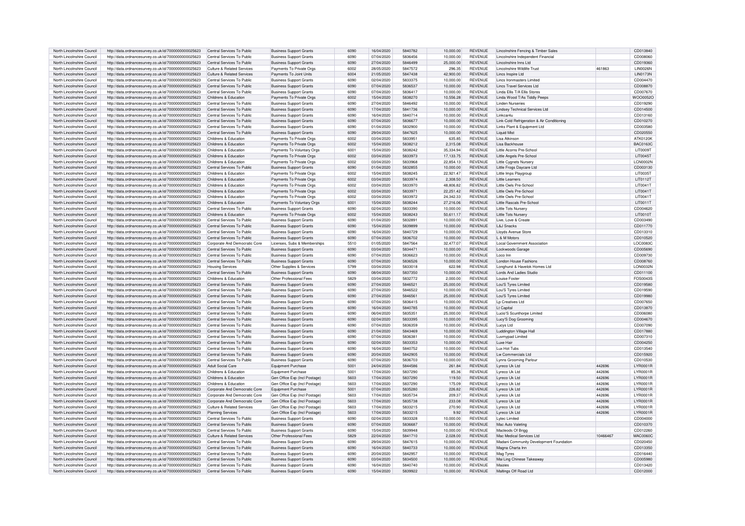| North Lincolnshire Council | http://data.ordnancesurvey.co.uk/id/7000000000025623 | Central Services To Public | Business Support Grants | 6090 | 16/04/2020 | 5840782 | 10,000.00 | REVENUE | Lincolnshire Fencing & Timber Sales | | CD013840 |
|---|---|---|---|---|---|---|---|---|---|---|---|
| North Lincolnshire Council | http://data.ordnancesurvey.co.uk/id/7000000000025623 | Central Services To Public | Business Support Grants | 6090 | 07/04/2020 | 5836456 | 10,000.00 | REVENUE | Lincolnshire Independent Financial | | CD008060 |
| North Lincolnshire Council | http://data.ordnancesurvey.co.uk/id/7000000000025623 | Central Services To Public | Business Support Grants | 6090 | 27/04/2020 | 5846499 | 25,000.00 | REVENUE | Lincolnshire Inns Ltd | | CD019360 |
| North Lincolnshire Council | http://data.ordnancesurvey.co.uk/id/7000000000025623 | Culture & Related Services | Payments To Private Orgs | 6002 | 28/05/2020 | 5847572 | 296.35 | REVENUE | Lincolnshire Wildlife Trust | 461863 | LIN0026N |
| North Lincolnshire Council | http://data.ordnancesurvey.co.uk/id/7000000000025623 | Culture & Related Services | Payments To Joint Units | 6004 | 21/05/2020 | 5847438 | 42,900.00 | REVENUE | Lincs Inspire Ltd | | LIN0173N |
| North Lincolnshire Council | http://data.ordnancesurvey.co.uk/id/7000000000025623 | Central Services To Public | Business Support Grants | 6090 | 02/04/2020 | 5833375 | 10,000.00 | REVENUE | Lincs Ironmasters Limited | | CD004470 |
| North Lincolnshire Council | http://data.ordnancesurvey.co.uk/id/7000000000025623 | Central Services To Public | Business Support Grants | 6090 | 07/04/2020 | 5836537 | 10,000.00 | REVENUE | Lincs Travel Services Ltd | | CD008870 |
| North Lincolnshire Council | http://data.ordnancesurvey.co.uk/id/7000000000025623 | Central Services To Public | Business Support Grants | 6090 | 07/04/2020 | 5836417 | 10,000.00 | REVENUE | Linda Ellis T/A Ellis Stores | | CD007670 |
| North Lincolnshire Council | http://data.ordnancesurvey.co.uk/id/7000000000025623 | Childrens & Education | Payments To Private Orgs | 6002 | 15/04/2020 | 5838270 | 10,556.28 | REVENUE | Linda Wood T/As Tiddly Peeps | | WOO0052O |
| North Lincolnshire Council | http://data.ordnancesurvey.co.uk/id/7000000000025623 | Central Services To Public | Business Support Grants | 6090 | 27/04/2020 | 5846492 | 10,000.00 | REVENUE | Linden Nurseries | | CD019290 |
| North Lincolnshire Council | http://data.ordnancesurvey.co.uk/id/7000000000025623 | Central Services To Public | Business Support Grants | 6090 | 17/04/2020 | 5841736 | 10,000.00 | REVENUE | Lindsey Technical Services Ltd | | CD014500 |
| North Lincolnshire Council | http://data.ordnancesurvey.co.uk/id/7000000000025623 | Central Services To Public | Business Support Grants | 6090 | 16/04/2020 | 5840714 | 10,000.00 | REVENUE | Linkcar4u | | CD013160 |
| North Lincolnshire Council | http://data.ordnancesurvey.co.uk/id/7000000000025623 | Central Services To Public | Business Support Grants | 6090 | 07/04/2020 | 5836677 | 10,000.00 | REVENUE | Link-Cold Refrigeration & Air Conditioning | | CD010270 |
| North Lincolnshire Council | http://data.ordnancesurvey.co.uk/id/7000000000025623 | Central Services To Public | Business Support Grants | 6090 | 01/04/2020 | 5832900 | 10,000.00 | REVENUE | Links Plant & Equipment Ltd | | CD003580 |
| North Lincolnshire Council | http://data.ordnancesurvey.co.uk/id/7000000000025623 | Central Services To Public | Business Support Grants | 6090 | 29/04/2020 | 5847625 | 10,000.00 | REVENUE | Liquid Mist | | CD020550 |
| North Lincolnshire Council | http://data.ordnancesurvey.co.uk/id/7000000000025623 | Childrens & Education | Payments To Private Orgs | 6002 | 03/04/2020 | 5833951 | 635.85 | REVENUE | Lisa Atkinson | | ATK0120K |
| North Lincolnshire Council | http://data.ordnancesurvey.co.uk/id/7000000000025623 | Childrens & Education | Payments To Private Orgs | 6002 | 15/04/2020 | 5838212 | 2,315.08 | REVENUE | Lisa Backhouse | | BAC0163C |
| North Lincolnshire Council | http://data.ordnancesurvey.co.uk/id/7000000000025623 | Childrens & Education | Payments To Voluntary Orgs | 6001 | 15/04/2020 | 5838242 | 35,334.94 | REVENUE | Little Acorns Pre-School | | LIT0009T |
| North Lincolnshire Council | http://data.ordnancesurvey.co.uk/id/7000000000025623 | Childrens & Education | Payments To Private Orgs | 6002 | 03/04/2020 | 5833973 | 17,133.75 | REVENUE | Little Angels Pre-School | | LIT0045T |
| North Lincolnshire Council | http://data.ordnancesurvey.co.uk/id/7000000000025623 | Childrens & Education | Payments To Private Orgs | 6002 | 03/04/2020 | 5833968 | 22,854.13 | REVENUE | Little Cygnets Nursery | | LCN0002N |
| North Lincolnshire Council | http://data.ordnancesurvey.co.uk/id/7000000000025623 | Central Services To Public | Business Support Grants | 6090 | 01/04/2020 | 5832855 | 10,000.00 | REVENUE | Little Frogs Daycare Ltd | | CD003130 |
| North Lincolnshire Council | http://data.ordnancesurvey.co.uk/id/7000000000025623 | Childrens & Education | Payments To Private Orgs | 6002 | 15/04/2020 | 5838245 | 22,921.47 | REVENUE | Little Imps Playgroup | | LIT0035T |
| North Lincolnshire Council | http://data.ordnancesurvey.co.uk/id/7000000000025623 | Childrens & Education | Payments To Private Orgs | 6002 | 03/04/2020 | 5833974 | 2,308.50 | REVENUE | Little Learners | | LIT0112T |
| North Lincolnshire Council | http://data.ordnancesurvey.co.uk/id/7000000000025623 | Childrens & Education | Payments To Private Orgs | 6002 | 03/04/2020 | 5833970 | 48,806.82 | REVENUE | Little Owls Pre-School | | LIT0041T |
| North Lincolnshire Council | http://data.ordnancesurvey.co.uk/id/7000000000025623 | Childrens & Education | Payments To Private Orgs | 6002 | 03/04/2020 | 5833971 | 22,251.42 | REVENUE | Little Owls Pre-School | | LIT0041T |
| North Lincolnshire Council | http://data.ordnancesurvey.co.uk/id/7000000000025623 | Childrens & Education | Payments To Private Orgs | 6002 | 03/04/2020 | 5833972 | 24,342.33 | REVENUE | Little Owls Pre-School | | LIT0041T |
| North Lincolnshire Council | http://data.ordnancesurvey.co.uk/id/7000000000025623 | Childrens & Education | Payments To Voluntary Orgs | 6001 | 15/04/2020 | 5838244 | 27,216.06 | REVENUE | Little Rascals Pre-School | | LIT0011T |
| North Lincolnshire Council | http://data.ordnancesurvey.co.uk/id/7000000000025623 | Central Services To Public | Business Support Grants | 6090 | 02/04/2020 | 5833390 | 10,000.00 | REVENUE | Little Tots Nursery | | CD004620 |
| North Lincolnshire Council | http://data.ordnancesurvey.co.uk/id/7000000000025623 | Childrens & Education | Payments To Private Orgs | 6002 | 15/04/2020 | 5838243 | 50,611.17 | REVENUE | Little Tots Nursery | | LIT0010T |
| North Lincolnshire Council | http://data.ordnancesurvey.co.uk/id/7000000000025623 | Central Services To Public | Business Support Grants | 6090 | 01/04/2020 | 5832891 | 10,000.00 | REVENUE | Live, Love & Create | | CD003490 |
| North Lincolnshire Council | http://data.ordnancesurvey.co.uk/id/7000000000025623 | Central Services To Public | Business Support Grants | 6090 | 15/04/2020 | 5839899 | 10,000.00 | REVENUE | L&J Snacks | | CD011770 |
| North Lincolnshire Council | http://data.ordnancesurvey.co.uk/id/7000000000025623 | Central Services To Public | Business Support Grants | 6090 | 16/04/2020 | 5840729 | 10,000.00 | REVENUE | Lloyds Avenue Store | | CD013310 |
| North Lincolnshire Council | http://data.ordnancesurvey.co.uk/id/7000000000025623 | Central Services To Public | Business Support Grants | 6090 | 07/04/2020 | 5836702 | 10,000.00 | REVENUE | L & M Motors | | CD010520 |
| North Lincolnshire Council | http://data.ordnancesurvey.co.uk/id/7000000000025623 | Corporate And Democratic Core | Licenses, Subs & Memberships | 5510 | 01/05/2020 | 5847564 | 32,477.07 | REVENUE | Local Government Association | | LOC0083C |
| North Lincolnshire Council | http://data.ordnancesurvey.co.uk/id/7000000000025623 | Central Services To Public | Business Support Grants | 6090 | 03/04/2020 | 5834471 | 10,000.00 | REVENUE | Lockwoods Garage | | CD005690 |
| North Lincolnshire Council | http://data.ordnancesurvey.co.uk/id/7000000000025623 | Central Services To Public | Business Support Grants | 6090 | 07/04/2020 | 5836623 | 10,000.00 | REVENUE | Loco Inn | | CD009730 |
| North Lincolnshire Council | http://data.ordnancesurvey.co.uk/id/7000000000025623 | Central Services To Public | Business Support Grants | 6090 | 07/04/2020 | 5836526 | 10,000.00 | REVENUE | London House Fashions | | CD008760 |
| North Lincolnshire Council | http://data.ordnancesurvey.co.uk/id/7000000000025623 | Housing Services | Other Supplies & Services | 5799 | 03/04/2020 | 5833018 | 622.98 | REVENUE | Longhurst & Havelok Homes Ltd | | LON0032N |
| North Lincolnshire Council | http://data.ordnancesurvey.co.uk/id/7000000000025623 | Central Services To Public | Business Support Grants | 6090 | 08/04/2020 | 5837350 | 10,000.00 | REVENUE | Lords And Ladies Studio | | CD011100 |
| North Lincolnshire Council | http://data.ordnancesurvey.co.uk/id/7000000000025623 | Childrens & Education | Other Professional Fees | 5829 | 03/04/2020 | 5832772 | 2,000.00 | REVENUE | Louise Foster | | FOS0043S |
| North Lincolnshire Council | http://data.ordnancesurvey.co.uk/id/7000000000025623 | Central Services To Public | Business Support Grants | 6090 | 27/04/2020 | 5846521 | 25,000.00 | REVENUE | Lou'S Tyres Limited | | CD019580 |
| North Lincolnshire Council | http://data.ordnancesurvey.co.uk/id/7000000000025623 | Central Services To Public | Business Support Grants | 6090 | 27/04/2020 | 5846522 | 10,000.00 | REVENUE | Lou'S Tyres Limited | | CD019590 |
| North Lincolnshire Council | http://data.ordnancesurvey.co.uk/id/7000000000025623 | Central Services To Public | Business Support Grants | 6090 | 27/04/2020 | 5846561 | 25,000.00 | REVENUE | Lou'S Tyres Limited | | CD019980 |
| North Lincolnshire Council | http://data.ordnancesurvey.co.uk/id/7000000000025623 | Central Services To Public | Business Support Grants | 6090 | 07/04/2020 | 5836415 | 10,000.00 | REVENUE | Lp Creatives Ltd | | CD007650 |
| North Lincolnshire Council | http://data.ordnancesurvey.co.uk/id/7000000000025623 | Central Services To Public | Business Support Grants | 6090 | 16/04/2020 | 5840785 | 10,000.00 | REVENUE | Lt Capital | | CD013870 |
| North Lincolnshire Council | http://data.ordnancesurvey.co.uk/id/7000000000025623 | Central Services To Public | Business Support Grants | 6090 | 06/04/2020 | 5835351 | 25,000.00 | REVENUE | Lucio'S Scunthorpe Limited | | CD006080 |
| North Lincolnshire Council | http://data.ordnancesurvey.co.uk/id/7000000000025623 | Central Services To Public | Business Support Grants | 6090 | 02/04/2020 | 5833395 | 10,000.00 | REVENUE | Lucy'S Dog Grooming | | CD004670 |
| North Lincolnshire Council | http://data.ordnancesurvey.co.uk/id/7000000000025623 | Central Services To Public | Business Support Grants | 6090 | 07/04/2020 | 5836359 | 10,000.00 | REVENUE | Lucys Ltd | | CD007090 |
| North Lincolnshire Council | http://data.ordnancesurvey.co.uk/id/7000000000025623 | Central Services To Public | Business Support Grants | 6090 | 21/04/2020 | 5843469 | 10,000.00 | REVENUE | Luddington Village Hall | | CD017880 |
| North Lincolnshire Council | http://data.ordnancesurvey.co.uk/id/7000000000025623 | Central Services To Public | Business Support Grants | 6090 | 07/04/2020 | 5836381 | 10,000.00 | REVENUE | Luvmypad Limited | | CD007310 |
| North Lincolnshire Council | http://data.ordnancesurvey.co.uk/id/7000000000025623 | Central Services To Public | Business Support Grants | 6090 | 02/04/2020 | 5833353 | 10,000.00 | REVENUE | Luxe Hair | | CD004250 |
| North Lincolnshire Council | http://data.ordnancesurvey.co.uk/id/7000000000025623 | Central Services To Public | Business Support Grants | 6090 | 16/04/2020 | 5840752 | 10,000.00 | REVENUE | Lux Hot Tubs | | CD013540 |
| North Lincolnshire Council | http://data.ordnancesurvey.co.uk/id/7000000000025623 | Central Services To Public | Business Support Grants | 6090 | 20/04/2020 | 5842905 | 10,000.00 | REVENUE | Lw Commercials Ltd | | CD015920 |
| North Lincolnshire Council | http://data.ordnancesurvey.co.uk/id/7000000000025623 | Central Services To Public | Business Support Grants | 6090 | 07/04/2020 | 5836703 | 10,000.00 | REVENUE | Lynns Grooming Parlour | | CD010530 |
| North Lincolnshire Council | http://data.ordnancesurvey.co.uk/id/7000000000025623 | Adult Social Care | Equipment Purchase | 5001 | 24/04/2020 | 5844586 | 261.84 | REVENUE | Lyreco Uk Ltd | 442696 | LYR0001R |
| North Lincolnshire Council | http://data.ordnancesurvey.co.uk/id/7000000000025623 | Childrens & Education | Equipment Purchase | 5001 | 17/04/2020 | 5837290 | 85.36 | REVENUE | Lyreco Uk Ltd | 442696 | LYR0001R |
| North Lincolnshire Council | http://data.ordnancesurvey.co.uk/id/7000000000025623 | Childrens & Education | Gen Office Exp (Incl Postage) | 5603 | 17/04/2020 | 5837290 | 119.50 | REVENUE | Lyreco Uk Ltd | 442696 | LYR0001R |
| North Lincolnshire Council | http://data.ordnancesurvey.co.uk/id/7000000000025623 | Childrens & Education | Gen Office Exp (Incl Postage) | 5603 | 17/04/2020 | 5837290 | 175.09 | REVENUE | Lyreco Uk Ltd | 442696 | LYR0001R |
| North Lincolnshire Council | http://data.ordnancesurvey.co.uk/id/7000000000025623 | Corporate And Democratic Core | Equipment Purchase | 5001 | 07/04/2020 | 5835280 | 226.82 | REVENUE | Lyreco Uk Ltd | 442696 | LYR0001R |
| North Lincolnshire Council | http://data.ordnancesurvey.co.uk/id/7000000000025623 | Corporate And Democratic Core | Gen Office Exp (Incl Postage) | 5603 | 17/04/2020 | 5835734 | 209.37 | REVENUE | Lyreco Uk Ltd | 442696 | LYR0001R |
| North Lincolnshire Council | http://data.ordnancesurvey.co.uk/id/7000000000025623 | Corporate And Democratic Core | Gen Office Exp (Incl Postage) | 5603 | 17/04/2020 | 5835738 | 233.08 | REVENUE | Lyreco Uk Ltd | 442696 | LYR0001R |
| North Lincolnshire Council | http://data.ordnancesurvey.co.uk/id/7000000000025623 | Culture & Related Services | Gen Office Exp (Incl Postage) | 5603 | 17/04/2020 | 5833215 | 270.90 | REVENUE | Lyreco Uk Ltd | 442696 | LYR0001R |
| North Lincolnshire Council | http://data.ordnancesurvey.co.uk/id/7000000000025623 | Planning Services | Gen Office Exp (Incl Postage) | 5603 | 17/04/2020 | 5833215 | 9.92 | REVENUE | Lyreco Uk Ltd | 442696 | LYR0001R |
| North Lincolnshire Council | http://data.ordnancesurvey.co.uk/id/7000000000025623 | Central Services To Public | Business Support Grants | 6090 | 02/04/2020 | 5833328 | 10,000.00 | REVENUE | Lytec Limited | | CD004000 |
| North Lincolnshire Council | http://data.ordnancesurvey.co.uk/id/7000000000025623 | Central Services To Public | Business Support Grants | 6090 | 07/04/2020 | 5836687 | 10,000.00 | REVENUE | Mac Auto Valeting | | CD010370 |
| North Lincolnshire Council | http://data.ordnancesurvey.co.uk/id/7000000000025623 | Central Services To Public | Business Support Grants | 6090 | 15/04/2020 | 5839948 | 10,000.00 | REVENUE | Macleods Of Brigg | | CD012260 |
| North Lincolnshire Council | http://data.ordnancesurvey.co.uk/id/7000000000025623 | Culture & Related Services | Other Professional Fees | 5829 | 22/04/2020 | 5841710 | 2,028.00 | REVENUE | Mac Medical Services Ltd | 10466467 | MAC0060C |
| North Lincolnshire Council | http://data.ordnancesurvey.co.uk/id/7000000000025623 | Central Services To Public | Business Support Grants | 6090 | 29/04/2020 | 5847615 | 10,000.00 | REVENUE | Madani Community Development Foundation | | CD020450 |
| North Lincolnshire Council | http://data.ordnancesurvey.co.uk/id/7000000000025623 | Central Services To Public | Business Support Grants | 6090 | 16/04/2020 | 5840733 | 10,000.00 | REVENUE | Magna Charta Inn | | CD013350 |
| North Lincolnshire Council | http://data.ordnancesurvey.co.uk/id/7000000000025623 | Central Services To Public | Business Support Grants | 6090 | 20/04/2020 | 5842957 | 10,000.00 | REVENUE | Mag Tyres | | CD016440 |
| North Lincolnshire Council | http://data.ordnancesurvey.co.uk/id/7000000000025623 | Central Services To Public | Business Support Grants | 6090 | 03/04/2020 | 5834500 | 10,000.00 | REVENUE | Mai Ling Chinese Takeaway | | CD005980 |
| North Lincolnshire Council | http://data.ordnancesurvey.co.uk/id/7000000000025623 | Central Services To Public | Business Support Grants | 6090 | 16/04/2020 | 5840740 | 10,000.00 | REVENUE | Maizies | | CD013420 |
| North Lincolnshire Council | http://data.ordnancesurvey.co.uk/id/7000000000025623 | Central Services To Public | Business Support Grants | 6090 | 15/04/2020 | 5839922 | 10,000.00 | REVENUE | Maltings Off Road Ltd | | CD012000 |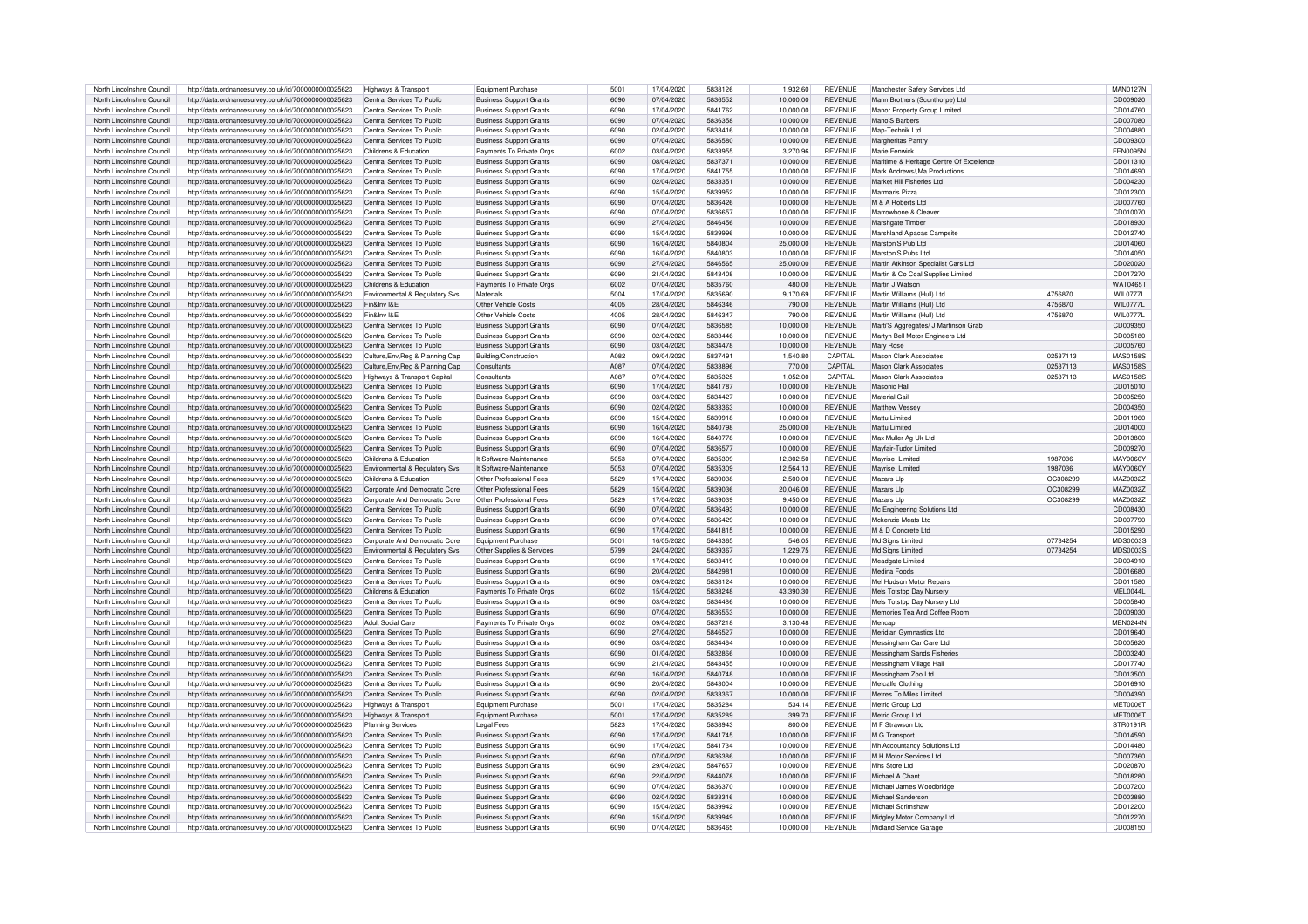| North Lincolnshire Council | http://data.ordnancesurvey.co.uk/id/7000000000025623 | Highways & Transport | Equipment Purchase | 5001 | 17/04/2020 | 5838126 | 1,932.60 | REVENUE | Manchester Safety Services Ltd | | MAN0127N |
|---|---|---|---|---|---|---|---|---|---|---|---|
| North Lincolnshire Council | http://data.ordnancesurvey.co.uk/id/7000000000025623 | Central Services To Public | Business Support Grants | 6090 | 07/04/2020 | 5836552 | 10,000.00 | REVENUE | Mann Brothers (Scunthorpe) Ltd | | CD009020 |
| North Lincolnshire Council | http://data.ordnancesurvey.co.uk/id/7000000000025623 | Central Services To Public | Business Support Grants | 6090 | 17/04/2020 | 5841762 | 10,000.00 | REVENUE | Manor Property Group Limited | | CD014760 |
| North Lincolnshire Council | http://data.ordnancesurvey.co.uk/id/7000000000025623 | Central Services To Public | Business Support Grants | 6090 | 07/04/2020 | 5836358 | 10,000.00 | REVENUE | Mano'S Barbers | | CD007080 |
| North Lincolnshire Council | http://data.ordnancesurvey.co.uk/id/7000000000025623 | Central Services To Public | Business Support Grants | 6090 | 02/04/2020 | 5833416 | 10,000.00 | REVENUE | Map-Technik Ltd | | CD004880 |
| North Lincolnshire Council | http://data.ordnancesurvey.co.uk/id/7000000000025623 | Central Services To Public | Business Support Grants | 6090 | 07/04/2020 | 5836580 | 10,000.00 | REVENUE | Margheritas Pantry | | CD009300 |
| North Lincolnshire Council | http://data.ordnancesurvey.co.uk/id/7000000000025623 | Childrens & Education | Payments To Private Orgs | 6002 | 03/04/2020 | 5833955 | 3,270.96 | REVENUE | Marie Fenwick | | FEN0095N |
| North Lincolnshire Council | http://data.ordnancesurvey.co.uk/id/7000000000025623 | Central Services To Public | Business Support Grants | 6090 | 08/04/2020 | 5837371 | 10,000.00 | REVENUE | Maritime & Heritage Centre Of Excellence | | CD011310 |
| North Lincolnshire Council | http://data.ordnancesurvey.co.uk/id/7000000000025623 | Central Services To Public | Business Support Grants | 6090 | 17/04/2020 | 5841755 | 10,000.00 | REVENUE | Mark Andrews/.Ma Productions | | CD014690 |
| North Lincolnshire Council | http://data.ordnancesurvey.co.uk/id/7000000000025623 | Central Services To Public | Business Support Grants | 6090 | 02/04/2020 | 5833351 | 10,000.00 | REVENUE | Market Hill Fisheries Ltd | | CD004230 |
| North Lincolnshire Council | http://data.ordnancesurvey.co.uk/id/7000000000025623 | Central Services To Public | Business Support Grants | 6090 | 15/04/2020 | 5839952 | 10,000.00 | REVENUE | Marmaris Pizza | | CD012300 |
| North Lincolnshire Council | http://data.ordnancesurvey.co.uk/id/7000000000025623 | Central Services To Public | Business Support Grants | 6090 | 07/04/2020 | 5836426 | 10,000.00 | REVENUE | M & A Roberts Ltd | | CD007760 |
| North Lincolnshire Council | http://data.ordnancesurvey.co.uk/id/7000000000025623 | Central Services To Public | Business Support Grants | 6090 | 07/04/2020 | 5836657 | 10,000.00 | REVENUE | Marrowbone & Cleaver | | CD010070 |
| North Lincolnshire Council | http://data.ordnancesurvey.co.uk/id/7000000000025623 | Central Services To Public | Business Support Grants | 6090 | 27/04/2020 | 5846456 | 10,000.00 | REVENUE | Marshgate Timber | | CD018930 |
| North Lincolnshire Council | http://data.ordnancesurvey.co.uk/id/7000000000025623 | Central Services To Public | Business Support Grants | 6090 | 15/04/2020 | 5839996 | 10,000.00 | REVENUE | Marshland Alpacas Campsite | | CD012740 |
| North Lincolnshire Council | http://data.ordnancesurvey.co.uk/id/7000000000025623 | Central Services To Public | Business Support Grants | 6090 | 16/04/2020 | 5840804 | 25,000.00 | REVENUE | Marston'S Pub Ltd | | CD014060 |
| North Lincolnshire Council | http://data.ordnancesurvey.co.uk/id/7000000000025623 | Central Services To Public | Business Support Grants | 6090 | 16/04/2020 | 5840803 | 10,000.00 | REVENUE | Marston'S Pubs Ltd | | CD014050 |
| North Lincolnshire Council | http://data.ordnancesurvey.co.uk/id/7000000000025623 | Central Services To Public | Business Support Grants | 6090 | 27/04/2020 | 5846565 | 25,000.00 | REVENUE | Martin Atkinson Specialist Cars Ltd | | CD020020 |
| North Lincolnshire Council | http://data.ordnancesurvey.co.uk/id/7000000000025623 | Central Services To Public | Business Support Grants | 6090 | 21/04/2020 | 5843408 | 10,000.00 | REVENUE | Martin & Co Coal Supplies Limited | | CD017270 |
| North Lincolnshire Council | http://data.ordnancesurvey.co.uk/id/7000000000025623 | Childrens & Education | Payments To Private Orgs | 6002 | 07/04/2020 | 5835760 | 480.00 | REVENUE | Martin J Watson | | WAT0465T |
| North Lincolnshire Council | http://data.ordnancesurvey.co.uk/id/7000000000025623 | Environmental & Regulatory Svs | Materials | 5004 | 17/04/2020 | 5835690 | 9,170.69 | REVENUE | Martin Williams (Hull) Ltd | 4756870 | WIL0777L |
| North Lincolnshire Council | http://data.ordnancesurvey.co.uk/id/7000000000025623 | Fin&Inv I&E | Other Vehicle Costs | 4005 | 28/04/2020 | 5846346 | 790.00 | REVENUE | Martin Williams (Hull) Ltd | 4756870 | WIL0777L |
| North Lincolnshire Council | http://data.ordnancesurvey.co.uk/id/7000000000025623 | Fin&Inv I&E | Other Vehicle Costs | 4005 | 28/04/2020 | 5846347 | 790.00 | REVENUE | Martin Williams (Hull) Ltd | 4756870 | WIL0777L |
| North Lincolnshire Council | http://data.ordnancesurvey.co.uk/id/7000000000025623 | Central Services To Public | Business Support Grants | 6090 | 07/04/2020 | 5836585 | 10,000.00 | REVENUE | Marti'S Aggregates/ J Martinson Grab | | CD009350 |
| North Lincolnshire Council | http://data.ordnancesurvey.co.uk/id/7000000000025623 | Central Services To Public | Business Support Grants | 6090 | 02/04/2020 | 5833446 | 10,000.00 | REVENUE | Martyn Bell Motor Engineers Ltd | | CD005180 |
| North Lincolnshire Council | http://data.ordnancesurvey.co.uk/id/7000000000025623 | Central Services To Public | Business Support Grants | 6090 | 03/04/2020 | 5834478 | 10,000.00 | REVENUE | Mary Rose | | CD005760 |
| North Lincolnshire Council | http://data.ordnancesurvey.co.uk/id/7000000000025623 | Culture,Env,Reg & Planning Cap | Building/Construction | A082 | 09/04/2020 | 5837491 | 1,540.80 | CAPITAL | Mason Clark Associates | 02537113 | MAS0158S |
| North Lincolnshire Council | http://data.ordnancesurvey.co.uk/id/7000000000025623 | Culture,Env,Reg & Planning Cap | Consultants | A087 | 07/04/2020 | 5833896 | 770.00 | CAPITAL | Mason Clark Associates | 02537113 | MAS0158S |
| North Lincolnshire Council | http://data.ordnancesurvey.co.uk/id/7000000000025623 | Highways & Transport Capital | Consultants | A087 | 07/04/2020 | 5835325 | 1,052.00 | CAPITAL | Mason Clark Associates | 02537113 | MAS0158S |
| North Lincolnshire Council | http://data.ordnancesurvey.co.uk/id/7000000000025623 | Central Services To Public | Business Support Grants | 6090 | 17/04/2020 | 5841787 | 10,000.00 | REVENUE | Masonic Hall | | CD015010 |
| North Lincolnshire Council | http://data.ordnancesurvey.co.uk/id/7000000000025623 | Central Services To Public | Business Support Grants | 6090 | 03/04/2020 | 5834427 | 10,000.00 | REVENUE | Material Gail | | CD005250 |
| North Lincolnshire Council | http://data.ordnancesurvey.co.uk/id/7000000000025623 | Central Services To Public | Business Support Grants | 6090 | 02/04/2020 | 5833363 | 10,000.00 | REVENUE | Matthew Vessey | | CD004350 |
| North Lincolnshire Council | http://data.ordnancesurvey.co.uk/id/7000000000025623 | Central Services To Public | Business Support Grants | 6090 | 15/04/2020 | 5839918 | 10,000.00 | REVENUE | Mattu Limited | | CD011960 |
| North Lincolnshire Council | http://data.ordnancesurvey.co.uk/id/7000000000025623 | Central Services To Public | Business Support Grants | 6090 | 16/04/2020 | 5840798 | 25,000.00 | REVENUE | Mattu Limited | | CD014000 |
| North Lincolnshire Council | http://data.ordnancesurvey.co.uk/id/7000000000025623 | Central Services To Public | Business Support Grants | 6090 | 16/04/2020 | 5840778 | 10,000.00 | REVENUE | Max Muller Ag Uk Ltd | | CD013800 |
| North Lincolnshire Council | http://data.ordnancesurvey.co.uk/id/7000000000025623 | Central Services To Public | Business Support Grants | 6090 | 07/04/2020 | 5836577 | 10,000.00 | REVENUE | Mayfair-Tudor Limited | | CD009270 |
| North Lincolnshire Council | http://data.ordnancesurvey.co.uk/id/7000000000025623 | Childrens & Education | It Software-Maintenance | 5053 | 07/04/2020 | 5835309 | 12,302.50 | REVENUE | Mayrise Limited | 1987036 | MAY0060Y |
| North Lincolnshire Council | http://data.ordnancesurvey.co.uk/id/7000000000025623 | Environmental & Regulatory Svs | It Software-Maintenance | 5053 | 07/04/2020 | 5835309 | 12,564.13 | REVENUE | Mayrise Limited | 1987036 | MAY0060Y |
| North Lincolnshire Council | http://data.ordnancesurvey.co.uk/id/7000000000025623 | Childrens & Education | Other Professional Fees | 5829 | 17/04/2020 | 5839038 | 2,500.00 | REVENUE | Mazars Llp | OC308299 | MAZ0032Z |
| North Lincolnshire Council | http://data.ordnancesurvey.co.uk/id/7000000000025623 | Corporate And Democratic Core | Other Professional Fees | 5829 | 15/04/2020 | 5839036 | 20,046.00 | REVENUE | Mazars Llp | OC308299 | MAZ0032Z |
| North Lincolnshire Council | http://data.ordnancesurvey.co.uk/id/7000000000025623 | Corporate And Democratic Core | Other Professional Fees | 5829 | 17/04/2020 | 5839039 | 9,450.00 | REVENUE | Mazars Llp | OC308299 | MAZ0032Z |
| North Lincolnshire Council | http://data.ordnancesurvey.co.uk/id/7000000000025623 | Central Services To Public | Business Support Grants | 6090 | 07/04/2020 | 5836493 | 10,000.00 | REVENUE | Mc Engineering Solutions Ltd | | CD008430 |
| North Lincolnshire Council | http://data.ordnancesurvey.co.uk/id/7000000000025623 | Central Services To Public | Business Support Grants | 6090 | 07/04/2020 | 5836429 | 10,000.00 | REVENUE | Mckenzie Meats Ltd | | CD007790 |
| North Lincolnshire Council | http://data.ordnancesurvey.co.uk/id/7000000000025623 | Central Services To Public | Business Support Grants | 6090 | 17/04/2020 | 5841815 | 10,000.00 | REVENUE | M & D Concrete Ltd | | CD015290 |
| North Lincolnshire Council | http://data.ordnancesurvey.co.uk/id/7000000000025623 | Corporate And Democratic Core | Equipment Purchase | 5001 | 16/05/2020 | 5843365 | 546.05 | REVENUE | Md Signs Limited | 07734254 | MDS0003S |
| North Lincolnshire Council | http://data.ordnancesurvey.co.uk/id/7000000000025623 | Environmental & Regulatory Svs | Other Supplies & Services | 5799 | 24/04/2020 | 5839367 | 1,229.75 | REVENUE | Md Signs Limited | 07734254 | MDS0003S |
| North Lincolnshire Council | http://data.ordnancesurvey.co.uk/id/7000000000025623 | Central Services To Public | Business Support Grants | 6090 | 17/04/2020 | 5833419 | 10,000.00 | REVENUE | Meadgate Limited | | CD004910 |
| North Lincolnshire Council | http://data.ordnancesurvey.co.uk/id/7000000000025623 | Central Services To Public | Business Support Grants | 6090 | 20/04/2020 | 5842981 | 10,000.00 | REVENUE | Medina Foods | | CD016680 |
| North Lincolnshire Council | http://data.ordnancesurvey.co.uk/id/7000000000025623 | Central Services To Public | Business Support Grants | 6090 | 09/04/2020 | 5838124 | 10,000.00 | REVENUE | Mel Hudson Motor Repairs | | CD011580 |
| North Lincolnshire Council | http://data.ordnancesurvey.co.uk/id/7000000000025623 | Childrens & Education | Payments To Private Orgs | 6002 | 15/04/2020 | 5838248 | 43,390.30 | REVENUE | Mels Totstop Day Nursery | | MEL0044L |
| North Lincolnshire Council | http://data.ordnancesurvey.co.uk/id/7000000000025623 | Central Services To Public | Business Support Grants | 6090 | 03/04/2020 | 5834486 | 10,000.00 | REVENUE | Mels Totstop Day Nursery Ltd | | CD005840 |
| North Lincolnshire Council | http://data.ordnancesurvey.co.uk/id/7000000000025623 | Central Services To Public | Business Support Grants | 6090 | 07/04/2020 | 5836553 | 10,000.00 | REVENUE | Memories Tea And Coffee Room | | CD009030 |
| North Lincolnshire Council | http://data.ordnancesurvey.co.uk/id/7000000000025623 | Adult Social Care | Payments To Private Orgs | 6002 | 09/04/2020 | 5837218 | 3,130.48 | REVENUE | Mencap | | MEN0244N |
| North Lincolnshire Council | http://data.ordnancesurvey.co.uk/id/7000000000025623 | Central Services To Public | Business Support Grants | 6090 | 27/04/2020 | 5846527 | 10,000.00 | REVENUE | Meridian Gymnastics Ltd | | CD019640 |
| North Lincolnshire Council | http://data.ordnancesurvey.co.uk/id/7000000000025623 | Central Services To Public | Business Support Grants | 6090 | 03/04/2020 | 5834464 | 10,000.00 | REVENUE | Messingham Car Care Ltd | | CD005620 |
| North Lincolnshire Council | http://data.ordnancesurvey.co.uk/id/7000000000025623 | Central Services To Public | Business Support Grants | 6090 | 01/04/2020 | 5832866 | 10,000.00 | REVENUE | Messingham Sands Fisheries | | CD003240 |
| North Lincolnshire Council | http://data.ordnancesurvey.co.uk/id/7000000000025623 | Central Services To Public | Business Support Grants | 6090 | 21/04/2020 | 5843455 | 10,000.00 | REVENUE | Messingham Village Hall | | CD017740 |
| North Lincolnshire Council | http://data.ordnancesurvey.co.uk/id/7000000000025623 | Central Services To Public | Business Support Grants | 6090 | 16/04/2020 | 5840748 | 10,000.00 | REVENUE | Messingham Zoo Ltd | | CD013500 |
| North Lincolnshire Council | http://data.ordnancesurvey.co.uk/id/7000000000025623 | Central Services To Public | Business Support Grants | 6090 | 20/04/2020 | 5843004 | 10,000.00 | REVENUE | Metcalfe Clothing | | CD016910 |
| North Lincolnshire Council | http://data.ordnancesurvey.co.uk/id/7000000000025623 | Central Services To Public | Business Support Grants | 6090 | 02/04/2020 | 5833367 | 10,000.00 | REVENUE | Metres To Miles Limited | | CD004390 |
| North Lincolnshire Council | http://data.ordnancesurvey.co.uk/id/7000000000025623 | Highways & Transport | Equipment Purchase | 5001 | 17/04/2020 | 5835284 | 534.14 | REVENUE | Metric Group Ltd | | MET0006T |
| North Lincolnshire Council | http://data.ordnancesurvey.co.uk/id/7000000000025623 | Highways & Transport | Equipment Purchase | 5001 | 17/04/2020 | 5835289 | 399.73 | REVENUE | Metric Group Ltd | | MET0006T |
| North Lincolnshire Council | http://data.ordnancesurvey.co.uk/id/7000000000025623 | Planning Services | Legal Fees | 5823 | 17/04/2020 | 5838943 | 800.00 | REVENUE | M F Strawson Ltd | | STR0191R |
| North Lincolnshire Council | http://data.ordnancesurvey.co.uk/id/7000000000025623 | Central Services To Public | Business Support Grants | 6090 | 17/04/2020 | 5841745 | 10,000.00 | REVENUE | M G Transport | | CD014590 |
| North Lincolnshire Council | http://data.ordnancesurvey.co.uk/id/7000000000025623 | Central Services To Public | Business Support Grants | 6090 | 17/04/2020 | 5841734 | 10,000.00 | REVENUE | Mh Accountancy Solutions Ltd | | CD014480 |
| North Lincolnshire Council | http://data.ordnancesurvey.co.uk/id/7000000000025623 | Central Services To Public | Business Support Grants | 6090 | 07/04/2020 | 5836386 | 10,000.00 | REVENUE | M H Motor Services Ltd | | CD007360 |
| North Lincolnshire Council | http://data.ordnancesurvey.co.uk/id/7000000000025623 | Central Services To Public | Business Support Grants | 6090 | 29/04/2020 | 5847657 | 10,000.00 | REVENUE | Mhs Store Ltd | | CD020870 |
| North Lincolnshire Council | http://data.ordnancesurvey.co.uk/id/7000000000025623 | Central Services To Public | Business Support Grants | 6090 | 22/04/2020 | 5844078 | 10,000.00 | REVENUE | Michael A Chant | | CD018280 |
| North Lincolnshire Council | http://data.ordnancesurvey.co.uk/id/7000000000025623 | Central Services To Public | Business Support Grants | 6090 | 07/04/2020 | 5836370 | 10,000.00 | REVENUE | Michael James Woodbridge | | CD007200 |
| North Lincolnshire Council | http://data.ordnancesurvey.co.uk/id/7000000000025623 | Central Services To Public | Business Support Grants | 6090 | 02/04/2020 | 5833316 | 10,000.00 | REVENUE | Michael Sanderson | | CD003880 |
| North Lincolnshire Council | http://data.ordnancesurvey.co.uk/id/7000000000025623 | Central Services To Public | Business Support Grants | 6090 | 15/04/2020 | 5839942 | 10,000.00 | REVENUE | Michael Scrimshaw | | CD012200 |
| North Lincolnshire Council | http://data.ordnancesurvey.co.uk/id/7000000000025623 | Central Services To Public | Business Support Grants | 6090 | 15/04/2020 | 5839949 | 10,000.00 | REVENUE | Midgley Motor Company Ltd | | CD012270 |
| North Lincolnshire Council | http://data.ordnancesurvey.co.uk/id/7000000000025623 | Central Services To Public | Business Support Grants | 6090 | 07/04/2020 | 5836465 | 10,000.00 | REVENUE | Midland Service Garage | | CD008150 |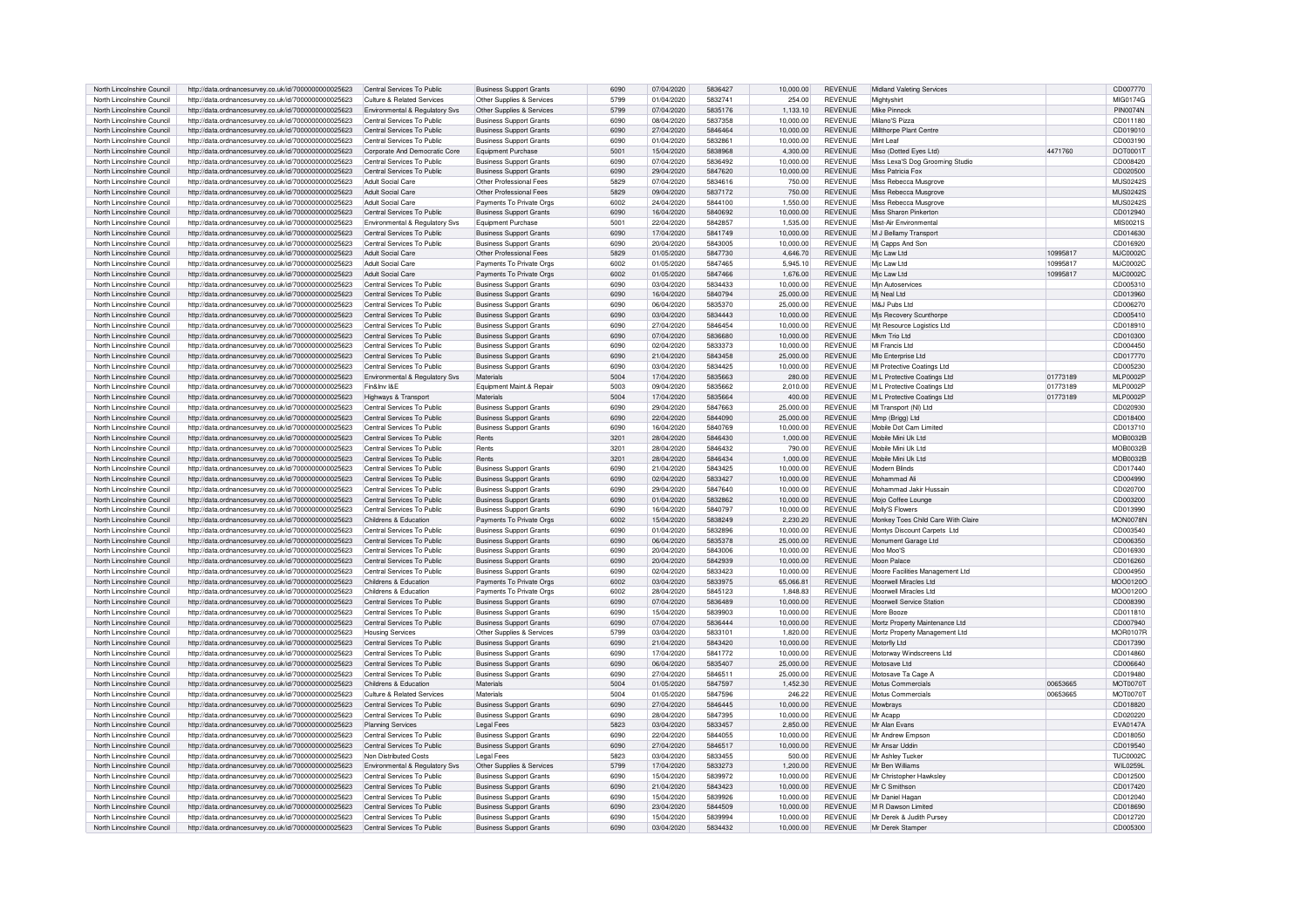| North Lincolnshire Council | http://data.ordnancesurvey.co.uk/id/7000000000025623 | Central Services To Public | Business Support Grants | 6090 | 07/04/2020 | 5836427 | 10,000.00 | REVENUE | Midland Valeting Services | | CD007770 |
|---|---|---|---|---|---|---|---|---|---|---|---|
| North Lincolnshire Council | http://data.ordnancesurvey.co.uk/id/7000000000025623 | Culture & Related Services | Other Supplies & Services | 5799 | 01/04/2020 | 5832741 | 254.00 | REVENUE | Mightyshirt | | MIG0174G |
| North Lincolnshire Council | http://data.ordnancesurvey.co.uk/id/7000000000025623 | Environmental & Regulatory Svs | Other Supplies & Services | 5799 | 07/04/2020 | 5835176 | 1,133.10 | REVENUE | Mike Pinnock | | PIN0074N |
| North Lincolnshire Council | http://data.ordnancesurvey.co.uk/id/7000000000025623 | Central Services To Public | Business Support Grants | 6090 | 08/04/2020 | 5837358 | 10,000.00 | REVENUE | Milano'S Pizza | | CD011180 |
| North Lincolnshire Council | http://data.ordnancesurvey.co.uk/id/7000000000025623 | Central Services To Public | Business Support Grants | 6090 | 27/04/2020 | 5846464 | 10,000.00 | REVENUE | Millthorpe Plant Centre | | CD019010 |
| North Lincolnshire Council | http://data.ordnancesurvey.co.uk/id/7000000000025623 | Central Services To Public | Business Support Grants | 6090 | 01/04/2020 | 5832861 | 10,000.00 | REVENUE | Mint Leaf | | CD003190 |
| North Lincolnshire Council | http://data.ordnancesurvey.co.uk/id/7000000000025623 | Corporate And Democratic Core | Equipment Purchase | 5001 | 15/04/2020 | 5838968 | 4,300.00 | REVENUE | Miso (Dotted Eyes Ltd) | 4471760 | DOT0001T |
| North Lincolnshire Council | http://data.ordnancesurvey.co.uk/id/7000000000025623 | Central Services To Public | Business Support Grants | 6090 | 07/04/2020 | 5836492 | 10,000.00 | REVENUE | Miss Lexa'S Dog Grooming Studio | | CD008420 |
| North Lincolnshire Council | http://data.ordnancesurvey.co.uk/id/7000000000025623 | Central Services To Public | Business Support Grants | 6090 | 29/04/2020 | 5847620 | 10,000.00 | REVENUE | Miss Patricia Fox | | CD020500 |
| North Lincolnshire Council | http://data.ordnancesurvey.co.uk/id/7000000000025623 | Adult Social Care | Other Professional Fees | 5829 | 07/04/2020 | 5834616 | 750.00 | REVENUE | Miss Rebecca Musgrove | | MUS0242S |
| North Lincolnshire Council | http://data.ordnancesurvey.co.uk/id/7000000000025623 | Adult Social Care | Other Professional Fees | 5829 | 09/04/2020 | 5837172 | 750.00 | REVENUE | Miss Rebecca Musgrove | | MUS0242S |
| North Lincolnshire Council | http://data.ordnancesurvey.co.uk/id/7000000000025623 | Adult Social Care | Payments To Private Orgs | 6002 | 24/04/2020 | 5844100 | 1,550.00 | REVENUE | Miss Rebecca Musgrove | | MUS0242S |
| North Lincolnshire Council | http://data.ordnancesurvey.co.uk/id/7000000000025623 | Central Services To Public | Business Support Grants | 6090 | 16/04/2020 | 5840692 | 10,000.00 | REVENUE | Miss Sharon Pinkerton | | CD012940 |
| North Lincolnshire Council | http://data.ordnancesurvey.co.uk/id/7000000000025623 | Environmental & Regulatory Svs | Equipment Purchase | 5001 | 22/04/2020 | 5842857 | 1,535.00 | REVENUE | Mist-Air Environmental | | MIS0021S |
| North Lincolnshire Council | http://data.ordnancesurvey.co.uk/id/7000000000025623 | Central Services To Public | Business Support Grants | 6090 | 17/04/2020 | 5841749 | 10,000.00 | REVENUE | M J Bellamy Transport | | CD014630 |
| North Lincolnshire Council | http://data.ordnancesurvey.co.uk/id/7000000000025623 | Central Services To Public | Business Support Grants | 6090 | 20/04/2020 | 5843005 | 10,000.00 | REVENUE | Mj Capps And Son | | CD016920 |
| North Lincolnshire Council | http://data.ordnancesurvey.co.uk/id/7000000000025623 | Adult Social Care | Other Professional Fees | 5829 | 01/05/2020 | 5847730 | 4,646.70 | REVENUE | Mjc Law Ltd | 10995817 | MJC0002C |
| North Lincolnshire Council | http://data.ordnancesurvey.co.uk/id/7000000000025623 | Adult Social Care | Payments To Private Orgs | 6002 | 01/05/2020 | 5847465 | 5,945.10 | REVENUE | Mjc Law Ltd | 10995817 | MJC0002C |
| North Lincolnshire Council | http://data.ordnancesurvey.co.uk/id/7000000000025623 | Adult Social Care | Payments To Private Orgs | 6002 | 01/05/2020 | 5847466 | 1,676.00 | REVENUE | Mjc Law Ltd | 10995817 | MJC0002C |
| North Lincolnshire Council | http://data.ordnancesurvey.co.uk/id/7000000000025623 | Central Services To Public | Business Support Grants | 6090 | 03/04/2020 | 5834433 | 10,000.00 | REVENUE | Mjn Autoservices | | CD005310 |
| North Lincolnshire Council | http://data.ordnancesurvey.co.uk/id/7000000000025623 | Central Services To Public | Business Support Grants | 6090 | 16/04/2020 | 5840794 | 25,000.00 | REVENUE | Mj Neal Ltd | | CD013960 |
| North Lincolnshire Council | http://data.ordnancesurvey.co.uk/id/7000000000025623 | Central Services To Public | Business Support Grants | 6090 | 06/04/2020 | 5835370 | 25,000.00 | REVENUE | M&J Pubs Ltd | | CD006270 |
| North Lincolnshire Council | http://data.ordnancesurvey.co.uk/id/7000000000025623 | Central Services To Public | Business Support Grants | 6090 | 03/04/2020 | 5834443 | 10,000.00 | REVENUE | Mjs Recovery Scunthorpe | | CD005410 |
| North Lincolnshire Council | http://data.ordnancesurvey.co.uk/id/7000000000025623 | Central Services To Public | Business Support Grants | 6090 | 27/04/2020 | 5846454 | 10,000.00 | REVENUE | Mjt Resource Logistics Ltd | | CD018910 |
| North Lincolnshire Council | http://data.ordnancesurvey.co.uk/id/7000000000025623 | Central Services To Public | Business Support Grants | 6090 | 07/04/2020 | 5836680 | 10,000.00 | REVENUE | Mkm Trio Ltd | | CD010300 |
| North Lincolnshire Council | http://data.ordnancesurvey.co.uk/id/7000000000025623 | Central Services To Public | Business Support Grants | 6090 | 02/04/2020 | 5833373 | 10,000.00 | REVENUE | Ml Francis Ltd | | CD004450 |
| North Lincolnshire Council | http://data.ordnancesurvey.co.uk/id/7000000000025623 | Central Services To Public | Business Support Grants | 6090 | 21/04/2020 | 5843458 | 25,000.00 | REVENUE | Mlo Enterprise Ltd | | CD017770 |
| North Lincolnshire Council | http://data.ordnancesurvey.co.uk/id/7000000000025623 | Central Services To Public | Business Support Grants | 6090 | 03/04/2020 | 5834425 | 10,000.00 | REVENUE | Ml Protective Coatings Ltd | | CD005230 |
| North Lincolnshire Council | http://data.ordnancesurvey.co.uk/id/7000000000025623 | Environmental & Regulatory Svs | Materials | 5004 | 17/04/2020 | 5835663 | 280.00 | REVENUE | M L Protective Coatings Ltd | 01773189 | MLP0002P |
| North Lincolnshire Council | http://data.ordnancesurvey.co.uk/id/7000000000025623 | Fin&Inv I&E | Equipment Maint.& Repair | 5003 | 09/04/2020 | 5835662 | 2,010.00 | REVENUE | M L Protective Coatings Ltd | 01773189 | MLP0002P |
| North Lincolnshire Council | http://data.ordnancesurvey.co.uk/id/7000000000025623 | Highways & Transport | Materials | 5004 | 17/04/2020 | 5835664 | 400.00 | REVENUE | M L Protective Coatings Ltd | 01773189 | MLP0002P |
| North Lincolnshire Council | http://data.ordnancesurvey.co.uk/id/7000000000025623 | Central Services To Public | Business Support Grants | 6090 | 29/04/2020 | 5847663 | 25,000.00 | REVENUE | Ml Transport (Nl) Ltd | | CD020930 |
| North Lincolnshire Council | http://data.ordnancesurvey.co.uk/id/7000000000025623 | Central Services To Public | Business Support Grants | 6090 | 22/04/2020 | 5844090 | 25,000.00 | REVENUE | Mmp (Brigg) Ltd | | CD018400 |
| North Lincolnshire Council | http://data.ordnancesurvey.co.uk/id/7000000000025623 | Central Services To Public | Business Support Grants | 6090 | 16/04/2020 | 5840769 | 10,000.00 | REVENUE | Mobile Dot Cam Limited | | CD013710 |
| North Lincolnshire Council | http://data.ordnancesurvey.co.uk/id/7000000000025623 | Central Services To Public | Rents | 3201 | 28/04/2020 | 5846430 | 1,000.00 | REVENUE | Mobile Mini Uk Ltd | | MOB0032B |
| North Lincolnshire Council | http://data.ordnancesurvey.co.uk/id/7000000000025623 | Central Services To Public | Rents | 3201 | 28/04/2020 | 5846432 | 790.00 | REVENUE | Mobile Mini Uk Ltd | | MOB0032B |
| North Lincolnshire Council | http://data.ordnancesurvey.co.uk/id/7000000000025623 | Central Services To Public | Rents | 3201 | 28/04/2020 | 5846434 | 1,000.00 | REVENUE | Mobile Mini Uk Ltd | | MOB0032B |
| North Lincolnshire Council | http://data.ordnancesurvey.co.uk/id/7000000000025623 | Central Services To Public | Business Support Grants | 6090 | 21/04/2020 | 5843425 | 10,000.00 | REVENUE | Modern Blinds | | CD017440 |
| North Lincolnshire Council | http://data.ordnancesurvey.co.uk/id/7000000000025623 | Central Services To Public | Business Support Grants | 6090 | 02/04/2020 | 5833427 | 10,000.00 | REVENUE | Mohammad Ali | | CD004990 |
| North Lincolnshire Council | http://data.ordnancesurvey.co.uk/id/7000000000025623 | Central Services To Public | Business Support Grants | 6090 | 29/04/2020 | 5847640 | 10,000.00 | REVENUE | Mohammad Jakir Hussain | | CD020700 |
| North Lincolnshire Council | http://data.ordnancesurvey.co.uk/id/7000000000025623 | Central Services To Public | Business Support Grants | 6090 | 01/04/2020 | 5832862 | 10,000.00 | REVENUE | Mojo Coffee Lounge | | CD003200 |
| North Lincolnshire Council | http://data.ordnancesurvey.co.uk/id/7000000000025623 | Central Services To Public | Business Support Grants | 6090 | 16/04/2020 | 5840797 | 10,000.00 | REVENUE | Molly'S Flowers | | CD013990 |
| North Lincolnshire Council | http://data.ordnancesurvey.co.uk/id/7000000000025623 | Childrens & Education | Payments To Private Orgs | 6002 | 15/04/2020 | 5838249 | 2,230.20 | REVENUE | Monkey Toes Child Care With Claire | | MON0078N |
| North Lincolnshire Council | http://data.ordnancesurvey.co.uk/id/7000000000025623 | Central Services To Public | Business Support Grants | 6090 | 01/04/2020 | 5832896 | 10,000.00 | REVENUE | Montys Discount Carpets Ltd | | CD003540 |
| North Lincolnshire Council | http://data.ordnancesurvey.co.uk/id/7000000000025623 | Central Services To Public | Business Support Grants | 6090 | 06/04/2020 | 5835378 | 25,000.00 | REVENUE | Monument Garage Ltd | | CD006350 |
| North Lincolnshire Council | http://data.ordnancesurvey.co.uk/id/7000000000025623 | Central Services To Public | Business Support Grants | 6090 | 20/04/2020 | 5843006 | 10,000.00 | REVENUE | Moo Moo'S | | CD016930 |
| North Lincolnshire Council | http://data.ordnancesurvey.co.uk/id/7000000000025623 | Central Services To Public | Business Support Grants | 6090 | 20/04/2020 | 5842939 | 10,000.00 | REVENUE | Moon Palace | | CD016260 |
| North Lincolnshire Council | http://data.ordnancesurvey.co.uk/id/7000000000025623 | Central Services To Public | Business Support Grants | 6090 | 02/04/2020 | 5833423 | 10,000.00 | REVENUE | Moore Facilities Management Ltd | | CD004950 |
| North Lincolnshire Council | http://data.ordnancesurvey.co.uk/id/7000000000025623 | Childrens & Education | Payments To Private Orgs | 6002 | 03/04/2020 | 5833975 | 65,066.81 | REVENUE | Moorwell Miracles Ltd | | MOO0120O |
| North Lincolnshire Council | http://data.ordnancesurvey.co.uk/id/7000000000025623 | Childrens & Education | Payments To Private Orgs | 6002 | 28/04/2020 | 5845123 | 1,848.83 | REVENUE | Moorwell Miracles Ltd | | MOO0120O |
| North Lincolnshire Council | http://data.ordnancesurvey.co.uk/id/7000000000025623 | Central Services To Public | Business Support Grants | 6090 | 07/04/2020 | 5836489 | 10,000.00 | REVENUE | Moorwell Service Station | | CD008390 |
| North Lincolnshire Council | http://data.ordnancesurvey.co.uk/id/7000000000025623 | Central Services To Public | Business Support Grants | 6090 | 15/04/2020 | 5839903 | 10,000.00 | REVENUE | More Booze | | CD011810 |
| North Lincolnshire Council | http://data.ordnancesurvey.co.uk/id/7000000000025623 | Central Services To Public | Business Support Grants | 6090 | 07/04/2020 | 5836444 | 10,000.00 | REVENUE | Mortz Property Maintenance Ltd | | CD007940 |
| North Lincolnshire Council | http://data.ordnancesurvey.co.uk/id/7000000000025623 | Housing Services | Other Supplies & Services | 5799 | 03/04/2020 | 5833101 | 1,820.00 | REVENUE | Mortz Property Management Ltd | | MOR0107R |
| North Lincolnshire Council | http://data.ordnancesurvey.co.uk/id/7000000000025623 | Central Services To Public | Business Support Grants | 6090 | 21/04/2020 | 5843420 | 10,000.00 | REVENUE | Motorfly Ltd | | CD017390 |
| North Lincolnshire Council | http://data.ordnancesurvey.co.uk/id/7000000000025623 | Central Services To Public | Business Support Grants | 6090 | 17/04/2020 | 5841772 | 10,000.00 | REVENUE | Motorway Windscreens Ltd | | CD014860 |
| North Lincolnshire Council | http://data.ordnancesurvey.co.uk/id/7000000000025623 | Central Services To Public | Business Support Grants | 6090 | 06/04/2020 | 5835407 | 25,000.00 | REVENUE | Motosave Ltd | | CD006640 |
| North Lincolnshire Council | http://data.ordnancesurvey.co.uk/id/7000000000025623 | Central Services To Public | Business Support Grants | 6090 | 27/04/2020 | 5846511 | 25,000.00 | REVENUE | Motosave Ta Cage A | | CD019480 |
| North Lincolnshire Council | http://data.ordnancesurvey.co.uk/id/7000000000025623 | Childrens & Education | Materials | 5004 | 01/05/2020 | 5847597 | 1,452.30 | REVENUE | Motus Commercials | 00653665 | MOT0070T |
| North Lincolnshire Council | http://data.ordnancesurvey.co.uk/id/7000000000025623 | Culture & Related Services | Materials | 5004 | 01/05/2020 | 5847596 | 246.22 | REVENUE | Motus Commercials | 00653665 | MOT0070T |
| North Lincolnshire Council | http://data.ordnancesurvey.co.uk/id/7000000000025623 | Central Services To Public | Business Support Grants | 6090 | 27/04/2020 | 5846445 | 10,000.00 | REVENUE | Mowbrays | | CD018820 |
| North Lincolnshire Council | http://data.ordnancesurvey.co.uk/id/7000000000025623 | Central Services To Public | Business Support Grants | 6090 | 28/04/2020 | 5847395 | 10,000.00 | REVENUE | Mr Acapp | | CD020220 |
| North Lincolnshire Council | http://data.ordnancesurvey.co.uk/id/7000000000025623 | Planning Services | Legal Fees | 5823 | 03/04/2020 | 5833457 | 2,850.00 | REVENUE | Mr Alan Evans | | EVA0147A |
| North Lincolnshire Council | http://data.ordnancesurvey.co.uk/id/7000000000025623 | Central Services To Public | Business Support Grants | 6090 | 22/04/2020 | 5844055 | 10,000.00 | REVENUE | Mr Andrew Empson | | CD018050 |
| North Lincolnshire Council | http://data.ordnancesurvey.co.uk/id/7000000000025623 | Central Services To Public | Business Support Grants | 6090 | 27/04/2020 | 5846517 | 10,000.00 | REVENUE | Mr Ansar Uddin | | CD019540 |
| North Lincolnshire Council | http://data.ordnancesurvey.co.uk/id/7000000000025623 | Non Distributed Costs | Legal Fees | 5823 | 03/04/2020 | 5833455 | 500.00 | REVENUE | Mr Ashley Tucker | | TUC0002C |
| North Lincolnshire Council | http://data.ordnancesurvey.co.uk/id/7000000000025623 | Environmental & Regulatory Svs | Other Supplies & Services | 5799 | 17/04/2020 | 5833273 | 1,200.00 | REVENUE | Mr Ben Williams | | WIL0259L |
| North Lincolnshire Council | http://data.ordnancesurvey.co.uk/id/7000000000025623 | Central Services To Public | Business Support Grants | 6090 | 15/04/2020 | 5839972 | 10,000.00 | REVENUE | Mr Christopher Hawksley | | CD012500 |
| North Lincolnshire Council | http://data.ordnancesurvey.co.uk/id/7000000000025623 | Central Services To Public | Business Support Grants | 6090 | 21/04/2020 | 5843423 | 10,000.00 | REVENUE | Mr C Smithson | | CD017420 |
| North Lincolnshire Council | http://data.ordnancesurvey.co.uk/id/7000000000025623 | Central Services To Public | Business Support Grants | 6090 | 15/04/2020 | 5839926 | 10,000.00 | REVENUE | Mr Daniel Hagan | | CD012040 |
| North Lincolnshire Council | http://data.ordnancesurvey.co.uk/id/7000000000025623 | Central Services To Public | Business Support Grants | 6090 | 23/04/2020 | 5844509 | 10,000.00 | REVENUE | M R Dawson Limited | | CD018690 |
| North Lincolnshire Council | http://data.ordnancesurvey.co.uk/id/7000000000025623 | Central Services To Public | Business Support Grants | 6090 | 15/04/2020 | 5839994 | 10,000.00 | REVENUE | Mr Derek & Judith Pursey | | CD012720 |
| North Lincolnshire Council | http://data.ordnancesurvey.co.uk/id/7000000000025623 | Central Services To Public | Business Support Grants | 6090 | 03/04/2020 | 5834432 | 10,000.00 | REVENUE | Mr Derek Stamper | | CD005300 |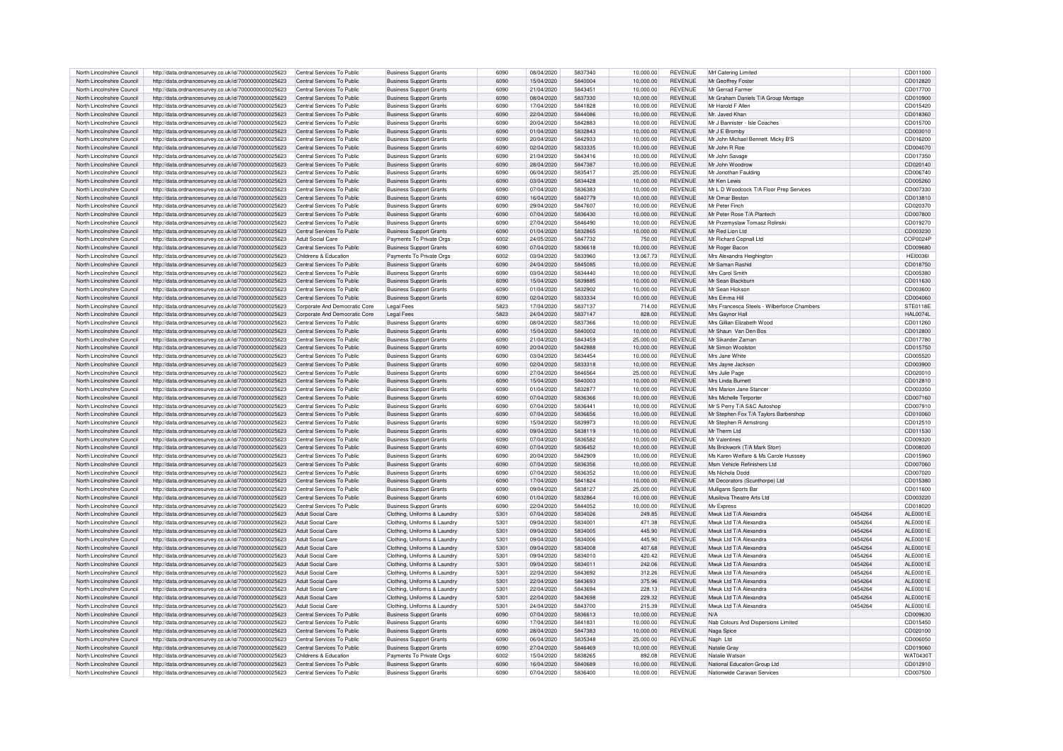| North Lincolnshire Council | http://data.ordnancesurvey.co.uk/id/7000000000025623 | Central Services To Public | Business Support Grants | 6090 | 08/04/2020 | 5837340 | 10,000.00 | REVENUE | Mrf Catering Limited | | CD011000 |
|---|---|---|---|---|---|---|---|---|---|---|---|
| North Lincolnshire Council | http://data.ordnancesurvey.co.uk/id/7000000000025623 | Central Services To Public | Business Support Grants | 6090 | 15/04/2020 | 5840004 | 10,000.00 | REVENUE | Mr Geoffrey Foster | | CD012820 |
| North Lincolnshire Council | http://data.ordnancesurvey.co.uk/id/7000000000025623 | Central Services To Public | Business Support Grants | 6090 | 21/04/2020 | 5843451 | 10,000.00 | REVENUE | Mr Gerrad Farmer | | CD017700 |
| North Lincolnshire Council | http://data.ordnancesurvey.co.uk/id/7000000000025623 | Central Services To Public | Business Support Grants | 6090 | 08/04/2020 | 5837330 | 10,000.00 | REVENUE | Mr Graham Daniels T/A Group Montage | | CD010900 |
| North Lincolnshire Council | http://data.ordnancesurvey.co.uk/id/7000000000025623 | Central Services To Public | Business Support Grants | 6090 | 17/04/2020 | 5841828 | 10,000.00 | REVENUE | Mr Harold F Allen | | CD015420 |
| North Lincolnshire Council | http://data.ordnancesurvey.co.uk/id/7000000000025623 | Central Services To Public | Business Support Grants | 6090 | 22/04/2020 | 5844086 | 10,000.00 | REVENUE | Mr. Javed Khan | | CD018360 |
| North Lincolnshire Council | http://data.ordnancesurvey.co.uk/id/7000000000025623 | Central Services To Public | Business Support Grants | 6090 | 20/04/2020 | 5842883 | 10,000.00 | REVENUE | Mr J Bannister - Isle Coaches | | CD015700 |
| North Lincolnshire Council | http://data.ordnancesurvey.co.uk/id/7000000000025623 | Central Services To Public | Business Support Grants | 6090 | 01/04/2020 | 5832843 | 10,000.00 | REVENUE | Mr J E Bromby | | CD003010 |
| North Lincolnshire Council | http://data.ordnancesurvey.co.uk/id/7000000000025623 | Central Services To Public | Business Support Grants | 6090 | 20/04/2020 | 5842933 | 10,000.00 | REVENUE | Mr John Michael Bennett. Micky B'S | | CD016200 |
| North Lincolnshire Council | http://data.ordnancesurvey.co.uk/id/7000000000025623 | Central Services To Public | Business Support Grants | 6090 | 02/04/2020 | 5833335 | 10,000.00 | REVENUE | Mr John R Roe | | CD004070 |
| North Lincolnshire Council | http://data.ordnancesurvey.co.uk/id/7000000000025623 | Central Services To Public | Business Support Grants | 6090 | 21/04/2020 | 5843416 | 10,000.00 | REVENUE | Mr John Savage | | CD017350 |
| North Lincolnshire Council | http://data.ordnancesurvey.co.uk/id/7000000000025623 | Central Services To Public | Business Support Grants | 6090 | 28/04/2020 | 5847387 | 10,000.00 | REVENUE | Mr John Woodrow | | CD020140 |
| North Lincolnshire Council | http://data.ordnancesurvey.co.uk/id/7000000000025623 | Central Services To Public | Business Support Grants | 6090 | 06/04/2020 | 5835417 | 25,000.00 | REVENUE | Mr Jonothan Faulding | | CD006740 |
| North Lincolnshire Council | http://data.ordnancesurvey.co.uk/id/7000000000025623 | Central Services To Public | Business Support Grants | 6090 | 03/04/2020 | 5834428 | 10,000.00 | REVENUE | Mr Ken Lewis | | CD005260 |
| North Lincolnshire Council | http://data.ordnancesurvey.co.uk/id/7000000000025623 | Central Services To Public | Business Support Grants | 6090 | 07/04/2020 | 5836383 | 10,000.00 | REVENUE | Mr L D Woodcock T/A Floor Prep Services | | CD007330 |
| North Lincolnshire Council | http://data.ordnancesurvey.co.uk/id/7000000000025623 | Central Services To Public | Business Support Grants | 6090 | 16/04/2020 | 5840779 | 10,000.00 | REVENUE | Mr Omar Beston | | CD013810 |
| North Lincolnshire Council | http://data.ordnancesurvey.co.uk/id/7000000000025623 | Central Services To Public | Business Support Grants | 6090 | 29/04/2020 | 5847607 | 10,000.00 | REVENUE | Mr Peter Finch | | CD020370 |
| North Lincolnshire Council | http://data.ordnancesurvey.co.uk/id/7000000000025623 | Central Services To Public | Business Support Grants | 6090 | 07/04/2020 | 5836430 | 10,000.00 | REVENUE | Mr Peter Rose T/A Plantech | | CD007800 |
| North Lincolnshire Council | http://data.ordnancesurvey.co.uk/id/7000000000025623 | Central Services To Public | Business Support Grants | 6090 | 27/04/2020 | 5846490 | 10,000.00 | REVENUE | Mr Przemyslaw Tomasz Rolinski | | CD019270 |
| North Lincolnshire Council | http://data.ordnancesurvey.co.uk/id/7000000000025623 | Central Services To Public | Business Support Grants | 6090 | 01/04/2020 | 5832865 | 10,000.00 | REVENUE | Mr Red Lion Ltd | | CD003230 |
| North Lincolnshire Council | http://data.ordnancesurvey.co.uk/id/7000000000025623 | Adult Social Care | Payments To Private Orgs | 6002 | 24/05/2020 | 5847732 | 750.00 | REVENUE | Mr Richard Copnall Ltd | | COP0024P |
| North Lincolnshire Council | http://data.ordnancesurvey.co.uk/id/7000000000025623 | Central Services To Public | Business Support Grants | 6090 | 07/04/2020 | 5836618 | 10,000.00 | REVENUE | Mr Roger Bacon | | CD009680 |
| North Lincolnshire Council | http://data.ordnancesurvey.co.uk/id/7000000000025623 | Childrens & Education | Payments To Private Orgs | 6002 | 03/04/2020 | 5833960 | 13,067.73 | REVENUE | Mrs Alexandra Heighington | | HEI0036I |
| North Lincolnshire Council | http://data.ordnancesurvey.co.uk/id/7000000000025623 | Central Services To Public | Business Support Grants | 6090 | 24/04/2020 | 5845085 | 10,000.00 | REVENUE | Mr Saman Rashid | | CD018750 |
| North Lincolnshire Council | http://data.ordnancesurvey.co.uk/id/7000000000025623 | Central Services To Public | Business Support Grants | 6090 | 03/04/2020 | 5834440 | 10,000.00 | REVENUE | Mrs Carol Smith | | CD005380 |
| North Lincolnshire Council | http://data.ordnancesurvey.co.uk/id/7000000000025623 | Central Services To Public | Business Support Grants | 6090 | 15/04/2020 | 5839885 | 10,000.00 | REVENUE | Mr Sean Blackburn | | CD011630 |
| North Lincolnshire Council | http://data.ordnancesurvey.co.uk/id/7000000000025623 | Central Services To Public | Business Support Grants | 6090 | 01/04/2020 | 5832902 | 10,000.00 | REVENUE | Mr Sean Hickson | | CD003600 |
| North Lincolnshire Council | http://data.ordnancesurvey.co.uk/id/7000000000025623 | Central Services To Public | Business Support Grants | 6090 | 02/04/2020 | 5833334 | 10,000.00 | REVENUE | Mrs Emma Hill | | CD004060 |
| North Lincolnshire Council | http://data.ordnancesurvey.co.uk/id/7000000000025623 | Corporate And Democratic Core | Legal Fees | 5823 | 17/04/2020 | 5837137 | 714.00 | REVENUE | Mrs Francesca Steels - Wilberforce Chambers | | STE0118E |
| North Lincolnshire Council | http://data.ordnancesurvey.co.uk/id/7000000000025623 | Corporate And Democratic Core | Legal Fees | 5823 | 24/04/2020 | 5837147 | 828.00 | REVENUE | Mrs Gaynor Hall | | HAL0074L |
| North Lincolnshire Council | http://data.ordnancesurvey.co.uk/id/7000000000025623 | Central Services To Public | Business Support Grants | 6090 | 08/04/2020 | 5837366 | 10,000.00 | REVENUE | Mrs Gillian Elizabeth Wood | | CD011260 |
| North Lincolnshire Council | http://data.ordnancesurvey.co.uk/id/7000000000025623 | Central Services To Public | Business Support Grants | 6090 | 15/04/2020 | 5840002 | 10,000.00 | REVENUE | Mr Shaun Van Den Bos | | CD012800 |
| North Lincolnshire Council | http://data.ordnancesurvey.co.uk/id/7000000000025623 | Central Services To Public | Business Support Grants | 6090 | 21/04/2020 | 5843459 | 25,000.00 | REVENUE | Mr Sikander Zaman | | CD017780 |
| North Lincolnshire Council | http://data.ordnancesurvey.co.uk/id/7000000000025623 | Central Services To Public | Business Support Grants | 6090 | 20/04/2020 | 5842888 | 10,000.00 | REVENUE | Mr Simon Woolston | | CD015750 |
| North Lincolnshire Council | http://data.ordnancesurvey.co.uk/id/7000000000025623 | Central Services To Public | Business Support Grants | 6090 | 03/04/2020 | 5834454 | 10,000.00 | REVENUE | Mrs Jane White | | CD005520 |
| North Lincolnshire Council | http://data.ordnancesurvey.co.uk/id/7000000000025623 | Central Services To Public | Business Support Grants | 6090 | 02/04/2020 | 5833318 | 10,000.00 | REVENUE | Mrs Jayne Jackson | | CD003900 |
| North Lincolnshire Council | http://data.ordnancesurvey.co.uk/id/7000000000025623 | Central Services To Public | Business Support Grants | 6090 | 27/04/2020 | 5846564 | 25,000.00 | REVENUE | Mrs Julie Page | | CD020010 |
| North Lincolnshire Council | http://data.ordnancesurvey.co.uk/id/7000000000025623 | Central Services To Public | Business Support Grants | 6090 | 15/04/2020 | 5840003 | 10,000.00 | REVENUE | Mrs Linda Burnett | | CD012810 |
| North Lincolnshire Council | http://data.ordnancesurvey.co.uk/id/7000000000025623 | Central Services To Public | Business Support Grants | 6090 | 01/04/2020 | 5832877 | 10,000.00 | REVENUE | Mrs Marion Jane Stancer | | CD003350 |
| North Lincolnshire Council | http://data.ordnancesurvey.co.uk/id/7000000000025623 | Central Services To Public | Business Support Grants | 6090 | 07/04/2020 | 5836366 | 10,000.00 | REVENUE | Mrs Michelle Terporter | | CD007160 |
| North Lincolnshire Council | http://data.ordnancesurvey.co.uk/id/7000000000025623 | Central Services To Public | Business Support Grants | 6090 | 07/04/2020 | 5836441 | 10,000.00 | REVENUE | Mr S Perry T/A S&C Autoshop | | CD007910 |
| North Lincolnshire Council | http://data.ordnancesurvey.co.uk/id/7000000000025623 | Central Services To Public | Business Support Grants | 6090 | 07/04/2020 | 5836656 | 10,000.00 | REVENUE | Mr Stephen Fox T/A Taylors Barbershop | | CD010060 |
| North Lincolnshire Council | http://data.ordnancesurvey.co.uk/id/7000000000025623 | Central Services To Public | Business Support Grants | 6090 | 15/04/2020 | 5839973 | 10,000.00 | REVENUE | Mr Stephen R Armstrong | | CD012510 |
| North Lincolnshire Council | http://data.ordnancesurvey.co.uk/id/7000000000025623 | Central Services To Public | Business Support Grants | 6090 | 09/04/2020 | 5838119 | 10,000.00 | REVENUE | Mr Therm Ltd | | CD011530 |
| North Lincolnshire Council | http://data.ordnancesurvey.co.uk/id/7000000000025623 | Central Services To Public | Business Support Grants | 6090 | 07/04/2020 | 5836582 | 10,000.00 | REVENUE | Mr Valentines | | CD009320 |
| North Lincolnshire Council | http://data.ordnancesurvey.co.uk/id/7000000000025623 | Central Services To Public | Business Support Grants | 6090 | 07/04/2020 | 5836452 | 10,000.00 | REVENUE | Ms Brickwork (T/A Mark Storr) | | CD008020 |
| North Lincolnshire Council | http://data.ordnancesurvey.co.uk/id/7000000000025623 | Central Services To Public | Business Support Grants | 6090 | 20/04/2020 | 5842909 | 10,000.00 | REVENUE | Ms Karen Welfare & Ms Carole Husssey | | CD015960 |
| North Lincolnshire Council | http://data.ordnancesurvey.co.uk/id/7000000000025623 | Central Services To Public | Business Support Grants | 6090 | 07/04/2020 | 5836356 | 10,000.00 | REVENUE | Msm Vehicle Refinishers Ltd | | CD007060 |
| North Lincolnshire Council | http://data.ordnancesurvey.co.uk/id/7000000000025623 | Central Services To Public | Business Support Grants | 6090 | 07/04/2020 | 5836352 | 10,000.00 | REVENUE | Ms Nichola Dodd | | CD007020 |
| North Lincolnshire Council | http://data.ordnancesurvey.co.uk/id/7000000000025623 | Central Services To Public | Business Support Grants | 6090 | 17/04/2020 | 5841824 | 10,000.00 | REVENUE | Mt Decorators (Scunthorpe) Ltd | | CD015380 |
| North Lincolnshire Council | http://data.ordnancesurvey.co.uk/id/7000000000025623 | Central Services To Public | Business Support Grants | 6090 | 09/04/2020 | 5838127 | 25,000.00 | REVENUE | Mulligans Sports Bar | | CD011600 |
| North Lincolnshire Council | http://data.ordnancesurvey.co.uk/id/7000000000025623 | Central Services To Public | Business Support Grants | 6090 | 01/04/2020 | 5832864 | 10,000.00 | REVENUE | Musilova Theatre Arts Ltd | | CD003220 |
| North Lincolnshire Council | http://data.ordnancesurvey.co.uk/id/7000000000025623 | Central Services To Public | Business Support Grants | 6090 | 22/04/2020 | 5844052 | 10,000.00 | REVENUE | Mv Express | | CD018020 |
| North Lincolnshire Council | http://data.ordnancesurvey.co.uk/id/7000000000025623 | Adult Social Care | Clothing, Uniforms & Laundry | 5301 | 07/04/2020 | 5834026 | 249.85 | REVENUE | Mwuk Ltd T/A Alexandra | 0454264 | ALE0001E |
| North Lincolnshire Council | http://data.ordnancesurvey.co.uk/id/7000000000025623 | Adult Social Care | Clothing, Uniforms & Laundry | 5301 | 09/04/2020 | 5834001 | 471.38 | REVENUE | Mwuk Ltd T/A Alexandra | 0454264 | ALE0001E |
| North Lincolnshire Council | http://data.ordnancesurvey.co.uk/id/7000000000025623 | Adult Social Care | Clothing, Uniforms & Laundry | 5301 | 09/04/2020 | 5834005 | 445.90 | REVENUE | Mwuk Ltd T/A Alexandra | 0454264 | ALE0001E |
| North Lincolnshire Council | http://data.ordnancesurvey.co.uk/id/7000000000025623 | Adult Social Care | Clothing, Uniforms & Laundry | 5301 | 09/04/2020 | 5834006 | 445.90 | REVENUE | Mwuk Ltd T/A Alexandra | 0454264 | ALE0001E |
| North Lincolnshire Council | http://data.ordnancesurvey.co.uk/id/7000000000025623 | Adult Social Care | Clothing, Uniforms & Laundry | 5301 | 09/04/2020 | 5834008 | 407.68 | REVENUE | Mwuk Ltd T/A Alexandra | 0454264 | ALE0001E |
| North Lincolnshire Council | http://data.ordnancesurvey.co.uk/id/7000000000025623 | Adult Social Care | Clothing, Uniforms & Laundry | 5301 | 09/04/2020 | 5834010 | 420.42 | REVENUE | Mwuk Ltd T/A Alexandra | 0454264 | ALE0001E |
| North Lincolnshire Council | http://data.ordnancesurvey.co.uk/id/7000000000025623 | Adult Social Care | Clothing, Uniforms & Laundry | 5301 | 09/04/2020 | 5834011 | 242.06 | REVENUE | Mwuk Ltd T/A Alexandra | 0454264 | ALE0001E |
| North Lincolnshire Council | http://data.ordnancesurvey.co.uk/id/7000000000025623 | Adult Social Care | Clothing, Uniforms & Laundry | 5301 | 22/04/2020 | 5843692 | 312.26 | REVENUE | Mwuk Ltd T/A Alexandra | 0454264 | ALE0001E |
| North Lincolnshire Council | http://data.ordnancesurvey.co.uk/id/7000000000025623 | Adult Social Care | Clothing, Uniforms & Laundry | 5301 | 22/04/2020 | 5843693 | 375.96 | REVENUE | Mwuk Ltd T/A Alexandra | 0454264 | ALE0001E |
| North Lincolnshire Council | http://data.ordnancesurvey.co.uk/id/7000000000025623 | Adult Social Care | Clothing, Uniforms & Laundry | 5301 | 22/04/2020 | 5843694 | 228.13 | REVENUE | Mwuk Ltd T/A Alexandra | 0454264 | ALE0001E |
| North Lincolnshire Council | http://data.ordnancesurvey.co.uk/id/7000000000025623 | Adult Social Care | Clothing, Uniforms & Laundry | 5301 | 22/04/2020 | 5843698 | 229.32 | REVENUE | Mwuk Ltd T/A Alexandra | 0454264 | ALE0001E |
| North Lincolnshire Council | http://data.ordnancesurvey.co.uk/id/7000000000025623 | Adult Social Care | Clothing, Uniforms & Laundry | 5301 | 24/04/2020 | 5843700 | 215.39 | REVENUE | Mwuk Ltd T/A Alexandra | 0454264 | ALE0001E |
| North Lincolnshire Council | http://data.ordnancesurvey.co.uk/id/7000000000025623 | Central Services To Public | Business Support Grants | 6090 | 07/04/2020 | 5836613 | 10,000.00 | REVENUE | N/A | | CD009630 |
| North Lincolnshire Council | http://data.ordnancesurvey.co.uk/id/7000000000025623 | Central Services To Public | Business Support Grants | 6090 | 17/04/2020 | 5841831 | 10,000.00 | REVENUE | Nab Colours And Dispersions Limited | | CD015450 |
| North Lincolnshire Council | http://data.ordnancesurvey.co.uk/id/7000000000025623 | Central Services To Public | Business Support Grants | 6090 | 28/04/2020 | 5847383 | 10,000.00 | REVENUE | Naga Spice | | CD020100 |
| North Lincolnshire Council | http://data.ordnancesurvey.co.uk/id/7000000000025623 | Central Services To Public | Business Support Grants | 6090 | 06/04/2020 | 5835348 | 25,000.00 | REVENUE | Naph Ltd | | CD006050 |
| North Lincolnshire Council | http://data.ordnancesurvey.co.uk/id/7000000000025623 | Central Services To Public | Business Support Grants | 6090 | 27/04/2020 | 5846469 | 10,000.00 | REVENUE | Natalie Gray | | CD019060 |
| North Lincolnshire Council | http://data.ordnancesurvey.co.uk/id/7000000000025623 | Childrens & Education | Payments To Private Orgs | 6002 | 15/04/2020 | 5838265 | 892.08 | REVENUE | Natalie Watson | | WAT0430T |
| North Lincolnshire Council | http://data.ordnancesurvey.co.uk/id/7000000000025623 | Central Services To Public | Business Support Grants | 6090 | 16/04/2020 | 5840689 | 10,000.00 | REVENUE | National Education Group Ltd | | CD012910 |
| North Lincolnshire Council | http://data.ordnancesurvey.co.uk/id/7000000000025623 | Central Services To Public | Business Support Grants | 6090 | 07/04/2020 | 5836400 | 10,000.00 | REVENUE | Nationwide Caravan Services | | CD007500 |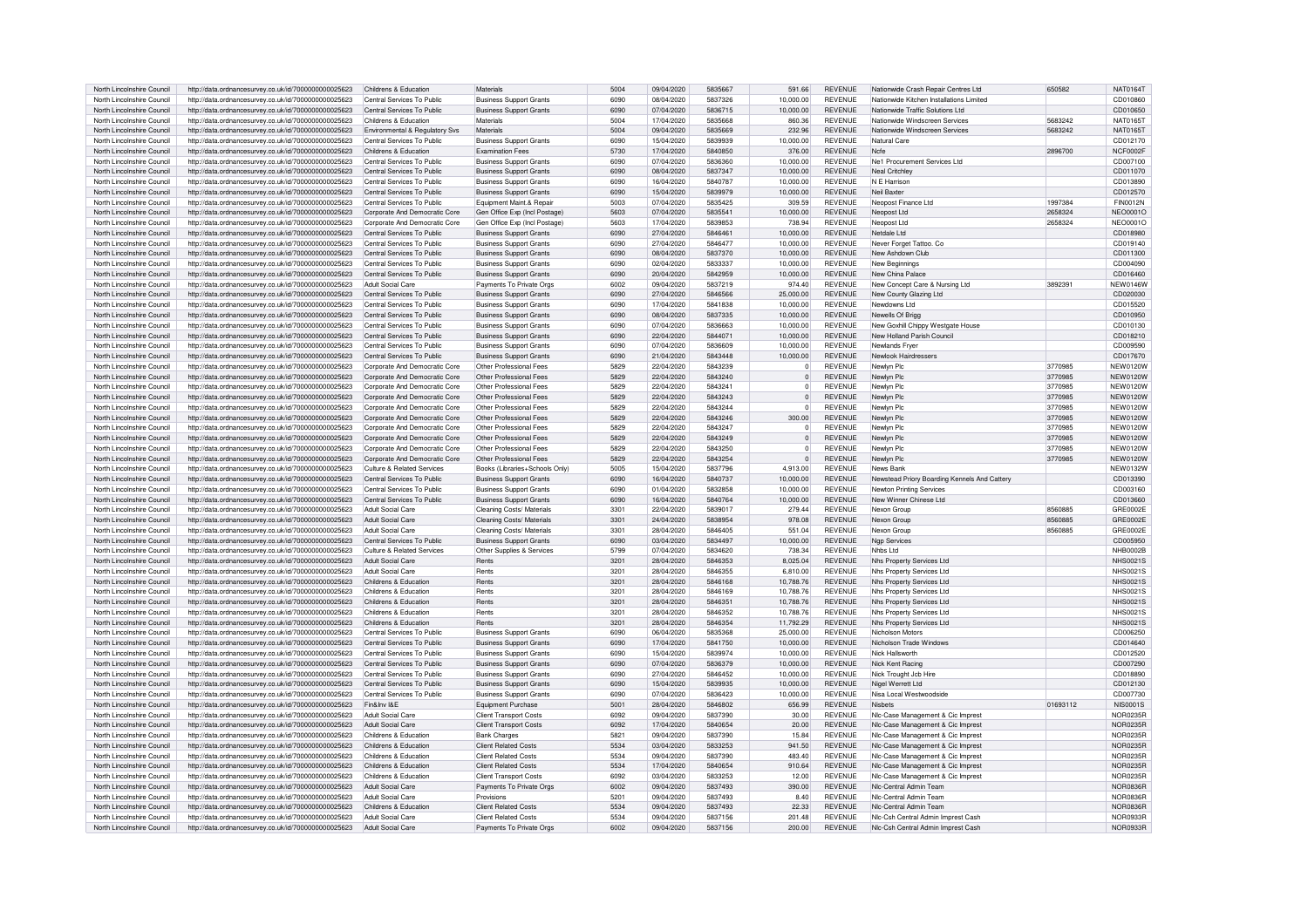| North Lincolnshire Council | http://data.ordnancesurvey.co.uk/id/7000000000025623 | Childrens & Education | Materials | 5004 | 09/04/2020 | 5835667 | 591.66 | REVENUE | Nationwide Crash Repair Centres Ltd | 650582 | NAT0164T |
|---|---|---|---|---|---|---|---|---|---|---|---|
| North Lincolnshire Council | http://data.ordnancesurvey.co.uk/id/7000000000025623 | Central Services To Public | Business Support Grants | 6090 | 08/04/2020 | 5837326 | 10,000.00 | REVENUE | Nationwide Kitchen Installations Limited | | CD010860 |
| North Lincolnshire Council | http://data.ordnancesurvey.co.uk/id/7000000000025623 | Central Services To Public | Business Support Grants | 6090 | 07/04/2020 | 5836715 | 10,000.00 | REVENUE | Nationwide Traffic Solutions Ltd | | CD010650 |
| North Lincolnshire Council | http://data.ordnancesurvey.co.uk/id/7000000000025623 | Childrens & Education | Materials | 5004 | 17/04/2020 | 5835668 | 860.36 | REVENUE | Nationwide Windscreen Services | 5683242 | NAT0165T |
| North Lincolnshire Council | http://data.ordnancesurvey.co.uk/id/7000000000025623 | Environmental & Regulatory Svs | Materials | 5004 | 09/04/2020 | 5835669 | 232.96 | REVENUE | Nationwide Windscreen Services | 5683242 | NAT0165T |
| North Lincolnshire Council | http://data.ordnancesurvey.co.uk/id/7000000000025623 | Central Services To Public | Business Support Grants | 6090 | 15/04/2020 | 5839939 | 10,000.00 | REVENUE | Natural Care | | CD012170 |
| North Lincolnshire Council | http://data.ordnancesurvey.co.uk/id/7000000000025623 | Childrens & Education | Examination Fees | 5730 | 17/04/2020 | 5840850 | 376.00 | REVENUE | Ncfe | 2896700 | NCF0002F |
| North Lincolnshire Council | http://data.ordnancesurvey.co.uk/id/7000000000025623 | Central Services To Public | Business Support Grants | 6090 | 07/04/2020 | 5836360 | 10,000.00 | REVENUE | Ne1 Procurement Services Ltd | | CD007100 |
| North Lincolnshire Council | http://data.ordnancesurvey.co.uk/id/7000000000025623 | Central Services To Public | Business Support Grants | 6090 | 08/04/2020 | 5837347 | 10,000.00 | REVENUE | Neal Critchley | | CD011070 |
| North Lincolnshire Council | http://data.ordnancesurvey.co.uk/id/7000000000025623 | Central Services To Public | Business Support Grants | 6090 | 16/04/2020 | 5840787 | 10,000.00 | REVENUE | N E Harrison | | CD013890 |
| North Lincolnshire Council | http://data.ordnancesurvey.co.uk/id/7000000000025623 | Central Services To Public | Business Support Grants | 6090 | 15/04/2020 | 5839979 | 10,000.00 | REVENUE | Neil Baxter | | CD012570 |
| North Lincolnshire Council | http://data.ordnancesurvey.co.uk/id/7000000000025623 | Central Services To Public | Equipment Maint.& Repair | 5003 | 07/04/2020 | 5835425 | 309.59 | REVENUE | Neopost Finance Ltd | 1997384 | FIN0012N |
| North Lincolnshire Council | http://data.ordnancesurvey.co.uk/id/7000000000025623 | Corporate And Democratic Core | Gen Office Exp (Incl Postage) | 5603 | 07/04/2020 | 5835541 | 10,000.00 | REVENUE | Neopost Ltd | 2658324 | NEO0001O |
| North Lincolnshire Council | http://data.ordnancesurvey.co.uk/id/7000000000025623 | Corporate And Democratic Core | Gen Office Exp (Incl Postage) | 5603 | 17/04/2020 | 5839853 | 738.94 | REVENUE | Neopost Ltd | 2658324 | NEO0001O |
| North Lincolnshire Council | http://data.ordnancesurvey.co.uk/id/7000000000025623 | Central Services To Public | Business Support Grants | 6090 | 27/04/2020 | 5846461 | 10,000.00 | REVENUE | Netdale Ltd | | CD018980 |
| North Lincolnshire Council | http://data.ordnancesurvey.co.uk/id/7000000000025623 | Central Services To Public | Business Support Grants | 6090 | 27/04/2020 | 5846477 | 10,000.00 | REVENUE | Never Forget Tattoo. Co | | CD019140 |
| North Lincolnshire Council | http://data.ordnancesurvey.co.uk/id/7000000000025623 | Central Services To Public | Business Support Grants | 6090 | 08/04/2020 | 5837370 | 10,000.00 | REVENUE | New Ashdown Club | | CD011300 |
| North Lincolnshire Council | http://data.ordnancesurvey.co.uk/id/7000000000025623 | Central Services To Public | Business Support Grants | 6090 | 02/04/2020 | 5833337 | 10,000.00 | REVENUE | New Beginnings | | CD004090 |
| North Lincolnshire Council | http://data.ordnancesurvey.co.uk/id/7000000000025623 | Central Services To Public | Business Support Grants | 6090 | 20/04/2020 | 5842959 | 10,000.00 | REVENUE | New China Palace | | CD016460 |
| North Lincolnshire Council | http://data.ordnancesurvey.co.uk/id/7000000000025623 | Adult Social Care | Payments To Private Orgs | 6002 | 09/04/2020 | 5837219 | 974.40 | REVENUE | New Concept Care & Nursing Ltd | 3892391 | NEW0146W |
| North Lincolnshire Council | http://data.ordnancesurvey.co.uk/id/7000000000025623 | Central Services To Public | Business Support Grants | 6090 | 27/04/2020 | 5846566 | 25,000.00 | REVENUE | New County Glazing Ltd | | CD020030 |
| North Lincolnshire Council | http://data.ordnancesurvey.co.uk/id/7000000000025623 | Central Services To Public | Business Support Grants | 6090 | 17/04/2020 | 5841838 | 10,000.00 | REVENUE | Newdowns Ltd | | CD015520 |
| North Lincolnshire Council | http://data.ordnancesurvey.co.uk/id/7000000000025623 | Central Services To Public | Business Support Grants | 6090 | 08/04/2020 | 5837335 | 10,000.00 | REVENUE | Newells Of Brigg | | CD010950 |
| North Lincolnshire Council | http://data.ordnancesurvey.co.uk/id/7000000000025623 | Central Services To Public | Business Support Grants | 6090 | 07/04/2020 | 5836663 | 10,000.00 | REVENUE | New Goxhill Chippy Westgate House | | CD010130 |
| North Lincolnshire Council | http://data.ordnancesurvey.co.uk/id/7000000000025623 | Central Services To Public | Business Support Grants | 6090 | 22/04/2020 | 5844071 | 10,000.00 | REVENUE | New Holland Parish Council | | CD018210 |
| North Lincolnshire Council | http://data.ordnancesurvey.co.uk/id/7000000000025623 | Central Services To Public | Business Support Grants | 6090 | 07/04/2020 | 5836609 | 10,000.00 | REVENUE | Newlands Fryer | | CD009590 |
| North Lincolnshire Council | http://data.ordnancesurvey.co.uk/id/7000000000025623 | Central Services To Public | Business Support Grants | 6090 | 21/04/2020 | 5843448 | 10,000.00 | REVENUE | Newlook Hairdressers | | CD017670 |
| North Lincolnshire Council | http://data.ordnancesurvey.co.uk/id/7000000000025623 | Corporate And Democratic Core | Other Professional Fees | 5829 | 22/04/2020 | 5843239 | 0 | REVENUE | Newlyn Plc | 3770985 | NEW0120W |
| North Lincolnshire Council | http://data.ordnancesurvey.co.uk/id/7000000000025623 | Corporate And Democratic Core | Other Professional Fees | 5829 | 22/04/2020 | 5843240 | 0 | REVENUE | Newlyn Plc | 3770985 | NEW0120W |
| North Lincolnshire Council | http://data.ordnancesurvey.co.uk/id/7000000000025623 | Corporate And Democratic Core | Other Professional Fees | 5829 | 22/04/2020 | 5843241 | 0 | REVENUE | Newlyn Plc | 3770985 | NEW0120W |
| North Lincolnshire Council | http://data.ordnancesurvey.co.uk/id/7000000000025623 | Corporate And Democratic Core | Other Professional Fees | 5829 | 22/04/2020 | 5843243 | 0 | REVENUE | Newlyn Plc | 3770985 | NEW0120W |
| North Lincolnshire Council | http://data.ordnancesurvey.co.uk/id/7000000000025623 | Corporate And Democratic Core | Other Professional Fees | 5829 | 22/04/2020 | 5843244 | 0 | REVENUE | Newlyn Plc | 3770985 | NEW0120W |
| North Lincolnshire Council | http://data.ordnancesurvey.co.uk/id/7000000000025623 | Corporate And Democratic Core | Other Professional Fees | 5829 | 22/04/2020 | 5843246 | 300.00 | REVENUE | Newlyn Plc | 3770985 | NEW0120W |
| North Lincolnshire Council | http://data.ordnancesurvey.co.uk/id/7000000000025623 | Corporate And Democratic Core | Other Professional Fees | 5829 | 22/04/2020 | 5843247 | 0 | REVENUE | Newlyn Plc | 3770985 | NEW0120W |
| North Lincolnshire Council | http://data.ordnancesurvey.co.uk/id/7000000000025623 | Corporate And Democratic Core | Other Professional Fees | 5829 | 22/04/2020 | 5843249 | 0 | REVENUE | Newlyn Plc | 3770985 | NEW0120W |
| North Lincolnshire Council | http://data.ordnancesurvey.co.uk/id/7000000000025623 | Corporate And Democratic Core | Other Professional Fees | 5829 | 22/04/2020 | 5843250 | 0 | REVENUE | Newlyn Plc | 3770985 | NEW0120W |
| North Lincolnshire Council | http://data.ordnancesurvey.co.uk/id/7000000000025623 | Corporate And Democratic Core | Other Professional Fees | 5829 | 22/04/2020 | 5843254 | 0 | REVENUE | Newlyn Plc | 3770985 | NEW0120W |
| North Lincolnshire Council | http://data.ordnancesurvey.co.uk/id/7000000000025623 | Culture & Related Services | Books (Libraries+Schools Only) | 5005 | 15/04/2020 | 5837796 | 4,913.00 | REVENUE | News Bank | | NEW0132W |
| North Lincolnshire Council | http://data.ordnancesurvey.co.uk/id/7000000000025623 | Central Services To Public | Business Support Grants | 6090 | 16/04/2020 | 5840737 | 10,000.00 | REVENUE | Newstead Priory Boarding Kennels And Cattery | | CD013390 |
| North Lincolnshire Council | http://data.ordnancesurvey.co.uk/id/7000000000025623 | Central Services To Public | Business Support Grants | 6090 | 01/04/2020 | 5832858 | 10,000.00 | REVENUE | Newton Printing Services | | CD003160 |
| North Lincolnshire Council | http://data.ordnancesurvey.co.uk/id/7000000000025623 | Central Services To Public | Business Support Grants | 6090 | 16/04/2020 | 5840764 | 10,000.00 | REVENUE | New Winner Chinese Ltd | | CD013660 |
| North Lincolnshire Council | http://data.ordnancesurvey.co.uk/id/7000000000025623 | Adult Social Care | Cleaning Costs/ Materials | 3301 | 22/04/2020 | 5839017 | 279.44 | REVENUE | Nexon Group | 8560885 | GRE0002E |
| North Lincolnshire Council | http://data.ordnancesurvey.co.uk/id/7000000000025623 | Adult Social Care | Cleaning Costs/ Materials | 3301 | 24/04/2020 | 5838954 | 978.08 | REVENUE | Nexon Group | 8560885 | GRE0002E |
| North Lincolnshire Council | http://data.ordnancesurvey.co.uk/id/7000000000025623 | Adult Social Care | Cleaning Costs/ Materials | 3301 | 28/04/2020 | 5846405 | 551.04 | REVENUE | Nexon Group | 8560885 | GRE0002E |
| North Lincolnshire Council | http://data.ordnancesurvey.co.uk/id/7000000000025623 | Central Services To Public | Business Support Grants | 6090 | 03/04/2020 | 5834497 | 10,000.00 | REVENUE | Ngp Services | | CD005950 |
| North Lincolnshire Council | http://data.ordnancesurvey.co.uk/id/7000000000025623 | Culture & Related Services | Other Supplies & Services | 5799 | 07/04/2020 | 5834620 | 738.34 | REVENUE | Nhbs Ltd | | NHB0002B |
| North Lincolnshire Council | http://data.ordnancesurvey.co.uk/id/7000000000025623 | Adult Social Care | Rents | 3201 | 28/04/2020 | 5846353 | 8,025.04 | REVENUE | Nhs Property Services Ltd | | NHS0021S |
| North Lincolnshire Council | http://data.ordnancesurvey.co.uk/id/7000000000025623 | Adult Social Care | Rents | 3201 | 28/04/2020 | 5846355 | 6,810.00 | REVENUE | Nhs Property Services Ltd | | NHS0021S |
| North Lincolnshire Council | http://data.ordnancesurvey.co.uk/id/7000000000025623 | Childrens & Education | Rents | 3201 | 28/04/2020 | 5846168 | 10,788.76 | REVENUE | Nhs Property Services Ltd | | NHS0021S |
| North Lincolnshire Council | http://data.ordnancesurvey.co.uk/id/7000000000025623 | Childrens & Education | Rents | 3201 | 28/04/2020 | 5846169 | 10,788.76 | REVENUE | Nhs Property Services Ltd | | NHS0021S |
| North Lincolnshire Council | http://data.ordnancesurvey.co.uk/id/7000000000025623 | Childrens & Education | Rents | 3201 | 28/04/2020 | 5846351 | 10,788.76 | REVENUE | Nhs Property Services Ltd | | NHS0021S |
| North Lincolnshire Council | http://data.ordnancesurvey.co.uk/id/7000000000025623 | Childrens & Education | Rents | 3201 | 28/04/2020 | 5846352 | 10,788.76 | REVENUE | Nhs Property Services Ltd | | NHS0021S |
| North Lincolnshire Council | http://data.ordnancesurvey.co.uk/id/7000000000025623 | Childrens & Education | Rents | 3201 | 28/04/2020 | 5846354 | 11,792.29 | REVENUE | Nhs Property Services Ltd | | NHS0021S |
| North Lincolnshire Council | http://data.ordnancesurvey.co.uk/id/7000000000025623 | Central Services To Public | Business Support Grants | 6090 | 06/04/2020 | 5835368 | 25,000.00 | REVENUE | Nicholson Motors | | CD006250 |
| North Lincolnshire Council | http://data.ordnancesurvey.co.uk/id/7000000000025623 | Central Services To Public | Business Support Grants | 6090 | 17/04/2020 | 5841750 | 10,000.00 | REVENUE | Nicholson Trade Windows | | CD014640 |
| North Lincolnshire Council | http://data.ordnancesurvey.co.uk/id/7000000000025623 | Central Services To Public | Business Support Grants | 6090 | 15/04/2020 | 5839974 | 10,000.00 | REVENUE | Nick Hallsworth | | CD012520 |
| North Lincolnshire Council | http://data.ordnancesurvey.co.uk/id/7000000000025623 | Central Services To Public | Business Support Grants | 6090 | 07/04/2020 | 5836379 | 10,000.00 | REVENUE | Nick Kent Racing | | CD007290 |
| North Lincolnshire Council | http://data.ordnancesurvey.co.uk/id/7000000000025623 | Central Services To Public | Business Support Grants | 6090 | 27/04/2020 | 5846452 | 10,000.00 | REVENUE | Nick Trought Jcb Hire | | CD018890 |
| North Lincolnshire Council | http://data.ordnancesurvey.co.uk/id/7000000000025623 | Central Services To Public | Business Support Grants | 6090 | 15/04/2020 | 5839935 | 10,000.00 | REVENUE | Nigel Werrett Ltd | | CD012130 |
| North Lincolnshire Council | http://data.ordnancesurvey.co.uk/id/7000000000025623 | Central Services To Public | Business Support Grants | 6090 | 07/04/2020 | 5836423 | 10,000.00 | REVENUE | Nisa Local Westwoodside | | CD007730 |
| North Lincolnshire Council | http://data.ordnancesurvey.co.uk/id/7000000000025623 | Fin&Inv I&E | Equipment Purchase | 5001 | 28/04/2020 | 5846802 | 656.99 | REVENUE | Nisbets | 01693112 | NIS0001S |
| North Lincolnshire Council | http://data.ordnancesurvey.co.uk/id/7000000000025623 | Adult Social Care | Client Transport Costs | 6092 | 09/04/2020 | 5837390 | 30.00 | REVENUE | Nlc-Case Management & Cic Imprest | | NOR0235R |
| North Lincolnshire Council | http://data.ordnancesurvey.co.uk/id/7000000000025623 | Adult Social Care | Client Transport Costs | 6092 | 17/04/2020 | 5840654 | 20.00 | REVENUE | Nlc-Case Management & Cic Imprest | | NOR0235R |
| North Lincolnshire Council | http://data.ordnancesurvey.co.uk/id/7000000000025623 | Childrens & Education | Bank Charges | 5821 | 09/04/2020 | 5837390 | 15.84 | REVENUE | Nlc-Case Management & Cic Imprest | | NOR0235R |
| North Lincolnshire Council | http://data.ordnancesurvey.co.uk/id/7000000000025623 | Childrens & Education | Client Related Costs | 5534 | 03/04/2020 | 5833253 | 941.50 | REVENUE | Nlc-Case Management & Cic Imprest | | NOR0235R |
| North Lincolnshire Council | http://data.ordnancesurvey.co.uk/id/7000000000025623 | Childrens & Education | Client Related Costs | 5534 | 09/04/2020 | 5837390 | 483.40 | REVENUE | Nlc-Case Management & Cic Imprest | | NOR0235R |
| North Lincolnshire Council | http://data.ordnancesurvey.co.uk/id/7000000000025623 | Childrens & Education | Client Related Costs | 5534 | 17/04/2020 | 5840654 | 910.64 | REVENUE | Nlc-Case Management & Cic Imprest | | NOR0235R |
| North Lincolnshire Council | http://data.ordnancesurvey.co.uk/id/7000000000025623 | Childrens & Education | Client Transport Costs | 6092 | 03/04/2020 | 5833253 | 12.00 | REVENUE | Nlc-Case Management & Cic Imprest | | NOR0235R |
| North Lincolnshire Council | http://data.ordnancesurvey.co.uk/id/7000000000025623 | Adult Social Care | Payments To Private Orgs | 6002 | 09/04/2020 | 5837493 | 390.00 | REVENUE | Nlc-Central Admin Team | | NOR0836R |
| North Lincolnshire Council | http://data.ordnancesurvey.co.uk/id/7000000000025623 | Adult Social Care | Provisions | 5201 | 09/04/2020 | 5837493 | 8.40 | REVENUE | Nlc-Central Admin Team | | NOR0836R |
| North Lincolnshire Council | http://data.ordnancesurvey.co.uk/id/7000000000025623 | Childrens & Education | Client Related Costs | 5534 | 09/04/2020 | 5837493 | 22.33 | REVENUE | Nlc-Central Admin Team | | NOR0836R |
| North Lincolnshire Council | http://data.ordnancesurvey.co.uk/id/7000000000025623 | Adult Social Care | Client Related Costs | 5534 | 09/04/2020 | 5837156 | 201.48 | REVENUE | Nlc-Csh Central Admin Imprest Cash | | NOR0933R |
| North Lincolnshire Council | http://data.ordnancesurvey.co.uk/id/7000000000025623 | Adult Social Care | Payments To Private Orgs | 6002 | 09/04/2020 | 5837156 | 200.00 | REVENUE | Nlc-Csh Central Admin Imprest Cash | | NOR0933R |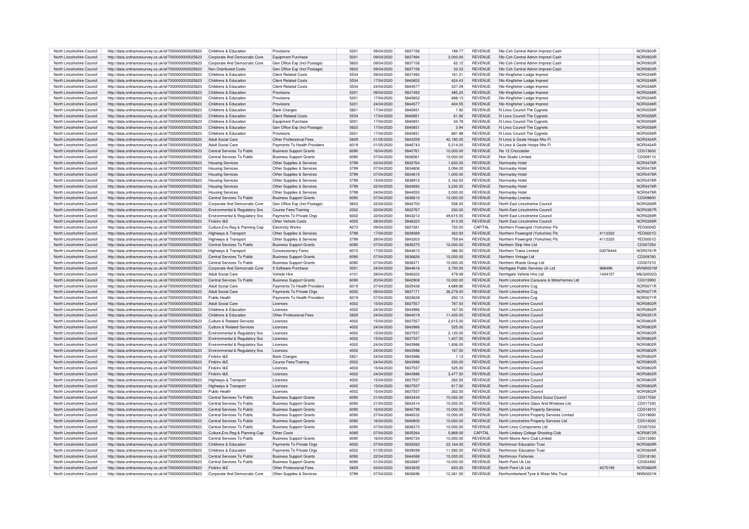| North Lincolnshire Council | http://data.ordnancesurvey.co.uk/id/7000000000025623 | Childrens & Education | Provisions | 5201 | 09/04/2020 | 5837156 | 189.77 | REVENUE | Nlc-Csh Central Admin Imprest Cash | | NOR0933R |
|---|---|---|---|---|---|---|---|---|---|---|---|
| North Lincolnshire Council | http://data.ordnancesurvey.co.uk/id/7000000000025623 | Corporate And Democratic Core | Equipment Purchase | 5001 | 09/04/2020 | 5837494 | 3,000.00 | REVENUE | Nlc-Csh Central Admin Imprest Cash | | NOR0933R |
| North Lincolnshire Council | http://data.ordnancesurvey.co.uk/id/7000000000025623 | Corporate And Democratic Core | Gen Office Exp (Incl Postage) | 5603 | 09/04/2020 | 5837156 | 62.12 | REVENUE | Nlc-Csh Central Admin Imprest Cash | | NOR0933R |
| North Lincolnshire Council | http://data.ordnancesurvey.co.uk/id/7000000000025623 | Non Distributed Costs | Gen Office Exp (Incl Postage) | 5603 | 09/04/2020 | 5837156 | 33.33 | REVENUE | Nlc-Csh Central Admin Imprest Cash | | NOR0933R |
| North Lincolnshire Council | http://data.ordnancesurvey.co.uk/id/7000000000025623 | Childrens & Education | Client Related Costs | 5534 | 09/04/2020 | 5837492 | 161.21 | REVENUE | Nlc-Kingfisher Lodge Imprest | | NOR0248R |
| North Lincolnshire Council | http://data.ordnancesurvey.co.uk/id/7000000000025623 | Childrens & Education | Client Related Costs | 5534 | 17/04/2020 | 5840652 | 424.43 | REVENUE | Nlc-Kingfisher Lodge Imprest | | NOR0248R |
| North Lincolnshire Council | http://data.ordnancesurvey.co.uk/id/7000000000025623 | Childrens & Education | Client Related Costs | 5534 | 24/04/2020 | 5844577 | 337.09 | REVENUE | Nlc-Kingfisher Lodge Imprest | | NOR0248R |
| North Lincolnshire Council | http://data.ordnancesurvey.co.uk/id/7000000000025623 | Childrens & Education | Provisions | 5201 | 09/04/2020 | 5837492 | 485.20 | REVENUE | Nlc-Kingfisher Lodge Imprest | | NOR0248R |
| North Lincolnshire Council | http://data.ordnancesurvey.co.uk/id/7000000000025623 | Childrens & Education | Provisions | 5201 | 17/04/2020 | 5840652 | 688.13 | REVENUE | Nlc-Kingfisher Lodge Imprest | | NOR0248R |
| North Lincolnshire Council | http://data.ordnancesurvey.co.uk/id/7000000000025623 | Childrens & Education | Provisions | 5201 | 24/04/2020 | 5844577 | 404.55 | REVENUE | Nlc-Kingfisher Lodge Imprest | | NOR0248R |
| North Lincolnshire Council | http://data.ordnancesurvey.co.uk/id/7000000000025623 | Childrens & Education | Bank Charges | 5821 | 17/04/2020 | 5840851 | 1.92 | REVENUE | N Lincs Council-The Cygnets | | NOR0058R |
| North Lincolnshire Council | http://data.ordnancesurvey.co.uk/id/7000000000025623 | Childrens & Education | Client Related Costs | 5534 | 17/04/2020 | 5840851 | 61.92 | REVENUE | N Lincs Council-The Cygnets | | NOR0058R |
| North Lincolnshire Council | http://data.ordnancesurvey.co.uk/id/7000000000025623 | Childrens & Education | Equipment Purchase | 5001 | 17/04/2020 | 5840851 | 34.78 | REVENUE | N Lincs Council-The Cygnets | | NOR0058R |
| North Lincolnshire Council | http://data.ordnancesurvey.co.uk/id/7000000000025623 | Childrens & Education | Gen Office Exp (Incl Postage) | 5603 | 17/04/2020 | 5840851 | 3.94 | REVENUE | N Lincs Council-The Cygnets | | NOR0058R |
| North Lincolnshire Council | http://data.ordnancesurvey.co.uk/id/7000000000025623 | Childrens & Education | Provisions | 5201 | 17/04/2020 | 5840851 | 681.98 | REVENUE | N Lincs Council-The Cygnets | | NOR0058R |
| North Lincolnshire Council | http://data.ordnancesurvey.co.uk/id/7000000000025623 | Adult Social Care | Other Professional Fees | 5829 | 01/05/2020 | 5843259 | 42,180.00 | REVENUE | N Lincs & Goole Hosps Nhs Ft | | NOR0424R |
| North Lincolnshire Council | http://data.ordnancesurvey.co.uk/id/7000000000025623 | Adult Social Care | Payments To Health Providers | 6019 | 01/05/2020 | 5846743 | 5,214.00 | REVENUE | N Lincs & Goole Hosps Nhs Ft | | NOR0424R |
| North Lincolnshire Council | http://data.ordnancesurvey.co.uk/id/7000000000025623 | Central Services To Public | Business Support Grants | 6090 | 16/04/2020 | 5840761 | 10,000.00 | REVENUE | No 12 Chocolatier | | CD013630 |
| North Lincolnshire Council | http://data.ordnancesurvey.co.uk/id/7000000000025623 | Central Services To Public | Business Support Grants | 6090 | 07/04/2020 | 5836561 | 10,000.00 | REVENUE | Noir Studio Limited | | CD009110 |
| North Lincolnshire Council | http://data.ordnancesurvey.co.uk/id/7000000000025623 | Housing Services | Other Supplies & Services | 5799 | 03/04/2020 | 5832764 | 1,630.00 | REVENUE | Normanby Hotel | | NOR0478R |
| North Lincolnshire Council | http://data.ordnancesurvey.co.uk/id/7000000000025623 | Housing Services | Other Supplies & Services | 5799 | 07/04/2020 | 5834606 | 3,094.00 | REVENUE | Normanby Hotel | | NOR0478R |
| North Lincolnshire Council | http://data.ordnancesurvey.co.uk/id/7000000000025623 | Housing Services | Other Supplies & Services | 5799 | 07/04/2020 | 5834615 | 1,000.00 | REVENUE | Normanby Hotel | | NOR0478R |
| North Lincolnshire Council | http://data.ordnancesurvey.co.uk/id/7000000000025623 | Housing Services | Other Supplies & Services | 5799 | 15/04/2020 | 5838912 | 3,162.00 | REVENUE | Normanby Hotel | | NOR0478R |
| North Lincolnshire Council | http://data.ordnancesurvey.co.uk/id/7000000000025623 | Housing Services | Other Supplies & Services | 5799 | 22/04/2020 | 5842692 | 3,230.00 | REVENUE | Normanby Hotel | | NOR0478R |
| North Lincolnshire Council | http://data.ordnancesurvey.co.uk/id/7000000000025623 | Housing Services | Other Supplies & Services | 5799 | 24/04/2020 | 5844550 | 3,000.00 | REVENUE | Normanby Hotel | | NOR0478R |
| North Lincolnshire Council | http://data.ordnancesurvey.co.uk/id/7000000000025623 | Central Services To Public | Business Support Grants | 6090 | 07/04/2020 | 5836610 | 10,000.00 | REVENUE | Normanby Liveries | | CD009600 |
| North Lincolnshire Council | http://data.ordnancesurvey.co.uk/id/7000000000025623 | Corporate And Democratic Core | Gen Office Exp (Incl Postage) | 5603 | 22/04/2020 | 5842700 | 558.50 | REVENUE | North East Lincolnshire Council | | NOR0269R |
| North Lincolnshire Council | http://data.ordnancesurvey.co.uk/id/7000000000025623 | Environmental & Regulatory Svs | Course Fees/Training | 2002 | 03/04/2020 | 5832767 | 230.00 | REVENUE | North East Lincolnshire Council | | NOR0367R |
| North Lincolnshire Council | http://data.ordnancesurvey.co.uk/id/7000000000025623 | Environmental & Regulatory Svs | Payments To Private Orgs | 6002 | 22/04/2020 | 5843212 | 49,615.55 | REVENUE | North East Lincolnshire Council | | NOR0269R |
| North Lincolnshire Council | http://data.ordnancesurvey.co.uk/id/7000000000025623 | Fin&Inv I&E | Other Vehicle Costs | 4005 | 28/04/2020 | 5846323 | 813.00 | REVENUE | North East Lincolnshire Council | | NOR0269R |
| North Lincolnshire Council | http://data.ordnancesurvey.co.uk/id/7000000000025623 | Culture,Env,Reg & Planning Cap | Electricity Works | A073 | 09/04/2020 | 5837281 | 720.00 | CAPITAL | Northern Powergrid (Yorkshire) Plc | | YED0004D |
| North Lincolnshire Council | http://data.ordnancesurvey.co.uk/id/7000000000025623 | Highways & Transport | Other Supplies & Services | 5799 | 17/04/2020 | 5839089 | 363.93 | REVENUE | Northern Powergrid (Yorkshire) Plc | 4112320 | YED0001D |
| North Lincolnshire Council | http://data.ordnancesurvey.co.uk/id/7000000000025623 | Highways & Transport | Other Supplies & Services | 5799 | 28/04/2020 | 5843203 | 759.64 | REVENUE | Northern Powergrid (Yorkshire) Plc | 4112320 | YED0001D |
| North Lincolnshire Council | http://data.ordnancesurvey.co.uk/id/7000000000025623 | Central Services To Public | Business Support Grants | 6090 | 07/04/2020 | 5836375 | 10,000.00 | REVENUE | Northern Skip Hire Ltd | | CD007250 |
| North Lincolnshire Council | http://data.ordnancesurvey.co.uk/id/7000000000025623 | Highways & Transport | Concessionary Fares | 6010 | 17/05/2020 | 5844615 | 386.50 | REVENUE | Northern Trains Limited | 03076444 | NOR0761R |
| North Lincolnshire Council | http://data.ordnancesurvey.co.uk/id/7000000000025623 | Central Services To Public | Business Support Grants | 6090 | 07/04/2020 | 5836626 | 10,000.00 | REVENUE | Northern Vintage Ltd | | CD009760 |
| North Lincolnshire Council | http://data.ordnancesurvey.co.uk/id/7000000000025623 | Central Services To Public | Business Support Grants | 6090 | 07/04/2020 | 5836371 | 10,000.00 | REVENUE | Northern Waste Group Ltd | | CD007210 |
| North Lincolnshire Council | http://data.ordnancesurvey.co.uk/id/7000000000025623 | Corporate And Democratic Core | It Software-Purchase | 5051 | 24/04/2020 | 5844616 | 3,750.00 | REVENUE | Northgate Public Services Uk Ltd | 968498 | MVM0001M |
| North Lincolnshire Council | http://data.ordnancesurvey.co.uk/id/7000000000025623 | Adult Social Care | Vehicle Hire | 4101 | 28/04/2020 | 5846322 | 479.08 | REVENUE | Northgate Vehicle Hire Ltd | 1434157 | M&G0002G |
| North Lincolnshire Council | http://data.ordnancesurvey.co.uk/id/7000000000025623 | Central Services To Public | Business Support Grants | 6090 | 20/04/2020 | 5842908 | 10,000.00 | REVENUE | North Lincolnshire Caravans & Motorhomes Ltd | | CD015950 |
| North Lincolnshire Council | http://data.ordnancesurvey.co.uk/id/7000000000025623 | Adult Social Care | Payments To Health Providers | 6019 | 07/04/2020 | 5835438 | 4,689.86 | REVENUE | North Lincolnshire Ccg | | NOR0071R |
| North Lincolnshire Council | http://data.ordnancesurvey.co.uk/id/7000000000025623 | Adult Social Care | Payments To Private Orgs | 6002 | 09/04/2020 | 5837171 | 36,279.00 | REVENUE | North Lincolnshire Ccg | | NOR0071R |
| North Lincolnshire Council | http://data.ordnancesurvey.co.uk/id/7000000000025623 | Public Health | Payments To Health Providers | 6019 | 07/04/2020 | 5833638 | 250.13 | REVENUE | North Lincolnshire Ccg | | NOR0071R |
| North Lincolnshire Council | http://data.ordnancesurvey.co.uk/id/7000000000025623 | Adult Social Care | Licences | 4002 | 15/04/2020 | 5837557 | 787.50 | REVENUE | North Lincolnshire Council | | NOR0802R |
| North Lincolnshire Council | http://data.ordnancesurvey.co.uk/id/7000000000025623 | Childrens & Education | Licences | 4002 | 24/04/2020 | 5843986 | 167.50 | REVENUE | North Lincolnshire Council | | NOR0802R |
| North Lincolnshire Council | http://data.ordnancesurvey.co.uk/id/7000000000025623 | Childrens & Education | Other Professional Fees | 5829 | 24/04/2020 | 5844019 | 11,420.00 | REVENUE | North Lincolnshire Council | | NOR0351R |
| North Lincolnshire Council | http://data.ordnancesurvey.co.uk/id/7000000000025623 | Culture & Related Services | Licences | 4002 | 15/04/2020 | 5837557 | 2,615.00 | REVENUE | North Lincolnshire Council | | NOR0802R |
| North Lincolnshire Council | http://data.ordnancesurvey.co.uk/id/7000000000025623 | Culture & Related Services | Licences | 4002 | 24/04/2020 | 5843986 | 525.00 | REVENUE | North Lincolnshire Council | | NOR0802R |
| North Lincolnshire Council | http://data.ordnancesurvey.co.uk/id/7000000000025623 | Environmental & Regulatory Svs | Licences | 4002 | 15/04/2020 | 5837557 | 2,120.00 | REVENUE | North Lincolnshire Council | | NOR0802R |
| North Lincolnshire Council | http://data.ordnancesurvey.co.uk/id/7000000000025623 | Environmental & Regulatory Svs | Licences | 4002 | 15/04/2020 | 5837557 | 1,407.50 | REVENUE | North Lincolnshire Council | | NOR0802R |
| North Lincolnshire Council | http://data.ordnancesurvey.co.uk/id/7000000000025623 | Environmental & Regulatory Svs | Licences | 4002 | 24/04/2020 | 5843986 | 1,836.00 | REVENUE | North Lincolnshire Council | | NOR0802R |
| North Lincolnshire Council | http://data.ordnancesurvey.co.uk/id/7000000000025623 | Environmental & Regulatory Svs | Licences | 4002 | 24/04/2020 | 5843986 | 167.50 | REVENUE | North Lincolnshire Council | | NOR0802R |
| North Lincolnshire Council | http://data.ordnancesurvey.co.uk/id/7000000000025623 | Fin&Inv I&E | Bank Charges | 5821 | 24/04/2020 | 5843986 | 1.13 | REVENUE | North Lincolnshire Council | | NOR0802R |
| North Lincolnshire Council | http://data.ordnancesurvey.co.uk/id/7000000000025623 | Fin&Inv I&E | Course Fees/Training | 2002 | 24/04/2020 | 5843986 | 230.00 | REVENUE | North Lincolnshire Council | | NOR0802R |
| North Lincolnshire Council | http://data.ordnancesurvey.co.uk/id/7000000000025623 | Fin&Inv I&E | Licences | 4002 | 15/04/2020 | 5837557 | 525.00 | REVENUE | North Lincolnshire Council | | NOR0802R |
| North Lincolnshire Council | http://data.ordnancesurvey.co.uk/id/7000000000025623 | Fin&Inv I&E | Licences | 4002 | 24/04/2020 | 5843986 | 3,477.50 | REVENUE | North Lincolnshire Council | | NOR0802R |
| North Lincolnshire Council | http://data.ordnancesurvey.co.uk/id/7000000000025623 | Highways & Transport | Licences | 4002 | 15/04/2020 | 5837557 | 262.50 | REVENUE | North Lincolnshire Council | | NOR0802R |
| North Lincolnshire Council | http://data.ordnancesurvey.co.uk/id/7000000000025623 | Highways & Transport | Licences | 4002 | 15/04/2020 | 5837557 | 617.50 | REVENUE | North Lincolnshire Council | | NOR0802R |
| North Lincolnshire Council | http://data.ordnancesurvey.co.uk/id/7000000000025623 | Public Health | Licences | 4002 | 15/04/2020 | 5837557 | 262.50 | REVENUE | North Lincolnshire Council | | NOR0802R |
| North Lincolnshire Council | http://data.ordnancesurvey.co.uk/id/7000000000025623 | Central Services To Public | Business Support Grants | 6090 | 21/04/2020 | 5843434 | 10,000.00 | REVENUE | North Lincolnshire District Scout Council | | CD017530 |
| North Lincolnshire Council | http://data.ordnancesurvey.co.uk/id/7000000000025623 | Central Services To Public | Business Support Grants | 6090 | 21/04/2020 | 5843414 | 10,000.00 | REVENUE | North Lincolnshire Glass And Windows Ltd | | CD017330 |
| North Lincolnshire Council | http://data.ordnancesurvey.co.uk/id/7000000000025623 | Central Services To Public | Business Support Grants | 6090 | 16/04/2020 | 5840799 | 10,000.00 | REVENUE | North Lincolnshire Property Services | | CD014010 |
| North Lincolnshire Council | http://data.ordnancesurvey.co.uk/id/7000000000025623 | Central Services To Public | Business Support Grants | 6090 | 27/04/2020 | 5846532 | 10,000.00 | REVENUE | North Lincolnshire Property Services Limited | | CD019690 |
| North Lincolnshire Council | http://data.ordnancesurvey.co.uk/id/7000000000025623 | Central Services To Public | Business Support Grants | 6090 | 16/04/2020 | 5840800 | 10,000.00 | REVENUE | North Lincolnshire Property Services Ltd | | CD014020 |
| North Lincolnshire Council | http://data.ordnancesurvey.co.uk/id/7000000000025623 | Central Services To Public | Business Support Grants | 6090 | 07/04/2020 | 5836373 | 10,000.00 | REVENUE | North Lincs Components Ltd | | CD007230 |
| North Lincolnshire Council | http://data.ordnancesurvey.co.uk/id/7000000000025623 | Culture,Env,Reg & Planning Cap | Other Costs | A085 | 07/04/2020 | 5835264 | 5,869.00 | CAPITAL | North Lindsey College Shooting Club | | NOR0873R |
| North Lincolnshire Council | http://data.ordnancesurvey.co.uk/id/7000000000025623 | Central Services To Public | Business Support Grants | 6090 | 16/04/2020 | 5840724 | 10,000.00 | REVENUE | North Moore Aero Club Limited | | CD013260 |
| North Lincolnshire Council | http://data.ordnancesurvey.co.uk/id/7000000000025623 | Childrens & Education | Payments To Private Orgs | 6002 | 07/04/2020 | 5835262 | 23,164.00 | REVENUE | Northmoor Education Trust | | NOR0829R |
| North Lincolnshire Council | http://data.ordnancesurvey.co.uk/id/7000000000025623 | Childrens & Education | Payments To Private Orgs | 6002 | 01/05/2020 | 5839099 | 11,582.00 | REVENUE | Northmoor Education Trust | | NOR0829R |
| North Lincolnshire Council | http://data.ordnancesurvey.co.uk/id/7000000000025623 | Central Services To Public | Business Support Grants | 6090 | 22/04/2020 | 5844068 | 10,000.00 | REVENUE | Northmoor Fisheries | | CD018180 |
| North Lincolnshire Council | http://data.ordnancesurvey.co.uk/id/7000000000025623 | Central Services To Public | Business Support Grants | 6090 | 01/04/2020 | 5832887 | 10,000.00 | REVENUE | North Point Uk Ltd | | CD003450 |
| North Lincolnshire Council | http://data.ordnancesurvey.co.uk/id/7000000000025623 | Fin&Inv I&E | Other Professional Fees | 5829 | 03/04/2020 | 5833835 | 620.00 | REVENUE | North Point Uk Ltd | 4575195 | NOR0683R |
| North Lincolnshire Council | http://data.ordnancesurvey.co.uk/id/7000000000025623 | Corporate And Democratic Core | Other Supplies & Services | 5799 | 07/04/2020 | 5835696 | 12,361.50 | REVENUE | Northumberland Tyne & Wear Nhs Trust | | NNN0001N |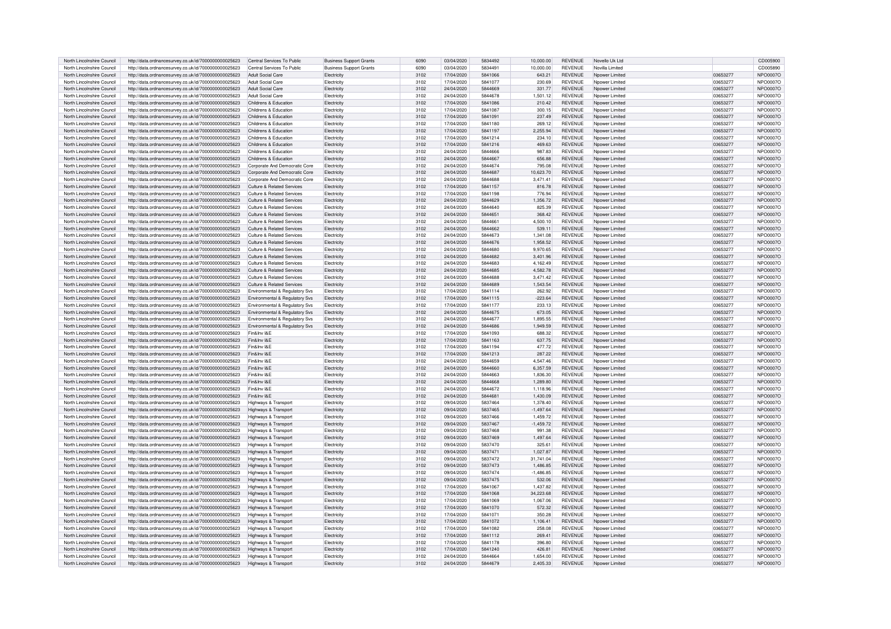| North Lincolnshire Council | http://data.ordnancesurvey.co.uk/id/7000000000025623 | Central Services To Public | Business Support Grants | 6090 | 03/04/2020 | 5834492 | 10,000.00 | REVENUE | Novello Uk Ltd | | CD005900 |
|---|---|---|---|---|---|---|---|---|---|---|---|
| North Lincolnshire Council | http://data.ordnancesurvey.co.uk/id/7000000000025623 | Central Services To Public | Business Support Grants | 6090 | 03/04/2020 | 5834491 | 10,000.00 | REVENUE | Novilla Limited | | CD005890 |
| North Lincolnshire Council | http://data.ordnancesurvey.co.uk/id/7000000000025623 | Adult Social Care | Electricity | 3102 | 17/04/2020 | 5841066 | 643.21 | REVENUE | Npower Limited | 03653277 | NPO0007O |
| North Lincolnshire Council | http://data.ordnancesurvey.co.uk/id/7000000000025623 | Adult Social Care | Electricity | 3102 | 17/04/2020 | 5841077 | 230.69 | REVENUE | Npower Limited | 03653277 | NPO0007O |
| North Lincolnshire Council | http://data.ordnancesurvey.co.uk/id/7000000000025623 | Adult Social Care | Electricity | 3102 | 24/04/2020 | 5844669 | 331.77 | REVENUE | Npower Limited | 03653277 | NPO0007O |
| North Lincolnshire Council | http://data.ordnancesurvey.co.uk/id/7000000000025623 | Adult Social Care | Electricity | 3102 | 24/04/2020 | 5844678 | 1,501.12 | REVENUE | Npower Limited | 03653277 | NPO0007O |
| North Lincolnshire Council | http://data.ordnancesurvey.co.uk/id/7000000000025623 | Childrens & Education | Electricity | 3102 | 17/04/2020 | 5841086 | 210.42 | REVENUE | Npower Limited | 03653277 | NPO0007O |
| North Lincolnshire Council | http://data.ordnancesurvey.co.uk/id/7000000000025623 | Childrens & Education | Electricity | 3102 | 17/04/2020 | 5841087 | 300.15 | REVENUE | Npower Limited | 03653277 | NPO0007O |
| North Lincolnshire Council | http://data.ordnancesurvey.co.uk/id/7000000000025623 | Childrens & Education | Electricity | 3102 | 17/04/2020 | 5841091 | 237.49 | REVENUE | Npower Limited | 03653277 | NPO0007O |
| North Lincolnshire Council | http://data.ordnancesurvey.co.uk/id/7000000000025623 | Childrens & Education | Electricity | 3102 | 17/04/2020 | 5841180 | 269.12 | REVENUE | Npower Limited | 03653277 | NPO0007O |
| North Lincolnshire Council | http://data.ordnancesurvey.co.uk/id/7000000000025623 | Childrens & Education | Electricity | 3102 | 17/04/2020 | 5841197 | 2,255.94 | REVENUE | Npower Limited | 03653277 | NPO0007O |
| North Lincolnshire Council | http://data.ordnancesurvey.co.uk/id/7000000000025623 | Childrens & Education | Electricity | 3102 | 17/04/2020 | 5841214 | 234.10 | REVENUE | Npower Limited | 03653277 | NPO0007O |
| North Lincolnshire Council | http://data.ordnancesurvey.co.uk/id/7000000000025623 | Childrens & Education | Electricity | 3102 | 17/04/2020 | 5841216 | 469.63 | REVENUE | Npower Limited | 03653277 | NPO0007O |
| North Lincolnshire Council | http://data.ordnancesurvey.co.uk/id/7000000000025623 | Childrens & Education | Electricity | 3102 | 24/04/2020 | 5844666 | 987.83 | REVENUE | Npower Limited | 03653277 | NPO0007O |
| North Lincolnshire Council | http://data.ordnancesurvey.co.uk/id/7000000000025623 | Childrens & Education | Electricity | 3102 | 24/04/2020 | 5844667 | 656.88 | REVENUE | Npower Limited | 03653277 | NPO0007O |
| North Lincolnshire Council | http://data.ordnancesurvey.co.uk/id/7000000000025623 | Corporate And Democratic Core | Electricity | 3102 | 24/04/2020 | 5844674 | 795.08 | REVENUE | Npower Limited | 03653277 | NPO0007O |
| North Lincolnshire Council | http://data.ordnancesurvey.co.uk/id/7000000000025623 | Corporate And Democratic Core | Electricity | 3102 | 24/04/2020 | 5844687 | 10,623.70 | REVENUE | Npower Limited | 03653277 | NPO0007O |
| North Lincolnshire Council | http://data.ordnancesurvey.co.uk/id/7000000000025623 | Corporate And Democratic Core | Electricity | 3102 | 24/04/2020 | 5844688 | 3,471.41 | REVENUE | Npower Limited | 03653277 | NPO0007O |
| North Lincolnshire Council | http://data.ordnancesurvey.co.uk/id/7000000000025623 | Culture & Related Services | Electricity | 3102 | 17/04/2020 | 5841157 | 816.78 | REVENUE | Npower Limited | 03653277 | NPO0007O |
| North Lincolnshire Council | http://data.ordnancesurvey.co.uk/id/7000000000025623 | Culture & Related Services | Electricity | 3102 | 17/04/2020 | 5841198 | 776.94 | REVENUE | Npower Limited | 03653277 | NPO0007O |
| North Lincolnshire Council | http://data.ordnancesurvey.co.uk/id/7000000000025623 | Culture & Related Services | Electricity | 3102 | 24/04/2020 | 5844629 | 1,356.72 | REVENUE | Npower Limited | 03653277 | NPO0007O |
| North Lincolnshire Council | http://data.ordnancesurvey.co.uk/id/7000000000025623 | Culture & Related Services | Electricity | 3102 | 24/04/2020 | 5844640 | 825.39 | REVENUE | Npower Limited | 03653277 | NPO0007O |
| North Lincolnshire Council | http://data.ordnancesurvey.co.uk/id/7000000000025623 | Culture & Related Services | Electricity | 3102 | 24/04/2020 | 5844651 | 368.42 | REVENUE | Npower Limited | 03653277 | NPO0007O |
| North Lincolnshire Council | http://data.ordnancesurvey.co.uk/id/7000000000025623 | Culture & Related Services | Electricity | 3102 | 24/04/2020 | 5844661 | 4,500.10 | REVENUE | Npower Limited | 03653277 | NPO0007O |
| North Lincolnshire Council | http://data.ordnancesurvey.co.uk/id/7000000000025623 | Culture & Related Services | Electricity | 3102 | 24/04/2020 | 5844662 | 539.11 | REVENUE | Npower Limited | 03653277 | NPO0007O |
| North Lincolnshire Council | http://data.ordnancesurvey.co.uk/id/7000000000025623 | Culture & Related Services | Electricity | 3102 | 24/04/2020 | 5844673 | 1,341.08 | REVENUE | Npower Limited | 03653277 | NPO0007O |
| North Lincolnshire Council | http://data.ordnancesurvey.co.uk/id/7000000000025623 | Culture & Related Services | Electricity | 3102 | 24/04/2020 | 5844676 | 1,958.52 | REVENUE | Npower Limited | 03653277 | NPO0007O |
| North Lincolnshire Council | http://data.ordnancesurvey.co.uk/id/7000000000025623 | Culture & Related Services | Electricity | 3102 | 24/04/2020 | 5844680 | 9,970.65 | REVENUE | Npower Limited | 03653277 | NPO0007O |
| North Lincolnshire Council | http://data.ordnancesurvey.co.uk/id/7000000000025623 | Culture & Related Services | Electricity | 3102 | 24/04/2020 | 5844682 | 3,401.96 | REVENUE | Npower Limited | 03653277 | NPO0007O |
| North Lincolnshire Council | http://data.ordnancesurvey.co.uk/id/7000000000025623 | Culture & Related Services | Electricity | 3102 | 24/04/2020 | 5844683 | 4,162.49 | REVENUE | Npower Limited | 03653277 | NPO0007O |
| North Lincolnshire Council | http://data.ordnancesurvey.co.uk/id/7000000000025623 | Culture & Related Services | Electricity | 3102 | 24/04/2020 | 5844685 | 4,582.78 | REVENUE | Npower Limited | 03653277 | NPO0007O |
| North Lincolnshire Council | http://data.ordnancesurvey.co.uk/id/7000000000025623 | Culture & Related Services | Electricity | 3102 | 24/04/2020 | 5844688 | 3,471.42 | REVENUE | Npower Limited | 03653277 | NPO0007O |
| North Lincolnshire Council | http://data.ordnancesurvey.co.uk/id/7000000000025623 | Culture & Related Services | Electricity | 3102 | 24/04/2020 | 5844689 | 1,543.54 | REVENUE | Npower Limited | 03653277 | NPO0007O |
| North Lincolnshire Council | http://data.ordnancesurvey.co.uk/id/7000000000025623 | Environmental & Regulatory Svs | Electricity | 3102 | 17/04/2020 | 5841114 | 262.92 | REVENUE | Npower Limited | 03653277 | NPO0007O |
| North Lincolnshire Council | http://data.ordnancesurvey.co.uk/id/7000000000025623 | Environmental & Regulatory Svs | Electricity | 3102 | 17/04/2020 | 5841115 | -223.64 | REVENUE | Npower Limited | 03653277 | NPO0007O |
| North Lincolnshire Council | http://data.ordnancesurvey.co.uk/id/7000000000025623 | Environmental & Regulatory Svs | Electricity | 3102 | 17/04/2020 | 5841177 | 233.13 | REVENUE | Npower Limited | 03653277 | NPO0007O |
| North Lincolnshire Council | http://data.ordnancesurvey.co.uk/id/7000000000025623 | Environmental & Regulatory Svs | Electricity | 3102 | 24/04/2020 | 5844675 | 673.05 | REVENUE | Npower Limited | 03653277 | NPO0007O |
| North Lincolnshire Council | http://data.ordnancesurvey.co.uk/id/7000000000025623 | Environmental & Regulatory Svs | Electricity | 3102 | 24/04/2020 | 5844677 | 1,895.55 | REVENUE | Npower Limited | 03653277 | NPO0007O |
| North Lincolnshire Council | http://data.ordnancesurvey.co.uk/id/7000000000025623 | Environmental & Regulatory Svs | Electricity | 3102 | 24/04/2020 | 5844686 | 1,949.59 | REVENUE | Npower Limited | 03653277 | NPO0007O |
| North Lincolnshire Council | http://data.ordnancesurvey.co.uk/id/7000000000025623 | Fin&Inv I&E | Electricity | 3102 | 17/04/2020 | 5841093 | 688.32 | REVENUE | Npower Limited | 03653277 | NPO0007O |
| North Lincolnshire Council | http://data.ordnancesurvey.co.uk/id/7000000000025623 | Fin&Inv I&E | Electricity | 3102 | 17/04/2020 | 5841163 | 637.75 | REVENUE | Npower Limited | 03653277 | NPO0007O |
| North Lincolnshire Council | http://data.ordnancesurvey.co.uk/id/7000000000025623 | Fin&Inv I&E | Electricity | 3102 | 17/04/2020 | 5841194 | 477.72 | REVENUE | Npower Limited | 03653277 | NPO0007O |
| North Lincolnshire Council | http://data.ordnancesurvey.co.uk/id/7000000000025623 | Fin&Inv I&E | Electricity | 3102 | 17/04/2020 | 5841213 | 287.22 | REVENUE | Npower Limited | 03653277 | NPO0007O |
| North Lincolnshire Council | http://data.ordnancesurvey.co.uk/id/7000000000025623 | Fin&Inv I&E | Electricity | 3102 | 24/04/2020 | 5844659 | 4,547.46 | REVENUE | Npower Limited | 03653277 | NPO0007O |
| North Lincolnshire Council | http://data.ordnancesurvey.co.uk/id/7000000000025623 | Fin&Inv I&E | Electricity | 3102 | 24/04/2020 | 5844660 | 6,357.59 | REVENUE | Npower Limited | 03653277 | NPO0007O |
| North Lincolnshire Council | http://data.ordnancesurvey.co.uk/id/7000000000025623 | Fin&Inv I&E | Electricity | 3102 | 24/04/2020 | 5844663 | 1,836.30 | REVENUE | Npower Limited | 03653277 | NPO0007O |
| North Lincolnshire Council | http://data.ordnancesurvey.co.uk/id/7000000000025623 | Fin&Inv I&E | Electricity | 3102 | 24/04/2020 | 5844668 | 1,289.80 | REVENUE | Npower Limited | 03653277 | NPO0007O |
| North Lincolnshire Council | http://data.ordnancesurvey.co.uk/id/7000000000025623 | Fin&Inv I&E | Electricity | 3102 | 24/04/2020 | 5844672 | 1,118.96 | REVENUE | Npower Limited | 03653277 | NPO0007O |
| North Lincolnshire Council | http://data.ordnancesurvey.co.uk/id/7000000000025623 | Fin&Inv I&E | Electricity | 3102 | 24/04/2020 | 5844681 | 1,430.09 | REVENUE | Npower Limited | 03653277 | NPO0007O |
| North Lincolnshire Council | http://data.ordnancesurvey.co.uk/id/7000000000025623 | Highways & Transport | Electricity | 3102 | 09/04/2020 | 5837464 | 1,378.40 | REVENUE | Npower Limited | 03653277 | NPO0007O |
| North Lincolnshire Council | http://data.ordnancesurvey.co.uk/id/7000000000025623 | Highways & Transport | Electricity | 3102 | 09/04/2020 | 5837465 | -1,497.64 | REVENUE | Npower Limited | 03653277 | NPO0007O |
| North Lincolnshire Council | http://data.ordnancesurvey.co.uk/id/7000000000025623 | Highways & Transport | Electricity | 3102 | 09/04/2020 | 5837466 | 1,459.72 | REVENUE | Npower Limited | 03653277 | NPO0007O |
| North Lincolnshire Council | http://data.ordnancesurvey.co.uk/id/7000000000025623 | Highways & Transport | Electricity | 3102 | 09/04/2020 | 5837467 | -1,459.72 | REVENUE | Npower Limited | 03653277 | NPO0007O |
| North Lincolnshire Council | http://data.ordnancesurvey.co.uk/id/7000000000025623 | Highways & Transport | Electricity | 3102 | 09/04/2020 | 5837468 | 991.38 | REVENUE | Npower Limited | 03653277 | NPO0007O |
| North Lincolnshire Council | http://data.ordnancesurvey.co.uk/id/7000000000025623 | Highways & Transport | Electricity | 3102 | 09/04/2020 | 5837469 | 1,497.64 | REVENUE | Npower Limited | 03653277 | NPO0007O |
| North Lincolnshire Council | http://data.ordnancesurvey.co.uk/id/7000000000025623 | Highways & Transport | Electricity | 3102 | 09/04/2020 | 5837470 | 325.61 | REVENUE | Npower Limited | 03653277 | NPO0007O |
| North Lincolnshire Council | http://data.ordnancesurvey.co.uk/id/7000000000025623 | Highways & Transport | Electricity | 3102 | 09/04/2020 | 5837471 | 1,027.87 | REVENUE | Npower Limited | 03653277 | NPO0007O |
| North Lincolnshire Council | http://data.ordnancesurvey.co.uk/id/7000000000025623 | Highways & Transport | Electricity | 3102 | 09/04/2020 | 5837472 | 31,741.04 | REVENUE | Npower Limited | 03653277 | NPO0007O |
| North Lincolnshire Council | http://data.ordnancesurvey.co.uk/id/7000000000025623 | Highways & Transport | Electricity | 3102 | 09/04/2020 | 5837473 | 1,486.85 | REVENUE | Npower Limited | 03653277 | NPO0007O |
| North Lincolnshire Council | http://data.ordnancesurvey.co.uk/id/7000000000025623 | Highways & Transport | Electricity | 3102 | 09/04/2020 | 5837474 | -1,486.85 | REVENUE | Npower Limited | 03653277 | NPO0007O |
| North Lincolnshire Council | http://data.ordnancesurvey.co.uk/id/7000000000025623 | Highways & Transport | Electricity | 3102 | 09/04/2020 | 5837475 | 532.06 | REVENUE | Npower Limited | 03653277 | NPO0007O |
| North Lincolnshire Council | http://data.ordnancesurvey.co.uk/id/7000000000025623 | Highways & Transport | Electricity | 3102 | 17/04/2020 | 5841067 | 1,437.82 | REVENUE | Npower Limited | 03653277 | NPO0007O |
| North Lincolnshire Council | http://data.ordnancesurvey.co.uk/id/7000000000025623 | Highways & Transport | Electricity | 3102 | 17/04/2020 | 5841068 | 34,223.68 | REVENUE | Npower Limited | 03653277 | NPO0007O |
| North Lincolnshire Council | http://data.ordnancesurvey.co.uk/id/7000000000025623 | Highways & Transport | Electricity | 3102 | 17/04/2020 | 5841069 | 1,067.06 | REVENUE | Npower Limited | 03653277 | NPO0007O |
| North Lincolnshire Council | http://data.ordnancesurvey.co.uk/id/7000000000025623 | Highways & Transport | Electricity | 3102 | 17/04/2020 | 5841070 | 572.32 | REVENUE | Npower Limited | 03653277 | NPO0007O |
| North Lincolnshire Council | http://data.ordnancesurvey.co.uk/id/7000000000025623 | Highways & Transport | Electricity | 3102 | 17/04/2020 | 5841071 | 350.28 | REVENUE | Npower Limited | 03653277 | NPO0007O |
| North Lincolnshire Council | http://data.ordnancesurvey.co.uk/id/7000000000025623 | Highways & Transport | Electricity | 3102 | 17/04/2020 | 5841072 | 1,106.41 | REVENUE | Npower Limited | 03653277 | NPO0007O |
| North Lincolnshire Council | http://data.ordnancesurvey.co.uk/id/7000000000025623 | Highways & Transport | Electricity | 3102 | 17/04/2020 | 5841082 | 258.08 | REVENUE | Npower Limited | 03653277 | NPO0007O |
| North Lincolnshire Council | http://data.ordnancesurvey.co.uk/id/7000000000025623 | Highways & Transport | Electricity | 3102 | 17/04/2020 | 5841112 | 269.41 | REVENUE | Npower Limited | 03653277 | NPO0007O |
| North Lincolnshire Council | http://data.ordnancesurvey.co.uk/id/7000000000025623 | Highways & Transport | Electricity | 3102 | 17/04/2020 | 5841178 | 396.80 | REVENUE | Npower Limited | 03653277 | NPO0007O |
| North Lincolnshire Council | http://data.ordnancesurvey.co.uk/id/7000000000025623 | Highways & Transport | Electricity | 3102 | 17/04/2020 | 5841240 | 426.81 | REVENUE | Npower Limited | 03653277 | NPO0007O |
| North Lincolnshire Council | http://data.ordnancesurvey.co.uk/id/7000000000025623 | Highways & Transport | Electricity | 3102 | 24/04/2020 | 5844664 | 1,654.00 | REVENUE | Npower Limited | 03653277 | NPO0007O |
| North Lincolnshire Council | http://data.ordnancesurvey.co.uk/id/7000000000025623 | Highways & Transport | Electricity | 3102 | 24/04/2020 | 5844679 | 2,405.33 | REVENUE | Npower Limited | 03653277 | NPO0007O |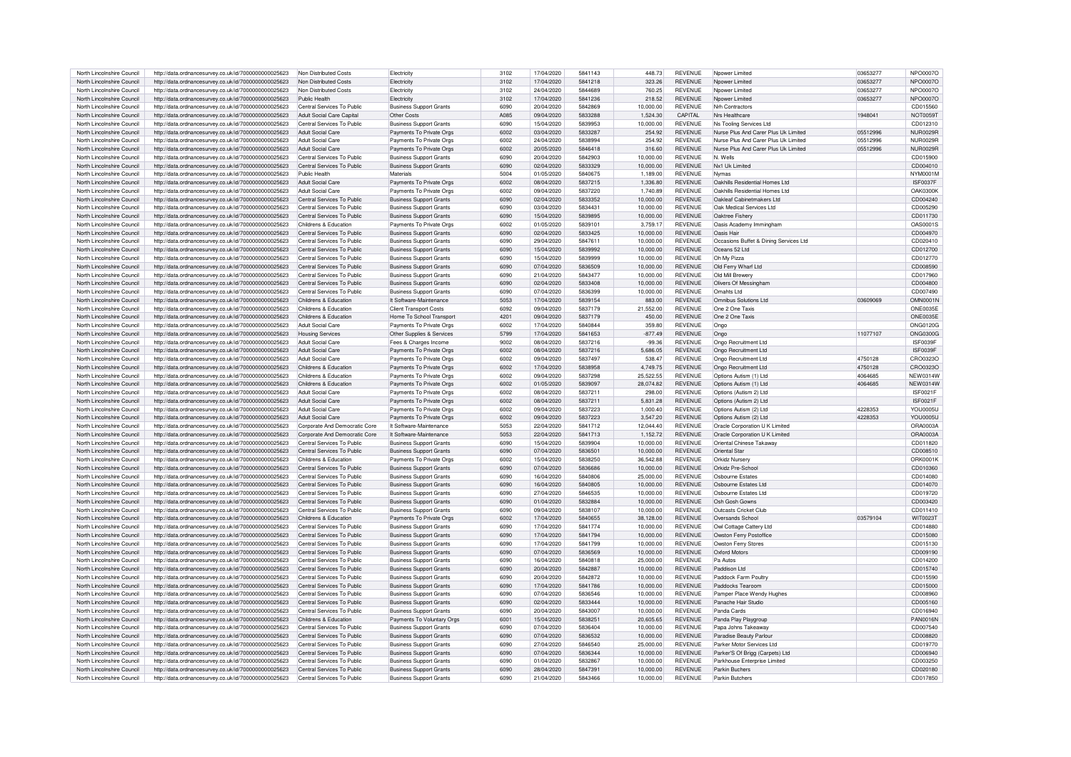| North Lincolnshire Council | http://data.ordnancesurvey.co.uk/id/7000000000025623 | Non Distributed Costs | Electricity | 3102 | 17/04/2020 | 5841143 | 448.73 | REVENUE | Npower Limited | 03653277 | NPO0007O |
|---|---|---|---|---|---|---|---|---|---|---|---|
| North Lincolnshire Council | http://data.ordnancesurvey.co.uk/id/7000000000025623 | Non Distributed Costs | Electricity | 3102 | 17/04/2020 | 5841218 | 323.26 | REVENUE | Npower Limited | 03653277 | NPO0007O |
| North Lincolnshire Council | http://data.ordnancesurvey.co.uk/id/7000000000025623 | Non Distributed Costs | Electricity | 3102 | 24/04/2020 | 5844689 | 760.25 | REVENUE | Npower Limited | 03653277 | NPO0007O |
| North Lincolnshire Council | http://data.ordnancesurvey.co.uk/id/7000000000025623 | Public Health | Electricity | 3102 | 17/04/2020 | 5841236 | 218.52 | REVENUE | Npower Limited | 03653277 | NPO0007O |
| North Lincolnshire Council | http://data.ordnancesurvey.co.uk/id/7000000000025623 | Central Services To Public | Business Support Grants | 6090 | 20/04/2020 | 5842869 | 10,000.00 | REVENUE | Nrh Contractors | | CD015560 |
| North Lincolnshire Council | http://data.ordnancesurvey.co.uk/id/7000000000025623 | Adult Social Care Capital | Other Costs | A085 | 09/04/2020 | 5833288 | 1,524.30 | CAPITAL | Nrs Healthcare | 1948041 | NOT0059T |
| North Lincolnshire Council | http://data.ordnancesurvey.co.uk/id/7000000000025623 | Central Services To Public | Business Support Grants | 6090 | 15/04/2020 | 5839953 | 10,000.00 | REVENUE | Ns Tooling Services Ltd | | CD012310 |
| North Lincolnshire Council | http://data.ordnancesurvey.co.uk/id/7000000000025623 | Adult Social Care | Payments To Private Orgs | 6002 | 03/04/2020 | 5833287 | 254.92 | REVENUE | Nurse Plus And Carer Plus Uk Limited | 05512996 | NUR0029R |
| North Lincolnshire Council | http://data.ordnancesurvey.co.uk/id/7000000000025623 | Adult Social Care | Payments To Private Orgs | 6002 | 24/04/2020 | 5838994 | 254.92 | REVENUE | Nurse Plus And Carer Plus Uk Limited | 05512996 | NUR0029R |
| North Lincolnshire Council | http://data.ordnancesurvey.co.uk/id/7000000000025623 | Adult Social Care | Payments To Private Orgs | 6002 | 20/05/2020 | 5846418 | 316.60 | REVENUE | Nurse Plus And Carer Plus Uk Limited | 05512996 | NUR0029R |
| North Lincolnshire Council | http://data.ordnancesurvey.co.uk/id/7000000000025623 | Central Services To Public | Business Support Grants | 6090 | 20/04/2020 | 5842903 | 10,000.00 | REVENUE | N. Wells | | CD015900 |
| North Lincolnshire Council | http://data.ordnancesurvey.co.uk/id/7000000000025623 | Central Services To Public | Business Support Grants | 6090 | 02/04/2020 | 5833329 | 10,000.00 | REVENUE | Nx1 Uk Limited | | CD004010 |
| North Lincolnshire Council | http://data.ordnancesurvey.co.uk/id/7000000000025623 | Public Health | Materials | 5004 | 01/05/2020 | 5840675 | 1,189.00 | REVENUE | Nymas | | NYM0001M |
| North Lincolnshire Council | http://data.ordnancesurvey.co.uk/id/7000000000025623 | Adult Social Care | Payments To Private Orgs | 6002 | 08/04/2020 | 5837215 | 1,336.80 | REVENUE | Oakhills Residential Homes Ltd | | ISF0037F |
| North Lincolnshire Council | http://data.ordnancesurvey.co.uk/id/7000000000025623 | Adult Social Care | Payments To Private Orgs | 6002 | 09/04/2020 | 5837220 | 1,740.89 | REVENUE | Oakhills Residential Homes Ltd | | OAK0300K |
| North Lincolnshire Council | http://data.ordnancesurvey.co.uk/id/7000000000025623 | Central Services To Public | Business Support Grants | 6090 | 02/04/2020 | 5833352 | 10,000.00 | REVENUE | Oakleaf Cabinetmakers Ltd | | CD004240 |
| North Lincolnshire Council | http://data.ordnancesurvey.co.uk/id/7000000000025623 | Central Services To Public | Business Support Grants | 6090 | 03/04/2020 | 5834431 | 10,000.00 | REVENUE | Oak Medical Services Ltd | | CD005290 |
| North Lincolnshire Council | http://data.ordnancesurvey.co.uk/id/7000000000025623 | Central Services To Public | Business Support Grants | 6090 | 15/04/2020 | 5839895 | 10,000.00 | REVENUE | Oaktree Fishery | | CD011730 |
| North Lincolnshire Council | http://data.ordnancesurvey.co.uk/id/7000000000025623 | Childrens & Education | Payments To Private Orgs | 6002 | 01/05/2020 | 5839101 | 3,759.17 | REVENUE | Oasis Academy Immingham | | OAS0001S |
| North Lincolnshire Council | http://data.ordnancesurvey.co.uk/id/7000000000025623 | Central Services To Public | Business Support Grants | 6090 | 02/04/2020 | 5833425 | 10,000.00 | REVENUE | Oasis Hair | | CD004970 |
| North Lincolnshire Council | http://data.ordnancesurvey.co.uk/id/7000000000025623 | Central Services To Public | Business Support Grants | 6090 | 29/04/2020 | 5847611 | 10,000.00 | REVENUE | Occasions Buffet & Dining Services Ltd | | CD020410 |
| North Lincolnshire Council | http://data.ordnancesurvey.co.uk/id/7000000000025623 | Central Services To Public | Business Support Grants | 6090 | 15/04/2020 | 5839992 | 10,000.00 | REVENUE | Oceans 52 Ltd | | CD012700 |
| North Lincolnshire Council | http://data.ordnancesurvey.co.uk/id/7000000000025623 | Central Services To Public | Business Support Grants | 6090 | 15/04/2020 | 5839999 | 10,000.00 | REVENUE | Oh My Pizza | | CD012770 |
| North Lincolnshire Council | http://data.ordnancesurvey.co.uk/id/7000000000025623 | Central Services To Public | Business Support Grants | 6090 | 07/04/2020 | 5836509 | 10,000.00 | REVENUE | Old Ferry Wharf Ltd | | CD008590 |
| North Lincolnshire Council | http://data.ordnancesurvey.co.uk/id/7000000000025623 | Central Services To Public | Business Support Grants | 6090 | 21/04/2020 | 5843477 | 10,000.00 | REVENUE | Old Mill Brewery | | CD017960 |
| North Lincolnshire Council | http://data.ordnancesurvey.co.uk/id/7000000000025623 | Central Services To Public | Business Support Grants | 6090 | 02/04/2020 | 5833408 | 10,000.00 | REVENUE | Olivers Of Messingham | | CD004800 |
| North Lincolnshire Council | http://data.ordnancesurvey.co.uk/id/7000000000025623 | Central Services To Public | Business Support Grants | 6090 | 07/04/2020 | 5836399 | 10,000.00 | REVENUE | Omahts Ltd | | CD007490 |
| North Lincolnshire Council | http://data.ordnancesurvey.co.uk/id/7000000000025623 | Childrens & Education | It Software-Maintenance | 5053 | 17/04/2020 | 5839154 | 883.00 | REVENUE | Omnibus Solutions Ltd | 03609069 | OMN0001N |
| North Lincolnshire Council | http://data.ordnancesurvey.co.uk/id/7000000000025623 | Childrens & Education | Client Transport Costs | 6092 | 09/04/2020 | 5837179 | 21,552.00 | REVENUE | One 2 One Taxis | | ONE0035E |
| North Lincolnshire Council | http://data.ordnancesurvey.co.uk/id/7000000000025623 | Childrens & Education | Home To School Transport | 4201 | 09/04/2020 | 5837179 | 450.00 | REVENUE | One 2 One Taxis | | ONE0035E |
| North Lincolnshire Council | http://data.ordnancesurvey.co.uk/id/7000000000025623 | Adult Social Care | Payments To Private Orgs | 6002 | 17/04/2020 | 5840844 | 359.80 | REVENUE | Ongo | | ONG0120G |
| North Lincolnshire Council | http://data.ordnancesurvey.co.uk/id/7000000000025623 | Housing Services | Other Supplies & Services | 5799 | 17/04/2020 | 5841653 | -877.49 | REVENUE | Ongo | 11077107 | ONG0300G |
| North Lincolnshire Council | http://data.ordnancesurvey.co.uk/id/7000000000025623 | Adult Social Care | Fees & Charges Income | 9002 | 08/04/2020 | 5837216 | -99.36 | REVENUE | Ongo Recruitment Ltd | | ISF0039F |
| North Lincolnshire Council | http://data.ordnancesurvey.co.uk/id/7000000000025623 | Adult Social Care | Payments To Private Orgs | 6002 | 08/04/2020 | 5837216 | 5,686.05 | REVENUE | Ongo Recruitment Ltd | | ISF0039F |
| North Lincolnshire Council | http://data.ordnancesurvey.co.uk/id/7000000000025623 | Adult Social Care | Payments To Private Orgs | 6002 | 09/04/2020 | 5837497 | 538.47 | REVENUE | Ongo Recruitment Ltd | 4750128 | CRO0323O |
| North Lincolnshire Council | http://data.ordnancesurvey.co.uk/id/7000000000025623 | Childrens & Education | Payments To Private Orgs | 6002 | 17/04/2020 | 5838958 | 4,749.75 | REVENUE | Ongo Recruitment Ltd | 4750128 | CRO0323O |
| North Lincolnshire Council | http://data.ordnancesurvey.co.uk/id/7000000000025623 | Childrens & Education | Payments To Private Orgs | 6002 | 09/04/2020 | 5837298 | 25,522.55 | REVENUE | Options Autism (1) Ltd | 4064685 | NEW0314W |
| North Lincolnshire Council | http://data.ordnancesurvey.co.uk/id/7000000000025623 | Childrens & Education | Payments To Private Orgs | 6002 | 01/05/2020 | 5839097 | 28,074.82 | REVENUE | Options Autism (1) Ltd | 4064685 | NEW0314W |
| North Lincolnshire Council | http://data.ordnancesurvey.co.uk/id/7000000000025623 | Adult Social Care | Payments To Private Orgs | 6002 | 08/04/2020 | 5837211 | 298.00 | REVENUE | Options (Autism 2) Ltd | | ISF0021F |
| North Lincolnshire Council | http://data.ordnancesurvey.co.uk/id/7000000000025623 | Adult Social Care | Payments To Private Orgs | 6002 | 08/04/2020 | 5837211 | 5,831.28 | REVENUE | Options (Autism 2) Ltd | | ISF0021F |
| North Lincolnshire Council | http://data.ordnancesurvey.co.uk/id/7000000000025623 | Adult Social Care | Payments To Private Orgs | 6002 | 09/04/2020 | 5837223 | 1,000.40 | REVENUE | Options Autism (2) Ltd | 4228353 | YOU0005U |
| North Lincolnshire Council | http://data.ordnancesurvey.co.uk/id/7000000000025623 | Adult Social Care | Payments To Private Orgs | 6002 | 09/04/2020 | 5837223 | 3,547.20 | REVENUE | Options Autism (2) Ltd | 4228353 | YOU0005U |
| North Lincolnshire Council | http://data.ordnancesurvey.co.uk/id/7000000000025623 | Corporate And Democratic Core | It Software-Maintenance | 5053 | 22/04/2020 | 5841712 | 12,044.40 | REVENUE | Oracle Corporation U K Limited | | ORA0003A |
| North Lincolnshire Council | http://data.ordnancesurvey.co.uk/id/7000000000025623 | Corporate And Democratic Core | It Software-Maintenance | 5053 | 22/04/2020 | 5841713 | 1,152.72 | REVENUE | Oracle Corporation U K Limited | | ORA0003A |
| North Lincolnshire Council | http://data.ordnancesurvey.co.uk/id/7000000000025623 | Central Services To Public | Business Support Grants | 6090 | 15/04/2020 | 5839904 | 10,000.00 | REVENUE | Oriental Chinese Takaway | | CD011820 |
| North Lincolnshire Council | http://data.ordnancesurvey.co.uk/id/7000000000025623 | Central Services To Public | Business Support Grants | 6090 | 07/04/2020 | 5836501 | 10,000.00 | REVENUE | Oriental Star | | CD008510 |
| North Lincolnshire Council | http://data.ordnancesurvey.co.uk/id/7000000000025623 | Childrens & Education | Payments To Private Orgs | 6002 | 15/04/2020 | 5838250 | 36,542.88 | REVENUE | Orkidz Nursery | | ORK0001K |
| North Lincolnshire Council | http://data.ordnancesurvey.co.uk/id/7000000000025623 | Central Services To Public | Business Support Grants | 6090 | 07/04/2020 | 5836686 | 10,000.00 | REVENUE | Orkidz Pre-School | | CD010360 |
| North Lincolnshire Council | http://data.ordnancesurvey.co.uk/id/7000000000025623 | Central Services To Public | Business Support Grants | 6090 | 16/04/2020 | 5840806 | 25,000.00 | REVENUE | Osbourne Estates | | CD014080 |
| North Lincolnshire Council | http://data.ordnancesurvey.co.uk/id/7000000000025623 | Central Services To Public | Business Support Grants | 6090 | 16/04/2020 | 5840805 | 10,000.00 | REVENUE | Osbourne Estates Ltd | | CD014070 |
| North Lincolnshire Council | http://data.ordnancesurvey.co.uk/id/7000000000025623 | Central Services To Public | Business Support Grants | 6090 | 27/04/2020 | 5846535 | 10,000.00 | REVENUE | Osbourne Estates Ltd | | CD019720 |
| North Lincolnshire Council | http://data.ordnancesurvey.co.uk/id/7000000000025623 | Central Services To Public | Business Support Grants | 6090 | 01/04/2020 | 5832884 | 10,000.00 | REVENUE | Osh Gosh Gowns | | CD003420 |
| North Lincolnshire Council | http://data.ordnancesurvey.co.uk/id/7000000000025623 | Central Services To Public | Business Support Grants | 6090 | 09/04/2020 | 5838107 | 10,000.00 | REVENUE | Outcasts Cricket Club | | CD011410 |
| North Lincolnshire Council | http://data.ordnancesurvey.co.uk/id/7000000000025623 | Childrens & Education | Payments To Private Orgs | 6002 | 17/04/2020 | 5840655 | 38,128.00 | REVENUE | Oversands School | 03579104 | WIT0023T |
| North Lincolnshire Council | http://data.ordnancesurvey.co.uk/id/7000000000025623 | Central Services To Public | Business Support Grants | 6090 | 17/04/2020 | 5841774 | 10,000.00 | REVENUE | Owl Cottage Cattery Ltd | | CD014880 |
| North Lincolnshire Council | http://data.ordnancesurvey.co.uk/id/7000000000025623 | Central Services To Public | Business Support Grants | 6090 | 17/04/2020 | 5841794 | 10,000.00 | REVENUE | Owston Ferry Postoffice | | CD015080 |
| North Lincolnshire Council | http://data.ordnancesurvey.co.uk/id/7000000000025623 | Central Services To Public | Business Support Grants | 6090 | 17/04/2020 | 5841799 | 10,000.00 | REVENUE | Owston Ferry Stores | | CD015130 |
| North Lincolnshire Council | http://data.ordnancesurvey.co.uk/id/7000000000025623 | Central Services To Public | Business Support Grants | 6090 | 07/04/2020 | 5836569 | 10,000.00 | REVENUE | Oxford Motors | | CD009190 |
| North Lincolnshire Council | http://data.ordnancesurvey.co.uk/id/7000000000025623 | Central Services To Public | Business Support Grants | 6090 | 16/04/2020 | 5840818 | 25,000.00 | REVENUE | Pa Autos | | CD014200 |
| North Lincolnshire Council | http://data.ordnancesurvey.co.uk/id/7000000000025623 | Central Services To Public | Business Support Grants | 6090 | 20/04/2020 | 5842887 | 10,000.00 | REVENUE | Paddison Ltd | | CD015740 |
| North Lincolnshire Council | http://data.ordnancesurvey.co.uk/id/7000000000025623 | Central Services To Public | Business Support Grants | 6090 | 20/04/2020 | 5842872 | 10,000.00 | REVENUE | Paddock Farm Poultry | | CD015590 |
| North Lincolnshire Council | http://data.ordnancesurvey.co.uk/id/7000000000025623 | Central Services To Public | Business Support Grants | 6090 | 17/04/2020 | 5841786 | 10,000.00 | REVENUE | Paddocks Tearoom | | CD015000 |
| North Lincolnshire Council | http://data.ordnancesurvey.co.uk/id/7000000000025623 | Central Services To Public | Business Support Grants | 6090 | 07/04/2020 | 5836546 | 10,000.00 | REVENUE | Pamper Place Wendy Hughes | | CD008960 |
| North Lincolnshire Council | http://data.ordnancesurvey.co.uk/id/7000000000025623 | Central Services To Public | Business Support Grants | 6090 | 02/04/2020 | 5833444 | 10,000.00 | REVENUE | Panache Hair Studio | | CD005160 |
| North Lincolnshire Council | http://data.ordnancesurvey.co.uk/id/7000000000025623 | Central Services To Public | Business Support Grants | 6090 | 20/04/2020 | 5843007 | 10,000.00 | REVENUE | Panda Cards | | CD016940 |
| North Lincolnshire Council | http://data.ordnancesurvey.co.uk/id/7000000000025623 | Childrens & Education | Payments To Voluntary Orgs | 6001 | 15/04/2020 | 5838251 | 20,605.65 | REVENUE | Panda Play Playgroup | | PAN0016N |
| North Lincolnshire Council | http://data.ordnancesurvey.co.uk/id/7000000000025623 | Central Services To Public | Business Support Grants | 6090 | 07/04/2020 | 5836404 | 10,000.00 | REVENUE | Papa Johns Takeaway | | CD007540 |
| North Lincolnshire Council | http://data.ordnancesurvey.co.uk/id/7000000000025623 | Central Services To Public | Business Support Grants | 6090 | 07/04/2020 | 5836532 | 10,000.00 | REVENUE | Paradise Beauty Parlour | | CD008820 |
| North Lincolnshire Council | http://data.ordnancesurvey.co.uk/id/7000000000025623 | Central Services To Public | Business Support Grants | 6090 | 27/04/2020 | 5846540 | 25,000.00 | REVENUE | Parker Motor Services Ltd | | CD019770 |
| North Lincolnshire Council | http://data.ordnancesurvey.co.uk/id/7000000000025623 | Central Services To Public | Business Support Grants | 6090 | 07/04/2020 | 5836344 | 10,000.00 | REVENUE | Parker'S Of Brigg (Carpets) Ltd | | CD006940 |
| North Lincolnshire Council | http://data.ordnancesurvey.co.uk/id/7000000000025623 | Central Services To Public | Business Support Grants | 6090 | 01/04/2020 | 5832867 | 10,000.00 | REVENUE | Parkhouse Enterprise Limited | | CD003250 |
| North Lincolnshire Council | http://data.ordnancesurvey.co.uk/id/7000000000025623 | Central Services To Public | Business Support Grants | 6090 | 28/04/2020 | 5847391 | 10,000.00 | REVENUE | Parkin Buchers | | CD020180 |
| North Lincolnshire Council | http://data.ordnancesurvey.co.uk/id/7000000000025623 | Central Services To Public | Business Support Grants | 6090 | 21/04/2020 | 5843466 | 10,000.00 | REVENUE | Parkin Butchers | | CD017850 |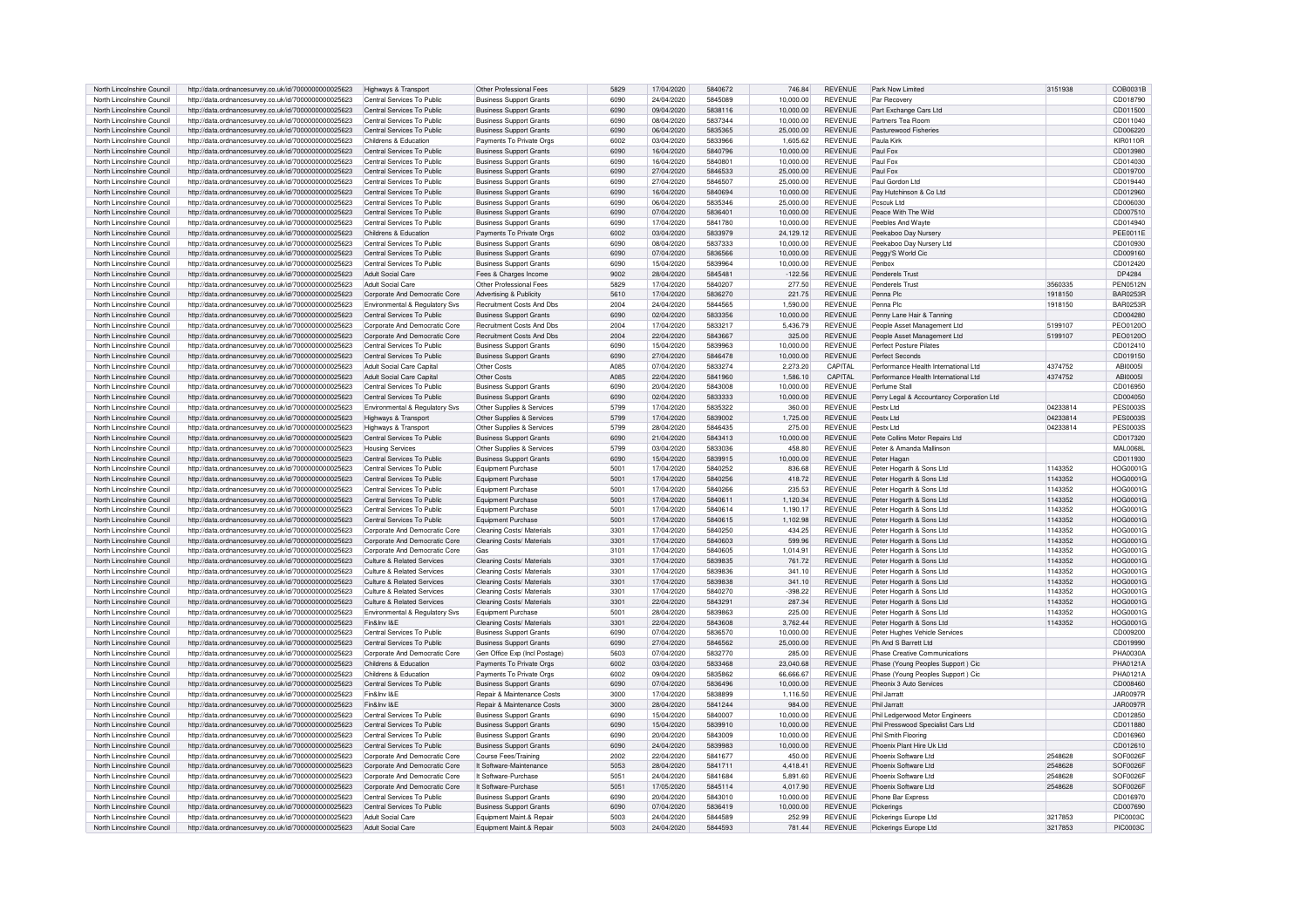| North Lincolnshire Council | http://data.ordnancesurvey.co.uk/id/7000000000025623 | Highways & Transport | Other Professional Fees | 5829 | 17/04/2020 | 5840672 | 746.84 | REVENUE | Park Now Limited | 3151938 | COB0031B |
|---|---|---|---|---|---|---|---|---|---|---|---|
| North Lincolnshire Council | http://data.ordnancesurvey.co.uk/id/7000000000025623 | Central Services To Public | Business Support Grants | 6090 | 24/04/2020 | 5845089 | 10,000.00 | REVENUE | Par Recovery | | CD018790 |
| North Lincolnshire Council | http://data.ordnancesurvey.co.uk/id/7000000000025623 | Central Services To Public | Business Support Grants | 6090 | 09/04/2020 | 5838116 | 10,000.00 | REVENUE | Part Exchange Cars Ltd | | CD011500 |
| North Lincolnshire Council | http://data.ordnancesurvey.co.uk/id/7000000000025623 | Central Services To Public | Business Support Grants | 6090 | 08/04/2020 | 5837344 | 10,000.00 | REVENUE | Partners Tea Room | | CD011040 |
| North Lincolnshire Council | http://data.ordnancesurvey.co.uk/id/7000000000025623 | Central Services To Public | Business Support Grants | 6090 | 06/04/2020 | 5835365 | 25,000.00 | REVENUE | Pasturewood Fisheries | | CD006220 |
| North Lincolnshire Council | http://data.ordnancesurvey.co.uk/id/7000000000025623 | Childrens & Education | Payments To Private Orgs | 6002 | 03/04/2020 | 5833966 | 1,605.62 | REVENUE | Paula Kirk | | KIR0110R |
| North Lincolnshire Council | http://data.ordnancesurvey.co.uk/id/7000000000025623 | Central Services To Public | Business Support Grants | 6090 | 16/04/2020 | 5840796 | 10,000.00 | REVENUE | Paul Fox | | CD013980 |
| North Lincolnshire Council | http://data.ordnancesurvey.co.uk/id/7000000000025623 | Central Services To Public | Business Support Grants | 6090 | 16/04/2020 | 5840801 | 10,000.00 | REVENUE | Paul Fox | | CD014030 |
| North Lincolnshire Council | http://data.ordnancesurvey.co.uk/id/7000000000025623 | Central Services To Public | Business Support Grants | 6090 | 27/04/2020 | 5846533 | 25,000.00 | REVENUE | Paul Fox | | CD019700 |
| North Lincolnshire Council | http://data.ordnancesurvey.co.uk/id/7000000000025623 | Central Services To Public | Business Support Grants | 6090 | 27/04/2020 | 5846507 | 25,000.00 | REVENUE | Paul Gordon Ltd | | CD019440 |
| North Lincolnshire Council | http://data.ordnancesurvey.co.uk/id/7000000000025623 | Central Services To Public | Business Support Grants | 6090 | 16/04/2020 | 5840694 | 10,000.00 | REVENUE | Pay Hutchinson & Co Ltd | | CD012960 |
| North Lincolnshire Council | http://data.ordnancesurvey.co.uk/id/7000000000025623 | Central Services To Public | Business Support Grants | 6090 | 06/04/2020 | 5835346 | 25,000.00 | REVENUE | Pcscuk Ltd | | CD006030 |
| North Lincolnshire Council | http://data.ordnancesurvey.co.uk/id/7000000000025623 | Central Services To Public | Business Support Grants | 6090 | 07/04/2020 | 5836401 | 10,000.00 | REVENUE | Peace With The Wild | | CD007510 |
| North Lincolnshire Council | http://data.ordnancesurvey.co.uk/id/7000000000025623 | Central Services To Public | Business Support Grants | 6090 | 17/04/2020 | 5841780 | 10,000.00 | REVENUE | Peebles And Wayte | | CD014940 |
| North Lincolnshire Council | http://data.ordnancesurvey.co.uk/id/7000000000025623 | Childrens & Education | Payments To Private Orgs | 6002 | 03/04/2020 | 5833979 | 24,129.12 | REVENUE | Peekaboo Day Nursery | | PEE0011E |
| North Lincolnshire Council | http://data.ordnancesurvey.co.uk/id/7000000000025623 | Central Services To Public | Business Support Grants | 6090 | 08/04/2020 | 5837333 | 10,000.00 | REVENUE | Peekaboo Day Nursery Ltd | | CD010930 |
| North Lincolnshire Council | http://data.ordnancesurvey.co.uk/id/7000000000025623 | Central Services To Public | Business Support Grants | 6090 | 07/04/2020 | 5836566 | 10,000.00 | REVENUE | Peggy'S World Cic | | CD009160 |
| North Lincolnshire Council | http://data.ordnancesurvey.co.uk/id/7000000000025623 | Central Services To Public | Business Support Grants | 6090 | 15/04/2020 | 5839964 | 10,000.00 | REVENUE | Penbox | | CD012420 |
| North Lincolnshire Council | http://data.ordnancesurvey.co.uk/id/7000000000025623 | Adult Social Care | Fees & Charges Income | 9002 | 28/04/2020 | 5845481 | -122.56 | REVENUE | Penderels Trust | | DP4284 |
| North Lincolnshire Council | http://data.ordnancesurvey.co.uk/id/7000000000025623 | Adult Social Care | Other Professional Fees | 5829 | 17/04/2020 | 5840207 | 277.50 | REVENUE | Penderels Trust | 3560335 | PEN0512N |
| North Lincolnshire Council | http://data.ordnancesurvey.co.uk/id/7000000000025623 | Corporate And Democratic Core | Advertising & Publicity | 5610 | 17/04/2020 | 5836270 | 221.75 | REVENUE | Penna Plc | 1918150 | BAR0253R |
| North Lincolnshire Council | http://data.ordnancesurvey.co.uk/id/7000000000025623 | Environmental & Regulatory Svs | Recruitment Costs And Dbs | 2004 | 24/04/2020 | 5844565 | 1,590.00 | REVENUE | Penna Plc | 1918150 | BAR0253R |
| North Lincolnshire Council | http://data.ordnancesurvey.co.uk/id/7000000000025623 | Central Services To Public | Business Support Grants | 6090 | 02/04/2020 | 5833356 | 10,000.00 | REVENUE | Penny Lane Hair & Tanning | | CD004280 |
| North Lincolnshire Council | http://data.ordnancesurvey.co.uk/id/7000000000025623 | Corporate And Democratic Core | Recruitment Costs And Dbs | 2004 | 17/04/2020 | 5833217 | 5,436.79 | REVENUE | People Asset Management Ltd | 5199107 | PEO0120O |
| North Lincolnshire Council | http://data.ordnancesurvey.co.uk/id/7000000000025623 | Corporate And Democratic Core | Recruitment Costs And Dbs | 2004 | 22/04/2020 | 5843667 | 325.00 | REVENUE | People Asset Management Ltd | 5199107 | PEO0120O |
| North Lincolnshire Council | http://data.ordnancesurvey.co.uk/id/7000000000025623 | Central Services To Public | Business Support Grants | 6090 | 15/04/2020 | 5839963 | 10,000.00 | REVENUE | Perfect Posture Pilates | | CD012410 |
| North Lincolnshire Council | http://data.ordnancesurvey.co.uk/id/7000000000025623 | Central Services To Public | Business Support Grants | 6090 | 27/04/2020 | 5846478 | 10,000.00 | REVENUE | Perfect Seconds | | CD019150 |
| North Lincolnshire Council | http://data.ordnancesurvey.co.uk/id/7000000000025623 | Adult Social Care Capital | Other Costs | A085 | 07/04/2020 | 5833274 | 2,273.20 | CAPITAL | Performance Health International Ltd | 4374752 | ABI0005I |
| North Lincolnshire Council | http://data.ordnancesurvey.co.uk/id/7000000000025623 | Adult Social Care Capital | Other Costs | A085 | 22/04/2020 | 5841960 | 1,586.10 | CAPITAL | Performance Health International Ltd | 4374752 | ABI0005I |
| North Lincolnshire Council | http://data.ordnancesurvey.co.uk/id/7000000000025623 | Central Services To Public | Business Support Grants | 6090 | 20/04/2020 | 5843008 | 10,000.00 | REVENUE | Perfume Stall | | CD016950 |
| North Lincolnshire Council | http://data.ordnancesurvey.co.uk/id/7000000000025623 | Central Services To Public | Business Support Grants | 6090 | 02/04/2020 | 5833333 | 10,000.00 | REVENUE | Perry Legal & Accountancy Corporation Ltd | | CD004050 |
| North Lincolnshire Council | http://data.ordnancesurvey.co.uk/id/7000000000025623 | Environmental & Regulatory Svs | Other Supplies & Services | 5799 | 17/04/2020 | 5835322 | 360.00 | REVENUE | Pestx Ltd | 04233814 | PES0003S |
| North Lincolnshire Council | http://data.ordnancesurvey.co.uk/id/7000000000025623 | Highways & Transport | Other Supplies & Services | 5799 | 17/04/2020 | 5839002 | 1,725.00 | REVENUE | Pestx Ltd | 04233814 | PES0003S |
| North Lincolnshire Council | http://data.ordnancesurvey.co.uk/id/7000000000025623 | Highways & Transport | Other Supplies & Services | 5799 | 28/04/2020 | 5846435 | 275.00 | REVENUE | Pestx Ltd | 04233814 | PES0003S |
| North Lincolnshire Council | http://data.ordnancesurvey.co.uk/id/7000000000025623 | Central Services To Public | Business Support Grants | 6090 | 21/04/2020 | 5843413 | 10,000.00 | REVENUE | Pete Collins Motor Repairs Ltd | | CD017320 |
| North Lincolnshire Council | http://data.ordnancesurvey.co.uk/id/7000000000025623 | Housing Services | Other Supplies & Services | 5799 | 03/04/2020 | 5833036 | 458.80 | REVENUE | Peter & Amanda Mallinson | | MAL0068L |
| North Lincolnshire Council | http://data.ordnancesurvey.co.uk/id/7000000000025623 | Central Services To Public | Business Support Grants | 6090 | 15/04/2020 | 5839915 | 10,000.00 | REVENUE | Peter Hagan | | CD011930 |
| North Lincolnshire Council | http://data.ordnancesurvey.co.uk/id/7000000000025623 | Central Services To Public | Equipment Purchase | 5001 | 17/04/2020 | 5840252 | 836.68 | REVENUE | Peter Hogarth & Sons Ltd | 1143352 | HOG0001G |
| North Lincolnshire Council | http://data.ordnancesurvey.co.uk/id/7000000000025623 | Central Services To Public | Equipment Purchase | 5001 | 17/04/2020 | 5840256 | 418.72 | REVENUE | Peter Hogarth & Sons Ltd | 1143352 | HOG0001G |
| North Lincolnshire Council | http://data.ordnancesurvey.co.uk/id/7000000000025623 | Central Services To Public | Equipment Purchase | 5001 | 17/04/2020 | 5840266 | 235.53 | REVENUE | Peter Hogarth & Sons Ltd | 1143352 | HOG0001G |
| North Lincolnshire Council | http://data.ordnancesurvey.co.uk/id/7000000000025623 | Central Services To Public | Equipment Purchase | 5001 | 17/04/2020 | 5840611 | 1,120.34 | REVENUE | Peter Hogarth & Sons Ltd | 1143352 | HOG0001G |
| North Lincolnshire Council | http://data.ordnancesurvey.co.uk/id/7000000000025623 | Central Services To Public | Equipment Purchase | 5001 | 17/04/2020 | 5840614 | 1,190.17 | REVENUE | Peter Hogarth & Sons Ltd | 1143352 | HOG0001G |
| North Lincolnshire Council | http://data.ordnancesurvey.co.uk/id/7000000000025623 | Central Services To Public | Equipment Purchase | 5001 | 17/04/2020 | 5840615 | 1,102.98 | REVENUE | Peter Hogarth & Sons Ltd | 1143352 | HOG0001G |
| North Lincolnshire Council | http://data.ordnancesurvey.co.uk/id/7000000000025623 | Corporate And Democratic Core | Cleaning Costs/ Materials | 3301 | 17/04/2020 | 5840250 | 434.25 | REVENUE | Peter Hogarth & Sons Ltd | 1143352 | HOG0001G |
| North Lincolnshire Council | http://data.ordnancesurvey.co.uk/id/7000000000025623 | Corporate And Democratic Core | Cleaning Costs/ Materials | 3301 | 17/04/2020 | 5840603 | 599.96 | REVENUE | Peter Hogarth & Sons Ltd | 1143352 | HOG0001G |
| North Lincolnshire Council | http://data.ordnancesurvey.co.uk/id/7000000000025623 | Corporate And Democratic Core | Gas | 3101 | 17/04/2020 | 5840605 | 1,014.91 | REVENUE | Peter Hogarth & Sons Ltd | 1143352 | HOG0001G |
| North Lincolnshire Council | http://data.ordnancesurvey.co.uk/id/7000000000025623 | Culture & Related Services | Cleaning Costs/ Materials | 3301 | 17/04/2020 | 5839835 | 761.72 | REVENUE | Peter Hogarth & Sons Ltd | 1143352 | HOG0001G |
| North Lincolnshire Council | http://data.ordnancesurvey.co.uk/id/7000000000025623 | Culture & Related Services | Cleaning Costs/ Materials | 3301 | 17/04/2020 | 5839836 | 341.10 | REVENUE | Peter Hogarth & Sons Ltd | 1143352 | HOG0001G |
| North Lincolnshire Council | http://data.ordnancesurvey.co.uk/id/7000000000025623 | Culture & Related Services | Cleaning Costs/ Materials | 3301 | 17/04/2020 | 5839838 | 341.10 | REVENUE | Peter Hogarth & Sons Ltd | 1143352 | HOG0001G |
| North Lincolnshire Council | http://data.ordnancesurvey.co.uk/id/7000000000025623 | Culture & Related Services | Cleaning Costs/ Materials | 3301 | 17/04/2020 | 5840270 | -398.22 | REVENUE | Peter Hogarth & Sons Ltd | 1143352 | HOG0001G |
| North Lincolnshire Council | http://data.ordnancesurvey.co.uk/id/7000000000025623 | Culture & Related Services | Cleaning Costs/ Materials | 3301 | 22/04/2020 | 5843291 | 287.34 | REVENUE | Peter Hogarth & Sons Ltd | 1143352 | HOG0001G |
| North Lincolnshire Council | http://data.ordnancesurvey.co.uk/id/7000000000025623 | Environmental & Regulatory Svs | Equipment Purchase | 5001 | 28/04/2020 | 5839863 | 225.00 | REVENUE | Peter Hogarth & Sons Ltd | 1143352 | HOG0001G |
| North Lincolnshire Council | http://data.ordnancesurvey.co.uk/id/7000000000025623 | Fin&Inv I&E | Cleaning Costs/ Materials | 3301 | 22/04/2020 | 5843608 | 3,762.44 | REVENUE | Peter Hogarth & Sons Ltd | 1143352 | HOG0001G |
| North Lincolnshire Council | http://data.ordnancesurvey.co.uk/id/7000000000025623 | Central Services To Public | Business Support Grants | 6090 | 07/04/2020 | 5836570 | 10,000.00 | REVENUE | Peter Hughes Vehicle Services | | CD009200 |
| North Lincolnshire Council | http://data.ordnancesurvey.co.uk/id/7000000000025623 | Central Services To Public | Business Support Grants | 6090 | 27/04/2020 | 5846562 | 25,000.00 | REVENUE | Ph And S Barrett Ltd | | CD019990 |
| North Lincolnshire Council | http://data.ordnancesurvey.co.uk/id/7000000000025623 | Corporate And Democratic Core | Gen Office Exp (Incl Postage) | 5603 | 07/04/2020 | 5832770 | 285.00 | REVENUE | Phase Creative Communications | | PHA0030A |
| North Lincolnshire Council | http://data.ordnancesurvey.co.uk/id/7000000000025623 | Childrens & Education | Payments To Private Orgs | 6002 | 03/04/2020 | 5833468 | 23,040.68 | REVENUE | Phase (Young Peoples Support ) Cic | | PHA0121A |
| North Lincolnshire Council | http://data.ordnancesurvey.co.uk/id/7000000000025623 | Childrens & Education | Payments To Private Orgs | 6002 | 09/04/2020 | 5835862 | 66,666.67 | REVENUE | Phase (Young Peoples Support ) Cic | | PHA0121A |
| North Lincolnshire Council | http://data.ordnancesurvey.co.uk/id/7000000000025623 | Central Services To Public | Business Support Grants | 6090 | 07/04/2020 | 5836496 | 10,000.00 | REVENUE | Pheonix 3 Auto Services | | CD008460 |
| North Lincolnshire Council | http://data.ordnancesurvey.co.uk/id/7000000000025623 | Fin&Inv I&E | Repair & Maintenance Costs | 3000 | 17/04/2020 | 5838899 | 1,116.50 | REVENUE | Phil Jarratt | | JAR0097R |
| North Lincolnshire Council | http://data.ordnancesurvey.co.uk/id/7000000000025623 | Fin&Inv I&E | Repair & Maintenance Costs | 3000 | 28/04/2020 | 5841244 | 984.00 | REVENUE | Phil Jarratt | | JAR0097R |
| North Lincolnshire Council | http://data.ordnancesurvey.co.uk/id/7000000000025623 | Central Services To Public | Business Support Grants | 6090 | 15/04/2020 | 5840007 | 10,000.00 | REVENUE | Phil Ledgerwood Motor Engineers | | CD012850 |
| North Lincolnshire Council | http://data.ordnancesurvey.co.uk/id/7000000000025623 | Central Services To Public | Business Support Grants | 6090 | 15/04/2020 | 5839910 | 10,000.00 | REVENUE | Phil Presswood Specialist Cars Ltd | | CD011880 |
| North Lincolnshire Council | http://data.ordnancesurvey.co.uk/id/7000000000025623 | Central Services To Public | Business Support Grants | 6090 | 20/04/2020 | 5843009 | 10,000.00 | REVENUE | Phil Smith Flooring | | CD016960 |
| North Lincolnshire Council | http://data.ordnancesurvey.co.uk/id/7000000000025623 | Central Services To Public | Business Support Grants | 6090 | 24/04/2020 | 5839983 | 10,000.00 | REVENUE | Phoenix Plant Hire Uk Ltd | | CD012610 |
| North Lincolnshire Council | http://data.ordnancesurvey.co.uk/id/7000000000025623 | Corporate And Democratic Core | Course Fees/Training | 2002 | 22/04/2020 | 5841677 | 450.00 | REVENUE | Phoenix Software Ltd | 2548628 | SOF0026F |
| North Lincolnshire Council | http://data.ordnancesurvey.co.uk/id/7000000000025623 | Corporate And Democratic Core | It Software-Maintenance | 5053 | 28/04/2020 | 5841711 | 4,418.41 | REVENUE | Phoenix Software Ltd | 2548628 | SOF0026F |
| North Lincolnshire Council | http://data.ordnancesurvey.co.uk/id/7000000000025623 | Corporate And Democratic Core | It Software-Purchase | 5051 | 24/04/2020 | 5841684 | 5,891.60 | REVENUE | Phoenix Software Ltd | 2548628 | SOF0026F |
| North Lincolnshire Council | http://data.ordnancesurvey.co.uk/id/7000000000025623 | Corporate And Democratic Core | It Software-Purchase | 5051 | 17/05/2020 | 5845114 | 4,017.90 | REVENUE | Phoenix Software Ltd | 2548628 | SOF0026F |
| North Lincolnshire Council | http://data.ordnancesurvey.co.uk/id/7000000000025623 | Central Services To Public | Business Support Grants | 6090 | 20/04/2020 | 5843010 | 10,000.00 | REVENUE | Phone Bar Express | | CD016970 |
| North Lincolnshire Council | http://data.ordnancesurvey.co.uk/id/7000000000025623 | Central Services To Public | Business Support Grants | 6090 | 07/04/2020 | 5836419 | 10,000.00 | REVENUE | Pickerings | | CD007690 |
| North Lincolnshire Council | http://data.ordnancesurvey.co.uk/id/7000000000025623 | Adult Social Care | Equipment Maint.& Repair | 5003 | 24/04/2020 | 5844589 | 252.99 | REVENUE | Pickerings Europe Ltd | 3217853 | PIC0003C |
| North Lincolnshire Council | http://data.ordnancesurvey.co.uk/id/7000000000025623 | Adult Social Care | Equipment Maint.& Repair | 5003 | 24/04/2020 | 5844593 | 781.44 | REVENUE | Pickerings Europe Ltd | 3217853 | PIC0003C |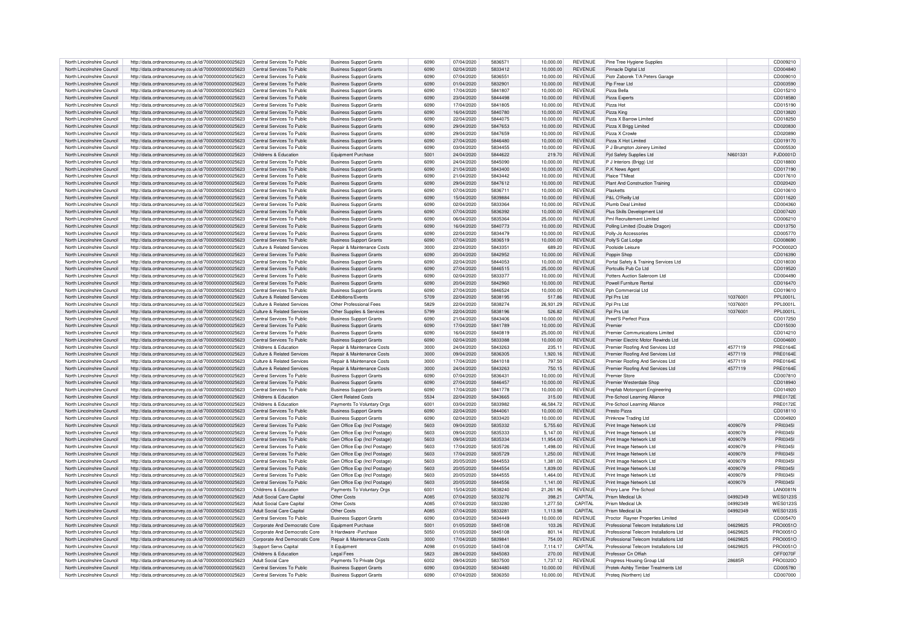| North Lincolnshire Council | http://data.ordnancesurvey.co.uk/id/7000000000025623 | Central Services To Public | Business Support Grants | 6090 | 07/04/2020 | 5836571 | 10,000.00 | REVENUE | Pine Tree Hygiene Supplies | | CD009210 |
|---|---|---|---|---|---|---|---|---|---|---|---|
| North Lincolnshire Council | http://data.ordnancesurvey.co.uk/id/7000000000025623 | Central Services To Public | Business Support Grants | 6090 | 02/04/2020 | 5833412 | 10,000.00 | REVENUE | Pinnacle Digital Ltd | | CD004840 |
| North Lincolnshire Council | http://data.ordnancesurvey.co.uk/id/7000000000025623 | Central Services To Public | Business Support Grants | 6090 | 07/04/2020 | 5836551 | 10,000.00 | REVENUE | Piotr Zaborek T/A Peters Garage | | CD009010 |
| North Lincolnshire Council | http://data.ordnancesurvey.co.uk/id/7000000000025623 | Central Services To Public | Business Support Grants | 6090 | 01/04/2020 | 5832901 | 10,000.00 | REVENUE | Pip Frear Ltd | | CD003590 |
| North Lincolnshire Council | http://data.ordnancesurvey.co.uk/id/7000000000025623 | Central Services To Public | Business Support Grants | 6090 | 17/04/2020 | 5841807 | 10,000.00 | REVENUE | Pizza Bella | | CD015210 |
| North Lincolnshire Council | http://data.ordnancesurvey.co.uk/id/7000000000025623 | Central Services To Public | Business Support Grants | 6090 | 23/04/2020 | 5844498 | 10,000.00 | REVENUE | Pizza Experts | | CD018580 |
| North Lincolnshire Council | http://data.ordnancesurvey.co.uk/id/7000000000025623 | Central Services To Public | Business Support Grants | 6090 | 17/04/2020 | 5841805 | 10,000.00 | REVENUE | Pizza Hot | | CD015190 |
| North Lincolnshire Council | http://data.ordnancesurvey.co.uk/id/7000000000025623 | Central Services To Public | Business Support Grants | 6090 | 16/04/2020 | 5840780 | 10,000.00 | REVENUE | Pizza King | | CD013820 |
| North Lincolnshire Council | http://data.ordnancesurvey.co.uk/id/7000000000025623 | Central Services To Public | Business Support Grants | 6090 | 22/04/2020 | 5844075 | 10,000.00 | REVENUE | Pizza X Barrow Limited | | CD018250 |
| North Lincolnshire Council | http://data.ordnancesurvey.co.uk/id/7000000000025623 | Central Services To Public | Business Support Grants | 6090 | 29/04/2020 | 5847653 | 10,000.00 | REVENUE | Pizza X Brigg Limited | | CD020830 |
| North Lincolnshire Council | http://data.ordnancesurvey.co.uk/id/7000000000025623 | Central Services To Public | Business Support Grants | 6090 | 29/04/2020 | 5847659 | 10,000.00 | REVENUE | Pizza X Crowle | | CD020890 |
| North Lincolnshire Council | http://data.ordnancesurvey.co.uk/id/7000000000025623 | Central Services To Public | Business Support Grants | 6090 | 27/04/2020 | 5846480 | 10,000.00 | REVENUE | Pizza X Hot Limited | | CD019170 |
| North Lincolnshire Council | http://data.ordnancesurvey.co.uk/id/7000000000025623 | Central Services To Public | Business Support Grants | 6090 | 03/04/2020 | 5834455 | 10,000.00 | REVENUE | P J Brumpton Joinery Limited | | CD005530 |
| North Lincolnshire Council | http://data.ordnancesurvey.co.uk/id/7000000000025623 | Childrens & Education | Equipment Purchase | 5001 | 24/04/2020 | 5844622 | 219.70 | REVENUE | Pjd Safety Supplies Ltd | NI601331 | PJD0001D |
| North Lincolnshire Council | http://data.ordnancesurvey.co.uk/id/7000000000025623 | Central Services To Public | Business Support Grants | 6090 | 24/04/2020 | 5845090 | 10,000.00 | REVENUE | P J Interiors (Brigg) Ltd | | CD018800 |
| North Lincolnshire Council | http://data.ordnancesurvey.co.uk/id/7000000000025623 | Central Services To Public | Business Support Grants | 6090 | 21/04/2020 | 5843400 | 10,000.00 | REVENUE | P K News Agent | | CD017190 |
| North Lincolnshire Council | http://data.ordnancesurvey.co.uk/id/7000000000025623 | Central Services To Public | Business Support Grants | 6090 | 21/04/2020 | 5843442 | 10,000.00 | REVENUE | Plaice 'T'Meat | | CD017610 |
| North Lincolnshire Council | http://data.ordnancesurvey.co.uk/id/7000000000025623 | Central Services To Public | Business Support Grants | 6090 | 29/04/2020 | 5847612 | 10,000.00 | REVENUE | Plant And Construction Training | | CD020420 |
| North Lincolnshire Council | http://data.ordnancesurvey.co.uk/id/7000000000025623 | Central Services To Public | Business Support Grants | 6090 | 07/04/2020 | 5836711 | 10,000.00 | REVENUE | Plasketts | | CD010610 |
| North Lincolnshire Council | http://data.ordnancesurvey.co.uk/id/7000000000025623 | Central Services To Public | Business Support Grants | 6090 | 15/04/2020 | 5839884 | 10,000.00 | REVENUE | P&L O'Reilly Ltd | | CD011620 |
| North Lincolnshire Council | http://data.ordnancesurvey.co.uk/id/7000000000025623 | Central Services To Public | Business Support Grants | 6090 | 02/04/2020 | 5833364 | 10,000.00 | REVENUE | Plumb Deal Limited | | CD004360 |
| North Lincolnshire Council | http://data.ordnancesurvey.co.uk/id/7000000000025623 | Central Services To Public | Business Support Grants | 6090 | 07/04/2020 | 5836392 | 10,000.00 | REVENUE | Plus Skills Development Ltd | | CD007420 |
| North Lincolnshire Council | http://data.ordnancesurvey.co.uk/id/7000000000025623 | Central Services To Public | Business Support Grants | 6090 | 06/04/2020 | 5835364 | 25,000.00 | REVENUE | Pml Recruitement Limited | | CD006210 |
| North Lincolnshire Council | http://data.ordnancesurvey.co.uk/id/7000000000025623 | Central Services To Public | Business Support Grants | 6090 | 16/04/2020 | 5840773 | 10,000.00 | REVENUE | Polling Limited (Double Dragon) | | CD013750 |
| North Lincolnshire Council | http://data.ordnancesurvey.co.uk/id/7000000000025623 | Central Services To Public | Business Support Grants | 6090 | 22/04/2020 | 5834479 | 10,000.00 | REVENUE | Polly-Jo Accessories | | CD005770 |
| North Lincolnshire Council | http://data.ordnancesurvey.co.uk/id/7000000000025623 | Central Services To Public | Business Support Grants | 6090 | 07/04/2020 | 5836519 | 10,000.00 | REVENUE | Polly'S Cat Lodge | | CD008690 |
| North Lincolnshire Council | http://data.ordnancesurvey.co.uk/id/7000000000025623 | Culture & Related Services | Repair & Maintenance Costs | 3000 | 22/04/2020 | 5843351 | 689.20 | REVENUE | Poolside Leisure | | POO0002O |
| North Lincolnshire Council | http://data.ordnancesurvey.co.uk/id/7000000000025623 | Central Services To Public | Business Support Grants | 6090 | 20/04/2020 | 5842952 | 10,000.00 | REVENUE | Poppin Shop | | CD016390 |
| North Lincolnshire Council | http://data.ordnancesurvey.co.uk/id/7000000000025623 | Central Services To Public | Business Support Grants | 6090 | 22/04/2020 | 5844053 | 10,000.00 | REVENUE | Portal Safety & Training Services Ltd | | CD018030 |
| North Lincolnshire Council | http://data.ordnancesurvey.co.uk/id/7000000000025623 | Central Services To Public | Business Support Grants | 6090 | 27/04/2020 | 5846515 | 25,000.00 | REVENUE | Portcullis Pub Co Ltd | | CD019520 |
| North Lincolnshire Council | http://data.ordnancesurvey.co.uk/id/7000000000025623 | Central Services To Public | Business Support Grants | 6090 | 02/04/2020 | 5833377 | 10,000.00 | REVENUE | Potters Auction Saleroom Ltd | | CD004490 |
| North Lincolnshire Council | http://data.ordnancesurvey.co.uk/id/7000000000025623 | Central Services To Public | Business Support Grants | 6090 | 20/04/2020 | 5842960 | 10,000.00 | REVENUE | Powell Furniture Rental | | CD016470 |
| North Lincolnshire Council | http://data.ordnancesurvey.co.uk/id/7000000000025623 | Central Services To Public | Business Support Grants | 6090 | 27/04/2020 | 5846524 | 10,000.00 | REVENUE | Pph Commercial Ltd | | CD019610 |
| North Lincolnshire Council | http://data.ordnancesurvey.co.uk/id/7000000000025623 | Culture & Related Services | Exhibitions/Events | 5709 | 22/04/2020 | 5838195 | 517.86 | REVENUE | Ppl Prs Ltd | 10376001 | PPL0001L |
| North Lincolnshire Council | http://data.ordnancesurvey.co.uk/id/7000000000025623 | Culture & Related Services | Other Professional Fees | 5829 | 22/04/2020 | 5838274 | 26,931.29 | REVENUE | Ppl Prs Ltd | 10376001 | PPL0001L |
| North Lincolnshire Council | http://data.ordnancesurvey.co.uk/id/7000000000025623 | Culture & Related Services | Other Supplies & Services | 5799 | 22/04/2020 | 5838196 | 526.82 | REVENUE | Ppl Prs Ltd | 10376001 | PPL0001L |
| North Lincolnshire Council | http://data.ordnancesurvey.co.uk/id/7000000000025623 | Central Services To Public | Business Support Grants | 6090 | 21/04/2020 | 5843406 | 10,000.00 | REVENUE | Preet'S Perfect Pizza | | CD017250 |
| North Lincolnshire Council | http://data.ordnancesurvey.co.uk/id/7000000000025623 | Central Services To Public | Business Support Grants | 6090 | 17/04/2020 | 5841789 | 10,000.00 | REVENUE | Premier | | CD015030 |
| North Lincolnshire Council | http://data.ordnancesurvey.co.uk/id/7000000000025623 | Central Services To Public | Business Support Grants | 6090 | 16/04/2020 | 5840819 | 25,000.00 | REVENUE | Premier Communications Limited | | CD014210 |
| North Lincolnshire Council | http://data.ordnancesurvey.co.uk/id/7000000000025623 | Central Services To Public | Business Support Grants | 6090 | 02/04/2020 | 5833388 | 10,000.00 | REVENUE | Premier Electric Motor Rewinds Ltd | | CD004600 |
| North Lincolnshire Council | http://data.ordnancesurvey.co.uk/id/7000000000025623 | Childrens & Education | Repair & Maintenance Costs | 3000 | 24/04/2020 | 5843263 | 235.11 | REVENUE | Premier Roofing And Services Ltd | 4577119 | PRE0164E |
| North Lincolnshire Council | http://data.ordnancesurvey.co.uk/id/7000000000025623 | Culture & Related Services | Repair & Maintenance Costs | 3000 | 09/04/2020 | 5836305 | 1,920.16 | REVENUE | Premier Roofing And Services Ltd | 4577119 | PRE0164E |
| North Lincolnshire Council | http://data.ordnancesurvey.co.uk/id/7000000000025623 | Culture & Related Services | Repair & Maintenance Costs | 3000 | 17/04/2020 | 5841018 | 797.50 | REVENUE | Premier Roofing And Services Ltd | 4577119 | PRE0164E |
| North Lincolnshire Council | http://data.ordnancesurvey.co.uk/id/7000000000025623 | Culture & Related Services | Repair & Maintenance Costs | 3000 | 24/04/2020 | 5843263 | 750.15 | REVENUE | Premier Roofing And Services Ltd | 4577119 | PRE0164E |
| North Lincolnshire Council | http://data.ordnancesurvey.co.uk/id/7000000000025623 | Central Services To Public | Business Support Grants | 6090 | 07/04/2020 | 5836431 | 10,000.00 | REVENUE | Premier Store | | CD007810 |
| North Lincolnshire Council | http://data.ordnancesurvey.co.uk/id/7000000000025623 | Central Services To Public | Business Support Grants | 6090 | 27/04/2020 | 5846457 | 10,000.00 | REVENUE | Premier Westerdale Shop | | CD018940 |
| North Lincolnshire Council | http://data.ordnancesurvey.co.uk/id/7000000000025623 | Central Services To Public | Business Support Grants | 6090 | 17/04/2020 | 5841778 | 10,000.00 | REVENUE | Preplab Motorsport Engineering | | CD014920 |
| North Lincolnshire Council | http://data.ordnancesurvey.co.uk/id/7000000000025623 | Childrens & Education | Client Related Costs | 5534 | 22/04/2020 | 5843665 | 315.00 | REVENUE | Pre-School Learning Alliance | | PRE0172E |
| North Lincolnshire Council | http://data.ordnancesurvey.co.uk/id/7000000000025623 | Childrens & Education | Payments To Voluntary Orgs | 6001 | 03/04/2020 | 5833982 | 46,584.72 | REVENUE | Pre-School Learning Alliance | | PRE0172E |
| North Lincolnshire Council | http://data.ordnancesurvey.co.uk/id/7000000000025623 | Central Services To Public | Business Support Grants | 6090 | 22/04/2020 | 5844061 | 10,000.00 | REVENUE | Presto Pizza | | CD018110 |
| North Lincolnshire Council | http://data.ordnancesurvey.co.uk/id/7000000000025623 | Central Services To Public | Business Support Grants | 6090 | 02/04/2020 | 5833420 | 10,000.00 | REVENUE | Prinknow Trading Ltd | | CD004920 |
| North Lincolnshire Council | http://data.ordnancesurvey.co.uk/id/7000000000025623 | Central Services To Public | Gen Office Exp (Incl Postage) | 5603 | 09/04/2020 | 5835332 | 5,755.60 | REVENUE | Print Image Network Ltd | 4009079 | PRI0345I |
| North Lincolnshire Council | http://data.ordnancesurvey.co.uk/id/7000000000025623 | Central Services To Public | Gen Office Exp (Incl Postage) | 5603 | 09/04/2020 | 5835333 | 5,147.00 | REVENUE | Print Image Network Ltd | 4009079 | PRI0345I |
| North Lincolnshire Council | http://data.ordnancesurvey.co.uk/id/7000000000025623 | Central Services To Public | Gen Office Exp (Incl Postage) | 5603 | 09/04/2020 | 5835334 | 11,954.00 | REVENUE | Print Image Network Ltd | 4009079 | PRI0345I |
| North Lincolnshire Council | http://data.ordnancesurvey.co.uk/id/7000000000025623 | Central Services To Public | Gen Office Exp (Incl Postage) | 5603 | 17/04/2020 | 5835726 | 1,498.00 | REVENUE | Print Image Network Ltd | 4009079 | PRI0345I |
| North Lincolnshire Council | http://data.ordnancesurvey.co.uk/id/7000000000025623 | Central Services To Public | Gen Office Exp (Incl Postage) | 5603 | 17/04/2020 | 5835729 | 1,250.00 | REVENUE | Print Image Network Ltd | 4009079 | PRI0345I |
| North Lincolnshire Council | http://data.ordnancesurvey.co.uk/id/7000000000025623 | Central Services To Public | Gen Office Exp (Incl Postage) | 5603 | 20/05/2020 | 5844553 | 1,381.00 | REVENUE | Print Image Network Ltd | 4009079 | PRI0345I |
| North Lincolnshire Council | http://data.ordnancesurvey.co.uk/id/7000000000025623 | Central Services To Public | Gen Office Exp (Incl Postage) | 5603 | 20/05/2020 | 5844554 | 1,839.00 | REVENUE | Print Image Network Ltd | 4009079 | PRI0345I |
| North Lincolnshire Council | http://data.ordnancesurvey.co.uk/id/7000000000025623 | Central Services To Public | Gen Office Exp (Incl Postage) | 5603 | 20/05/2020 | 5844555 | 1,464.00 | REVENUE | Print Image Network Ltd | 4009079 | PRI0345I |
| North Lincolnshire Council | http://data.ordnancesurvey.co.uk/id/7000000000025623 | Central Services To Public | Gen Office Exp (Incl Postage) | 5603 | 20/05/2020 | 5844556 | 1,141.00 | REVENUE | Print Image Network Ltd | 4009079 | PRI0345I |
| North Lincolnshire Council | http://data.ordnancesurvey.co.uk/id/7000000000025623 | Childrens & Education | Payments To Voluntary Orgs | 6001 | 15/04/2020 | 5838240 | 21,261.96 | REVENUE | Priory Lane Pre-School | | LAN0081N |
| North Lincolnshire Council | http://data.ordnancesurvey.co.uk/id/7000000000025623 | Adult Social Care Capital | Other Costs | A085 | 07/04/2020 | 5833276 | 398.21 | CAPITAL | Prism Medical Uk | 04992349 | WES0123S |
| North Lincolnshire Council | http://data.ordnancesurvey.co.uk/id/7000000000025623 | Adult Social Care Capital | Other Costs | A085 | 07/04/2020 | 5833280 | 1,277.50 | CAPITAL | Prism Medical Uk | 04992349 | WES0123S |
| North Lincolnshire Council | http://data.ordnancesurvey.co.uk/id/7000000000025623 | Adult Social Care Capital | Other Costs | A085 | 07/04/2020 | 5833281 | 1,113.98 | CAPITAL | Prism Medical Uk | 04992349 | WES0123S |
| North Lincolnshire Council | http://data.ordnancesurvey.co.uk/id/7000000000025623 | Central Services To Public | Business Support Grants | 6090 | 03/04/2020 | 5834449 | 10,000.00 | REVENUE | Proctor Rayner Properties Limited | | CD005470 |
| North Lincolnshire Council | http://data.ordnancesurvey.co.uk/id/7000000000025623 | Corporate And Democratic Core | Equipment Purchase | 5001 | 01/05/2020 | 5845108 | 103.26 | REVENUE | Professional Telecom Installations Ltd | 04629825 | PRO0051O |
| North Lincolnshire Council | http://data.ordnancesurvey.co.uk/id/7000000000025623 | Corporate And Democratic Core | It Hardware -Purchase | 5050 | 01/05/2020 | 5845108 | 801.14 | REVENUE | Professional Telecom Installations Ltd | 04629825 | PRO0051O |
| North Lincolnshire Council | http://data.ordnancesurvey.co.uk/id/7000000000025623 | Corporate And Democratic Core | Repair & Maintenance Costs | 3000 | 17/04/2020 | 5839841 | 754.00 | REVENUE | Professional Telecom Installations Ltd | 04629825 | PRO0051O |
| North Lincolnshire Council | http://data.ordnancesurvey.co.uk/id/7000000000025623 | Support Servs Capital | It Equipment | A098 | 01/05/2020 | 5845108 | 7,114.17 | CAPITAL | Professional Telecom Installations Ltd | 04629825 | PRO0051O |
| North Lincolnshire Council | http://data.ordnancesurvey.co.uk/id/7000000000025623 | Childrens & Education | Legal Fees | 5823 | 28/04/2020 | 5845083 | 270.00 | REVENUE | Professor Cn Offiah | | OFF0070F |
| North Lincolnshire Council | http://data.ordnancesurvey.co.uk/id/7000000000025623 | Adult Social Care | Payments To Private Orgs | 6002 | 09/04/2020 | 5837500 | 1,737.12 | REVENUE | Progress Housing Group Ltd | 28685R | PRO0320O |
| North Lincolnshire Council | http://data.ordnancesurvey.co.uk/id/7000000000025623 | Central Services To Public | Business Support Grants | 6090 | 03/04/2020 | 5834480 | 10,000.00 | REVENUE | Protek-Ashby Timber Treatments Ltd | | CD005780 |
| North Lincolnshire Council | http://data.ordnancesurvey.co.uk/id/7000000000025623 | Central Services To Public | Business Support Grants | 6090 | 07/04/2020 | 5836350 | 10,000.00 | REVENUE | Proteq (Northern) Ltd | | CD007000 |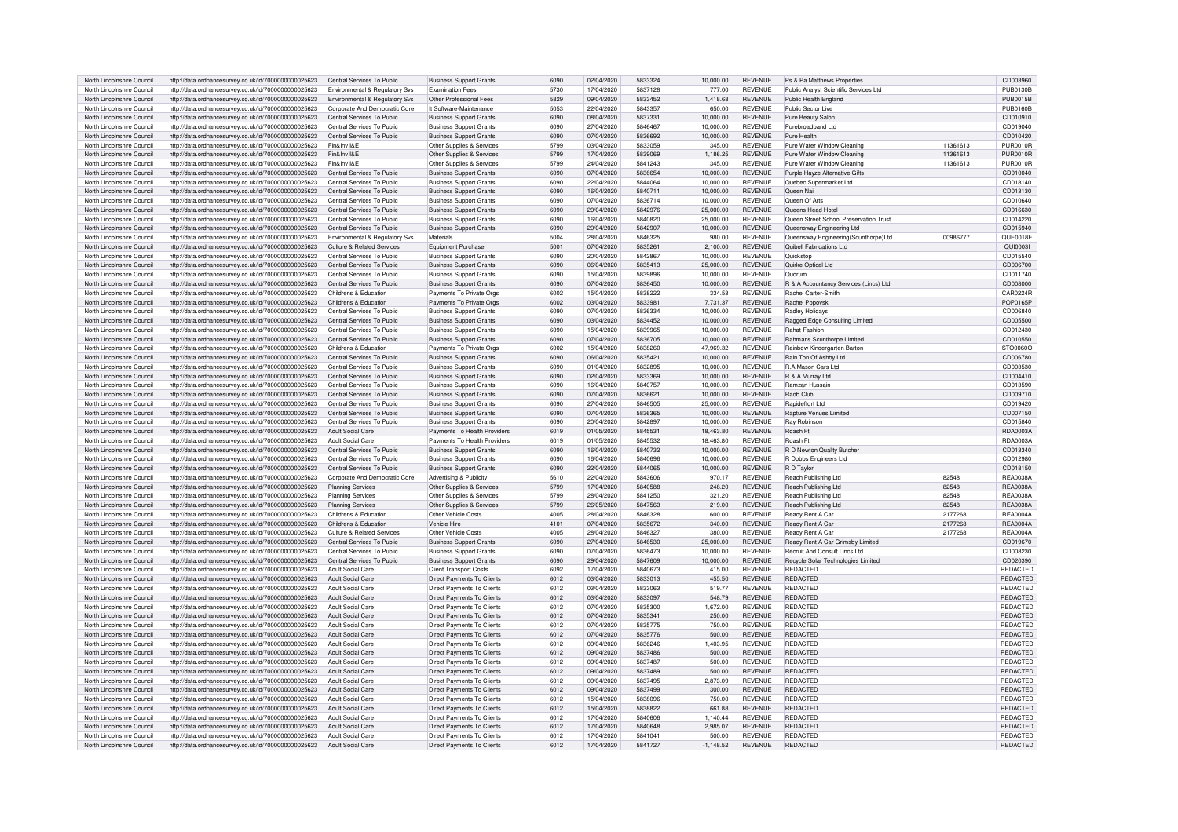| North Lincolnshire Council | http://data.ordnancesurvey.co.uk/id/7000000000025623 | Central Services To Public | Business Support Grants | 6090 | 02/04/2020 | 5833324 | 10,000.00 | REVENUE | Ps & Pa Matthews Properties | | CD003960 |
|---|---|---|---|---|---|---|---|---|---|---|---|
| North Lincolnshire Council | http://data.ordnancesurvey.co.uk/id/7000000000025623 | Environmental & Regulatory Svs | Examination Fees | 5730 | 17/04/2020 | 5837128 | 777.00 | REVENUE | Public Analyst Scientific Services Ltd | | PUB0130B |
| North Lincolnshire Council | http://data.ordnancesurvey.co.uk/id/7000000000025623 | Environmental & Regulatory Svs | Other Professional Fees | 5829 | 09/04/2020 | 5833452 | 1,418.68 | REVENUE | Public Health England | | PUB0015B |
| North Lincolnshire Council | http://data.ordnancesurvey.co.uk/id/7000000000025623 | Corporate And Democratic Core | It Software-Maintenance | 5053 | 22/04/2020 | 5843357 | 650.00 | REVENUE | Public Sector Live | | PUB0160B |
| North Lincolnshire Council | http://data.ordnancesurvey.co.uk/id/7000000000025623 | Central Services To Public | Business Support Grants | 6090 | 08/04/2020 | 5837331 | 10,000.00 | REVENUE | Pure Beauty Salon | | CD010910 |
| North Lincolnshire Council | http://data.ordnancesurvey.co.uk/id/7000000000025623 | Central Services To Public | Business Support Grants | 6090 | 27/04/2020 | 5846467 | 10,000.00 | REVENUE | Purebroadband Ltd | | CD019040 |
| North Lincolnshire Council | http://data.ordnancesurvey.co.uk/id/7000000000025623 | Central Services To Public | Business Support Grants | 6090 | 07/04/2020 | 5836692 | 10,000.00 | REVENUE | Pure Health | | CD010420 |
| North Lincolnshire Council | http://data.ordnancesurvey.co.uk/id/7000000000025623 | Fin&Inv I&E | Other Supplies & Services | 5799 | 03/04/2020 | 5833059 | 345.00 | REVENUE | Pure Water Window Cleaning | 11361613 | PUR0010R |
| North Lincolnshire Council | http://data.ordnancesurvey.co.uk/id/7000000000025623 | Fin&Inv I&E | Other Supplies & Services | 5799 | 17/04/2020 | 5839069 | 1,186.25 | REVENUE | Pure Water Window Cleaning | 11361613 | PUR0010R |
| North Lincolnshire Council | http://data.ordnancesurvey.co.uk/id/7000000000025623 | Fin&Inv I&E | Other Supplies & Services | 5799 | 24/04/2020 | 5841243 | 345.00 | REVENUE | Pure Water Window Cleaning | 11361613 | PUR0010R |
| North Lincolnshire Council | http://data.ordnancesurvey.co.uk/id/7000000000025623 | Central Services To Public | Business Support Grants | 6090 | 07/04/2020 | 5836654 | 10,000.00 | REVENUE | Purple Hayze Alternative Gifts | | CD010040 |
| North Lincolnshire Council | http://data.ordnancesurvey.co.uk/id/7000000000025623 | Central Services To Public | Business Support Grants | 6090 | 22/04/2020 | 5844064 | 10,000.00 | REVENUE | Quebec Supermarket Ltd | | CD018140 |
| North Lincolnshire Council | http://data.ordnancesurvey.co.uk/id/7000000000025623 | Central Services To Public | Business Support Grants | 6090 | 16/04/2020 | 5840711 | 10,000.00 | REVENUE | Queen Nail | | CD013130 |
| North Lincolnshire Council | http://data.ordnancesurvey.co.uk/id/7000000000025623 | Central Services To Public | Business Support Grants | 6090 | 07/04/2020 | 5836714 | 10,000.00 | REVENUE | Queen Of Arts | | CD010640 |
| North Lincolnshire Council | http://data.ordnancesurvey.co.uk/id/7000000000025623 | Central Services To Public | Business Support Grants | 6090 | 20/04/2020 | 5842976 | 25,000.00 | REVENUE | Queens Head Hotel | | CD016630 |
| North Lincolnshire Council | http://data.ordnancesurvey.co.uk/id/7000000000025623 | Central Services To Public | Business Support Grants | 6090 | 16/04/2020 | 5840820 | 25,000.00 | REVENUE | Queen Street School Preservation Trust | | CD014220 |
| North Lincolnshire Council | http://data.ordnancesurvey.co.uk/id/7000000000025623 | Central Services To Public | Business Support Grants | 6090 | 20/04/2020 | 5842907 | 10,000.00 | REVENUE | Queensway Engineering Ltd | | CD015940 |
| North Lincolnshire Council | http://data.ordnancesurvey.co.uk/id/7000000000025623 | Environmental & Regulatory Svs | Materials | 5004 | 28/04/2020 | 5846325 | 980.00 | REVENUE | Queensway Engineering(Scunthorpe)Ltd | 00986777 | QUE0018E |
| North Lincolnshire Council | http://data.ordnancesurvey.co.uk/id/7000000000025623 | Culture & Related Services | Equipment Purchase | 5001 | 07/04/2020 | 5835261 | 2,100.00 | REVENUE | Quibell Fabrications Ltd | | QUI0003I |
| North Lincolnshire Council | http://data.ordnancesurvey.co.uk/id/7000000000025623 | Central Services To Public | Business Support Grants | 6090 | 20/04/2020 | 5842867 | 10,000.00 | REVENUE | Quickstop | | CD015540 |
| North Lincolnshire Council | http://data.ordnancesurvey.co.uk/id/7000000000025623 | Central Services To Public | Business Support Grants | 6090 | 06/04/2020 | 5835413 | 25,000.00 | REVENUE | Quirke Optical Ltd | | CD006700 |
| North Lincolnshire Council | http://data.ordnancesurvey.co.uk/id/7000000000025623 | Central Services To Public | Business Support Grants | 6090 | 15/04/2020 | 5839896 | 10,000.00 | REVENUE | Quorum | | CD011740 |
| North Lincolnshire Council | http://data.ordnancesurvey.co.uk/id/7000000000025623 | Central Services To Public | Business Support Grants | 6090 | 07/04/2020 | 5836450 | 10,000.00 | REVENUE | R & A Accountancy Services (Lincs) Ltd | | CD008000 |
| North Lincolnshire Council | http://data.ordnancesurvey.co.uk/id/7000000000025623 | Childrens & Education | Payments To Private Orgs | 6002 | 15/04/2020 | 5838222 | 334.53 | REVENUE | Rachel Carter-Smith | | CAR0224R |
| North Lincolnshire Council | http://data.ordnancesurvey.co.uk/id/7000000000025623 | Childrens & Education | Payments To Private Orgs | 6002 | 03/04/2020 | 5833981 | 7,731.37 | REVENUE | Rachel Popovski | | POP0165P |
| North Lincolnshire Council | http://data.ordnancesurvey.co.uk/id/7000000000025623 | Central Services To Public | Business Support Grants | 6090 | 07/04/2020 | 5836334 | 10,000.00 | REVENUE | Radley Holidays | | CD006840 |
| North Lincolnshire Council | http://data.ordnancesurvey.co.uk/id/7000000000025623 | Central Services To Public | Business Support Grants | 6090 | 03/04/2020 | 5834452 | 10,000.00 | REVENUE | Ragged Edge Consulting Limited | | CD005500 |
| North Lincolnshire Council | http://data.ordnancesurvey.co.uk/id/7000000000025623 | Central Services To Public | Business Support Grants | 6090 | 15/04/2020 | 5839965 | 10,000.00 | REVENUE | Rahat Fashion | | CD012430 |
| North Lincolnshire Council | http://data.ordnancesurvey.co.uk/id/7000000000025623 | Central Services To Public | Business Support Grants | 6090 | 07/04/2020 | 5836705 | 10,000.00 | REVENUE | Rahmans Scunthorpe Limited | | CD010550 |
| North Lincolnshire Council | http://data.ordnancesurvey.co.uk/id/7000000000025623 | Childrens & Education | Payments To Private Orgs | 6002 | 15/04/2020 | 5838260 | 47,969.32 | REVENUE | Rainbow Kindergarten Barton | | STO0060O |
| North Lincolnshire Council | http://data.ordnancesurvey.co.uk/id/7000000000025623 | Central Services To Public | Business Support Grants | 6090 | 06/04/2020 | 5835421 | 10,000.00 | REVENUE | Rain Ton Of Ashby Ltd | | CD006780 |
| North Lincolnshire Council | http://data.ordnancesurvey.co.uk/id/7000000000025623 | Central Services To Public | Business Support Grants | 6090 | 01/04/2020 | 5832895 | 10,000.00 | REVENUE | R.A.Mason Cars Ltd | | CD003530 |
| North Lincolnshire Council | http://data.ordnancesurvey.co.uk/id/7000000000025623 | Central Services To Public | Business Support Grants | 6090 | 02/04/2020 | 5833369 | 10,000.00 | REVENUE | R & A Murray Ltd | | CD004410 |
| North Lincolnshire Council | http://data.ordnancesurvey.co.uk/id/7000000000025623 | Central Services To Public | Business Support Grants | 6090 | 16/04/2020 | 5840757 | 10,000.00 | REVENUE | Ramzan Hussain | | CD013590 |
| North Lincolnshire Council | http://data.ordnancesurvey.co.uk/id/7000000000025623 | Central Services To Public | Business Support Grants | 6090 | 07/04/2020 | 5836621 | 10,000.00 | REVENUE | Raob Club | | CD009710 |
| North Lincolnshire Council | http://data.ordnancesurvey.co.uk/id/7000000000025623 | Central Services To Public | Business Support Grants | 6090 | 27/04/2020 | 5846505 | 25,000.00 | REVENUE | Rapideffort Ltd | | CD019420 |
| North Lincolnshire Council | http://data.ordnancesurvey.co.uk/id/7000000000025623 | Central Services To Public | Business Support Grants | 6090 | 07/04/2020 | 5836365 | 10,000.00 | REVENUE | Rapture Venues Limited | | CD007150 |
| North Lincolnshire Council | http://data.ordnancesurvey.co.uk/id/7000000000025623 | Central Services To Public | Business Support Grants | 6090 | 20/04/2020 | 5842897 | 10,000.00 | REVENUE | Ray Robinson | | CD015840 |
| North Lincolnshire Council | http://data.ordnancesurvey.co.uk/id/7000000000025623 | Adult Social Care | Payments To Health Providers | 6019 | 01/05/2020 | 5845531 | 18,463.80 | REVENUE | Rdash Ft | | RDA0003A |
| North Lincolnshire Council | http://data.ordnancesurvey.co.uk/id/7000000000025623 | Adult Social Care | Payments To Health Providers | 6019 | 01/05/2020 | 5845532 | 18,463.80 | REVENUE | Rdash Ft | | RDA0003A |
| North Lincolnshire Council | http://data.ordnancesurvey.co.uk/id/7000000000025623 | Central Services To Public | Business Support Grants | 6090 | 16/04/2020 | 5840732 | 10,000.00 | REVENUE | R D Newton Quality Butcher | | CD013340 |
| North Lincolnshire Council | http://data.ordnancesurvey.co.uk/id/7000000000025623 | Central Services To Public | Business Support Grants | 6090 | 16/04/2020 | 5840696 | 10,000.00 | REVENUE | R Dobbs Engineers Ltd | | CD012980 |
| North Lincolnshire Council | http://data.ordnancesurvey.co.uk/id/7000000000025623 | Central Services To Public | Business Support Grants | 6090 | 22/04/2020 | 5844065 | 10,000.00 | REVENUE | R D Taylor | | CD018150 |
| North Lincolnshire Council | http://data.ordnancesurvey.co.uk/id/7000000000025623 | Corporate And Democratic Core | Advertising & Publicity | 5610 | 22/04/2020 | 5843606 | 970.17 | REVENUE | Reach Publishing Ltd | 82548 | REA0038A |
| North Lincolnshire Council | http://data.ordnancesurvey.co.uk/id/7000000000025623 | Planning Services | Other Supplies & Services | 5799 | 17/04/2020 | 5840588 | 248.20 | REVENUE | Reach Publishing Ltd | 82548 | REA0038A |
| North Lincolnshire Council | http://data.ordnancesurvey.co.uk/id/7000000000025623 | Planning Services | Other Supplies & Services | 5799 | 28/04/2020 | 5841250 | 321.20 | REVENUE | Reach Publishing Ltd | 82548 | REA0038A |
| North Lincolnshire Council | http://data.ordnancesurvey.co.uk/id/7000000000025623 | Planning Services | Other Supplies & Services | 5799 | 26/05/2020 | 5847563 | 219.00 | REVENUE | Reach Publishing Ltd | 82548 | REA0038A |
| North Lincolnshire Council | http://data.ordnancesurvey.co.uk/id/7000000000025623 | Childrens & Education | Other Vehicle Costs | 4005 | 28/04/2020 | 5846328 | 600.00 | REVENUE | Ready Rent A Car | 2177268 | REA0004A |
| North Lincolnshire Council | http://data.ordnancesurvey.co.uk/id/7000000000025623 | Childrens & Education | Vehicle Hire | 4101 | 07/04/2020 | 5835672 | 340.00 | REVENUE | Ready Rent A Car | 2177268 | REA0004A |
| North Lincolnshire Council | http://data.ordnancesurvey.co.uk/id/7000000000025623 | Culture & Related Services | Other Vehicle Costs | 4005 | 28/04/2020 | 5846327 | 380.00 | REVENUE | Ready Rent A Car | 2177268 | REA0004A |
| North Lincolnshire Council | http://data.ordnancesurvey.co.uk/id/7000000000025623 | Central Services To Public | Business Support Grants | 6090 | 27/04/2020 | 5846530 | 25,000.00 | REVENUE | Ready Rent A Car Grimsby Limited | | CD019670 |
| North Lincolnshire Council | http://data.ordnancesurvey.co.uk/id/7000000000025623 | Central Services To Public | Business Support Grants | 6090 | 07/04/2020 | 5836473 | 10,000.00 | REVENUE | Recruit And Consult Lincs Ltd | | CD008230 |
| North Lincolnshire Council | http://data.ordnancesurvey.co.uk/id/7000000000025623 | Central Services To Public | Business Support Grants | 6090 | 29/04/2020 | 5847609 | 10,000.00 | REVENUE | Recycle Solar Technologies Limited | | CD020390 |
| North Lincolnshire Council | http://data.ordnancesurvey.co.uk/id/7000000000025623 | Adult Social Care | Client Transport Costs | 6092 | 17/04/2020 | 5840673 | 415.00 | REVENUE | REDACTED | | REDACTED |
| North Lincolnshire Council | http://data.ordnancesurvey.co.uk/id/7000000000025623 | Adult Social Care | Direct Payments To Clients | 6012 | 03/04/2020 | 5833013 | 455.50 | REVENUE | REDACTED | | REDACTED |
| North Lincolnshire Council | http://data.ordnancesurvey.co.uk/id/7000000000025623 | Adult Social Care | Direct Payments To Clients | 6012 | 03/04/2020 | 5833063 | 519.77 | REVENUE | REDACTED | | REDACTED |
| North Lincolnshire Council | http://data.ordnancesurvey.co.uk/id/7000000000025623 | Adult Social Care | Direct Payments To Clients | 6012 | 03/04/2020 | 5833097 | 548.79 | REVENUE | REDACTED | | REDACTED |
| North Lincolnshire Council | http://data.ordnancesurvey.co.uk/id/7000000000025623 | Adult Social Care | Direct Payments To Clients | 6012 | 07/04/2020 | 5835300 | 1,672.00 | REVENUE | REDACTED | | REDACTED |
| North Lincolnshire Council | http://data.ordnancesurvey.co.uk/id/7000000000025623 | Adult Social Care | Direct Payments To Clients | 6012 | 07/04/2020 | 5835341 | 250.00 | REVENUE | REDACTED | | REDACTED |
| North Lincolnshire Council | http://data.ordnancesurvey.co.uk/id/7000000000025623 | Adult Social Care | Direct Payments To Clients | 6012 | 07/04/2020 | 5835775 | 750.00 | REVENUE | REDACTED | | REDACTED |
| North Lincolnshire Council | http://data.ordnancesurvey.co.uk/id/7000000000025623 | Adult Social Care | Direct Payments To Clients | 6012 | 07/04/2020 | 5835776 | 500.00 | REVENUE | REDACTED | | REDACTED |
| North Lincolnshire Council | http://data.ordnancesurvey.co.uk/id/7000000000025623 | Adult Social Care | Direct Payments To Clients | 6012 | 09/04/2020 | 5836246 | 1,403.95 | REVENUE | REDACTED | | REDACTED |
| North Lincolnshire Council | http://data.ordnancesurvey.co.uk/id/7000000000025623 | Adult Social Care | Direct Payments To Clients | 6012 | 09/04/2020 | 5837486 | 500.00 | REVENUE | REDACTED | | REDACTED |
| North Lincolnshire Council | http://data.ordnancesurvey.co.uk/id/7000000000025623 | Adult Social Care | Direct Payments To Clients | 6012 | 09/04/2020 | 5837487 | 500.00 | REVENUE | REDACTED | | REDACTED |
| North Lincolnshire Council | http://data.ordnancesurvey.co.uk/id/7000000000025623 | Adult Social Care | Direct Payments To Clients | 6012 | 09/04/2020 | 5837489 | 500.00 | REVENUE | REDACTED | | REDACTED |
| North Lincolnshire Council | http://data.ordnancesurvey.co.uk/id/7000000000025623 | Adult Social Care | Direct Payments To Clients | 6012 | 09/04/2020 | 5837495 | 2,873.09 | REVENUE | REDACTED | | REDACTED |
| North Lincolnshire Council | http://data.ordnancesurvey.co.uk/id/7000000000025623 | Adult Social Care | Direct Payments To Clients | 6012 | 09/04/2020 | 5837499 | 300.00 | REVENUE | REDACTED | | REDACTED |
| North Lincolnshire Council | http://data.ordnancesurvey.co.uk/id/7000000000025623 | Adult Social Care | Direct Payments To Clients | 6012 | 15/04/2020 | 5838096 | 750.00 | REVENUE | REDACTED | | REDACTED |
| North Lincolnshire Council | http://data.ordnancesurvey.co.uk/id/7000000000025623 | Adult Social Care | Direct Payments To Clients | 6012 | 15/04/2020 | 5838822 | 661.88 | REVENUE | REDACTED | | REDACTED |
| North Lincolnshire Council | http://data.ordnancesurvey.co.uk/id/7000000000025623 | Adult Social Care | Direct Payments To Clients | 6012 | 17/04/2020 | 5840606 | 1,140.44 | REVENUE | REDACTED | | REDACTED |
| North Lincolnshire Council | http://data.ordnancesurvey.co.uk/id/7000000000025623 | Adult Social Care | Direct Payments To Clients | 6012 | 17/04/2020 | 5840648 | 2,985.07 | REVENUE | REDACTED | | REDACTED |
| North Lincolnshire Council | http://data.ordnancesurvey.co.uk/id/7000000000025623 | Adult Social Care | Direct Payments To Clients | 6012 | 17/04/2020 | 5841041 | 500.00 | REVENUE | REDACTED | | REDACTED |
| North Lincolnshire Council | http://data.ordnancesurvey.co.uk/id/7000000000025623 | Adult Social Care | Direct Payments To Clients | 6012 | 17/04/2020 | 5841727 | -1,148.52 | REVENUE | REDACTED | | REDACTED |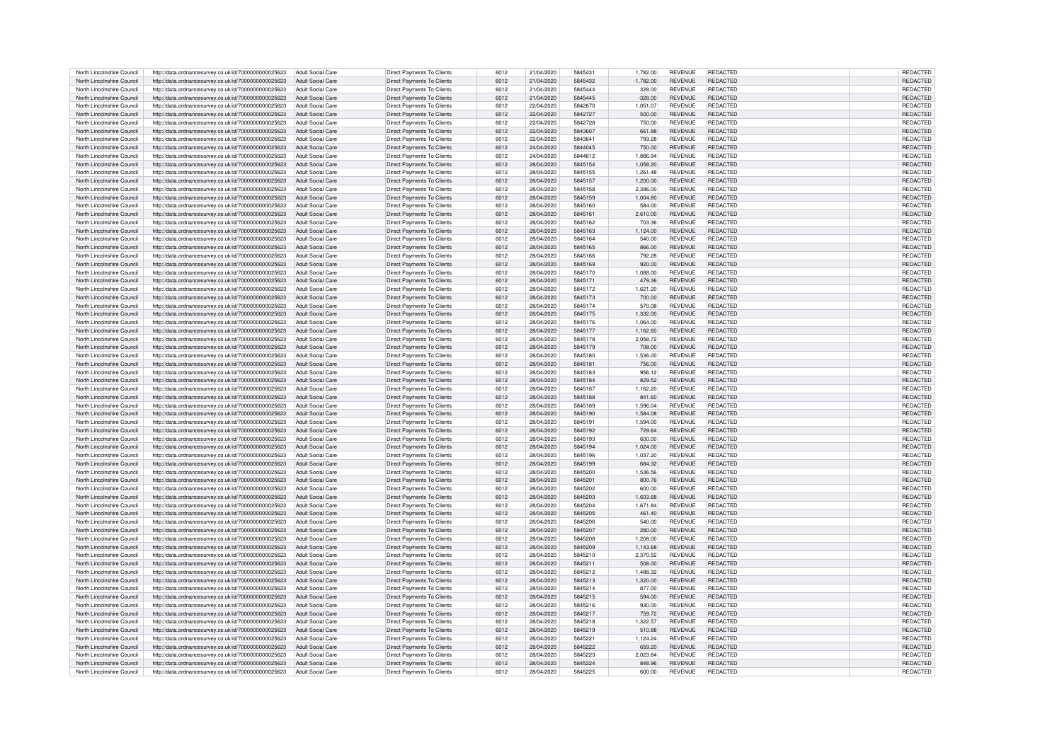| North Lincolnshire Council | http://data.ordnancesurvey.co.uk/id/7000000000025623 | Adult Social Care | Direct Payments To Clients | 6012 | 21/04/2020 | 5845431 | 1,782.00 | REVENUE | REDACTED | REDACTED |
|---|---|---|---|---|---|---|---|---|---|---|
| North Lincolnshire Council | http://data.ordnancesurvey.co.uk/id/7000000000025623 | Adult Social Care | Direct Payments To Clients | 6012 | 21/04/2020 | 5845432 | -1,782.00 | REVENUE | REDACTED | REDACTED |
| North Lincolnshire Council | http://data.ordnancesurvey.co.uk/id/7000000000025623 | Adult Social Care | Direct Payments To Clients | 6012 | 21/04/2020 | 5845444 | 328.00 | REVENUE | REDACTED | REDACTED |
| North Lincolnshire Council | http://data.ordnancesurvey.co.uk/id/7000000000025623 | Adult Social Care | Direct Payments To Clients | 6012 | 21/04/2020 | 5845445 | -328.00 | REVENUE | REDACTED | REDACTED |
| North Lincolnshire Council | http://data.ordnancesurvey.co.uk/id/7000000000025623 | Adult Social Care | Direct Payments To Clients | 6012 | 22/04/2020 | 5842670 | 1,051.07 | REVENUE | REDACTED | REDACTED |
| North Lincolnshire Council | http://data.ordnancesurvey.co.uk/id/7000000000025623 | Adult Social Care | Direct Payments To Clients | 6012 | 22/04/2020 | 5842727 | 500.00 | REVENUE | REDACTED | REDACTED |
| North Lincolnshire Council | http://data.ordnancesurvey.co.uk/id/7000000000025623 | Adult Social Care | Direct Payments To Clients | 6012 | 22/04/2020 | 5842728 | 750.00 | REVENUE | REDACTED | REDACTED |
| North Lincolnshire Council | http://data.ordnancesurvey.co.uk/id/7000000000025623 | Adult Social Care | Direct Payments To Clients | 6012 | 22/04/2020 | 5843607 | 661.88 | REVENUE | REDACTED | REDACTED |
| North Lincolnshire Council | http://data.ordnancesurvey.co.uk/id/7000000000025623 | Adult Social Care | Direct Payments To Clients | 6012 | 22/04/2020 | 5843641 | 793.28 | REVENUE | REDACTED | REDACTED |
| North Lincolnshire Council | http://data.ordnancesurvey.co.uk/id/7000000000025623 | Adult Social Care | Direct Payments To Clients | 6012 | 24/04/2020 | 5844045 | 750.00 | REVENUE | REDACTED | REDACTED |
| North Lincolnshire Council | http://data.ordnancesurvey.co.uk/id/7000000000025623 | Adult Social Care | Direct Payments To Clients | 6012 | 24/04/2020 | 5844612 | 1,886.94 | REVENUE | REDACTED | REDACTED |
| North Lincolnshire Council | http://data.ordnancesurvey.co.uk/id/7000000000025623 | Adult Social Care | Direct Payments To Clients | 6012 | 28/04/2020 | 5845154 | 1,058.20 | REVENUE | REDACTED | REDACTED |
| North Lincolnshire Council | http://data.ordnancesurvey.co.uk/id/7000000000025623 | Adult Social Care | Direct Payments To Clients | 6012 | 28/04/2020 | 5845155 | 1,261.48 | REVENUE | REDACTED | REDACTED |
| North Lincolnshire Council | http://data.ordnancesurvey.co.uk/id/7000000000025623 | Adult Social Care | Direct Payments To Clients | 6012 | 28/04/2020 | 5845157 | 1,200.00 | REVENUE | REDACTED | REDACTED |
| North Lincolnshire Council | http://data.ordnancesurvey.co.uk/id/7000000000025623 | Adult Social Care | Direct Payments To Clients | 6012 | 28/04/2020 | 5845158 | 2,396.00 | REVENUE | REDACTED | REDACTED |
| North Lincolnshire Council | http://data.ordnancesurvey.co.uk/id/7000000000025623 | Adult Social Care | Direct Payments To Clients | 6012 | 28/04/2020 | 5845159 | 1,004.80 | REVENUE | REDACTED | REDACTED |
| North Lincolnshire Council | http://data.ordnancesurvey.co.uk/id/7000000000025623 | Adult Social Care | Direct Payments To Clients | 6012 | 28/04/2020 | 5845160 | 584.00 | REVENUE | REDACTED | REDACTED |
| North Lincolnshire Council | http://data.ordnancesurvey.co.uk/id/7000000000025623 | Adult Social Care | Direct Payments To Clients | 6012 | 28/04/2020 | 5845161 | 2,610.00 | REVENUE | REDACTED | REDACTED |
| North Lincolnshire Council | http://data.ordnancesurvey.co.uk/id/7000000000025623 | Adult Social Care | Direct Payments To Clients | 6012 | 28/04/2020 | 5845162 | 703.36 | REVENUE | REDACTED | REDACTED |
| North Lincolnshire Council | http://data.ordnancesurvey.co.uk/id/7000000000025623 | Adult Social Care | Direct Payments To Clients | 6012 | 28/04/2020 | 5845163 | 1,124.00 | REVENUE | REDACTED | REDACTED |
| North Lincolnshire Council | http://data.ordnancesurvey.co.uk/id/7000000000025623 | Adult Social Care | Direct Payments To Clients | 6012 | 28/04/2020 | 5845164 | 540.00 | REVENUE | REDACTED | REDACTED |
| North Lincolnshire Council | http://data.ordnancesurvey.co.uk/id/7000000000025623 | Adult Social Care | Direct Payments To Clients | 6012 | 28/04/2020 | 5845165 | 866.00 | REVENUE | REDACTED | REDACTED |
| North Lincolnshire Council | http://data.ordnancesurvey.co.uk/id/7000000000025623 | Adult Social Care | Direct Payments To Clients | 6012 | 28/04/2020 | 5845166 | 792.28 | REVENUE | REDACTED | REDACTED |
| North Lincolnshire Council | http://data.ordnancesurvey.co.uk/id/7000000000025623 | Adult Social Care | Direct Payments To Clients | 6012 | 28/04/2020 | 5845169 | 920.00 | REVENUE | REDACTED | REDACTED |
| North Lincolnshire Council | http://data.ordnancesurvey.co.uk/id/7000000000025623 | Adult Social Care | Direct Payments To Clients | 6012 | 28/04/2020 | 5845170 | 1,088.00 | REVENUE | REDACTED | REDACTED |
| North Lincolnshire Council | http://data.ordnancesurvey.co.uk/id/7000000000025623 | Adult Social Care | Direct Payments To Clients | 6012 | 28/04/2020 | 5845171 | 479.36 | REVENUE | REDACTED | REDACTED |
| North Lincolnshire Council | http://data.ordnancesurvey.co.uk/id/7000000000025623 | Adult Social Care | Direct Payments To Clients | 6012 | 28/04/2020 | 5845172 | 1,621.20 | REVENUE | REDACTED | REDACTED |
| North Lincolnshire Council | http://data.ordnancesurvey.co.uk/id/7000000000025623 | Adult Social Care | Direct Payments To Clients | 6012 | 28/04/2020 | 5845173 | 700.00 | REVENUE | REDACTED | REDACTED |
| North Lincolnshire Council | http://data.ordnancesurvey.co.uk/id/7000000000025623 | Adult Social Care | Direct Payments To Clients | 6012 | 28/04/2020 | 5845174 | 570.08 | REVENUE | REDACTED | REDACTED |
| North Lincolnshire Council | http://data.ordnancesurvey.co.uk/id/7000000000025623 | Adult Social Care | Direct Payments To Clients | 6012 | 28/04/2020 | 5845175 | 1,332.00 | REVENUE | REDACTED | REDACTED |
| North Lincolnshire Council | http://data.ordnancesurvey.co.uk/id/7000000000025623 | Adult Social Care | Direct Payments To Clients | 6012 | 28/04/2020 | 5845176 | 1,064.00 | REVENUE | REDACTED | REDACTED |
| North Lincolnshire Council | http://data.ordnancesurvey.co.uk/id/7000000000025623 | Adult Social Care | Direct Payments To Clients | 6012 | 28/04/2020 | 5845177 | 1,162.60 | REVENUE | REDACTED | REDACTED |
| North Lincolnshire Council | http://data.ordnancesurvey.co.uk/id/7000000000025623 | Adult Social Care | Direct Payments To Clients | 6012 | 28/04/2020 | 5845178 | 2,058.72 | REVENUE | REDACTED | REDACTED |
| North Lincolnshire Council | http://data.ordnancesurvey.co.uk/id/7000000000025623 | Adult Social Care | Direct Payments To Clients | 6012 | 28/04/2020 | 5845179 | 708.00 | REVENUE | REDACTED | REDACTED |
| North Lincolnshire Council | http://data.ordnancesurvey.co.uk/id/7000000000025623 | Adult Social Care | Direct Payments To Clients | 6012 | 28/04/2020 | 5845180 | 1,536.00 | REVENUE | REDACTED | REDACTED |
| North Lincolnshire Council | http://data.ordnancesurvey.co.uk/id/7000000000025623 | Adult Social Care | Direct Payments To Clients | 6012 | 28/04/2020 | 5845181 | 756.00 | REVENUE | REDACTED | REDACTED |
| North Lincolnshire Council | http://data.ordnancesurvey.co.uk/id/7000000000025623 | Adult Social Care | Direct Payments To Clients | 6012 | 28/04/2020 | 5845183 | 956.12 | REVENUE | REDACTED | REDACTED |
| North Lincolnshire Council | http://data.ordnancesurvey.co.uk/id/7000000000025623 | Adult Social Care | Direct Payments To Clients | 6012 | 28/04/2020 | 5845184 | 829.52 | REVENUE | REDACTED | REDACTED |
| North Lincolnshire Council | http://data.ordnancesurvey.co.uk/id/7000000000025623 | Adult Social Care | Direct Payments To Clients | 6012 | 28/04/2020 | 5845187 | 1,162.20 | REVENUE | REDACTED | REDACTED |
| North Lincolnshire Council | http://data.ordnancesurvey.co.uk/id/7000000000025623 | Adult Social Care | Direct Payments To Clients | 6012 | 28/04/2020 | 5845188 | 841.60 | REVENUE | REDACTED | REDACTED |
| North Lincolnshire Council | http://data.ordnancesurvey.co.uk/id/7000000000025623 | Adult Social Care | Direct Payments To Clients | 6012 | 28/04/2020 | 5845189 | 1,596.04 | REVENUE | REDACTED | REDACTED |
| North Lincolnshire Council | http://data.ordnancesurvey.co.uk/id/7000000000025623 | Adult Social Care | Direct Payments To Clients | 6012 | 28/04/2020 | 5845190 | 1,584.08 | REVENUE | REDACTED | REDACTED |
| North Lincolnshire Council | http://data.ordnancesurvey.co.uk/id/7000000000025623 | Adult Social Care | Direct Payments To Clients | 6012 | 28/04/2020 | 5845191 | 1,594.00 | REVENUE | REDACTED | REDACTED |
| North Lincolnshire Council | http://data.ordnancesurvey.co.uk/id/7000000000025623 | Adult Social Care | Direct Payments To Clients | 6012 | 28/04/2020 | 5845192 | 729.64 | REVENUE | REDACTED | REDACTED |
| North Lincolnshire Council | http://data.ordnancesurvey.co.uk/id/7000000000025623 | Adult Social Care | Direct Payments To Clients | 6012 | 28/04/2020 | 5845193 | 600.00 | REVENUE | REDACTED | REDACTED |
| North Lincolnshire Council | http://data.ordnancesurvey.co.uk/id/7000000000025623 | Adult Social Care | Direct Payments To Clients | 6012 | 28/04/2020 | 5845194 | 1,024.00 | REVENUE | REDACTED | REDACTED |
| North Lincolnshire Council | http://data.ordnancesurvey.co.uk/id/7000000000025623 | Adult Social Care | Direct Payments To Clients | 6012 | 28/04/2020 | 5845196 | 1,037.20 | REVENUE | REDACTED | REDACTED |
| North Lincolnshire Council | http://data.ordnancesurvey.co.uk/id/7000000000025623 | Adult Social Care | Direct Payments To Clients | 6012 | 28/04/2020 | 5845199 | 684.32 | REVENUE | REDACTED | REDACTED |
| North Lincolnshire Council | http://data.ordnancesurvey.co.uk/id/7000000000025623 | Adult Social Care | Direct Payments To Clients | 6012 | 28/04/2020 | 5845200 | 1,536.56 | REVENUE | REDACTED | REDACTED |
| North Lincolnshire Council | http://data.ordnancesurvey.co.uk/id/7000000000025623 | Adult Social Care | Direct Payments To Clients | 6012 | 28/04/2020 | 5845201 | 800.76 | REVENUE | REDACTED | REDACTED |
| North Lincolnshire Council | http://data.ordnancesurvey.co.uk/id/7000000000025623 | Adult Social Care | Direct Payments To Clients | 6012 | 28/04/2020 | 5845202 | 600.00 | REVENUE | REDACTED | REDACTED |
| North Lincolnshire Council | http://data.ordnancesurvey.co.uk/id/7000000000025623 | Adult Social Care | Direct Payments To Clients | 6012 | 28/04/2020 | 5845203 | 1,603.68 | REVENUE | REDACTED | REDACTED |
| North Lincolnshire Council | http://data.ordnancesurvey.co.uk/id/7000000000025623 | Adult Social Care | Direct Payments To Clients | 6012 | 28/04/2020 | 5845204 | 1,671.84 | REVENUE | REDACTED | REDACTED |
| North Lincolnshire Council | http://data.ordnancesurvey.co.uk/id/7000000000025623 | Adult Social Care | Direct Payments To Clients | 6012 | 28/04/2020 | 5845205 | 461.40 | REVENUE | REDACTED | REDACTED |
| North Lincolnshire Council | http://data.ordnancesurvey.co.uk/id/7000000000025623 | Adult Social Care | Direct Payments To Clients | 6012 | 28/04/2020 | 5845206 | 540.00 | REVENUE | REDACTED | REDACTED |
| North Lincolnshire Council | http://data.ordnancesurvey.co.uk/id/7000000000025623 | Adult Social Care | Direct Payments To Clients | 6012 | 28/04/2020 | 5845207 | 280.00 | REVENUE | REDACTED | REDACTED |
| North Lincolnshire Council | http://data.ordnancesurvey.co.uk/id/7000000000025623 | Adult Social Care | Direct Payments To Clients | 6012 | 28/04/2020 | 5845208 | 1,208.00 | REVENUE | REDACTED | REDACTED |
| North Lincolnshire Council | http://data.ordnancesurvey.co.uk/id/7000000000025623 | Adult Social Care | Direct Payments To Clients | 6012 | 28/04/2020 | 5845209 | 1,143.68 | REVENUE | REDACTED | REDACTED |
| North Lincolnshire Council | http://data.ordnancesurvey.co.uk/id/7000000000025623 | Adult Social Care | Direct Payments To Clients | 6012 | 28/04/2020 | 5845210 | 2,370.52 | REVENUE | REDACTED | REDACTED |
| North Lincolnshire Council | http://data.ordnancesurvey.co.uk/id/7000000000025623 | Adult Social Care | Direct Payments To Clients | 6012 | 28/04/2020 | 5845211 | 508.00 | REVENUE | REDACTED | REDACTED |
| North Lincolnshire Council | http://data.ordnancesurvey.co.uk/id/7000000000025623 | Adult Social Care | Direct Payments To Clients | 6012 | 28/04/2020 | 5845212 | 1,488.32 | REVENUE | REDACTED | REDACTED |
| North Lincolnshire Council | http://data.ordnancesurvey.co.uk/id/7000000000025623 | Adult Social Care | Direct Payments To Clients | 6012 | 28/04/2020 | 5845213 | 1,320.00 | REVENUE | REDACTED | REDACTED |
| North Lincolnshire Council | http://data.ordnancesurvey.co.uk/id/7000000000025623 | Adult Social Care | Direct Payments To Clients | 6012 | 28/04/2020 | 5845214 | 877.00 | REVENUE | REDACTED | REDACTED |
| North Lincolnshire Council | http://data.ordnancesurvey.co.uk/id/7000000000025623 | Adult Social Care | Direct Payments To Clients | 6012 | 28/04/2020 | 5845215 | 594.00 | REVENUE | REDACTED | REDACTED |
| North Lincolnshire Council | http://data.ordnancesurvey.co.uk/id/7000000000025623 | Adult Social Care | Direct Payments To Clients | 6012 | 28/04/2020 | 5845216 | 930.00 | REVENUE | REDACTED | REDACTED |
| North Lincolnshire Council | http://data.ordnancesurvey.co.uk/id/7000000000025623 | Adult Social Care | Direct Payments To Clients | 6012 | 28/04/2020 | 5845217 | 759.72 | REVENUE | REDACTED | REDACTED |
| North Lincolnshire Council | http://data.ordnancesurvey.co.uk/id/7000000000025623 | Adult Social Care | Direct Payments To Clients | 6012 | 28/04/2020 | 5845218 | 1,322.57 | REVENUE | REDACTED | REDACTED |
| North Lincolnshire Council | http://data.ordnancesurvey.co.uk/id/7000000000025623 | Adult Social Care | Direct Payments To Clients | 6012 | 28/04/2020 | 5845219 | 510.88 | REVENUE | REDACTED | REDACTED |
| North Lincolnshire Council | http://data.ordnancesurvey.co.uk/id/7000000000025623 | Adult Social Care | Direct Payments To Clients | 6012 | 28/04/2020 | 5845221 | 1,124.24 | REVENUE | REDACTED | REDACTED |
| North Lincolnshire Council | http://data.ordnancesurvey.co.uk/id/7000000000025623 | Adult Social Care | Direct Payments To Clients | 6012 | 28/04/2020 | 5845222 | 659.20 | REVENUE | REDACTED | REDACTED |
| North Lincolnshire Council | http://data.ordnancesurvey.co.uk/id/7000000000025623 | Adult Social Care | Direct Payments To Clients | 6012 | 28/04/2020 | 5845223 | 2,023.84 | REVENUE | REDACTED | REDACTED |
| North Lincolnshire Council | http://data.ordnancesurvey.co.uk/id/7000000000025623 | Adult Social Care | Direct Payments To Clients | 6012 | 28/04/2020 | 5845224 | 848.96 | REVENUE | REDACTED | REDACTED |
| North Lincolnshire Council | http://data.ordnancesurvey.co.uk/id/7000000000025623 | Adult Social Care | Direct Payments To Clients | 6012 | 28/04/2020 | 5845225 | 600.00 | REVENUE | REDACTED | REDACTED |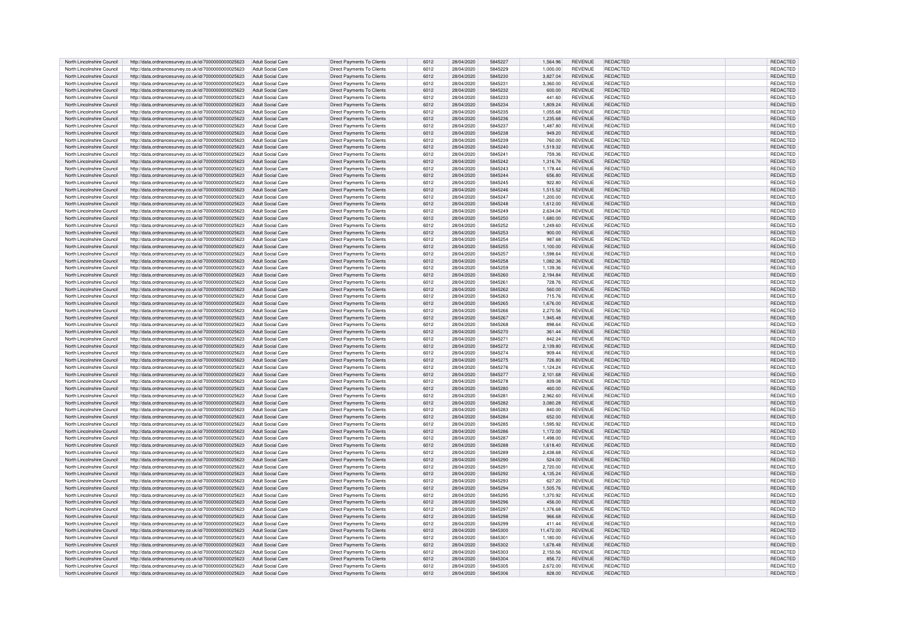| | | | | | | | | | | | |
|---|---|---|---|---|---|---|---|---|---|---|---|
| North Lincolnshire Council | http://data.ordnancesurvey.co.uk/id/7000000000025623 | Adult Social Care | Direct Payments To Clients | 6012 | 28/04/2020 | 5845227 | 1,564.96 | REVENUE | REDACTED | | REDACTED |
| North Lincolnshire Council | http://data.ordnancesurvey.co.uk/id/7000000000025623 | Adult Social Care | Direct Payments To Clients | 6012 | 28/04/2020 | 5845229 | 1,000.00 | REVENUE | REDACTED | | REDACTED |
| North Lincolnshire Council | http://data.ordnancesurvey.co.uk/id/7000000000025623 | Adult Social Care | Direct Payments To Clients | 6012 | 28/04/2020 | 5845230 | 3,827.04 | REVENUE | REDACTED | | REDACTED |
| North Lincolnshire Council | http://data.ordnancesurvey.co.uk/id/7000000000025623 | Adult Social Care | Direct Payments To Clients | 6012 | 28/04/2020 | 5845231 | 3,360.00 | REVENUE | REDACTED | | REDACTED |
| North Lincolnshire Council | http://data.ordnancesurvey.co.uk/id/7000000000025623 | Adult Social Care | Direct Payments To Clients | 6012 | 28/04/2020 | 5845232 | 600.00 | REVENUE | REDACTED | | REDACTED |
| North Lincolnshire Council | http://data.ordnancesurvey.co.uk/id/7000000000025623 | Adult Social Care | Direct Payments To Clients | 6012 | 28/04/2020 | 5845233 | 441.60 | REVENUE | REDACTED | | REDACTED |
| North Lincolnshire Council | http://data.ordnancesurvey.co.uk/id/7000000000025623 | Adult Social Care | Direct Payments To Clients | 6012 | 28/04/2020 | 5845234 | 1,809.24 | REVENUE | REDACTED | | REDACTED |
| North Lincolnshire Council | http://data.ordnancesurvey.co.uk/id/7000000000025623 | Adult Social Care | Direct Payments To Clients | 6012 | 28/04/2020 | 5845235 | 1,055.68 | REVENUE | REDACTED | | REDACTED |
| North Lincolnshire Council | http://data.ordnancesurvey.co.uk/id/7000000000025623 | Adult Social Care | Direct Payments To Clients | 6012 | 28/04/2020 | 5845236 | 1,235.68 | REVENUE | REDACTED | | REDACTED |
| North Lincolnshire Council | http://data.ordnancesurvey.co.uk/id/7000000000025623 | Adult Social Care | Direct Payments To Clients | 6012 | 28/04/2020 | 5845237 | 1,487.80 | REVENUE | REDACTED | | REDACTED |
| North Lincolnshire Council | http://data.ordnancesurvey.co.uk/id/7000000000025623 | Adult Social Care | Direct Payments To Clients | 6012 | 28/04/2020 | 5845238 | 949.20 | REVENUE | REDACTED | | REDACTED |
| North Lincolnshire Council | http://data.ordnancesurvey.co.uk/id/7000000000025623 | Adult Social Care | Direct Payments To Clients | 6012 | 28/04/2020 | 5845239 | 760.00 | REVENUE | REDACTED | | REDACTED |
| North Lincolnshire Council | http://data.ordnancesurvey.co.uk/id/7000000000025623 | Adult Social Care | Direct Payments To Clients | 6012 | 28/04/2020 | 5845240 | 1,519.32 | REVENUE | REDACTED | | REDACTED |
| North Lincolnshire Council | http://data.ordnancesurvey.co.uk/id/7000000000025623 | Adult Social Care | Direct Payments To Clients | 6012 | 28/04/2020 | 5845241 | 759.36 | REVENUE | REDACTED | | REDACTED |
| North Lincolnshire Council | http://data.ordnancesurvey.co.uk/id/7000000000025623 | Adult Social Care | Direct Payments To Clients | 6012 | 28/04/2020 | 5845242 | 1,316.76 | REVENUE | REDACTED | | REDACTED |
| North Lincolnshire Council | http://data.ordnancesurvey.co.uk/id/7000000000025623 | Adult Social Care | Direct Payments To Clients | 6012 | 28/04/2020 | 5845243 | 1,178.44 | REVENUE | REDACTED | | REDACTED |
| North Lincolnshire Council | http://data.ordnancesurvey.co.uk/id/7000000000025623 | Adult Social Care | Direct Payments To Clients | 6012 | 28/04/2020 | 5845244 | 656.80 | REVENUE | REDACTED | | REDACTED |
| North Lincolnshire Council | http://data.ordnancesurvey.co.uk/id/7000000000025623 | Adult Social Care | Direct Payments To Clients | 6012 | 28/04/2020 | 5845245 | 922.80 | REVENUE | REDACTED | | REDACTED |
| North Lincolnshire Council | http://data.ordnancesurvey.co.uk/id/7000000000025623 | Adult Social Care | Direct Payments To Clients | 6012 | 28/04/2020 | 5845246 | 1,515.52 | REVENUE | REDACTED | | REDACTED |
| North Lincolnshire Council | http://data.ordnancesurvey.co.uk/id/7000000000025623 | Adult Social Care | Direct Payments To Clients | 6012 | 28/04/2020 | 5845247 | 1,200.00 | REVENUE | REDACTED | | REDACTED |
| North Lincolnshire Council | http://data.ordnancesurvey.co.uk/id/7000000000025623 | Adult Social Care | Direct Payments To Clients | 6012 | 28/04/2020 | 5845248 | 1,612.00 | REVENUE | REDACTED | | REDACTED |
| North Lincolnshire Council | http://data.ordnancesurvey.co.uk/id/7000000000025623 | Adult Social Care | Direct Payments To Clients | 6012 | 28/04/2020 | 5845249 | 2,634.04 | REVENUE | REDACTED | | REDACTED |
| North Lincolnshire Council | http://data.ordnancesurvey.co.uk/id/7000000000025623 | Adult Social Care | Direct Payments To Clients | 6012 | 28/04/2020 | 5845250 | 1,680.00 | REVENUE | REDACTED | | REDACTED |
| North Lincolnshire Council | http://data.ordnancesurvey.co.uk/id/7000000000025623 | Adult Social Care | Direct Payments To Clients | 6012 | 28/04/2020 | 5845252 | 1,249.60 | REVENUE | REDACTED | | REDACTED |
| North Lincolnshire Council | http://data.ordnancesurvey.co.uk/id/7000000000025623 | Adult Social Care | Direct Payments To Clients | 6012 | 28/04/2020 | 5845253 | 900.00 | REVENUE | REDACTED | | REDACTED |
| North Lincolnshire Council | http://data.ordnancesurvey.co.uk/id/7000000000025623 | Adult Social Care | Direct Payments To Clients | 6012 | 28/04/2020 | 5845254 | 987.68 | REVENUE | REDACTED | | REDACTED |
| North Lincolnshire Council | http://data.ordnancesurvey.co.uk/id/7000000000025623 | Adult Social Care | Direct Payments To Clients | 6012 | 28/04/2020 | 5845255 | 1,100.00 | REVENUE | REDACTED | | REDACTED |
| North Lincolnshire Council | http://data.ordnancesurvey.co.uk/id/7000000000025623 | Adult Social Care | Direct Payments To Clients | 6012 | 28/04/2020 | 5845257 | 1,598.64 | REVENUE | REDACTED | | REDACTED |
| North Lincolnshire Council | http://data.ordnancesurvey.co.uk/id/7000000000025623 | Adult Social Care | Direct Payments To Clients | 6012 | 28/04/2020 | 5845258 | 1,082.36 | REVENUE | REDACTED | | REDACTED |
| North Lincolnshire Council | http://data.ordnancesurvey.co.uk/id/7000000000025623 | Adult Social Care | Direct Payments To Clients | 6012 | 28/04/2020 | 5845259 | 1,139.36 | REVENUE | REDACTED | | REDACTED |
| North Lincolnshire Council | http://data.ordnancesurvey.co.uk/id/7000000000025623 | Adult Social Care | Direct Payments To Clients | 6012 | 28/04/2020 | 5845260 | 2,194.84 | REVENUE | REDACTED | | REDACTED |
| North Lincolnshire Council | http://data.ordnancesurvey.co.uk/id/7000000000025623 | Adult Social Care | Direct Payments To Clients | 6012 | 28/04/2020 | 5845261 | 728.76 | REVENUE | REDACTED | | REDACTED |
| North Lincolnshire Council | http://data.ordnancesurvey.co.uk/id/7000000000025623 | Adult Social Care | Direct Payments To Clients | 6012 | 28/04/2020 | 5845262 | 560.00 | REVENUE | REDACTED | | REDACTED |
| North Lincolnshire Council | http://data.ordnancesurvey.co.uk/id/7000000000025623 | Adult Social Care | Direct Payments To Clients | 6012 | 28/04/2020 | 5845263 | 715.76 | REVENUE | REDACTED | | REDACTED |
| North Lincolnshire Council | http://data.ordnancesurvey.co.uk/id/7000000000025623 | Adult Social Care | Direct Payments To Clients | 6012 | 28/04/2020 | 5845265 | 1,676.00 | REVENUE | REDACTED | | REDACTED |
| North Lincolnshire Council | http://data.ordnancesurvey.co.uk/id/7000000000025623 | Adult Social Care | Direct Payments To Clients | 6012 | 28/04/2020 | 5845266 | 2,270.56 | REVENUE | REDACTED | | REDACTED |
| North Lincolnshire Council | http://data.ordnancesurvey.co.uk/id/7000000000025623 | Adult Social Care | Direct Payments To Clients | 6012 | 28/04/2020 | 5845267 | 1,945.48 | REVENUE | REDACTED | | REDACTED |
| North Lincolnshire Council | http://data.ordnancesurvey.co.uk/id/7000000000025623 | Adult Social Care | Direct Payments To Clients | 6012 | 28/04/2020 | 5845268 | 898.64 | REVENUE | REDACTED | | REDACTED |
| North Lincolnshire Council | http://data.ordnancesurvey.co.uk/id/7000000000025623 | Adult Social Care | Direct Payments To Clients | 6012 | 28/04/2020 | 5845270 | 361.44 | REVENUE | REDACTED | | REDACTED |
| North Lincolnshire Council | http://data.ordnancesurvey.co.uk/id/7000000000025623 | Adult Social Care | Direct Payments To Clients | 6012 | 28/04/2020 | 5845271 | 842.24 | REVENUE | REDACTED | | REDACTED |
| North Lincolnshire Council | http://data.ordnancesurvey.co.uk/id/7000000000025623 | Adult Social Care | Direct Payments To Clients | 6012 | 28/04/2020 | 5845272 | 2,139.80 | REVENUE | REDACTED | | REDACTED |
| North Lincolnshire Council | http://data.ordnancesurvey.co.uk/id/7000000000025623 | Adult Social Care | Direct Payments To Clients | 6012 | 28/04/2020 | 5845274 | 909.44 | REVENUE | REDACTED | | REDACTED |
| North Lincolnshire Council | http://data.ordnancesurvey.co.uk/id/7000000000025623 | Adult Social Care | Direct Payments To Clients | 6012 | 28/04/2020 | 5845275 | 726.80 | REVENUE | REDACTED | | REDACTED |
| North Lincolnshire Council | http://data.ordnancesurvey.co.uk/id/7000000000025623 | Adult Social Care | Direct Payments To Clients | 6012 | 28/04/2020 | 5845276 | 1,124.24 | REVENUE | REDACTED | | REDACTED |
| North Lincolnshire Council | http://data.ordnancesurvey.co.uk/id/7000000000025623 | Adult Social Care | Direct Payments To Clients | 6012 | 28/04/2020 | 5845277 | 2,101.68 | REVENUE | REDACTED | | REDACTED |
| North Lincolnshire Council | http://data.ordnancesurvey.co.uk/id/7000000000025623 | Adult Social Care | Direct Payments To Clients | 6012 | 28/04/2020 | 5845278 | 839.08 | REVENUE | REDACTED | | REDACTED |
| North Lincolnshire Council | http://data.ordnancesurvey.co.uk/id/7000000000025623 | Adult Social Care | Direct Payments To Clients | 6012 | 28/04/2020 | 5845280 | 460.00 | REVENUE | REDACTED | | REDACTED |
| North Lincolnshire Council | http://data.ordnancesurvey.co.uk/id/7000000000025623 | Adult Social Care | Direct Payments To Clients | 6012 | 28/04/2020 | 5845281 | 2,962.60 | REVENUE | REDACTED | | REDACTED |
| North Lincolnshire Council | http://data.ordnancesurvey.co.uk/id/7000000000025623 | Adult Social Care | Direct Payments To Clients | 6012 | 28/04/2020 | 5845282 | 3,080.28 | REVENUE | REDACTED | | REDACTED |
| North Lincolnshire Council | http://data.ordnancesurvey.co.uk/id/7000000000025623 | Adult Social Care | Direct Payments To Clients | 6012 | 28/04/2020 | 5845283 | 840.00 | REVENUE | REDACTED | | REDACTED |
| North Lincolnshire Council | http://data.ordnancesurvey.co.uk/id/7000000000025623 | Adult Social Care | Direct Payments To Clients | 6012 | 28/04/2020 | 5845284 | 652.00 | REVENUE | REDACTED | | REDACTED |
| North Lincolnshire Council | http://data.ordnancesurvey.co.uk/id/7000000000025623 | Adult Social Care | Direct Payments To Clients | 6012 | 28/04/2020 | 5845285 | 1,595.92 | REVENUE | REDACTED | | REDACTED |
| North Lincolnshire Council | http://data.ordnancesurvey.co.uk/id/7000000000025623 | Adult Social Care | Direct Payments To Clients | 6012 | 28/04/2020 | 5845286 | 1,172.00 | REVENUE | REDACTED | | REDACTED |
| North Lincolnshire Council | http://data.ordnancesurvey.co.uk/id/7000000000025623 | Adult Social Care | Direct Payments To Clients | 6012 | 28/04/2020 | 5845287 | 1,498.00 | REVENUE | REDACTED | | REDACTED |
| North Lincolnshire Council | http://data.ordnancesurvey.co.uk/id/7000000000025623 | Adult Social Care | Direct Payments To Clients | 6012 | 28/04/2020 | 5845288 | 1,618.40 | REVENUE | REDACTED | | REDACTED |
| North Lincolnshire Council | http://data.ordnancesurvey.co.uk/id/7000000000025623 | Adult Social Care | Direct Payments To Clients | 6012 | 28/04/2020 | 5845289 | 2,438.68 | REVENUE | REDACTED | | REDACTED |
| North Lincolnshire Council | http://data.ordnancesurvey.co.uk/id/7000000000025623 | Adult Social Care | Direct Payments To Clients | 6012 | 28/04/2020 | 5845290 | 524.00 | REVENUE | REDACTED | | REDACTED |
| North Lincolnshire Council | http://data.ordnancesurvey.co.uk/id/7000000000025623 | Adult Social Care | Direct Payments To Clients | 6012 | 28/04/2020 | 5845291 | 2,720.00 | REVENUE | REDACTED | | REDACTED |
| North Lincolnshire Council | http://data.ordnancesurvey.co.uk/id/7000000000025623 | Adult Social Care | Direct Payments To Clients | 6012 | 28/04/2020 | 5845292 | 4,135.24 | REVENUE | REDACTED | | REDACTED |
| North Lincolnshire Council | http://data.ordnancesurvey.co.uk/id/7000000000025623 | Adult Social Care | Direct Payments To Clients | 6012 | 28/04/2020 | 5845293 | 627.20 | REVENUE | REDACTED | | REDACTED |
| North Lincolnshire Council | http://data.ordnancesurvey.co.uk/id/7000000000025623 | Adult Social Care | Direct Payments To Clients | 6012 | 28/04/2020 | 5845294 | 1,505.76 | REVENUE | REDACTED | | REDACTED |
| North Lincolnshire Council | http://data.ordnancesurvey.co.uk/id/7000000000025623 | Adult Social Care | Direct Payments To Clients | 6012 | 28/04/2020 | 5845295 | 1,370.92 | REVENUE | REDACTED | | REDACTED |
| North Lincolnshire Council | http://data.ordnancesurvey.co.uk/id/7000000000025623 | Adult Social Care | Direct Payments To Clients | 6012 | 28/04/2020 | 5845296 | 456.00 | REVENUE | REDACTED | | REDACTED |
| North Lincolnshire Council | http://data.ordnancesurvey.co.uk/id/7000000000025623 | Adult Social Care | Direct Payments To Clients | 6012 | 28/04/2020 | 5845297 | 1,376.68 | REVENUE | REDACTED | | REDACTED |
| North Lincolnshire Council | http://data.ordnancesurvey.co.uk/id/7000000000025623 | Adult Social Care | Direct Payments To Clients | 6012 | 28/04/2020 | 5845298 | 966.68 | REVENUE | REDACTED | | REDACTED |
| North Lincolnshire Council | http://data.ordnancesurvey.co.uk/id/7000000000025623 | Adult Social Care | Direct Payments To Clients | 6012 | 28/04/2020 | 5845299 | 411.44 | REVENUE | REDACTED | | REDACTED |
| North Lincolnshire Council | http://data.ordnancesurvey.co.uk/id/7000000000025623 | Adult Social Care | Direct Payments To Clients | 6012 | 28/04/2020 | 5845300 | 11,472.00 | REVENUE | REDACTED | | REDACTED |
| North Lincolnshire Council | http://data.ordnancesurvey.co.uk/id/7000000000025623 | Adult Social Care | Direct Payments To Clients | 6012 | 28/04/2020 | 5845301 | 1,180.00 | REVENUE | REDACTED | | REDACTED |
| North Lincolnshire Council | http://data.ordnancesurvey.co.uk/id/7000000000025623 | Adult Social Care | Direct Payments To Clients | 6012 | 28/04/2020 | 5845302 | 1,678.48 | REVENUE | REDACTED | | REDACTED |
| North Lincolnshire Council | http://data.ordnancesurvey.co.uk/id/7000000000025623 | Adult Social Care | Direct Payments To Clients | 6012 | 28/04/2020 | 5845303 | 2,150.56 | REVENUE | REDACTED | | REDACTED |
| North Lincolnshire Council | http://data.ordnancesurvey.co.uk/id/7000000000025623 | Adult Social Care | Direct Payments To Clients | 6012 | 28/04/2020 | 5845304 | 856.72 | REVENUE | REDACTED | | REDACTED |
| North Lincolnshire Council | http://data.ordnancesurvey.co.uk/id/7000000000025623 | Adult Social Care | Direct Payments To Clients | 6012 | 28/04/2020 | 5845305 | 2,672.00 | REVENUE | REDACTED | | REDACTED |
| North Lincolnshire Council | http://data.ordnancesurvey.co.uk/id/7000000000025623 | Adult Social Care | Direct Payments To Clients | 6012 | 28/04/2020 | 5845306 | 828.00 | REVENUE | REDACTED | | REDACTED |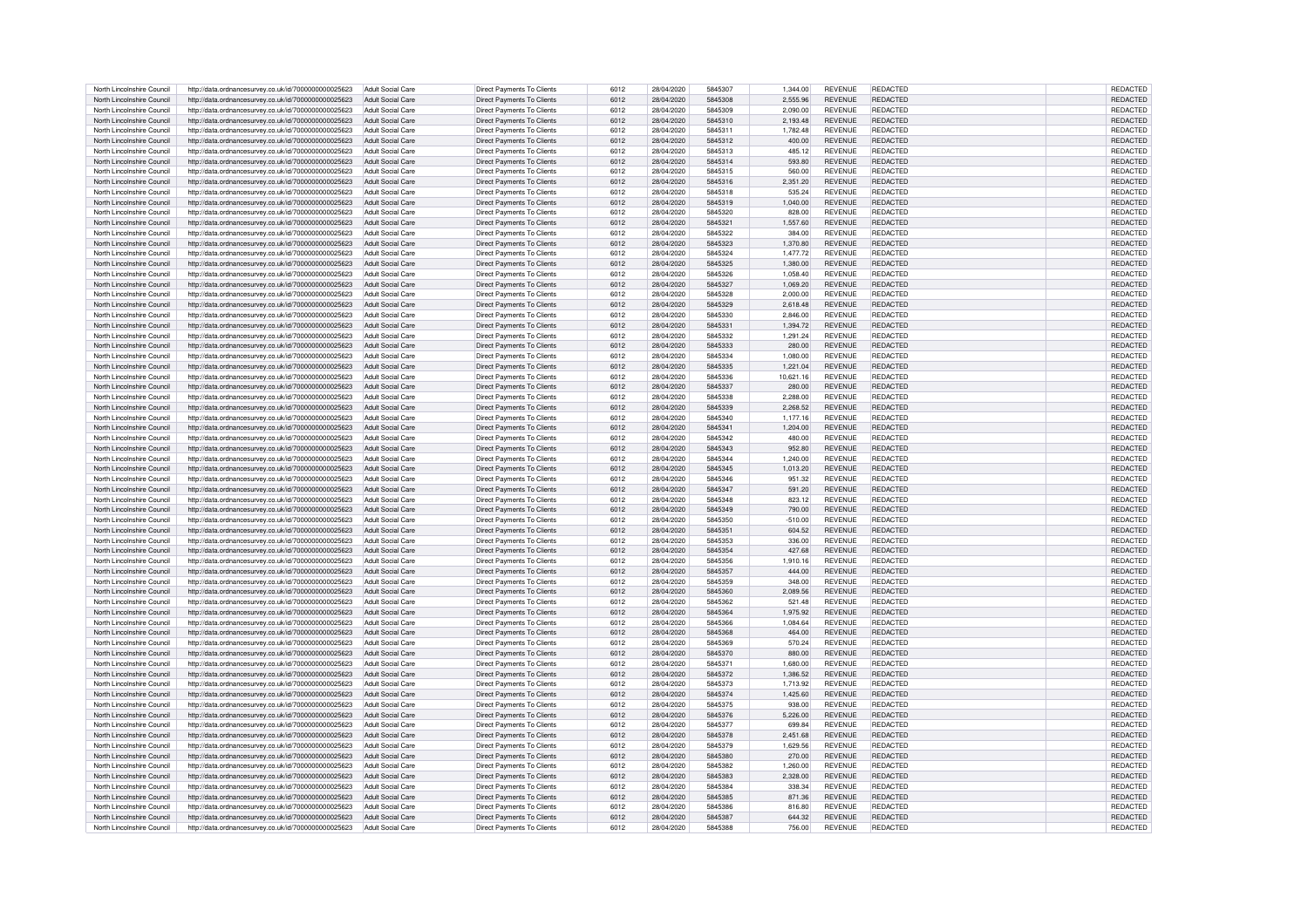| | | | | | | | | | | | |
|---|---|---|---|---|---|---|---|---|---|---|---|
| North Lincolnshire Council | http://data.ordnancesurvey.co.uk/id/7000000000025623 | Adult Social Care | Direct Payments To Clients | 6012 | 28/04/2020 | 5845307 | 1,344.00 | REVENUE | REDACTED | | REDACTED |
| North Lincolnshire Council | http://data.ordnancesurvey.co.uk/id/7000000000025623 | Adult Social Care | Direct Payments To Clients | 6012 | 28/04/2020 | 5845308 | 2,555.96 | REVENUE | REDACTED | | REDACTED |
| North Lincolnshire Council | http://data.ordnancesurvey.co.uk/id/7000000000025623 | Adult Social Care | Direct Payments To Clients | 6012 | 28/04/2020 | 5845309 | 2,090.00 | REVENUE | REDACTED | | REDACTED |
| North Lincolnshire Council | http://data.ordnancesurvey.co.uk/id/7000000000025623 | Adult Social Care | Direct Payments To Clients | 6012 | 28/04/2020 | 5845310 | 2,193.48 | REVENUE | REDACTED | | REDACTED |
| North Lincolnshire Council | http://data.ordnancesurvey.co.uk/id/7000000000025623 | Adult Social Care | Direct Payments To Clients | 6012 | 28/04/2020 | 5845311 | 1,782.48 | REVENUE | REDACTED | | REDACTED |
| North Lincolnshire Council | http://data.ordnancesurvey.co.uk/id/7000000000025623 | Adult Social Care | Direct Payments To Clients | 6012 | 28/04/2020 | 5845312 | 400.00 | REVENUE | REDACTED | | REDACTED |
| North Lincolnshire Council | http://data.ordnancesurvey.co.uk/id/7000000000025623 | Adult Social Care | Direct Payments To Clients | 6012 | 28/04/2020 | 5845313 | 485.12 | REVENUE | REDACTED | | REDACTED |
| North Lincolnshire Council | http://data.ordnancesurvey.co.uk/id/7000000000025623 | Adult Social Care | Direct Payments To Clients | 6012 | 28/04/2020 | 5845314 | 593.80 | REVENUE | REDACTED | | REDACTED |
| North Lincolnshire Council | http://data.ordnancesurvey.co.uk/id/7000000000025623 | Adult Social Care | Direct Payments To Clients | 6012 | 28/04/2020 | 5845315 | 560.00 | REVENUE | REDACTED | | REDACTED |
| North Lincolnshire Council | http://data.ordnancesurvey.co.uk/id/7000000000025623 | Adult Social Care | Direct Payments To Clients | 6012 | 28/04/2020 | 5845316 | 2,351.20 | REVENUE | REDACTED | | REDACTED |
| North Lincolnshire Council | http://data.ordnancesurvey.co.uk/id/7000000000025623 | Adult Social Care | Direct Payments To Clients | 6012 | 28/04/2020 | 5845318 | 535.24 | REVENUE | REDACTED | | REDACTED |
| North Lincolnshire Council | http://data.ordnancesurvey.co.uk/id/7000000000025623 | Adult Social Care | Direct Payments To Clients | 6012 | 28/04/2020 | 5845319 | 1,040.00 | REVENUE | REDACTED | | REDACTED |
| North Lincolnshire Council | http://data.ordnancesurvey.co.uk/id/7000000000025623 | Adult Social Care | Direct Payments To Clients | 6012 | 28/04/2020 | 5845320 | 828.00 | REVENUE | REDACTED | | REDACTED |
| North Lincolnshire Council | http://data.ordnancesurvey.co.uk/id/7000000000025623 | Adult Social Care | Direct Payments To Clients | 6012 | 28/04/2020 | 5845321 | 1,557.60 | REVENUE | REDACTED | | REDACTED |
| North Lincolnshire Council | http://data.ordnancesurvey.co.uk/id/7000000000025623 | Adult Social Care | Direct Payments To Clients | 6012 | 28/04/2020 | 5845322 | 384.00 | REVENUE | REDACTED | | REDACTED |
| North Lincolnshire Council | http://data.ordnancesurvey.co.uk/id/7000000000025623 | Adult Social Care | Direct Payments To Clients | 6012 | 28/04/2020 | 5845323 | 1,370.80 | REVENUE | REDACTED | | REDACTED |
| North Lincolnshire Council | http://data.ordnancesurvey.co.uk/id/7000000000025623 | Adult Social Care | Direct Payments To Clients | 6012 | 28/04/2020 | 5845324 | 1,477.72 | REVENUE | REDACTED | | REDACTED |
| North Lincolnshire Council | http://data.ordnancesurvey.co.uk/id/7000000000025623 | Adult Social Care | Direct Payments To Clients | 6012 | 28/04/2020 | 5845325 | 1,380.00 | REVENUE | REDACTED | | REDACTED |
| North Lincolnshire Council | http://data.ordnancesurvey.co.uk/id/7000000000025623 | Adult Social Care | Direct Payments To Clients | 6012 | 28/04/2020 | 5845326 | 1,058.40 | REVENUE | REDACTED | | REDACTED |
| North Lincolnshire Council | http://data.ordnancesurvey.co.uk/id/7000000000025623 | Adult Social Care | Direct Payments To Clients | 6012 | 28/04/2020 | 5845327 | 1,069.20 | REVENUE | REDACTED | | REDACTED |
| North Lincolnshire Council | http://data.ordnancesurvey.co.uk/id/7000000000025623 | Adult Social Care | Direct Payments To Clients | 6012 | 28/04/2020 | 5845328 | 2,000.00 | REVENUE | REDACTED | | REDACTED |
| North Lincolnshire Council | http://data.ordnancesurvey.co.uk/id/7000000000025623 | Adult Social Care | Direct Payments To Clients | 6012 | 28/04/2020 | 5845329 | 2,618.48 | REVENUE | REDACTED | | REDACTED |
| North Lincolnshire Council | http://data.ordnancesurvey.co.uk/id/7000000000025623 | Adult Social Care | Direct Payments To Clients | 6012 | 28/04/2020 | 5845330 | 2,846.00 | REVENUE | REDACTED | | REDACTED |
| North Lincolnshire Council | http://data.ordnancesurvey.co.uk/id/7000000000025623 | Adult Social Care | Direct Payments To Clients | 6012 | 28/04/2020 | 5845331 | 1,394.72 | REVENUE | REDACTED | | REDACTED |
| North Lincolnshire Council | http://data.ordnancesurvey.co.uk/id/7000000000025623 | Adult Social Care | Direct Payments To Clients | 6012 | 28/04/2020 | 5845332 | 1,291.24 | REVENUE | REDACTED | | REDACTED |
| North Lincolnshire Council | http://data.ordnancesurvey.co.uk/id/7000000000025623 | Adult Social Care | Direct Payments To Clients | 6012 | 28/04/2020 | 5845333 | 280.00 | REVENUE | REDACTED | | REDACTED |
| North Lincolnshire Council | http://data.ordnancesurvey.co.uk/id/7000000000025623 | Adult Social Care | Direct Payments To Clients | 6012 | 28/04/2020 | 5845334 | 1,080.00 | REVENUE | REDACTED | | REDACTED |
| North Lincolnshire Council | http://data.ordnancesurvey.co.uk/id/7000000000025623 | Adult Social Care | Direct Payments To Clients | 6012 | 28/04/2020 | 5845335 | 1,221.04 | REVENUE | REDACTED | | REDACTED |
| North Lincolnshire Council | http://data.ordnancesurvey.co.uk/id/7000000000025623 | Adult Social Care | Direct Payments To Clients | 6012 | 28/04/2020 | 5845336 | 10,621.16 | REVENUE | REDACTED | | REDACTED |
| North Lincolnshire Council | http://data.ordnancesurvey.co.uk/id/7000000000025623 | Adult Social Care | Direct Payments To Clients | 6012 | 28/04/2020 | 5845337 | 280.00 | REVENUE | REDACTED | | REDACTED |
| North Lincolnshire Council | http://data.ordnancesurvey.co.uk/id/7000000000025623 | Adult Social Care | Direct Payments To Clients | 6012 | 28/04/2020 | 5845338 | 2,288.00 | REVENUE | REDACTED | | REDACTED |
| North Lincolnshire Council | http://data.ordnancesurvey.co.uk/id/7000000000025623 | Adult Social Care | Direct Payments To Clients | 6012 | 28/04/2020 | 5845339 | 2,268.52 | REVENUE | REDACTED | | REDACTED |
| North Lincolnshire Council | http://data.ordnancesurvey.co.uk/id/7000000000025623 | Adult Social Care | Direct Payments To Clients | 6012 | 28/04/2020 | 5845340 | 1,177.16 | REVENUE | REDACTED | | REDACTED |
| North Lincolnshire Council | http://data.ordnancesurvey.co.uk/id/7000000000025623 | Adult Social Care | Direct Payments To Clients | 6012 | 28/04/2020 | 5845341 | 1,204.00 | REVENUE | REDACTED | | REDACTED |
| North Lincolnshire Council | http://data.ordnancesurvey.co.uk/id/7000000000025623 | Adult Social Care | Direct Payments To Clients | 6012 | 28/04/2020 | 5845342 | 480.00 | REVENUE | REDACTED | | REDACTED |
| North Lincolnshire Council | http://data.ordnancesurvey.co.uk/id/7000000000025623 | Adult Social Care | Direct Payments To Clients | 6012 | 28/04/2020 | 5845343 | 952.80 | REVENUE | REDACTED | | REDACTED |
| North Lincolnshire Council | http://data.ordnancesurvey.co.uk/id/7000000000025623 | Adult Social Care | Direct Payments To Clients | 6012 | 28/04/2020 | 5845344 | 1,240.00 | REVENUE | REDACTED | | REDACTED |
| North Lincolnshire Council | http://data.ordnancesurvey.co.uk/id/7000000000025623 | Adult Social Care | Direct Payments To Clients | 6012 | 28/04/2020 | 5845345 | 1,013.20 | REVENUE | REDACTED | | REDACTED |
| North Lincolnshire Council | http://data.ordnancesurvey.co.uk/id/7000000000025623 | Adult Social Care | Direct Payments To Clients | 6012 | 28/04/2020 | 5845346 | 951.32 | REVENUE | REDACTED | | REDACTED |
| North Lincolnshire Council | http://data.ordnancesurvey.co.uk/id/7000000000025623 | Adult Social Care | Direct Payments To Clients | 6012 | 28/04/2020 | 5845347 | 591.20 | REVENUE | REDACTED | | REDACTED |
| North Lincolnshire Council | http://data.ordnancesurvey.co.uk/id/7000000000025623 | Adult Social Care | Direct Payments To Clients | 6012 | 28/04/2020 | 5845348 | 823.12 | REVENUE | REDACTED | | REDACTED |
| North Lincolnshire Council | http://data.ordnancesurvey.co.uk/id/7000000000025623 | Adult Social Care | Direct Payments To Clients | 6012 | 28/04/2020 | 5845349 | 790.00 | REVENUE | REDACTED | | REDACTED |
| North Lincolnshire Council | http://data.ordnancesurvey.co.uk/id/7000000000025623 | Adult Social Care | Direct Payments To Clients | 6012 | 28/04/2020 | 5845350 | -510.00 | REVENUE | REDACTED | | REDACTED |
| North Lincolnshire Council | http://data.ordnancesurvey.co.uk/id/7000000000025623 | Adult Social Care | Direct Payments To Clients | 6012 | 28/04/2020 | 5845351 | 604.52 | REVENUE | REDACTED | | REDACTED |
| North Lincolnshire Council | http://data.ordnancesurvey.co.uk/id/7000000000025623 | Adult Social Care | Direct Payments To Clients | 6012 | 28/04/2020 | 5845353 | 336.00 | REVENUE | REDACTED | | REDACTED |
| North Lincolnshire Council | http://data.ordnancesurvey.co.uk/id/7000000000025623 | Adult Social Care | Direct Payments To Clients | 6012 | 28/04/2020 | 5845354 | 427.68 | REVENUE | REDACTED | | REDACTED |
| North Lincolnshire Council | http://data.ordnancesurvey.co.uk/id/7000000000025623 | Adult Social Care | Direct Payments To Clients | 6012 | 28/04/2020 | 5845356 | 1,910.16 | REVENUE | REDACTED | | REDACTED |
| North Lincolnshire Council | http://data.ordnancesurvey.co.uk/id/7000000000025623 | Adult Social Care | Direct Payments To Clients | 6012 | 28/04/2020 | 5845357 | 444.00 | REVENUE | REDACTED | | REDACTED |
| North Lincolnshire Council | http://data.ordnancesurvey.co.uk/id/7000000000025623 | Adult Social Care | Direct Payments To Clients | 6012 | 28/04/2020 | 5845359 | 348.00 | REVENUE | REDACTED | | REDACTED |
| North Lincolnshire Council | http://data.ordnancesurvey.co.uk/id/7000000000025623 | Adult Social Care | Direct Payments To Clients | 6012 | 28/04/2020 | 5845360 | 2,089.56 | REVENUE | REDACTED | | REDACTED |
| North Lincolnshire Council | http://data.ordnancesurvey.co.uk/id/7000000000025623 | Adult Social Care | Direct Payments To Clients | 6012 | 28/04/2020 | 5845362 | 521.48 | REVENUE | REDACTED | | REDACTED |
| North Lincolnshire Council | http://data.ordnancesurvey.co.uk/id/7000000000025623 | Adult Social Care | Direct Payments To Clients | 6012 | 28/04/2020 | 5845364 | 1,975.92 | REVENUE | REDACTED | | REDACTED |
| North Lincolnshire Council | http://data.ordnancesurvey.co.uk/id/7000000000025623 | Adult Social Care | Direct Payments To Clients | 6012 | 28/04/2020 | 5845366 | 1,084.64 | REVENUE | REDACTED | | REDACTED |
| North Lincolnshire Council | http://data.ordnancesurvey.co.uk/id/7000000000025623 | Adult Social Care | Direct Payments To Clients | 6012 | 28/04/2020 | 5845368 | 464.00 | REVENUE | REDACTED | | REDACTED |
| North Lincolnshire Council | http://data.ordnancesurvey.co.uk/id/7000000000025623 | Adult Social Care | Direct Payments To Clients | 6012 | 28/04/2020 | 5845369 | 570.24 | REVENUE | REDACTED | | REDACTED |
| North Lincolnshire Council | http://data.ordnancesurvey.co.uk/id/7000000000025623 | Adult Social Care | Direct Payments To Clients | 6012 | 28/04/2020 | 5845370 | 880.00 | REVENUE | REDACTED | | REDACTED |
| North Lincolnshire Council | http://data.ordnancesurvey.co.uk/id/7000000000025623 | Adult Social Care | Direct Payments To Clients | 6012 | 28/04/2020 | 5845371 | 1,680.00 | REVENUE | REDACTED | | REDACTED |
| North Lincolnshire Council | http://data.ordnancesurvey.co.uk/id/7000000000025623 | Adult Social Care | Direct Payments To Clients | 6012 | 28/04/2020 | 5845372 | 1,386.52 | REVENUE | REDACTED | | REDACTED |
| North Lincolnshire Council | http://data.ordnancesurvey.co.uk/id/7000000000025623 | Adult Social Care | Direct Payments To Clients | 6012 | 28/04/2020 | 5845373 | 1,713.92 | REVENUE | REDACTED | | REDACTED |
| North Lincolnshire Council | http://data.ordnancesurvey.co.uk/id/7000000000025623 | Adult Social Care | Direct Payments To Clients | 6012 | 28/04/2020 | 5845374 | 1,425.60 | REVENUE | REDACTED | | REDACTED |
| North Lincolnshire Council | http://data.ordnancesurvey.co.uk/id/7000000000025623 | Adult Social Care | Direct Payments To Clients | 6012 | 28/04/2020 | 5845375 | 938.00 | REVENUE | REDACTED | | REDACTED |
| North Lincolnshire Council | http://data.ordnancesurvey.co.uk/id/7000000000025623 | Adult Social Care | Direct Payments To Clients | 6012 | 28/04/2020 | 5845376 | 5,226.00 | REVENUE | REDACTED | | REDACTED |
| North Lincolnshire Council | http://data.ordnancesurvey.co.uk/id/7000000000025623 | Adult Social Care | Direct Payments To Clients | 6012 | 28/04/2020 | 5845377 | 699.84 | REVENUE | REDACTED | | REDACTED |
| North Lincolnshire Council | http://data.ordnancesurvey.co.uk/id/7000000000025623 | Adult Social Care | Direct Payments To Clients | 6012 | 28/04/2020 | 5845378 | 2,451.68 | REVENUE | REDACTED | | REDACTED |
| North Lincolnshire Council | http://data.ordnancesurvey.co.uk/id/7000000000025623 | Adult Social Care | Direct Payments To Clients | 6012 | 28/04/2020 | 5845379 | 1,629.56 | REVENUE | REDACTED | | REDACTED |
| North Lincolnshire Council | http://data.ordnancesurvey.co.uk/id/7000000000025623 | Adult Social Care | Direct Payments To Clients | 6012 | 28/04/2020 | 5845380 | 270.00 | REVENUE | REDACTED | | REDACTED |
| North Lincolnshire Council | http://data.ordnancesurvey.co.uk/id/7000000000025623 | Adult Social Care | Direct Payments To Clients | 6012 | 28/04/2020 | 5845382 | 1,260.00 | REVENUE | REDACTED | | REDACTED |
| North Lincolnshire Council | http://data.ordnancesurvey.co.uk/id/7000000000025623 | Adult Social Care | Direct Payments To Clients | 6012 | 28/04/2020 | 5845383 | 2,328.00 | REVENUE | REDACTED | | REDACTED |
| North Lincolnshire Council | http://data.ordnancesurvey.co.uk/id/7000000000025623 | Adult Social Care | Direct Payments To Clients | 6012 | 28/04/2020 | 5845384 | 338.34 | REVENUE | REDACTED | | REDACTED |
| North Lincolnshire Council | http://data.ordnancesurvey.co.uk/id/7000000000025623 | Adult Social Care | Direct Payments To Clients | 6012 | 28/04/2020 | 5845385 | 871.36 | REVENUE | REDACTED | | REDACTED |
| North Lincolnshire Council | http://data.ordnancesurvey.co.uk/id/7000000000025623 | Adult Social Care | Direct Payments To Clients | 6012 | 28/04/2020 | 5845386 | 816.80 | REVENUE | REDACTED | | REDACTED |
| North Lincolnshire Council | http://data.ordnancesurvey.co.uk/id/7000000000025623 | Adult Social Care | Direct Payments To Clients | 6012 | 28/04/2020 | 5845387 | 644.32 | REVENUE | REDACTED | | REDACTED |
| North Lincolnshire Council | http://data.ordnancesurvey.co.uk/id/7000000000025623 | Adult Social Care | Direct Payments To Clients | 6012 | 28/04/2020 | 5845388 | 756.00 | REVENUE | REDACTED | | REDACTED |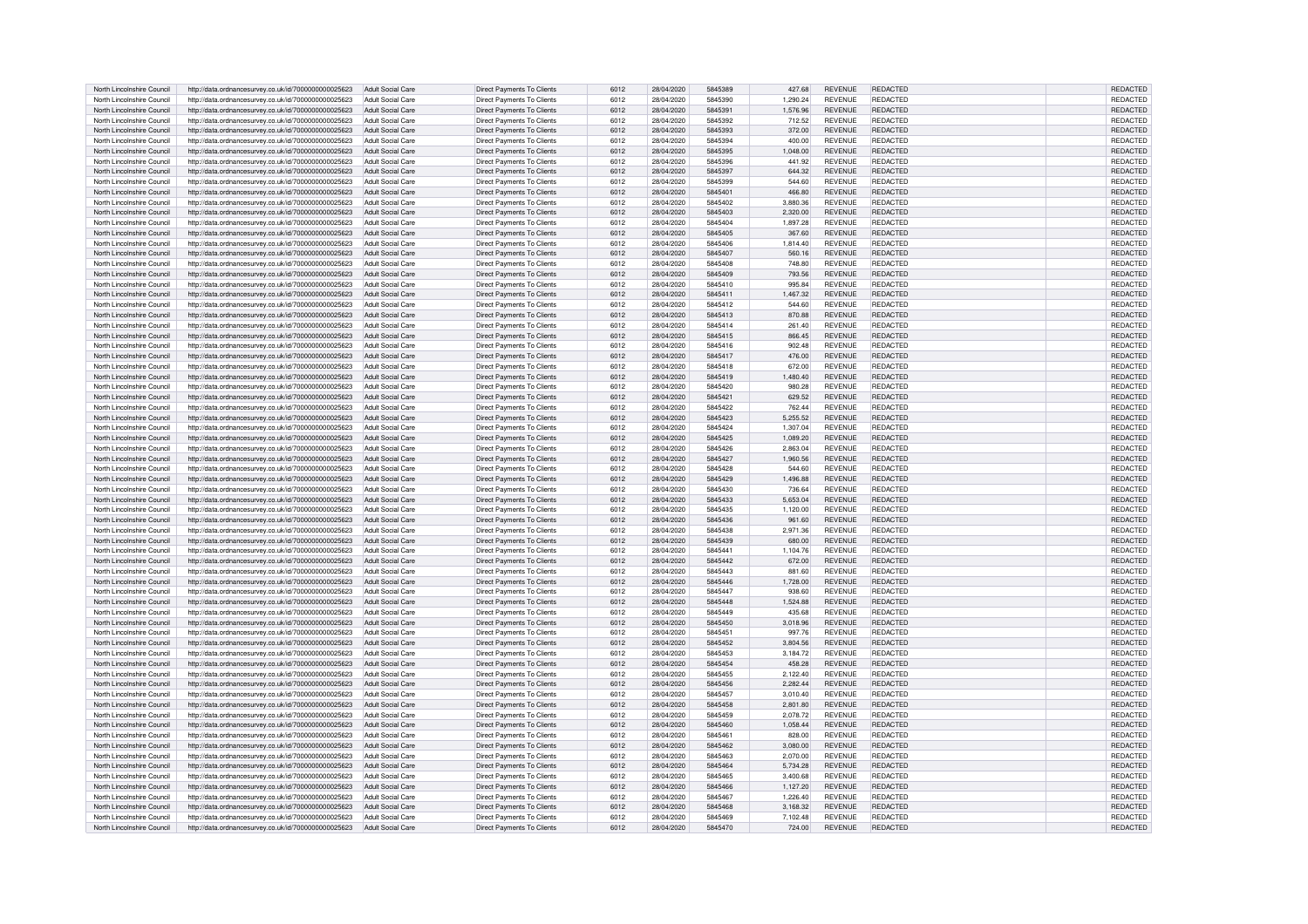| | | | | | | | | | | | |
|---|---|---|---|---|---|---|---|---|---|---|---|
| North Lincolnshire Council | http://data.ordnancesurvey.co.uk/id/7000000000025623 | Adult Social Care | Direct Payments To Clients | 6012 | 28/04/2020 | 5845389 | 427.68 | REVENUE | REDACTED | | REDACTED |
| North Lincolnshire Council | http://data.ordnancesurvey.co.uk/id/7000000000025623 | Adult Social Care | Direct Payments To Clients | 6012 | 28/04/2020 | 5845390 | 1,290.24 | REVENUE | REDACTED | | REDACTED |
| North Lincolnshire Council | http://data.ordnancesurvey.co.uk/id/7000000000025623 | Adult Social Care | Direct Payments To Clients | 6012 | 28/04/2020 | 5845391 | 1,576.96 | REVENUE | REDACTED | | REDACTED |
| North Lincolnshire Council | http://data.ordnancesurvey.co.uk/id/7000000000025623 | Adult Social Care | Direct Payments To Clients | 6012 | 28/04/2020 | 5845392 | 712.52 | REVENUE | REDACTED | | REDACTED |
| North Lincolnshire Council | http://data.ordnancesurvey.co.uk/id/7000000000025623 | Adult Social Care | Direct Payments To Clients | 6012 | 28/04/2020 | 5845393 | 372.00 | REVENUE | REDACTED | | REDACTED |
| North Lincolnshire Council | http://data.ordnancesurvey.co.uk/id/7000000000025623 | Adult Social Care | Direct Payments To Clients | 6012 | 28/04/2020 | 5845394 | 400.00 | REVENUE | REDACTED | | REDACTED |
| North Lincolnshire Council | http://data.ordnancesurvey.co.uk/id/7000000000025623 | Adult Social Care | Direct Payments To Clients | 6012 | 28/04/2020 | 5845395 | 1,048.00 | REVENUE | REDACTED | | REDACTED |
| North Lincolnshire Council | http://data.ordnancesurvey.co.uk/id/7000000000025623 | Adult Social Care | Direct Payments To Clients | 6012 | 28/04/2020 | 5845396 | 441.92 | REVENUE | REDACTED | | REDACTED |
| North Lincolnshire Council | http://data.ordnancesurvey.co.uk/id/7000000000025623 | Adult Social Care | Direct Payments To Clients | 6012 | 28/04/2020 | 5845397 | 644.32 | REVENUE | REDACTED | | REDACTED |
| North Lincolnshire Council | http://data.ordnancesurvey.co.uk/id/7000000000025623 | Adult Social Care | Direct Payments To Clients | 6012 | 28/04/2020 | 5845399 | 544.60 | REVENUE | REDACTED | | REDACTED |
| North Lincolnshire Council | http://data.ordnancesurvey.co.uk/id/7000000000025623 | Adult Social Care | Direct Payments To Clients | 6012 | 28/04/2020 | 5845401 | 466.80 | REVENUE | REDACTED | | REDACTED |
| North Lincolnshire Council | http://data.ordnancesurvey.co.uk/id/7000000000025623 | Adult Social Care | Direct Payments To Clients | 6012 | 28/04/2020 | 5845402 | 3,880.36 | REVENUE | REDACTED | | REDACTED |
| North Lincolnshire Council | http://data.ordnancesurvey.co.uk/id/7000000000025623 | Adult Social Care | Direct Payments To Clients | 6012 | 28/04/2020 | 5845403 | 2,320.00 | REVENUE | REDACTED | | REDACTED |
| North Lincolnshire Council | http://data.ordnancesurvey.co.uk/id/7000000000025623 | Adult Social Care | Direct Payments To Clients | 6012 | 28/04/2020 | 5845404 | 1,897.28 | REVENUE | REDACTED | | REDACTED |
| North Lincolnshire Council | http://data.ordnancesurvey.co.uk/id/7000000000025623 | Adult Social Care | Direct Payments To Clients | 6012 | 28/04/2020 | 5845405 | 367.60 | REVENUE | REDACTED | | REDACTED |
| North Lincolnshire Council | http://data.ordnancesurvey.co.uk/id/7000000000025623 | Adult Social Care | Direct Payments To Clients | 6012 | 28/04/2020 | 5845406 | 1,814.40 | REVENUE | REDACTED | | REDACTED |
| North Lincolnshire Council | http://data.ordnancesurvey.co.uk/id/7000000000025623 | Adult Social Care | Direct Payments To Clients | 6012 | 28/04/2020 | 5845407 | 560.16 | REVENUE | REDACTED | | REDACTED |
| North Lincolnshire Council | http://data.ordnancesurvey.co.uk/id/7000000000025623 | Adult Social Care | Direct Payments To Clients | 6012 | 28/04/2020 | 5845408 | 748.80 | REVENUE | REDACTED | | REDACTED |
| North Lincolnshire Council | http://data.ordnancesurvey.co.uk/id/7000000000025623 | Adult Social Care | Direct Payments To Clients | 6012 | 28/04/2020 | 5845409 | 793.56 | REVENUE | REDACTED | | REDACTED |
| North Lincolnshire Council | http://data.ordnancesurvey.co.uk/id/7000000000025623 | Adult Social Care | Direct Payments To Clients | 6012 | 28/04/2020 | 5845410 | 995.84 | REVENUE | REDACTED | | REDACTED |
| North Lincolnshire Council | http://data.ordnancesurvey.co.uk/id/7000000000025623 | Adult Social Care | Direct Payments To Clients | 6012 | 28/04/2020 | 5845411 | 1,467.32 | REVENUE | REDACTED | | REDACTED |
| North Lincolnshire Council | http://data.ordnancesurvey.co.uk/id/7000000000025623 | Adult Social Care | Direct Payments To Clients | 6012 | 28/04/2020 | 5845412 | 544.60 | REVENUE | REDACTED | | REDACTED |
| North Lincolnshire Council | http://data.ordnancesurvey.co.uk/id/7000000000025623 | Adult Social Care | Direct Payments To Clients | 6012 | 28/04/2020 | 5845413 | 870.88 | REVENUE | REDACTED | | REDACTED |
| North Lincolnshire Council | http://data.ordnancesurvey.co.uk/id/7000000000025623 | Adult Social Care | Direct Payments To Clients | 6012 | 28/04/2020 | 5845414 | 261.40 | REVENUE | REDACTED | | REDACTED |
| North Lincolnshire Council | http://data.ordnancesurvey.co.uk/id/7000000000025623 | Adult Social Care | Direct Payments To Clients | 6012 | 28/04/2020 | 5845415 | 866.45 | REVENUE | REDACTED | | REDACTED |
| North Lincolnshire Council | http://data.ordnancesurvey.co.uk/id/7000000000025623 | Adult Social Care | Direct Payments To Clients | 6012 | 28/04/2020 | 5845416 | 902.48 | REVENUE | REDACTED | | REDACTED |
| North Lincolnshire Council | http://data.ordnancesurvey.co.uk/id/7000000000025623 | Adult Social Care | Direct Payments To Clients | 6012 | 28/04/2020 | 5845417 | 476.00 | REVENUE | REDACTED | | REDACTED |
| North Lincolnshire Council | http://data.ordnancesurvey.co.uk/id/7000000000025623 | Adult Social Care | Direct Payments To Clients | 6012 | 28/04/2020 | 5845418 | 672.00 | REVENUE | REDACTED | | REDACTED |
| North Lincolnshire Council | http://data.ordnancesurvey.co.uk/id/7000000000025623 | Adult Social Care | Direct Payments To Clients | 6012 | 28/04/2020 | 5845419 | 1,480.40 | REVENUE | REDACTED | | REDACTED |
| North Lincolnshire Council | http://data.ordnancesurvey.co.uk/id/7000000000025623 | Adult Social Care | Direct Payments To Clients | 6012 | 28/04/2020 | 5845420 | 980.28 | REVENUE | REDACTED | | REDACTED |
| North Lincolnshire Council | http://data.ordnancesurvey.co.uk/id/7000000000025623 | Adult Social Care | Direct Payments To Clients | 6012 | 28/04/2020 | 5845421 | 629.52 | REVENUE | REDACTED | | REDACTED |
| North Lincolnshire Council | http://data.ordnancesurvey.co.uk/id/7000000000025623 | Adult Social Care | Direct Payments To Clients | 6012 | 28/04/2020 | 5845422 | 762.44 | REVENUE | REDACTED | | REDACTED |
| North Lincolnshire Council | http://data.ordnancesurvey.co.uk/id/7000000000025623 | Adult Social Care | Direct Payments To Clients | 6012 | 28/04/2020 | 5845423 | 5,255.52 | REVENUE | REDACTED | | REDACTED |
| North Lincolnshire Council | http://data.ordnancesurvey.co.uk/id/7000000000025623 | Adult Social Care | Direct Payments To Clients | 6012 | 28/04/2020 | 5845424 | 1,307.04 | REVENUE | REDACTED | | REDACTED |
| North Lincolnshire Council | http://data.ordnancesurvey.co.uk/id/7000000000025623 | Adult Social Care | Direct Payments To Clients | 6012 | 28/04/2020 | 5845425 | 1,089.20 | REVENUE | REDACTED | | REDACTED |
| North Lincolnshire Council | http://data.ordnancesurvey.co.uk/id/7000000000025623 | Adult Social Care | Direct Payments To Clients | 6012 | 28/04/2020 | 5845426 | 2,863.04 | REVENUE | REDACTED | | REDACTED |
| North Lincolnshire Council | http://data.ordnancesurvey.co.uk/id/7000000000025623 | Adult Social Care | Direct Payments To Clients | 6012 | 28/04/2020 | 5845427 | 1,960.56 | REVENUE | REDACTED | | REDACTED |
| North Lincolnshire Council | http://data.ordnancesurvey.co.uk/id/7000000000025623 | Adult Social Care | Direct Payments To Clients | 6012 | 28/04/2020 | 5845428 | 544.60 | REVENUE | REDACTED | | REDACTED |
| North Lincolnshire Council | http://data.ordnancesurvey.co.uk/id/7000000000025623 | Adult Social Care | Direct Payments To Clients | 6012 | 28/04/2020 | 5845429 | 1,496.88 | REVENUE | REDACTED | | REDACTED |
| North Lincolnshire Council | http://data.ordnancesurvey.co.uk/id/7000000000025623 | Adult Social Care | Direct Payments To Clients | 6012 | 28/04/2020 | 5845430 | 736.64 | REVENUE | REDACTED | | REDACTED |
| North Lincolnshire Council | http://data.ordnancesurvey.co.uk/id/7000000000025623 | Adult Social Care | Direct Payments To Clients | 6012 | 28/04/2020 | 5845433 | 5,653.04 | REVENUE | REDACTED | | REDACTED |
| North Lincolnshire Council | http://data.ordnancesurvey.co.uk/id/7000000000025623 | Adult Social Care | Direct Payments To Clients | 6012 | 28/04/2020 | 5845435 | 1,120.00 | REVENUE | REDACTED | | REDACTED |
| North Lincolnshire Council | http://data.ordnancesurvey.co.uk/id/7000000000025623 | Adult Social Care | Direct Payments To Clients | 6012 | 28/04/2020 | 5845436 | 961.60 | REVENUE | REDACTED | | REDACTED |
| North Lincolnshire Council | http://data.ordnancesurvey.co.uk/id/7000000000025623 | Adult Social Care | Direct Payments To Clients | 6012 | 28/04/2020 | 5845438 | 2,971.36 | REVENUE | REDACTED | | REDACTED |
| North Lincolnshire Council | http://data.ordnancesurvey.co.uk/id/7000000000025623 | Adult Social Care | Direct Payments To Clients | 6012 | 28/04/2020 | 5845439 | 680.00 | REVENUE | REDACTED | | REDACTED |
| North Lincolnshire Council | http://data.ordnancesurvey.co.uk/id/7000000000025623 | Adult Social Care | Direct Payments To Clients | 6012 | 28/04/2020 | 5845441 | 1,104.76 | REVENUE | REDACTED | | REDACTED |
| North Lincolnshire Council | http://data.ordnancesurvey.co.uk/id/7000000000025623 | Adult Social Care | Direct Payments To Clients | 6012 | 28/04/2020 | 5845442 | 672.00 | REVENUE | REDACTED | | REDACTED |
| North Lincolnshire Council | http://data.ordnancesurvey.co.uk/id/7000000000025623 | Adult Social Care | Direct Payments To Clients | 6012 | 28/04/2020 | 5845443 | 881.60 | REVENUE | REDACTED | | REDACTED |
| North Lincolnshire Council | http://data.ordnancesurvey.co.uk/id/7000000000025623 | Adult Social Care | Direct Payments To Clients | 6012 | 28/04/2020 | 5845446 | 1,728.00 | REVENUE | REDACTED | | REDACTED |
| North Lincolnshire Council | http://data.ordnancesurvey.co.uk/id/7000000000025623 | Adult Social Care | Direct Payments To Clients | 6012 | 28/04/2020 | 5845447 | 938.60 | REVENUE | REDACTED | | REDACTED |
| North Lincolnshire Council | http://data.ordnancesurvey.co.uk/id/7000000000025623 | Adult Social Care | Direct Payments To Clients | 6012 | 28/04/2020 | 5845448 | 1,524.88 | REVENUE | REDACTED | | REDACTED |
| North Lincolnshire Council | http://data.ordnancesurvey.co.uk/id/7000000000025623 | Adult Social Care | Direct Payments To Clients | 6012 | 28/04/2020 | 5845449 | 435.68 | REVENUE | REDACTED | | REDACTED |
| North Lincolnshire Council | http://data.ordnancesurvey.co.uk/id/7000000000025623 | Adult Social Care | Direct Payments To Clients | 6012 | 28/04/2020 | 5845450 | 3,018.96 | REVENUE | REDACTED | | REDACTED |
| North Lincolnshire Council | http://data.ordnancesurvey.co.uk/id/7000000000025623 | Adult Social Care | Direct Payments To Clients | 6012 | 28/04/2020 | 5845451 | 997.76 | REVENUE | REDACTED | | REDACTED |
| North Lincolnshire Council | http://data.ordnancesurvey.co.uk/id/7000000000025623 | Adult Social Care | Direct Payments To Clients | 6012 | 28/04/2020 | 5845452 | 3,804.56 | REVENUE | REDACTED | | REDACTED |
| North Lincolnshire Council | http://data.ordnancesurvey.co.uk/id/7000000000025623 | Adult Social Care | Direct Payments To Clients | 6012 | 28/04/2020 | 5845453 | 3,184.72 | REVENUE | REDACTED | | REDACTED |
| North Lincolnshire Council | http://data.ordnancesurvey.co.uk/id/7000000000025623 | Adult Social Care | Direct Payments To Clients | 6012 | 28/04/2020 | 5845454 | 458.28 | REVENUE | REDACTED | | REDACTED |
| North Lincolnshire Council | http://data.ordnancesurvey.co.uk/id/7000000000025623 | Adult Social Care | Direct Payments To Clients | 6012 | 28/04/2020 | 5845455 | 2,122.40 | REVENUE | REDACTED | | REDACTED |
| North Lincolnshire Council | http://data.ordnancesurvey.co.uk/id/7000000000025623 | Adult Social Care | Direct Payments To Clients | 6012 | 28/04/2020 | 5845456 | 2,282.44 | REVENUE | REDACTED | | REDACTED |
| North Lincolnshire Council | http://data.ordnancesurvey.co.uk/id/7000000000025623 | Adult Social Care | Direct Payments To Clients | 6012 | 28/04/2020 | 5845457 | 3,010.40 | REVENUE | REDACTED | | REDACTED |
| North Lincolnshire Council | http://data.ordnancesurvey.co.uk/id/7000000000025623 | Adult Social Care | Direct Payments To Clients | 6012 | 28/04/2020 | 5845458 | 2,801.80 | REVENUE | REDACTED | | REDACTED |
| North Lincolnshire Council | http://data.ordnancesurvey.co.uk/id/7000000000025623 | Adult Social Care | Direct Payments To Clients | 6012 | 28/04/2020 | 5845459 | 2,078.72 | REVENUE | REDACTED | | REDACTED |
| North Lincolnshire Council | http://data.ordnancesurvey.co.uk/id/7000000000025623 | Adult Social Care | Direct Payments To Clients | 6012 | 28/04/2020 | 5845460 | 1,058.44 | REVENUE | REDACTED | | REDACTED |
| North Lincolnshire Council | http://data.ordnancesurvey.co.uk/id/7000000000025623 | Adult Social Care | Direct Payments To Clients | 6012 | 28/04/2020 | 5845461 | 828.00 | REVENUE | REDACTED | | REDACTED |
| North Lincolnshire Council | http://data.ordnancesurvey.co.uk/id/7000000000025623 | Adult Social Care | Direct Payments To Clients | 6012 | 28/04/2020 | 5845462 | 3,080.00 | REVENUE | REDACTED | | REDACTED |
| North Lincolnshire Council | http://data.ordnancesurvey.co.uk/id/7000000000025623 | Adult Social Care | Direct Payments To Clients | 6012 | 28/04/2020 | 5845463 | 2,070.00 | REVENUE | REDACTED | | REDACTED |
| North Lincolnshire Council | http://data.ordnancesurvey.co.uk/id/7000000000025623 | Adult Social Care | Direct Payments To Clients | 6012 | 28/04/2020 | 5845464 | 5,734.28 | REVENUE | REDACTED | | REDACTED |
| North Lincolnshire Council | http://data.ordnancesurvey.co.uk/id/7000000000025623 | Adult Social Care | Direct Payments To Clients | 6012 | 28/04/2020 | 5845465 | 3,400.68 | REVENUE | REDACTED | | REDACTED |
| North Lincolnshire Council | http://data.ordnancesurvey.co.uk/id/7000000000025623 | Adult Social Care | Direct Payments To Clients | 6012 | 28/04/2020 | 5845466 | 1,127.20 | REVENUE | REDACTED | | REDACTED |
| North Lincolnshire Council | http://data.ordnancesurvey.co.uk/id/7000000000025623 | Adult Social Care | Direct Payments To Clients | 6012 | 28/04/2020 | 5845467 | 1,226.40 | REVENUE | REDACTED | | REDACTED |
| North Lincolnshire Council | http://data.ordnancesurvey.co.uk/id/7000000000025623 | Adult Social Care | Direct Payments To Clients | 6012 | 28/04/2020 | 5845468 | 3,168.32 | REVENUE | REDACTED | | REDACTED |
| North Lincolnshire Council | http://data.ordnancesurvey.co.uk/id/7000000000025623 | Adult Social Care | Direct Payments To Clients | 6012 | 28/04/2020 | 5845469 | 7,102.48 | REVENUE | REDACTED | | REDACTED |
| North Lincolnshire Council | http://data.ordnancesurvey.co.uk/id/7000000000025623 | Adult Social Care | Direct Payments To Clients | 6012 | 28/04/2020 | 5845470 | 724.00 | REVENUE | REDACTED | | REDACTED |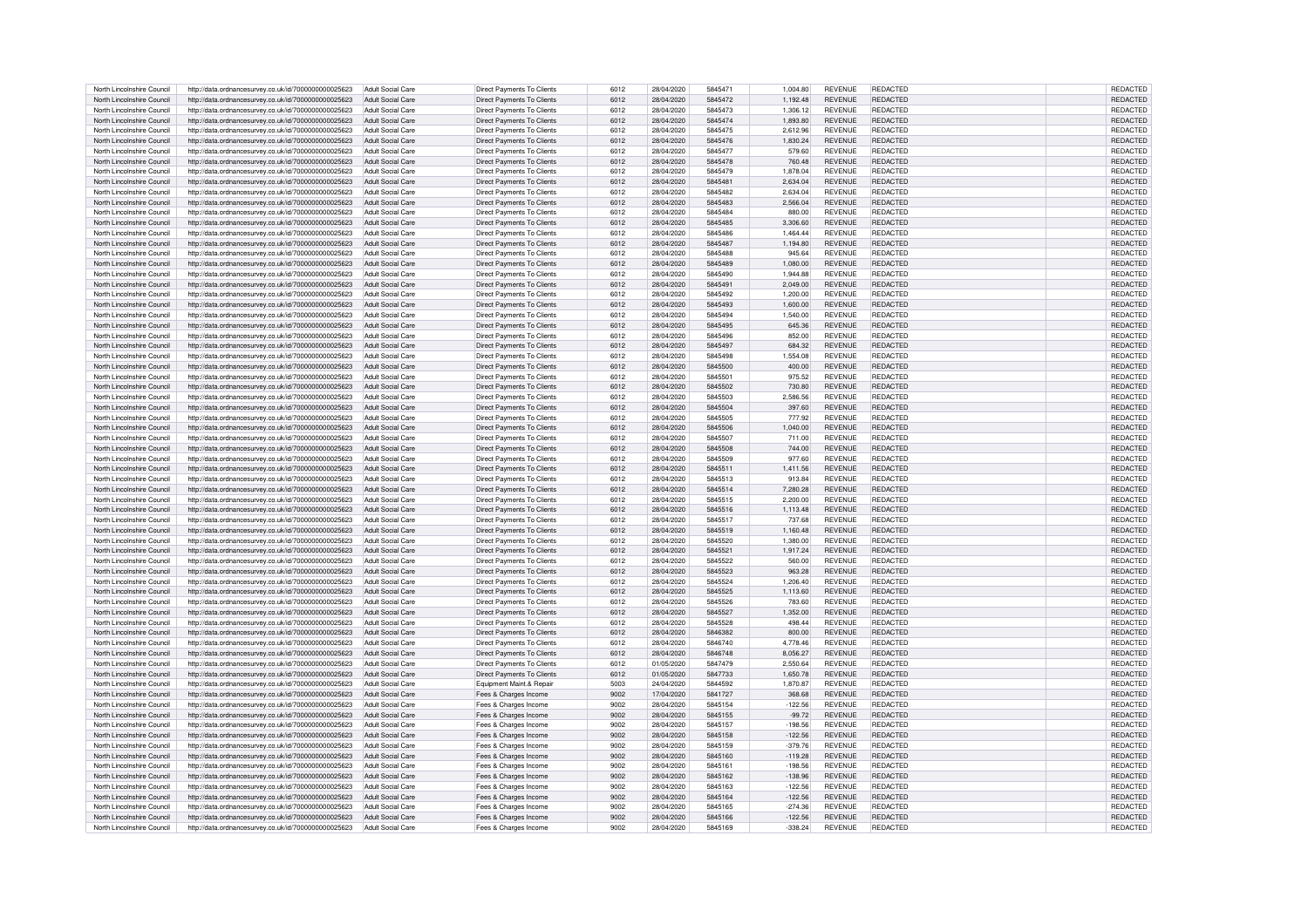| | | | | | | | | | | |
|---|---|---|---|---|---|---|---|---|---|---|
| North Lincolnshire Council | http://data.ordnancesurvey.co.uk/id/7000000000025623 | Adult Social Care | Direct Payments To Clients | 6012 | 28/04/2020 | 5845471 | 1,004.80 | REVENUE | REDACTED | REDACTED |
| North Lincolnshire Council | http://data.ordnancesurvey.co.uk/id/7000000000025623 | Adult Social Care | Direct Payments To Clients | 6012 | 28/04/2020 | 5845472 | 1,192.48 | REVENUE | REDACTED | REDACTED |
| North Lincolnshire Council | http://data.ordnancesurvey.co.uk/id/7000000000025623 | Adult Social Care | Direct Payments To Clients | 6012 | 28/04/2020 | 5845473 | 1,306.12 | REVENUE | REDACTED | REDACTED |
| North Lincolnshire Council | http://data.ordnancesurvey.co.uk/id/7000000000025623 | Adult Social Care | Direct Payments To Clients | 6012 | 28/04/2020 | 5845474 | 1,893.80 | REVENUE | REDACTED | REDACTED |
| North Lincolnshire Council | http://data.ordnancesurvey.co.uk/id/7000000000025623 | Adult Social Care | Direct Payments To Clients | 6012 | 28/04/2020 | 5845475 | 2,612.96 | REVENUE | REDACTED | REDACTED |
| North Lincolnshire Council | http://data.ordnancesurvey.co.uk/id/7000000000025623 | Adult Social Care | Direct Payments To Clients | 6012 | 28/04/2020 | 5845476 | 1,830.24 | REVENUE | REDACTED | REDACTED |
| North Lincolnshire Council | http://data.ordnancesurvey.co.uk/id/7000000000025623 | Adult Social Care | Direct Payments To Clients | 6012 | 28/04/2020 | 5845477 | 579.60 | REVENUE | REDACTED | REDACTED |
| North Lincolnshire Council | http://data.ordnancesurvey.co.uk/id/7000000000025623 | Adult Social Care | Direct Payments To Clients | 6012 | 28/04/2020 | 5845478 | 760.48 | REVENUE | REDACTED | REDACTED |
| North Lincolnshire Council | http://data.ordnancesurvey.co.uk/id/7000000000025623 | Adult Social Care | Direct Payments To Clients | 6012 | 28/04/2020 | 5845479 | 1,878.04 | REVENUE | REDACTED | REDACTED |
| North Lincolnshire Council | http://data.ordnancesurvey.co.uk/id/7000000000025623 | Adult Social Care | Direct Payments To Clients | 6012 | 28/04/2020 | 5845481 | 2,634.04 | REVENUE | REDACTED | REDACTED |
| North Lincolnshire Council | http://data.ordnancesurvey.co.uk/id/7000000000025623 | Adult Social Care | Direct Payments To Clients | 6012 | 28/04/2020 | 5845482 | 2,634.04 | REVENUE | REDACTED | REDACTED |
| North Lincolnshire Council | http://data.ordnancesurvey.co.uk/id/7000000000025623 | Adult Social Care | Direct Payments To Clients | 6012 | 28/04/2020 | 5845483 | 2,566.04 | REVENUE | REDACTED | REDACTED |
| North Lincolnshire Council | http://data.ordnancesurvey.co.uk/id/7000000000025623 | Adult Social Care | Direct Payments To Clients | 6012 | 28/04/2020 | 5845484 | 880.00 | REVENUE | REDACTED | REDACTED |
| North Lincolnshire Council | http://data.ordnancesurvey.co.uk/id/7000000000025623 | Adult Social Care | Direct Payments To Clients | 6012 | 28/04/2020 | 5845485 | 3,306.60 | REVENUE | REDACTED | REDACTED |
| North Lincolnshire Council | http://data.ordnancesurvey.co.uk/id/7000000000025623 | Adult Social Care | Direct Payments To Clients | 6012 | 28/04/2020 | 5845486 | 1,464.44 | REVENUE | REDACTED | REDACTED |
| North Lincolnshire Council | http://data.ordnancesurvey.co.uk/id/7000000000025623 | Adult Social Care | Direct Payments To Clients | 6012 | 28/04/2020 | 5845487 | 1,194.80 | REVENUE | REDACTED | REDACTED |
| North Lincolnshire Council | http://data.ordnancesurvey.co.uk/id/7000000000025623 | Adult Social Care | Direct Payments To Clients | 6012 | 28/04/2020 | 5845488 | 945.64 | REVENUE | REDACTED | REDACTED |
| North Lincolnshire Council | http://data.ordnancesurvey.co.uk/id/7000000000025623 | Adult Social Care | Direct Payments To Clients | 6012 | 28/04/2020 | 5845489 | 1,080.00 | REVENUE | REDACTED | REDACTED |
| North Lincolnshire Council | http://data.ordnancesurvey.co.uk/id/7000000000025623 | Adult Social Care | Direct Payments To Clients | 6012 | 28/04/2020 | 5845490 | 1,944.88 | REVENUE | REDACTED | REDACTED |
| North Lincolnshire Council | http://data.ordnancesurvey.co.uk/id/7000000000025623 | Adult Social Care | Direct Payments To Clients | 6012 | 28/04/2020 | 5845491 | 2,049.00 | REVENUE | REDACTED | REDACTED |
| North Lincolnshire Council | http://data.ordnancesurvey.co.uk/id/7000000000025623 | Adult Social Care | Direct Payments To Clients | 6012 | 28/04/2020 | 5845492 | 1,200.00 | REVENUE | REDACTED | REDACTED |
| North Lincolnshire Council | http://data.ordnancesurvey.co.uk/id/7000000000025623 | Adult Social Care | Direct Payments To Clients | 6012 | 28/04/2020 | 5845493 | 1,600.00 | REVENUE | REDACTED | REDACTED |
| North Lincolnshire Council | http://data.ordnancesurvey.co.uk/id/7000000000025623 | Adult Social Care | Direct Payments To Clients | 6012 | 28/04/2020 | 5845494 | 1,540.00 | REVENUE | REDACTED | REDACTED |
| North Lincolnshire Council | http://data.ordnancesurvey.co.uk/id/7000000000025623 | Adult Social Care | Direct Payments To Clients | 6012 | 28/04/2020 | 5845495 | 645.36 | REVENUE | REDACTED | REDACTED |
| North Lincolnshire Council | http://data.ordnancesurvey.co.uk/id/7000000000025623 | Adult Social Care | Direct Payments To Clients | 6012 | 28/04/2020 | 5845496 | 852.00 | REVENUE | REDACTED | REDACTED |
| North Lincolnshire Council | http://data.ordnancesurvey.co.uk/id/7000000000025623 | Adult Social Care | Direct Payments To Clients | 6012 | 28/04/2020 | 5845497 | 684.32 | REVENUE | REDACTED | REDACTED |
| North Lincolnshire Council | http://data.ordnancesurvey.co.uk/id/7000000000025623 | Adult Social Care | Direct Payments To Clients | 6012 | 28/04/2020 | 5845498 | 1,554.08 | REVENUE | REDACTED | REDACTED |
| North Lincolnshire Council | http://data.ordnancesurvey.co.uk/id/7000000000025623 | Adult Social Care | Direct Payments To Clients | 6012 | 28/04/2020 | 5845500 | 400.00 | REVENUE | REDACTED | REDACTED |
| North Lincolnshire Council | http://data.ordnancesurvey.co.uk/id/7000000000025623 | Adult Social Care | Direct Payments To Clients | 6012 | 28/04/2020 | 5845501 | 975.52 | REVENUE | REDACTED | REDACTED |
| North Lincolnshire Council | http://data.ordnancesurvey.co.uk/id/7000000000025623 | Adult Social Care | Direct Payments To Clients | 6012 | 28/04/2020 | 5845502 | 730.80 | REVENUE | REDACTED | REDACTED |
| North Lincolnshire Council | http://data.ordnancesurvey.co.uk/id/7000000000025623 | Adult Social Care | Direct Payments To Clients | 6012 | 28/04/2020 | 5845503 | 2,586.56 | REVENUE | REDACTED | REDACTED |
| North Lincolnshire Council | http://data.ordnancesurvey.co.uk/id/7000000000025623 | Adult Social Care | Direct Payments To Clients | 6012 | 28/04/2020 | 5845504 | 397.60 | REVENUE | REDACTED | REDACTED |
| North Lincolnshire Council | http://data.ordnancesurvey.co.uk/id/7000000000025623 | Adult Social Care | Direct Payments To Clients | 6012 | 28/04/2020 | 5845505 | 777.92 | REVENUE | REDACTED | REDACTED |
| North Lincolnshire Council | http://data.ordnancesurvey.co.uk/id/7000000000025623 | Adult Social Care | Direct Payments To Clients | 6012 | 28/04/2020 | 5845506 | 1,040.00 | REVENUE | REDACTED | REDACTED |
| North Lincolnshire Council | http://data.ordnancesurvey.co.uk/id/7000000000025623 | Adult Social Care | Direct Payments To Clients | 6012 | 28/04/2020 | 5845507 | 711.00 | REVENUE | REDACTED | REDACTED |
| North Lincolnshire Council | http://data.ordnancesurvey.co.uk/id/7000000000025623 | Adult Social Care | Direct Payments To Clients | 6012 | 28/04/2020 | 5845508 | 744.00 | REVENUE | REDACTED | REDACTED |
| North Lincolnshire Council | http://data.ordnancesurvey.co.uk/id/7000000000025623 | Adult Social Care | Direct Payments To Clients | 6012 | 28/04/2020 | 5845509 | 977.60 | REVENUE | REDACTED | REDACTED |
| North Lincolnshire Council | http://data.ordnancesurvey.co.uk/id/7000000000025623 | Adult Social Care | Direct Payments To Clients | 6012 | 28/04/2020 | 5845511 | 1,411.56 | REVENUE | REDACTED | REDACTED |
| North Lincolnshire Council | http://data.ordnancesurvey.co.uk/id/7000000000025623 | Adult Social Care | Direct Payments To Clients | 6012 | 28/04/2020 | 5845513 | 913.84 | REVENUE | REDACTED | REDACTED |
| North Lincolnshire Council | http://data.ordnancesurvey.co.uk/id/7000000000025623 | Adult Social Care | Direct Payments To Clients | 6012 | 28/04/2020 | 5845514 | 7,280.28 | REVENUE | REDACTED | REDACTED |
| North Lincolnshire Council | http://data.ordnancesurvey.co.uk/id/7000000000025623 | Adult Social Care | Direct Payments To Clients | 6012 | 28/04/2020 | 5845515 | 2,200.00 | REVENUE | REDACTED | REDACTED |
| North Lincolnshire Council | http://data.ordnancesurvey.co.uk/id/7000000000025623 | Adult Social Care | Direct Payments To Clients | 6012 | 28/04/2020 | 5845516 | 1,113.48 | REVENUE | REDACTED | REDACTED |
| North Lincolnshire Council | http://data.ordnancesurvey.co.uk/id/7000000000025623 | Adult Social Care | Direct Payments To Clients | 6012 | 28/04/2020 | 5845517 | 737.68 | REVENUE | REDACTED | REDACTED |
| North Lincolnshire Council | http://data.ordnancesurvey.co.uk/id/7000000000025623 | Adult Social Care | Direct Payments To Clients | 6012 | 28/04/2020 | 5845519 | 1,160.48 | REVENUE | REDACTED | REDACTED |
| North Lincolnshire Council | http://data.ordnancesurvey.co.uk/id/7000000000025623 | Adult Social Care | Direct Payments To Clients | 6012 | 28/04/2020 | 5845520 | 1,380.00 | REVENUE | REDACTED | REDACTED |
| North Lincolnshire Council | http://data.ordnancesurvey.co.uk/id/7000000000025623 | Adult Social Care | Direct Payments To Clients | 6012 | 28/04/2020 | 5845521 | 1,917.24 | REVENUE | REDACTED | REDACTED |
| North Lincolnshire Council | http://data.ordnancesurvey.co.uk/id/7000000000025623 | Adult Social Care | Direct Payments To Clients | 6012 | 28/04/2020 | 5845522 | 560.00 | REVENUE | REDACTED | REDACTED |
| North Lincolnshire Council | http://data.ordnancesurvey.co.uk/id/7000000000025623 | Adult Social Care | Direct Payments To Clients | 6012 | 28/04/2020 | 5845523 | 963.28 | REVENUE | REDACTED | REDACTED |
| North Lincolnshire Council | http://data.ordnancesurvey.co.uk/id/7000000000025623 | Adult Social Care | Direct Payments To Clients | 6012 | 28/04/2020 | 5845524 | 1,206.40 | REVENUE | REDACTED | REDACTED |
| North Lincolnshire Council | http://data.ordnancesurvey.co.uk/id/7000000000025623 | Adult Social Care | Direct Payments To Clients | 6012 | 28/04/2020 | 5845525 | 1,113.60 | REVENUE | REDACTED | REDACTED |
| North Lincolnshire Council | http://data.ordnancesurvey.co.uk/id/7000000000025623 | Adult Social Care | Direct Payments To Clients | 6012 | 28/04/2020 | 5845526 | 783.60 | REVENUE | REDACTED | REDACTED |
| North Lincolnshire Council | http://data.ordnancesurvey.co.uk/id/7000000000025623 | Adult Social Care | Direct Payments To Clients | 6012 | 28/04/2020 | 5845527 | 1,352.00 | REVENUE | REDACTED | REDACTED |
| North Lincolnshire Council | http://data.ordnancesurvey.co.uk/id/7000000000025623 | Adult Social Care | Direct Payments To Clients | 6012 | 28/04/2020 | 5845528 | 498.44 | REVENUE | REDACTED | REDACTED |
| North Lincolnshire Council | http://data.ordnancesurvey.co.uk/id/7000000000025623 | Adult Social Care | Direct Payments To Clients | 6012 | 28/04/2020 | 5846382 | 800.00 | REVENUE | REDACTED | REDACTED |
| North Lincolnshire Council | http://data.ordnancesurvey.co.uk/id/7000000000025623 | Adult Social Care | Direct Payments To Clients | 6012 | 28/04/2020 | 5846740 | 4,778.46 | REVENUE | REDACTED | REDACTED |
| North Lincolnshire Council | http://data.ordnancesurvey.co.uk/id/7000000000025623 | Adult Social Care | Direct Payments To Clients | 6012 | 28/04/2020 | 5846748 | 8,056.27 | REVENUE | REDACTED | REDACTED |
| North Lincolnshire Council | http://data.ordnancesurvey.co.uk/id/7000000000025623 | Adult Social Care | Direct Payments To Clients | 6012 | 01/05/2020 | 5847479 | 2,550.64 | REVENUE | REDACTED | REDACTED |
| North Lincolnshire Council | http://data.ordnancesurvey.co.uk/id/7000000000025623 | Adult Social Care | Direct Payments To Clients | 6012 | 01/05/2020 | 5847733 | 1,650.78 | REVENUE | REDACTED | REDACTED |
| North Lincolnshire Council | http://data.ordnancesurvey.co.uk/id/7000000000025623 | Adult Social Care | Equipment Maint.& Repair | 5003 | 24/04/2020 | 5844592 | 1,870.87 | REVENUE | REDACTED | REDACTED |
| North Lincolnshire Council | http://data.ordnancesurvey.co.uk/id/7000000000025623 | Adult Social Care | Fees & Charges Income | 9002 | 17/04/2020 | 5841727 | 368.68 | REVENUE | REDACTED | REDACTED |
| North Lincolnshire Council | http://data.ordnancesurvey.co.uk/id/7000000000025623 | Adult Social Care | Fees & Charges Income | 9002 | 28/04/2020 | 5845154 | -122.56 | REVENUE | REDACTED | REDACTED |
| North Lincolnshire Council | http://data.ordnancesurvey.co.uk/id/7000000000025623 | Adult Social Care | Fees & Charges Income | 9002 | 28/04/2020 | 5845155 | -99.72 | REVENUE | REDACTED | REDACTED |
| North Lincolnshire Council | http://data.ordnancesurvey.co.uk/id/7000000000025623 | Adult Social Care | Fees & Charges Income | 9002 | 28/04/2020 | 5845157 | -198.56 | REVENUE | REDACTED | REDACTED |
| North Lincolnshire Council | http://data.ordnancesurvey.co.uk/id/7000000000025623 | Adult Social Care | Fees & Charges Income | 9002 | 28/04/2020 | 5845158 | -122.56 | REVENUE | REDACTED | REDACTED |
| North Lincolnshire Council | http://data.ordnancesurvey.co.uk/id/7000000000025623 | Adult Social Care | Fees & Charges Income | 9002 | 28/04/2020 | 5845159 | -379.76 | REVENUE | REDACTED | REDACTED |
| North Lincolnshire Council | http://data.ordnancesurvey.co.uk/id/7000000000025623 | Adult Social Care | Fees & Charges Income | 9002 | 28/04/2020 | 5845160 | -119.28 | REVENUE | REDACTED | REDACTED |
| North Lincolnshire Council | http://data.ordnancesurvey.co.uk/id/7000000000025623 | Adult Social Care | Fees & Charges Income | 9002 | 28/04/2020 | 5845161 | -198.56 | REVENUE | REDACTED | REDACTED |
| North Lincolnshire Council | http://data.ordnancesurvey.co.uk/id/7000000000025623 | Adult Social Care | Fees & Charges Income | 9002 | 28/04/2020 | 5845162 | -138.96 | REVENUE | REDACTED | REDACTED |
| North Lincolnshire Council | http://data.ordnancesurvey.co.uk/id/7000000000025623 | Adult Social Care | Fees & Charges Income | 9002 | 28/04/2020 | 5845163 | -122.56 | REVENUE | REDACTED | REDACTED |
| North Lincolnshire Council | http://data.ordnancesurvey.co.uk/id/7000000000025623 | Adult Social Care | Fees & Charges Income | 9002 | 28/04/2020 | 5845164 | -122.56 | REVENUE | REDACTED | REDACTED |
| North Lincolnshire Council | http://data.ordnancesurvey.co.uk/id/7000000000025623 | Adult Social Care | Fees & Charges Income | 9002 | 28/04/2020 | 5845165 | -274.36 | REVENUE | REDACTED | REDACTED |
| North Lincolnshire Council | http://data.ordnancesurvey.co.uk/id/7000000000025623 | Adult Social Care | Fees & Charges Income | 9002 | 28/04/2020 | 5845166 | -122.56 | REVENUE | REDACTED | REDACTED |
| North Lincolnshire Council | http://data.ordnancesurvey.co.uk/id/7000000000025623 | Adult Social Care | Fees & Charges Income | 9002 | 28/04/2020 | 5845169 | -338.24 | REVENUE | REDACTED | REDACTED |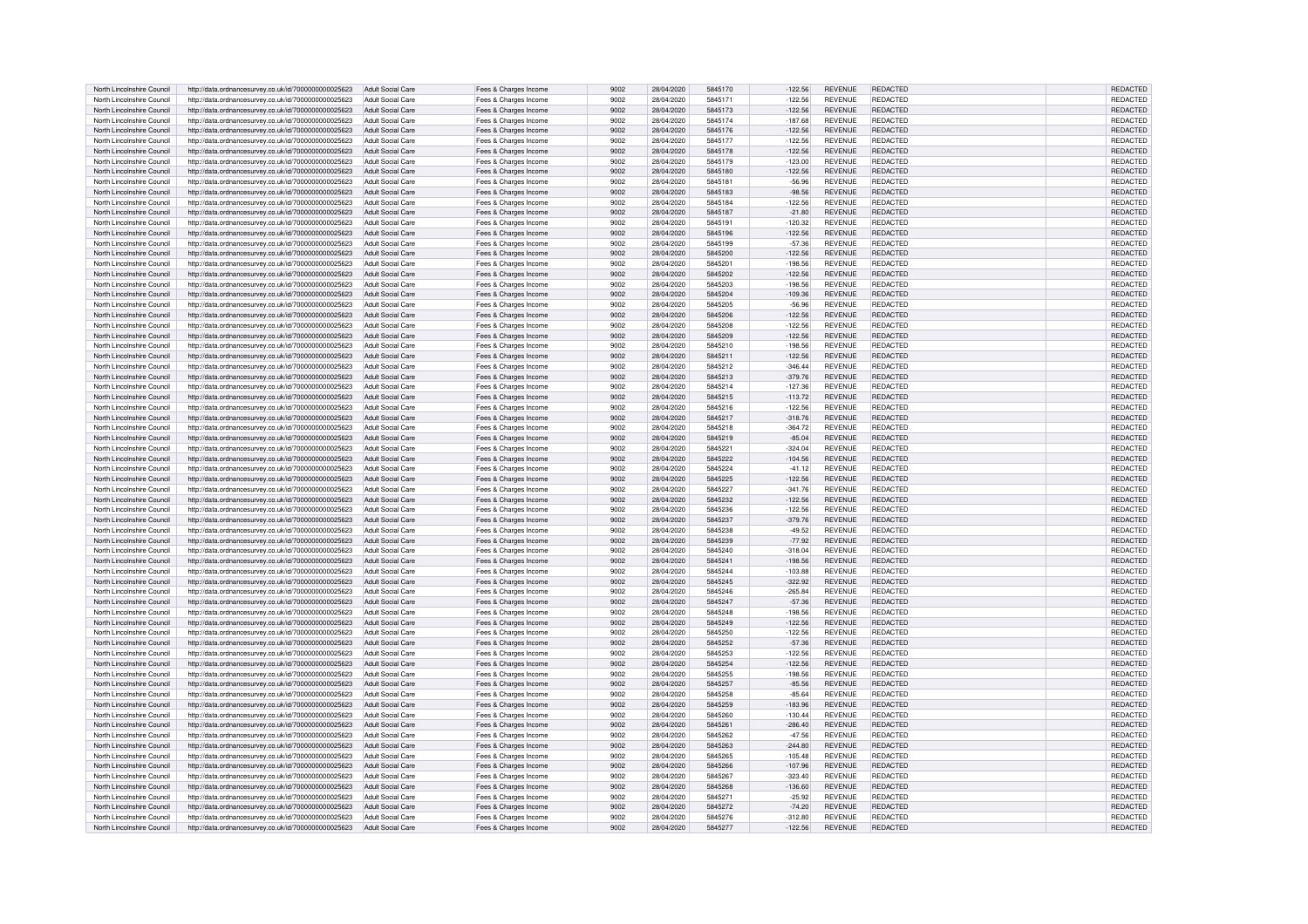| | | | | | | | | | | |
|---|---|---|---|---|---|---|---|---|---|---|
| North Lincolnshire Council | http://data.ordnancesurvey.co.uk/id/7000000000025623 | Adult Social Care | Fees & Charges Income | 9002 | 28/04/2020 | 5845170 | -122.56 | REVENUE | REDACTED | REDACTED |
| North Lincolnshire Council | http://data.ordnancesurvey.co.uk/id/7000000000025623 | Adult Social Care | Fees & Charges Income | 9002 | 28/04/2020 | 5845171 | -122.56 | REVENUE | REDACTED | REDACTED |
| North Lincolnshire Council | http://data.ordnancesurvey.co.uk/id/7000000000025623 | Adult Social Care | Fees & Charges Income | 9002 | 28/04/2020 | 5845173 | -122.56 | REVENUE | REDACTED | REDACTED |
| North Lincolnshire Council | http://data.ordnancesurvey.co.uk/id/7000000000025623 | Adult Social Care | Fees & Charges Income | 9002 | 28/04/2020 | 5845174 | -187.68 | REVENUE | REDACTED | REDACTED |
| North Lincolnshire Council | http://data.ordnancesurvey.co.uk/id/7000000000025623 | Adult Social Care | Fees & Charges Income | 9002 | 28/04/2020 | 5845176 | -122.56 | REVENUE | REDACTED | REDACTED |
| North Lincolnshire Council | http://data.ordnancesurvey.co.uk/id/7000000000025623 | Adult Social Care | Fees & Charges Income | 9002 | 28/04/2020 | 5845177 | -122.56 | REVENUE | REDACTED | REDACTED |
| North Lincolnshire Council | http://data.ordnancesurvey.co.uk/id/7000000000025623 | Adult Social Care | Fees & Charges Income | 9002 | 28/04/2020 | 5845178 | -122.56 | REVENUE | REDACTED | REDACTED |
| North Lincolnshire Council | http://data.ordnancesurvey.co.uk/id/7000000000025623 | Adult Social Care | Fees & Charges Income | 9002 | 28/04/2020 | 5845179 | -123.00 | REVENUE | REDACTED | REDACTED |
| North Lincolnshire Council | http://data.ordnancesurvey.co.uk/id/7000000000025623 | Adult Social Care | Fees & Charges Income | 9002 | 28/04/2020 | 5845180 | -122.56 | REVENUE | REDACTED | REDACTED |
| North Lincolnshire Council | http://data.ordnancesurvey.co.uk/id/7000000000025623 | Adult Social Care | Fees & Charges Income | 9002 | 28/04/2020 | 5845181 | -56.96 | REVENUE | REDACTED | REDACTED |
| North Lincolnshire Council | http://data.ordnancesurvey.co.uk/id/7000000000025623 | Adult Social Care | Fees & Charges Income | 9002 | 28/04/2020 | 5845183 | -98.56 | REVENUE | REDACTED | REDACTED |
| North Lincolnshire Council | http://data.ordnancesurvey.co.uk/id/7000000000025623 | Adult Social Care | Fees & Charges Income | 9002 | 28/04/2020 | 5845184 | -122.56 | REVENUE | REDACTED | REDACTED |
| North Lincolnshire Council | http://data.ordnancesurvey.co.uk/id/7000000000025623 | Adult Social Care | Fees & Charges Income | 9002 | 28/04/2020 | 5845187 | -21.80 | REVENUE | REDACTED | REDACTED |
| North Lincolnshire Council | http://data.ordnancesurvey.co.uk/id/7000000000025623 | Adult Social Care | Fees & Charges Income | 9002 | 28/04/2020 | 5845191 | -120.32 | REVENUE | REDACTED | REDACTED |
| North Lincolnshire Council | http://data.ordnancesurvey.co.uk/id/7000000000025623 | Adult Social Care | Fees & Charges Income | 9002 | 28/04/2020 | 5845196 | -122.56 | REVENUE | REDACTED | REDACTED |
| North Lincolnshire Council | http://data.ordnancesurvey.co.uk/id/7000000000025623 | Adult Social Care | Fees & Charges Income | 9002 | 28/04/2020 | 5845199 | -57.36 | REVENUE | REDACTED | REDACTED |
| North Lincolnshire Council | http://data.ordnancesurvey.co.uk/id/7000000000025623 | Adult Social Care | Fees & Charges Income | 9002 | 28/04/2020 | 5845200 | -122.56 | REVENUE | REDACTED | REDACTED |
| North Lincolnshire Council | http://data.ordnancesurvey.co.uk/id/7000000000025623 | Adult Social Care | Fees & Charges Income | 9002 | 28/04/2020 | 5845201 | -198.56 | REVENUE | REDACTED | REDACTED |
| North Lincolnshire Council | http://data.ordnancesurvey.co.uk/id/7000000000025623 | Adult Social Care | Fees & Charges Income | 9002 | 28/04/2020 | 5845202 | -122.56 | REVENUE | REDACTED | REDACTED |
| North Lincolnshire Council | http://data.ordnancesurvey.co.uk/id/7000000000025623 | Adult Social Care | Fees & Charges Income | 9002 | 28/04/2020 | 5845203 | -198.56 | REVENUE | REDACTED | REDACTED |
| North Lincolnshire Council | http://data.ordnancesurvey.co.uk/id/7000000000025623 | Adult Social Care | Fees & Charges Income | 9002 | 28/04/2020 | 5845204 | -109.36 | REVENUE | REDACTED | REDACTED |
| North Lincolnshire Council | http://data.ordnancesurvey.co.uk/id/7000000000025623 | Adult Social Care | Fees & Charges Income | 9002 | 28/04/2020 | 5845205 | -56.96 | REVENUE | REDACTED | REDACTED |
| North Lincolnshire Council | http://data.ordnancesurvey.co.uk/id/7000000000025623 | Adult Social Care | Fees & Charges Income | 9002 | 28/04/2020 | 5845206 | -122.56 | REVENUE | REDACTED | REDACTED |
| North Lincolnshire Council | http://data.ordnancesurvey.co.uk/id/7000000000025623 | Adult Social Care | Fees & Charges Income | 9002 | 28/04/2020 | 5845208 | -122.56 | REVENUE | REDACTED | REDACTED |
| North Lincolnshire Council | http://data.ordnancesurvey.co.uk/id/7000000000025623 | Adult Social Care | Fees & Charges Income | 9002 | 28/04/2020 | 5845209 | -122.56 | REVENUE | REDACTED | REDACTED |
| North Lincolnshire Council | http://data.ordnancesurvey.co.uk/id/7000000000025623 | Adult Social Care | Fees & Charges Income | 9002 | 28/04/2020 | 5845210 | -198.56 | REVENUE | REDACTED | REDACTED |
| North Lincolnshire Council | http://data.ordnancesurvey.co.uk/id/7000000000025623 | Adult Social Care | Fees & Charges Income | 9002 | 28/04/2020 | 5845211 | -122.56 | REVENUE | REDACTED | REDACTED |
| North Lincolnshire Council | http://data.ordnancesurvey.co.uk/id/7000000000025623 | Adult Social Care | Fees & Charges Income | 9002 | 28/04/2020 | 5845212 | -346.44 | REVENUE | REDACTED | REDACTED |
| North Lincolnshire Council | http://data.ordnancesurvey.co.uk/id/7000000000025623 | Adult Social Care | Fees & Charges Income | 9002 | 28/04/2020 | 5845213 | -379.76 | REVENUE | REDACTED | REDACTED |
| North Lincolnshire Council | http://data.ordnancesurvey.co.uk/id/7000000000025623 | Adult Social Care | Fees & Charges Income | 9002 | 28/04/2020 | 5845214 | -127.36 | REVENUE | REDACTED | REDACTED |
| North Lincolnshire Council | http://data.ordnancesurvey.co.uk/id/7000000000025623 | Adult Social Care | Fees & Charges Income | 9002 | 28/04/2020 | 5845215 | -113.72 | REVENUE | REDACTED | REDACTED |
| North Lincolnshire Council | http://data.ordnancesurvey.co.uk/id/7000000000025623 | Adult Social Care | Fees & Charges Income | 9002 | 28/04/2020 | 5845216 | -122.56 | REVENUE | REDACTED | REDACTED |
| North Lincolnshire Council | http://data.ordnancesurvey.co.uk/id/7000000000025623 | Adult Social Care | Fees & Charges Income | 9002 | 28/04/2020 | 5845217 | -318.76 | REVENUE | REDACTED | REDACTED |
| North Lincolnshire Council | http://data.ordnancesurvey.co.uk/id/7000000000025623 | Adult Social Care | Fees & Charges Income | 9002 | 28/04/2020 | 5845218 | -364.72 | REVENUE | REDACTED | REDACTED |
| North Lincolnshire Council | http://data.ordnancesurvey.co.uk/id/7000000000025623 | Adult Social Care | Fees & Charges Income | 9002 | 28/04/2020 | 5845219 | -85.04 | REVENUE | REDACTED | REDACTED |
| North Lincolnshire Council | http://data.ordnancesurvey.co.uk/id/7000000000025623 | Adult Social Care | Fees & Charges Income | 9002 | 28/04/2020 | 5845221 | -324.04 | REVENUE | REDACTED | REDACTED |
| North Lincolnshire Council | http://data.ordnancesurvey.co.uk/id/7000000000025623 | Adult Social Care | Fees & Charges Income | 9002 | 28/04/2020 | 5845222 | -104.56 | REVENUE | REDACTED | REDACTED |
| North Lincolnshire Council | http://data.ordnancesurvey.co.uk/id/7000000000025623 | Adult Social Care | Fees & Charges Income | 9002 | 28/04/2020 | 5845224 | -41.12 | REVENUE | REDACTED | REDACTED |
| North Lincolnshire Council | http://data.ordnancesurvey.co.uk/id/7000000000025623 | Adult Social Care | Fees & Charges Income | 9002 | 28/04/2020 | 5845225 | -122.56 | REVENUE | REDACTED | REDACTED |
| North Lincolnshire Council | http://data.ordnancesurvey.co.uk/id/7000000000025623 | Adult Social Care | Fees & Charges Income | 9002 | 28/04/2020 | 5845227 | -341.76 | REVENUE | REDACTED | REDACTED |
| North Lincolnshire Council | http://data.ordnancesurvey.co.uk/id/7000000000025623 | Adult Social Care | Fees & Charges Income | 9002 | 28/04/2020 | 5845232 | -122.56 | REVENUE | REDACTED | REDACTED |
| North Lincolnshire Council | http://data.ordnancesurvey.co.uk/id/7000000000025623 | Adult Social Care | Fees & Charges Income | 9002 | 28/04/2020 | 5845236 | -122.56 | REVENUE | REDACTED | REDACTED |
| North Lincolnshire Council | http://data.ordnancesurvey.co.uk/id/7000000000025623 | Adult Social Care | Fees & Charges Income | 9002 | 28/04/2020 | 5845237 | -379.76 | REVENUE | REDACTED | REDACTED |
| North Lincolnshire Council | http://data.ordnancesurvey.co.uk/id/7000000000025623 | Adult Social Care | Fees & Charges Income | 9002 | 28/04/2020 | 5845238 | -49.52 | REVENUE | REDACTED | REDACTED |
| North Lincolnshire Council | http://data.ordnancesurvey.co.uk/id/7000000000025623 | Adult Social Care | Fees & Charges Income | 9002 | 28/04/2020 | 5845239 | -77.92 | REVENUE | REDACTED | REDACTED |
| North Lincolnshire Council | http://data.ordnancesurvey.co.uk/id/7000000000025623 | Adult Social Care | Fees & Charges Income | 9002 | 28/04/2020 | 5845240 | -318.04 | REVENUE | REDACTED | REDACTED |
| North Lincolnshire Council | http://data.ordnancesurvey.co.uk/id/7000000000025623 | Adult Social Care | Fees & Charges Income | 9002 | 28/04/2020 | 5845241 | -198.56 | REVENUE | REDACTED | REDACTED |
| North Lincolnshire Council | http://data.ordnancesurvey.co.uk/id/7000000000025623 | Adult Social Care | Fees & Charges Income | 9002 | 28/04/2020 | 5845244 | -103.88 | REVENUE | REDACTED | REDACTED |
| North Lincolnshire Council | http://data.ordnancesurvey.co.uk/id/7000000000025623 | Adult Social Care | Fees & Charges Income | 9002 | 28/04/2020 | 5845245 | -322.92 | REVENUE | REDACTED | REDACTED |
| North Lincolnshire Council | http://data.ordnancesurvey.co.uk/id/7000000000025623 | Adult Social Care | Fees & Charges Income | 9002 | 28/04/2020 | 5845246 | -265.84 | REVENUE | REDACTED | REDACTED |
| North Lincolnshire Council | http://data.ordnancesurvey.co.uk/id/7000000000025623 | Adult Social Care | Fees & Charges Income | 9002 | 28/04/2020 | 5845247 | -57.36 | REVENUE | REDACTED | REDACTED |
| North Lincolnshire Council | http://data.ordnancesurvey.co.uk/id/7000000000025623 | Adult Social Care | Fees & Charges Income | 9002 | 28/04/2020 | 5845248 | -198.56 | REVENUE | REDACTED | REDACTED |
| North Lincolnshire Council | http://data.ordnancesurvey.co.uk/id/7000000000025623 | Adult Social Care | Fees & Charges Income | 9002 | 28/04/2020 | 5845249 | -122.56 | REVENUE | REDACTED | REDACTED |
| North Lincolnshire Council | http://data.ordnancesurvey.co.uk/id/7000000000025623 | Adult Social Care | Fees & Charges Income | 9002 | 28/04/2020 | 5845250 | -122.56 | REVENUE | REDACTED | REDACTED |
| North Lincolnshire Council | http://data.ordnancesurvey.co.uk/id/7000000000025623 | Adult Social Care | Fees & Charges Income | 9002 | 28/04/2020 | 5845252 | -57.36 | REVENUE | REDACTED | REDACTED |
| North Lincolnshire Council | http://data.ordnancesurvey.co.uk/id/7000000000025623 | Adult Social Care | Fees & Charges Income | 9002 | 28/04/2020 | 5845253 | -122.56 | REVENUE | REDACTED | REDACTED |
| North Lincolnshire Council | http://data.ordnancesurvey.co.uk/id/7000000000025623 | Adult Social Care | Fees & Charges Income | 9002 | 28/04/2020 | 5845254 | -122.56 | REVENUE | REDACTED | REDACTED |
| North Lincolnshire Council | http://data.ordnancesurvey.co.uk/id/7000000000025623 | Adult Social Care | Fees & Charges Income | 9002 | 28/04/2020 | 5845255 | -198.56 | REVENUE | REDACTED | REDACTED |
| North Lincolnshire Council | http://data.ordnancesurvey.co.uk/id/7000000000025623 | Adult Social Care | Fees & Charges Income | 9002 | 28/04/2020 | 5845257 | -85.56 | REVENUE | REDACTED | REDACTED |
| North Lincolnshire Council | http://data.ordnancesurvey.co.uk/id/7000000000025623 | Adult Social Care | Fees & Charges Income | 9002 | 28/04/2020 | 5845258 | -85.64 | REVENUE | REDACTED | REDACTED |
| North Lincolnshire Council | http://data.ordnancesurvey.co.uk/id/7000000000025623 | Adult Social Care | Fees & Charges Income | 9002 | 28/04/2020 | 5845259 | -183.96 | REVENUE | REDACTED | REDACTED |
| North Lincolnshire Council | http://data.ordnancesurvey.co.uk/id/7000000000025623 | Adult Social Care | Fees & Charges Income | 9002 | 28/04/2020 | 5845260 | -130.44 | REVENUE | REDACTED | REDACTED |
| North Lincolnshire Council | http://data.ordnancesurvey.co.uk/id/7000000000025623 | Adult Social Care | Fees & Charges Income | 9002 | 28/04/2020 | 5845261 | -286.40 | REVENUE | REDACTED | REDACTED |
| North Lincolnshire Council | http://data.ordnancesurvey.co.uk/id/7000000000025623 | Adult Social Care | Fees & Charges Income | 9002 | 28/04/2020 | 5845262 | -47.56 | REVENUE | REDACTED | REDACTED |
| North Lincolnshire Council | http://data.ordnancesurvey.co.uk/id/7000000000025623 | Adult Social Care | Fees & Charges Income | 9002 | 28/04/2020 | 5845263 | -244.80 | REVENUE | REDACTED | REDACTED |
| North Lincolnshire Council | http://data.ordnancesurvey.co.uk/id/7000000000025623 | Adult Social Care | Fees & Charges Income | 9002 | 28/04/2020 | 5845265 | -105.48 | REVENUE | REDACTED | REDACTED |
| North Lincolnshire Council | http://data.ordnancesurvey.co.uk/id/7000000000025623 | Adult Social Care | Fees & Charges Income | 9002 | 28/04/2020 | 5845266 | -107.96 | REVENUE | REDACTED | REDACTED |
| North Lincolnshire Council | http://data.ordnancesurvey.co.uk/id/7000000000025623 | Adult Social Care | Fees & Charges Income | 9002 | 28/04/2020 | 5845267 | -323.40 | REVENUE | REDACTED | REDACTED |
| North Lincolnshire Council | http://data.ordnancesurvey.co.uk/id/7000000000025623 | Adult Social Care | Fees & Charges Income | 9002 | 28/04/2020 | 5845268 | -136.60 | REVENUE | REDACTED | REDACTED |
| North Lincolnshire Council | http://data.ordnancesurvey.co.uk/id/7000000000025623 | Adult Social Care | Fees & Charges Income | 9002 | 28/04/2020 | 5845271 | -25.92 | REVENUE | REDACTED | REDACTED |
| North Lincolnshire Council | http://data.ordnancesurvey.co.uk/id/7000000000025623 | Adult Social Care | Fees & Charges Income | 9002 | 28/04/2020 | 5845272 | -74.20 | REVENUE | REDACTED | REDACTED |
| North Lincolnshire Council | http://data.ordnancesurvey.co.uk/id/7000000000025623 | Adult Social Care | Fees & Charges Income | 9002 | 28/04/2020 | 5845276 | -312.80 | REVENUE | REDACTED | REDACTED |
| North Lincolnshire Council | http://data.ordnancesurvey.co.uk/id/7000000000025623 | Adult Social Care | Fees & Charges Income | 9002 | 28/04/2020 | 5845277 | -122.56 | REVENUE | REDACTED | REDACTED |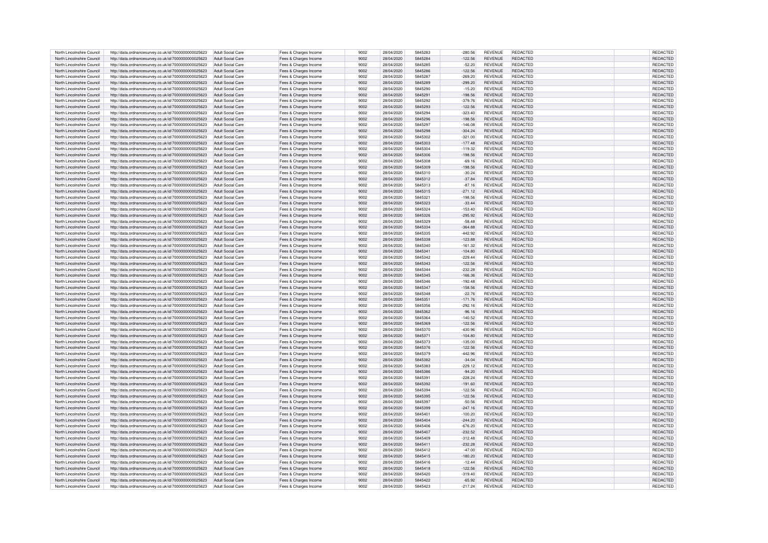| | | | | | | | | | | | |
|---|---|---|---|---|---|---|---|---|---|---|---|
| North Lincolnshire Council | http://data.ordnancesurvey.co.uk/id/7000000000025623 | Adult Social Care | Fees & Charges Income | 9002 | 28/04/2020 | 5845283 | -280.56 | REVENUE | REDACTED | | REDACTED |
| North Lincolnshire Council | http://data.ordnancesurvey.co.uk/id/7000000000025623 | Adult Social Care | Fees & Charges Income | 9002 | 28/04/2020 | 5845284 | -122.56 | REVENUE | REDACTED | | REDACTED |
| North Lincolnshire Council | http://data.ordnancesurvey.co.uk/id/7000000000025623 | Adult Social Care | Fees & Charges Income | 9002 | 28/04/2020 | 5845285 | -52.20 | REVENUE | REDACTED | | REDACTED |
| North Lincolnshire Council | http://data.ordnancesurvey.co.uk/id/7000000000025623 | Adult Social Care | Fees & Charges Income | 9002 | 28/04/2020 | 5845286 | -122.56 | REVENUE | REDACTED | | REDACTED |
| North Lincolnshire Council | http://data.ordnancesurvey.co.uk/id/7000000000025623 | Adult Social Care | Fees & Charges Income | 9002 | 28/04/2020 | 5845287 | -269.20 | REVENUE | REDACTED | | REDACTED |
| North Lincolnshire Council | http://data.ordnancesurvey.co.uk/id/7000000000025623 | Adult Social Care | Fees & Charges Income | 9002 | 28/04/2020 | 5845289 | -299.20 | REVENUE | REDACTED | | REDACTED |
| North Lincolnshire Council | http://data.ordnancesurvey.co.uk/id/7000000000025623 | Adult Social Care | Fees & Charges Income | 9002 | 28/04/2020 | 5845290 | -15.20 | REVENUE | REDACTED | | REDACTED |
| North Lincolnshire Council | http://data.ordnancesurvey.co.uk/id/7000000000025623 | Adult Social Care | Fees & Charges Income | 9002 | 28/04/2020 | 5845291 | -198.56 | REVENUE | REDACTED | | REDACTED |
| North Lincolnshire Council | http://data.ordnancesurvey.co.uk/id/7000000000025623 | Adult Social Care | Fees & Charges Income | 9002 | 28/04/2020 | 5845292 | -379.76 | REVENUE | REDACTED | | REDACTED |
| North Lincolnshire Council | http://data.ordnancesurvey.co.uk/id/7000000000025623 | Adult Social Care | Fees & Charges Income | 9002 | 28/04/2020 | 5845293 | -122.56 | REVENUE | REDACTED | | REDACTED |
| North Lincolnshire Council | http://data.ordnancesurvey.co.uk/id/7000000000025623 | Adult Social Care | Fees & Charges Income | 9002 | 28/04/2020 | 5845294 | -323.40 | REVENUE | REDACTED | | REDACTED |
| North Lincolnshire Council | http://data.ordnancesurvey.co.uk/id/7000000000025623 | Adult Social Care | Fees & Charges Income | 9002 | 28/04/2020 | 5845296 | -198.56 | REVENUE | REDACTED | | REDACTED |
| North Lincolnshire Council | http://data.ordnancesurvey.co.uk/id/7000000000025623 | Adult Social Care | Fees & Charges Income | 9002 | 28/04/2020 | 5845297 | -146.08 | REVENUE | REDACTED | | REDACTED |
| North Lincolnshire Council | http://data.ordnancesurvey.co.uk/id/7000000000025623 | Adult Social Care | Fees & Charges Income | 9002 | 28/04/2020 | 5845298 | -304.24 | REVENUE | REDACTED | | REDACTED |
| North Lincolnshire Council | http://data.ordnancesurvey.co.uk/id/7000000000025623 | Adult Social Care | Fees & Charges Income | 9002 | 28/04/2020 | 5845302 | -321.00 | REVENUE | REDACTED | | REDACTED |
| North Lincolnshire Council | http://data.ordnancesurvey.co.uk/id/7000000000025623 | Adult Social Care | Fees & Charges Income | 9002 | 28/04/2020 | 5845303 | -177.48 | REVENUE | REDACTED | | REDACTED |
| North Lincolnshire Council | http://data.ordnancesurvey.co.uk/id/7000000000025623 | Adult Social Care | Fees & Charges Income | 9002 | 28/04/2020 | 5845304 | -119.32 | REVENUE | REDACTED | | REDACTED |
| North Lincolnshire Council | http://data.ordnancesurvey.co.uk/id/7000000000025623 | Adult Social Care | Fees & Charges Income | 9002 | 28/04/2020 | 5845306 | -198.56 | REVENUE | REDACTED | | REDACTED |
| North Lincolnshire Council | http://data.ordnancesurvey.co.uk/id/7000000000025623 | Adult Social Care | Fees & Charges Income | 9002 | 28/04/2020 | 5845308 | -69.16 | REVENUE | REDACTED | | REDACTED |
| North Lincolnshire Council | http://data.ordnancesurvey.co.uk/id/7000000000025623 | Adult Social Care | Fees & Charges Income | 9002 | 28/04/2020 | 5845309 | -198.56 | REVENUE | REDACTED | | REDACTED |
| North Lincolnshire Council | http://data.ordnancesurvey.co.uk/id/7000000000025623 | Adult Social Care | Fees & Charges Income | 9002 | 28/04/2020 | 5845310 | -30.24 | REVENUE | REDACTED | | REDACTED |
| North Lincolnshire Council | http://data.ordnancesurvey.co.uk/id/7000000000025623 | Adult Social Care | Fees & Charges Income | 9002 | 28/04/2020 | 5845312 | -37.84 | REVENUE | REDACTED | | REDACTED |
| North Lincolnshire Council | http://data.ordnancesurvey.co.uk/id/7000000000025623 | Adult Social Care | Fees & Charges Income | 9002 | 28/04/2020 | 5845313 | -87.16 | REVENUE | REDACTED | | REDACTED |
| North Lincolnshire Council | http://data.ordnancesurvey.co.uk/id/7000000000025623 | Adult Social Care | Fees & Charges Income | 9002 | 28/04/2020 | 5845315 | -271.12 | REVENUE | REDACTED | | REDACTED |
| North Lincolnshire Council | http://data.ordnancesurvey.co.uk/id/7000000000025623 | Adult Social Care | Fees & Charges Income | 9002 | 28/04/2020 | 5845321 | -198.56 | REVENUE | REDACTED | | REDACTED |
| North Lincolnshire Council | http://data.ordnancesurvey.co.uk/id/7000000000025623 | Adult Social Care | Fees & Charges Income | 9002 | 28/04/2020 | 5845323 | -33.44 | REVENUE | REDACTED | | REDACTED |
| North Lincolnshire Council | http://data.ordnancesurvey.co.uk/id/7000000000025623 | Adult Social Care | Fees & Charges Income | 9002 | 28/04/2020 | 5845324 | -153.40 | REVENUE | REDACTED | | REDACTED |
| North Lincolnshire Council | http://data.ordnancesurvey.co.uk/id/7000000000025623 | Adult Social Care | Fees & Charges Income | 9002 | 28/04/2020 | 5845326 | -295.92 | REVENUE | REDACTED | | REDACTED |
| North Lincolnshire Council | http://data.ordnancesurvey.co.uk/id/7000000000025623 | Adult Social Care | Fees & Charges Income | 9002 | 28/04/2020 | 5845329 | -58.48 | REVENUE | REDACTED | | REDACTED |
| North Lincolnshire Council | http://data.ordnancesurvey.co.uk/id/7000000000025623 | Adult Social Care | Fees & Charges Income | 9002 | 28/04/2020 | 5845334 | -364.88 | REVENUE | REDACTED | | REDACTED |
| North Lincolnshire Council | http://data.ordnancesurvey.co.uk/id/7000000000025623 | Adult Social Care | Fees & Charges Income | 9002 | 28/04/2020 | 5845335 | -442.92 | REVENUE | REDACTED | | REDACTED |
| North Lincolnshire Council | http://data.ordnancesurvey.co.uk/id/7000000000025623 | Adult Social Care | Fees & Charges Income | 9002 | 28/04/2020 | 5845338 | -123.88 | REVENUE | REDACTED | | REDACTED |
| North Lincolnshire Council | http://data.ordnancesurvey.co.uk/id/7000000000025623 | Adult Social Care | Fees & Charges Income | 9002 | 28/04/2020 | 5845340 | -161.32 | REVENUE | REDACTED | | REDACTED |
| North Lincolnshire Council | http://data.ordnancesurvey.co.uk/id/7000000000025623 | Adult Social Care | Fees & Charges Income | 9002 | 28/04/2020 | 5845341 | -104.80 | REVENUE | REDACTED | | REDACTED |
| North Lincolnshire Council | http://data.ordnancesurvey.co.uk/id/7000000000025623 | Adult Social Care | Fees & Charges Income | 9002 | 28/04/2020 | 5845342 | -229.44 | REVENUE | REDACTED | | REDACTED |
| North Lincolnshire Council | http://data.ordnancesurvey.co.uk/id/7000000000025623 | Adult Social Care | Fees & Charges Income | 9002 | 28/04/2020 | 5845343 | -122.56 | REVENUE | REDACTED | | REDACTED |
| North Lincolnshire Council | http://data.ordnancesurvey.co.uk/id/7000000000025623 | Adult Social Care | Fees & Charges Income | 9002 | 28/04/2020 | 5845344 | -232.28 | REVENUE | REDACTED | | REDACTED |
| North Lincolnshire Council | http://data.ordnancesurvey.co.uk/id/7000000000025623 | Adult Social Care | Fees & Charges Income | 9002 | 28/04/2020 | 5845345 | -166.36 | REVENUE | REDACTED | | REDACTED |
| North Lincolnshire Council | http://data.ordnancesurvey.co.uk/id/7000000000025623 | Adult Social Care | Fees & Charges Income | 9002 | 28/04/2020 | 5845346 | -192.48 | REVENUE | REDACTED | | REDACTED |
| North Lincolnshire Council | http://data.ordnancesurvey.co.uk/id/7000000000025623 | Adult Social Care | Fees & Charges Income | 9002 | 28/04/2020 | 5845347 | -158.56 | REVENUE | REDACTED | | REDACTED |
| North Lincolnshire Council | http://data.ordnancesurvey.co.uk/id/7000000000025623 | Adult Social Care | Fees & Charges Income | 9002 | 28/04/2020 | 5845348 | -22.76 | REVENUE | REDACTED | | REDACTED |
| North Lincolnshire Council | http://data.ordnancesurvey.co.uk/id/7000000000025623 | Adult Social Care | Fees & Charges Income | 9002 | 28/04/2020 | 5845351 | -171.76 | REVENUE | REDACTED | | REDACTED |
| North Lincolnshire Council | http://data.ordnancesurvey.co.uk/id/7000000000025623 | Adult Social Care | Fees & Charges Income | 9002 | 28/04/2020 | 5845356 | -292.16 | REVENUE | REDACTED | | REDACTED |
| North Lincolnshire Council | http://data.ordnancesurvey.co.uk/id/7000000000025623 | Adult Social Care | Fees & Charges Income | 9002 | 28/04/2020 | 5845362 | -96.16 | REVENUE | REDACTED | | REDACTED |
| North Lincolnshire Council | http://data.ordnancesurvey.co.uk/id/7000000000025623 | Adult Social Care | Fees & Charges Income | 9002 | 28/04/2020 | 5845364 | -140.52 | REVENUE | REDACTED | | REDACTED |
| North Lincolnshire Council | http://data.ordnancesurvey.co.uk/id/7000000000025623 | Adult Social Care | Fees & Charges Income | 9002 | 28/04/2020 | 5845369 | -122.56 | REVENUE | REDACTED | | REDACTED |
| North Lincolnshire Council | http://data.ordnancesurvey.co.uk/id/7000000000025623 | Adult Social Care | Fees & Charges Income | 9002 | 28/04/2020 | 5845370 | -430.96 | REVENUE | REDACTED | | REDACTED |
| North Lincolnshire Council | http://data.ordnancesurvey.co.uk/id/7000000000025623 | Adult Social Care | Fees & Charges Income | 9002 | 28/04/2020 | 5845371 | -104.80 | REVENUE | REDACTED | | REDACTED |
| North Lincolnshire Council | http://data.ordnancesurvey.co.uk/id/7000000000025623 | Adult Social Care | Fees & Charges Income | 9002 | 28/04/2020 | 5845373 | -135.00 | REVENUE | REDACTED | | REDACTED |
| North Lincolnshire Council | http://data.ordnancesurvey.co.uk/id/7000000000025623 | Adult Social Care | Fees & Charges Income | 9002 | 28/04/2020 | 5845376 | -122.56 | REVENUE | REDACTED | | REDACTED |
| North Lincolnshire Council | http://data.ordnancesurvey.co.uk/id/7000000000025623 | Adult Social Care | Fees & Charges Income | 9002 | 28/04/2020 | 5845379 | -442.96 | REVENUE | REDACTED | | REDACTED |
| North Lincolnshire Council | http://data.ordnancesurvey.co.uk/id/7000000000025623 | Adult Social Care | Fees & Charges Income | 9002 | 28/04/2020 | 5845382 | -34.04 | REVENUE | REDACTED | | REDACTED |
| North Lincolnshire Council | http://data.ordnancesurvey.co.uk/id/7000000000025623 | Adult Social Care | Fees & Charges Income | 9002 | 28/04/2020 | 5845383 | -229.12 | REVENUE | REDACTED | | REDACTED |
| North Lincolnshire Council | http://data.ordnancesurvey.co.uk/id/7000000000025623 | Adult Social Care | Fees & Charges Income | 9002 | 28/04/2020 | 5845386 | -94.20 | REVENUE | REDACTED | | REDACTED |
| North Lincolnshire Council | http://data.ordnancesurvey.co.uk/id/7000000000025623 | Adult Social Care | Fees & Charges Income | 9002 | 28/04/2020 | 5845391 | -228.24 | REVENUE | REDACTED | | REDACTED |
| North Lincolnshire Council | http://data.ordnancesurvey.co.uk/id/7000000000025623 | Adult Social Care | Fees & Charges Income | 9002 | 28/04/2020 | 5845392 | -191.60 | REVENUE | REDACTED | | REDACTED |
| North Lincolnshire Council | http://data.ordnancesurvey.co.uk/id/7000000000025623 | Adult Social Care | Fees & Charges Income | 9002 | 28/04/2020 | 5845394 | -122.56 | REVENUE | REDACTED | | REDACTED |
| North Lincolnshire Council | http://data.ordnancesurvey.co.uk/id/7000000000025623 | Adult Social Care | Fees & Charges Income | 9002 | 28/04/2020 | 5845395 | -122.56 | REVENUE | REDACTED | | REDACTED |
| North Lincolnshire Council | http://data.ordnancesurvey.co.uk/id/7000000000025623 | Adult Social Care | Fees & Charges Income | 9002 | 28/04/2020 | 5845397 | -50.56 | REVENUE | REDACTED | | REDACTED |
| North Lincolnshire Council | http://data.ordnancesurvey.co.uk/id/7000000000025623 | Adult Social Care | Fees & Charges Income | 9002 | 28/04/2020 | 5845399 | -247.16 | REVENUE | REDACTED | | REDACTED |
| North Lincolnshire Council | http://data.ordnancesurvey.co.uk/id/7000000000025623 | Adult Social Care | Fees & Charges Income | 9002 | 28/04/2020 | 5845401 | -100.20 | REVENUE | REDACTED | | REDACTED |
| North Lincolnshire Council | http://data.ordnancesurvey.co.uk/id/7000000000025623 | Adult Social Care | Fees & Charges Income | 9002 | 28/04/2020 | 5845404 | -244.20 | REVENUE | REDACTED | | REDACTED |
| North Lincolnshire Council | http://data.ordnancesurvey.co.uk/id/7000000000025623 | Adult Social Care | Fees & Charges Income | 9002 | 28/04/2020 | 5845406 | -676.20 | REVENUE | REDACTED | | REDACTED |
| North Lincolnshire Council | http://data.ordnancesurvey.co.uk/id/7000000000025623 | Adult Social Care | Fees & Charges Income | 9002 | 28/04/2020 | 5845407 | -232.52 | REVENUE | REDACTED | | REDACTED |
| North Lincolnshire Council | http://data.ordnancesurvey.co.uk/id/7000000000025623 | Adult Social Care | Fees & Charges Income | 9002 | 28/04/2020 | 5845409 | -312.48 | REVENUE | REDACTED | | REDACTED |
| North Lincolnshire Council | http://data.ordnancesurvey.co.uk/id/7000000000025623 | Adult Social Care | Fees & Charges Income | 9002 | 28/04/2020 | 5845411 | -232.28 | REVENUE | REDACTED | | REDACTED |
| North Lincolnshire Council | http://data.ordnancesurvey.co.uk/id/7000000000025623 | Adult Social Care | Fees & Charges Income | 9002 | 28/04/2020 | 5845412 | -47.00 | REVENUE | REDACTED | | REDACTED |
| North Lincolnshire Council | http://data.ordnancesurvey.co.uk/id/7000000000025623 | Adult Social Care | Fees & Charges Income | 9002 | 28/04/2020 | 5845415 | -180.20 | REVENUE | REDACTED | | REDACTED |
| North Lincolnshire Council | http://data.ordnancesurvey.co.uk/id/7000000000025623 | Adult Social Care | Fees & Charges Income | 9002 | 28/04/2020 | 5845416 | -12.44 | REVENUE | REDACTED | | REDACTED |
| North Lincolnshire Council | http://data.ordnancesurvey.co.uk/id/7000000000025623 | Adult Social Care | Fees & Charges Income | 9002 | 28/04/2020 | 5845418 | -122.56 | REVENUE | REDACTED | | REDACTED |
| North Lincolnshire Council | http://data.ordnancesurvey.co.uk/id/7000000000025623 | Adult Social Care | Fees & Charges Income | 9002 | 28/04/2020 | 5845420 | -319.40 | REVENUE | REDACTED | | REDACTED |
| North Lincolnshire Council | http://data.ordnancesurvey.co.uk/id/7000000000025623 | Adult Social Care | Fees & Charges Income | 9002 | 28/04/2020 | 5845422 | -65.92 | REVENUE | REDACTED | | REDACTED |
| North Lincolnshire Council | http://data.ordnancesurvey.co.uk/id/7000000000025623 | Adult Social Care | Fees & Charges Income | 9002 | 28/04/2020 | 5845423 | -217.24 | REVENUE | REDACTED | | REDACTED |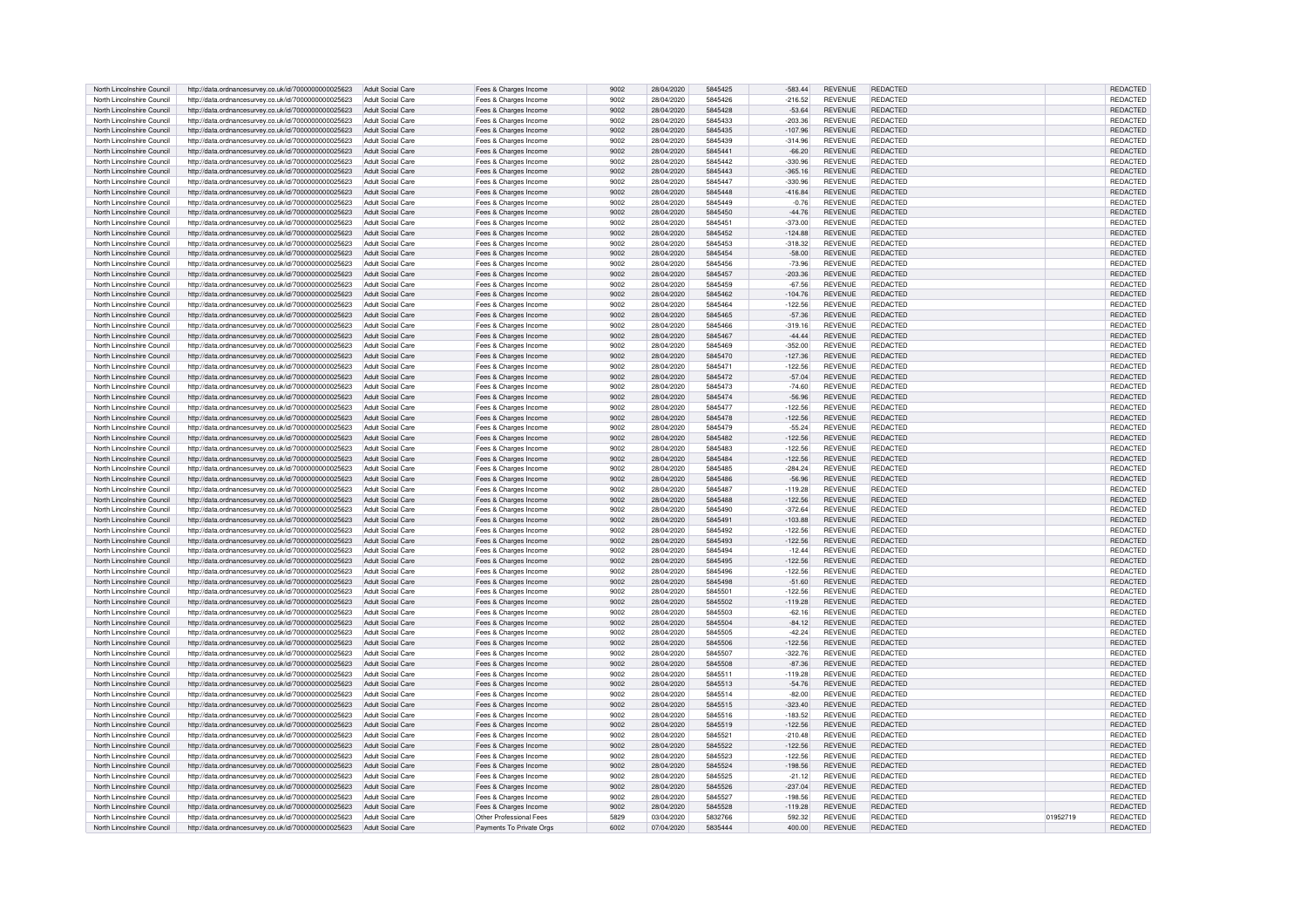| | | | | | | | | | | | |
|---|---|---|---|---|---|---|---|---|---|---|---|
| North Lincolnshire Council | http://data.ordnancesurvey.co.uk/id/7000000000025623 | Adult Social Care | Fees & Charges Income | 9002 | 28/04/2020 | 5845425 | -583.44 | REVENUE | REDACTED | | REDACTED |
| North Lincolnshire Council | http://data.ordnancesurvey.co.uk/id/7000000000025623 | Adult Social Care | Fees & Charges Income | 9002 | 28/04/2020 | 5845426 | -216.52 | REVENUE | REDACTED | | REDACTED |
| North Lincolnshire Council | http://data.ordnancesurvey.co.uk/id/7000000000025623 | Adult Social Care | Fees & Charges Income | 9002 | 28/04/2020 | 5845428 | -53.64 | REVENUE | REDACTED | | REDACTED |
| North Lincolnshire Council | http://data.ordnancesurvey.co.uk/id/7000000000025623 | Adult Social Care | Fees & Charges Income | 9002 | 28/04/2020 | 5845433 | -203.36 | REVENUE | REDACTED | | REDACTED |
| North Lincolnshire Council | http://data.ordnancesurvey.co.uk/id/7000000000025623 | Adult Social Care | Fees & Charges Income | 9002 | 28/04/2020 | 5845435 | -107.96 | REVENUE | REDACTED | | REDACTED |
| North Lincolnshire Council | http://data.ordnancesurvey.co.uk/id/7000000000025623 | Adult Social Care | Fees & Charges Income | 9002 | 28/04/2020 | 5845439 | -314.96 | REVENUE | REDACTED | | REDACTED |
| North Lincolnshire Council | http://data.ordnancesurvey.co.uk/id/7000000000025623 | Adult Social Care | Fees & Charges Income | 9002 | 28/04/2020 | 5845441 | -66.20 | REVENUE | REDACTED | | REDACTED |
| North Lincolnshire Council | http://data.ordnancesurvey.co.uk/id/7000000000025623 | Adult Social Care | Fees & Charges Income | 9002 | 28/04/2020 | 5845442 | -330.96 | REVENUE | REDACTED | | REDACTED |
| North Lincolnshire Council | http://data.ordnancesurvey.co.uk/id/7000000000025623 | Adult Social Care | Fees & Charges Income | 9002 | 28/04/2020 | 5845443 | -365.16 | REVENUE | REDACTED | | REDACTED |
| North Lincolnshire Council | http://data.ordnancesurvey.co.uk/id/7000000000025623 | Adult Social Care | Fees & Charges Income | 9002 | 28/04/2020 | 5845447 | -330.96 | REVENUE | REDACTED | | REDACTED |
| North Lincolnshire Council | http://data.ordnancesurvey.co.uk/id/7000000000025623 | Adult Social Care | Fees & Charges Income | 9002 | 28/04/2020 | 5845448 | -416.84 | REVENUE | REDACTED | | REDACTED |
| North Lincolnshire Council | http://data.ordnancesurvey.co.uk/id/7000000000025623 | Adult Social Care | Fees & Charges Income | 9002 | 28/04/2020 | 5845449 | -0.76 | REVENUE | REDACTED | | REDACTED |
| North Lincolnshire Council | http://data.ordnancesurvey.co.uk/id/7000000000025623 | Adult Social Care | Fees & Charges Income | 9002 | 28/04/2020 | 5845450 | -44.76 | REVENUE | REDACTED | | REDACTED |
| North Lincolnshire Council | http://data.ordnancesurvey.co.uk/id/7000000000025623 | Adult Social Care | Fees & Charges Income | 9002 | 28/04/2020 | 5845451 | -373.00 | REVENUE | REDACTED | | REDACTED |
| North Lincolnshire Council | http://data.ordnancesurvey.co.uk/id/7000000000025623 | Adult Social Care | Fees & Charges Income | 9002 | 28/04/2020 | 5845452 | -124.88 | REVENUE | REDACTED | | REDACTED |
| North Lincolnshire Council | http://data.ordnancesurvey.co.uk/id/7000000000025623 | Adult Social Care | Fees & Charges Income | 9002 | 28/04/2020 | 5845453 | -318.32 | REVENUE | REDACTED | | REDACTED |
| North Lincolnshire Council | http://data.ordnancesurvey.co.uk/id/7000000000025623 | Adult Social Care | Fees & Charges Income | 9002 | 28/04/2020 | 5845454 | -58.00 | REVENUE | REDACTED | | REDACTED |
| North Lincolnshire Council | http://data.ordnancesurvey.co.uk/id/7000000000025623 | Adult Social Care | Fees & Charges Income | 9002 | 28/04/2020 | 5845456 | -73.96 | REVENUE | REDACTED | | REDACTED |
| North Lincolnshire Council | http://data.ordnancesurvey.co.uk/id/7000000000025623 | Adult Social Care | Fees & Charges Income | 9002 | 28/04/2020 | 5845457 | -203.36 | REVENUE | REDACTED | | REDACTED |
| North Lincolnshire Council | http://data.ordnancesurvey.co.uk/id/7000000000025623 | Adult Social Care | Fees & Charges Income | 9002 | 28/04/2020 | 5845459 | -67.56 | REVENUE | REDACTED | | REDACTED |
| North Lincolnshire Council | http://data.ordnancesurvey.co.uk/id/7000000000025623 | Adult Social Care | Fees & Charges Income | 9002 | 28/04/2020 | 5845462 | -104.76 | REVENUE | REDACTED | | REDACTED |
| North Lincolnshire Council | http://data.ordnancesurvey.co.uk/id/7000000000025623 | Adult Social Care | Fees & Charges Income | 9002 | 28/04/2020 | 5845464 | -122.56 | REVENUE | REDACTED | | REDACTED |
| North Lincolnshire Council | http://data.ordnancesurvey.co.uk/id/7000000000025623 | Adult Social Care | Fees & Charges Income | 9002 | 28/04/2020 | 5845465 | -57.36 | REVENUE | REDACTED | | REDACTED |
| North Lincolnshire Council | http://data.ordnancesurvey.co.uk/id/7000000000025623 | Adult Social Care | Fees & Charges Income | 9002 | 28/04/2020 | 5845466 | -319.16 | REVENUE | REDACTED | | REDACTED |
| North Lincolnshire Council | http://data.ordnancesurvey.co.uk/id/7000000000025623 | Adult Social Care | Fees & Charges Income | 9002 | 28/04/2020 | 5845467 | -44.44 | REVENUE | REDACTED | | REDACTED |
| North Lincolnshire Council | http://data.ordnancesurvey.co.uk/id/7000000000025623 | Adult Social Care | Fees & Charges Income | 9002 | 28/04/2020 | 5845469 | -352.00 | REVENUE | REDACTED | | REDACTED |
| North Lincolnshire Council | http://data.ordnancesurvey.co.uk/id/7000000000025623 | Adult Social Care | Fees & Charges Income | 9002 | 28/04/2020 | 5845470 | -127.36 | REVENUE | REDACTED | | REDACTED |
| North Lincolnshire Council | http://data.ordnancesurvey.co.uk/id/7000000000025623 | Adult Social Care | Fees & Charges Income | 9002 | 28/04/2020 | 5845471 | -122.56 | REVENUE | REDACTED | | REDACTED |
| North Lincolnshire Council | http://data.ordnancesurvey.co.uk/id/7000000000025623 | Adult Social Care | Fees & Charges Income | 9002 | 28/04/2020 | 5845472 | -57.04 | REVENUE | REDACTED | | REDACTED |
| North Lincolnshire Council | http://data.ordnancesurvey.co.uk/id/7000000000025623 | Adult Social Care | Fees & Charges Income | 9002 | 28/04/2020 | 5845473 | -74.60 | REVENUE | REDACTED | | REDACTED |
| North Lincolnshire Council | http://data.ordnancesurvey.co.uk/id/7000000000025623 | Adult Social Care | Fees & Charges Income | 9002 | 28/04/2020 | 5845474 | -56.96 | REVENUE | REDACTED | | REDACTED |
| North Lincolnshire Council | http://data.ordnancesurvey.co.uk/id/7000000000025623 | Adult Social Care | Fees & Charges Income | 9002 | 28/04/2020 | 5845477 | -122.56 | REVENUE | REDACTED | | REDACTED |
| North Lincolnshire Council | http://data.ordnancesurvey.co.uk/id/7000000000025623 | Adult Social Care | Fees & Charges Income | 9002 | 28/04/2020 | 5845478 | -122.56 | REVENUE | REDACTED | | REDACTED |
| North Lincolnshire Council | http://data.ordnancesurvey.co.uk/id/7000000000025623 | Adult Social Care | Fees & Charges Income | 9002 | 28/04/2020 | 5845479 | -55.24 | REVENUE | REDACTED | | REDACTED |
| North Lincolnshire Council | http://data.ordnancesurvey.co.uk/id/7000000000025623 | Adult Social Care | Fees & Charges Income | 9002 | 28/04/2020 | 5845482 | -122.56 | REVENUE | REDACTED | | REDACTED |
| North Lincolnshire Council | http://data.ordnancesurvey.co.uk/id/7000000000025623 | Adult Social Care | Fees & Charges Income | 9002 | 28/04/2020 | 5845483 | -122.56 | REVENUE | REDACTED | | REDACTED |
| North Lincolnshire Council | http://data.ordnancesurvey.co.uk/id/7000000000025623 | Adult Social Care | Fees & Charges Income | 9002 | 28/04/2020 | 5845484 | -122.56 | REVENUE | REDACTED | | REDACTED |
| North Lincolnshire Council | http://data.ordnancesurvey.co.uk/id/7000000000025623 | Adult Social Care | Fees & Charges Income | 9002 | 28/04/2020 | 5845485 | -284.24 | REVENUE | REDACTED | | REDACTED |
| North Lincolnshire Council | http://data.ordnancesurvey.co.uk/id/7000000000025623 | Adult Social Care | Fees & Charges Income | 9002 | 28/04/2020 | 5845486 | -56.96 | REVENUE | REDACTED | | REDACTED |
| North Lincolnshire Council | http://data.ordnancesurvey.co.uk/id/7000000000025623 | Adult Social Care | Fees & Charges Income | 9002 | 28/04/2020 | 5845487 | -119.28 | REVENUE | REDACTED | | REDACTED |
| North Lincolnshire Council | http://data.ordnancesurvey.co.uk/id/7000000000025623 | Adult Social Care | Fees & Charges Income | 9002 | 28/04/2020 | 5845488 | -122.56 | REVENUE | REDACTED | | REDACTED |
| North Lincolnshire Council | http://data.ordnancesurvey.co.uk/id/7000000000025623 | Adult Social Care | Fees & Charges Income | 9002 | 28/04/2020 | 5845490 | -372.64 | REVENUE | REDACTED | | REDACTED |
| North Lincolnshire Council | http://data.ordnancesurvey.co.uk/id/7000000000025623 | Adult Social Care | Fees & Charges Income | 9002 | 28/04/2020 | 5845491 | -103.88 | REVENUE | REDACTED | | REDACTED |
| North Lincolnshire Council | http://data.ordnancesurvey.co.uk/id/7000000000025623 | Adult Social Care | Fees & Charges Income | 9002 | 28/04/2020 | 5845492 | -122.56 | REVENUE | REDACTED | | REDACTED |
| North Lincolnshire Council | http://data.ordnancesurvey.co.uk/id/7000000000025623 | Adult Social Care | Fees & Charges Income | 9002 | 28/04/2020 | 5845493 | -122.56 | REVENUE | REDACTED | | REDACTED |
| North Lincolnshire Council | http://data.ordnancesurvey.co.uk/id/7000000000025623 | Adult Social Care | Fees & Charges Income | 9002 | 28/04/2020 | 5845494 | -12.44 | REVENUE | REDACTED | | REDACTED |
| North Lincolnshire Council | http://data.ordnancesurvey.co.uk/id/7000000000025623 | Adult Social Care | Fees & Charges Income | 9002 | 28/04/2020 | 5845495 | -122.56 | REVENUE | REDACTED | | REDACTED |
| North Lincolnshire Council | http://data.ordnancesurvey.co.uk/id/7000000000025623 | Adult Social Care | Fees & Charges Income | 9002 | 28/04/2020 | 5845496 | -122.56 | REVENUE | REDACTED | | REDACTED |
| North Lincolnshire Council | http://data.ordnancesurvey.co.uk/id/7000000000025623 | Adult Social Care | Fees & Charges Income | 9002 | 28/04/2020 | 5845498 | -51.60 | REVENUE | REDACTED | | REDACTED |
| North Lincolnshire Council | http://data.ordnancesurvey.co.uk/id/7000000000025623 | Adult Social Care | Fees & Charges Income | 9002 | 28/04/2020 | 5845501 | -122.56 | REVENUE | REDACTED | | REDACTED |
| North Lincolnshire Council | http://data.ordnancesurvey.co.uk/id/7000000000025623 | Adult Social Care | Fees & Charges Income | 9002 | 28/04/2020 | 5845502 | -119.28 | REVENUE | REDACTED | | REDACTED |
| North Lincolnshire Council | http://data.ordnancesurvey.co.uk/id/7000000000025623 | Adult Social Care | Fees & Charges Income | 9002 | 28/04/2020 | 5845503 | -62.16 | REVENUE | REDACTED | | REDACTED |
| North Lincolnshire Council | http://data.ordnancesurvey.co.uk/id/7000000000025623 | Adult Social Care | Fees & Charges Income | 9002 | 28/04/2020 | 5845504 | -84.12 | REVENUE | REDACTED | | REDACTED |
| North Lincolnshire Council | http://data.ordnancesurvey.co.uk/id/7000000000025623 | Adult Social Care | Fees & Charges Income | 9002 | 28/04/2020 | 5845505 | -42.24 | REVENUE | REDACTED | | REDACTED |
| North Lincolnshire Council | http://data.ordnancesurvey.co.uk/id/7000000000025623 | Adult Social Care | Fees & Charges Income | 9002 | 28/04/2020 | 5845506 | -122.56 | REVENUE | REDACTED | | REDACTED |
| North Lincolnshire Council | http://data.ordnancesurvey.co.uk/id/7000000000025623 | Adult Social Care | Fees & Charges Income | 9002 | 28/04/2020 | 5845507 | -322.76 | REVENUE | REDACTED | | REDACTED |
| North Lincolnshire Council | http://data.ordnancesurvey.co.uk/id/7000000000025623 | Adult Social Care | Fees & Charges Income | 9002 | 28/04/2020 | 5845508 | -87.36 | REVENUE | REDACTED | | REDACTED |
| North Lincolnshire Council | http://data.ordnancesurvey.co.uk/id/7000000000025623 | Adult Social Care | Fees & Charges Income | 9002 | 28/04/2020 | 5845511 | -119.28 | REVENUE | REDACTED | | REDACTED |
| North Lincolnshire Council | http://data.ordnancesurvey.co.uk/id/7000000000025623 | Adult Social Care | Fees & Charges Income | 9002 | 28/04/2020 | 5845513 | -54.76 | REVENUE | REDACTED | | REDACTED |
| North Lincolnshire Council | http://data.ordnancesurvey.co.uk/id/7000000000025623 | Adult Social Care | Fees & Charges Income | 9002 | 28/04/2020 | 5845514 | -82.00 | REVENUE | REDACTED | | REDACTED |
| North Lincolnshire Council | http://data.ordnancesurvey.co.uk/id/7000000000025623 | Adult Social Care | Fees & Charges Income | 9002 | 28/04/2020 | 5845515 | -323.40 | REVENUE | REDACTED | | REDACTED |
| North Lincolnshire Council | http://data.ordnancesurvey.co.uk/id/7000000000025623 | Adult Social Care | Fees & Charges Income | 9002 | 28/04/2020 | 5845516 | -183.52 | REVENUE | REDACTED | | REDACTED |
| North Lincolnshire Council | http://data.ordnancesurvey.co.uk/id/7000000000025623 | Adult Social Care | Fees & Charges Income | 9002 | 28/04/2020 | 5845519 | -122.56 | REVENUE | REDACTED | | REDACTED |
| North Lincolnshire Council | http://data.ordnancesurvey.co.uk/id/7000000000025623 | Adult Social Care | Fees & Charges Income | 9002 | 28/04/2020 | 5845521 | -210.48 | REVENUE | REDACTED | | REDACTED |
| North Lincolnshire Council | http://data.ordnancesurvey.co.uk/id/7000000000025623 | Adult Social Care | Fees & Charges Income | 9002 | 28/04/2020 | 5845522 | -122.56 | REVENUE | REDACTED | | REDACTED |
| North Lincolnshire Council | http://data.ordnancesurvey.co.uk/id/7000000000025623 | Adult Social Care | Fees & Charges Income | 9002 | 28/04/2020 | 5845523 | -122.56 | REVENUE | REDACTED | | REDACTED |
| North Lincolnshire Council | http://data.ordnancesurvey.co.uk/id/7000000000025623 | Adult Social Care | Fees & Charges Income | 9002 | 28/04/2020 | 5845524 | -198.56 | REVENUE | REDACTED | | REDACTED |
| North Lincolnshire Council | http://data.ordnancesurvey.co.uk/id/7000000000025623 | Adult Social Care | Fees & Charges Income | 9002 | 28/04/2020 | 5845525 | -21.12 | REVENUE | REDACTED | | REDACTED |
| North Lincolnshire Council | http://data.ordnancesurvey.co.uk/id/7000000000025623 | Adult Social Care | Fees & Charges Income | 9002 | 28/04/2020 | 5845526 | -237.04 | REVENUE | REDACTED | | REDACTED |
| North Lincolnshire Council | http://data.ordnancesurvey.co.uk/id/7000000000025623 | Adult Social Care | Fees & Charges Income | 9002 | 28/04/2020 | 5845527 | -198.56 | REVENUE | REDACTED | | REDACTED |
| North Lincolnshire Council | http://data.ordnancesurvey.co.uk/id/7000000000025623 | Adult Social Care | Fees & Charges Income | 9002 | 28/04/2020 | 5845528 | -119.28 | REVENUE | REDACTED | | REDACTED |
| North Lincolnshire Council | http://data.ordnancesurvey.co.uk/id/7000000000025623 | Adult Social Care | Other Professional Fees | 5829 | 03/04/2020 | 5832766 | 592.32 | REVENUE | REDACTED | 01952719 | REDACTED |
| North Lincolnshire Council | http://data.ordnancesurvey.co.uk/id/7000000000025623 | Adult Social Care | Payments To Private Orgs | 6002 | 07/04/2020 | 5835444 | 400.00 | REVENUE | REDACTED | | REDACTED |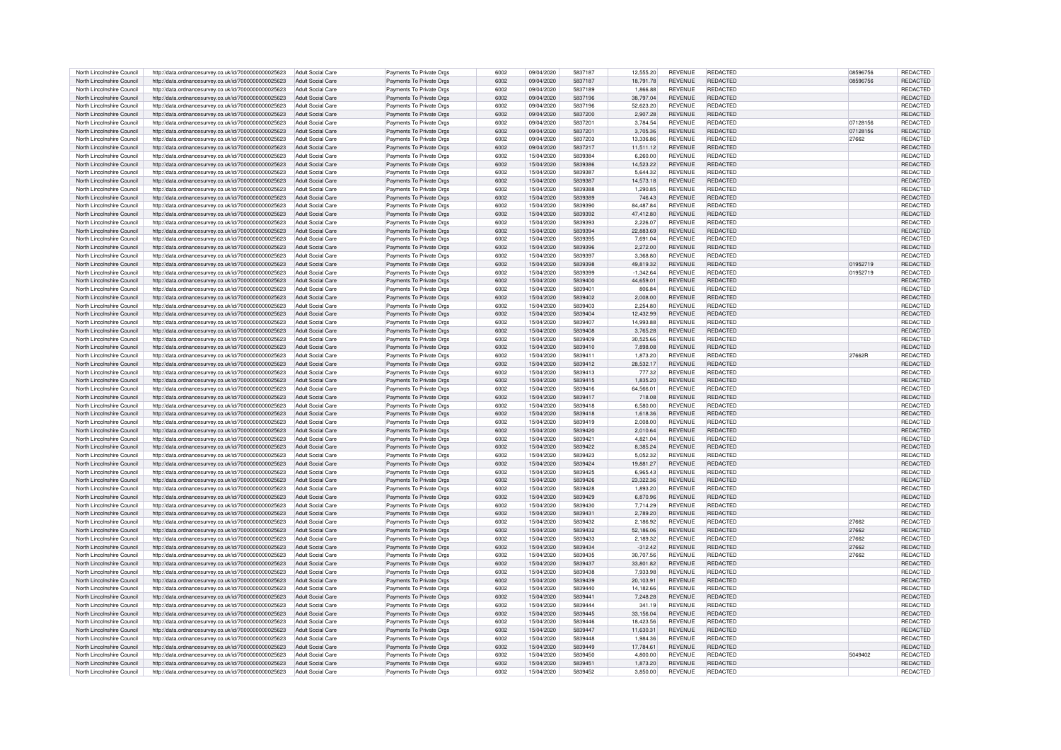| North Lincolnshire Council | http://data.ordnancesurvey.co.uk/id/7000000000025623 | Adult Social Care | Payments To Private Orgs | 6002 | 09/04/2020 | 5837187 | 12,555.20 | REVENUE | REDACTED | 08596756 | REDACTED |
|---|---|---|---|---|---|---|---|---|---|---|---|
| North Lincolnshire Council | http://data.ordnancesurvey.co.uk/id/7000000000025623 | Adult Social Care | Payments To Private Orgs | 6002 | 09/04/2020 | 5837187 | 18,791.78 | REVENUE | REDACTED | 08596756 | REDACTED |
| North Lincolnshire Council | http://data.ordnancesurvey.co.uk/id/7000000000025623 | Adult Social Care | Payments To Private Orgs | 6002 | 09/04/2020 | 5837189 | 1,866.88 | REVENUE | REDACTED | | REDACTED |
| North Lincolnshire Council | http://data.ordnancesurvey.co.uk/id/7000000000025623 | Adult Social Care | Payments To Private Orgs | 6002 | 09/04/2020 | 5837196 | 38,797.04 | REVENUE | REDACTED | | REDACTED |
| North Lincolnshire Council | http://data.ordnancesurvey.co.uk/id/7000000000025623 | Adult Social Care | Payments To Private Orgs | 6002 | 09/04/2020 | 5837196 | 52,623.20 | REVENUE | REDACTED | | REDACTED |
| North Lincolnshire Council | http://data.ordnancesurvey.co.uk/id/7000000000025623 | Adult Social Care | Payments To Private Orgs | 6002 | 09/04/2020 | 5837200 | 2,907.28 | REVENUE | REDACTED | | REDACTED |
| North Lincolnshire Council | http://data.ordnancesurvey.co.uk/id/7000000000025623 | Adult Social Care | Payments To Private Orgs | 6002 | 09/04/2020 | 5837201 | 3,784.54 | REVENUE | REDACTED | 07128156 | REDACTED |
| North Lincolnshire Council | http://data.ordnancesurvey.co.uk/id/7000000000025623 | Adult Social Care | Payments To Private Orgs | 6002 | 09/04/2020 | 5837201 | 3,705.36 | REVENUE | REDACTED | 07128156 | REDACTED |
| North Lincolnshire Council | http://data.ordnancesurvey.co.uk/id/7000000000025623 | Adult Social Care | Payments To Private Orgs | 6002 | 09/04/2020 | 5837203 | 13,336.86 | REVENUE | REDACTED | 27662 | REDACTED |
| North Lincolnshire Council | http://data.ordnancesurvey.co.uk/id/7000000000025623 | Adult Social Care | Payments To Private Orgs | 6002 | 09/04/2020 | 5837217 | 11,511.12 | REVENUE | REDACTED | | REDACTED |
| North Lincolnshire Council | http://data.ordnancesurvey.co.uk/id/7000000000025623 | Adult Social Care | Payments To Private Orgs | 6002 | 15/04/2020 | 5839384 | 6,260.00 | REVENUE | REDACTED | | REDACTED |
| North Lincolnshire Council | http://data.ordnancesurvey.co.uk/id/7000000000025623 | Adult Social Care | Payments To Private Orgs | 6002 | 15/04/2020 | 5839386 | 14,523.22 | REVENUE | REDACTED | | REDACTED |
| North Lincolnshire Council | http://data.ordnancesurvey.co.uk/id/7000000000025623 | Adult Social Care | Payments To Private Orgs | 6002 | 15/04/2020 | 5839387 | 5,644.32 | REVENUE | REDACTED | | REDACTED |
| North Lincolnshire Council | http://data.ordnancesurvey.co.uk/id/7000000000025623 | Adult Social Care | Payments To Private Orgs | 6002 | 15/04/2020 | 5839387 | 14,573.18 | REVENUE | REDACTED | | REDACTED |
| North Lincolnshire Council | http://data.ordnancesurvey.co.uk/id/7000000000025623 | Adult Social Care | Payments To Private Orgs | 6002 | 15/04/2020 | 5839388 | 1,290.85 | REVENUE | REDACTED | | REDACTED |
| North Lincolnshire Council | http://data.ordnancesurvey.co.uk/id/7000000000025623 | Adult Social Care | Payments To Private Orgs | 6002 | 15/04/2020 | 5839389 | 746.43 | REVENUE | REDACTED | | REDACTED |
| North Lincolnshire Council | http://data.ordnancesurvey.co.uk/id/7000000000025623 | Adult Social Care | Payments To Private Orgs | 6002 | 15/04/2020 | 5839390 | 84,487.84 | REVENUE | REDACTED | | REDACTED |
| North Lincolnshire Council | http://data.ordnancesurvey.co.uk/id/7000000000025623 | Adult Social Care | Payments To Private Orgs | 6002 | 15/04/2020 | 5839392 | 47,412.80 | REVENUE | REDACTED | | REDACTED |
| North Lincolnshire Council | http://data.ordnancesurvey.co.uk/id/7000000000025623 | Adult Social Care | Payments To Private Orgs | 6002 | 15/04/2020 | 5839393 | 2,226.07 | REVENUE | REDACTED | | REDACTED |
| North Lincolnshire Council | http://data.ordnancesurvey.co.uk/id/7000000000025623 | Adult Social Care | Payments To Private Orgs | 6002 | 15/04/2020 | 5839394 | 22,883.69 | REVENUE | REDACTED | | REDACTED |
| North Lincolnshire Council | http://data.ordnancesurvey.co.uk/id/7000000000025623 | Adult Social Care | Payments To Private Orgs | 6002 | 15/04/2020 | 5839395 | 7,691.04 | REVENUE | REDACTED | | REDACTED |
| North Lincolnshire Council | http://data.ordnancesurvey.co.uk/id/7000000000025623 | Adult Social Care | Payments To Private Orgs | 6002 | 15/04/2020 | 5839396 | 2,272.00 | REVENUE | REDACTED | | REDACTED |
| North Lincolnshire Council | http://data.ordnancesurvey.co.uk/id/7000000000025623 | Adult Social Care | Payments To Private Orgs | 6002 | 15/04/2020 | 5839397 | 3,368.80 | REVENUE | REDACTED | | REDACTED |
| North Lincolnshire Council | http://data.ordnancesurvey.co.uk/id/7000000000025623 | Adult Social Care | Payments To Private Orgs | 6002 | 15/04/2020 | 5839398 | 49,819.32 | REVENUE | REDACTED | 01952719 | REDACTED |
| North Lincolnshire Council | http://data.ordnancesurvey.co.uk/id/7000000000025623 | Adult Social Care | Payments To Private Orgs | 6002 | 15/04/2020 | 5839399 | -1,342.64 | REVENUE | REDACTED | 01952719 | REDACTED |
| North Lincolnshire Council | http://data.ordnancesurvey.co.uk/id/7000000000025623 | Adult Social Care | Payments To Private Orgs | 6002 | 15/04/2020 | 5839400 | 44,659.01 | REVENUE | REDACTED | | REDACTED |
| North Lincolnshire Council | http://data.ordnancesurvey.co.uk/id/7000000000025623 | Adult Social Care | Payments To Private Orgs | 6002 | 15/04/2020 | 5839401 | 806.84 | REVENUE | REDACTED | | REDACTED |
| North Lincolnshire Council | http://data.ordnancesurvey.co.uk/id/7000000000025623 | Adult Social Care | Payments To Private Orgs | 6002 | 15/04/2020 | 5839402 | 2,008.00 | REVENUE | REDACTED | | REDACTED |
| North Lincolnshire Council | http://data.ordnancesurvey.co.uk/id/7000000000025623 | Adult Social Care | Payments To Private Orgs | 6002 | 15/04/2020 | 5839403 | 2,254.80 | REVENUE | REDACTED | | REDACTED |
| North Lincolnshire Council | http://data.ordnancesurvey.co.uk/id/7000000000025623 | Adult Social Care | Payments To Private Orgs | 6002 | 15/04/2020 | 5839404 | 12,432.99 | REVENUE | REDACTED | | REDACTED |
| North Lincolnshire Council | http://data.ordnancesurvey.co.uk/id/7000000000025623 | Adult Social Care | Payments To Private Orgs | 6002 | 15/04/2020 | 5839407 | 14,993.88 | REVENUE | REDACTED | | REDACTED |
| North Lincolnshire Council | http://data.ordnancesurvey.co.uk/id/7000000000025623 | Adult Social Care | Payments To Private Orgs | 6002 | 15/04/2020 | 5839408 | 3,765.28 | REVENUE | REDACTED | | REDACTED |
| North Lincolnshire Council | http://data.ordnancesurvey.co.uk/id/7000000000025623 | Adult Social Care | Payments To Private Orgs | 6002 | 15/04/2020 | 5839409 | 30,525.66 | REVENUE | REDACTED | | REDACTED |
| North Lincolnshire Council | http://data.ordnancesurvey.co.uk/id/7000000000025623 | Adult Social Care | Payments To Private Orgs | 6002 | 15/04/2020 | 5839410 | 7,898.08 | REVENUE | REDACTED | | REDACTED |
| North Lincolnshire Council | http://data.ordnancesurvey.co.uk/id/7000000000025623 | Adult Social Care | Payments To Private Orgs | 6002 | 15/04/2020 | 5839411 | 1,873.20 | REVENUE | REDACTED | 27662R | REDACTED |
| North Lincolnshire Council | http://data.ordnancesurvey.co.uk/id/7000000000025623 | Adult Social Care | Payments To Private Orgs | 6002 | 15/04/2020 | 5839412 | 28,532.17 | REVENUE | REDACTED | | REDACTED |
| North Lincolnshire Council | http://data.ordnancesurvey.co.uk/id/7000000000025623 | Adult Social Care | Payments To Private Orgs | 6002 | 15/04/2020 | 5839413 | 777.32 | REVENUE | REDACTED | | REDACTED |
| North Lincolnshire Council | http://data.ordnancesurvey.co.uk/id/7000000000025623 | Adult Social Care | Payments To Private Orgs | 6002 | 15/04/2020 | 5839415 | 1,835.20 | REVENUE | REDACTED | | REDACTED |
| North Lincolnshire Council | http://data.ordnancesurvey.co.uk/id/7000000000025623 | Adult Social Care | Payments To Private Orgs | 6002 | 15/04/2020 | 5839416 | 64,566.01 | REVENUE | REDACTED | | REDACTED |
| North Lincolnshire Council | http://data.ordnancesurvey.co.uk/id/7000000000025623 | Adult Social Care | Payments To Private Orgs | 6002 | 15/04/2020 | 5839417 | 718.08 | REVENUE | REDACTED | | REDACTED |
| North Lincolnshire Council | http://data.ordnancesurvey.co.uk/id/7000000000025623 | Adult Social Care | Payments To Private Orgs | 6002 | 15/04/2020 | 5839418 | 6,580.00 | REVENUE | REDACTED | | REDACTED |
| North Lincolnshire Council | http://data.ordnancesurvey.co.uk/id/7000000000025623 | Adult Social Care | Payments To Private Orgs | 6002 | 15/04/2020 | 5839418 | 1,618.36 | REVENUE | REDACTED | | REDACTED |
| North Lincolnshire Council | http://data.ordnancesurvey.co.uk/id/7000000000025623 | Adult Social Care | Payments To Private Orgs | 6002 | 15/04/2020 | 5839419 | 2,008.00 | REVENUE | REDACTED | | REDACTED |
| North Lincolnshire Council | http://data.ordnancesurvey.co.uk/id/7000000000025623 | Adult Social Care | Payments To Private Orgs | 6002 | 15/04/2020 | 5839420 | 2,010.64 | REVENUE | REDACTED | | REDACTED |
| North Lincolnshire Council | http://data.ordnancesurvey.co.uk/id/7000000000025623 | Adult Social Care | Payments To Private Orgs | 6002 | 15/04/2020 | 5839421 | 4,821.04 | REVENUE | REDACTED | | REDACTED |
| North Lincolnshire Council | http://data.ordnancesurvey.co.uk/id/7000000000025623 | Adult Social Care | Payments To Private Orgs | 6002 | 15/04/2020 | 5839422 | 8,385.24 | REVENUE | REDACTED | | REDACTED |
| North Lincolnshire Council | http://data.ordnancesurvey.co.uk/id/7000000000025623 | Adult Social Care | Payments To Private Orgs | 6002 | 15/04/2020 | 5839423 | 5,052.32 | REVENUE | REDACTED | | REDACTED |
| North Lincolnshire Council | http://data.ordnancesurvey.co.uk/id/7000000000025623 | Adult Social Care | Payments To Private Orgs | 6002 | 15/04/2020 | 5839424 | 19,881.27 | REVENUE | REDACTED | | REDACTED |
| North Lincolnshire Council | http://data.ordnancesurvey.co.uk/id/7000000000025623 | Adult Social Care | Payments To Private Orgs | 6002 | 15/04/2020 | 5839425 | 6,965.43 | REVENUE | REDACTED | | REDACTED |
| North Lincolnshire Council | http://data.ordnancesurvey.co.uk/id/7000000000025623 | Adult Social Care | Payments To Private Orgs | 6002 | 15/04/2020 | 5839426 | 23,322.36 | REVENUE | REDACTED | | REDACTED |
| North Lincolnshire Council | http://data.ordnancesurvey.co.uk/id/7000000000025623 | Adult Social Care | Payments To Private Orgs | 6002 | 15/04/2020 | 5839428 | 1,893.20 | REVENUE | REDACTED | | REDACTED |
| North Lincolnshire Council | http://data.ordnancesurvey.co.uk/id/7000000000025623 | Adult Social Care | Payments To Private Orgs | 6002 | 15/04/2020 | 5839429 | 6,870.96 | REVENUE | REDACTED | | REDACTED |
| North Lincolnshire Council | http://data.ordnancesurvey.co.uk/id/7000000000025623 | Adult Social Care | Payments To Private Orgs | 6002 | 15/04/2020 | 5839430 | 7,714.29 | REVENUE | REDACTED | | REDACTED |
| North Lincolnshire Council | http://data.ordnancesurvey.co.uk/id/7000000000025623 | Adult Social Care | Payments To Private Orgs | 6002 | 15/04/2020 | 5839431 | 2,789.20 | REVENUE | REDACTED | | REDACTED |
| North Lincolnshire Council | http://data.ordnancesurvey.co.uk/id/7000000000025623 | Adult Social Care | Payments To Private Orgs | 6002 | 15/04/2020 | 5839432 | 2,186.92 | REVENUE | REDACTED | 27662 | REDACTED |
| North Lincolnshire Council | http://data.ordnancesurvey.co.uk/id/7000000000025623 | Adult Social Care | Payments To Private Orgs | 6002 | 15/04/2020 | 5839432 | 52,186.06 | REVENUE | REDACTED | 27662 | REDACTED |
| North Lincolnshire Council | http://data.ordnancesurvey.co.uk/id/7000000000025623 | Adult Social Care | Payments To Private Orgs | 6002 | 15/04/2020 | 5839433 | 2,189.32 | REVENUE | REDACTED | 27662 | REDACTED |
| North Lincolnshire Council | http://data.ordnancesurvey.co.uk/id/7000000000025623 | Adult Social Care | Payments To Private Orgs | 6002 | 15/04/2020 | 5839434 | -312.42 | REVENUE | REDACTED | 27662 | REDACTED |
| North Lincolnshire Council | http://data.ordnancesurvey.co.uk/id/7000000000025623 | Adult Social Care | Payments To Private Orgs | 6002 | 15/04/2020 | 5839435 | 30,707.56 | REVENUE | REDACTED | 27662 | REDACTED |
| North Lincolnshire Council | http://data.ordnancesurvey.co.uk/id/7000000000025623 | Adult Social Care | Payments To Private Orgs | 6002 | 15/04/2020 | 5839437 | 33,801.82 | REVENUE | REDACTED | | REDACTED |
| North Lincolnshire Council | http://data.ordnancesurvey.co.uk/id/7000000000025623 | Adult Social Care | Payments To Private Orgs | 6002 | 15/04/2020 | 5839438 | 7,933.98 | REVENUE | REDACTED | | REDACTED |
| North Lincolnshire Council | http://data.ordnancesurvey.co.uk/id/7000000000025623 | Adult Social Care | Payments To Private Orgs | 6002 | 15/04/2020 | 5839439 | 20,103.91 | REVENUE | REDACTED | | REDACTED |
| North Lincolnshire Council | http://data.ordnancesurvey.co.uk/id/7000000000025623 | Adult Social Care | Payments To Private Orgs | 6002 | 15/04/2020 | 5839440 | 14,182.66 | REVENUE | REDACTED | | REDACTED |
| North Lincolnshire Council | http://data.ordnancesurvey.co.uk/id/7000000000025623 | Adult Social Care | Payments To Private Orgs | 6002 | 15/04/2020 | 5839441 | 7,248.28 | REVENUE | REDACTED | | REDACTED |
| North Lincolnshire Council | http://data.ordnancesurvey.co.uk/id/7000000000025623 | Adult Social Care | Payments To Private Orgs | 6002 | 15/04/2020 | 5839444 | 341.19 | REVENUE | REDACTED | | REDACTED |
| North Lincolnshire Council | http://data.ordnancesurvey.co.uk/id/7000000000025623 | Adult Social Care | Payments To Private Orgs | 6002 | 15/04/2020 | 5839445 | 33,156.04 | REVENUE | REDACTED | | REDACTED |
| North Lincolnshire Council | http://data.ordnancesurvey.co.uk/id/7000000000025623 | Adult Social Care | Payments To Private Orgs | 6002 | 15/04/2020 | 5839446 | 18,423.56 | REVENUE | REDACTED | | REDACTED |
| North Lincolnshire Council | http://data.ordnancesurvey.co.uk/id/7000000000025623 | Adult Social Care | Payments To Private Orgs | 6002 | 15/04/2020 | 5839447 | 11,630.31 | REVENUE | REDACTED | | REDACTED |
| North Lincolnshire Council | http://data.ordnancesurvey.co.uk/id/7000000000025623 | Adult Social Care | Payments To Private Orgs | 6002 | 15/04/2020 | 5839448 | 1,984.36 | REVENUE | REDACTED | | REDACTED |
| North Lincolnshire Council | http://data.ordnancesurvey.co.uk/id/7000000000025623 | Adult Social Care | Payments To Private Orgs | 6002 | 15/04/2020 | 5839449 | 17,784.61 | REVENUE | REDACTED | | REDACTED |
| North Lincolnshire Council | http://data.ordnancesurvey.co.uk/id/7000000000025623 | Adult Social Care | Payments To Private Orgs | 6002 | 15/04/2020 | 5839450 | 4,800.00 | REVENUE | REDACTED | 5049402 | REDACTED |
| North Lincolnshire Council | http://data.ordnancesurvey.co.uk/id/7000000000025623 | Adult Social Care | Payments To Private Orgs | 6002 | 15/04/2020 | 5839451 | 1,873.20 | REVENUE | REDACTED | | REDACTED |
| North Lincolnshire Council | http://data.ordnancesurvey.co.uk/id/7000000000025623 | Adult Social Care | Payments To Private Orgs | 6002 | 15/04/2020 | 5839452 | 3,850.00 | REVENUE | REDACTED | | REDACTED |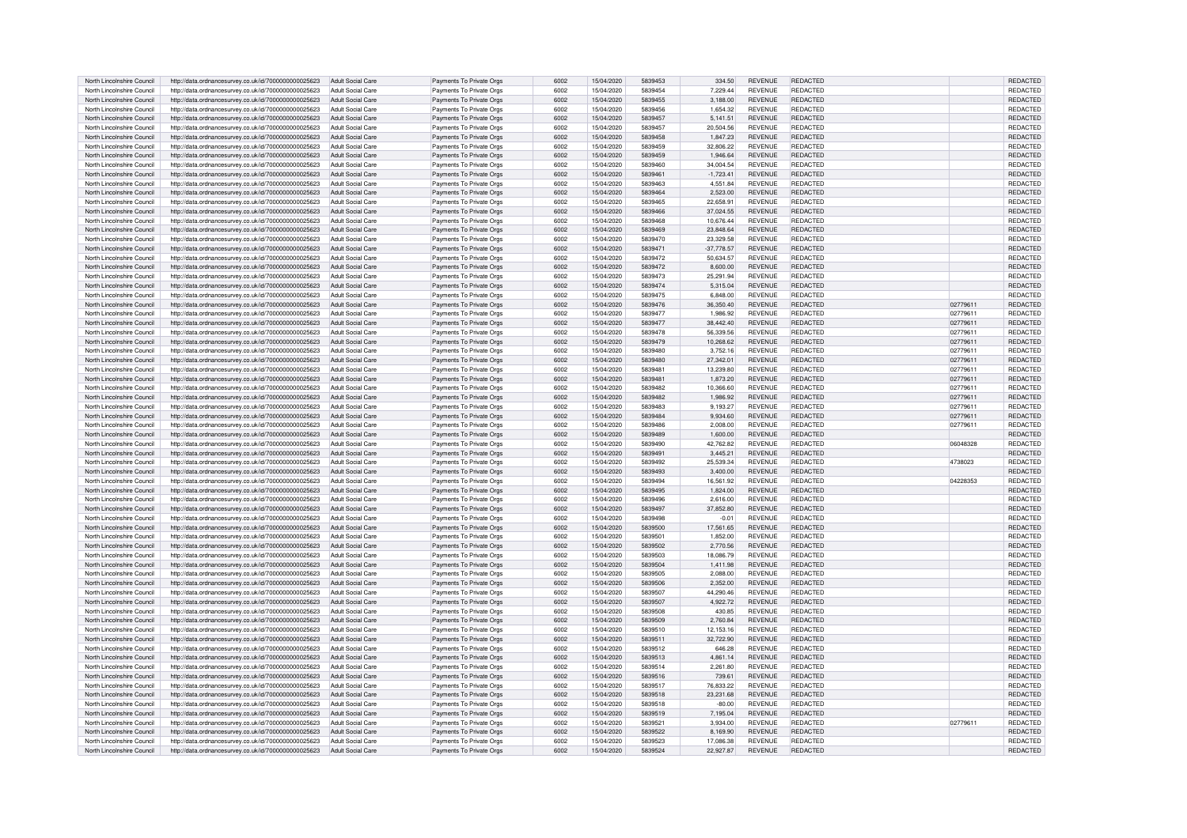| North Lincolnshire Council | http://data.ordnancesurvey.co.uk/id/7000000000025623 | Adult Social Care | Payments To Private Orgs | 6002 | 15/04/2020 | 5839453 | 334.50 | REVENUE | REDACTED | | REDACTED |
|---|---|---|---|---|---|---|---|---|---|---|---|
| North Lincolnshire Council | http://data.ordnancesurvey.co.uk/id/7000000000025623 | Adult Social Care | Payments To Private Orgs | 6002 | 15/04/2020 | 5839454 | 7,229.44 | REVENUE | REDACTED | | REDACTED |
| North Lincolnshire Council | http://data.ordnancesurvey.co.uk/id/7000000000025623 | Adult Social Care | Payments To Private Orgs | 6002 | 15/04/2020 | 5839455 | 3,188.00 | REVENUE | REDACTED | | REDACTED |
| North Lincolnshire Council | http://data.ordnancesurvey.co.uk/id/7000000000025623 | Adult Social Care | Payments To Private Orgs | 6002 | 15/04/2020 | 5839456 | 1,654.32 | REVENUE | REDACTED | | REDACTED |
| North Lincolnshire Council | http://data.ordnancesurvey.co.uk/id/7000000000025623 | Adult Social Care | Payments To Private Orgs | 6002 | 15/04/2020 | 5839457 | 5,141.51 | REVENUE | REDACTED | | REDACTED |
| North Lincolnshire Council | http://data.ordnancesurvey.co.uk/id/7000000000025623 | Adult Social Care | Payments To Private Orgs | 6002 | 15/04/2020 | 5839457 | 20,504.56 | REVENUE | REDACTED | | REDACTED |
| North Lincolnshire Council | http://data.ordnancesurvey.co.uk/id/7000000000025623 | Adult Social Care | Payments To Private Orgs | 6002 | 15/04/2020 | 5839458 | 1,847.23 | REVENUE | REDACTED | | REDACTED |
| North Lincolnshire Council | http://data.ordnancesurvey.co.uk/id/7000000000025623 | Adult Social Care | Payments To Private Orgs | 6002 | 15/04/2020 | 5839459 | 32,806.22 | REVENUE | REDACTED | | REDACTED |
| North Lincolnshire Council | http://data.ordnancesurvey.co.uk/id/7000000000025623 | Adult Social Care | Payments To Private Orgs | 6002 | 15/04/2020 | 5839459 | 1,946.64 | REVENUE | REDACTED | | REDACTED |
| North Lincolnshire Council | http://data.ordnancesurvey.co.uk/id/7000000000025623 | Adult Social Care | Payments To Private Orgs | 6002 | 15/04/2020 | 5839460 | 34,004.54 | REVENUE | REDACTED | | REDACTED |
| North Lincolnshire Council | http://data.ordnancesurvey.co.uk/id/7000000000025623 | Adult Social Care | Payments To Private Orgs | 6002 | 15/04/2020 | 5839461 | -1,723.41 | REVENUE | REDACTED | | REDACTED |
| North Lincolnshire Council | http://data.ordnancesurvey.co.uk/id/7000000000025623 | Adult Social Care | Payments To Private Orgs | 6002 | 15/04/2020 | 5839463 | 4,551.84 | REVENUE | REDACTED | | REDACTED |
| North Lincolnshire Council | http://data.ordnancesurvey.co.uk/id/7000000000025623 | Adult Social Care | Payments To Private Orgs | 6002 | 15/04/2020 | 5839464 | 2,523.00 | REVENUE | REDACTED | | REDACTED |
| North Lincolnshire Council | http://data.ordnancesurvey.co.uk/id/7000000000025623 | Adult Social Care | Payments To Private Orgs | 6002 | 15/04/2020 | 5839465 | 22,658.91 | REVENUE | REDACTED | | REDACTED |
| North Lincolnshire Council | http://data.ordnancesurvey.co.uk/id/7000000000025623 | Adult Social Care | Payments To Private Orgs | 6002 | 15/04/2020 | 5839466 | 37,024.55 | REVENUE | REDACTED | | REDACTED |
| North Lincolnshire Council | http://data.ordnancesurvey.co.uk/id/7000000000025623 | Adult Social Care | Payments To Private Orgs | 6002 | 15/04/2020 | 5839468 | 10,676.44 | REVENUE | REDACTED | | REDACTED |
| North Lincolnshire Council | http://data.ordnancesurvey.co.uk/id/7000000000025623 | Adult Social Care | Payments To Private Orgs | 6002 | 15/04/2020 | 5839469 | 23,848.64 | REVENUE | REDACTED | | REDACTED |
| North Lincolnshire Council | http://data.ordnancesurvey.co.uk/id/7000000000025623 | Adult Social Care | Payments To Private Orgs | 6002 | 15/04/2020 | 5839470 | 23,329.58 | REVENUE | REDACTED | | REDACTED |
| North Lincolnshire Council | http://data.ordnancesurvey.co.uk/id/7000000000025623 | Adult Social Care | Payments To Private Orgs | 6002 | 15/04/2020 | 5839471 | -37,778.57 | REVENUE | REDACTED | | REDACTED |
| North Lincolnshire Council | http://data.ordnancesurvey.co.uk/id/7000000000025623 | Adult Social Care | Payments To Private Orgs | 6002 | 15/04/2020 | 5839472 | 50,634.57 | REVENUE | REDACTED | | REDACTED |
| North Lincolnshire Council | http://data.ordnancesurvey.co.uk/id/7000000000025623 | Adult Social Care | Payments To Private Orgs | 6002 | 15/04/2020 | 5839472 | 8,600.00 | REVENUE | REDACTED | | REDACTED |
| North Lincolnshire Council | http://data.ordnancesurvey.co.uk/id/7000000000025623 | Adult Social Care | Payments To Private Orgs | 6002 | 15/04/2020 | 5839473 | 25,291.94 | REVENUE | REDACTED | | REDACTED |
| North Lincolnshire Council | http://data.ordnancesurvey.co.uk/id/7000000000025623 | Adult Social Care | Payments To Private Orgs | 6002 | 15/04/2020 | 5839474 | 5,315.04 | REVENUE | REDACTED | | REDACTED |
| North Lincolnshire Council | http://data.ordnancesurvey.co.uk/id/7000000000025623 | Adult Social Care | Payments To Private Orgs | 6002 | 15/04/2020 | 5839475 | 6,848.00 | REVENUE | REDACTED | | REDACTED |
| North Lincolnshire Council | http://data.ordnancesurvey.co.uk/id/7000000000025623 | Adult Social Care | Payments To Private Orgs | 6002 | 15/04/2020 | 5839476 | 36,350.40 | REVENUE | REDACTED | 02779611 | REDACTED |
| North Lincolnshire Council | http://data.ordnancesurvey.co.uk/id/7000000000025623 | Adult Social Care | Payments To Private Orgs | 6002 | 15/04/2020 | 5839477 | 1,986.92 | REVENUE | REDACTED | 02779611 | REDACTED |
| North Lincolnshire Council | http://data.ordnancesurvey.co.uk/id/7000000000025623 | Adult Social Care | Payments To Private Orgs | 6002 | 15/04/2020 | 5839477 | 38,442.40 | REVENUE | REDACTED | 02779611 | REDACTED |
| North Lincolnshire Council | http://data.ordnancesurvey.co.uk/id/7000000000025623 | Adult Social Care | Payments To Private Orgs | 6002 | 15/04/2020 | 5839478 | 56,339.56 | REVENUE | REDACTED | 02779611 | REDACTED |
| North Lincolnshire Council | http://data.ordnancesurvey.co.uk/id/7000000000025623 | Adult Social Care | Payments To Private Orgs | 6002 | 15/04/2020 | 5839479 | 10,268.62 | REVENUE | REDACTED | 02779611 | REDACTED |
| North Lincolnshire Council | http://data.ordnancesurvey.co.uk/id/7000000000025623 | Adult Social Care | Payments To Private Orgs | 6002 | 15/04/2020 | 5839480 | 3,752.16 | REVENUE | REDACTED | 02779611 | REDACTED |
| North Lincolnshire Council | http://data.ordnancesurvey.co.uk/id/7000000000025623 | Adult Social Care | Payments To Private Orgs | 6002 | 15/04/2020 | 5839480 | 27,342.01 | REVENUE | REDACTED | 02779611 | REDACTED |
| North Lincolnshire Council | http://data.ordnancesurvey.co.uk/id/7000000000025623 | Adult Social Care | Payments To Private Orgs | 6002 | 15/04/2020 | 5839481 | 13,239.80 | REVENUE | REDACTED | 02779611 | REDACTED |
| North Lincolnshire Council | http://data.ordnancesurvey.co.uk/id/7000000000025623 | Adult Social Care | Payments To Private Orgs | 6002 | 15/04/2020 | 5839481 | 1,873.20 | REVENUE | REDACTED | 02779611 | REDACTED |
| North Lincolnshire Council | http://data.ordnancesurvey.co.uk/id/7000000000025623 | Adult Social Care | Payments To Private Orgs | 6002 | 15/04/2020 | 5839482 | 10,366.60 | REVENUE | REDACTED | 02779611 | REDACTED |
| North Lincolnshire Council | http://data.ordnancesurvey.co.uk/id/7000000000025623 | Adult Social Care | Payments To Private Orgs | 6002 | 15/04/2020 | 5839482 | 1,986.92 | REVENUE | REDACTED | 02779611 | REDACTED |
| North Lincolnshire Council | http://data.ordnancesurvey.co.uk/id/7000000000025623 | Adult Social Care | Payments To Private Orgs | 6002 | 15/04/2020 | 5839483 | 9,193.27 | REVENUE | REDACTED | 02779611 | REDACTED |
| North Lincolnshire Council | http://data.ordnancesurvey.co.uk/id/7000000000025623 | Adult Social Care | Payments To Private Orgs | 6002 | 15/04/2020 | 5839484 | 9,934.60 | REVENUE | REDACTED | 02779611 | REDACTED |
| North Lincolnshire Council | http://data.ordnancesurvey.co.uk/id/7000000000025623 | Adult Social Care | Payments To Private Orgs | 6002 | 15/04/2020 | 5839486 | 2,008.00 | REVENUE | REDACTED | 02779611 | REDACTED |
| North Lincolnshire Council | http://data.ordnancesurvey.co.uk/id/7000000000025623 | Adult Social Care | Payments To Private Orgs | 6002 | 15/04/2020 | 5839489 | 1,600.00 | REVENUE | REDACTED | | REDACTED |
| North Lincolnshire Council | http://data.ordnancesurvey.co.uk/id/7000000000025623 | Adult Social Care | Payments To Private Orgs | 6002 | 15/04/2020 | 5839490 | 42,762.82 | REVENUE | REDACTED | 06048328 | REDACTED |
| North Lincolnshire Council | http://data.ordnancesurvey.co.uk/id/7000000000025623 | Adult Social Care | Payments To Private Orgs | 6002 | 15/04/2020 | 5839491 | 3,445.21 | REVENUE | REDACTED | | REDACTED |
| North Lincolnshire Council | http://data.ordnancesurvey.co.uk/id/7000000000025623 | Adult Social Care | Payments To Private Orgs | 6002 | 15/04/2020 | 5839492 | 25,539.34 | REVENUE | REDACTED | 4738023 | REDACTED |
| North Lincolnshire Council | http://data.ordnancesurvey.co.uk/id/7000000000025623 | Adult Social Care | Payments To Private Orgs | 6002 | 15/04/2020 | 5839493 | 3,400.00 | REVENUE | REDACTED | | REDACTED |
| North Lincolnshire Council | http://data.ordnancesurvey.co.uk/id/7000000000025623 | Adult Social Care | Payments To Private Orgs | 6002 | 15/04/2020 | 5839494 | 16,561.92 | REVENUE | REDACTED | 04228353 | REDACTED |
| North Lincolnshire Council | http://data.ordnancesurvey.co.uk/id/7000000000025623 | Adult Social Care | Payments To Private Orgs | 6002 | 15/04/2020 | 5839495 | 1,824.00 | REVENUE | REDACTED | | REDACTED |
| North Lincolnshire Council | http://data.ordnancesurvey.co.uk/id/7000000000025623 | Adult Social Care | Payments To Private Orgs | 6002 | 15/04/2020 | 5839496 | 2,616.00 | REVENUE | REDACTED | | REDACTED |
| North Lincolnshire Council | http://data.ordnancesurvey.co.uk/id/7000000000025623 | Adult Social Care | Payments To Private Orgs | 6002 | 15/04/2020 | 5839497 | 37,852.80 | REVENUE | REDACTED | | REDACTED |
| North Lincolnshire Council | http://data.ordnancesurvey.co.uk/id/7000000000025623 | Adult Social Care | Payments To Private Orgs | 6002 | 15/04/2020 | 5839498 | -0.01 | REVENUE | REDACTED | | REDACTED |
| North Lincolnshire Council | http://data.ordnancesurvey.co.uk/id/7000000000025623 | Adult Social Care | Payments To Private Orgs | 6002 | 15/04/2020 | 5839500 | 17,561.65 | REVENUE | REDACTED | | REDACTED |
| North Lincolnshire Council | http://data.ordnancesurvey.co.uk/id/7000000000025623 | Adult Social Care | Payments To Private Orgs | 6002 | 15/04/2020 | 5839501 | 1,852.00 | REVENUE | REDACTED | | REDACTED |
| North Lincolnshire Council | http://data.ordnancesurvey.co.uk/id/7000000000025623 | Adult Social Care | Payments To Private Orgs | 6002 | 15/04/2020 | 5839502 | 2,770.56 | REVENUE | REDACTED | | REDACTED |
| North Lincolnshire Council | http://data.ordnancesurvey.co.uk/id/7000000000025623 | Adult Social Care | Payments To Private Orgs | 6002 | 15/04/2020 | 5839503 | 18,086.79 | REVENUE | REDACTED | | REDACTED |
| North Lincolnshire Council | http://data.ordnancesurvey.co.uk/id/7000000000025623 | Adult Social Care | Payments To Private Orgs | 6002 | 15/04/2020 | 5839504 | 1,411.98 | REVENUE | REDACTED | | REDACTED |
| North Lincolnshire Council | http://data.ordnancesurvey.co.uk/id/7000000000025623 | Adult Social Care | Payments To Private Orgs | 6002 | 15/04/2020 | 5839505 | 2,088.00 | REVENUE | REDACTED | | REDACTED |
| North Lincolnshire Council | http://data.ordnancesurvey.co.uk/id/7000000000025623 | Adult Social Care | Payments To Private Orgs | 6002 | 15/04/2020 | 5839506 | 2,352.00 | REVENUE | REDACTED | | REDACTED |
| North Lincolnshire Council | http://data.ordnancesurvey.co.uk/id/7000000000025623 | Adult Social Care | Payments To Private Orgs | 6002 | 15/04/2020 | 5839507 | 44,290.46 | REVENUE | REDACTED | | REDACTED |
| North Lincolnshire Council | http://data.ordnancesurvey.co.uk/id/7000000000025623 | Adult Social Care | Payments To Private Orgs | 6002 | 15/04/2020 | 5839507 | 4,922.72 | REVENUE | REDACTED | | REDACTED |
| North Lincolnshire Council | http://data.ordnancesurvey.co.uk/id/7000000000025623 | Adult Social Care | Payments To Private Orgs | 6002 | 15/04/2020 | 5839508 | 430.85 | REVENUE | REDACTED | | REDACTED |
| North Lincolnshire Council | http://data.ordnancesurvey.co.uk/id/7000000000025623 | Adult Social Care | Payments To Private Orgs | 6002 | 15/04/2020 | 5839509 | 2,760.84 | REVENUE | REDACTED | | REDACTED |
| North Lincolnshire Council | http://data.ordnancesurvey.co.uk/id/7000000000025623 | Adult Social Care | Payments To Private Orgs | 6002 | 15/04/2020 | 5839510 | 12,153.16 | REVENUE | REDACTED | | REDACTED |
| North Lincolnshire Council | http://data.ordnancesurvey.co.uk/id/7000000000025623 | Adult Social Care | Payments To Private Orgs | 6002 | 15/04/2020 | 5839511 | 32,722.90 | REVENUE | REDACTED | | REDACTED |
| North Lincolnshire Council | http://data.ordnancesurvey.co.uk/id/7000000000025623 | Adult Social Care | Payments To Private Orgs | 6002 | 15/04/2020 | 5839512 | 646.28 | REVENUE | REDACTED | | REDACTED |
| North Lincolnshire Council | http://data.ordnancesurvey.co.uk/id/7000000000025623 | Adult Social Care | Payments To Private Orgs | 6002 | 15/04/2020 | 5839513 | 4,861.14 | REVENUE | REDACTED | | REDACTED |
| North Lincolnshire Council | http://data.ordnancesurvey.co.uk/id/7000000000025623 | Adult Social Care | Payments To Private Orgs | 6002 | 15/04/2020 | 5839514 | 2,261.80 | REVENUE | REDACTED | | REDACTED |
| North Lincolnshire Council | http://data.ordnancesurvey.co.uk/id/7000000000025623 | Adult Social Care | Payments To Private Orgs | 6002 | 15/04/2020 | 5839516 | 739.61 | REVENUE | REDACTED | | REDACTED |
| North Lincolnshire Council | http://data.ordnancesurvey.co.uk/id/7000000000025623 | Adult Social Care | Payments To Private Orgs | 6002 | 15/04/2020 | 5839517 | 76,833.22 | REVENUE | REDACTED | | REDACTED |
| North Lincolnshire Council | http://data.ordnancesurvey.co.uk/id/7000000000025623 | Adult Social Care | Payments To Private Orgs | 6002 | 15/04/2020 | 5839518 | 23,231.68 | REVENUE | REDACTED | | REDACTED |
| North Lincolnshire Council | http://data.ordnancesurvey.co.uk/id/7000000000025623 | Adult Social Care | Payments To Private Orgs | 6002 | 15/04/2020 | 5839518 | -80.00 | REVENUE | REDACTED | | REDACTED |
| North Lincolnshire Council | http://data.ordnancesurvey.co.uk/id/7000000000025623 | Adult Social Care | Payments To Private Orgs | 6002 | 15/04/2020 | 5839519 | 7,195.04 | REVENUE | REDACTED | | REDACTED |
| North Lincolnshire Council | http://data.ordnancesurvey.co.uk/id/7000000000025623 | Adult Social Care | Payments To Private Orgs | 6002 | 15/04/2020 | 5839521 | 3,934.00 | REVENUE | REDACTED | 02779611 | REDACTED |
| North Lincolnshire Council | http://data.ordnancesurvey.co.uk/id/7000000000025623 | Adult Social Care | Payments To Private Orgs | 6002 | 15/04/2020 | 5839522 | 8,169.90 | REVENUE | REDACTED | | REDACTED |
| North Lincolnshire Council | http://data.ordnancesurvey.co.uk/id/7000000000025623 | Adult Social Care | Payments To Private Orgs | 6002 | 15/04/2020 | 5839523 | 17,086.38 | REVENUE | REDACTED | | REDACTED |
| North Lincolnshire Council | http://data.ordnancesurvey.co.uk/id/7000000000025623 | Adult Social Care | Payments To Private Orgs | 6002 | 15/04/2020 | 5839524 | 22,927.87 | REVENUE | REDACTED | | REDACTED |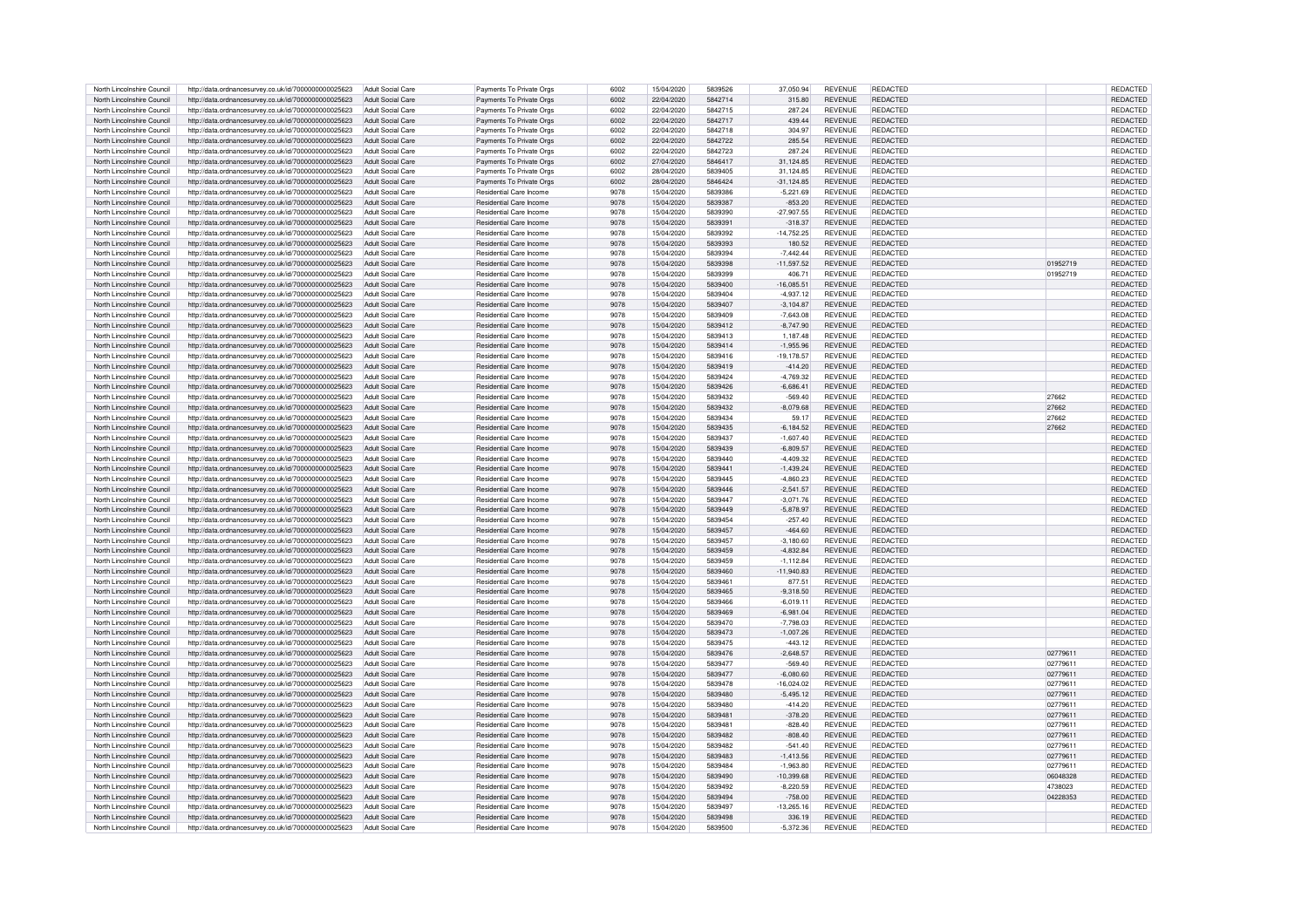| | | | | | | | | | | | | |
|---|---|---|---|---|---|---|---|---|---|---|---|---|
| North Lincolnshire Council | http://data.ordnancesurvey.co.uk/id/7000000000025623 | Adult Social Care | Payments To Private Orgs | 6002 | 15/04/2020 | 5839526 | 37,050.94 | REVENUE | REDACTED | | | REDACTED |
| North Lincolnshire Council | http://data.ordnancesurvey.co.uk/id/7000000000025623 | Adult Social Care | Payments To Private Orgs | 6002 | 22/04/2020 | 5842714 | 315.80 | REVENUE | REDACTED | | | REDACTED |
| North Lincolnshire Council | http://data.ordnancesurvey.co.uk/id/7000000000025623 | Adult Social Care | Payments To Private Orgs | 6002 | 22/04/2020 | 5842715 | 287.24 | REVENUE | REDACTED | | | REDACTED |
| North Lincolnshire Council | http://data.ordnancesurvey.co.uk/id/7000000000025623 | Adult Social Care | Payments To Private Orgs | 6002 | 22/04/2020 | 5842717 | 439.44 | REVENUE | REDACTED | | | REDACTED |
| North Lincolnshire Council | http://data.ordnancesurvey.co.uk/id/7000000000025623 | Adult Social Care | Payments To Private Orgs | 6002 | 22/04/2020 | 5842718 | 304.97 | REVENUE | REDACTED | | | REDACTED |
| North Lincolnshire Council | http://data.ordnancesurvey.co.uk/id/7000000000025623 | Adult Social Care | Payments To Private Orgs | 6002 | 22/04/2020 | 5842722 | 285.54 | REVENUE | REDACTED | | | REDACTED |
| North Lincolnshire Council | http://data.ordnancesurvey.co.uk/id/7000000000025623 | Adult Social Care | Payments To Private Orgs | 6002 | 22/04/2020 | 5842723 | 287.24 | REVENUE | REDACTED | | | REDACTED |
| North Lincolnshire Council | http://data.ordnancesurvey.co.uk/id/7000000000025623 | Adult Social Care | Payments To Private Orgs | 6002 | 27/04/2020 | 5846417 | 31,124.85 | REVENUE | REDACTED | | | REDACTED |
| North Lincolnshire Council | http://data.ordnancesurvey.co.uk/id/7000000000025623 | Adult Social Care | Payments To Private Orgs | 6002 | 28/04/2020 | 5839405 | 31,124.85 | REVENUE | REDACTED | | | REDACTED |
| North Lincolnshire Council | http://data.ordnancesurvey.co.uk/id/7000000000025623 | Adult Social Care | Payments To Private Orgs | 6002 | 28/04/2020 | 5846424 | -31,124.85 | REVENUE | REDACTED | | | REDACTED |
| North Lincolnshire Council | http://data.ordnancesurvey.co.uk/id/7000000000025623 | Adult Social Care | Residential Care Income | 9078 | 15/04/2020 | 5839386 | -5,221.69 | REVENUE | REDACTED | | | REDACTED |
| North Lincolnshire Council | http://data.ordnancesurvey.co.uk/id/7000000000025623 | Adult Social Care | Residential Care Income | 9078 | 15/04/2020 | 5839387 | -853.20 | REVENUE | REDACTED | | | REDACTED |
| North Lincolnshire Council | http://data.ordnancesurvey.co.uk/id/7000000000025623 | Adult Social Care | Residential Care Income | 9078 | 15/04/2020 | 5839390 | -27,907.55 | REVENUE | REDACTED | | | REDACTED |
| North Lincolnshire Council | http://data.ordnancesurvey.co.uk/id/7000000000025623 | Adult Social Care | Residential Care Income | 9078 | 15/04/2020 | 5839391 | -318.37 | REVENUE | REDACTED | | | REDACTED |
| North Lincolnshire Council | http://data.ordnancesurvey.co.uk/id/7000000000025623 | Adult Social Care | Residential Care Income | 9078 | 15/04/2020 | 5839392 | -14,752.25 | REVENUE | REDACTED | | | REDACTED |
| North Lincolnshire Council | http://data.ordnancesurvey.co.uk/id/7000000000025623 | Adult Social Care | Residential Care Income | 9078 | 15/04/2020 | 5839393 | 180.52 | REVENUE | REDACTED | | | REDACTED |
| North Lincolnshire Council | http://data.ordnancesurvey.co.uk/id/7000000000025623 | Adult Social Care | Residential Care Income | 9078 | 15/04/2020 | 5839394 | -7,442.44 | REVENUE | REDACTED | | | REDACTED |
| North Lincolnshire Council | http://data.ordnancesurvey.co.uk/id/7000000000025623 | Adult Social Care | Residential Care Income | 9078 | 15/04/2020 | 5839398 | -11,597.52 | REVENUE | REDACTED | | 01952719 | REDACTED |
| North Lincolnshire Council | http://data.ordnancesurvey.co.uk/id/7000000000025623 | Adult Social Care | Residential Care Income | 9078 | 15/04/2020 | 5839399 | 406.71 | REVENUE | REDACTED | | 01952719 | REDACTED |
| North Lincolnshire Council | http://data.ordnancesurvey.co.uk/id/7000000000025623 | Adult Social Care | Residential Care Income | 9078 | 15/04/2020 | 5839400 | -16,085.51 | REVENUE | REDACTED | | | REDACTED |
| North Lincolnshire Council | http://data.ordnancesurvey.co.uk/id/7000000000025623 | Adult Social Care | Residential Care Income | 9078 | 15/04/2020 | 5839404 | -4,937.12 | REVENUE | REDACTED | | | REDACTED |
| North Lincolnshire Council | http://data.ordnancesurvey.co.uk/id/7000000000025623 | Adult Social Care | Residential Care Income | 9078 | 15/04/2020 | 5839407 | -3,104.87 | REVENUE | REDACTED | | | REDACTED |
| North Lincolnshire Council | http://data.ordnancesurvey.co.uk/id/7000000000025623 | Adult Social Care | Residential Care Income | 9078 | 15/04/2020 | 5839409 | -7,643.08 | REVENUE | REDACTED | | | REDACTED |
| North Lincolnshire Council | http://data.ordnancesurvey.co.uk/id/7000000000025623 | Adult Social Care | Residential Care Income | 9078 | 15/04/2020 | 5839412 | -8,747.90 | REVENUE | REDACTED | | | REDACTED |
| North Lincolnshire Council | http://data.ordnancesurvey.co.uk/id/7000000000025623 | Adult Social Care | Residential Care Income | 9078 | 15/04/2020 | 5839413 | 1,187.48 | REVENUE | REDACTED | | | REDACTED |
| North Lincolnshire Council | http://data.ordnancesurvey.co.uk/id/7000000000025623 | Adult Social Care | Residential Care Income | 9078 | 15/04/2020 | 5839414 | -1,955.96 | REVENUE | REDACTED | | | REDACTED |
| North Lincolnshire Council | http://data.ordnancesurvey.co.uk/id/7000000000025623 | Adult Social Care | Residential Care Income | 9078 | 15/04/2020 | 5839416 | -19,178.57 | REVENUE | REDACTED | | | REDACTED |
| North Lincolnshire Council | http://data.ordnancesurvey.co.uk/id/7000000000025623 | Adult Social Care | Residential Care Income | 9078 | 15/04/2020 | 5839419 | -414.20 | REVENUE | REDACTED | | | REDACTED |
| North Lincolnshire Council | http://data.ordnancesurvey.co.uk/id/7000000000025623 | Adult Social Care | Residential Care Income | 9078 | 15/04/2020 | 5839424 | -4,769.32 | REVENUE | REDACTED | | | REDACTED |
| North Lincolnshire Council | http://data.ordnancesurvey.co.uk/id/7000000000025623 | Adult Social Care | Residential Care Income | 9078 | 15/04/2020 | 5839426 | -6,686.41 | REVENUE | REDACTED | | | REDACTED |
| North Lincolnshire Council | http://data.ordnancesurvey.co.uk/id/7000000000025623 | Adult Social Care | Residential Care Income | 9078 | 15/04/2020 | 5839432 | -569.40 | REVENUE | REDACTED | | 27662 | REDACTED |
| North Lincolnshire Council | http://data.ordnancesurvey.co.uk/id/7000000000025623 | Adult Social Care | Residential Care Income | 9078 | 15/04/2020 | 5839432 | -8,079.68 | REVENUE | REDACTED | | 27662 | REDACTED |
| North Lincolnshire Council | http://data.ordnancesurvey.co.uk/id/7000000000025623 | Adult Social Care | Residential Care Income | 9078 | 15/04/2020 | 5839434 | 59.17 | REVENUE | REDACTED | | 27662 | REDACTED |
| North Lincolnshire Council | http://data.ordnancesurvey.co.uk/id/7000000000025623 | Adult Social Care | Residential Care Income | 9078 | 15/04/2020 | 5839435 | -6,184.52 | REVENUE | REDACTED | | 27662 | REDACTED |
| North Lincolnshire Council | http://data.ordnancesurvey.co.uk/id/7000000000025623 | Adult Social Care | Residential Care Income | 9078 | 15/04/2020 | 5839437 | -1,607.40 | REVENUE | REDACTED | | | REDACTED |
| North Lincolnshire Council | http://data.ordnancesurvey.co.uk/id/7000000000025623 | Adult Social Care | Residential Care Income | 9078 | 15/04/2020 | 5839439 | -6,809.57 | REVENUE | REDACTED | | | REDACTED |
| North Lincolnshire Council | http://data.ordnancesurvey.co.uk/id/7000000000025623 | Adult Social Care | Residential Care Income | 9078 | 15/04/2020 | 5839440 | -4,409.32 | REVENUE | REDACTED | | | REDACTED |
| North Lincolnshire Council | http://data.ordnancesurvey.co.uk/id/7000000000025623 | Adult Social Care | Residential Care Income | 9078 | 15/04/2020 | 5839441 | -1,439.24 | REVENUE | REDACTED | | | REDACTED |
| North Lincolnshire Council | http://data.ordnancesurvey.co.uk/id/7000000000025623 | Adult Social Care | Residential Care Income | 9078 | 15/04/2020 | 5839445 | -4,860.23 | REVENUE | REDACTED | | | REDACTED |
| North Lincolnshire Council | http://data.ordnancesurvey.co.uk/id/7000000000025623 | Adult Social Care | Residential Care Income | 9078 | 15/04/2020 | 5839446 | -2,541.57 | REVENUE | REDACTED | | | REDACTED |
| North Lincolnshire Council | http://data.ordnancesurvey.co.uk/id/7000000000025623 | Adult Social Care | Residential Care Income | 9078 | 15/04/2020 | 5839447 | -3,071.76 | REVENUE | REDACTED | | | REDACTED |
| North Lincolnshire Council | http://data.ordnancesurvey.co.uk/id/7000000000025623 | Adult Social Care | Residential Care Income | 9078 | 15/04/2020 | 5839449 | -5,878.97 | REVENUE | REDACTED | | | REDACTED |
| North Lincolnshire Council | http://data.ordnancesurvey.co.uk/id/7000000000025623 | Adult Social Care | Residential Care Income | 9078 | 15/04/2020 | 5839454 | -257.40 | REVENUE | REDACTED | | | REDACTED |
| North Lincolnshire Council | http://data.ordnancesurvey.co.uk/id/7000000000025623 | Adult Social Care | Residential Care Income | 9078 | 15/04/2020 | 5839457 | -464.60 | REVENUE | REDACTED | | | REDACTED |
| North Lincolnshire Council | http://data.ordnancesurvey.co.uk/id/7000000000025623 | Adult Social Care | Residential Care Income | 9078 | 15/04/2020 | 5839457 | -3,180.60 | REVENUE | REDACTED | | | REDACTED |
| North Lincolnshire Council | http://data.ordnancesurvey.co.uk/id/7000000000025623 | Adult Social Care | Residential Care Income | 9078 | 15/04/2020 | 5839459 | -4,832.84 | REVENUE | REDACTED | | | REDACTED |
| North Lincolnshire Council | http://data.ordnancesurvey.co.uk/id/7000000000025623 | Adult Social Care | Residential Care Income | 9078 | 15/04/2020 | 5839459 | -1,112.84 | REVENUE | REDACTED | | | REDACTED |
| North Lincolnshire Council | http://data.ordnancesurvey.co.uk/id/7000000000025623 | Adult Social Care | Residential Care Income | 9078 | 15/04/2020 | 5839460 | -11,940.83 | REVENUE | REDACTED | | | REDACTED |
| North Lincolnshire Council | http://data.ordnancesurvey.co.uk/id/7000000000025623 | Adult Social Care | Residential Care Income | 9078 | 15/04/2020 | 5839461 | 877.51 | REVENUE | REDACTED | | | REDACTED |
| North Lincolnshire Council | http://data.ordnancesurvey.co.uk/id/7000000000025623 | Adult Social Care | Residential Care Income | 9078 | 15/04/2020 | 5839465 | -9,318.50 | REVENUE | REDACTED | | | REDACTED |
| North Lincolnshire Council | http://data.ordnancesurvey.co.uk/id/7000000000025623 | Adult Social Care | Residential Care Income | 9078 | 15/04/2020 | 5839466 | -6,019.11 | REVENUE | REDACTED | | | REDACTED |
| North Lincolnshire Council | http://data.ordnancesurvey.co.uk/id/7000000000025623 | Adult Social Care | Residential Care Income | 9078 | 15/04/2020 | 5839469 | -6,981.04 | REVENUE | REDACTED | | | REDACTED |
| North Lincolnshire Council | http://data.ordnancesurvey.co.uk/id/7000000000025623 | Adult Social Care | Residential Care Income | 9078 | 15/04/2020 | 5839470 | -7,798.03 | REVENUE | REDACTED | | | REDACTED |
| North Lincolnshire Council | http://data.ordnancesurvey.co.uk/id/7000000000025623 | Adult Social Care | Residential Care Income | 9078 | 15/04/2020 | 5839473 | -1,007.26 | REVENUE | REDACTED | | | REDACTED |
| North Lincolnshire Council | http://data.ordnancesurvey.co.uk/id/7000000000025623 | Adult Social Care | Residential Care Income | 9078 | 15/04/2020 | 5839475 | -443.12 | REVENUE | REDACTED | | | REDACTED |
| North Lincolnshire Council | http://data.ordnancesurvey.co.uk/id/7000000000025623 | Adult Social Care | Residential Care Income | 9078 | 15/04/2020 | 5839476 | -2,648.57 | REVENUE | REDACTED | | 02779611 | REDACTED |
| North Lincolnshire Council | http://data.ordnancesurvey.co.uk/id/7000000000025623 | Adult Social Care | Residential Care Income | 9078 | 15/04/2020 | 5839477 | -569.40 | REVENUE | REDACTED | | 02779611 | REDACTED |
| North Lincolnshire Council | http://data.ordnancesurvey.co.uk/id/7000000000025623 | Adult Social Care | Residential Care Income | 9078 | 15/04/2020 | 5839477 | -6,080.60 | REVENUE | REDACTED | | 02779611 | REDACTED |
| North Lincolnshire Council | http://data.ordnancesurvey.co.uk/id/7000000000025623 | Adult Social Care | Residential Care Income | 9078 | 15/04/2020 | 5839478 | -16,024.02 | REVENUE | REDACTED | | 02779611 | REDACTED |
| North Lincolnshire Council | http://data.ordnancesurvey.co.uk/id/7000000000025623 | Adult Social Care | Residential Care Income | 9078 | 15/04/2020 | 5839480 | -5,495.12 | REVENUE | REDACTED | | 02779611 | REDACTED |
| North Lincolnshire Council | http://data.ordnancesurvey.co.uk/id/7000000000025623 | Adult Social Care | Residential Care Income | 9078 | 15/04/2020 | 5839480 | -414.20 | REVENUE | REDACTED | | 02779611 | REDACTED |
| North Lincolnshire Council | http://data.ordnancesurvey.co.uk/id/7000000000025623 | Adult Social Care | Residential Care Income | 9078 | 15/04/2020 | 5839481 | -378.20 | REVENUE | REDACTED | | 02779611 | REDACTED |
| North Lincolnshire Council | http://data.ordnancesurvey.co.uk/id/7000000000025623 | Adult Social Care | Residential Care Income | 9078 | 15/04/2020 | 5839481 | -828.40 | REVENUE | REDACTED | | 02779611 | REDACTED |
| North Lincolnshire Council | http://data.ordnancesurvey.co.uk/id/7000000000025623 | Adult Social Care | Residential Care Income | 9078 | 15/04/2020 | 5839482 | -808.40 | REVENUE | REDACTED | | 02779611 | REDACTED |
| North Lincolnshire Council | http://data.ordnancesurvey.co.uk/id/7000000000025623 | Adult Social Care | Residential Care Income | 9078 | 15/04/2020 | 5839482 | -541.40 | REVENUE | REDACTED | | 02779611 | REDACTED |
| North Lincolnshire Council | http://data.ordnancesurvey.co.uk/id/7000000000025623 | Adult Social Care | Residential Care Income | 9078 | 15/04/2020 | 5839483 | -1,413.56 | REVENUE | REDACTED | | 02779611 | REDACTED |
| North Lincolnshire Council | http://data.ordnancesurvey.co.uk/id/7000000000025623 | Adult Social Care | Residential Care Income | 9078 | 15/04/2020 | 5839484 | -1,963.80 | REVENUE | REDACTED | | 02779611 | REDACTED |
| North Lincolnshire Council | http://data.ordnancesurvey.co.uk/id/7000000000025623 | Adult Social Care | Residential Care Income | 9078 | 15/04/2020 | 5839490 | -10,399.68 | REVENUE | REDACTED | | 06048328 | REDACTED |
| North Lincolnshire Council | http://data.ordnancesurvey.co.uk/id/7000000000025623 | Adult Social Care | Residential Care Income | 9078 | 15/04/2020 | 5839492 | -8,220.59 | REVENUE | REDACTED | | 4738023 | REDACTED |
| North Lincolnshire Council | http://data.ordnancesurvey.co.uk/id/7000000000025623 | Adult Social Care | Residential Care Income | 9078 | 15/04/2020 | 5839494 | -758.00 | REVENUE | REDACTED | | 04228353 | REDACTED |
| North Lincolnshire Council | http://data.ordnancesurvey.co.uk/id/7000000000025623 | Adult Social Care | Residential Care Income | 9078 | 15/04/2020 | 5839497 | -13,265.16 | REVENUE | REDACTED | | | REDACTED |
| North Lincolnshire Council | http://data.ordnancesurvey.co.uk/id/7000000000025623 | Adult Social Care | Residential Care Income | 9078 | 15/04/2020 | 5839498 | 336.19 | REVENUE | REDACTED | | | REDACTED |
| North Lincolnshire Council | http://data.ordnancesurvey.co.uk/id/7000000000025623 | Adult Social Care | Residential Care Income | 9078 | 15/04/2020 | 5839500 | -5,372.36 | REVENUE | REDACTED | | | REDACTED |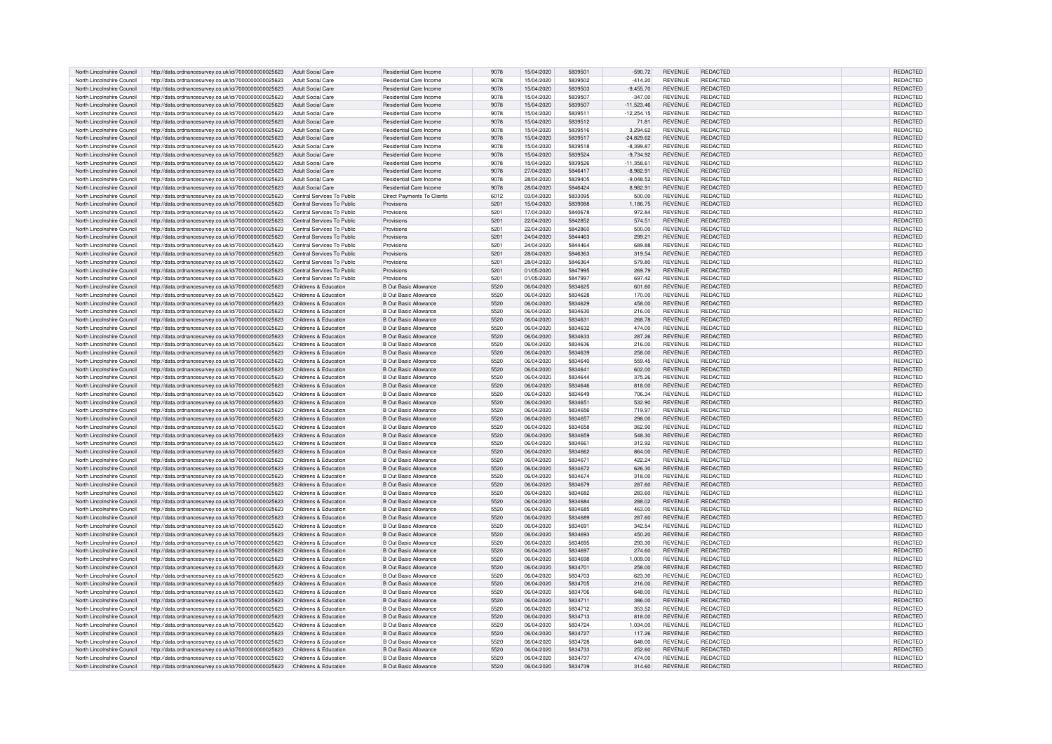| North Lincolnshire Council | http://data.ordnancesurvey.co.uk/id/7000000000025623 | Adult Social Care | Residential Care Income | 9078 | 15/04/2020 | 5839501 | -590.72 | REVENUE | REDACTED | REDACTED |
|---|---|---|---|---|---|---|---|---|---|---|
| North Lincolnshire Council | http://data.ordnancesurvey.co.uk/id/7000000000025623 | Adult Social Care | Residential Care Income | 9078 | 15/04/2020 | 5839502 | -414.20 | REVENUE | REDACTED | REDACTED |
| North Lincolnshire Council | http://data.ordnancesurvey.co.uk/id/7000000000025623 | Adult Social Care | Residential Care Income | 9078 | 15/04/2020 | 5839503 | -9,455.70 | REVENUE | REDACTED | REDACTED |
| North Lincolnshire Council | http://data.ordnancesurvey.co.uk/id/7000000000025623 | Adult Social Care | Residential Care Income | 9078 | 15/04/2020 | 5839507 | -347.00 | REVENUE | REDACTED | REDACTED |
| North Lincolnshire Council | http://data.ordnancesurvey.co.uk/id/7000000000025623 | Adult Social Care | Residential Care Income | 9078 | 15/04/2020 | 5839507 | -11,523.46 | REVENUE | REDACTED | REDACTED |
| North Lincolnshire Council | http://data.ordnancesurvey.co.uk/id/7000000000025623 | Adult Social Care | Residential Care Income | 9078 | 15/04/2020 | 5839511 | -12,254.15 | REVENUE | REDACTED | REDACTED |
| North Lincolnshire Council | http://data.ordnancesurvey.co.uk/id/7000000000025623 | Adult Social Care | Residential Care Income | 9078 | 15/04/2020 | 5839512 | 71.81 | REVENUE | REDACTED | REDACTED |
| North Lincolnshire Council | http://data.ordnancesurvey.co.uk/id/7000000000025623 | Adult Social Care | Residential Care Income | 9078 | 15/04/2020 | 5839516 | 3,294.62 | REVENUE | REDACTED | REDACTED |
| North Lincolnshire Council | http://data.ordnancesurvey.co.uk/id/7000000000025623 | Adult Social Care | Residential Care Income | 9078 | 15/04/2020 | 5839517 | -24,829.62 | REVENUE | REDACTED | REDACTED |
| North Lincolnshire Council | http://data.ordnancesurvey.co.uk/id/7000000000025623 | Adult Social Care | Residential Care Income | 9078 | 15/04/2020 | 5839518 | -8,399.87 | REVENUE | REDACTED | REDACTED |
| North Lincolnshire Council | http://data.ordnancesurvey.co.uk/id/7000000000025623 | Adult Social Care | Residential Care Income | 9078 | 15/04/2020 | 5839524 | -9,734.92 | REVENUE | REDACTED | REDACTED |
| North Lincolnshire Council | http://data.ordnancesurvey.co.uk/id/7000000000025623 | Adult Social Care | Residential Care Income | 9078 | 15/04/2020 | 5839526 | -11,358.61 | REVENUE | REDACTED | REDACTED |
| North Lincolnshire Council | http://data.ordnancesurvey.co.uk/id/7000000000025623 | Adult Social Care | Residential Care Income | 9078 | 27/04/2020 | 5846417 | -8,982.91 | REVENUE | REDACTED | REDACTED |
| North Lincolnshire Council | http://data.ordnancesurvey.co.uk/id/7000000000025623 | Adult Social Care | Residential Care Income | 9078 | 28/04/2020 | 5839405 | -9,048.52 | REVENUE | REDACTED | REDACTED |
| North Lincolnshire Council | http://data.ordnancesurvey.co.uk/id/7000000000025623 | Adult Social Care | Residential Care Income | 9078 | 28/04/2020 | 5846424 | 8,982.91 | REVENUE | REDACTED | REDACTED |
| North Lincolnshire Council | http://data.ordnancesurvey.co.uk/id/7000000000025623 | Central Services To Public | Direct Payments To Clients | 6012 | 03/04/2020 | 5833095 | 500.00 | REVENUE | REDACTED | REDACTED |
| North Lincolnshire Council | http://data.ordnancesurvey.co.uk/id/7000000000025623 | Central Services To Public | Provisions | 5201 | 15/04/2020 | 5839088 | 1,186.75 | REVENUE | REDACTED | REDACTED |
| North Lincolnshire Council | http://data.ordnancesurvey.co.uk/id/7000000000025623 | Central Services To Public | Provisions | 5201 | 17/04/2020 | 5840678 | 972.84 | REVENUE | REDACTED | REDACTED |
| North Lincolnshire Council | http://data.ordnancesurvey.co.uk/id/7000000000025623 | Central Services To Public | Provisions | 5201 | 22/04/2020 | 5842852 | 574.51 | REVENUE | REDACTED | REDACTED |
| North Lincolnshire Council | http://data.ordnancesurvey.co.uk/id/7000000000025623 | Central Services To Public | Provisions | 5201 | 22/04/2020 | 5842860 | 500.00 | REVENUE | REDACTED | REDACTED |
| North Lincolnshire Council | http://data.ordnancesurvey.co.uk/id/7000000000025623 | Central Services To Public | Provisions | 5201 | 24/04/2020 | 5844463 | 299.21 | REVENUE | REDACTED | REDACTED |
| North Lincolnshire Council | http://data.ordnancesurvey.co.uk/id/7000000000025623 | Central Services To Public | Provisions | 5201 | 24/04/2020 | 5844464 | 689.88 | REVENUE | REDACTED | REDACTED |
| North Lincolnshire Council | http://data.ordnancesurvey.co.uk/id/7000000000025623 | Central Services To Public | Provisions | 5201 | 28/04/2020 | 5846363 | 319.54 | REVENUE | REDACTED | REDACTED |
| North Lincolnshire Council | http://data.ordnancesurvey.co.uk/id/7000000000025623 | Central Services To Public | Provisions | 5201 | 28/04/2020 | 5846364 | 579.80 | REVENUE | REDACTED | REDACTED |
| North Lincolnshire Council | http://data.ordnancesurvey.co.uk/id/7000000000025623 | Central Services To Public | Provisions | 5201 | 01/05/2020 | 5847995 | 269.79 | REVENUE | REDACTED | REDACTED |
| North Lincolnshire Council | http://data.ordnancesurvey.co.uk/id/7000000000025623 | Central Services To Public | Provisions | 5201 | 01/05/2020 | 5847997 | 697.42 | REVENUE | REDACTED | REDACTED |
| North Lincolnshire Council | http://data.ordnancesurvey.co.uk/id/7000000000025623 | Childrens & Education | B Out Basic Allowance | 5520 | 06/04/2020 | 5834625 | 601.60 | REVENUE | REDACTED | REDACTED |
| North Lincolnshire Council | http://data.ordnancesurvey.co.uk/id/7000000000025623 | Childrens & Education | B Out Basic Allowance | 5520 | 06/04/2020 | 5834628 | 170.00 | REVENUE | REDACTED | REDACTED |
| North Lincolnshire Council | http://data.ordnancesurvey.co.uk/id/7000000000025623 | Childrens & Education | B Out Basic Allowance | 5520 | 06/04/2020 | 5834629 | 458.00 | REVENUE | REDACTED | REDACTED |
| North Lincolnshire Council | http://data.ordnancesurvey.co.uk/id/7000000000025623 | Childrens & Education | B Out Basic Allowance | 5520 | 06/04/2020 | 5834630 | 216.00 | REVENUE | REDACTED | REDACTED |
| North Lincolnshire Council | http://data.ordnancesurvey.co.uk/id/7000000000025623 | Childrens & Education | B Out Basic Allowance | 5520 | 06/04/2020 | 5834631 | 268.78 | REVENUE | REDACTED | REDACTED |
| North Lincolnshire Council | http://data.ordnancesurvey.co.uk/id/7000000000025623 | Childrens & Education | B Out Basic Allowance | 5520 | 06/04/2020 | 5834632 | 474.00 | REVENUE | REDACTED | REDACTED |
| North Lincolnshire Council | http://data.ordnancesurvey.co.uk/id/7000000000025623 | Childrens & Education | B Out Basic Allowance | 5520 | 06/04/2020 | 5834633 | 287.26 | REVENUE | REDACTED | REDACTED |
| North Lincolnshire Council | http://data.ordnancesurvey.co.uk/id/7000000000025623 | Childrens & Education | B Out Basic Allowance | 5520 | 06/04/2020 | 5834636 | 216.00 | REVENUE | REDACTED | REDACTED |
| North Lincolnshire Council | http://data.ordnancesurvey.co.uk/id/7000000000025623 | Childrens & Education | B Out Basic Allowance | 5520 | 06/04/2020 | 5834639 | 258.00 | REVENUE | REDACTED | REDACTED |
| North Lincolnshire Council | http://data.ordnancesurvey.co.uk/id/7000000000025623 | Childrens & Education | B Out Basic Allowance | 5520 | 06/04/2020 | 5834640 | 559.45 | REVENUE | REDACTED | REDACTED |
| North Lincolnshire Council | http://data.ordnancesurvey.co.uk/id/7000000000025623 | Childrens & Education | B Out Basic Allowance | 5520 | 06/04/2020 | 5834641 | 602.00 | REVENUE | REDACTED | REDACTED |
| North Lincolnshire Council | http://data.ordnancesurvey.co.uk/id/7000000000025623 | Childrens & Education | B Out Basic Allowance | 5520 | 06/04/2020 | 5834644 | 375.26 | REVENUE | REDACTED | REDACTED |
| North Lincolnshire Council | http://data.ordnancesurvey.co.uk/id/7000000000025623 | Childrens & Education | B Out Basic Allowance | 5520 | 06/04/2020 | 5834646 | 818.00 | REVENUE | REDACTED | REDACTED |
| North Lincolnshire Council | http://data.ordnancesurvey.co.uk/id/7000000000025623 | Childrens & Education | B Out Basic Allowance | 5520 | 06/04/2020 | 5834649 | 706.34 | REVENUE | REDACTED | REDACTED |
| North Lincolnshire Council | http://data.ordnancesurvey.co.uk/id/7000000000025623 | Childrens & Education | B Out Basic Allowance | 5520 | 06/04/2020 | 5834651 | 532.90 | REVENUE | REDACTED | REDACTED |
| North Lincolnshire Council | http://data.ordnancesurvey.co.uk/id/7000000000025623 | Childrens & Education | B Out Basic Allowance | 5520 | 06/04/2020 | 5834656 | 719.97 | REVENUE | REDACTED | REDACTED |
| North Lincolnshire Council | http://data.ordnancesurvey.co.uk/id/7000000000025623 | Childrens & Education | B Out Basic Allowance | 5520 | 06/04/2020 | 5834657 | 298.00 | REVENUE | REDACTED | REDACTED |
| North Lincolnshire Council | http://data.ordnancesurvey.co.uk/id/7000000000025623 | Childrens & Education | B Out Basic Allowance | 5520 | 06/04/2020 | 5834658 | 362.90 | REVENUE | REDACTED | REDACTED |
| North Lincolnshire Council | http://data.ordnancesurvey.co.uk/id/7000000000025623 | Childrens & Education | B Out Basic Allowance | 5520 | 06/04/2020 | 5834659 | 548.30 | REVENUE | REDACTED | REDACTED |
| North Lincolnshire Council | http://data.ordnancesurvey.co.uk/id/7000000000025623 | Childrens & Education | B Out Basic Allowance | 5520 | 06/04/2020 | 5834661 | 312.92 | REVENUE | REDACTED | REDACTED |
| North Lincolnshire Council | http://data.ordnancesurvey.co.uk/id/7000000000025623 | Childrens & Education | B Out Basic Allowance | 5520 | 06/04/2020 | 5834662 | 864.00 | REVENUE | REDACTED | REDACTED |
| North Lincolnshire Council | http://data.ordnancesurvey.co.uk/id/7000000000025623 | Childrens & Education | B Out Basic Allowance | 5520 | 06/04/2020 | 5834671 | 422.24 | REVENUE | REDACTED | REDACTED |
| North Lincolnshire Council | http://data.ordnancesurvey.co.uk/id/7000000000025623 | Childrens & Education | B Out Basic Allowance | 5520 | 06/04/2020 | 5834672 | 626.30 | REVENUE | REDACTED | REDACTED |
| North Lincolnshire Council | http://data.ordnancesurvey.co.uk/id/7000000000025623 | Childrens & Education | B Out Basic Allowance | 5520 | 06/04/2020 | 5834674 | 318.00 | REVENUE | REDACTED | REDACTED |
| North Lincolnshire Council | http://data.ordnancesurvey.co.uk/id/7000000000025623 | Childrens & Education | B Out Basic Allowance | 5520 | 06/04/2020 | 5834679 | 287.60 | REVENUE | REDACTED | REDACTED |
| North Lincolnshire Council | http://data.ordnancesurvey.co.uk/id/7000000000025623 | Childrens & Education | B Out Basic Allowance | 5520 | 06/04/2020 | 5834682 | 283.60 | REVENUE | REDACTED | REDACTED |
| North Lincolnshire Council | http://data.ordnancesurvey.co.uk/id/7000000000025623 | Childrens & Education | B Out Basic Allowance | 5520 | 06/04/2020 | 5834684 | 288.02 | REVENUE | REDACTED | REDACTED |
| North Lincolnshire Council | http://data.ordnancesurvey.co.uk/id/7000000000025623 | Childrens & Education | B Out Basic Allowance | 5520 | 06/04/2020 | 5834685 | 463.00 | REVENUE | REDACTED | REDACTED |
| North Lincolnshire Council | http://data.ordnancesurvey.co.uk/id/7000000000025623 | Childrens & Education | B Out Basic Allowance | 5520 | 06/04/2020 | 5834689 | 287.60 | REVENUE | REDACTED | REDACTED |
| North Lincolnshire Council | http://data.ordnancesurvey.co.uk/id/7000000000025623 | Childrens & Education | B Out Basic Allowance | 5520 | 06/04/2020 | 5834691 | 342.54 | REVENUE | REDACTED | REDACTED |
| North Lincolnshire Council | http://data.ordnancesurvey.co.uk/id/7000000000025623 | Childrens & Education | B Out Basic Allowance | 5520 | 06/04/2020 | 5834693 | 450.20 | REVENUE | REDACTED | REDACTED |
| North Lincolnshire Council | http://data.ordnancesurvey.co.uk/id/7000000000025623 | Childrens & Education | B Out Basic Allowance | 5520 | 06/04/2020 | 5834695 | 293.30 | REVENUE | REDACTED | REDACTED |
| North Lincolnshire Council | http://data.ordnancesurvey.co.uk/id/7000000000025623 | Childrens & Education | B Out Basic Allowance | 5520 | 06/04/2020 | 5834697 | 274.60 | REVENUE | REDACTED | REDACTED |
| North Lincolnshire Council | http://data.ordnancesurvey.co.uk/id/7000000000025623 | Childrens & Education | B Out Basic Allowance | 5520 | 06/04/2020 | 5834698 | 1,009.00 | REVENUE | REDACTED | REDACTED |
| North Lincolnshire Council | http://data.ordnancesurvey.co.uk/id/7000000000025623 | Childrens & Education | B Out Basic Allowance | 5520 | 06/04/2020 | 5834701 | 258.00 | REVENUE | REDACTED | REDACTED |
| North Lincolnshire Council | http://data.ordnancesurvey.co.uk/id/7000000000025623 | Childrens & Education | B Out Basic Allowance | 5520 | 06/04/2020 | 5834703 | 623.30 | REVENUE | REDACTED | REDACTED |
| North Lincolnshire Council | http://data.ordnancesurvey.co.uk/id/7000000000025623 | Childrens & Education | B Out Basic Allowance | 5520 | 06/04/2020 | 5834705 | 216.00 | REVENUE | REDACTED | REDACTED |
| North Lincolnshire Council | http://data.ordnancesurvey.co.uk/id/7000000000025623 | Childrens & Education | B Out Basic Allowance | 5520 | 06/04/2020 | 5834706 | 648.00 | REVENUE | REDACTED | REDACTED |
| North Lincolnshire Council | http://data.ordnancesurvey.co.uk/id/7000000000025623 | Childrens & Education | B Out Basic Allowance | 5520 | 06/04/2020 | 5834711 | 386.00 | REVENUE | REDACTED | REDACTED |
| North Lincolnshire Council | http://data.ordnancesurvey.co.uk/id/7000000000025623 | Childrens & Education | B Out Basic Allowance | 5520 | 06/04/2020 | 5834712 | 353.52 | REVENUE | REDACTED | REDACTED |
| North Lincolnshire Council | http://data.ordnancesurvey.co.uk/id/7000000000025623 | Childrens & Education | B Out Basic Allowance | 5520 | 06/04/2020 | 5834713 | 818.00 | REVENUE | REDACTED | REDACTED |
| North Lincolnshire Council | http://data.ordnancesurvey.co.uk/id/7000000000025623 | Childrens & Education | B Out Basic Allowance | 5520 | 06/04/2020 | 5834724 | 1,034.00 | REVENUE | REDACTED | REDACTED |
| North Lincolnshire Council | http://data.ordnancesurvey.co.uk/id/7000000000025623 | Childrens & Education | B Out Basic Allowance | 5520 | 06/04/2020 | 5834727 | 117.26 | REVENUE | REDACTED | REDACTED |
| North Lincolnshire Council | http://data.ordnancesurvey.co.uk/id/7000000000025623 | Childrens & Education | B Out Basic Allowance | 5520 | 06/04/2020 | 5834728 | 648.00 | REVENUE | REDACTED | REDACTED |
| North Lincolnshire Council | http://data.ordnancesurvey.co.uk/id/7000000000025623 | Childrens & Education | B Out Basic Allowance | 5520 | 06/04/2020 | 5834733 | 252.60 | REVENUE | REDACTED | REDACTED |
| North Lincolnshire Council | http://data.ordnancesurvey.co.uk/id/7000000000025623 | Childrens & Education | B Out Basic Allowance | 5520 | 06/04/2020 | 5834737 | 474.00 | REVENUE | REDACTED | REDACTED |
| North Lincolnshire Council | http://data.ordnancesurvey.co.uk/id/7000000000025623 | Childrens & Education | B Out Basic Allowance | 5520 | 06/04/2020 | 5834739 | 314.60 | REVENUE | REDACTED | REDACTED |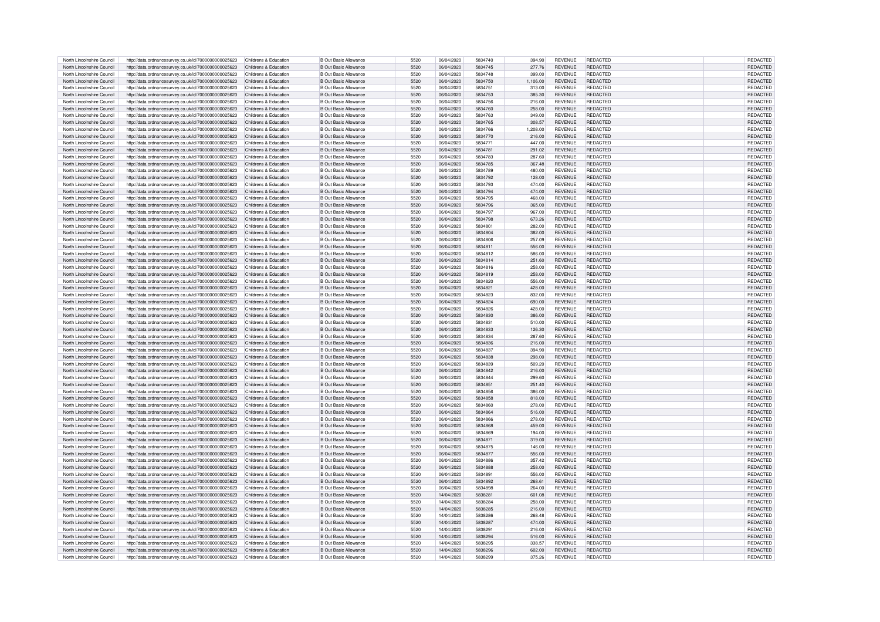| North Lincolnshire Council | http://data.ordnancesurvey.co.uk/id/7000000000025623 | Childrens & Education | B Out Basic Allowance | 5520 | 06/04/2020 | 5834740 | 394.90 | REVENUE | REDACTED | REDACTED |
|---|---|---|---|---|---|---|---|---|---|---|
| North Lincolnshire Council | http://data.ordnancesurvey.co.uk/id/7000000000025623 | Childrens & Education | B Out Basic Allowance | 5520 | 06/04/2020 | 5834745 | 277.76 | REVENUE | REDACTED | REDACTED |
| North Lincolnshire Council | http://data.ordnancesurvey.co.uk/id/7000000000025623 | Childrens & Education | B Out Basic Allowance | 5520 | 06/04/2020 | 5834748 | 399.00 | REVENUE | REDACTED | REDACTED |
| North Lincolnshire Council | http://data.ordnancesurvey.co.uk/id/7000000000025623 | Childrens & Education | B Out Basic Allowance | 5520 | 06/04/2020 | 5834750 | 1,106.00 | REVENUE | REDACTED | REDACTED |
| North Lincolnshire Council | http://data.ordnancesurvey.co.uk/id/7000000000025623 | Childrens & Education | B Out Basic Allowance | 5520 | 06/04/2020 | 5834751 | 313.00 | REVENUE | REDACTED | REDACTED |
| North Lincolnshire Council | http://data.ordnancesurvey.co.uk/id/7000000000025623 | Childrens & Education | B Out Basic Allowance | 5520 | 06/04/2020 | 5834753 | 385.30 | REVENUE | REDACTED | REDACTED |
| North Lincolnshire Council | http://data.ordnancesurvey.co.uk/id/7000000000025623 | Childrens & Education | B Out Basic Allowance | 5520 | 06/04/2020 | 5834756 | 216.00 | REVENUE | REDACTED | REDACTED |
| North Lincolnshire Council | http://data.ordnancesurvey.co.uk/id/7000000000025623 | Childrens & Education | B Out Basic Allowance | 5520 | 06/04/2020 | 5834760 | 258.00 | REVENUE | REDACTED | REDACTED |
| North Lincolnshire Council | http://data.ordnancesurvey.co.uk/id/7000000000025623 | Childrens & Education | B Out Basic Allowance | 5520 | 06/04/2020 | 5834763 | 349.00 | REVENUE | REDACTED | REDACTED |
| North Lincolnshire Council | http://data.ordnancesurvey.co.uk/id/7000000000025623 | Childrens & Education | B Out Basic Allowance | 5520 | 06/04/2020 | 5834765 | 308.57 | REVENUE | REDACTED | REDACTED |
| North Lincolnshire Council | http://data.ordnancesurvey.co.uk/id/7000000000025623 | Childrens & Education | B Out Basic Allowance | 5520 | 06/04/2020 | 5834766 | 1,208.00 | REVENUE | REDACTED | REDACTED |
| North Lincolnshire Council | http://data.ordnancesurvey.co.uk/id/7000000000025623 | Childrens & Education | B Out Basic Allowance | 5520 | 06/04/2020 | 5834770 | 216.00 | REVENUE | REDACTED | REDACTED |
| North Lincolnshire Council | http://data.ordnancesurvey.co.uk/id/7000000000025623 | Childrens & Education | B Out Basic Allowance | 5520 | 06/04/2020 | 5834771 | 447.00 | REVENUE | REDACTED | REDACTED |
| North Lincolnshire Council | http://data.ordnancesurvey.co.uk/id/7000000000025623 | Childrens & Education | B Out Basic Allowance | 5520 | 06/04/2020 | 5834781 | 291.02 | REVENUE | REDACTED | REDACTED |
| North Lincolnshire Council | http://data.ordnancesurvey.co.uk/id/7000000000025623 | Childrens & Education | B Out Basic Allowance | 5520 | 06/04/2020 | 5834783 | 287.60 | REVENUE | REDACTED | REDACTED |
| North Lincolnshire Council | http://data.ordnancesurvey.co.uk/id/7000000000025623 | Childrens & Education | B Out Basic Allowance | 5520 | 06/04/2020 | 5834785 | 367.48 | REVENUE | REDACTED | REDACTED |
| North Lincolnshire Council | http://data.ordnancesurvey.co.uk/id/7000000000025623 | Childrens & Education | B Out Basic Allowance | 5520 | 06/04/2020 | 5834789 | 480.00 | REVENUE | REDACTED | REDACTED |
| North Lincolnshire Council | http://data.ordnancesurvey.co.uk/id/7000000000025623 | Childrens & Education | B Out Basic Allowance | 5520 | 06/04/2020 | 5834792 | 128.00 | REVENUE | REDACTED | REDACTED |
| North Lincolnshire Council | http://data.ordnancesurvey.co.uk/id/7000000000025623 | Childrens & Education | B Out Basic Allowance | 5520 | 06/04/2020 | 5834793 | 474.00 | REVENUE | REDACTED | REDACTED |
| North Lincolnshire Council | http://data.ordnancesurvey.co.uk/id/7000000000025623 | Childrens & Education | B Out Basic Allowance | 5520 | 06/04/2020 | 5834794 | 474.00 | REVENUE | REDACTED | REDACTED |
| North Lincolnshire Council | http://data.ordnancesurvey.co.uk/id/7000000000025623 | Childrens & Education | B Out Basic Allowance | 5520 | 06/04/2020 | 5834795 | 468.00 | REVENUE | REDACTED | REDACTED |
| North Lincolnshire Council | http://data.ordnancesurvey.co.uk/id/7000000000025623 | Childrens & Education | B Out Basic Allowance | 5520 | 06/04/2020 | 5834796 | 365.00 | REVENUE | REDACTED | REDACTED |
| North Lincolnshire Council | http://data.ordnancesurvey.co.uk/id/7000000000025623 | Childrens & Education | B Out Basic Allowance | 5520 | 06/04/2020 | 5834797 | 967.00 | REVENUE | REDACTED | REDACTED |
| North Lincolnshire Council | http://data.ordnancesurvey.co.uk/id/7000000000025623 | Childrens & Education | B Out Basic Allowance | 5520 | 06/04/2020 | 5834798 | 673.26 | REVENUE | REDACTED | REDACTED |
| North Lincolnshire Council | http://data.ordnancesurvey.co.uk/id/7000000000025623 | Childrens & Education | B Out Basic Allowance | 5520 | 06/04/2020 | 5834801 | 282.00 | REVENUE | REDACTED | REDACTED |
| North Lincolnshire Council | http://data.ordnancesurvey.co.uk/id/7000000000025623 | Childrens & Education | B Out Basic Allowance | 5520 | 06/04/2020 | 5834804 | 382.00 | REVENUE | REDACTED | REDACTED |
| North Lincolnshire Council | http://data.ordnancesurvey.co.uk/id/7000000000025623 | Childrens & Education | B Out Basic Allowance | 5520 | 06/04/2020 | 5834806 | 257.09 | REVENUE | REDACTED | REDACTED |
| North Lincolnshire Council | http://data.ordnancesurvey.co.uk/id/7000000000025623 | Childrens & Education | B Out Basic Allowance | 5520 | 06/04/2020 | 5834811 | 556.00 | REVENUE | REDACTED | REDACTED |
| North Lincolnshire Council | http://data.ordnancesurvey.co.uk/id/7000000000025623 | Childrens & Education | B Out Basic Allowance | 5520 | 06/04/2020 | 5834812 | 586.00 | REVENUE | REDACTED | REDACTED |
| North Lincolnshire Council | http://data.ordnancesurvey.co.uk/id/7000000000025623 | Childrens & Education | B Out Basic Allowance | 5520 | 06/04/2020 | 5834814 | 251.60 | REVENUE | REDACTED | REDACTED |
| North Lincolnshire Council | http://data.ordnancesurvey.co.uk/id/7000000000025623 | Childrens & Education | B Out Basic Allowance | 5520 | 06/04/2020 | 5834816 | 258.00 | REVENUE | REDACTED | REDACTED |
| North Lincolnshire Council | http://data.ordnancesurvey.co.uk/id/7000000000025623 | Childrens & Education | B Out Basic Allowance | 5520 | 06/04/2020 | 5834819 | 258.00 | REVENUE | REDACTED | REDACTED |
| North Lincolnshire Council | http://data.ordnancesurvey.co.uk/id/7000000000025623 | Childrens & Education | B Out Basic Allowance | 5520 | 06/04/2020 | 5834820 | 556.00 | REVENUE | REDACTED | REDACTED |
| North Lincolnshire Council | http://data.ordnancesurvey.co.uk/id/7000000000025623 | Childrens & Education | B Out Basic Allowance | 5520 | 06/04/2020 | 5834821 | 428.00 | REVENUE | REDACTED | REDACTED |
| North Lincolnshire Council | http://data.ordnancesurvey.co.uk/id/7000000000025623 | Childrens & Education | B Out Basic Allowance | 5520 | 06/04/2020 | 5834823 | 832.00 | REVENUE | REDACTED | REDACTED |
| North Lincolnshire Council | http://data.ordnancesurvey.co.uk/id/7000000000025623 | Childrens & Education | B Out Basic Allowance | 5520 | 06/04/2020 | 5834824 | 690.00 | REVENUE | REDACTED | REDACTED |
| North Lincolnshire Council | http://data.ordnancesurvey.co.uk/id/7000000000025623 | Childrens & Education | B Out Basic Allowance | 5520 | 06/04/2020 | 5834826 | 428.00 | REVENUE | REDACTED | REDACTED |
| North Lincolnshire Council | http://data.ordnancesurvey.co.uk/id/7000000000025623 | Childrens & Education | B Out Basic Allowance | 5520 | 06/04/2020 | 5834830 | 386.00 | REVENUE | REDACTED | REDACTED |
| North Lincolnshire Council | http://data.ordnancesurvey.co.uk/id/7000000000025623 | Childrens & Education | B Out Basic Allowance | 5520 | 06/04/2020 | 5834831 | 510.00 | REVENUE | REDACTED | REDACTED |
| North Lincolnshire Council | http://data.ordnancesurvey.co.uk/id/7000000000025623 | Childrens & Education | B Out Basic Allowance | 5520 | 06/04/2020 | 5834833 | 126.30 | REVENUE | REDACTED | REDACTED |
| North Lincolnshire Council | http://data.ordnancesurvey.co.uk/id/7000000000025623 | Childrens & Education | B Out Basic Allowance | 5520 | 06/04/2020 | 5834834 | 287.60 | REVENUE | REDACTED | REDACTED |
| North Lincolnshire Council | http://data.ordnancesurvey.co.uk/id/7000000000025623 | Childrens & Education | B Out Basic Allowance | 5520 | 06/04/2020 | 5834836 | 216.00 | REVENUE | REDACTED | REDACTED |
| North Lincolnshire Council | http://data.ordnancesurvey.co.uk/id/7000000000025623 | Childrens & Education | B Out Basic Allowance | 5520 | 06/04/2020 | 5834837 | 394.90 | REVENUE | REDACTED | REDACTED |
| North Lincolnshire Council | http://data.ordnancesurvey.co.uk/id/7000000000025623 | Childrens & Education | B Out Basic Allowance | 5520 | 06/04/2020 | 5834838 | 298.00 | REVENUE | REDACTED | REDACTED |
| North Lincolnshire Council | http://data.ordnancesurvey.co.uk/id/7000000000025623 | Childrens & Education | B Out Basic Allowance | 5520 | 06/04/2020 | 5834839 | 509.20 | REVENUE | REDACTED | REDACTED |
| North Lincolnshire Council | http://data.ordnancesurvey.co.uk/id/7000000000025623 | Childrens & Education | B Out Basic Allowance | 5520 | 06/04/2020 | 5834842 | 216.00 | REVENUE | REDACTED | REDACTED |
| North Lincolnshire Council | http://data.ordnancesurvey.co.uk/id/7000000000025623 | Childrens & Education | B Out Basic Allowance | 5520 | 06/04/2020 | 5834844 | 299.60 | REVENUE | REDACTED | REDACTED |
| North Lincolnshire Council | http://data.ordnancesurvey.co.uk/id/7000000000025623 | Childrens & Education | B Out Basic Allowance | 5520 | 06/04/2020 | 5834851 | 251.40 | REVENUE | REDACTED | REDACTED |
| North Lincolnshire Council | http://data.ordnancesurvey.co.uk/id/7000000000025623 | Childrens & Education | B Out Basic Allowance | 5520 | 06/04/2020 | 5834856 | 386.00 | REVENUE | REDACTED | REDACTED |
| North Lincolnshire Council | http://data.ordnancesurvey.co.uk/id/7000000000025623 | Childrens & Education | B Out Basic Allowance | 5520 | 06/04/2020 | 5834858 | 818.00 | REVENUE | REDACTED | REDACTED |
| North Lincolnshire Council | http://data.ordnancesurvey.co.uk/id/7000000000025623 | Childrens & Education | B Out Basic Allowance | 5520 | 06/04/2020 | 5834860 | 278.00 | REVENUE | REDACTED | REDACTED |
| North Lincolnshire Council | http://data.ordnancesurvey.co.uk/id/7000000000025623 | Childrens & Education | B Out Basic Allowance | 5520 | 06/04/2020 | 5834864 | 516.00 | REVENUE | REDACTED | REDACTED |
| North Lincolnshire Council | http://data.ordnancesurvey.co.uk/id/7000000000025623 | Childrens & Education | B Out Basic Allowance | 5520 | 06/04/2020 | 5834866 | 278.00 | REVENUE | REDACTED | REDACTED |
| North Lincolnshire Council | http://data.ordnancesurvey.co.uk/id/7000000000025623 | Childrens & Education | B Out Basic Allowance | 5520 | 06/04/2020 | 5834868 | 459.00 | REVENUE | REDACTED | REDACTED |
| North Lincolnshire Council | http://data.ordnancesurvey.co.uk/id/7000000000025623 | Childrens & Education | B Out Basic Allowance | 5520 | 06/04/2020 | 5834869 | 194.00 | REVENUE | REDACTED | REDACTED |
| North Lincolnshire Council | http://data.ordnancesurvey.co.uk/id/7000000000025623 | Childrens & Education | B Out Basic Allowance | 5520 | 06/04/2020 | 5834871 | 319.00 | REVENUE | REDACTED | REDACTED |
| North Lincolnshire Council | http://data.ordnancesurvey.co.uk/id/7000000000025623 | Childrens & Education | B Out Basic Allowance | 5520 | 06/04/2020 | 5834875 | 146.00 | REVENUE | REDACTED | REDACTED |
| North Lincolnshire Council | http://data.ordnancesurvey.co.uk/id/7000000000025623 | Childrens & Education | B Out Basic Allowance | 5520 | 06/04/2020 | 5834877 | 556.00 | REVENUE | REDACTED | REDACTED |
| North Lincolnshire Council | http://data.ordnancesurvey.co.uk/id/7000000000025623 | Childrens & Education | B Out Basic Allowance | 5520 | 06/04/2020 | 5834886 | 357.42 | REVENUE | REDACTED | REDACTED |
| North Lincolnshire Council | http://data.ordnancesurvey.co.uk/id/7000000000025623 | Childrens & Education | B Out Basic Allowance | 5520 | 06/04/2020 | 5834888 | 258.00 | REVENUE | REDACTED | REDACTED |
| North Lincolnshire Council | http://data.ordnancesurvey.co.uk/id/7000000000025623 | Childrens & Education | B Out Basic Allowance | 5520 | 06/04/2020 | 5834891 | 556.00 | REVENUE | REDACTED | REDACTED |
| North Lincolnshire Council | http://data.ordnancesurvey.co.uk/id/7000000000025623 | Childrens & Education | B Out Basic Allowance | 5520 | 06/04/2020 | 5834892 | 268.61 | REVENUE | REDACTED | REDACTED |
| North Lincolnshire Council | http://data.ordnancesurvey.co.uk/id/7000000000025623 | Childrens & Education | B Out Basic Allowance | 5520 | 06/04/2020 | 5834898 | 264.00 | REVENUE | REDACTED | REDACTED |
| North Lincolnshire Council | http://data.ordnancesurvey.co.uk/id/7000000000025623 | Childrens & Education | B Out Basic Allowance | 5520 | 14/04/2020 | 5838281 | 601.08 | REVENUE | REDACTED | REDACTED |
| North Lincolnshire Council | http://data.ordnancesurvey.co.uk/id/7000000000025623 | Childrens & Education | B Out Basic Allowance | 5520 | 14/04/2020 | 5838284 | 258.00 | REVENUE | REDACTED | REDACTED |
| North Lincolnshire Council | http://data.ordnancesurvey.co.uk/id/7000000000025623 | Childrens & Education | B Out Basic Allowance | 5520 | 14/04/2020 | 5838285 | 216.00 | REVENUE | REDACTED | REDACTED |
| North Lincolnshire Council | http://data.ordnancesurvey.co.uk/id/7000000000025623 | Childrens & Education | B Out Basic Allowance | 5520 | 14/04/2020 | 5838286 | 268.48 | REVENUE | REDACTED | REDACTED |
| North Lincolnshire Council | http://data.ordnancesurvey.co.uk/id/7000000000025623 | Childrens & Education | B Out Basic Allowance | 5520 | 14/04/2020 | 5838287 | 474.00 | REVENUE | REDACTED | REDACTED |
| North Lincolnshire Council | http://data.ordnancesurvey.co.uk/id/7000000000025623 | Childrens & Education | B Out Basic Allowance | 5520 | 14/04/2020 | 5838291 | 216.00 | REVENUE | REDACTED | REDACTED |
| North Lincolnshire Council | http://data.ordnancesurvey.co.uk/id/7000000000025623 | Childrens & Education | B Out Basic Allowance | 5520 | 14/04/2020 | 5838294 | 516.00 | REVENUE | REDACTED | REDACTED |
| North Lincolnshire Council | http://data.ordnancesurvey.co.uk/id/7000000000025623 | Childrens & Education | B Out Basic Allowance | 5520 | 14/04/2020 | 5838295 | 338.57 | REVENUE | REDACTED | REDACTED |
| North Lincolnshire Council | http://data.ordnancesurvey.co.uk/id/7000000000025623 | Childrens & Education | B Out Basic Allowance | 5520 | 14/04/2020 | 5838296 | 602.00 | REVENUE | REDACTED | REDACTED |
| North Lincolnshire Council | http://data.ordnancesurvey.co.uk/id/7000000000025623 | Childrens & Education | B Out Basic Allowance | 5520 | 14/04/2020 | 5838299 | 375.26 | REVENUE | REDACTED | REDACTED |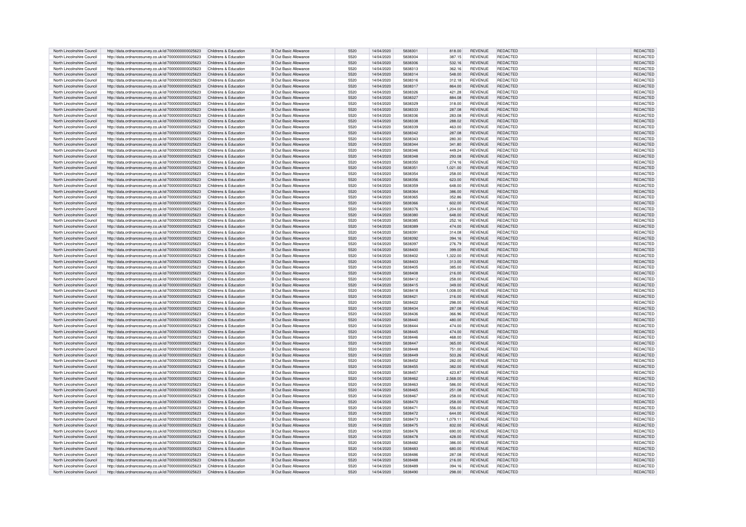| North Lincolnshire Council | http://data.ordnancesurvey.co.uk/id/7000000000025623 | Childrens & Education | B Out Basic Allowance | 5520 | 14/04/2020 | 5838301 | 818.00 | REVENUE | REDACTED | REDACTED |
|---|---|---|---|---|---|---|---|---|---|---|
| North Lincolnshire Council | http://data.ordnancesurvey.co.uk/id/7000000000025623 | Childrens & Education | B Out Basic Allowance | 5520 | 14/04/2020 | 5838304 | 387.15 | REVENUE | REDACTED | REDACTED |
| North Lincolnshire Council | http://data.ordnancesurvey.co.uk/id/7000000000025623 | Childrens & Education | B Out Basic Allowance | 5520 | 14/04/2020 | 5838306 | 532.16 | REVENUE | REDACTED | REDACTED |
| North Lincolnshire Council | http://data.ordnancesurvey.co.uk/id/7000000000025623 | Childrens & Education | B Out Basic Allowance | 5520 | 14/04/2020 | 5838313 | 362.16 | REVENUE | REDACTED | REDACTED |
| North Lincolnshire Council | http://data.ordnancesurvey.co.uk/id/7000000000025623 | Childrens & Education | B Out Basic Allowance | 5520 | 14/04/2020 | 5838314 | 548.00 | REVENUE | REDACTED | REDACTED |
| North Lincolnshire Council | http://data.ordnancesurvey.co.uk/id/7000000000025623 | Childrens & Education | B Out Basic Allowance | 5520 | 14/04/2020 | 5838316 | 312.18 | REVENUE | REDACTED | REDACTED |
| North Lincolnshire Council | http://data.ordnancesurvey.co.uk/id/7000000000025623 | Childrens & Education | B Out Basic Allowance | 5520 | 14/04/2020 | 5838317 | 864.00 | REVENUE | REDACTED | REDACTED |
| North Lincolnshire Council | http://data.ordnancesurvey.co.uk/id/7000000000025623 | Childrens & Education | B Out Basic Allowance | 5520 | 14/04/2020 | 5838326 | 421.28 | REVENUE | REDACTED | REDACTED |
| North Lincolnshire Council | http://data.ordnancesurvey.co.uk/id/7000000000025623 | Childrens & Education | B Out Basic Allowance | 5520 | 14/04/2020 | 5838327 | 884.08 | REVENUE | REDACTED | REDACTED |
| North Lincolnshire Council | http://data.ordnancesurvey.co.uk/id/7000000000025623 | Childrens & Education | B Out Basic Allowance | 5520 | 14/04/2020 | 5838329 | 318.00 | REVENUE | REDACTED | REDACTED |
| North Lincolnshire Council | http://data.ordnancesurvey.co.uk/id/7000000000025623 | Childrens & Education | B Out Basic Allowance | 5520 | 14/04/2020 | 5838333 | 287.08 | REVENUE | REDACTED | REDACTED |
| North Lincolnshire Council | http://data.ordnancesurvey.co.uk/id/7000000000025623 | Childrens & Education | B Out Basic Allowance | 5520 | 14/04/2020 | 5838336 | 283.08 | REVENUE | REDACTED | REDACTED |
| North Lincolnshire Council | http://data.ordnancesurvey.co.uk/id/7000000000025623 | Childrens & Education | B Out Basic Allowance | 5520 | 14/04/2020 | 5838338 | 288.02 | REVENUE | REDACTED | REDACTED |
| North Lincolnshire Council | http://data.ordnancesurvey.co.uk/id/7000000000025623 | Childrens & Education | B Out Basic Allowance | 5520 | 14/04/2020 | 5838339 | 463.00 | REVENUE | REDACTED | REDACTED |
| North Lincolnshire Council | http://data.ordnancesurvey.co.uk/id/7000000000025623 | Childrens & Education | B Out Basic Allowance | 5520 | 14/04/2020 | 5838342 | 287.08 | REVENUE | REDACTED | REDACTED |
| North Lincolnshire Council | http://data.ordnancesurvey.co.uk/id/7000000000025623 | Childrens & Education | B Out Basic Allowance | 5520 | 14/04/2020 | 5838343 | 280.30 | REVENUE | REDACTED | REDACTED |
| North Lincolnshire Council | http://data.ordnancesurvey.co.uk/id/7000000000025623 | Childrens & Education | B Out Basic Allowance | 5520 | 14/04/2020 | 5838344 | 341.80 | REVENUE | REDACTED | REDACTED |
| North Lincolnshire Council | http://data.ordnancesurvey.co.uk/id/7000000000025623 | Childrens & Education | B Out Basic Allowance | 5520 | 14/04/2020 | 5838346 | 449.24 | REVENUE | REDACTED | REDACTED |
| North Lincolnshire Council | http://data.ordnancesurvey.co.uk/id/7000000000025623 | Childrens & Education | B Out Basic Allowance | 5520 | 14/04/2020 | 5838348 | 293.08 | REVENUE | REDACTED | REDACTED |
| North Lincolnshire Council | http://data.ordnancesurvey.co.uk/id/7000000000025623 | Childrens & Education | B Out Basic Allowance | 5520 | 14/04/2020 | 5838350 | 274.16 | REVENUE | REDACTED | REDACTED |
| North Lincolnshire Council | http://data.ordnancesurvey.co.uk/id/7000000000025623 | Childrens & Education | B Out Basic Allowance | 5520 | 14/04/2020 | 5838351 | 1,021.00 | REVENUE | REDACTED | REDACTED |
| North Lincolnshire Council | http://data.ordnancesurvey.co.uk/id/7000000000025623 | Childrens & Education | B Out Basic Allowance | 5520 | 14/04/2020 | 5838354 | 258.00 | REVENUE | REDACTED | REDACTED |
| North Lincolnshire Council | http://data.ordnancesurvey.co.uk/id/7000000000025623 | Childrens & Education | B Out Basic Allowance | 5520 | 14/04/2020 | 5838356 | 623.00 | REVENUE | REDACTED | REDACTED |
| North Lincolnshire Council | http://data.ordnancesurvey.co.uk/id/7000000000025623 | Childrens & Education | B Out Basic Allowance | 5520 | 14/04/2020 | 5838359 | 648.00 | REVENUE | REDACTED | REDACTED |
| North Lincolnshire Council | http://data.ordnancesurvey.co.uk/id/7000000000025623 | Childrens & Education | B Out Basic Allowance | 5520 | 14/04/2020 | 5838364 | 386.00 | REVENUE | REDACTED | REDACTED |
| North Lincolnshire Council | http://data.ordnancesurvey.co.uk/id/7000000000025623 | Childrens & Education | B Out Basic Allowance | 5520 | 14/04/2020 | 5838365 | 352.86 | REVENUE | REDACTED | REDACTED |
| North Lincolnshire Council | http://data.ordnancesurvey.co.uk/id/7000000000025623 | Childrens & Education | B Out Basic Allowance | 5520 | 14/04/2020 | 5838366 | 602.00 | REVENUE | REDACTED | REDACTED |
| North Lincolnshire Council | http://data.ordnancesurvey.co.uk/id/7000000000025623 | Childrens & Education | B Out Basic Allowance | 5520 | 14/04/2020 | 5838376 | 1,204.00 | REVENUE | REDACTED | REDACTED |
| North Lincolnshire Council | http://data.ordnancesurvey.co.uk/id/7000000000025623 | Childrens & Education | B Out Basic Allowance | 5520 | 14/04/2020 | 5838380 | 648.00 | REVENUE | REDACTED | REDACTED |
| North Lincolnshire Council | http://data.ordnancesurvey.co.uk/id/7000000000025623 | Childrens & Education | B Out Basic Allowance | 5520 | 14/04/2020 | 5838385 | 252.16 | REVENUE | REDACTED | REDACTED |
| North Lincolnshire Council | http://data.ordnancesurvey.co.uk/id/7000000000025623 | Childrens & Education | B Out Basic Allowance | 5520 | 14/04/2020 | 5838389 | 474.00 | REVENUE | REDACTED | REDACTED |
| North Lincolnshire Council | http://data.ordnancesurvey.co.uk/id/7000000000025623 | Childrens & Education | B Out Basic Allowance | 5520 | 14/04/2020 | 5838391 | 314.08 | REVENUE | REDACTED | REDACTED |
| North Lincolnshire Council | http://data.ordnancesurvey.co.uk/id/7000000000025623 | Childrens & Education | B Out Basic Allowance | 5520 | 14/04/2020 | 5838392 | 394.16 | REVENUE | REDACTED | REDACTED |
| North Lincolnshire Council | http://data.ordnancesurvey.co.uk/id/7000000000025623 | Childrens & Education | B Out Basic Allowance | 5520 | 14/04/2020 | 5838397 | 276.79 | REVENUE | REDACTED | REDACTED |
| North Lincolnshire Council | http://data.ordnancesurvey.co.uk/id/7000000000025623 | Childrens & Education | B Out Basic Allowance | 5520 | 14/04/2020 | 5838400 | 399.00 | REVENUE | REDACTED | REDACTED |
| North Lincolnshire Council | http://data.ordnancesurvey.co.uk/id/7000000000025623 | Childrens & Education | B Out Basic Allowance | 5520 | 14/04/2020 | 5838402 | 1,322.00 | REVENUE | REDACTED | REDACTED |
| North Lincolnshire Council | http://data.ordnancesurvey.co.uk/id/7000000000025623 | Childrens & Education | B Out Basic Allowance | 5520 | 14/04/2020 | 5838403 | 313.00 | REVENUE | REDACTED | REDACTED |
| North Lincolnshire Council | http://data.ordnancesurvey.co.uk/id/7000000000025623 | Childrens & Education | B Out Basic Allowance | 5520 | 14/04/2020 | 5838405 | 385.00 | REVENUE | REDACTED | REDACTED |
| North Lincolnshire Council | http://data.ordnancesurvey.co.uk/id/7000000000025623 | Childrens & Education | B Out Basic Allowance | 5520 | 14/04/2020 | 5838408 | 216.00 | REVENUE | REDACTED | REDACTED |
| North Lincolnshire Council | http://data.ordnancesurvey.co.uk/id/7000000000025623 | Childrens & Education | B Out Basic Allowance | 5520 | 14/04/2020 | 5838412 | 258.00 | REVENUE | REDACTED | REDACTED |
| North Lincolnshire Council | http://data.ordnancesurvey.co.uk/id/7000000000025623 | Childrens & Education | B Out Basic Allowance | 5520 | 14/04/2020 | 5838415 | 349.00 | REVENUE | REDACTED | REDACTED |
| North Lincolnshire Council | http://data.ordnancesurvey.co.uk/id/7000000000025623 | Childrens & Education | B Out Basic Allowance | 5520 | 14/04/2020 | 5838418 | 1,008.00 | REVENUE | REDACTED | REDACTED |
| North Lincolnshire Council | http://data.ordnancesurvey.co.uk/id/7000000000025623 | Childrens & Education | B Out Basic Allowance | 5520 | 14/04/2020 | 5838421 | 216.00 | REVENUE | REDACTED | REDACTED |
| North Lincolnshire Council | http://data.ordnancesurvey.co.uk/id/7000000000025623 | Childrens & Education | B Out Basic Allowance | 5520 | 14/04/2020 | 5838422 | 298.00 | REVENUE | REDACTED | REDACTED |
| North Lincolnshire Council | http://data.ordnancesurvey.co.uk/id/7000000000025623 | Childrens & Education | B Out Basic Allowance | 5520 | 14/04/2020 | 5838434 | 287.08 | REVENUE | REDACTED | REDACTED |
| North Lincolnshire Council | http://data.ordnancesurvey.co.uk/id/7000000000025623 | Childrens & Education | B Out Basic Allowance | 5520 | 14/04/2020 | 5838436 | 366.96 | REVENUE | REDACTED | REDACTED |
| North Lincolnshire Council | http://data.ordnancesurvey.co.uk/id/7000000000025623 | Childrens & Education | B Out Basic Allowance | 5520 | 14/04/2020 | 5838440 | 480.00 | REVENUE | REDACTED | REDACTED |
| North Lincolnshire Council | http://data.ordnancesurvey.co.uk/id/7000000000025623 | Childrens & Education | B Out Basic Allowance | 5520 | 14/04/2020 | 5838444 | 474.00 | REVENUE | REDACTED | REDACTED |
| North Lincolnshire Council | http://data.ordnancesurvey.co.uk/id/7000000000025623 | Childrens & Education | B Out Basic Allowance | 5520 | 14/04/2020 | 5838445 | 474.00 | REVENUE | REDACTED | REDACTED |
| North Lincolnshire Council | http://data.ordnancesurvey.co.uk/id/7000000000025623 | Childrens & Education | B Out Basic Allowance | 5520 | 14/04/2020 | 5838446 | 468.00 | REVENUE | REDACTED | REDACTED |
| North Lincolnshire Council | http://data.ordnancesurvey.co.uk/id/7000000000025623 | Childrens & Education | B Out Basic Allowance | 5520 | 14/04/2020 | 5838447 | 365.00 | REVENUE | REDACTED | REDACTED |
| North Lincolnshire Council | http://data.ordnancesurvey.co.uk/id/7000000000025623 | Childrens & Education | B Out Basic Allowance | 5520 | 14/04/2020 | 5838448 | 751.00 | REVENUE | REDACTED | REDACTED |
| North Lincolnshire Council | http://data.ordnancesurvey.co.uk/id/7000000000025623 | Childrens & Education | B Out Basic Allowance | 5520 | 14/04/2020 | 5838449 | 503.26 | REVENUE | REDACTED | REDACTED |
| North Lincolnshire Council | http://data.ordnancesurvey.co.uk/id/7000000000025623 | Childrens & Education | B Out Basic Allowance | 5520 | 14/04/2020 | 5838452 | 282.00 | REVENUE | REDACTED | REDACTED |
| North Lincolnshire Council | http://data.ordnancesurvey.co.uk/id/7000000000025623 | Childrens & Education | B Out Basic Allowance | 5520 | 14/04/2020 | 5838455 | 382.00 | REVENUE | REDACTED | REDACTED |
| North Lincolnshire Council | http://data.ordnancesurvey.co.uk/id/7000000000025623 | Childrens & Education | B Out Basic Allowance | 5520 | 14/04/2020 | 5838457 | 423.87 | REVENUE | REDACTED | REDACTED |
| North Lincolnshire Council | http://data.ordnancesurvey.co.uk/id/7000000000025623 | Childrens & Education | B Out Basic Allowance | 5520 | 14/04/2020 | 5838462 | 2,568.00 | REVENUE | REDACTED | REDACTED |
| North Lincolnshire Council | http://data.ordnancesurvey.co.uk/id/7000000000025623 | Childrens & Education | B Out Basic Allowance | 5520 | 14/04/2020 | 5838463 | 586.00 | REVENUE | REDACTED | REDACTED |
| North Lincolnshire Council | http://data.ordnancesurvey.co.uk/id/7000000000025623 | Childrens & Education | B Out Basic Allowance | 5520 | 14/04/2020 | 5838465 | 251.08 | REVENUE | REDACTED | REDACTED |
| North Lincolnshire Council | http://data.ordnancesurvey.co.uk/id/7000000000025623 | Childrens & Education | B Out Basic Allowance | 5520 | 14/04/2020 | 5838467 | 258.00 | REVENUE | REDACTED | REDACTED |
| North Lincolnshire Council | http://data.ordnancesurvey.co.uk/id/7000000000025623 | Childrens & Education | B Out Basic Allowance | 5520 | 14/04/2020 | 5838470 | 258.00 | REVENUE | REDACTED | REDACTED |
| North Lincolnshire Council | http://data.ordnancesurvey.co.uk/id/7000000000025623 | Childrens & Education | B Out Basic Allowance | 5520 | 14/04/2020 | 5838471 | 556.00 | REVENUE | REDACTED | REDACTED |
| North Lincolnshire Council | http://data.ordnancesurvey.co.uk/id/7000000000025623 | Childrens & Education | B Out Basic Allowance | 5520 | 14/04/2020 | 5838472 | 644.00 | REVENUE | REDACTED | REDACTED |
| North Lincolnshire Council | http://data.ordnancesurvey.co.uk/id/7000000000025623 | Childrens & Education | B Out Basic Allowance | 5520 | 14/04/2020 | 5838473 | 1,079.11 | REVENUE | REDACTED | REDACTED |
| North Lincolnshire Council | http://data.ordnancesurvey.co.uk/id/7000000000025623 | Childrens & Education | B Out Basic Allowance | 5520 | 14/04/2020 | 5838475 | 832.00 | REVENUE | REDACTED | REDACTED |
| North Lincolnshire Council | http://data.ordnancesurvey.co.uk/id/7000000000025623 | Childrens & Education | B Out Basic Allowance | 5520 | 14/04/2020 | 5838476 | 690.00 | REVENUE | REDACTED | REDACTED |
| North Lincolnshire Council | http://data.ordnancesurvey.co.uk/id/7000000000025623 | Childrens & Education | B Out Basic Allowance | 5520 | 14/04/2020 | 5838478 | 428.00 | REVENUE | REDACTED | REDACTED |
| North Lincolnshire Council | http://data.ordnancesurvey.co.uk/id/7000000000025623 | Childrens & Education | B Out Basic Allowance | 5520 | 14/04/2020 | 5838482 | 386.00 | REVENUE | REDACTED | REDACTED |
| North Lincolnshire Council | http://data.ordnancesurvey.co.uk/id/7000000000025623 | Childrens & Education | B Out Basic Allowance | 5520 | 14/04/2020 | 5838483 | 680.00 | REVENUE | REDACTED | REDACTED |
| North Lincolnshire Council | http://data.ordnancesurvey.co.uk/id/7000000000025623 | Childrens & Education | B Out Basic Allowance | 5520 | 14/04/2020 | 5838486 | 287.08 | REVENUE | REDACTED | REDACTED |
| North Lincolnshire Council | http://data.ordnancesurvey.co.uk/id/7000000000025623 | Childrens & Education | B Out Basic Allowance | 5520 | 14/04/2020 | 5838488 | 216.00 | REVENUE | REDACTED | REDACTED |
| North Lincolnshire Council | http://data.ordnancesurvey.co.uk/id/7000000000025623 | Childrens & Education | B Out Basic Allowance | 5520 | 14/04/2020 | 5838489 | 394.16 | REVENUE | REDACTED | REDACTED |
| North Lincolnshire Council | http://data.ordnancesurvey.co.uk/id/7000000000025623 | Childrens & Education | B Out Basic Allowance | 5520 | 14/04/2020 | 5838490 | 298.00 | REVENUE | REDACTED | REDACTED |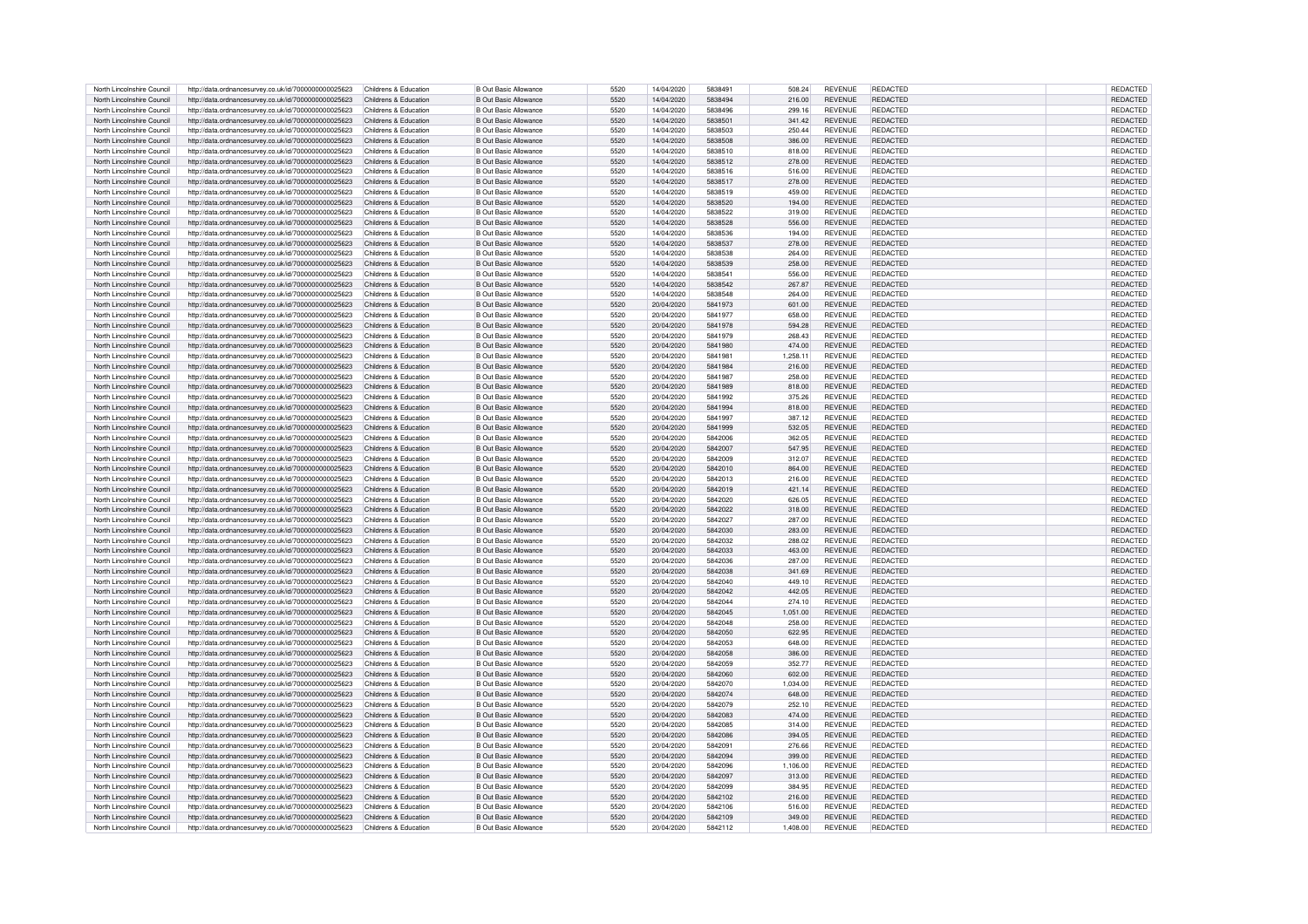| | | | | | | | | | | |
|---|---|---|---|---|---|---|---|---|---|---|
| North Lincolnshire Council | http://data.ordnancesurvey.co.uk/id/7000000000025623 | Childrens & Education | B Out Basic Allowance | 5520 | 14/04/2020 | 5838491 | 508.24 | REVENUE | REDACTED | REDACTED |
| North Lincolnshire Council | http://data.ordnancesurvey.co.uk/id/7000000000025623 | Childrens & Education | B Out Basic Allowance | 5520 | 14/04/2020 | 5838494 | 216.00 | REVENUE | REDACTED | REDACTED |
| North Lincolnshire Council | http://data.ordnancesurvey.co.uk/id/7000000000025623 | Childrens & Education | B Out Basic Allowance | 5520 | 14/04/2020 | 5838496 | 299.16 | REVENUE | REDACTED | REDACTED |
| North Lincolnshire Council | http://data.ordnancesurvey.co.uk/id/7000000000025623 | Childrens & Education | B Out Basic Allowance | 5520 | 14/04/2020 | 5838501 | 341.42 | REVENUE | REDACTED | REDACTED |
| North Lincolnshire Council | http://data.ordnancesurvey.co.uk/id/7000000000025623 | Childrens & Education | B Out Basic Allowance | 5520 | 14/04/2020 | 5838503 | 250.44 | REVENUE | REDACTED | REDACTED |
| North Lincolnshire Council | http://data.ordnancesurvey.co.uk/id/7000000000025623 | Childrens & Education | B Out Basic Allowance | 5520 | 14/04/2020 | 5838508 | 386.00 | REVENUE | REDACTED | REDACTED |
| North Lincolnshire Council | http://data.ordnancesurvey.co.uk/id/7000000000025623 | Childrens & Education | B Out Basic Allowance | 5520 | 14/04/2020 | 5838510 | 818.00 | REVENUE | REDACTED | REDACTED |
| North Lincolnshire Council | http://data.ordnancesurvey.co.uk/id/7000000000025623 | Childrens & Education | B Out Basic Allowance | 5520 | 14/04/2020 | 5838512 | 278.00 | REVENUE | REDACTED | REDACTED |
| North Lincolnshire Council | http://data.ordnancesurvey.co.uk/id/7000000000025623 | Childrens & Education | B Out Basic Allowance | 5520 | 14/04/2020 | 5838516 | 516.00 | REVENUE | REDACTED | REDACTED |
| North Lincolnshire Council | http://data.ordnancesurvey.co.uk/id/7000000000025623 | Childrens & Education | B Out Basic Allowance | 5520 | 14/04/2020 | 5838517 | 278.00 | REVENUE | REDACTED | REDACTED |
| North Lincolnshire Council | http://data.ordnancesurvey.co.uk/id/7000000000025623 | Childrens & Education | B Out Basic Allowance | 5520 | 14/04/2020 | 5838519 | 459.00 | REVENUE | REDACTED | REDACTED |
| North Lincolnshire Council | http://data.ordnancesurvey.co.uk/id/7000000000025623 | Childrens & Education | B Out Basic Allowance | 5520 | 14/04/2020 | 5838520 | 194.00 | REVENUE | REDACTED | REDACTED |
| North Lincolnshire Council | http://data.ordnancesurvey.co.uk/id/7000000000025623 | Childrens & Education | B Out Basic Allowance | 5520 | 14/04/2020 | 5838522 | 319.00 | REVENUE | REDACTED | REDACTED |
| North Lincolnshire Council | http://data.ordnancesurvey.co.uk/id/7000000000025623 | Childrens & Education | B Out Basic Allowance | 5520 | 14/04/2020 | 5838528 | 556.00 | REVENUE | REDACTED | REDACTED |
| North Lincolnshire Council | http://data.ordnancesurvey.co.uk/id/7000000000025623 | Childrens & Education | B Out Basic Allowance | 5520 | 14/04/2020 | 5838536 | 194.00 | REVENUE | REDACTED | REDACTED |
| North Lincolnshire Council | http://data.ordnancesurvey.co.uk/id/7000000000025623 | Childrens & Education | B Out Basic Allowance | 5520 | 14/04/2020 | 5838537 | 278.00 | REVENUE | REDACTED | REDACTED |
| North Lincolnshire Council | http://data.ordnancesurvey.co.uk/id/7000000000025623 | Childrens & Education | B Out Basic Allowance | 5520 | 14/04/2020 | 5838538 | 264.00 | REVENUE | REDACTED | REDACTED |
| North Lincolnshire Council | http://data.ordnancesurvey.co.uk/id/7000000000025623 | Childrens & Education | B Out Basic Allowance | 5520 | 14/04/2020 | 5838539 | 258.00 | REVENUE | REDACTED | REDACTED |
| North Lincolnshire Council | http://data.ordnancesurvey.co.uk/id/7000000000025623 | Childrens & Education | B Out Basic Allowance | 5520 | 14/04/2020 | 5838541 | 556.00 | REVENUE | REDACTED | REDACTED |
| North Lincolnshire Council | http://data.ordnancesurvey.co.uk/id/7000000000025623 | Childrens & Education | B Out Basic Allowance | 5520 | 14/04/2020 | 5838542 | 267.87 | REVENUE | REDACTED | REDACTED |
| North Lincolnshire Council | http://data.ordnancesurvey.co.uk/id/7000000000025623 | Childrens & Education | B Out Basic Allowance | 5520 | 14/04/2020 | 5838548 | 264.00 | REVENUE | REDACTED | REDACTED |
| North Lincolnshire Council | http://data.ordnancesurvey.co.uk/id/7000000000025623 | Childrens & Education | B Out Basic Allowance | 5520 | 20/04/2020 | 5841973 | 601.00 | REVENUE | REDACTED | REDACTED |
| North Lincolnshire Council | http://data.ordnancesurvey.co.uk/id/7000000000025623 | Childrens & Education | B Out Basic Allowance | 5520 | 20/04/2020 | 5841977 | 658.00 | REVENUE | REDACTED | REDACTED |
| North Lincolnshire Council | http://data.ordnancesurvey.co.uk/id/7000000000025623 | Childrens & Education | B Out Basic Allowance | 5520 | 20/04/2020 | 5841978 | 594.28 | REVENUE | REDACTED | REDACTED |
| North Lincolnshire Council | http://data.ordnancesurvey.co.uk/id/7000000000025623 | Childrens & Education | B Out Basic Allowance | 5520 | 20/04/2020 | 5841979 | 268.43 | REVENUE | REDACTED | REDACTED |
| North Lincolnshire Council | http://data.ordnancesurvey.co.uk/id/7000000000025623 | Childrens & Education | B Out Basic Allowance | 5520 | 20/04/2020 | 5841980 | 474.00 | REVENUE | REDACTED | REDACTED |
| North Lincolnshire Council | http://data.ordnancesurvey.co.uk/id/7000000000025623 | Childrens & Education | B Out Basic Allowance | 5520 | 20/04/2020 | 5841981 | 1,258.11 | REVENUE | REDACTED | REDACTED |
| North Lincolnshire Council | http://data.ordnancesurvey.co.uk/id/7000000000025623 | Childrens & Education | B Out Basic Allowance | 5520 | 20/04/2020 | 5841984 | 216.00 | REVENUE | REDACTED | REDACTED |
| North Lincolnshire Council | http://data.ordnancesurvey.co.uk/id/7000000000025623 | Childrens & Education | B Out Basic Allowance | 5520 | 20/04/2020 | 5841987 | 258.00 | REVENUE | REDACTED | REDACTED |
| North Lincolnshire Council | http://data.ordnancesurvey.co.uk/id/7000000000025623 | Childrens & Education | B Out Basic Allowance | 5520 | 20/04/2020 | 5841989 | 818.00 | REVENUE | REDACTED | REDACTED |
| North Lincolnshire Council | http://data.ordnancesurvey.co.uk/id/7000000000025623 | Childrens & Education | B Out Basic Allowance | 5520 | 20/04/2020 | 5841992 | 375.26 | REVENUE | REDACTED | REDACTED |
| North Lincolnshire Council | http://data.ordnancesurvey.co.uk/id/7000000000025623 | Childrens & Education | B Out Basic Allowance | 5520 | 20/04/2020 | 5841994 | 818.00 | REVENUE | REDACTED | REDACTED |
| North Lincolnshire Council | http://data.ordnancesurvey.co.uk/id/7000000000025623 | Childrens & Education | B Out Basic Allowance | 5520 | 20/04/2020 | 5841997 | 387.12 | REVENUE | REDACTED | REDACTED |
| North Lincolnshire Council | http://data.ordnancesurvey.co.uk/id/7000000000025623 | Childrens & Education | B Out Basic Allowance | 5520 | 20/04/2020 | 5841999 | 532.05 | REVENUE | REDACTED | REDACTED |
| North Lincolnshire Council | http://data.ordnancesurvey.co.uk/id/7000000000025623 | Childrens & Education | B Out Basic Allowance | 5520 | 20/04/2020 | 5842006 | 362.05 | REVENUE | REDACTED | REDACTED |
| North Lincolnshire Council | http://data.ordnancesurvey.co.uk/id/7000000000025623 | Childrens & Education | B Out Basic Allowance | 5520 | 20/04/2020 | 5842007 | 547.95 | REVENUE | REDACTED | REDACTED |
| North Lincolnshire Council | http://data.ordnancesurvey.co.uk/id/7000000000025623 | Childrens & Education | B Out Basic Allowance | 5520 | 20/04/2020 | 5842009 | 312.07 | REVENUE | REDACTED | REDACTED |
| North Lincolnshire Council | http://data.ordnancesurvey.co.uk/id/7000000000025623 | Childrens & Education | B Out Basic Allowance | 5520 | 20/04/2020 | 5842010 | 864.00 | REVENUE | REDACTED | REDACTED |
| North Lincolnshire Council | http://data.ordnancesurvey.co.uk/id/7000000000025623 | Childrens & Education | B Out Basic Allowance | 5520 | 20/04/2020 | 5842013 | 216.00 | REVENUE | REDACTED | REDACTED |
| North Lincolnshire Council | http://data.ordnancesurvey.co.uk/id/7000000000025623 | Childrens & Education | B Out Basic Allowance | 5520 | 20/04/2020 | 5842019 | 421.14 | REVENUE | REDACTED | REDACTED |
| North Lincolnshire Council | http://data.ordnancesurvey.co.uk/id/7000000000025623 | Childrens & Education | B Out Basic Allowance | 5520 | 20/04/2020 | 5842020 | 626.05 | REVENUE | REDACTED | REDACTED |
| North Lincolnshire Council | http://data.ordnancesurvey.co.uk/id/7000000000025623 | Childrens & Education | B Out Basic Allowance | 5520 | 20/04/2020 | 5842022 | 318.00 | REVENUE | REDACTED | REDACTED |
| North Lincolnshire Council | http://data.ordnancesurvey.co.uk/id/7000000000025623 | Childrens & Education | B Out Basic Allowance | 5520 | 20/04/2020 | 5842027 | 287.00 | REVENUE | REDACTED | REDACTED |
| North Lincolnshire Council | http://data.ordnancesurvey.co.uk/id/7000000000025623 | Childrens & Education | B Out Basic Allowance | 5520 | 20/04/2020 | 5842030 | 283.00 | REVENUE | REDACTED | REDACTED |
| North Lincolnshire Council | http://data.ordnancesurvey.co.uk/id/7000000000025623 | Childrens & Education | B Out Basic Allowance | 5520 | 20/04/2020 | 5842032 | 288.02 | REVENUE | REDACTED | REDACTED |
| North Lincolnshire Council | http://data.ordnancesurvey.co.uk/id/7000000000025623 | Childrens & Education | B Out Basic Allowance | 5520 | 20/04/2020 | 5842033 | 463.00 | REVENUE | REDACTED | REDACTED |
| North Lincolnshire Council | http://data.ordnancesurvey.co.uk/id/7000000000025623 | Childrens & Education | B Out Basic Allowance | 5520 | 20/04/2020 | 5842036 | 287.00 | REVENUE | REDACTED | REDACTED |
| North Lincolnshire Council | http://data.ordnancesurvey.co.uk/id/7000000000025623 | Childrens & Education | B Out Basic Allowance | 5520 | 20/04/2020 | 5842038 | 341.69 | REVENUE | REDACTED | REDACTED |
| North Lincolnshire Council | http://data.ordnancesurvey.co.uk/id/7000000000025623 | Childrens & Education | B Out Basic Allowance | 5520 | 20/04/2020 | 5842040 | 449.10 | REVENUE | REDACTED | REDACTED |
| North Lincolnshire Council | http://data.ordnancesurvey.co.uk/id/7000000000025623 | Childrens & Education | B Out Basic Allowance | 5520 | 20/04/2020 | 5842042 | 442.05 | REVENUE | REDACTED | REDACTED |
| North Lincolnshire Council | http://data.ordnancesurvey.co.uk/id/7000000000025623 | Childrens & Education | B Out Basic Allowance | 5520 | 20/04/2020 | 5842044 | 274.10 | REVENUE | REDACTED | REDACTED |
| North Lincolnshire Council | http://data.ordnancesurvey.co.uk/id/7000000000025623 | Childrens & Education | B Out Basic Allowance | 5520 | 20/04/2020 | 5842045 | 1,051.00 | REVENUE | REDACTED | REDACTED |
| North Lincolnshire Council | http://data.ordnancesurvey.co.uk/id/7000000000025623 | Childrens & Education | B Out Basic Allowance | 5520 | 20/04/2020 | 5842048 | 258.00 | REVENUE | REDACTED | REDACTED |
| North Lincolnshire Council | http://data.ordnancesurvey.co.uk/id/7000000000025623 | Childrens & Education | B Out Basic Allowance | 5520 | 20/04/2020 | 5842050 | 622.95 | REVENUE | REDACTED | REDACTED |
| North Lincolnshire Council | http://data.ordnancesurvey.co.uk/id/7000000000025623 | Childrens & Education | B Out Basic Allowance | 5520 | 20/04/2020 | 5842053 | 648.00 | REVENUE | REDACTED | REDACTED |
| North Lincolnshire Council | http://data.ordnancesurvey.co.uk/id/7000000000025623 | Childrens & Education | B Out Basic Allowance | 5520 | 20/04/2020 | 5842058 | 386.00 | REVENUE | REDACTED | REDACTED |
| North Lincolnshire Council | http://data.ordnancesurvey.co.uk/id/7000000000025623 | Childrens & Education | B Out Basic Allowance | 5520 | 20/04/2020 | 5842059 | 352.77 | REVENUE | REDACTED | REDACTED |
| North Lincolnshire Council | http://data.ordnancesurvey.co.uk/id/7000000000025623 | Childrens & Education | B Out Basic Allowance | 5520 | 20/04/2020 | 5842060 | 602.00 | REVENUE | REDACTED | REDACTED |
| North Lincolnshire Council | http://data.ordnancesurvey.co.uk/id/7000000000025623 | Childrens & Education | B Out Basic Allowance | 5520 | 20/04/2020 | 5842070 | 1,034.00 | REVENUE | REDACTED | REDACTED |
| North Lincolnshire Council | http://data.ordnancesurvey.co.uk/id/7000000000025623 | Childrens & Education | B Out Basic Allowance | 5520 | 20/04/2020 | 5842074 | 648.00 | REVENUE | REDACTED | REDACTED |
| North Lincolnshire Council | http://data.ordnancesurvey.co.uk/id/7000000000025623 | Childrens & Education | B Out Basic Allowance | 5520 | 20/04/2020 | 5842079 | 252.10 | REVENUE | REDACTED | REDACTED |
| North Lincolnshire Council | http://data.ordnancesurvey.co.uk/id/7000000000025623 | Childrens & Education | B Out Basic Allowance | 5520 | 20/04/2020 | 5842083 | 474.00 | REVENUE | REDACTED | REDACTED |
| North Lincolnshire Council | http://data.ordnancesurvey.co.uk/id/7000000000025623 | Childrens & Education | B Out Basic Allowance | 5520 | 20/04/2020 | 5842085 | 314.00 | REVENUE | REDACTED | REDACTED |
| North Lincolnshire Council | http://data.ordnancesurvey.co.uk/id/7000000000025623 | Childrens & Education | B Out Basic Allowance | 5520 | 20/04/2020 | 5842086 | 394.05 | REVENUE | REDACTED | REDACTED |
| North Lincolnshire Council | http://data.ordnancesurvey.co.uk/id/7000000000025623 | Childrens & Education | B Out Basic Allowance | 5520 | 20/04/2020 | 5842091 | 276.66 | REVENUE | REDACTED | REDACTED |
| North Lincolnshire Council | http://data.ordnancesurvey.co.uk/id/7000000000025623 | Childrens & Education | B Out Basic Allowance | 5520 | 20/04/2020 | 5842094 | 399.00 | REVENUE | REDACTED | REDACTED |
| North Lincolnshire Council | http://data.ordnancesurvey.co.uk/id/7000000000025623 | Childrens & Education | B Out Basic Allowance | 5520 | 20/04/2020 | 5842096 | 1,106.00 | REVENUE | REDACTED | REDACTED |
| North Lincolnshire Council | http://data.ordnancesurvey.co.uk/id/7000000000025623 | Childrens & Education | B Out Basic Allowance | 5520 | 20/04/2020 | 5842097 | 313.00 | REVENUE | REDACTED | REDACTED |
| North Lincolnshire Council | http://data.ordnancesurvey.co.uk/id/7000000000025623 | Childrens & Education | B Out Basic Allowance | 5520 | 20/04/2020 | 5842099 | 384.95 | REVENUE | REDACTED | REDACTED |
| North Lincolnshire Council | http://data.ordnancesurvey.co.uk/id/7000000000025623 | Childrens & Education | B Out Basic Allowance | 5520 | 20/04/2020 | 5842102 | 216.00 | REVENUE | REDACTED | REDACTED |
| North Lincolnshire Council | http://data.ordnancesurvey.co.uk/id/7000000000025623 | Childrens & Education | B Out Basic Allowance | 5520 | 20/04/2020 | 5842106 | 516.00 | REVENUE | REDACTED | REDACTED |
| North Lincolnshire Council | http://data.ordnancesurvey.co.uk/id/7000000000025623 | Childrens & Education | B Out Basic Allowance | 5520 | 20/04/2020 | 5842109 | 349.00 | REVENUE | REDACTED | REDACTED |
| North Lincolnshire Council | http://data.ordnancesurvey.co.uk/id/7000000000025623 | Childrens & Education | B Out Basic Allowance | 5520 | 20/04/2020 | 5842112 | 1,408.00 | REVENUE | REDACTED | REDACTED |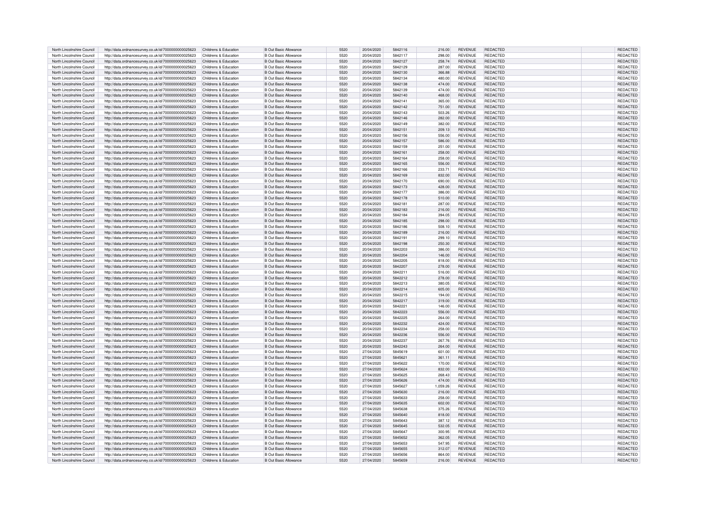| North Lincolnshire Council | http://data.ordnancesurvey.co.uk/id/7000000000025623 | Childrens & Education | B Out Basic Allowance | 5520 | 20/04/2020 | 5842116 | 216.00 | REVENUE | REDACTED | REDACTED |
|---|---|---|---|---|---|---|---|---|---|---|
| North Lincolnshire Council | http://data.ordnancesurvey.co.uk/id/7000000000025623 | Childrens & Education | B Out Basic Allowance | 5520 | 20/04/2020 | 5842117 | 298.00 | REVENUE | REDACTED | REDACTED |
| North Lincolnshire Council | http://data.ordnancesurvey.co.uk/id/7000000000025623 | Childrens & Education | B Out Basic Allowance | 5520 | 20/04/2020 | 5842127 | 258.74 | REVENUE | REDACTED | REDACTED |
| North Lincolnshire Council | http://data.ordnancesurvey.co.uk/id/7000000000025623 | Childrens & Education | B Out Basic Allowance | 5520 | 20/04/2020 | 5842129 | 287.00 | REVENUE | REDACTED | REDACTED |
| North Lincolnshire Council | http://data.ordnancesurvey.co.uk/id/7000000000025623 | Childrens & Education | B Out Basic Allowance | 5520 | 20/04/2020 | 5842130 | 366.88 | REVENUE | REDACTED | REDACTED |
| North Lincolnshire Council | http://data.ordnancesurvey.co.uk/id/7000000000025623 | Childrens & Education | B Out Basic Allowance | 5520 | 20/04/2020 | 5842134 | 480.00 | REVENUE | REDACTED | REDACTED |
| North Lincolnshire Council | http://data.ordnancesurvey.co.uk/id/7000000000025623 | Childrens & Education | B Out Basic Allowance | 5520 | 20/04/2020 | 5842138 | 474.00 | REVENUE | REDACTED | REDACTED |
| North Lincolnshire Council | http://data.ordnancesurvey.co.uk/id/7000000000025623 | Childrens & Education | B Out Basic Allowance | 5520 | 20/04/2020 | 5842139 | 474.00 | REVENUE | REDACTED | REDACTED |
| North Lincolnshire Council | http://data.ordnancesurvey.co.uk/id/7000000000025623 | Childrens & Education | B Out Basic Allowance | 5520 | 20/04/2020 | 5842140 | 468.00 | REVENUE | REDACTED | REDACTED |
| North Lincolnshire Council | http://data.ordnancesurvey.co.uk/id/7000000000025623 | Childrens & Education | B Out Basic Allowance | 5520 | 20/04/2020 | 5842141 | 365.00 | REVENUE | REDACTED | REDACTED |
| North Lincolnshire Council | http://data.ordnancesurvey.co.uk/id/7000000000025623 | Childrens & Education | B Out Basic Allowance | 5520 | 20/04/2020 | 5842142 | 751.00 | REVENUE | REDACTED | REDACTED |
| North Lincolnshire Council | http://data.ordnancesurvey.co.uk/id/7000000000025623 | Childrens & Education | B Out Basic Allowance | 5520 | 20/04/2020 | 5842143 | 503.26 | REVENUE | REDACTED | REDACTED |
| North Lincolnshire Council | http://data.ordnancesurvey.co.uk/id/7000000000025623 | Childrens & Education | B Out Basic Allowance | 5520 | 20/04/2020 | 5842146 | 282.00 | REVENUE | REDACTED | REDACTED |
| North Lincolnshire Council | http://data.ordnancesurvey.co.uk/id/7000000000025623 | Childrens & Education | B Out Basic Allowance | 5520 | 20/04/2020 | 5842149 | 382.00 | REVENUE | REDACTED | REDACTED |
| North Lincolnshire Council | http://data.ordnancesurvey.co.uk/id/7000000000025623 | Childrens & Education | B Out Basic Allowance | 5520 | 20/04/2020 | 5842151 | 209.13 | REVENUE | REDACTED | REDACTED |
| North Lincolnshire Council | http://data.ordnancesurvey.co.uk/id/7000000000025623 | Childrens & Education | B Out Basic Allowance | 5520 | 20/04/2020 | 5842156 | 556.00 | REVENUE | REDACTED | REDACTED |
| North Lincolnshire Council | http://data.ordnancesurvey.co.uk/id/7000000000025623 | Childrens & Education | B Out Basic Allowance | 5520 | 20/04/2020 | 5842157 | 586.00 | REVENUE | REDACTED | REDACTED |
| North Lincolnshire Council | http://data.ordnancesurvey.co.uk/id/7000000000025623 | Childrens & Education | B Out Basic Allowance | 5520 | 20/04/2020 | 5842159 | 251.00 | REVENUE | REDACTED | REDACTED |
| North Lincolnshire Council | http://data.ordnancesurvey.co.uk/id/7000000000025623 | Childrens & Education | B Out Basic Allowance | 5520 | 20/04/2020 | 5842161 | 258.00 | REVENUE | REDACTED | REDACTED |
| North Lincolnshire Council | http://data.ordnancesurvey.co.uk/id/7000000000025623 | Childrens & Education | B Out Basic Allowance | 5520 | 20/04/2020 | 5842164 | 258.00 | REVENUE | REDACTED | REDACTED |
| North Lincolnshire Council | http://data.ordnancesurvey.co.uk/id/7000000000025623 | Childrens & Education | B Out Basic Allowance | 5520 | 20/04/2020 | 5842165 | 556.00 | REVENUE | REDACTED | REDACTED |
| North Lincolnshire Council | http://data.ordnancesurvey.co.uk/id/7000000000025623 | Childrens & Education | B Out Basic Allowance | 5520 | 20/04/2020 | 5842166 | 233.71 | REVENUE | REDACTED | REDACTED |
| North Lincolnshire Council | http://data.ordnancesurvey.co.uk/id/7000000000025623 | Childrens & Education | B Out Basic Allowance | 5520 | 20/04/2020 | 5842169 | 832.00 | REVENUE | REDACTED | REDACTED |
| North Lincolnshire Council | http://data.ordnancesurvey.co.uk/id/7000000000025623 | Childrens & Education | B Out Basic Allowance | 5520 | 20/04/2020 | 5842170 | 690.00 | REVENUE | REDACTED | REDACTED |
| North Lincolnshire Council | http://data.ordnancesurvey.co.uk/id/7000000000025623 | Childrens & Education | B Out Basic Allowance | 5520 | 20/04/2020 | 5842173 | 428.00 | REVENUE | REDACTED | REDACTED |
| North Lincolnshire Council | http://data.ordnancesurvey.co.uk/id/7000000000025623 | Childrens & Education | B Out Basic Allowance | 5520 | 20/04/2020 | 5842177 | 386.00 | REVENUE | REDACTED | REDACTED |
| North Lincolnshire Council | http://data.ordnancesurvey.co.uk/id/7000000000025623 | Childrens & Education | B Out Basic Allowance | 5520 | 20/04/2020 | 5842178 | 510.00 | REVENUE | REDACTED | REDACTED |
| North Lincolnshire Council | http://data.ordnancesurvey.co.uk/id/7000000000025623 | Childrens & Education | B Out Basic Allowance | 5520 | 20/04/2020 | 5842181 | 287.00 | REVENUE | REDACTED | REDACTED |
| North Lincolnshire Council | http://data.ordnancesurvey.co.uk/id/7000000000025623 | Childrens & Education | B Out Basic Allowance | 5520 | 20/04/2020 | 5842183 | 216.00 | REVENUE | REDACTED | REDACTED |
| North Lincolnshire Council | http://data.ordnancesurvey.co.uk/id/7000000000025623 | Childrens & Education | B Out Basic Allowance | 5520 | 20/04/2020 | 5842184 | 394.05 | REVENUE | REDACTED | REDACTED |
| North Lincolnshire Council | http://data.ordnancesurvey.co.uk/id/7000000000025623 | Childrens & Education | B Out Basic Allowance | 5520 | 20/04/2020 | 5842185 | 298.00 | REVENUE | REDACTED | REDACTED |
| North Lincolnshire Council | http://data.ordnancesurvey.co.uk/id/7000000000025623 | Childrens & Education | B Out Basic Allowance | 5520 | 20/04/2020 | 5842186 | 508.10 | REVENUE | REDACTED | REDACTED |
| North Lincolnshire Council | http://data.ordnancesurvey.co.uk/id/7000000000025623 | Childrens & Education | B Out Basic Allowance | 5520 | 20/04/2020 | 5842189 | 216.00 | REVENUE | REDACTED | REDACTED |
| North Lincolnshire Council | http://data.ordnancesurvey.co.uk/id/7000000000025623 | Childrens & Education | B Out Basic Allowance | 5520 | 20/04/2020 | 5842191 | 299.10 | REVENUE | REDACTED | REDACTED |
| North Lincolnshire Council | http://data.ordnancesurvey.co.uk/id/7000000000025623 | Childrens & Education | B Out Basic Allowance | 5520 | 20/04/2020 | 5842198 | 250.30 | REVENUE | REDACTED | REDACTED |
| North Lincolnshire Council | http://data.ordnancesurvey.co.uk/id/7000000000025623 | Childrens & Education | B Out Basic Allowance | 5520 | 20/04/2020 | 5842203 | 386.00 | REVENUE | REDACTED | REDACTED |
| North Lincolnshire Council | http://data.ordnancesurvey.co.uk/id/7000000000025623 | Childrens & Education | B Out Basic Allowance | 5520 | 20/04/2020 | 5842204 | 146.00 | REVENUE | REDACTED | REDACTED |
| North Lincolnshire Council | http://data.ordnancesurvey.co.uk/id/7000000000025623 | Childrens & Education | B Out Basic Allowance | 5520 | 20/04/2020 | 5842205 | 818.00 | REVENUE | REDACTED | REDACTED |
| North Lincolnshire Council | http://data.ordnancesurvey.co.uk/id/7000000000025623 | Childrens & Education | B Out Basic Allowance | 5520 | 20/04/2020 | 5842207 | 278.00 | REVENUE | REDACTED | REDACTED |
| North Lincolnshire Council | http://data.ordnancesurvey.co.uk/id/7000000000025623 | Childrens & Education | B Out Basic Allowance | 5520 | 20/04/2020 | 5842211 | 516.00 | REVENUE | REDACTED | REDACTED |
| North Lincolnshire Council | http://data.ordnancesurvey.co.uk/id/7000000000025623 | Childrens & Education | B Out Basic Allowance | 5520 | 20/04/2020 | 5842212 | 278.00 | REVENUE | REDACTED | REDACTED |
| North Lincolnshire Council | http://data.ordnancesurvey.co.uk/id/7000000000025623 | Childrens & Education | B Out Basic Allowance | 5520 | 20/04/2020 | 5842213 | 380.05 | REVENUE | REDACTED | REDACTED |
| North Lincolnshire Council | http://data.ordnancesurvey.co.uk/id/7000000000025623 | Childrens & Education | B Out Basic Allowance | 5520 | 20/04/2020 | 5842214 | 605.00 | REVENUE | REDACTED | REDACTED |
| North Lincolnshire Council | http://data.ordnancesurvey.co.uk/id/7000000000025623 | Childrens & Education | B Out Basic Allowance | 5520 | 20/04/2020 | 5842215 | 194.00 | REVENUE | REDACTED | REDACTED |
| North Lincolnshire Council | http://data.ordnancesurvey.co.uk/id/7000000000025623 | Childrens & Education | B Out Basic Allowance | 5520 | 20/04/2020 | 5842217 | 319.00 | REVENUE | REDACTED | REDACTED |
| North Lincolnshire Council | http://data.ordnancesurvey.co.uk/id/7000000000025623 | Childrens & Education | B Out Basic Allowance | 5520 | 20/04/2020 | 5842221 | 146.00 | REVENUE | REDACTED | REDACTED |
| North Lincolnshire Council | http://data.ordnancesurvey.co.uk/id/7000000000025623 | Childrens & Education | B Out Basic Allowance | 5520 | 20/04/2020 | 5842223 | 556.00 | REVENUE | REDACTED | REDACTED |
| North Lincolnshire Council | http://data.ordnancesurvey.co.uk/id/7000000000025623 | Childrens & Education | B Out Basic Allowance | 5520 | 20/04/2020 | 5842225 | 264.00 | REVENUE | REDACTED | REDACTED |
| North Lincolnshire Council | http://data.ordnancesurvey.co.uk/id/7000000000025623 | Childrens & Education | B Out Basic Allowance | 5520 | 20/04/2020 | 5842232 | 424.00 | REVENUE | REDACTED | REDACTED |
| North Lincolnshire Council | http://data.ordnancesurvey.co.uk/id/7000000000025623 | Childrens & Education | B Out Basic Allowance | 5520 | 20/04/2020 | 5842234 | 258.00 | REVENUE | REDACTED | REDACTED |
| North Lincolnshire Council | http://data.ordnancesurvey.co.uk/id/7000000000025623 | Childrens & Education | B Out Basic Allowance | 5520 | 20/04/2020 | 5842236 | 556.00 | REVENUE | REDACTED | REDACTED |
| North Lincolnshire Council | http://data.ordnancesurvey.co.uk/id/7000000000025623 | Childrens & Education | B Out Basic Allowance | 5520 | 20/04/2020 | 5842237 | 267.76 | REVENUE | REDACTED | REDACTED |
| North Lincolnshire Council | http://data.ordnancesurvey.co.uk/id/7000000000025623 | Childrens & Education | B Out Basic Allowance | 5520 | 20/04/2020 | 5842243 | 264.00 | REVENUE | REDACTED | REDACTED |
| North Lincolnshire Council | http://data.ordnancesurvey.co.uk/id/7000000000025623 | Childrens & Education | B Out Basic Allowance | 5520 | 27/04/2020 | 5845619 | 601.00 | REVENUE | REDACTED | REDACTED |
| North Lincolnshire Council | http://data.ordnancesurvey.co.uk/id/7000000000025623 | Childrens & Education | B Out Basic Allowance | 5520 | 27/04/2020 | 5845621 | 361.11 | REVENUE | REDACTED | REDACTED |
| North Lincolnshire Council | http://data.ordnancesurvey.co.uk/id/7000000000025623 | Childrens & Education | B Out Basic Allowance | 5520 | 27/04/2020 | 5845622 | 170.00 | REVENUE | REDACTED | REDACTED |
| North Lincolnshire Council | http://data.ordnancesurvey.co.uk/id/7000000000025623 | Childrens & Education | B Out Basic Allowance | 5520 | 27/04/2020 | 5845624 | 832.00 | REVENUE | REDACTED | REDACTED |
| North Lincolnshire Council | http://data.ordnancesurvey.co.uk/id/7000000000025623 | Childrens & Education | B Out Basic Allowance | 5520 | 27/04/2020 | 5845625 | 268.43 | REVENUE | REDACTED | REDACTED |
| North Lincolnshire Council | http://data.ordnancesurvey.co.uk/id/7000000000025623 | Childrens & Education | B Out Basic Allowance | 5520 | 27/04/2020 | 5845626 | 474.00 | REVENUE | REDACTED | REDACTED |
| North Lincolnshire Council | http://data.ordnancesurvey.co.uk/id/7000000000025623 | Childrens & Education | B Out Basic Allowance | 5520 | 27/04/2020 | 5845627 | 1,059.26 | REVENUE | REDACTED | REDACTED |
| North Lincolnshire Council | http://data.ordnancesurvey.co.uk/id/7000000000025623 | Childrens & Education | B Out Basic Allowance | 5520 | 27/04/2020 | 5845630 | 216.00 | REVENUE | REDACTED | REDACTED |
| North Lincolnshire Council | http://data.ordnancesurvey.co.uk/id/7000000000025623 | Childrens & Education | B Out Basic Allowance | 5520 | 27/04/2020 | 5845633 | 258.00 | REVENUE | REDACTED | REDACTED |
| North Lincolnshire Council | http://data.ordnancesurvey.co.uk/id/7000000000025623 | Childrens & Education | B Out Basic Allowance | 5520 | 27/04/2020 | 5845635 | 602.00 | REVENUE | REDACTED | REDACTED |
| North Lincolnshire Council | http://data.ordnancesurvey.co.uk/id/7000000000025623 | Childrens & Education | B Out Basic Allowance | 5520 | 27/04/2020 | 5845638 | 375.26 | REVENUE | REDACTED | REDACTED |
| North Lincolnshire Council | http://data.ordnancesurvey.co.uk/id/7000000000025623 | Childrens & Education | B Out Basic Allowance | 5520 | 27/04/2020 | 5845640 | 818.00 | REVENUE | REDACTED | REDACTED |
| North Lincolnshire Council | http://data.ordnancesurvey.co.uk/id/7000000000025623 | Childrens & Education | B Out Basic Allowance | 5520 | 27/04/2020 | 5845643 | 387.12 | REVENUE | REDACTED | REDACTED |
| North Lincolnshire Council | http://data.ordnancesurvey.co.uk/id/7000000000025623 | Childrens & Education | B Out Basic Allowance | 5520 | 27/04/2020 | 5845645 | 532.05 | REVENUE | REDACTED | REDACTED |
| North Lincolnshire Council | http://data.ordnancesurvey.co.uk/id/7000000000025623 | Childrens & Education | B Out Basic Allowance | 5520 | 27/04/2020 | 5845647 | 300.95 | REVENUE | REDACTED | REDACTED |
| North Lincolnshire Council | http://data.ordnancesurvey.co.uk/id/7000000000025623 | Childrens & Education | B Out Basic Allowance | 5520 | 27/04/2020 | 5845652 | 362.05 | REVENUE | REDACTED | REDACTED |
| North Lincolnshire Council | http://data.ordnancesurvey.co.uk/id/7000000000025623 | Childrens & Education | B Out Basic Allowance | 5520 | 27/04/2020 | 5845653 | 547.95 | REVENUE | REDACTED | REDACTED |
| North Lincolnshire Council | http://data.ordnancesurvey.co.uk/id/7000000000025623 | Childrens & Education | B Out Basic Allowance | 5520 | 27/04/2020 | 5845655 | 312.07 | REVENUE | REDACTED | REDACTED |
| North Lincolnshire Council | http://data.ordnancesurvey.co.uk/id/7000000000025623 | Childrens & Education | B Out Basic Allowance | 5520 | 27/04/2020 | 5845656 | 864.00 | REVENUE | REDACTED | REDACTED |
| North Lincolnshire Council | http://data.ordnancesurvey.co.uk/id/7000000000025623 | Childrens & Education | B Out Basic Allowance | 5520 | 27/04/2020 | 5845659 | 216.00 | REVENUE | REDACTED | REDACTED |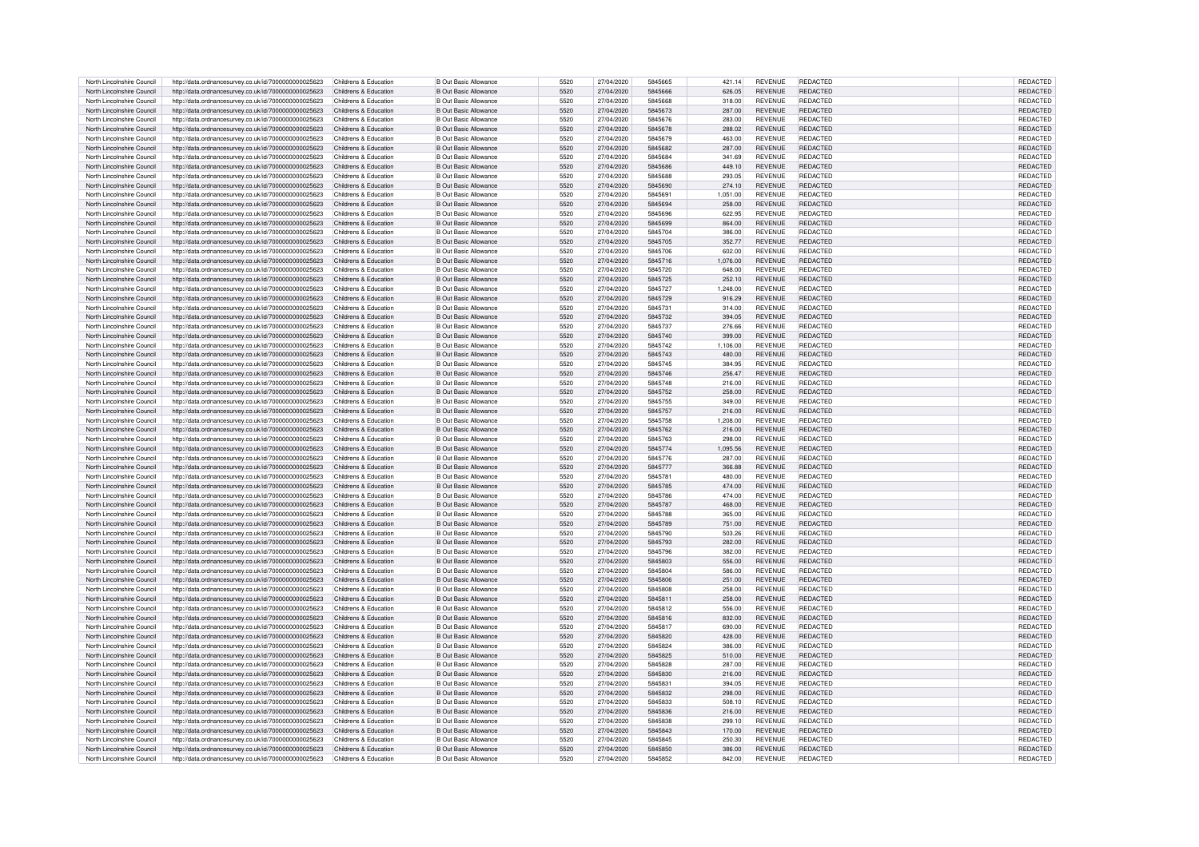| North Lincolnshire Council | http://data.ordnancesurvey.co.uk/id/7000000000025623 | Childrens & Education | B Out Basic Allowance | 5520 | 27/04/2020 | 5845665 | 421.14 | REVENUE | REDACTED | REDACTED |
|---|---|---|---|---|---|---|---|---|---|---|
| North Lincolnshire Council | http://data.ordnancesurvey.co.uk/id/7000000000025623 | Childrens & Education | B Out Basic Allowance | 5520 | 27/04/2020 | 5845666 | 626.05 | REVENUE | REDACTED | REDACTED |
| North Lincolnshire Council | http://data.ordnancesurvey.co.uk/id/7000000000025623 | Childrens & Education | B Out Basic Allowance | 5520 | 27/04/2020 | 5845668 | 318.00 | REVENUE | REDACTED | REDACTED |
| North Lincolnshire Council | http://data.ordnancesurvey.co.uk/id/7000000000025623 | Childrens & Education | B Out Basic Allowance | 5520 | 27/04/2020 | 5845673 | 287.00 | REVENUE | REDACTED | REDACTED |
| North Lincolnshire Council | http://data.ordnancesurvey.co.uk/id/7000000000025623 | Childrens & Education | B Out Basic Allowance | 5520 | 27/04/2020 | 5845676 | 283.00 | REVENUE | REDACTED | REDACTED |
| North Lincolnshire Council | http://data.ordnancesurvey.co.uk/id/7000000000025623 | Childrens & Education | B Out Basic Allowance | 5520 | 27/04/2020 | 5845678 | 288.02 | REVENUE | REDACTED | REDACTED |
| North Lincolnshire Council | http://data.ordnancesurvey.co.uk/id/7000000000025623 | Childrens & Education | B Out Basic Allowance | 5520 | 27/04/2020 | 5845679 | 463.00 | REVENUE | REDACTED | REDACTED |
| North Lincolnshire Council | http://data.ordnancesurvey.co.uk/id/7000000000025623 | Childrens & Education | B Out Basic Allowance | 5520 | 27/04/2020 | 5845682 | 287.00 | REVENUE | REDACTED | REDACTED |
| North Lincolnshire Council | http://data.ordnancesurvey.co.uk/id/7000000000025623 | Childrens & Education | B Out Basic Allowance | 5520 | 27/04/2020 | 5845684 | 341.69 | REVENUE | REDACTED | REDACTED |
| North Lincolnshire Council | http://data.ordnancesurvey.co.uk/id/7000000000025623 | Childrens & Education | B Out Basic Allowance | 5520 | 27/04/2020 | 5845686 | 449.10 | REVENUE | REDACTED | REDACTED |
| North Lincolnshire Council | http://data.ordnancesurvey.co.uk/id/7000000000025623 | Childrens & Education | B Out Basic Allowance | 5520 | 27/04/2020 | 5845688 | 293.05 | REVENUE | REDACTED | REDACTED |
| North Lincolnshire Council | http://data.ordnancesurvey.co.uk/id/7000000000025623 | Childrens & Education | B Out Basic Allowance | 5520 | 27/04/2020 | 5845690 | 274.10 | REVENUE | REDACTED | REDACTED |
| North Lincolnshire Council | http://data.ordnancesurvey.co.uk/id/7000000000025623 | Childrens & Education | B Out Basic Allowance | 5520 | 27/04/2020 | 5845691 | 1,051.00 | REVENUE | REDACTED | REDACTED |
| North Lincolnshire Council | http://data.ordnancesurvey.co.uk/id/7000000000025623 | Childrens & Education | B Out Basic Allowance | 5520 | 27/04/2020 | 5845694 | 258.00 | REVENUE | REDACTED | REDACTED |
| North Lincolnshire Council | http://data.ordnancesurvey.co.uk/id/7000000000025623 | Childrens & Education | B Out Basic Allowance | 5520 | 27/04/2020 | 5845696 | 622.95 | REVENUE | REDACTED | REDACTED |
| North Lincolnshire Council | http://data.ordnancesurvey.co.uk/id/7000000000025623 | Childrens & Education | B Out Basic Allowance | 5520 | 27/04/2020 | 5845699 | 864.00 | REVENUE | REDACTED | REDACTED |
| North Lincolnshire Council | http://data.ordnancesurvey.co.uk/id/7000000000025623 | Childrens & Education | B Out Basic Allowance | 5520 | 27/04/2020 | 5845704 | 386.00 | REVENUE | REDACTED | REDACTED |
| North Lincolnshire Council | http://data.ordnancesurvey.co.uk/id/7000000000025623 | Childrens & Education | B Out Basic Allowance | 5520 | 27/04/2020 | 5845705 | 352.77 | REVENUE | REDACTED | REDACTED |
| North Lincolnshire Council | http://data.ordnancesurvey.co.uk/id/7000000000025623 | Childrens & Education | B Out Basic Allowance | 5520 | 27/04/2020 | 5845706 | 602.00 | REVENUE | REDACTED | REDACTED |
| North Lincolnshire Council | http://data.ordnancesurvey.co.uk/id/7000000000025623 | Childrens & Education | B Out Basic Allowance | 5520 | 27/04/2020 | 5845716 | 1,076.00 | REVENUE | REDACTED | REDACTED |
| North Lincolnshire Council | http://data.ordnancesurvey.co.uk/id/7000000000025623 | Childrens & Education | B Out Basic Allowance | 5520 | 27/04/2020 | 5845720 | 648.00 | REVENUE | REDACTED | REDACTED |
| North Lincolnshire Council | http://data.ordnancesurvey.co.uk/id/7000000000025623 | Childrens & Education | B Out Basic Allowance | 5520 | 27/04/2020 | 5845725 | 252.10 | REVENUE | REDACTED | REDACTED |
| North Lincolnshire Council | http://data.ordnancesurvey.co.uk/id/7000000000025623 | Childrens & Education | B Out Basic Allowance | 5520 | 27/04/2020 | 5845727 | 1,248.00 | REVENUE | REDACTED | REDACTED |
| North Lincolnshire Council | http://data.ordnancesurvey.co.uk/id/7000000000025623 | Childrens & Education | B Out Basic Allowance | 5520 | 27/04/2020 | 5845729 | 916.29 | REVENUE | REDACTED | REDACTED |
| North Lincolnshire Council | http://data.ordnancesurvey.co.uk/id/7000000000025623 | Childrens & Education | B Out Basic Allowance | 5520 | 27/04/2020 | 5845731 | 314.00 | REVENUE | REDACTED | REDACTED |
| North Lincolnshire Council | http://data.ordnancesurvey.co.uk/id/7000000000025623 | Childrens & Education | B Out Basic Allowance | 5520 | 27/04/2020 | 5845732 | 394.05 | REVENUE | REDACTED | REDACTED |
| North Lincolnshire Council | http://data.ordnancesurvey.co.uk/id/7000000000025623 | Childrens & Education | B Out Basic Allowance | 5520 | 27/04/2020 | 5845737 | 276.66 | REVENUE | REDACTED | REDACTED |
| North Lincolnshire Council | http://data.ordnancesurvey.co.uk/id/7000000000025623 | Childrens & Education | B Out Basic Allowance | 5520 | 27/04/2020 | 5845740 | 399.00 | REVENUE | REDACTED | REDACTED |
| North Lincolnshire Council | http://data.ordnancesurvey.co.uk/id/7000000000025623 | Childrens & Education | B Out Basic Allowance | 5520 | 27/04/2020 | 5845742 | 1,106.00 | REVENUE | REDACTED | REDACTED |
| North Lincolnshire Council | http://data.ordnancesurvey.co.uk/id/7000000000025623 | Childrens & Education | B Out Basic Allowance | 5520 | 27/04/2020 | 5845743 | 480.00 | REVENUE | REDACTED | REDACTED |
| North Lincolnshire Council | http://data.ordnancesurvey.co.uk/id/7000000000025623 | Childrens & Education | B Out Basic Allowance | 5520 | 27/04/2020 | 5845745 | 384.95 | REVENUE | REDACTED | REDACTED |
| North Lincolnshire Council | http://data.ordnancesurvey.co.uk/id/7000000000025623 | Childrens & Education | B Out Basic Allowance | 5520 | 27/04/2020 | 5845746 | 256.47 | REVENUE | REDACTED | REDACTED |
| North Lincolnshire Council | http://data.ordnancesurvey.co.uk/id/7000000000025623 | Childrens & Education | B Out Basic Allowance | 5520 | 27/04/2020 | 5845748 | 216.00 | REVENUE | REDACTED | REDACTED |
| North Lincolnshire Council | http://data.ordnancesurvey.co.uk/id/7000000000025623 | Childrens & Education | B Out Basic Allowance | 5520 | 27/04/2020 | 5845752 | 258.00 | REVENUE | REDACTED | REDACTED |
| North Lincolnshire Council | http://data.ordnancesurvey.co.uk/id/7000000000025623 | Childrens & Education | B Out Basic Allowance | 5520 | 27/04/2020 | 5845755 | 349.00 | REVENUE | REDACTED | REDACTED |
| North Lincolnshire Council | http://data.ordnancesurvey.co.uk/id/7000000000025623 | Childrens & Education | B Out Basic Allowance | 5520 | 27/04/2020 | 5845757 | 216.00 | REVENUE | REDACTED | REDACTED |
| North Lincolnshire Council | http://data.ordnancesurvey.co.uk/id/7000000000025623 | Childrens & Education | B Out Basic Allowance | 5520 | 27/04/2020 | 5845758 | 1,208.00 | REVENUE | REDACTED | REDACTED |
| North Lincolnshire Council | http://data.ordnancesurvey.co.uk/id/7000000000025623 | Childrens & Education | B Out Basic Allowance | 5520 | 27/04/2020 | 5845762 | 216.00 | REVENUE | REDACTED | REDACTED |
| North Lincolnshire Council | http://data.ordnancesurvey.co.uk/id/7000000000025623 | Childrens & Education | B Out Basic Allowance | 5520 | 27/04/2020 | 5845763 | 298.00 | REVENUE | REDACTED | REDACTED |
| North Lincolnshire Council | http://data.ordnancesurvey.co.uk/id/7000000000025623 | Childrens & Education | B Out Basic Allowance | 5520 | 27/04/2020 | 5845774 | 1,095.56 | REVENUE | REDACTED | REDACTED |
| North Lincolnshire Council | http://data.ordnancesurvey.co.uk/id/7000000000025623 | Childrens & Education | B Out Basic Allowance | 5520 | 27/04/2020 | 5845776 | 287.00 | REVENUE | REDACTED | REDACTED |
| North Lincolnshire Council | http://data.ordnancesurvey.co.uk/id/7000000000025623 | Childrens & Education | B Out Basic Allowance | 5520 | 27/04/2020 | 5845777 | 366.88 | REVENUE | REDACTED | REDACTED |
| North Lincolnshire Council | http://data.ordnancesurvey.co.uk/id/7000000000025623 | Childrens & Education | B Out Basic Allowance | 5520 | 27/04/2020 | 5845781 | 480.00 | REVENUE | REDACTED | REDACTED |
| North Lincolnshire Council | http://data.ordnancesurvey.co.uk/id/7000000000025623 | Childrens & Education | B Out Basic Allowance | 5520 | 27/04/2020 | 5845785 | 474.00 | REVENUE | REDACTED | REDACTED |
| North Lincolnshire Council | http://data.ordnancesurvey.co.uk/id/7000000000025623 | Childrens & Education | B Out Basic Allowance | 5520 | 27/04/2020 | 5845786 | 474.00 | REVENUE | REDACTED | REDACTED |
| North Lincolnshire Council | http://data.ordnancesurvey.co.uk/id/7000000000025623 | Childrens & Education | B Out Basic Allowance | 5520 | 27/04/2020 | 5845787 | 468.00 | REVENUE | REDACTED | REDACTED |
| North Lincolnshire Council | http://data.ordnancesurvey.co.uk/id/7000000000025623 | Childrens & Education | B Out Basic Allowance | 5520 | 27/04/2020 | 5845788 | 365.00 | REVENUE | REDACTED | REDACTED |
| North Lincolnshire Council | http://data.ordnancesurvey.co.uk/id/7000000000025623 | Childrens & Education | B Out Basic Allowance | 5520 | 27/04/2020 | 5845789 | 751.00 | REVENUE | REDACTED | REDACTED |
| North Lincolnshire Council | http://data.ordnancesurvey.co.uk/id/7000000000025623 | Childrens & Education | B Out Basic Allowance | 5520 | 27/04/2020 | 5845790 | 503.26 | REVENUE | REDACTED | REDACTED |
| North Lincolnshire Council | http://data.ordnancesurvey.co.uk/id/7000000000025623 | Childrens & Education | B Out Basic Allowance | 5520 | 27/04/2020 | 5845793 | 282.00 | REVENUE | REDACTED | REDACTED |
| North Lincolnshire Council | http://data.ordnancesurvey.co.uk/id/7000000000025623 | Childrens & Education | B Out Basic Allowance | 5520 | 27/04/2020 | 5845796 | 382.00 | REVENUE | REDACTED | REDACTED |
| North Lincolnshire Council | http://data.ordnancesurvey.co.uk/id/7000000000025623 | Childrens & Education | B Out Basic Allowance | 5520 | 27/04/2020 | 5845803 | 556.00 | REVENUE | REDACTED | REDACTED |
| North Lincolnshire Council | http://data.ordnancesurvey.co.uk/id/7000000000025623 | Childrens & Education | B Out Basic Allowance | 5520 | 27/04/2020 | 5845804 | 586.00 | REVENUE | REDACTED | REDACTED |
| North Lincolnshire Council | http://data.ordnancesurvey.co.uk/id/7000000000025623 | Childrens & Education | B Out Basic Allowance | 5520 | 27/04/2020 | 5845806 | 251.00 | REVENUE | REDACTED | REDACTED |
| North Lincolnshire Council | http://data.ordnancesurvey.co.uk/id/7000000000025623 | Childrens & Education | B Out Basic Allowance | 5520 | 27/04/2020 | 5845808 | 258.00 | REVENUE | REDACTED | REDACTED |
| North Lincolnshire Council | http://data.ordnancesurvey.co.uk/id/7000000000025623 | Childrens & Education | B Out Basic Allowance | 5520 | 27/04/2020 | 5845811 | 258.00 | REVENUE | REDACTED | REDACTED |
| North Lincolnshire Council | http://data.ordnancesurvey.co.uk/id/7000000000025623 | Childrens & Education | B Out Basic Allowance | 5520 | 27/04/2020 | 5845812 | 556.00 | REVENUE | REDACTED | REDACTED |
| North Lincolnshire Council | http://data.ordnancesurvey.co.uk/id/7000000000025623 | Childrens & Education | B Out Basic Allowance | 5520 | 27/04/2020 | 5845816 | 832.00 | REVENUE | REDACTED | REDACTED |
| North Lincolnshire Council | http://data.ordnancesurvey.co.uk/id/7000000000025623 | Childrens & Education | B Out Basic Allowance | 5520 | 27/04/2020 | 5845817 | 690.00 | REVENUE | REDACTED | REDACTED |
| North Lincolnshire Council | http://data.ordnancesurvey.co.uk/id/7000000000025623 | Childrens & Education | B Out Basic Allowance | 5520 | 27/04/2020 | 5845820 | 428.00 | REVENUE | REDACTED | REDACTED |
| North Lincolnshire Council | http://data.ordnancesurvey.co.uk/id/7000000000025623 | Childrens & Education | B Out Basic Allowance | 5520 | 27/04/2020 | 5845824 | 386.00 | REVENUE | REDACTED | REDACTED |
| North Lincolnshire Council | http://data.ordnancesurvey.co.uk/id/7000000000025623 | Childrens & Education | B Out Basic Allowance | 5520 | 27/04/2020 | 5845825 | 510.00 | REVENUE | REDACTED | REDACTED |
| North Lincolnshire Council | http://data.ordnancesurvey.co.uk/id/7000000000025623 | Childrens & Education | B Out Basic Allowance | 5520 | 27/04/2020 | 5845828 | 287.00 | REVENUE | REDACTED | REDACTED |
| North Lincolnshire Council | http://data.ordnancesurvey.co.uk/id/7000000000025623 | Childrens & Education | B Out Basic Allowance | 5520 | 27/04/2020 | 5845830 | 216.00 | REVENUE | REDACTED | REDACTED |
| North Lincolnshire Council | http://data.ordnancesurvey.co.uk/id/7000000000025623 | Childrens & Education | B Out Basic Allowance | 5520 | 27/04/2020 | 5845831 | 394.05 | REVENUE | REDACTED | REDACTED |
| North Lincolnshire Council | http://data.ordnancesurvey.co.uk/id/7000000000025623 | Childrens & Education | B Out Basic Allowance | 5520 | 27/04/2020 | 5845832 | 298.00 | REVENUE | REDACTED | REDACTED |
| North Lincolnshire Council | http://data.ordnancesurvey.co.uk/id/7000000000025623 | Childrens & Education | B Out Basic Allowance | 5520 | 27/04/2020 | 5845833 | 508.10 | REVENUE | REDACTED | REDACTED |
| North Lincolnshire Council | http://data.ordnancesurvey.co.uk/id/7000000000025623 | Childrens & Education | B Out Basic Allowance | 5520 | 27/04/2020 | 5845836 | 216.00 | REVENUE | REDACTED | REDACTED |
| North Lincolnshire Council | http://data.ordnancesurvey.co.uk/id/7000000000025623 | Childrens & Education | B Out Basic Allowance | 5520 | 27/04/2020 | 5845838 | 299.10 | REVENUE | REDACTED | REDACTED |
| North Lincolnshire Council | http://data.ordnancesurvey.co.uk/id/7000000000025623 | Childrens & Education | B Out Basic Allowance | 5520 | 27/04/2020 | 5845843 | 170.00 | REVENUE | REDACTED | REDACTED |
| North Lincolnshire Council | http://data.ordnancesurvey.co.uk/id/7000000000025623 | Childrens & Education | B Out Basic Allowance | 5520 | 27/04/2020 | 5845845 | 250.30 | REVENUE | REDACTED | REDACTED |
| North Lincolnshire Council | http://data.ordnancesurvey.co.uk/id/7000000000025623 | Childrens & Education | B Out Basic Allowance | 5520 | 27/04/2020 | 5845850 | 386.00 | REVENUE | REDACTED | REDACTED |
| North Lincolnshire Council | http://data.ordnancesurvey.co.uk/id/7000000000025623 | Childrens & Education | B Out Basic Allowance | 5520 | 27/04/2020 | 5845852 | 842.00 | REVENUE | REDACTED | REDACTED |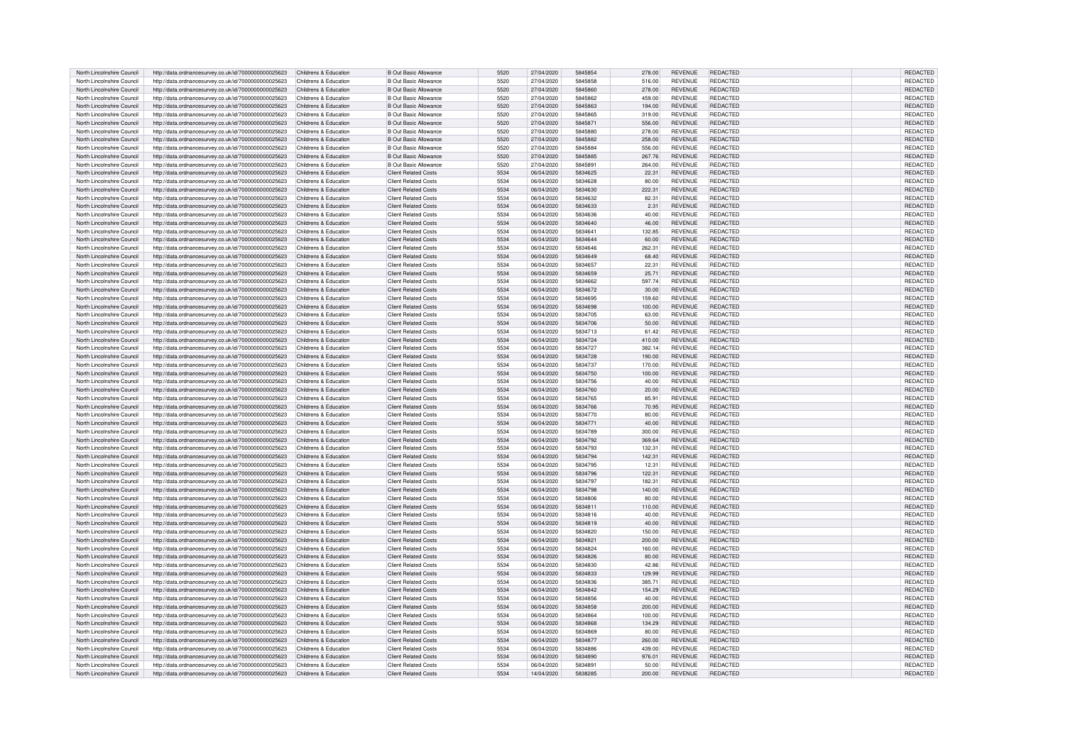| | | | | | | | | | | | |
|---|---|---|---|---|---|---|---|---|---|---|---|
| North Lincolnshire Council | http://data.ordnancesurvey.co.uk/id/7000000000025623 | Childrens & Education | B Out Basic Allowance | 5520 | 27/04/2020 | 5845854 | 278.00 | REVENUE | REDACTED | | REDACTED |
| North Lincolnshire Council | http://data.ordnancesurvey.co.uk/id/7000000000025623 | Childrens & Education | B Out Basic Allowance | 5520 | 27/04/2020 | 5845858 | 516.00 | REVENUE | REDACTED | | REDACTED |
| North Lincolnshire Council | http://data.ordnancesurvey.co.uk/id/7000000000025623 | Childrens & Education | B Out Basic Allowance | 5520 | 27/04/2020 | 5845860 | 278.00 | REVENUE | REDACTED | | REDACTED |
| North Lincolnshire Council | http://data.ordnancesurvey.co.uk/id/7000000000025623 | Childrens & Education | B Out Basic Allowance | 5520 | 27/04/2020 | 5845862 | 459.00 | REVENUE | REDACTED | | REDACTED |
| North Lincolnshire Council | http://data.ordnancesurvey.co.uk/id/7000000000025623 | Childrens & Education | B Out Basic Allowance | 5520 | 27/04/2020 | 5845863 | 194.00 | REVENUE | REDACTED | | REDACTED |
| North Lincolnshire Council | http://data.ordnancesurvey.co.uk/id/7000000000025623 | Childrens & Education | B Out Basic Allowance | 5520 | 27/04/2020 | 5845865 | 319.00 | REVENUE | REDACTED | | REDACTED |
| North Lincolnshire Council | http://data.ordnancesurvey.co.uk/id/7000000000025623 | Childrens & Education | B Out Basic Allowance | 5520 | 27/04/2020 | 5845871 | 556.00 | REVENUE | REDACTED | | REDACTED |
| North Lincolnshire Council | http://data.ordnancesurvey.co.uk/id/7000000000025623 | Childrens & Education | B Out Basic Allowance | 5520 | 27/04/2020 | 5845880 | 278.00 | REVENUE | REDACTED | | REDACTED |
| North Lincolnshire Council | http://data.ordnancesurvey.co.uk/id/7000000000025623 | Childrens & Education | B Out Basic Allowance | 5520 | 27/04/2020 | 5845882 | 258.00 | REVENUE | REDACTED | | REDACTED |
| North Lincolnshire Council | http://data.ordnancesurvey.co.uk/id/7000000000025623 | Childrens & Education | B Out Basic Allowance | 5520 | 27/04/2020 | 5845884 | 556.00 | REVENUE | REDACTED | | REDACTED |
| North Lincolnshire Council | http://data.ordnancesurvey.co.uk/id/7000000000025623 | Childrens & Education | B Out Basic Allowance | 5520 | 27/04/2020 | 5845885 | 267.76 | REVENUE | REDACTED | | REDACTED |
| North Lincolnshire Council | http://data.ordnancesurvey.co.uk/id/7000000000025623 | Childrens & Education | B Out Basic Allowance | 5520 | 27/04/2020 | 5845891 | 264.00 | REVENUE | REDACTED | | REDACTED |
| North Lincolnshire Council | http://data.ordnancesurvey.co.uk/id/7000000000025623 | Childrens & Education | Client Related Costs | 5534 | 06/04/2020 | 5834625 | 22.31 | REVENUE | REDACTED | | REDACTED |
| North Lincolnshire Council | http://data.ordnancesurvey.co.uk/id/7000000000025623 | Childrens & Education | Client Related Costs | 5534 | 06/04/2020 | 5834628 | 80.00 | REVENUE | REDACTED | | REDACTED |
| North Lincolnshire Council | http://data.ordnancesurvey.co.uk/id/7000000000025623 | Childrens & Education | Client Related Costs | 5534 | 06/04/2020 | 5834630 | 222.31 | REVENUE | REDACTED | | REDACTED |
| North Lincolnshire Council | http://data.ordnancesurvey.co.uk/id/7000000000025623 | Childrens & Education | Client Related Costs | 5534 | 06/04/2020 | 5834632 | 82.31 | REVENUE | REDACTED | | REDACTED |
| North Lincolnshire Council | http://data.ordnancesurvey.co.uk/id/7000000000025623 | Childrens & Education | Client Related Costs | 5534 | 06/04/2020 | 5834633 | 2.31 | REVENUE | REDACTED | | REDACTED |
| North Lincolnshire Council | http://data.ordnancesurvey.co.uk/id/7000000000025623 | Childrens & Education | Client Related Costs | 5534 | 06/04/2020 | 5834636 | 40.00 | REVENUE | REDACTED | | REDACTED |
| North Lincolnshire Council | http://data.ordnancesurvey.co.uk/id/7000000000025623 | Childrens & Education | Client Related Costs | 5534 | 06/04/2020 | 5834640 | 46.00 | REVENUE | REDACTED | | REDACTED |
| North Lincolnshire Council | http://data.ordnancesurvey.co.uk/id/7000000000025623 | Childrens & Education | Client Related Costs | 5534 | 06/04/2020 | 5834641 | 132.85 | REVENUE | REDACTED | | REDACTED |
| North Lincolnshire Council | http://data.ordnancesurvey.co.uk/id/7000000000025623 | Childrens & Education | Client Related Costs | 5534 | 06/04/2020 | 5834644 | 60.00 | REVENUE | REDACTED | | REDACTED |
| North Lincolnshire Council | http://data.ordnancesurvey.co.uk/id/7000000000025623 | Childrens & Education | Client Related Costs | 5534 | 06/04/2020 | 5834646 | 262.31 | REVENUE | REDACTED | | REDACTED |
| North Lincolnshire Council | http://data.ordnancesurvey.co.uk/id/7000000000025623 | Childrens & Education | Client Related Costs | 5534 | 06/04/2020 | 5834649 | 68.40 | REVENUE | REDACTED | | REDACTED |
| North Lincolnshire Council | http://data.ordnancesurvey.co.uk/id/7000000000025623 | Childrens & Education | Client Related Costs | 5534 | 06/04/2020 | 5834657 | 22.31 | REVENUE | REDACTED | | REDACTED |
| North Lincolnshire Council | http://data.ordnancesurvey.co.uk/id/7000000000025623 | Childrens & Education | Client Related Costs | 5534 | 06/04/2020 | 5834659 | 25.71 | REVENUE | REDACTED | | REDACTED |
| North Lincolnshire Council | http://data.ordnancesurvey.co.uk/id/7000000000025623 | Childrens & Education | Client Related Costs | 5534 | 06/04/2020 | 5834662 | 597.74 | REVENUE | REDACTED | | REDACTED |
| North Lincolnshire Council | http://data.ordnancesurvey.co.uk/id/7000000000025623 | Childrens & Education | Client Related Costs | 5534 | 06/04/2020 | 5834672 | 30.00 | REVENUE | REDACTED | | REDACTED |
| North Lincolnshire Council | http://data.ordnancesurvey.co.uk/id/7000000000025623 | Childrens & Education | Client Related Costs | 5534 | 06/04/2020 | 5834695 | 159.60 | REVENUE | REDACTED | | REDACTED |
| North Lincolnshire Council | http://data.ordnancesurvey.co.uk/id/7000000000025623 | Childrens & Education | Client Related Costs | 5534 | 06/04/2020 | 5834698 | 100.00 | REVENUE | REDACTED | | REDACTED |
| North Lincolnshire Council | http://data.ordnancesurvey.co.uk/id/7000000000025623 | Childrens & Education | Client Related Costs | 5534 | 06/04/2020 | 5834705 | 63.00 | REVENUE | REDACTED | | REDACTED |
| North Lincolnshire Council | http://data.ordnancesurvey.co.uk/id/7000000000025623 | Childrens & Education | Client Related Costs | 5534 | 06/04/2020 | 5834706 | 50.00 | REVENUE | REDACTED | | REDACTED |
| North Lincolnshire Council | http://data.ordnancesurvey.co.uk/id/7000000000025623 | Childrens & Education | Client Related Costs | 5534 | 06/04/2020 | 5834713 | 61.42 | REVENUE | REDACTED | | REDACTED |
| North Lincolnshire Council | http://data.ordnancesurvey.co.uk/id/7000000000025623 | Childrens & Education | Client Related Costs | 5534 | 06/04/2020 | 5834724 | 410.00 | REVENUE | REDACTED | | REDACTED |
| North Lincolnshire Council | http://data.ordnancesurvey.co.uk/id/7000000000025623 | Childrens & Education | Client Related Costs | 5534 | 06/04/2020 | 5834727 | 382.14 | REVENUE | REDACTED | | REDACTED |
| North Lincolnshire Council | http://data.ordnancesurvey.co.uk/id/7000000000025623 | Childrens & Education | Client Related Costs | 5534 | 06/04/2020 | 5834728 | 190.00 | REVENUE | REDACTED | | REDACTED |
| North Lincolnshire Council | http://data.ordnancesurvey.co.uk/id/7000000000025623 | Childrens & Education | Client Related Costs | 5534 | 06/04/2020 | 5834737 | 170.00 | REVENUE | REDACTED | | REDACTED |
| North Lincolnshire Council | http://data.ordnancesurvey.co.uk/id/7000000000025623 | Childrens & Education | Client Related Costs | 5534 | 06/04/2020 | 5834750 | 100.00 | REVENUE | REDACTED | | REDACTED |
| North Lincolnshire Council | http://data.ordnancesurvey.co.uk/id/7000000000025623 | Childrens & Education | Client Related Costs | 5534 | 06/04/2020 | 5834756 | 40.00 | REVENUE | REDACTED | | REDACTED |
| North Lincolnshire Council | http://data.ordnancesurvey.co.uk/id/7000000000025623 | Childrens & Education | Client Related Costs | 5534 | 06/04/2020 | 5834760 | 20.00 | REVENUE | REDACTED | | REDACTED |
| North Lincolnshire Council | http://data.ordnancesurvey.co.uk/id/7000000000025623 | Childrens & Education | Client Related Costs | 5534 | 06/04/2020 | 5834765 | 85.91 | REVENUE | REDACTED | | REDACTED |
| North Lincolnshire Council | http://data.ordnancesurvey.co.uk/id/7000000000025623 | Childrens & Education | Client Related Costs | 5534 | 06/04/2020 | 5834766 | 70.95 | REVENUE | REDACTED | | REDACTED |
| North Lincolnshire Council | http://data.ordnancesurvey.co.uk/id/7000000000025623 | Childrens & Education | Client Related Costs | 5534 | 06/04/2020 | 5834770 | 80.00 | REVENUE | REDACTED | | REDACTED |
| North Lincolnshire Council | http://data.ordnancesurvey.co.uk/id/7000000000025623 | Childrens & Education | Client Related Costs | 5534 | 06/04/2020 | 5834771 | 40.00 | REVENUE | REDACTED | | REDACTED |
| North Lincolnshire Council | http://data.ordnancesurvey.co.uk/id/7000000000025623 | Childrens & Education | Client Related Costs | 5534 | 06/04/2020 | 5834789 | 300.00 | REVENUE | REDACTED | | REDACTED |
| North Lincolnshire Council | http://data.ordnancesurvey.co.uk/id/7000000000025623 | Childrens & Education | Client Related Costs | 5534 | 06/04/2020 | 5834792 | 369.64 | REVENUE | REDACTED | | REDACTED |
| North Lincolnshire Council | http://data.ordnancesurvey.co.uk/id/7000000000025623 | Childrens & Education | Client Related Costs | 5534 | 06/04/2020 | 5834793 | 132.31 | REVENUE | REDACTED | | REDACTED |
| North Lincolnshire Council | http://data.ordnancesurvey.co.uk/id/7000000000025623 | Childrens & Education | Client Related Costs | 5534 | 06/04/2020 | 5834794 | 142.31 | REVENUE | REDACTED | | REDACTED |
| North Lincolnshire Council | http://data.ordnancesurvey.co.uk/id/7000000000025623 | Childrens & Education | Client Related Costs | 5534 | 06/04/2020 | 5834795 | 12.31 | REVENUE | REDACTED | | REDACTED |
| North Lincolnshire Council | http://data.ordnancesurvey.co.uk/id/7000000000025623 | Childrens & Education | Client Related Costs | 5534 | 06/04/2020 | 5834796 | 122.31 | REVENUE | REDACTED | | REDACTED |
| North Lincolnshire Council | http://data.ordnancesurvey.co.uk/id/7000000000025623 | Childrens & Education | Client Related Costs | 5534 | 06/04/2020 | 5834797 | 182.31 | REVENUE | REDACTED | | REDACTED |
| North Lincolnshire Council | http://data.ordnancesurvey.co.uk/id/7000000000025623 | Childrens & Education | Client Related Costs | 5534 | 06/04/2020 | 5834798 | 140.00 | REVENUE | REDACTED | | REDACTED |
| North Lincolnshire Council | http://data.ordnancesurvey.co.uk/id/7000000000025623 | Childrens & Education | Client Related Costs | 5534 | 06/04/2020 | 5834806 | 80.00 | REVENUE | REDACTED | | REDACTED |
| North Lincolnshire Council | http://data.ordnancesurvey.co.uk/id/7000000000025623 | Childrens & Education | Client Related Costs | 5534 | 06/04/2020 | 5834811 | 110.00 | REVENUE | REDACTED | | REDACTED |
| North Lincolnshire Council | http://data.ordnancesurvey.co.uk/id/7000000000025623 | Childrens & Education | Client Related Costs | 5534 | 06/04/2020 | 5834816 | 40.00 | REVENUE | REDACTED | | REDACTED |
| North Lincolnshire Council | http://data.ordnancesurvey.co.uk/id/7000000000025623 | Childrens & Education | Client Related Costs | 5534 | 06/04/2020 | 5834819 | 40.00 | REVENUE | REDACTED | | REDACTED |
| North Lincolnshire Council | http://data.ordnancesurvey.co.uk/id/7000000000025623 | Childrens & Education | Client Related Costs | 5534 | 06/04/2020 | 5834820 | 150.00 | REVENUE | REDACTED | | REDACTED |
| North Lincolnshire Council | http://data.ordnancesurvey.co.uk/id/7000000000025623 | Childrens & Education | Client Related Costs | 5534 | 06/04/2020 | 5834821 | 200.00 | REVENUE | REDACTED | | REDACTED |
| North Lincolnshire Council | http://data.ordnancesurvey.co.uk/id/7000000000025623 | Childrens & Education | Client Related Costs | 5534 | 06/04/2020 | 5834824 | 160.00 | REVENUE | REDACTED | | REDACTED |
| North Lincolnshire Council | http://data.ordnancesurvey.co.uk/id/7000000000025623 | Childrens & Education | Client Related Costs | 5534 | 06/04/2020 | 5834826 | 80.00 | REVENUE | REDACTED | | REDACTED |
| North Lincolnshire Council | http://data.ordnancesurvey.co.uk/id/7000000000025623 | Childrens & Education | Client Related Costs | 5534 | 06/04/2020 | 5834830 | 42.86 | REVENUE | REDACTED | | REDACTED |
| North Lincolnshire Council | http://data.ordnancesurvey.co.uk/id/7000000000025623 | Childrens & Education | Client Related Costs | 5534 | 06/04/2020 | 5834833 | 129.99 | REVENUE | REDACTED | | REDACTED |
| North Lincolnshire Council | http://data.ordnancesurvey.co.uk/id/7000000000025623 | Childrens & Education | Client Related Costs | 5534 | 06/04/2020 | 5834836 | 385.71 | REVENUE | REDACTED | | REDACTED |
| North Lincolnshire Council | http://data.ordnancesurvey.co.uk/id/7000000000025623 | Childrens & Education | Client Related Costs | 5534 | 06/04/2020 | 5834842 | 154.29 | REVENUE | REDACTED | | REDACTED |
| North Lincolnshire Council | http://data.ordnancesurvey.co.uk/id/7000000000025623 | Childrens & Education | Client Related Costs | 5534 | 06/04/2020 | 5834856 | 40.00 | REVENUE | REDACTED | | REDACTED |
| North Lincolnshire Council | http://data.ordnancesurvey.co.uk/id/7000000000025623 | Childrens & Education | Client Related Costs | 5534 | 06/04/2020 | 5834858 | 200.00 | REVENUE | REDACTED | | REDACTED |
| North Lincolnshire Council | http://data.ordnancesurvey.co.uk/id/7000000000025623 | Childrens & Education | Client Related Costs | 5534 | 06/04/2020 | 5834864 | 100.00 | REVENUE | REDACTED | | REDACTED |
| North Lincolnshire Council | http://data.ordnancesurvey.co.uk/id/7000000000025623 | Childrens & Education | Client Related Costs | 5534 | 06/04/2020 | 5834868 | 134.29 | REVENUE | REDACTED | | REDACTED |
| North Lincolnshire Council | http://data.ordnancesurvey.co.uk/id/7000000000025623 | Childrens & Education | Client Related Costs | 5534 | 06/04/2020 | 5834869 | 80.00 | REVENUE | REDACTED | | REDACTED |
| North Lincolnshire Council | http://data.ordnancesurvey.co.uk/id/7000000000025623 | Childrens & Education | Client Related Costs | 5534 | 06/04/2020 | 5834877 | 260.00 | REVENUE | REDACTED | | REDACTED |
| North Lincolnshire Council | http://data.ordnancesurvey.co.uk/id/7000000000025623 | Childrens & Education | Client Related Costs | 5534 | 06/04/2020 | 5834886 | 439.00 | REVENUE | REDACTED | | REDACTED |
| North Lincolnshire Council | http://data.ordnancesurvey.co.uk/id/7000000000025623 | Childrens & Education | Client Related Costs | 5534 | 06/04/2020 | 5834890 | 976.01 | REVENUE | REDACTED | | REDACTED |
| North Lincolnshire Council | http://data.ordnancesurvey.co.uk/id/7000000000025623 | Childrens & Education | Client Related Costs | 5534 | 06/04/2020 | 5834891 | 50.00 | REVENUE | REDACTED | | REDACTED |
| North Lincolnshire Council | http://data.ordnancesurvey.co.uk/id/7000000000025623 | Childrens & Education | Client Related Costs | 5534 | 14/04/2020 | 5838285 | 200.00 | REVENUE | REDACTED | | REDACTED |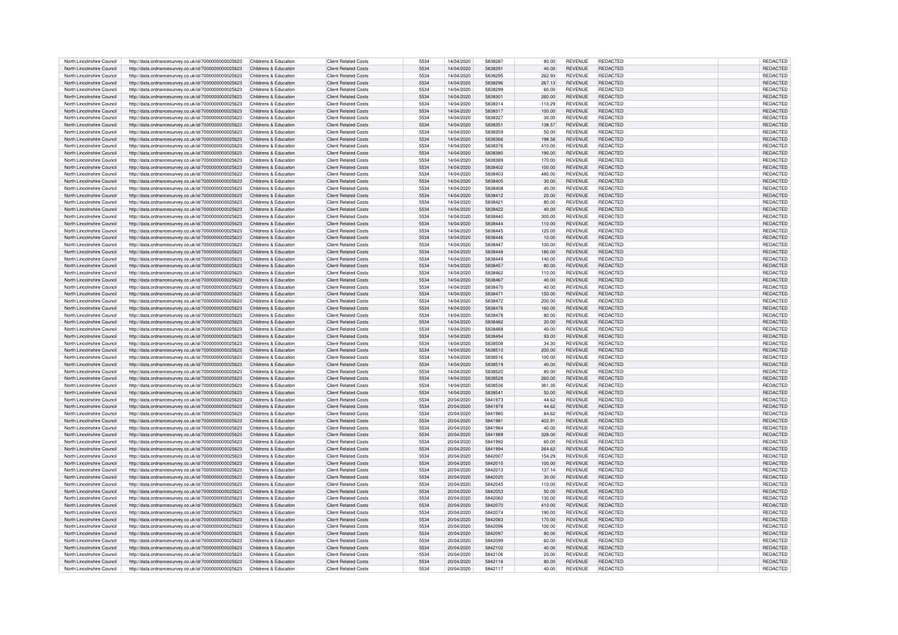| North Lincolnshire Council | http://data.ordnancesurvey.co.uk/id/7000000000025623 | Childrens & Education | Client Related Costs | 5534 | 14/04/2020 | 5838287 | 80.00 | REVENUE | REDACTED | REDACTED |
|---|---|---|---|---|---|---|---|---|---|---|
| North Lincolnshire Council | http://data.ordnancesurvey.co.uk/id/7000000000025623 | Childrens & Education | Client Related Costs | 5534 | 14/04/2020 | 5838291 | 40.00 | REVENUE | REDACTED | REDACTED |
| North Lincolnshire Council | http://data.ordnancesurvey.co.uk/id/7000000000025623 | Childrens & Education | Client Related Costs | 5534 | 14/04/2020 | 5838295 | 262.93 | REVENUE | REDACTED | REDACTED |
| North Lincolnshire Council | http://data.ordnancesurvey.co.uk/id/7000000000025623 | Childrens & Education | Client Related Costs | 5534 | 14/04/2020 | 5838296 | 267.13 | REVENUE | REDACTED | REDACTED |
| North Lincolnshire Council | http://data.ordnancesurvey.co.uk/id/7000000000025623 | Childrens & Education | Client Related Costs | 5534 | 14/04/2020 | 5838299 | 60.00 | REVENUE | REDACTED | REDACTED |
| North Lincolnshire Council | http://data.ordnancesurvey.co.uk/id/7000000000025623 | Childrens & Education | Client Related Costs | 5534 | 14/04/2020 | 5838301 | 260.00 | REVENUE | REDACTED | REDACTED |
| North Lincolnshire Council | http://data.ordnancesurvey.co.uk/id/7000000000025623 | Childrens & Education | Client Related Costs | 5534 | 14/04/2020 | 5838314 | -110.29 | REVENUE | REDACTED | REDACTED |
| North Lincolnshire Council | http://data.ordnancesurvey.co.uk/id/7000000000025623 | Childrens & Education | Client Related Costs | 5534 | 14/04/2020 | 5838317 | 100.00 | REVENUE | REDACTED | REDACTED |
| North Lincolnshire Council | http://data.ordnancesurvey.co.uk/id/7000000000025623 | Childrens & Education | Client Related Costs | 5534 | 14/04/2020 | 5838327 | 30.00 | REVENUE | REDACTED | REDACTED |
| North Lincolnshire Council | http://data.ordnancesurvey.co.uk/id/7000000000025623 | Childrens & Education | Client Related Costs | 5534 | 14/04/2020 | 5838351 | 138.57 | REVENUE | REDACTED | REDACTED |
| North Lincolnshire Council | http://data.ordnancesurvey.co.uk/id/7000000000025623 | Childrens & Education | Client Related Costs | 5534 | 14/04/2020 | 5838359 | 50.00 | REVENUE | REDACTED | REDACTED |
| North Lincolnshire Council | http://data.ordnancesurvey.co.uk/id/7000000000025623 | Childrens & Education | Client Related Costs | 5534 | 14/04/2020 | 5838366 | 198.58 | REVENUE | REDACTED | REDACTED |
| North Lincolnshire Council | http://data.ordnancesurvey.co.uk/id/7000000000025623 | Childrens & Education | Client Related Costs | 5534 | 14/04/2020 | 5838376 | 410.00 | REVENUE | REDACTED | REDACTED |
| North Lincolnshire Council | http://data.ordnancesurvey.co.uk/id/7000000000025623 | Childrens & Education | Client Related Costs | 5534 | 14/04/2020 | 5838380 | 190.00 | REVENUE | REDACTED | REDACTED |
| North Lincolnshire Council | http://data.ordnancesurvey.co.uk/id/7000000000025623 | Childrens & Education | Client Related Costs | 5534 | 14/04/2020 | 5838389 | 170.00 | REVENUE | REDACTED | REDACTED |
| North Lincolnshire Council | http://data.ordnancesurvey.co.uk/id/7000000000025623 | Childrens & Education | Client Related Costs | 5534 | 14/04/2020 | 5838402 | 100.00 | REVENUE | REDACTED | REDACTED |
| North Lincolnshire Council | http://data.ordnancesurvey.co.uk/id/7000000000025623 | Childrens & Education | Client Related Costs | 5534 | 14/04/2020 | 5838403 | 480.00 | REVENUE | REDACTED | REDACTED |
| North Lincolnshire Council | http://data.ordnancesurvey.co.uk/id/7000000000025623 | Childrens & Education | Client Related Costs | 5534 | 14/04/2020 | 5838405 | 30.00 | REVENUE | REDACTED | REDACTED |
| North Lincolnshire Council | http://data.ordnancesurvey.co.uk/id/7000000000025623 | Childrens & Education | Client Related Costs | 5534 | 14/04/2020 | 5838408 | 40.00 | REVENUE | REDACTED | REDACTED |
| North Lincolnshire Council | http://data.ordnancesurvey.co.uk/id/7000000000025623 | Childrens & Education | Client Related Costs | 5534 | 14/04/2020 | 5838412 | 20.00 | REVENUE | REDACTED | REDACTED |
| North Lincolnshire Council | http://data.ordnancesurvey.co.uk/id/7000000000025623 | Childrens & Education | Client Related Costs | 5534 | 14/04/2020 | 5838421 | 80.00 | REVENUE | REDACTED | REDACTED |
| North Lincolnshire Council | http://data.ordnancesurvey.co.uk/id/7000000000025623 | Childrens & Education | Client Related Costs | 5534 | 14/04/2020 | 5838422 | 40.00 | REVENUE | REDACTED | REDACTED |
| North Lincolnshire Council | http://data.ordnancesurvey.co.uk/id/7000000000025623 | Childrens & Education | Client Related Costs | 5534 | 14/04/2020 | 5838440 | 300.00 | REVENUE | REDACTED | REDACTED |
| North Lincolnshire Council | http://data.ordnancesurvey.co.uk/id/7000000000025623 | Childrens & Education | Client Related Costs | 5534 | 14/04/2020 | 5838444 | 110.00 | REVENUE | REDACTED | REDACTED |
| North Lincolnshire Council | http://data.ordnancesurvey.co.uk/id/7000000000025623 | Childrens & Education | Client Related Costs | 5534 | 14/04/2020 | 5838445 | 120.00 | REVENUE | REDACTED | REDACTED |
| North Lincolnshire Council | http://data.ordnancesurvey.co.uk/id/7000000000025623 | Childrens & Education | Client Related Costs | 5534 | 14/04/2020 | 5838446 | 10.00 | REVENUE | REDACTED | REDACTED |
| North Lincolnshire Council | http://data.ordnancesurvey.co.uk/id/7000000000025623 | Childrens & Education | Client Related Costs | 5534 | 14/04/2020 | 5838447 | 100.00 | REVENUE | REDACTED | REDACTED |
| North Lincolnshire Council | http://data.ordnancesurvey.co.uk/id/7000000000025623 | Childrens & Education | Client Related Costs | 5534 | 14/04/2020 | 5838448 | 180.00 | REVENUE | REDACTED | REDACTED |
| North Lincolnshire Council | http://data.ordnancesurvey.co.uk/id/7000000000025623 | Childrens & Education | Client Related Costs | 5534 | 14/04/2020 | 5838449 | 140.00 | REVENUE | REDACTED | REDACTED |
| North Lincolnshire Council | http://data.ordnancesurvey.co.uk/id/7000000000025623 | Childrens & Education | Client Related Costs | 5534 | 14/04/2020 | 5838457 | 80.00 | REVENUE | REDACTED | REDACTED |
| North Lincolnshire Council | http://data.ordnancesurvey.co.uk/id/7000000000025623 | Childrens & Education | Client Related Costs | 5534 | 14/04/2020 | 5838462 | 110.00 | REVENUE | REDACTED | REDACTED |
| North Lincolnshire Council | http://data.ordnancesurvey.co.uk/id/7000000000025623 | Childrens & Education | Client Related Costs | 5534 | 14/04/2020 | 5838467 | 40.00 | REVENUE | REDACTED | REDACTED |
| North Lincolnshire Council | http://data.ordnancesurvey.co.uk/id/7000000000025623 | Childrens & Education | Client Related Costs | 5534 | 14/04/2020 | 5838470 | 40.00 | REVENUE | REDACTED | REDACTED |
| North Lincolnshire Council | http://data.ordnancesurvey.co.uk/id/7000000000025623 | Childrens & Education | Client Related Costs | 5534 | 14/04/2020 | 5838471 | 150.00 | REVENUE | REDACTED | REDACTED |
| North Lincolnshire Council | http://data.ordnancesurvey.co.uk/id/7000000000025623 | Childrens & Education | Client Related Costs | 5534 | 14/04/2020 | 5838472 | 200.00 | REVENUE | REDACTED | REDACTED |
| North Lincolnshire Council | http://data.ordnancesurvey.co.uk/id/7000000000025623 | Childrens & Education | Client Related Costs | 5534 | 14/04/2020 | 5838476 | 160.00 | REVENUE | REDACTED | REDACTED |
| North Lincolnshire Council | http://data.ordnancesurvey.co.uk/id/7000000000025623 | Childrens & Education | Client Related Costs | 5534 | 14/04/2020 | 5838478 | 80.00 | REVENUE | REDACTED | REDACTED |
| North Lincolnshire Council | http://data.ordnancesurvey.co.uk/id/7000000000025623 | Childrens & Education | Client Related Costs | 5534 | 14/04/2020 | 5838482 | 20.00 | REVENUE | REDACTED | REDACTED |
| North Lincolnshire Council | http://data.ordnancesurvey.co.uk/id/7000000000025623 | Childrens & Education | Client Related Costs | 5534 | 14/04/2020 | 5838488 | 40.00 | REVENUE | REDACTED | REDACTED |
| North Lincolnshire Council | http://data.ordnancesurvey.co.uk/id/7000000000025623 | Childrens & Education | Client Related Costs | 5534 | 14/04/2020 | 5838494 | 93.00 | REVENUE | REDACTED | REDACTED |
| North Lincolnshire Council | http://data.ordnancesurvey.co.uk/id/7000000000025623 | Childrens & Education | Client Related Costs | 5534 | 14/04/2020 | 5838508 | 34.30 | REVENUE | REDACTED | REDACTED |
| North Lincolnshire Council | http://data.ordnancesurvey.co.uk/id/7000000000025623 | Childrens & Education | Client Related Costs | 5534 | 14/04/2020 | 5838510 | 200.00 | REVENUE | REDACTED | REDACTED |
| North Lincolnshire Council | http://data.ordnancesurvey.co.uk/id/7000000000025623 | Childrens & Education | Client Related Costs | 5534 | 14/04/2020 | 5838516 | 100.00 | REVENUE | REDACTED | REDACTED |
| North Lincolnshire Council | http://data.ordnancesurvey.co.uk/id/7000000000025623 | Childrens & Education | Client Related Costs | 5534 | 14/04/2020 | 5838519 | 40.00 | REVENUE | REDACTED | REDACTED |
| North Lincolnshire Council | http://data.ordnancesurvey.co.uk/id/7000000000025623 | Childrens & Education | Client Related Costs | 5534 | 14/04/2020 | 5838520 | 80.00 | REVENUE | REDACTED | REDACTED |
| North Lincolnshire Council | http://data.ordnancesurvey.co.uk/id/7000000000025623 | Childrens & Education | Client Related Costs | 5534 | 14/04/2020 | 5838528 | 260.00 | REVENUE | REDACTED | REDACTED |
| North Lincolnshire Council | http://data.ordnancesurvey.co.uk/id/7000000000025623 | Childrens & Education | Client Related Costs | 5534 | 14/04/2020 | 5838536 | 361.35 | REVENUE | REDACTED | REDACTED |
| North Lincolnshire Council | http://data.ordnancesurvey.co.uk/id/7000000000025623 | Childrens & Education | Client Related Costs | 5534 | 14/04/2020 | 5838541 | 50.00 | REVENUE | REDACTED | REDACTED |
| North Lincolnshire Council | http://data.ordnancesurvey.co.uk/id/7000000000025623 | Childrens & Education | Client Related Costs | 5534 | 20/04/2020 | 5841973 | 44.62 | REVENUE | REDACTED | REDACTED |
| North Lincolnshire Council | http://data.ordnancesurvey.co.uk/id/7000000000025623 | Childrens & Education | Client Related Costs | 5534 | 20/04/2020 | 5841978 | 44.62 | REVENUE | REDACTED | REDACTED |
| North Lincolnshire Council | http://data.ordnancesurvey.co.uk/id/7000000000025623 | Childrens & Education | Client Related Costs | 5534 | 20/04/2020 | 5841980 | 84.62 | REVENUE | REDACTED | REDACTED |
| North Lincolnshire Council | http://data.ordnancesurvey.co.uk/id/7000000000025623 | Childrens & Education | Client Related Costs | 5534 | 20/04/2020 | 5841981 | 402.91 | REVENUE | REDACTED | REDACTED |
| North Lincolnshire Council | http://data.ordnancesurvey.co.uk/id/7000000000025623 | Childrens & Education | Client Related Costs | 5534 | 20/04/2020 | 5841984 | 40.00 | REVENUE | REDACTED | REDACTED |
| North Lincolnshire Council | http://data.ordnancesurvey.co.uk/id/7000000000025623 | Childrens & Education | Client Related Costs | 5534 | 20/04/2020 | 5841989 | 328.00 | REVENUE | REDACTED | REDACTED |
| North Lincolnshire Council | http://data.ordnancesurvey.co.uk/id/7000000000025623 | Childrens & Education | Client Related Costs | 5534 | 20/04/2020 | 5841992 | 60.00 | REVENUE | REDACTED | REDACTED |
| North Lincolnshire Council | http://data.ordnancesurvey.co.uk/id/7000000000025623 | Childrens & Education | Client Related Costs | 5534 | 20/04/2020 | 5841994 | 264.62 | REVENUE | REDACTED | REDACTED |
| North Lincolnshire Council | http://data.ordnancesurvey.co.uk/id/7000000000025623 | Childrens & Education | Client Related Costs | 5534 | 20/04/2020 | 5842007 | 154.29 | REVENUE | REDACTED | REDACTED |
| North Lincolnshire Council | http://data.ordnancesurvey.co.uk/id/7000000000025623 | Childrens & Education | Client Related Costs | 5534 | 20/04/2020 | 5842010 | 100.00 | REVENUE | REDACTED | REDACTED |
| North Lincolnshire Council | http://data.ordnancesurvey.co.uk/id/7000000000025623 | Childrens & Education | Client Related Costs | 5534 | 20/04/2020 | 5842013 | 137.14 | REVENUE | REDACTED | REDACTED |
| North Lincolnshire Council | http://data.ordnancesurvey.co.uk/id/7000000000025623 | Childrens & Education | Client Related Costs | 5534 | 20/04/2020 | 5842020 | 30.00 | REVENUE | REDACTED | REDACTED |
| North Lincolnshire Council | http://data.ordnancesurvey.co.uk/id/7000000000025623 | Childrens & Education | Client Related Costs | 5534 | 20/04/2020 | 5842045 | 110.00 | REVENUE | REDACTED | REDACTED |
| North Lincolnshire Council | http://data.ordnancesurvey.co.uk/id/7000000000025623 | Childrens & Education | Client Related Costs | 5534 | 20/04/2020 | 5842053 | 50.00 | REVENUE | REDACTED | REDACTED |
| North Lincolnshire Council | http://data.ordnancesurvey.co.uk/id/7000000000025623 | Childrens & Education | Client Related Costs | 5534 | 20/04/2020 | 5842060 | 130.00 | REVENUE | REDACTED | REDACTED |
| North Lincolnshire Council | http://data.ordnancesurvey.co.uk/id/7000000000025623 | Childrens & Education | Client Related Costs | 5534 | 20/04/2020 | 5842070 | 410.00 | REVENUE | REDACTED | REDACTED |
| North Lincolnshire Council | http://data.ordnancesurvey.co.uk/id/7000000000025623 | Childrens & Education | Client Related Costs | 5534 | 20/04/2020 | 5842074 | 190.00 | REVENUE | REDACTED | REDACTED |
| North Lincolnshire Council | http://data.ordnancesurvey.co.uk/id/7000000000025623 | Childrens & Education | Client Related Costs | 5534 | 20/04/2020 | 5842083 | 170.00 | REVENUE | REDACTED | REDACTED |
| North Lincolnshire Council | http://data.ordnancesurvey.co.uk/id/7000000000025623 | Childrens & Education | Client Related Costs | 5534 | 20/04/2020 | 5842096 | 100.00 | REVENUE | REDACTED | REDACTED |
| North Lincolnshire Council | http://data.ordnancesurvey.co.uk/id/7000000000025623 | Childrens & Education | Client Related Costs | 5534 | 20/04/2020 | 5842097 | 80.00 | REVENUE | REDACTED | REDACTED |
| North Lincolnshire Council | http://data.ordnancesurvey.co.uk/id/7000000000025623 | Childrens & Education | Client Related Costs | 5534 | 20/04/2020 | 5842099 | 60.00 | REVENUE | REDACTED | REDACTED |
| North Lincolnshire Council | http://data.ordnancesurvey.co.uk/id/7000000000025623 | Childrens & Education | Client Related Costs | 5534 | 20/04/2020 | 5842102 | 40.00 | REVENUE | REDACTED | REDACTED |
| North Lincolnshire Council | http://data.ordnancesurvey.co.uk/id/7000000000025623 | Childrens & Education | Client Related Costs | 5534 | 20/04/2020 | 5842106 | 20.00 | REVENUE | REDACTED | REDACTED |
| North Lincolnshire Council | http://data.ordnancesurvey.co.uk/id/7000000000025623 | Childrens & Education | Client Related Costs | 5534 | 20/04/2020 | 5842116 | 80.00 | REVENUE | REDACTED | REDACTED |
| North Lincolnshire Council | http://data.ordnancesurvey.co.uk/id/7000000000025623 | Childrens & Education | Client Related Costs | 5534 | 20/04/2020 | 5842117 | 40.00 | REVENUE | REDACTED | REDACTED |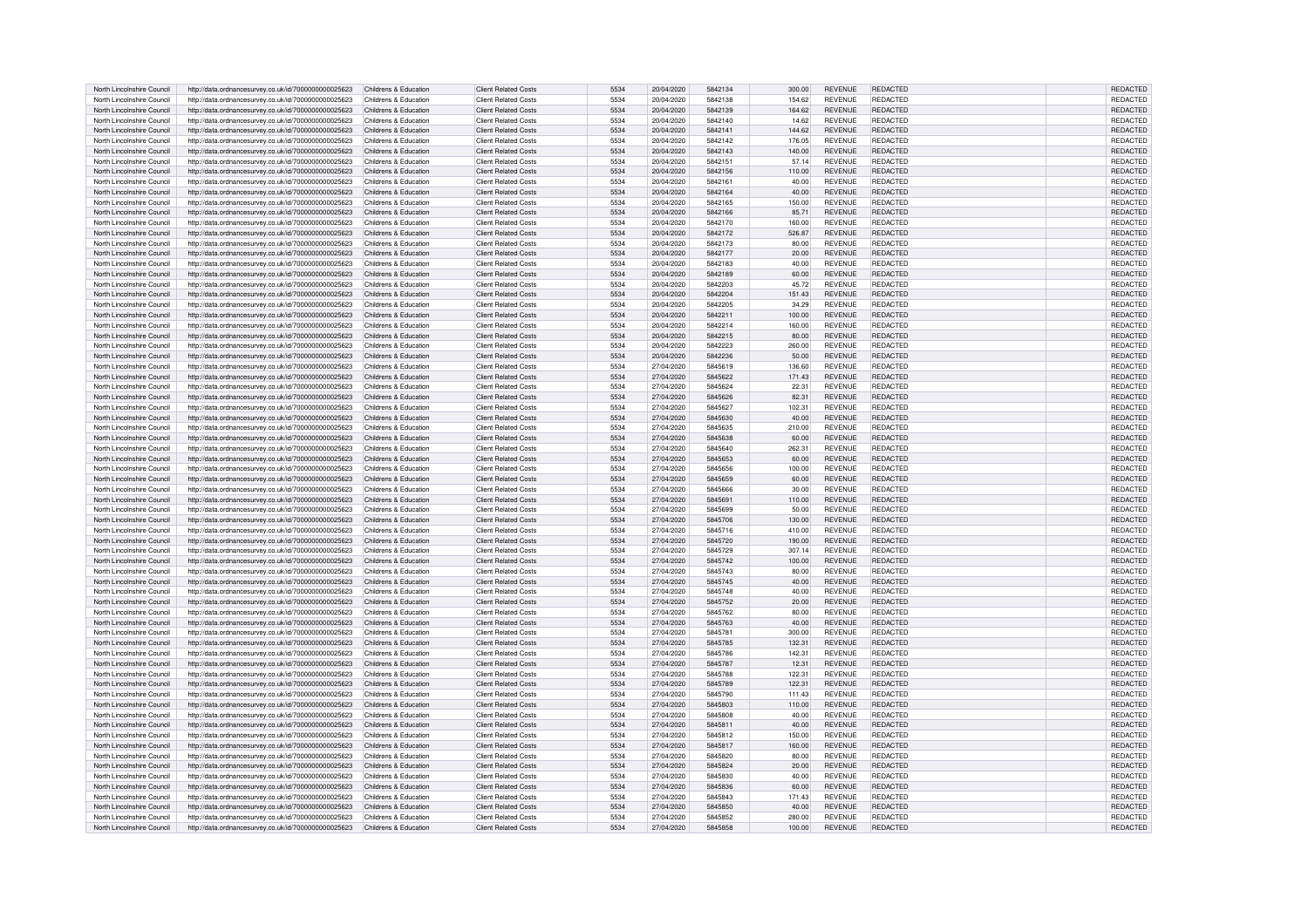| North Lincolnshire Council | http://data.ordnancesurvey.co.uk/id/7000000000025623 | Childrens & Education | Client Related Costs | 5534 | 20/04/2020 | 5842134 | 300.00 | REVENUE | REDACTED | REDACTED |
|---|---|---|---|---|---|---|---|---|---|---|
| North Lincolnshire Council | http://data.ordnancesurvey.co.uk/id/7000000000025623 | Childrens & Education | Client Related Costs | 5534 | 20/04/2020 | 5842138 | 154.62 | REVENUE | REDACTED | REDACTED |
| North Lincolnshire Council | http://data.ordnancesurvey.co.uk/id/7000000000025623 | Childrens & Education | Client Related Costs | 5534 | 20/04/2020 | 5842139 | 164.62 | REVENUE | REDACTED | REDACTED |
| North Lincolnshire Council | http://data.ordnancesurvey.co.uk/id/7000000000025623 | Childrens & Education | Client Related Costs | 5534 | 20/04/2020 | 5842140 | 14.62 | REVENUE | REDACTED | REDACTED |
| North Lincolnshire Council | http://data.ordnancesurvey.co.uk/id/7000000000025623 | Childrens & Education | Client Related Costs | 5534 | 20/04/2020 | 5842141 | 144.62 | REVENUE | REDACTED | REDACTED |
| North Lincolnshire Council | http://data.ordnancesurvey.co.uk/id/7000000000025623 | Childrens & Education | Client Related Costs | 5534 | 20/04/2020 | 5842142 | 176.05 | REVENUE | REDACTED | REDACTED |
| North Lincolnshire Council | http://data.ordnancesurvey.co.uk/id/7000000000025623 | Childrens & Education | Client Related Costs | 5534 | 20/04/2020 | 5842143 | 140.00 | REVENUE | REDACTED | REDACTED |
| North Lincolnshire Council | http://data.ordnancesurvey.co.uk/id/7000000000025623 | Childrens & Education | Client Related Costs | 5534 | 20/04/2020 | 5842151 | 57.14 | REVENUE | REDACTED | REDACTED |
| North Lincolnshire Council | http://data.ordnancesurvey.co.uk/id/7000000000025623 | Childrens & Education | Client Related Costs | 5534 | 20/04/2020 | 5842156 | 110.00 | REVENUE | REDACTED | REDACTED |
| North Lincolnshire Council | http://data.ordnancesurvey.co.uk/id/7000000000025623 | Childrens & Education | Client Related Costs | 5534 | 20/04/2020 | 5842161 | 40.00 | REVENUE | REDACTED | REDACTED |
| North Lincolnshire Council | http://data.ordnancesurvey.co.uk/id/7000000000025623 | Childrens & Education | Client Related Costs | 5534 | 20/04/2020 | 5842164 | 40.00 | REVENUE | REDACTED | REDACTED |
| North Lincolnshire Council | http://data.ordnancesurvey.co.uk/id/7000000000025623 | Childrens & Education | Client Related Costs | 5534 | 20/04/2020 | 5842165 | 150.00 | REVENUE | REDACTED | REDACTED |
| North Lincolnshire Council | http://data.ordnancesurvey.co.uk/id/7000000000025623 | Childrens & Education | Client Related Costs | 5534 | 20/04/2020 | 5842166 | 85.71 | REVENUE | REDACTED | REDACTED |
| North Lincolnshire Council | http://data.ordnancesurvey.co.uk/id/7000000000025623 | Childrens & Education | Client Related Costs | 5534 | 20/04/2020 | 5842170 | 160.00 | REVENUE | REDACTED | REDACTED |
| North Lincolnshire Council | http://data.ordnancesurvey.co.uk/id/7000000000025623 | Childrens & Education | Client Related Costs | 5534 | 20/04/2020 | 5842172 | 526.87 | REVENUE | REDACTED | REDACTED |
| North Lincolnshire Council | http://data.ordnancesurvey.co.uk/id/7000000000025623 | Childrens & Education | Client Related Costs | 5534 | 20/04/2020 | 5842173 | 80.00 | REVENUE | REDACTED | REDACTED |
| North Lincolnshire Council | http://data.ordnancesurvey.co.uk/id/7000000000025623 | Childrens & Education | Client Related Costs | 5534 | 20/04/2020 | 5842177 | 20.00 | REVENUE | REDACTED | REDACTED |
| North Lincolnshire Council | http://data.ordnancesurvey.co.uk/id/7000000000025623 | Childrens & Education | Client Related Costs | 5534 | 20/04/2020 | 5842183 | 40.00 | REVENUE | REDACTED | REDACTED |
| North Lincolnshire Council | http://data.ordnancesurvey.co.uk/id/7000000000025623 | Childrens & Education | Client Related Costs | 5534 | 20/04/2020 | 5842189 | 60.00 | REVENUE | REDACTED | REDACTED |
| North Lincolnshire Council | http://data.ordnancesurvey.co.uk/id/7000000000025623 | Childrens & Education | Client Related Costs | 5534 | 20/04/2020 | 5842203 | 45.72 | REVENUE | REDACTED | REDACTED |
| North Lincolnshire Council | http://data.ordnancesurvey.co.uk/id/7000000000025623 | Childrens & Education | Client Related Costs | 5534 | 20/04/2020 | 5842204 | 151.43 | REVENUE | REDACTED | REDACTED |
| North Lincolnshire Council | http://data.ordnancesurvey.co.uk/id/7000000000025623 | Childrens & Education | Client Related Costs | 5534 | 20/04/2020 | 5842205 | 34.29 | REVENUE | REDACTED | REDACTED |
| North Lincolnshire Council | http://data.ordnancesurvey.co.uk/id/7000000000025623 | Childrens & Education | Client Related Costs | 5534 | 20/04/2020 | 5842211 | 100.00 | REVENUE | REDACTED | REDACTED |
| North Lincolnshire Council | http://data.ordnancesurvey.co.uk/id/7000000000025623 | Childrens & Education | Client Related Costs | 5534 | 20/04/2020 | 5842214 | 160.00 | REVENUE | REDACTED | REDACTED |
| North Lincolnshire Council | http://data.ordnancesurvey.co.uk/id/7000000000025623 | Childrens & Education | Client Related Costs | 5534 | 20/04/2020 | 5842215 | 80.00 | REVENUE | REDACTED | REDACTED |
| North Lincolnshire Council | http://data.ordnancesurvey.co.uk/id/7000000000025623 | Childrens & Education | Client Related Costs | 5534 | 20/04/2020 | 5842223 | 260.00 | REVENUE | REDACTED | REDACTED |
| North Lincolnshire Council | http://data.ordnancesurvey.co.uk/id/7000000000025623 | Childrens & Education | Client Related Costs | 5534 | 20/04/2020 | 5842236 | 50.00 | REVENUE | REDACTED | REDACTED |
| North Lincolnshire Council | http://data.ordnancesurvey.co.uk/id/7000000000025623 | Childrens & Education | Client Related Costs | 5534 | 27/04/2020 | 5845619 | 136.60 | REVENUE | REDACTED | REDACTED |
| North Lincolnshire Council | http://data.ordnancesurvey.co.uk/id/7000000000025623 | Childrens & Education | Client Related Costs | 5534 | 27/04/2020 | 5845622 | 171.43 | REVENUE | REDACTED | REDACTED |
| North Lincolnshire Council | http://data.ordnancesurvey.co.uk/id/7000000000025623 | Childrens & Education | Client Related Costs | 5534 | 27/04/2020 | 5845624 | 22.31 | REVENUE | REDACTED | REDACTED |
| North Lincolnshire Council | http://data.ordnancesurvey.co.uk/id/7000000000025623 | Childrens & Education | Client Related Costs | 5534 | 27/04/2020 | 5845626 | 82.31 | REVENUE | REDACTED | REDACTED |
| North Lincolnshire Council | http://data.ordnancesurvey.co.uk/id/7000000000025623 | Childrens & Education | Client Related Costs | 5534 | 27/04/2020 | 5845627 | 102.31 | REVENUE | REDACTED | REDACTED |
| North Lincolnshire Council | http://data.ordnancesurvey.co.uk/id/7000000000025623 | Childrens & Education | Client Related Costs | 5534 | 27/04/2020 | 5845630 | 40.00 | REVENUE | REDACTED | REDACTED |
| North Lincolnshire Council | http://data.ordnancesurvey.co.uk/id/7000000000025623 | Childrens & Education | Client Related Costs | 5534 | 27/04/2020 | 5845635 | 210.00 | REVENUE | REDACTED | REDACTED |
| North Lincolnshire Council | http://data.ordnancesurvey.co.uk/id/7000000000025623 | Childrens & Education | Client Related Costs | 5534 | 27/04/2020 | 5845638 | 60.00 | REVENUE | REDACTED | REDACTED |
| North Lincolnshire Council | http://data.ordnancesurvey.co.uk/id/7000000000025623 | Childrens & Education | Client Related Costs | 5534 | 27/04/2020 | 5845640 | 262.31 | REVENUE | REDACTED | REDACTED |
| North Lincolnshire Council | http://data.ordnancesurvey.co.uk/id/7000000000025623 | Childrens & Education | Client Related Costs | 5534 | 27/04/2020 | 5845653 | 60.00 | REVENUE | REDACTED | REDACTED |
| North Lincolnshire Council | http://data.ordnancesurvey.co.uk/id/7000000000025623 | Childrens & Education | Client Related Costs | 5534 | 27/04/2020 | 5845656 | 100.00 | REVENUE | REDACTED | REDACTED |
| North Lincolnshire Council | http://data.ordnancesurvey.co.uk/id/7000000000025623 | Childrens & Education | Client Related Costs | 5534 | 27/04/2020 | 5845659 | 60.00 | REVENUE | REDACTED | REDACTED |
| North Lincolnshire Council | http://data.ordnancesurvey.co.uk/id/7000000000025623 | Childrens & Education | Client Related Costs | 5534 | 27/04/2020 | 5845666 | 30.00 | REVENUE | REDACTED | REDACTED |
| North Lincolnshire Council | http://data.ordnancesurvey.co.uk/id/7000000000025623 | Childrens & Education | Client Related Costs | 5534 | 27/04/2020 | 5845691 | 110.00 | REVENUE | REDACTED | REDACTED |
| North Lincolnshire Council | http://data.ordnancesurvey.co.uk/id/7000000000025623 | Childrens & Education | Client Related Costs | 5534 | 27/04/2020 | 5845699 | 50.00 | REVENUE | REDACTED | REDACTED |
| North Lincolnshire Council | http://data.ordnancesurvey.co.uk/id/7000000000025623 | Childrens & Education | Client Related Costs | 5534 | 27/04/2020 | 5845706 | 130.00 | REVENUE | REDACTED | REDACTED |
| North Lincolnshire Council | http://data.ordnancesurvey.co.uk/id/7000000000025623 | Childrens & Education | Client Related Costs | 5534 | 27/04/2020 | 5845716 | 410.00 | REVENUE | REDACTED | REDACTED |
| North Lincolnshire Council | http://data.ordnancesurvey.co.uk/id/7000000000025623 | Childrens & Education | Client Related Costs | 5534 | 27/04/2020 | 5845720 | 190.00 | REVENUE | REDACTED | REDACTED |
| North Lincolnshire Council | http://data.ordnancesurvey.co.uk/id/7000000000025623 | Childrens & Education | Client Related Costs | 5534 | 27/04/2020 | 5845729 | 307.14 | REVENUE | REDACTED | REDACTED |
| North Lincolnshire Council | http://data.ordnancesurvey.co.uk/id/7000000000025623 | Childrens & Education | Client Related Costs | 5534 | 27/04/2020 | 5845742 | 100.00 | REVENUE | REDACTED | REDACTED |
| North Lincolnshire Council | http://data.ordnancesurvey.co.uk/id/7000000000025623 | Childrens & Education | Client Related Costs | 5534 | 27/04/2020 | 5845743 | 80.00 | REVENUE | REDACTED | REDACTED |
| North Lincolnshire Council | http://data.ordnancesurvey.co.uk/id/7000000000025623 | Childrens & Education | Client Related Costs | 5534 | 27/04/2020 | 5845745 | 40.00 | REVENUE | REDACTED | REDACTED |
| North Lincolnshire Council | http://data.ordnancesurvey.co.uk/id/7000000000025623 | Childrens & Education | Client Related Costs | 5534 | 27/04/2020 | 5845748 | 40.00 | REVENUE | REDACTED | REDACTED |
| North Lincolnshire Council | http://data.ordnancesurvey.co.uk/id/7000000000025623 | Childrens & Education | Client Related Costs | 5534 | 27/04/2020 | 5845752 | 20.00 | REVENUE | REDACTED | REDACTED |
| North Lincolnshire Council | http://data.ordnancesurvey.co.uk/id/7000000000025623 | Childrens & Education | Client Related Costs | 5534 | 27/04/2020 | 5845762 | 80.00 | REVENUE | REDACTED | REDACTED |
| North Lincolnshire Council | http://data.ordnancesurvey.co.uk/id/7000000000025623 | Childrens & Education | Client Related Costs | 5534 | 27/04/2020 | 5845763 | 40.00 | REVENUE | REDACTED | REDACTED |
| North Lincolnshire Council | http://data.ordnancesurvey.co.uk/id/7000000000025623 | Childrens & Education | Client Related Costs | 5534 | 27/04/2020 | 5845781 | 300.00 | REVENUE | REDACTED | REDACTED |
| North Lincolnshire Council | http://data.ordnancesurvey.co.uk/id/7000000000025623 | Childrens & Education | Client Related Costs | 5534 | 27/04/2020 | 5845785 | 132.31 | REVENUE | REDACTED | REDACTED |
| North Lincolnshire Council | http://data.ordnancesurvey.co.uk/id/7000000000025623 | Childrens & Education | Client Related Costs | 5534 | 27/04/2020 | 5845786 | 142.31 | REVENUE | REDACTED | REDACTED |
| North Lincolnshire Council | http://data.ordnancesurvey.co.uk/id/7000000000025623 | Childrens & Education | Client Related Costs | 5534 | 27/04/2020 | 5845787 | 12.31 | REVENUE | REDACTED | REDACTED |
| North Lincolnshire Council | http://data.ordnancesurvey.co.uk/id/7000000000025623 | Childrens & Education | Client Related Costs | 5534 | 27/04/2020 | 5845788 | 122.31 | REVENUE | REDACTED | REDACTED |
| North Lincolnshire Council | http://data.ordnancesurvey.co.uk/id/7000000000025623 | Childrens & Education | Client Related Costs | 5534 | 27/04/2020 | 5845789 | 122.31 | REVENUE | REDACTED | REDACTED |
| North Lincolnshire Council | http://data.ordnancesurvey.co.uk/id/7000000000025623 | Childrens & Education | Client Related Costs | 5534 | 27/04/2020 | 5845790 | 111.43 | REVENUE | REDACTED | REDACTED |
| North Lincolnshire Council | http://data.ordnancesurvey.co.uk/id/7000000000025623 | Childrens & Education | Client Related Costs | 5534 | 27/04/2020 | 5845803 | 110.00 | REVENUE | REDACTED | REDACTED |
| North Lincolnshire Council | http://data.ordnancesurvey.co.uk/id/7000000000025623 | Childrens & Education | Client Related Costs | 5534 | 27/04/2020 | 5845808 | 40.00 | REVENUE | REDACTED | REDACTED |
| North Lincolnshire Council | http://data.ordnancesurvey.co.uk/id/7000000000025623 | Childrens & Education | Client Related Costs | 5534 | 27/04/2020 | 5845811 | 40.00 | REVENUE | REDACTED | REDACTED |
| North Lincolnshire Council | http://data.ordnancesurvey.co.uk/id/7000000000025623 | Childrens & Education | Client Related Costs | 5534 | 27/04/2020 | 5845812 | 150.00 | REVENUE | REDACTED | REDACTED |
| North Lincolnshire Council | http://data.ordnancesurvey.co.uk/id/7000000000025623 | Childrens & Education | Client Related Costs | 5534 | 27/04/2020 | 5845817 | 160.00 | REVENUE | REDACTED | REDACTED |
| North Lincolnshire Council | http://data.ordnancesurvey.co.uk/id/7000000000025623 | Childrens & Education | Client Related Costs | 5534 | 27/04/2020 | 5845820 | 80.00 | REVENUE | REDACTED | REDACTED |
| North Lincolnshire Council | http://data.ordnancesurvey.co.uk/id/7000000000025623 | Childrens & Education | Client Related Costs | 5534 | 27/04/2020 | 5845824 | 20.00 | REVENUE | REDACTED | REDACTED |
| North Lincolnshire Council | http://data.ordnancesurvey.co.uk/id/7000000000025623 | Childrens & Education | Client Related Costs | 5534 | 27/04/2020 | 5845830 | 40.00 | REVENUE | REDACTED | REDACTED |
| North Lincolnshire Council | http://data.ordnancesurvey.co.uk/id/7000000000025623 | Childrens & Education | Client Related Costs | 5534 | 27/04/2020 | 5845836 | 60.00 | REVENUE | REDACTED | REDACTED |
| North Lincolnshire Council | http://data.ordnancesurvey.co.uk/id/7000000000025623 | Childrens & Education | Client Related Costs | 5534 | 27/04/2020 | 5845843 | 171.43 | REVENUE | REDACTED | REDACTED |
| North Lincolnshire Council | http://data.ordnancesurvey.co.uk/id/7000000000025623 | Childrens & Education | Client Related Costs | 5534 | 27/04/2020 | 5845850 | 40.00 | REVENUE | REDACTED | REDACTED |
| North Lincolnshire Council | http://data.ordnancesurvey.co.uk/id/7000000000025623 | Childrens & Education | Client Related Costs | 5534 | 27/04/2020 | 5845852 | 280.00 | REVENUE | REDACTED | REDACTED |
| North Lincolnshire Council | http://data.ordnancesurvey.co.uk/id/7000000000025623 | Childrens & Education | Client Related Costs | 5534 | 27/04/2020 | 5845858 | 100.00 | REVENUE | REDACTED | REDACTED |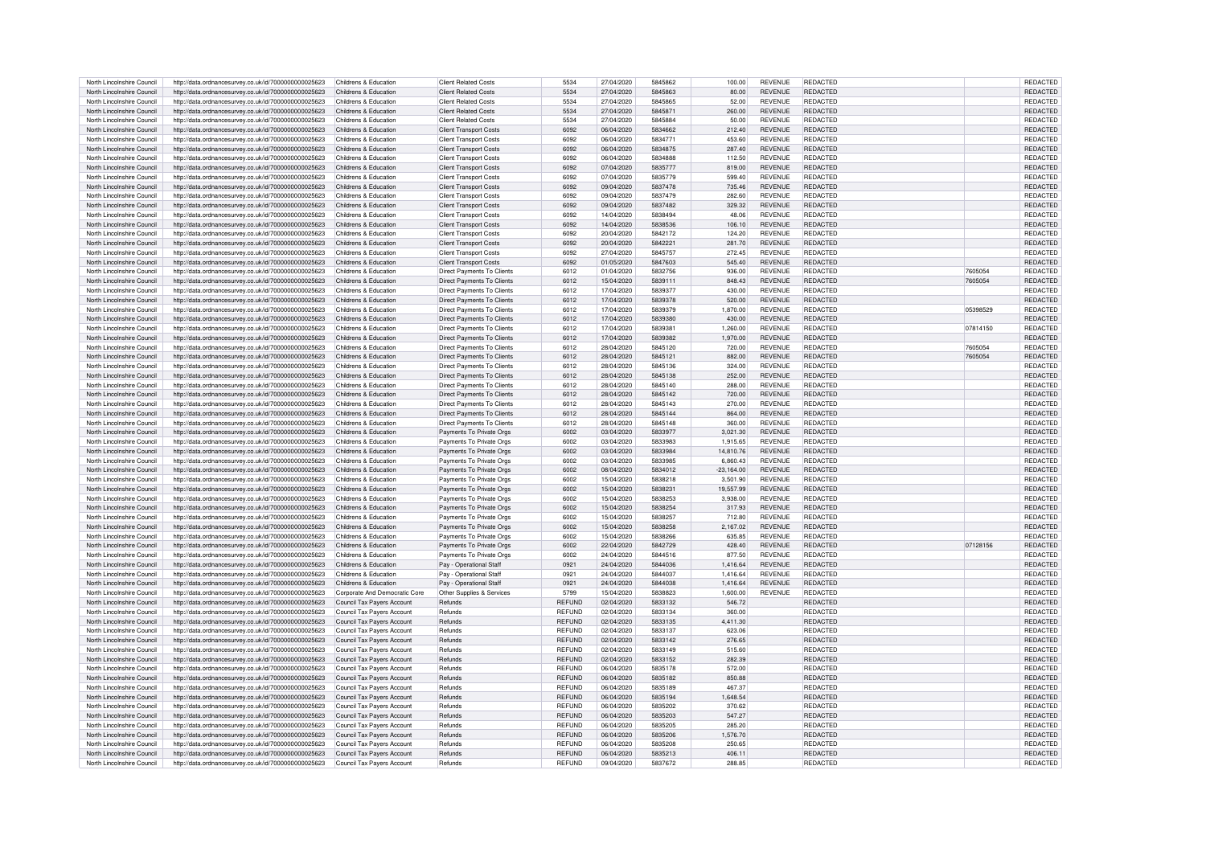| North Lincolnshire Council | http://data.ordnancesurvey.co.uk/id/7000000000025623 | Childrens & Education | Client Related Costs | 5534 | 27/04/2020 | 5845862 | 100.00 | REVENUE | REDACTED | | REDACTED |
|---|---|---|---|---|---|---|---|---|---|---|---|
| North Lincolnshire Council | http://data.ordnancesurvey.co.uk/id/7000000000025623 | Childrens & Education | Client Related Costs | 5534 | 27/04/2020 | 5845863 | 80.00 | REVENUE | REDACTED | | REDACTED |
| North Lincolnshire Council | http://data.ordnancesurvey.co.uk/id/7000000000025623 | Childrens & Education | Client Related Costs | 5534 | 27/04/2020 | 5845865 | 52.00 | REVENUE | REDACTED | | REDACTED |
| North Lincolnshire Council | http://data.ordnancesurvey.co.uk/id/7000000000025623 | Childrens & Education | Client Related Costs | 5534 | 27/04/2020 | 5845871 | 260.00 | REVENUE | REDACTED | | REDACTED |
| North Lincolnshire Council | http://data.ordnancesurvey.co.uk/id/7000000000025623 | Childrens & Education | Client Related Costs | 5534 | 27/04/2020 | 5845884 | 50.00 | REVENUE | REDACTED | | REDACTED |
| North Lincolnshire Council | http://data.ordnancesurvey.co.uk/id/7000000000025623 | Childrens & Education | Client Transport Costs | 6092 | 06/04/2020 | 5834662 | 212.40 | REVENUE | REDACTED | | REDACTED |
| North Lincolnshire Council | http://data.ordnancesurvey.co.uk/id/7000000000025623 | Childrens & Education | Client Transport Costs | 6092 | 06/04/2020 | 5834771 | 453.60 | REVENUE | REDACTED | | REDACTED |
| North Lincolnshire Council | http://data.ordnancesurvey.co.uk/id/7000000000025623 | Childrens & Education | Client Transport Costs | 6092 | 06/04/2020 | 5834875 | 287.40 | REVENUE | REDACTED | | REDACTED |
| North Lincolnshire Council | http://data.ordnancesurvey.co.uk/id/7000000000025623 | Childrens & Education | Client Transport Costs | 6092 | 06/04/2020 | 5834888 | 112.50 | REVENUE | REDACTED | | REDACTED |
| North Lincolnshire Council | http://data.ordnancesurvey.co.uk/id/7000000000025623 | Childrens & Education | Client Transport Costs | 6092 | 07/04/2020 | 5835777 | 819.00 | REVENUE | REDACTED | | REDACTED |
| North Lincolnshire Council | http://data.ordnancesurvey.co.uk/id/7000000000025623 | Childrens & Education | Client Transport Costs | 6092 | 07/04/2020 | 5835779 | 599.40 | REVENUE | REDACTED | | REDACTED |
| North Lincolnshire Council | http://data.ordnancesurvey.co.uk/id/7000000000025623 | Childrens & Education | Client Transport Costs | 6092 | 09/04/2020 | 5837478 | 735.46 | REVENUE | REDACTED | | REDACTED |
| North Lincolnshire Council | http://data.ordnancesurvey.co.uk/id/7000000000025623 | Childrens & Education | Client Transport Costs | 6092 | 09/04/2020 | 5837479 | 282.60 | REVENUE | REDACTED | | REDACTED |
| North Lincolnshire Council | http://data.ordnancesurvey.co.uk/id/7000000000025623 | Childrens & Education | Client Transport Costs | 6092 | 09/04/2020 | 5837482 | 329.32 | REVENUE | REDACTED | | REDACTED |
| North Lincolnshire Council | http://data.ordnancesurvey.co.uk/id/7000000000025623 | Childrens & Education | Client Transport Costs | 6092 | 14/04/2020 | 5838494 | 48.06 | REVENUE | REDACTED | | REDACTED |
| North Lincolnshire Council | http://data.ordnancesurvey.co.uk/id/7000000000025623 | Childrens & Education | Client Transport Costs | 6092 | 14/04/2020 | 5838536 | 106.10 | REVENUE | REDACTED | | REDACTED |
| North Lincolnshire Council | http://data.ordnancesurvey.co.uk/id/7000000000025623 | Childrens & Education | Client Transport Costs | 6092 | 20/04/2020 | 5842172 | 124.20 | REVENUE | REDACTED | | REDACTED |
| North Lincolnshire Council | http://data.ordnancesurvey.co.uk/id/7000000000025623 | Childrens & Education | Client Transport Costs | 6092 | 20/04/2020 | 5842221 | 281.70 | REVENUE | REDACTED | | REDACTED |
| North Lincolnshire Council | http://data.ordnancesurvey.co.uk/id/7000000000025623 | Childrens & Education | Client Transport Costs | 6092 | 27/04/2020 | 5845757 | 272.45 | REVENUE | REDACTED | | REDACTED |
| North Lincolnshire Council | http://data.ordnancesurvey.co.uk/id/7000000000025623 | Childrens & Education | Client Transport Costs | 6092 | 01/05/2020 | 5847603 | 545.40 | REVENUE | REDACTED | | REDACTED |
| North Lincolnshire Council | http://data.ordnancesurvey.co.uk/id/7000000000025623 | Childrens & Education | Direct Payments To Clients | 6012 | 01/04/2020 | 5832756 | 936.00 | REVENUE | REDACTED | 7605054 | REDACTED |
| North Lincolnshire Council | http://data.ordnancesurvey.co.uk/id/7000000000025623 | Childrens & Education | Direct Payments To Clients | 6012 | 15/04/2020 | 5839111 | 848.43 | REVENUE | REDACTED | 7605054 | REDACTED |
| North Lincolnshire Council | http://data.ordnancesurvey.co.uk/id/7000000000025623 | Childrens & Education | Direct Payments To Clients | 6012 | 17/04/2020 | 5839377 | 430.00 | REVENUE | REDACTED | | REDACTED |
| North Lincolnshire Council | http://data.ordnancesurvey.co.uk/id/7000000000025623 | Childrens & Education | Direct Payments To Clients | 6012 | 17/04/2020 | 5839378 | 520.00 | REVENUE | REDACTED | | REDACTED |
| North Lincolnshire Council | http://data.ordnancesurvey.co.uk/id/7000000000025623 | Childrens & Education | Direct Payments To Clients | 6012 | 17/04/2020 | 5839379 | 1,870.00 | REVENUE | REDACTED | 05398529 | REDACTED |
| North Lincolnshire Council | http://data.ordnancesurvey.co.uk/id/7000000000025623 | Childrens & Education | Direct Payments To Clients | 6012 | 17/04/2020 | 5839380 | 430.00 | REVENUE | REDACTED | | REDACTED |
| North Lincolnshire Council | http://data.ordnancesurvey.co.uk/id/7000000000025623 | Childrens & Education | Direct Payments To Clients | 6012 | 17/04/2020 | 5839381 | 1,260.00 | REVENUE | REDACTED | 07814150 | REDACTED |
| North Lincolnshire Council | http://data.ordnancesurvey.co.uk/id/7000000000025623 | Childrens & Education | Direct Payments To Clients | 6012 | 17/04/2020 | 5839382 | 1,970.00 | REVENUE | REDACTED | | REDACTED |
| North Lincolnshire Council | http://data.ordnancesurvey.co.uk/id/7000000000025623 | Childrens & Education | Direct Payments To Clients | 6012 | 28/04/2020 | 5845120 | 720.00 | REVENUE | REDACTED | 7605054 | REDACTED |
| North Lincolnshire Council | http://data.ordnancesurvey.co.uk/id/7000000000025623 | Childrens & Education | Direct Payments To Clients | 6012 | 28/04/2020 | 5845121 | 882.00 | REVENUE | REDACTED | 7605054 | REDACTED |
| North Lincolnshire Council | http://data.ordnancesurvey.co.uk/id/7000000000025623 | Childrens & Education | Direct Payments To Clients | 6012 | 28/04/2020 | 5845136 | 324.00 | REVENUE | REDACTED | | REDACTED |
| North Lincolnshire Council | http://data.ordnancesurvey.co.uk/id/7000000000025623 | Childrens & Education | Direct Payments To Clients | 6012 | 28/04/2020 | 5845138 | 252.00 | REVENUE | REDACTED | | REDACTED |
| North Lincolnshire Council | http://data.ordnancesurvey.co.uk/id/7000000000025623 | Childrens & Education | Direct Payments To Clients | 6012 | 28/04/2020 | 5845140 | 288.00 | REVENUE | REDACTED | | REDACTED |
| North Lincolnshire Council | http://data.ordnancesurvey.co.uk/id/7000000000025623 | Childrens & Education | Direct Payments To Clients | 6012 | 28/04/2020 | 5845142 | 720.00 | REVENUE | REDACTED | | REDACTED |
| North Lincolnshire Council | http://data.ordnancesurvey.co.uk/id/7000000000025623 | Childrens & Education | Direct Payments To Clients | 6012 | 28/04/2020 | 5845143 | 270.00 | REVENUE | REDACTED | | REDACTED |
| North Lincolnshire Council | http://data.ordnancesurvey.co.uk/id/7000000000025623 | Childrens & Education | Direct Payments To Clients | 6012 | 28/04/2020 | 5845144 | 864.00 | REVENUE | REDACTED | | REDACTED |
| North Lincolnshire Council | http://data.ordnancesurvey.co.uk/id/7000000000025623 | Childrens & Education | Direct Payments To Clients | 6012 | 28/04/2020 | 5845148 | 360.00 | REVENUE | REDACTED | | REDACTED |
| North Lincolnshire Council | http://data.ordnancesurvey.co.uk/id/7000000000025623 | Childrens & Education | Payments To Private Orgs | 6002 | 03/04/2020 | 5833977 | 3,021.30 | REVENUE | REDACTED | | REDACTED |
| North Lincolnshire Council | http://data.ordnancesurvey.co.uk/id/7000000000025623 | Childrens & Education | Payments To Private Orgs | 6002 | 03/04/2020 | 5833983 | 1,915.65 | REVENUE | REDACTED | | REDACTED |
| North Lincolnshire Council | http://data.ordnancesurvey.co.uk/id/7000000000025623 | Childrens & Education | Payments To Private Orgs | 6002 | 03/04/2020 | 5833984 | 14,810.76 | REVENUE | REDACTED | | REDACTED |
| North Lincolnshire Council | http://data.ordnancesurvey.co.uk/id/7000000000025623 | Childrens & Education | Payments To Private Orgs | 6002 | 03/04/2020 | 5833985 | 6,860.43 | REVENUE | REDACTED | | REDACTED |
| North Lincolnshire Council | http://data.ordnancesurvey.co.uk/id/7000000000025623 | Childrens & Education | Payments To Private Orgs | 6002 | 08/04/2020 | 5834012 | -23,164.00 | REVENUE | REDACTED | | REDACTED |
| North Lincolnshire Council | http://data.ordnancesurvey.co.uk/id/7000000000025623 | Childrens & Education | Payments To Private Orgs | 6002 | 15/04/2020 | 5838218 | 3,501.90 | REVENUE | REDACTED | | REDACTED |
| North Lincolnshire Council | http://data.ordnancesurvey.co.uk/id/7000000000025623 | Childrens & Education | Payments To Private Orgs | 6002 | 15/04/2020 | 5838231 | 19,557.99 | REVENUE | REDACTED | | REDACTED |
| North Lincolnshire Council | http://data.ordnancesurvey.co.uk/id/7000000000025623 | Childrens & Education | Payments To Private Orgs | 6002 | 15/04/2020 | 5838253 | 3,938.00 | REVENUE | REDACTED | | REDACTED |
| North Lincolnshire Council | http://data.ordnancesurvey.co.uk/id/7000000000025623 | Childrens & Education | Payments To Private Orgs | 6002 | 15/04/2020 | 5838254 | 317.93 | REVENUE | REDACTED | | REDACTED |
| North Lincolnshire Council | http://data.ordnancesurvey.co.uk/id/7000000000025623 | Childrens & Education | Payments To Private Orgs | 6002 | 15/04/2020 | 5838257 | 712.80 | REVENUE | REDACTED | | REDACTED |
| North Lincolnshire Council | http://data.ordnancesurvey.co.uk/id/7000000000025623 | Childrens & Education | Payments To Private Orgs | 6002 | 15/04/2020 | 5838258 | 2,167.02 | REVENUE | REDACTED | | REDACTED |
| North Lincolnshire Council | http://data.ordnancesurvey.co.uk/id/7000000000025623 | Childrens & Education | Payments To Private Orgs | 6002 | 15/04/2020 | 5838266 | 635.85 | REVENUE | REDACTED | | REDACTED |
| North Lincolnshire Council | http://data.ordnancesurvey.co.uk/id/7000000000025623 | Childrens & Education | Payments To Private Orgs | 6002 | 22/04/2020 | 5842729 | 428.40 | REVENUE | REDACTED | 07128156 | REDACTED |
| North Lincolnshire Council | http://data.ordnancesurvey.co.uk/id/7000000000025623 | Childrens & Education | Payments To Private Orgs | 6002 | 24/04/2020 | 5844516 | 877.50 | REVENUE | REDACTED | | REDACTED |
| North Lincolnshire Council | http://data.ordnancesurvey.co.uk/id/7000000000025623 | Childrens & Education | Pay - Operational Staff | 0921 | 24/04/2020 | 5844036 | 1,416.64 | REVENUE | REDACTED | | REDACTED |
| North Lincolnshire Council | http://data.ordnancesurvey.co.uk/id/7000000000025623 | Childrens & Education | Pay - Operational Staff | 0921 | 24/04/2020 | 5844037 | 1,416.64 | REVENUE | REDACTED | | REDACTED |
| North Lincolnshire Council | http://data.ordnancesurvey.co.uk/id/7000000000025623 | Childrens & Education | Pay - Operational Staff | 0921 | 24/04/2020 | 5844038 | 1,416.64 | REVENUE | REDACTED | | REDACTED |
| North Lincolnshire Council | http://data.ordnancesurvey.co.uk/id/7000000000025623 | Corporate And Democratic Core | Other Supplies & Services | 5799 | 15/04/2020 | 5838823 | 1,600.00 | REVENUE | REDACTED | | REDACTED |
| North Lincolnshire Council | http://data.ordnancesurvey.co.uk/id/7000000000025623 | Council Tax Payers Account | Refunds | REFUND | 02/04/2020 | 5833132 | 546.72 | | REDACTED | | REDACTED |
| North Lincolnshire Council | http://data.ordnancesurvey.co.uk/id/7000000000025623 | Council Tax Payers Account | Refunds | REFUND | 02/04/2020 | 5833134 | 360.00 | | REDACTED | | REDACTED |
| North Lincolnshire Council | http://data.ordnancesurvey.co.uk/id/7000000000025623 | Council Tax Payers Account | Refunds | REFUND | 02/04/2020 | 5833135 | 4,411.30 | | REDACTED | | REDACTED |
| North Lincolnshire Council | http://data.ordnancesurvey.co.uk/id/7000000000025623 | Council Tax Payers Account | Refunds | REFUND | 02/04/2020 | 5833137 | 623.06 | | REDACTED | | REDACTED |
| North Lincolnshire Council | http://data.ordnancesurvey.co.uk/id/7000000000025623 | Council Tax Payers Account | Refunds | REFUND | 02/04/2020 | 5833142 | 276.65 | | REDACTED | | REDACTED |
| North Lincolnshire Council | http://data.ordnancesurvey.co.uk/id/7000000000025623 | Council Tax Payers Account | Refunds | REFUND | 02/04/2020 | 5833149 | 515.60 | | REDACTED | | REDACTED |
| North Lincolnshire Council | http://data.ordnancesurvey.co.uk/id/7000000000025623 | Council Tax Payers Account | Refunds | REFUND | 02/04/2020 | 5833152 | 282.39 | | REDACTED | | REDACTED |
| North Lincolnshire Council | http://data.ordnancesurvey.co.uk/id/7000000000025623 | Council Tax Payers Account | Refunds | REFUND | 06/04/2020 | 5835178 | 572.00 | | REDACTED | | REDACTED |
| North Lincolnshire Council | http://data.ordnancesurvey.co.uk/id/7000000000025623 | Council Tax Payers Account | Refunds | REFUND | 06/04/2020 | 5835182 | 850.88 | | REDACTED | | REDACTED |
| North Lincolnshire Council | http://data.ordnancesurvey.co.uk/id/7000000000025623 | Council Tax Payers Account | Refunds | REFUND | 06/04/2020 | 5835189 | 467.37 | | REDACTED | | REDACTED |
| North Lincolnshire Council | http://data.ordnancesurvey.co.uk/id/7000000000025623 | Council Tax Payers Account | Refunds | REFUND | 06/04/2020 | 5835194 | 1,648.54 | | REDACTED | | REDACTED |
| North Lincolnshire Council | http://data.ordnancesurvey.co.uk/id/7000000000025623 | Council Tax Payers Account | Refunds | REFUND | 06/04/2020 | 5835202 | 370.62 | | REDACTED | | REDACTED |
| North Lincolnshire Council | http://data.ordnancesurvey.co.uk/id/7000000000025623 | Council Tax Payers Account | Refunds | REFUND | 06/04/2020 | 5835203 | 547.27 | | REDACTED | | REDACTED |
| North Lincolnshire Council | http://data.ordnancesurvey.co.uk/id/7000000000025623 | Council Tax Payers Account | Refunds | REFUND | 06/04/2020 | 5835205 | 285.20 | | REDACTED | | REDACTED |
| North Lincolnshire Council | http://data.ordnancesurvey.co.uk/id/7000000000025623 | Council Tax Payers Account | Refunds | REFUND | 06/04/2020 | 5835206 | 1,576.70 | | REDACTED | | REDACTED |
| North Lincolnshire Council | http://data.ordnancesurvey.co.uk/id/7000000000025623 | Council Tax Payers Account | Refunds | REFUND | 06/04/2020 | 5835208 | 250.65 | | REDACTED | | REDACTED |
| North Lincolnshire Council | http://data.ordnancesurvey.co.uk/id/7000000000025623 | Council Tax Payers Account | Refunds | REFUND | 06/04/2020 | 5835213 | 406.11 | | REDACTED | | REDACTED |
| North Lincolnshire Council | http://data.ordnancesurvey.co.uk/id/7000000000025623 | Council Tax Payers Account | Refunds | REFUND | 09/04/2020 | 5837672 | 288.85 | | REDACTED | | REDACTED |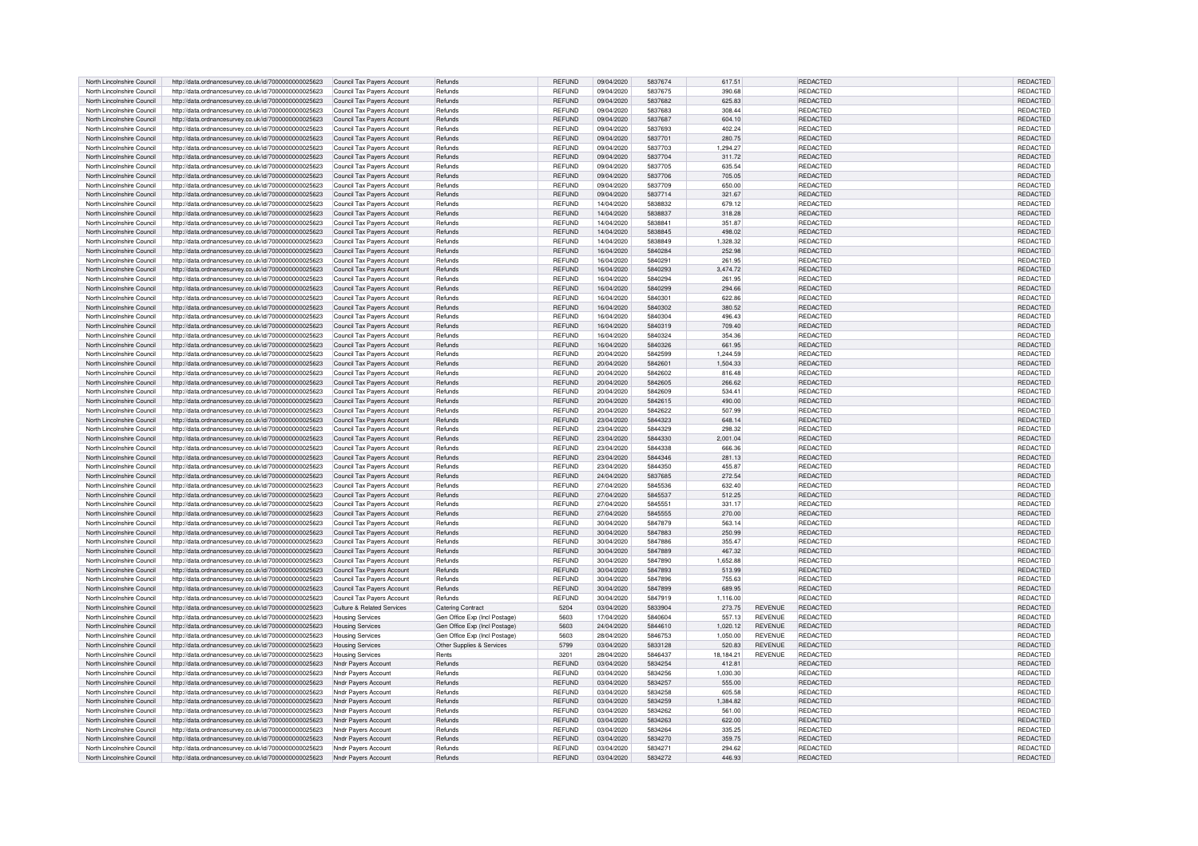| | | | | | | | | | | |
|---|---|---|---|---|---|---|---|---|---|---|
| North Lincolnshire Council | http://data.ordnancesurvey.co.uk/id/7000000000025623 | Council Tax Payers Account | Refunds | REFUND | 09/04/2020 | 5837674 | 617.51 | | REDACTED | REDACTED |
| North Lincolnshire Council | http://data.ordnancesurvey.co.uk/id/7000000000025623 | Council Tax Payers Account | Refunds | REFUND | 09/04/2020 | 5837675 | 390.68 | | REDACTED | REDACTED |
| North Lincolnshire Council | http://data.ordnancesurvey.co.uk/id/7000000000025623 | Council Tax Payers Account | Refunds | REFUND | 09/04/2020 | 5837682 | 625.83 | | REDACTED | REDACTED |
| North Lincolnshire Council | http://data.ordnancesurvey.co.uk/id/7000000000025623 | Council Tax Payers Account | Refunds | REFUND | 09/04/2020 | 5837683 | 308.44 | | REDACTED | REDACTED |
| North Lincolnshire Council | http://data.ordnancesurvey.co.uk/id/7000000000025623 | Council Tax Payers Account | Refunds | REFUND | 09/04/2020 | 5837687 | 604.10 | | REDACTED | REDACTED |
| North Lincolnshire Council | http://data.ordnancesurvey.co.uk/id/7000000000025623 | Council Tax Payers Account | Refunds | REFUND | 09/04/2020 | 5837693 | 402.24 | | REDACTED | REDACTED |
| North Lincolnshire Council | http://data.ordnancesurvey.co.uk/id/7000000000025623 | Council Tax Payers Account | Refunds | REFUND | 09/04/2020 | 5837701 | 280.75 | | REDACTED | REDACTED |
| North Lincolnshire Council | http://data.ordnancesurvey.co.uk/id/7000000000025623 | Council Tax Payers Account | Refunds | REFUND | 09/04/2020 | 5837703 | 1,294.27 | | REDACTED | REDACTED |
| North Lincolnshire Council | http://data.ordnancesurvey.co.uk/id/7000000000025623 | Council Tax Payers Account | Refunds | REFUND | 09/04/2020 | 5837704 | 311.72 | | REDACTED | REDACTED |
| North Lincolnshire Council | http://data.ordnancesurvey.co.uk/id/7000000000025623 | Council Tax Payers Account | Refunds | REFUND | 09/04/2020 | 5837705 | 635.54 | | REDACTED | REDACTED |
| North Lincolnshire Council | http://data.ordnancesurvey.co.uk/id/7000000000025623 | Council Tax Payers Account | Refunds | REFUND | 09/04/2020 | 5837706 | 705.05 | | REDACTED | REDACTED |
| North Lincolnshire Council | http://data.ordnancesurvey.co.uk/id/7000000000025623 | Council Tax Payers Account | Refunds | REFUND | 09/04/2020 | 5837709 | 650.00 | | REDACTED | REDACTED |
| North Lincolnshire Council | http://data.ordnancesurvey.co.uk/id/7000000000025623 | Council Tax Payers Account | Refunds | REFUND | 09/04/2020 | 5837714 | 321.67 | | REDACTED | REDACTED |
| North Lincolnshire Council | http://data.ordnancesurvey.co.uk/id/7000000000025623 | Council Tax Payers Account | Refunds | REFUND | 14/04/2020 | 5838832 | 679.12 | | REDACTED | REDACTED |
| North Lincolnshire Council | http://data.ordnancesurvey.co.uk/id/7000000000025623 | Council Tax Payers Account | Refunds | REFUND | 14/04/2020 | 5838837 | 318.28 | | REDACTED | REDACTED |
| North Lincolnshire Council | http://data.ordnancesurvey.co.uk/id/7000000000025623 | Council Tax Payers Account | Refunds | REFUND | 14/04/2020 | 5838841 | 351.87 | | REDACTED | REDACTED |
| North Lincolnshire Council | http://data.ordnancesurvey.co.uk/id/7000000000025623 | Council Tax Payers Account | Refunds | REFUND | 14/04/2020 | 5838845 | 498.02 | | REDACTED | REDACTED |
| North Lincolnshire Council | http://data.ordnancesurvey.co.uk/id/7000000000025623 | Council Tax Payers Account | Refunds | REFUND | 14/04/2020 | 5838849 | 1,328.32 | | REDACTED | REDACTED |
| North Lincolnshire Council | http://data.ordnancesurvey.co.uk/id/7000000000025623 | Council Tax Payers Account | Refunds | REFUND | 16/04/2020 | 5840284 | 252.98 | | REDACTED | REDACTED |
| North Lincolnshire Council | http://data.ordnancesurvey.co.uk/id/7000000000025623 | Council Tax Payers Account | Refunds | REFUND | 16/04/2020 | 5840291 | 261.95 | | REDACTED | REDACTED |
| North Lincolnshire Council | http://data.ordnancesurvey.co.uk/id/7000000000025623 | Council Tax Payers Account | Refunds | REFUND | 16/04/2020 | 5840293 | 3,474.72 | | REDACTED | REDACTED |
| North Lincolnshire Council | http://data.ordnancesurvey.co.uk/id/7000000000025623 | Council Tax Payers Account | Refunds | REFUND | 16/04/2020 | 5840294 | 261.95 | | REDACTED | REDACTED |
| North Lincolnshire Council | http://data.ordnancesurvey.co.uk/id/7000000000025623 | Council Tax Payers Account | Refunds | REFUND | 16/04/2020 | 5840299 | 294.66 | | REDACTED | REDACTED |
| North Lincolnshire Council | http://data.ordnancesurvey.co.uk/id/7000000000025623 | Council Tax Payers Account | Refunds | REFUND | 16/04/2020 | 5840301 | 622.86 | | REDACTED | REDACTED |
| North Lincolnshire Council | http://data.ordnancesurvey.co.uk/id/7000000000025623 | Council Tax Payers Account | Refunds | REFUND | 16/04/2020 | 5840302 | 380.52 | | REDACTED | REDACTED |
| North Lincolnshire Council | http://data.ordnancesurvey.co.uk/id/7000000000025623 | Council Tax Payers Account | Refunds | REFUND | 16/04/2020 | 5840304 | 496.43 | | REDACTED | REDACTED |
| North Lincolnshire Council | http://data.ordnancesurvey.co.uk/id/7000000000025623 | Council Tax Payers Account | Refunds | REFUND | 16/04/2020 | 5840319 | 709.40 | | REDACTED | REDACTED |
| North Lincolnshire Council | http://data.ordnancesurvey.co.uk/id/7000000000025623 | Council Tax Payers Account | Refunds | REFUND | 16/04/2020 | 5840324 | 354.36 | | REDACTED | REDACTED |
| North Lincolnshire Council | http://data.ordnancesurvey.co.uk/id/7000000000025623 | Council Tax Payers Account | Refunds | REFUND | 16/04/2020 | 5840326 | 661.95 | | REDACTED | REDACTED |
| North Lincolnshire Council | http://data.ordnancesurvey.co.uk/id/7000000000025623 | Council Tax Payers Account | Refunds | REFUND | 20/04/2020 | 5842599 | 1,244.59 | | REDACTED | REDACTED |
| North Lincolnshire Council | http://data.ordnancesurvey.co.uk/id/7000000000025623 | Council Tax Payers Account | Refunds | REFUND | 20/04/2020 | 5842601 | 1,504.33 | | REDACTED | REDACTED |
| North Lincolnshire Council | http://data.ordnancesurvey.co.uk/id/7000000000025623 | Council Tax Payers Account | Refunds | REFUND | 20/04/2020 | 5842602 | 816.48 | | REDACTED | REDACTED |
| North Lincolnshire Council | http://data.ordnancesurvey.co.uk/id/7000000000025623 | Council Tax Payers Account | Refunds | REFUND | 20/04/2020 | 5842605 | 266.62 | | REDACTED | REDACTED |
| North Lincolnshire Council | http://data.ordnancesurvey.co.uk/id/7000000000025623 | Council Tax Payers Account | Refunds | REFUND | 20/04/2020 | 5842609 | 534.41 | | REDACTED | REDACTED |
| North Lincolnshire Council | http://data.ordnancesurvey.co.uk/id/7000000000025623 | Council Tax Payers Account | Refunds | REFUND | 20/04/2020 | 5842615 | 490.00 | | REDACTED | REDACTED |
| North Lincolnshire Council | http://data.ordnancesurvey.co.uk/id/7000000000025623 | Council Tax Payers Account | Refunds | REFUND | 20/04/2020 | 5842622 | 507.99 | | REDACTED | REDACTED |
| North Lincolnshire Council | http://data.ordnancesurvey.co.uk/id/7000000000025623 | Council Tax Payers Account | Refunds | REFUND | 23/04/2020 | 5844323 | 648.14 | | REDACTED | REDACTED |
| North Lincolnshire Council | http://data.ordnancesurvey.co.uk/id/7000000000025623 | Council Tax Payers Account | Refunds | REFUND | 23/04/2020 | 5844329 | 298.32 | | REDACTED | REDACTED |
| North Lincolnshire Council | http://data.ordnancesurvey.co.uk/id/7000000000025623 | Council Tax Payers Account | Refunds | REFUND | 23/04/2020 | 5844330 | 2,001.04 | | REDACTED | REDACTED |
| North Lincolnshire Council | http://data.ordnancesurvey.co.uk/id/7000000000025623 | Council Tax Payers Account | Refunds | REFUND | 23/04/2020 | 5844338 | 666.36 | | REDACTED | REDACTED |
| North Lincolnshire Council | http://data.ordnancesurvey.co.uk/id/7000000000025623 | Council Tax Payers Account | Refunds | REFUND | 23/04/2020 | 5844346 | 281.13 | | REDACTED | REDACTED |
| North Lincolnshire Council | http://data.ordnancesurvey.co.uk/id/7000000000025623 | Council Tax Payers Account | Refunds | REFUND | 23/04/2020 | 5844350 | 455.87 | | REDACTED | REDACTED |
| North Lincolnshire Council | http://data.ordnancesurvey.co.uk/id/7000000000025623 | Council Tax Payers Account | Refunds | REFUND | 24/04/2020 | 5837685 | 272.54 | | REDACTED | REDACTED |
| North Lincolnshire Council | http://data.ordnancesurvey.co.uk/id/7000000000025623 | Council Tax Payers Account | Refunds | REFUND | 27/04/2020 | 5845536 | 632.40 | | REDACTED | REDACTED |
| North Lincolnshire Council | http://data.ordnancesurvey.co.uk/id/7000000000025623 | Council Tax Payers Account | Refunds | REFUND | 27/04/2020 | 5845537 | 512.25 | | REDACTED | REDACTED |
| North Lincolnshire Council | http://data.ordnancesurvey.co.uk/id/7000000000025623 | Council Tax Payers Account | Refunds | REFUND | 27/04/2020 | 5845551 | 331.17 | | REDACTED | REDACTED |
| North Lincolnshire Council | http://data.ordnancesurvey.co.uk/id/7000000000025623 | Council Tax Payers Account | Refunds | REFUND | 27/04/2020 | 5845555 | 270.00 | | REDACTED | REDACTED |
| North Lincolnshire Council | http://data.ordnancesurvey.co.uk/id/7000000000025623 | Council Tax Payers Account | Refunds | REFUND | 30/04/2020 | 5847879 | 563.14 | | REDACTED | REDACTED |
| North Lincolnshire Council | http://data.ordnancesurvey.co.uk/id/7000000000025623 | Council Tax Payers Account | Refunds | REFUND | 30/04/2020 | 5847883 | 250.99 | | REDACTED | REDACTED |
| North Lincolnshire Council | http://data.ordnancesurvey.co.uk/id/7000000000025623 | Council Tax Payers Account | Refunds | REFUND | 30/04/2020 | 5847886 | 355.47 | | REDACTED | REDACTED |
| North Lincolnshire Council | http://data.ordnancesurvey.co.uk/id/7000000000025623 | Council Tax Payers Account | Refunds | REFUND | 30/04/2020 | 5847889 | 467.32 | | REDACTED | REDACTED |
| North Lincolnshire Council | http://data.ordnancesurvey.co.uk/id/7000000000025623 | Council Tax Payers Account | Refunds | REFUND | 30/04/2020 | 5847890 | 1,652.88 | | REDACTED | REDACTED |
| North Lincolnshire Council | http://data.ordnancesurvey.co.uk/id/7000000000025623 | Council Tax Payers Account | Refunds | REFUND | 30/04/2020 | 5847893 | 513.99 | | REDACTED | REDACTED |
| North Lincolnshire Council | http://data.ordnancesurvey.co.uk/id/7000000000025623 | Council Tax Payers Account | Refunds | REFUND | 30/04/2020 | 5847896 | 755.63 | | REDACTED | REDACTED |
| North Lincolnshire Council | http://data.ordnancesurvey.co.uk/id/7000000000025623 | Council Tax Payers Account | Refunds | REFUND | 30/04/2020 | 5847899 | 689.95 | | REDACTED | REDACTED |
| North Lincolnshire Council | http://data.ordnancesurvey.co.uk/id/7000000000025623 | Council Tax Payers Account | Refunds | REFUND | 30/04/2020 | 5847919 | 1,116.00 | | REDACTED | REDACTED |
| North Lincolnshire Council | http://data.ordnancesurvey.co.uk/id/7000000000025623 | Culture & Related Services | Catering Contract | 5204 | 03/04/2020 | 5833904 | 273.75 | REVENUE | REDACTED | REDACTED |
| North Lincolnshire Council | http://data.ordnancesurvey.co.uk/id/7000000000025623 | Housing Services | Gen Office Exp (Incl Postage) | 5603 | 17/04/2020 | 5840604 | 557.13 | REVENUE | REDACTED | REDACTED |
| North Lincolnshire Council | http://data.ordnancesurvey.co.uk/id/7000000000025623 | Housing Services | Gen Office Exp (Incl Postage) | 5603 | 24/04/2020 | 5844610 | 1,020.12 | REVENUE | REDACTED | REDACTED |
| North Lincolnshire Council | http://data.ordnancesurvey.co.uk/id/7000000000025623 | Housing Services | Gen Office Exp (Incl Postage) | 5603 | 28/04/2020 | 5846753 | 1,050.00 | REVENUE | REDACTED | REDACTED |
| North Lincolnshire Council | http://data.ordnancesurvey.co.uk/id/7000000000025623 | Housing Services | Other Supplies & Services | 5799 | 03/04/2020 | 5833128 | 520.83 | REVENUE | REDACTED | REDACTED |
| North Lincolnshire Council | http://data.ordnancesurvey.co.uk/id/7000000000025623 | Housing Services | Rents | 3201 | 28/04/2020 | 5846437 | 18,184.21 | REVENUE | REDACTED | REDACTED |
| North Lincolnshire Council | http://data.ordnancesurvey.co.uk/id/7000000000025623 | Nndr Payers Account | Refunds | REFUND | 03/04/2020 | 5834254 | 412.81 | | REDACTED | REDACTED |
| North Lincolnshire Council | http://data.ordnancesurvey.co.uk/id/7000000000025623 | Nndr Payers Account | Refunds | REFUND | 03/04/2020 | 5834256 | 1,030.30 | | REDACTED | REDACTED |
| North Lincolnshire Council | http://data.ordnancesurvey.co.uk/id/7000000000025623 | Nndr Payers Account | Refunds | REFUND | 03/04/2020 | 5834257 | 555.00 | | REDACTED | REDACTED |
| North Lincolnshire Council | http://data.ordnancesurvey.co.uk/id/7000000000025623 | Nndr Payers Account | Refunds | REFUND | 03/04/2020 | 5834258 | 605.58 | | REDACTED | REDACTED |
| North Lincolnshire Council | http://data.ordnancesurvey.co.uk/id/7000000000025623 | Nndr Payers Account | Refunds | REFUND | 03/04/2020 | 5834259 | 1,384.82 | | REDACTED | REDACTED |
| North Lincolnshire Council | http://data.ordnancesurvey.co.uk/id/7000000000025623 | Nndr Payers Account | Refunds | REFUND | 03/04/2020 | 5834262 | 561.00 | | REDACTED | REDACTED |
| North Lincolnshire Council | http://data.ordnancesurvey.co.uk/id/7000000000025623 | Nndr Payers Account | Refunds | REFUND | 03/04/2020 | 5834263 | 622.00 | | REDACTED | REDACTED |
| North Lincolnshire Council | http://data.ordnancesurvey.co.uk/id/7000000000025623 | Nndr Payers Account | Refunds | REFUND | 03/04/2020 | 5834264 | 335.25 | | REDACTED | REDACTED |
| North Lincolnshire Council | http://data.ordnancesurvey.co.uk/id/7000000000025623 | Nndr Payers Account | Refunds | REFUND | 03/04/2020 | 5834270 | 359.75 | | REDACTED | REDACTED |
| North Lincolnshire Council | http://data.ordnancesurvey.co.uk/id/7000000000025623 | Nndr Payers Account | Refunds | REFUND | 03/04/2020 | 5834271 | 294.62 | | REDACTED | REDACTED |
| North Lincolnshire Council | http://data.ordnancesurvey.co.uk/id/7000000000025623 | Nndr Payers Account | Refunds | REFUND | 03/04/2020 | 5834272 | 446.93 | | REDACTED | REDACTED |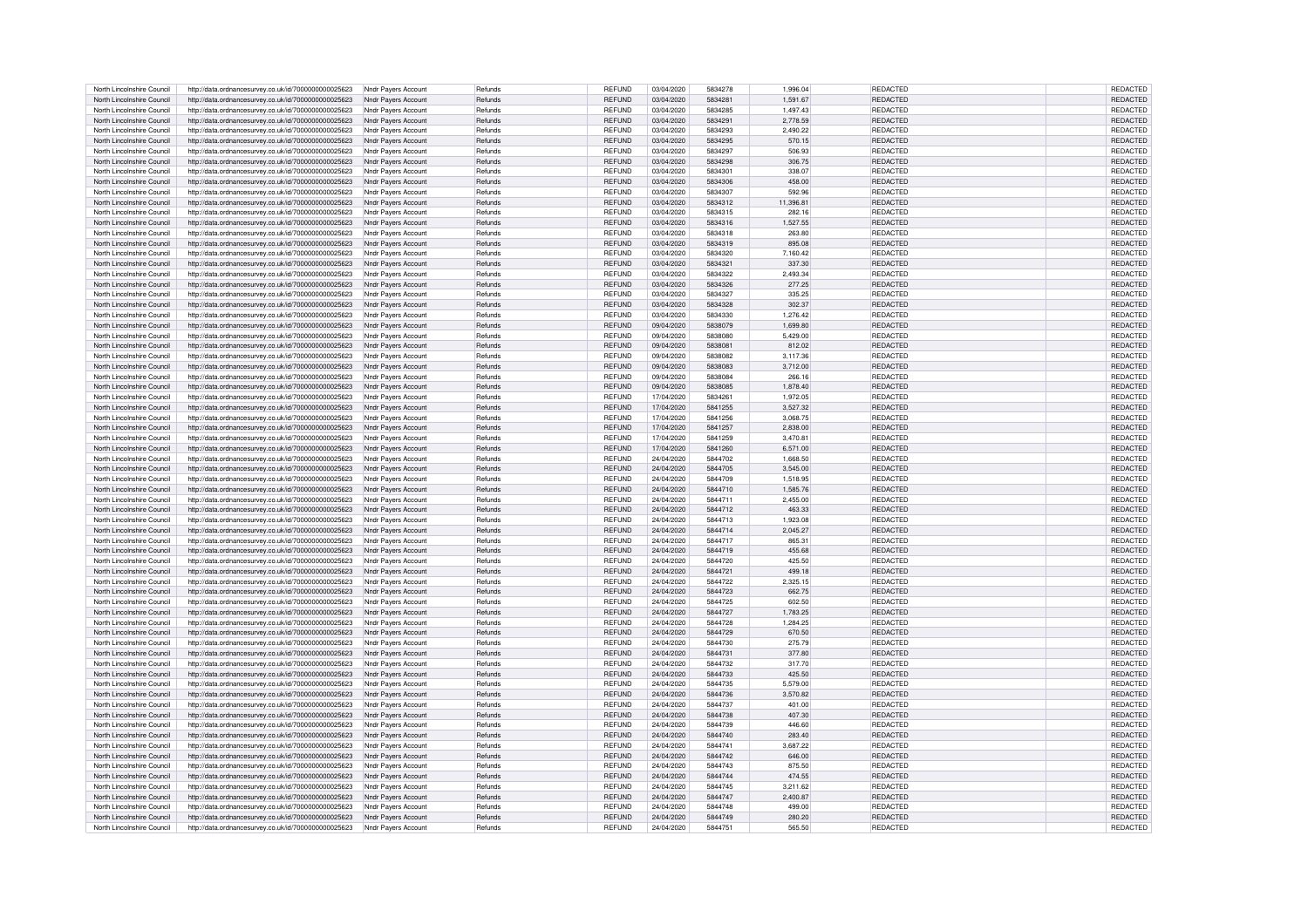| | | | | | | | | | |
|---|---|---|---|---|---|---|---|---|---|
| North Lincolnshire Council | http://data.ordnancesurvey.co.uk/id/7000000000025623 | Nndr Payers Account | Refunds | REFUND | 03/04/2020 | 5834278 | 1,996.04 | REDACTED | REDACTED |
| North Lincolnshire Council | http://data.ordnancesurvey.co.uk/id/7000000000025623 | Nndr Payers Account | Refunds | REFUND | 03/04/2020 | 5834281 | 1,591.67 | REDACTED | REDACTED |
| North Lincolnshire Council | http://data.ordnancesurvey.co.uk/id/7000000000025623 | Nndr Payers Account | Refunds | REFUND | 03/04/2020 | 5834285 | 1,497.43 | REDACTED | REDACTED |
| North Lincolnshire Council | http://data.ordnancesurvey.co.uk/id/7000000000025623 | Nndr Payers Account | Refunds | REFUND | 03/04/2020 | 5834291 | 2,778.59 | REDACTED | REDACTED |
| North Lincolnshire Council | http://data.ordnancesurvey.co.uk/id/7000000000025623 | Nndr Payers Account | Refunds | REFUND | 03/04/2020 | 5834293 | 2,490.22 | REDACTED | REDACTED |
| North Lincolnshire Council | http://data.ordnancesurvey.co.uk/id/7000000000025623 | Nndr Payers Account | Refunds | REFUND | 03/04/2020 | 5834295 | 570.15 | REDACTED | REDACTED |
| North Lincolnshire Council | http://data.ordnancesurvey.co.uk/id/7000000000025623 | Nndr Payers Account | Refunds | REFUND | 03/04/2020 | 5834297 | 506.93 | REDACTED | REDACTED |
| North Lincolnshire Council | http://data.ordnancesurvey.co.uk/id/7000000000025623 | Nndr Payers Account | Refunds | REFUND | 03/04/2020 | 5834298 | 306.75 | REDACTED | REDACTED |
| North Lincolnshire Council | http://data.ordnancesurvey.co.uk/id/7000000000025623 | Nndr Payers Account | Refunds | REFUND | 03/04/2020 | 5834301 | 338.07 | REDACTED | REDACTED |
| North Lincolnshire Council | http://data.ordnancesurvey.co.uk/id/7000000000025623 | Nndr Payers Account | Refunds | REFUND | 03/04/2020 | 5834306 | 458.00 | REDACTED | REDACTED |
| North Lincolnshire Council | http://data.ordnancesurvey.co.uk/id/7000000000025623 | Nndr Payers Account | Refunds | REFUND | 03/04/2020 | 5834307 | 592.96 | REDACTED | REDACTED |
| North Lincolnshire Council | http://data.ordnancesurvey.co.uk/id/7000000000025623 | Nndr Payers Account | Refunds | REFUND | 03/04/2020 | 5834312 | 11,396.81 | REDACTED | REDACTED |
| North Lincolnshire Council | http://data.ordnancesurvey.co.uk/id/7000000000025623 | Nndr Payers Account | Refunds | REFUND | 03/04/2020 | 5834315 | 282.16 | REDACTED | REDACTED |
| North Lincolnshire Council | http://data.ordnancesurvey.co.uk/id/7000000000025623 | Nndr Payers Account | Refunds | REFUND | 03/04/2020 | 5834316 | 1,527.55 | REDACTED | REDACTED |
| North Lincolnshire Council | http://data.ordnancesurvey.co.uk/id/7000000000025623 | Nndr Payers Account | Refunds | REFUND | 03/04/2020 | 5834318 | 263.80 | REDACTED | REDACTED |
| North Lincolnshire Council | http://data.ordnancesurvey.co.uk/id/7000000000025623 | Nndr Payers Account | Refunds | REFUND | 03/04/2020 | 5834319 | 895.08 | REDACTED | REDACTED |
| North Lincolnshire Council | http://data.ordnancesurvey.co.uk/id/7000000000025623 | Nndr Payers Account | Refunds | REFUND | 03/04/2020 | 5834320 | 7,160.42 | REDACTED | REDACTED |
| North Lincolnshire Council | http://data.ordnancesurvey.co.uk/id/7000000000025623 | Nndr Payers Account | Refunds | REFUND | 03/04/2020 | 5834321 | 337.30 | REDACTED | REDACTED |
| North Lincolnshire Council | http://data.ordnancesurvey.co.uk/id/7000000000025623 | Nndr Payers Account | Refunds | REFUND | 03/04/2020 | 5834322 | 2,493.34 | REDACTED | REDACTED |
| North Lincolnshire Council | http://data.ordnancesurvey.co.uk/id/7000000000025623 | Nndr Payers Account | Refunds | REFUND | 03/04/2020 | 5834326 | 277.25 | REDACTED | REDACTED |
| North Lincolnshire Council | http://data.ordnancesurvey.co.uk/id/7000000000025623 | Nndr Payers Account | Refunds | REFUND | 03/04/2020 | 5834327 | 335.25 | REDACTED | REDACTED |
| North Lincolnshire Council | http://data.ordnancesurvey.co.uk/id/7000000000025623 | Nndr Payers Account | Refunds | REFUND | 03/04/2020 | 5834328 | 302.37 | REDACTED | REDACTED |
| North Lincolnshire Council | http://data.ordnancesurvey.co.uk/id/7000000000025623 | Nndr Payers Account | Refunds | REFUND | 03/04/2020 | 5834330 | 1,276.42 | REDACTED | REDACTED |
| North Lincolnshire Council | http://data.ordnancesurvey.co.uk/id/7000000000025623 | Nndr Payers Account | Refunds | REFUND | 09/04/2020 | 5838079 | 1,699.80 | REDACTED | REDACTED |
| North Lincolnshire Council | http://data.ordnancesurvey.co.uk/id/7000000000025623 | Nndr Payers Account | Refunds | REFUND | 09/04/2020 | 5838080 | 5,429.00 | REDACTED | REDACTED |
| North Lincolnshire Council | http://data.ordnancesurvey.co.uk/id/7000000000025623 | Nndr Payers Account | Refunds | REFUND | 09/04/2020 | 5838081 | 812.02 | REDACTED | REDACTED |
| North Lincolnshire Council | http://data.ordnancesurvey.co.uk/id/7000000000025623 | Nndr Payers Account | Refunds | REFUND | 09/04/2020 | 5838082 | 3,117.36 | REDACTED | REDACTED |
| North Lincolnshire Council | http://data.ordnancesurvey.co.uk/id/7000000000025623 | Nndr Payers Account | Refunds | REFUND | 09/04/2020 | 5838083 | 3,712.00 | REDACTED | REDACTED |
| North Lincolnshire Council | http://data.ordnancesurvey.co.uk/id/7000000000025623 | Nndr Payers Account | Refunds | REFUND | 09/04/2020 | 5838084 | 266.16 | REDACTED | REDACTED |
| North Lincolnshire Council | http://data.ordnancesurvey.co.uk/id/7000000000025623 | Nndr Payers Account | Refunds | REFUND | 09/04/2020 | 5838085 | 1,878.40 | REDACTED | REDACTED |
| North Lincolnshire Council | http://data.ordnancesurvey.co.uk/id/7000000000025623 | Nndr Payers Account | Refunds | REFUND | 17/04/2020 | 5834261 | 1,972.05 | REDACTED | REDACTED |
| North Lincolnshire Council | http://data.ordnancesurvey.co.uk/id/7000000000025623 | Nndr Payers Account | Refunds | REFUND | 17/04/2020 | 5841255 | 3,527.32 | REDACTED | REDACTED |
| North Lincolnshire Council | http://data.ordnancesurvey.co.uk/id/7000000000025623 | Nndr Payers Account | Refunds | REFUND | 17/04/2020 | 5841256 | 3,068.75 | REDACTED | REDACTED |
| North Lincolnshire Council | http://data.ordnancesurvey.co.uk/id/7000000000025623 | Nndr Payers Account | Refunds | REFUND | 17/04/2020 | 5841257 | 2,838.00 | REDACTED | REDACTED |
| North Lincolnshire Council | http://data.ordnancesurvey.co.uk/id/7000000000025623 | Nndr Payers Account | Refunds | REFUND | 17/04/2020 | 5841259 | 3,470.81 | REDACTED | REDACTED |
| North Lincolnshire Council | http://data.ordnancesurvey.co.uk/id/7000000000025623 | Nndr Payers Account | Refunds | REFUND | 17/04/2020 | 5841260 | 6,571.00 | REDACTED | REDACTED |
| North Lincolnshire Council | http://data.ordnancesurvey.co.uk/id/7000000000025623 | Nndr Payers Account | Refunds | REFUND | 24/04/2020 | 5844702 | 1,668.50 | REDACTED | REDACTED |
| North Lincolnshire Council | http://data.ordnancesurvey.co.uk/id/7000000000025623 | Nndr Payers Account | Refunds | REFUND | 24/04/2020 | 5844705 | 3,545.00 | REDACTED | REDACTED |
| North Lincolnshire Council | http://data.ordnancesurvey.co.uk/id/7000000000025623 | Nndr Payers Account | Refunds | REFUND | 24/04/2020 | 5844709 | 1,518.95 | REDACTED | REDACTED |
| North Lincolnshire Council | http://data.ordnancesurvey.co.uk/id/7000000000025623 | Nndr Payers Account | Refunds | REFUND | 24/04/2020 | 5844710 | 1,585.76 | REDACTED | REDACTED |
| North Lincolnshire Council | http://data.ordnancesurvey.co.uk/id/7000000000025623 | Nndr Payers Account | Refunds | REFUND | 24/04/2020 | 5844711 | 2,455.00 | REDACTED | REDACTED |
| North Lincolnshire Council | http://data.ordnancesurvey.co.uk/id/7000000000025623 | Nndr Payers Account | Refunds | REFUND | 24/04/2020 | 5844712 | 463.33 | REDACTED | REDACTED |
| North Lincolnshire Council | http://data.ordnancesurvey.co.uk/id/7000000000025623 | Nndr Payers Account | Refunds | REFUND | 24/04/2020 | 5844713 | 1,923.08 | REDACTED | REDACTED |
| North Lincolnshire Council | http://data.ordnancesurvey.co.uk/id/7000000000025623 | Nndr Payers Account | Refunds | REFUND | 24/04/2020 | 5844714 | 2,045.27 | REDACTED | REDACTED |
| North Lincolnshire Council | http://data.ordnancesurvey.co.uk/id/7000000000025623 | Nndr Payers Account | Refunds | REFUND | 24/04/2020 | 5844717 | 865.31 | REDACTED | REDACTED |
| North Lincolnshire Council | http://data.ordnancesurvey.co.uk/id/7000000000025623 | Nndr Payers Account | Refunds | REFUND | 24/04/2020 | 5844719 | 455.68 | REDACTED | REDACTED |
| North Lincolnshire Council | http://data.ordnancesurvey.co.uk/id/7000000000025623 | Nndr Payers Account | Refunds | REFUND | 24/04/2020 | 5844720 | 425.50 | REDACTED | REDACTED |
| North Lincolnshire Council | http://data.ordnancesurvey.co.uk/id/7000000000025623 | Nndr Payers Account | Refunds | REFUND | 24/04/2020 | 5844721 | 499.18 | REDACTED | REDACTED |
| North Lincolnshire Council | http://data.ordnancesurvey.co.uk/id/7000000000025623 | Nndr Payers Account | Refunds | REFUND | 24/04/2020 | 5844722 | 2,325.15 | REDACTED | REDACTED |
| North Lincolnshire Council | http://data.ordnancesurvey.co.uk/id/7000000000025623 | Nndr Payers Account | Refunds | REFUND | 24/04/2020 | 5844723 | 662.75 | REDACTED | REDACTED |
| North Lincolnshire Council | http://data.ordnancesurvey.co.uk/id/7000000000025623 | Nndr Payers Account | Refunds | REFUND | 24/04/2020 | 5844725 | 602.50 | REDACTED | REDACTED |
| North Lincolnshire Council | http://data.ordnancesurvey.co.uk/id/7000000000025623 | Nndr Payers Account | Refunds | REFUND | 24/04/2020 | 5844727 | 1,783.25 | REDACTED | REDACTED |
| North Lincolnshire Council | http://data.ordnancesurvey.co.uk/id/7000000000025623 | Nndr Payers Account | Refunds | REFUND | 24/04/2020 | 5844728 | 1,284.25 | REDACTED | REDACTED |
| North Lincolnshire Council | http://data.ordnancesurvey.co.uk/id/7000000000025623 | Nndr Payers Account | Refunds | REFUND | 24/04/2020 | 5844729 | 670.50 | REDACTED | REDACTED |
| North Lincolnshire Council | http://data.ordnancesurvey.co.uk/id/7000000000025623 | Nndr Payers Account | Refunds | REFUND | 24/04/2020 | 5844730 | 275.79 | REDACTED | REDACTED |
| North Lincolnshire Council | http://data.ordnancesurvey.co.uk/id/7000000000025623 | Nndr Payers Account | Refunds | REFUND | 24/04/2020 | 5844731 | 377.80 | REDACTED | REDACTED |
| North Lincolnshire Council | http://data.ordnancesurvey.co.uk/id/7000000000025623 | Nndr Payers Account | Refunds | REFUND | 24/04/2020 | 5844732 | 317.70 | REDACTED | REDACTED |
| North Lincolnshire Council | http://data.ordnancesurvey.co.uk/id/7000000000025623 | Nndr Payers Account | Refunds | REFUND | 24/04/2020 | 5844733 | 425.50 | REDACTED | REDACTED |
| North Lincolnshire Council | http://data.ordnancesurvey.co.uk/id/7000000000025623 | Nndr Payers Account | Refunds | REFUND | 24/04/2020 | 5844735 | 5,579.00 | REDACTED | REDACTED |
| North Lincolnshire Council | http://data.ordnancesurvey.co.uk/id/7000000000025623 | Nndr Payers Account | Refunds | REFUND | 24/04/2020 | 5844736 | 3,570.82 | REDACTED | REDACTED |
| North Lincolnshire Council | http://data.ordnancesurvey.co.uk/id/7000000000025623 | Nndr Payers Account | Refunds | REFUND | 24/04/2020 | 5844737 | 401.00 | REDACTED | REDACTED |
| North Lincolnshire Council | http://data.ordnancesurvey.co.uk/id/7000000000025623 | Nndr Payers Account | Refunds | REFUND | 24/04/2020 | 5844738 | 407.30 | REDACTED | REDACTED |
| North Lincolnshire Council | http://data.ordnancesurvey.co.uk/id/7000000000025623 | Nndr Payers Account | Refunds | REFUND | 24/04/2020 | 5844739 | 446.60 | REDACTED | REDACTED |
| North Lincolnshire Council | http://data.ordnancesurvey.co.uk/id/7000000000025623 | Nndr Payers Account | Refunds | REFUND | 24/04/2020 | 5844740 | 283.40 | REDACTED | REDACTED |
| North Lincolnshire Council | http://data.ordnancesurvey.co.uk/id/7000000000025623 | Nndr Payers Account | Refunds | REFUND | 24/04/2020 | 5844741 | 3,687.22 | REDACTED | REDACTED |
| North Lincolnshire Council | http://data.ordnancesurvey.co.uk/id/7000000000025623 | Nndr Payers Account | Refunds | REFUND | 24/04/2020 | 5844742 | 646.00 | REDACTED | REDACTED |
| North Lincolnshire Council | http://data.ordnancesurvey.co.uk/id/7000000000025623 | Nndr Payers Account | Refunds | REFUND | 24/04/2020 | 5844743 | 875.50 | REDACTED | REDACTED |
| North Lincolnshire Council | http://data.ordnancesurvey.co.uk/id/7000000000025623 | Nndr Payers Account | Refunds | REFUND | 24/04/2020 | 5844744 | 474.55 | REDACTED | REDACTED |
| North Lincolnshire Council | http://data.ordnancesurvey.co.uk/id/7000000000025623 | Nndr Payers Account | Refunds | REFUND | 24/04/2020 | 5844745 | 3,211.62 | REDACTED | REDACTED |
| North Lincolnshire Council | http://data.ordnancesurvey.co.uk/id/7000000000025623 | Nndr Payers Account | Refunds | REFUND | 24/04/2020 | 5844747 | 2,400.87 | REDACTED | REDACTED |
| North Lincolnshire Council | http://data.ordnancesurvey.co.uk/id/7000000000025623 | Nndr Payers Account | Refunds | REFUND | 24/04/2020 | 5844748 | 499.00 | REDACTED | REDACTED |
| North Lincolnshire Council | http://data.ordnancesurvey.co.uk/id/7000000000025623 | Nndr Payers Account | Refunds | REFUND | 24/04/2020 | 5844749 | 280.20 | REDACTED | REDACTED |
| North Lincolnshire Council | http://data.ordnancesurvey.co.uk/id/7000000000025623 | Nndr Payers Account | Refunds | REFUND | 24/04/2020 | 5844751 | 565.50 | REDACTED | REDACTED |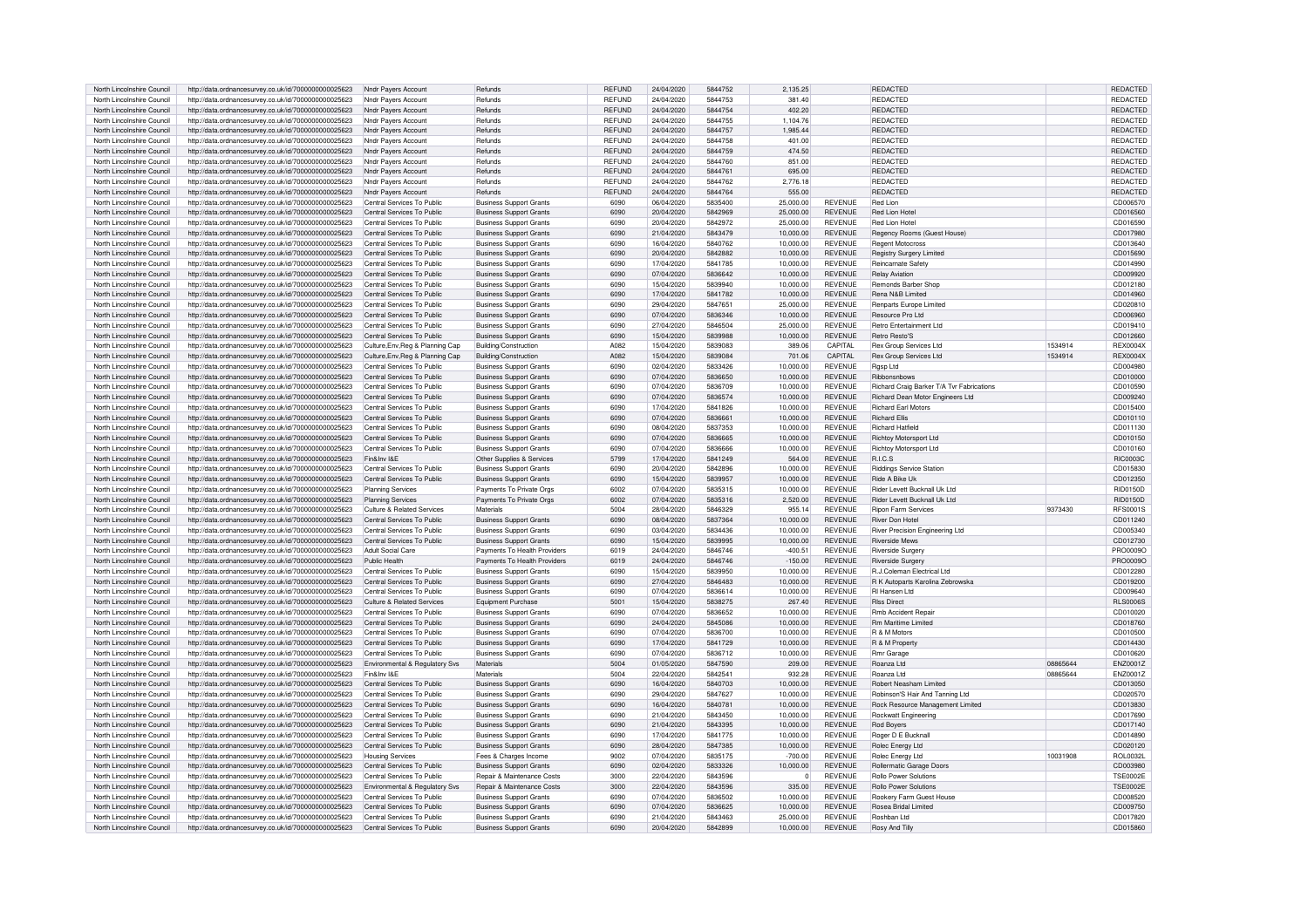| North Lincolnshire Council | http://data.ordnancesurvey.co.uk/id/7000000000025623 | Nndr Payers Account | Refunds | REFUND | 24/04/2020 | 5844752 | 2,135.25 | | REDACTED | | REDACTED |
|---|---|---|---|---|---|---|---|---|---|---|---|
| North Lincolnshire Council | http://data.ordnancesurvey.co.uk/id/7000000000025623 | Nndr Payers Account | Refunds | REFUND | 24/04/2020 | 5844753 | 381.40 | | REDACTED | | REDACTED |
| North Lincolnshire Council | http://data.ordnancesurvey.co.uk/id/7000000000025623 | Nndr Payers Account | Refunds | REFUND | 24/04/2020 | 5844754 | 402.20 | | REDACTED | | REDACTED |
| North Lincolnshire Council | http://data.ordnancesurvey.co.uk/id/7000000000025623 | Nndr Payers Account | Refunds | REFUND | 24/04/2020 | 5844755 | 1,104.76 | | REDACTED | | REDACTED |
| North Lincolnshire Council | http://data.ordnancesurvey.co.uk/id/7000000000025623 | Nndr Payers Account | Refunds | REFUND | 24/04/2020 | 5844757 | 1,985.44 | | REDACTED | | REDACTED |
| North Lincolnshire Council | http://data.ordnancesurvey.co.uk/id/7000000000025623 | Nndr Payers Account | Refunds | REFUND | 24/04/2020 | 5844758 | 401.00 | | REDACTED | | REDACTED |
| North Lincolnshire Council | http://data.ordnancesurvey.co.uk/id/7000000000025623 | Nndr Payers Account | Refunds | REFUND | 24/04/2020 | 5844759 | 474.50 | | REDACTED | | REDACTED |
| North Lincolnshire Council | http://data.ordnancesurvey.co.uk/id/7000000000025623 | Nndr Payers Account | Refunds | REFUND | 24/04/2020 | 5844760 | 851.00 | | REDACTED | | REDACTED |
| North Lincolnshire Council | http://data.ordnancesurvey.co.uk/id/7000000000025623 | Nndr Payers Account | Refunds | REFUND | 24/04/2020 | 5844761 | 695.00 | | REDACTED | | REDACTED |
| North Lincolnshire Council | http://data.ordnancesurvey.co.uk/id/7000000000025623 | Nndr Payers Account | Refunds | REFUND | 24/04/2020 | 5844762 | 2,776.18 | | REDACTED | | REDACTED |
| North Lincolnshire Council | http://data.ordnancesurvey.co.uk/id/7000000000025623 | Nndr Payers Account | Refunds | REFUND | 24/04/2020 | 5844764 | 555.00 | | REDACTED | | REDACTED |
| North Lincolnshire Council | http://data.ordnancesurvey.co.uk/id/7000000000025623 | Central Services To Public | Business Support Grants | 6090 | 06/04/2020 | 5835400 | 25,000.00 | REVENUE | Red Lion | | CD006570 |
| North Lincolnshire Council | http://data.ordnancesurvey.co.uk/id/7000000000025623 | Central Services To Public | Business Support Grants | 6090 | 20/04/2020 | 5842969 | 25,000.00 | REVENUE | Red Lion Hotel | | CD016560 |
| North Lincolnshire Council | http://data.ordnancesurvey.co.uk/id/7000000000025623 | Central Services To Public | Business Support Grants | 6090 | 20/04/2020 | 5842972 | 25,000.00 | REVENUE | Red Lion Hotel | | CD016590 |
| North Lincolnshire Council | http://data.ordnancesurvey.co.uk/id/7000000000025623 | Central Services To Public | Business Support Grants | 6090 | 21/04/2020 | 5843479 | 10,000.00 | REVENUE | Regency Rooms (Guest House) | | CD017980 |
| North Lincolnshire Council | http://data.ordnancesurvey.co.uk/id/7000000000025623 | Central Services To Public | Business Support Grants | 6090 | 16/04/2020 | 5840762 | 10,000.00 | REVENUE | Regent Motocross | | CD013640 |
| North Lincolnshire Council | http://data.ordnancesurvey.co.uk/id/7000000000025623 | Central Services To Public | Business Support Grants | 6090 | 20/04/2020 | 5842882 | 10,000.00 | REVENUE | Registry Surgery Limited | | CD015690 |
| North Lincolnshire Council | http://data.ordnancesurvey.co.uk/id/7000000000025623 | Central Services To Public | Business Support Grants | 6090 | 17/04/2020 | 5841785 | 10,000.00 | REVENUE | Reincarnate Safety | | CD014990 |
| North Lincolnshire Council | http://data.ordnancesurvey.co.uk/id/7000000000025623 | Central Services To Public | Business Support Grants | 6090 | 07/04/2020 | 5836642 | 10,000.00 | REVENUE | Relay Aviation | | CD009920 |
| North Lincolnshire Council | http://data.ordnancesurvey.co.uk/id/7000000000025623 | Central Services To Public | Business Support Grants | 6090 | 15/04/2020 | 5839940 | 10,000.00 | REVENUE | Remonds Barber Shop | | CD012180 |
| North Lincolnshire Council | http://data.ordnancesurvey.co.uk/id/7000000000025623 | Central Services To Public | Business Support Grants | 6090 | 17/04/2020 | 5841782 | 10,000.00 | REVENUE | Rena N&B Limited | | CD014960 |
| North Lincolnshire Council | http://data.ordnancesurvey.co.uk/id/7000000000025623 | Central Services To Public | Business Support Grants | 6090 | 29/04/2020 | 5847651 | 25,000.00 | REVENUE | Renparts Europe Limited | | CD020810 |
| North Lincolnshire Council | http://data.ordnancesurvey.co.uk/id/7000000000025623 | Central Services To Public | Business Support Grants | 6090 | 07/04/2020 | 5836346 | 10,000.00 | REVENUE | Resource Pro Ltd | | CD006960 |
| North Lincolnshire Council | http://data.ordnancesurvey.co.uk/id/7000000000025623 | Central Services To Public | Business Support Grants | 6090 | 27/04/2020 | 5846504 | 25,000.00 | REVENUE | Retro Entertainment Ltd | | CD019410 |
| North Lincolnshire Council | http://data.ordnancesurvey.co.uk/id/7000000000025623 | Central Services To Public | Business Support Grants | 6090 | 15/04/2020 | 5839988 | 10,000.00 | REVENUE | Retro Resto'S | | CD012660 |
| North Lincolnshire Council | http://data.ordnancesurvey.co.uk/id/7000000000025623 | Culture,Env,Reg & Planning Cap | Building/Construction | A082 | 15/04/2020 | 5839083 | 389.06 | CAPITAL | Rex Group Services Ltd | 1534914 | REX0004X |
| North Lincolnshire Council | http://data.ordnancesurvey.co.uk/id/7000000000025623 | Culture,Env,Reg & Planning Cap | Building/Construction | A082 | 15/04/2020 | 5839084 | 701.06 | CAPITAL | Rex Group Services Ltd | 1534914 | REX0004X |
| North Lincolnshire Council | http://data.ordnancesurvey.co.uk/id/7000000000025623 | Central Services To Public | Business Support Grants | 6090 | 02/04/2020 | 5833426 | 10,000.00 | REVENUE | Rgsp Ltd | | CD004980 |
| North Lincolnshire Council | http://data.ordnancesurvey.co.uk/id/7000000000025623 | Central Services To Public | Business Support Grants | 6090 | 07/04/2020 | 5836650 | 10,000.00 | REVENUE | Ribbonsnbows | | CD010000 |
| North Lincolnshire Council | http://data.ordnancesurvey.co.uk/id/7000000000025623 | Central Services To Public | Business Support Grants | 6090 | 07/04/2020 | 5836709 | 10,000.00 | REVENUE | Richard Craig Barker T/A Tvr Fabrications | | CD010590 |
| North Lincolnshire Council | http://data.ordnancesurvey.co.uk/id/7000000000025623 | Central Services To Public | Business Support Grants | 6090 | 07/04/2020 | 5836574 | 10,000.00 | REVENUE | Richard Dean Motor Engineers Ltd | | CD009240 |
| North Lincolnshire Council | http://data.ordnancesurvey.co.uk/id/7000000000025623 | Central Services To Public | Business Support Grants | 6090 | 17/04/2020 | 5841826 | 10,000.00 | REVENUE | Richard Earl Motors | | CD015400 |
| North Lincolnshire Council | http://data.ordnancesurvey.co.uk/id/7000000000025623 | Central Services To Public | Business Support Grants | 6090 | 07/04/2020 | 5836661 | 10,000.00 | REVENUE | Richard Ellis | | CD010110 |
| North Lincolnshire Council | http://data.ordnancesurvey.co.uk/id/7000000000025623 | Central Services To Public | Business Support Grants | 6090 | 08/04/2020 | 5837353 | 10,000.00 | REVENUE | Richard Hatfield | | CD011130 |
| North Lincolnshire Council | http://data.ordnancesurvey.co.uk/id/7000000000025623 | Central Services To Public | Business Support Grants | 6090 | 07/04/2020 | 5836665 | 10,000.00 | REVENUE | Richtoy Motorsport Ltd | | CD010150 |
| North Lincolnshire Council | http://data.ordnancesurvey.co.uk/id/7000000000025623 | Central Services To Public | Business Support Grants | 6090 | 07/04/2020 | 5836666 | 10,000.00 | REVENUE | Richtoy Motorsport Ltd | | CD010160 |
| North Lincolnshire Council | http://data.ordnancesurvey.co.uk/id/7000000000025623 | Fin&Inv I&E | Other Supplies & Services | 5799 | 17/04/2020 | 5841249 | 564.00 | REVENUE | R.I.C.S | | RIC0003C |
| North Lincolnshire Council | http://data.ordnancesurvey.co.uk/id/7000000000025623 | Central Services To Public | Business Support Grants | 6090 | 20/04/2020 | 5842896 | 10,000.00 | REVENUE | Riddings Service Station | | CD015830 |
| North Lincolnshire Council | http://data.ordnancesurvey.co.uk/id/7000000000025623 | Central Services To Public | Business Support Grants | 6090 | 15/04/2020 | 5839957 | 10,000.00 | REVENUE | Ride A Bike Uk | | CD012350 |
| North Lincolnshire Council | http://data.ordnancesurvey.co.uk/id/7000000000025623 | Planning Services | Payments To Private Orgs | 6002 | 07/04/2020 | 5835315 | 10,000.00 | REVENUE | Rider Levett Bucknall Uk Ltd | | RID0150D |
| North Lincolnshire Council | http://data.ordnancesurvey.co.uk/id/7000000000025623 | Planning Services | Payments To Private Orgs | 6002 | 07/04/2020 | 5835316 | 2,520.00 | REVENUE | Rider Levett Bucknall Uk Ltd | | RID0150D |
| North Lincolnshire Council | http://data.ordnancesurvey.co.uk/id/7000000000025623 | Culture & Related Services | Materials | 5004 | 28/04/2020 | 5846329 | 955.14 | REVENUE | Ripon Farm Services | 9373430 | RFS0001S |
| North Lincolnshire Council | http://data.ordnancesurvey.co.uk/id/7000000000025623 | Central Services To Public | Business Support Grants | 6090 | 08/04/2020 | 5837364 | 10,000.00 | REVENUE | River Don Hotel | | CD011240 |
| North Lincolnshire Council | http://data.ordnancesurvey.co.uk/id/7000000000025623 | Central Services To Public | Business Support Grants | 6090 | 03/04/2020 | 5834436 | 10,000.00 | REVENUE | River Precision Engineering Ltd | | CD005340 |
| North Lincolnshire Council | http://data.ordnancesurvey.co.uk/id/7000000000025623 | Central Services To Public | Business Support Grants | 6090 | 15/04/2020 | 5839995 | 10,000.00 | REVENUE | Riverside Mews | | CD012730 |
| North Lincolnshire Council | http://data.ordnancesurvey.co.uk/id/7000000000025623 | Adult Social Care | Payments To Health Providers | 6019 | 24/04/2020 | 5846746 | -400.51 | REVENUE | Riverside Surgery | | PRO0009O |
| North Lincolnshire Council | http://data.ordnancesurvey.co.uk/id/7000000000025623 | Public Health | Payments To Health Providers | 6019 | 24/04/2020 | 5846746 | -150.00 | REVENUE | Riverside Surgery | | PRO0009O |
| North Lincolnshire Council | http://data.ordnancesurvey.co.uk/id/7000000000025623 | Central Services To Public | Business Support Grants | 6090 | 15/04/2020 | 5839950 | 10,000.00 | REVENUE | R.J.Coleman Electrical Ltd | | CD012280 |
| North Lincolnshire Council | http://data.ordnancesurvey.co.uk/id/7000000000025623 | Central Services To Public | Business Support Grants | 6090 | 27/04/2020 | 5846483 | 10,000.00 | REVENUE | R K Autoparts Karolina Zebrowska | | CD019200 |
| North Lincolnshire Council | http://data.ordnancesurvey.co.uk/id/7000000000025623 | Central Services To Public | Business Support Grants | 6090 | 07/04/2020 | 5836614 | 10,000.00 | REVENUE | Rl Hansen Ltd | | CD009640 |
| North Lincolnshire Council | http://data.ordnancesurvey.co.uk/id/7000000000025623 | Culture & Related Services | Equipment Purchase | 5001 | 15/04/2020 | 5838275 | 267.40 | REVENUE | Rlss Direct | | RLS0006S |
| North Lincolnshire Council | http://data.ordnancesurvey.co.uk/id/7000000000025623 | Central Services To Public | Business Support Grants | 6090 | 07/04/2020 | 5836652 | 10,000.00 | REVENUE | Rmb Accident Repair | | CD010020 |
| North Lincolnshire Council | http://data.ordnancesurvey.co.uk/id/7000000000025623 | Central Services To Public | Business Support Grants | 6090 | 24/04/2020 | 5845086 | 10,000.00 | REVENUE | Rm Maritime Limited | | CD018760 |
| North Lincolnshire Council | http://data.ordnancesurvey.co.uk/id/7000000000025623 | Central Services To Public | Business Support Grants | 6090 | 07/04/2020 | 5836700 | 10,000.00 | REVENUE | R & M Motors | | CD010500 |
| North Lincolnshire Council | http://data.ordnancesurvey.co.uk/id/7000000000025623 | Central Services To Public | Business Support Grants | 6090 | 17/04/2020 | 5841729 | 10,000.00 | REVENUE | R & M Property | | CD014430 |
| North Lincolnshire Council | http://data.ordnancesurvey.co.uk/id/7000000000025623 | Central Services To Public | Business Support Grants | 6090 | 07/04/2020 | 5836712 | 10,000.00 | REVENUE | Rmr Garage | | CD010620 |
| North Lincolnshire Council | http://data.ordnancesurvey.co.uk/id/7000000000025623 | Environmental & Regulatory Svs | Materials | 5004 | 01/05/2020 | 5847590 | 209.00 | REVENUE | Roanza Ltd | 08865644 | ENZ0001Z |
| North Lincolnshire Council | http://data.ordnancesurvey.co.uk/id/7000000000025623 | Fin&Inv I&E | Materials | 5004 | 22/04/2020 | 5842541 | 932.28 | REVENUE | Roanza Ltd | 08865644 | ENZ0001Z |
| North Lincolnshire Council | http://data.ordnancesurvey.co.uk/id/7000000000025623 | Central Services To Public | Business Support Grants | 6090 | 16/04/2020 | 5840703 | 10,000.00 | REVENUE | Robert Neasham Limited | | CD013050 |
| North Lincolnshire Council | http://data.ordnancesurvey.co.uk/id/7000000000025623 | Central Services To Public | Business Support Grants | 6090 | 29/04/2020 | 5847627 | 10,000.00 | REVENUE | Robinson'S Hair And Tanning Ltd | | CD020570 |
| North Lincolnshire Council | http://data.ordnancesurvey.co.uk/id/7000000000025623 | Central Services To Public | Business Support Grants | 6090 | 16/04/2020 | 5840781 | 10,000.00 | REVENUE | Rock Resource Management Limited | | CD013830 |
| North Lincolnshire Council | http://data.ordnancesurvey.co.uk/id/7000000000025623 | Central Services To Public | Business Support Grants | 6090 | 21/04/2020 | 5843450 | 10,000.00 | REVENUE | Rockwatt Engineering | | CD017690 |
| North Lincolnshire Council | http://data.ordnancesurvey.co.uk/id/7000000000025623 | Central Services To Public | Business Support Grants | 6090 | 21/04/2020 | 5843395 | 10,000.00 | REVENUE | Rod Boyers | | CD017140 |
| North Lincolnshire Council | http://data.ordnancesurvey.co.uk/id/7000000000025623 | Central Services To Public | Business Support Grants | 6090 | 17/04/2020 | 5841775 | 10,000.00 | REVENUE | Roger D E Bucknall | | CD014890 |
| North Lincolnshire Council | http://data.ordnancesurvey.co.uk/id/7000000000025623 | Central Services To Public | Business Support Grants | 6090 | 28/04/2020 | 5847385 | 10,000.00 | REVENUE | Rolec Energy Ltd | | CD020120 |
| North Lincolnshire Council | http://data.ordnancesurvey.co.uk/id/7000000000025623 | Housing Services | Fees & Charges Income | 9002 | 07/04/2020 | 5835175 | -700.00 | REVENUE | Rolec Energy Ltd | 10031908 | ROL0032L |
| North Lincolnshire Council | http://data.ordnancesurvey.co.uk/id/7000000000025623 | Central Services To Public | Business Support Grants | 6090 | 02/04/2020 | 5833326 | 10,000.00 | REVENUE | Rollermatic Garage Doors | | CD003980 |
| North Lincolnshire Council | http://data.ordnancesurvey.co.uk/id/7000000000025623 | Central Services To Public | Repair & Maintenance Costs | 3000 | 22/04/2020 | 5843596 | 0 | REVENUE | Rollo Power Solutions | | TSE0002E |
| North Lincolnshire Council | http://data.ordnancesurvey.co.uk/id/7000000000025623 | Environmental & Regulatory Svs | Repair & Maintenance Costs | 3000 | 22/04/2020 | 5843596 | 335.00 | REVENUE | Rollo Power Solutions | | TSE0002E |
| North Lincolnshire Council | http://data.ordnancesurvey.co.uk/id/7000000000025623 | Central Services To Public | Business Support Grants | 6090 | 07/04/2020 | 5836502 | 10,000.00 | REVENUE | Rookery Farm Guest House | | CD008520 |
| North Lincolnshire Council | http://data.ordnancesurvey.co.uk/id/7000000000025623 | Central Services To Public | Business Support Grants | 6090 | 07/04/2020 | 5836625 | 10,000.00 | REVENUE | Rosea Bridal Limited | | CD009750 |
| North Lincolnshire Council | http://data.ordnancesurvey.co.uk/id/7000000000025623 | Central Services To Public | Business Support Grants | 6090 | 21/04/2020 | 5843463 | 25,000.00 | REVENUE | Roshban Ltd | | CD017820 |
| North Lincolnshire Council | http://data.ordnancesurvey.co.uk/id/7000000000025623 | Central Services To Public | Business Support Grants | 6090 | 20/04/2020 | 5842899 | 10,000.00 | REVENUE | Rosy And Tilly | | CD015860 |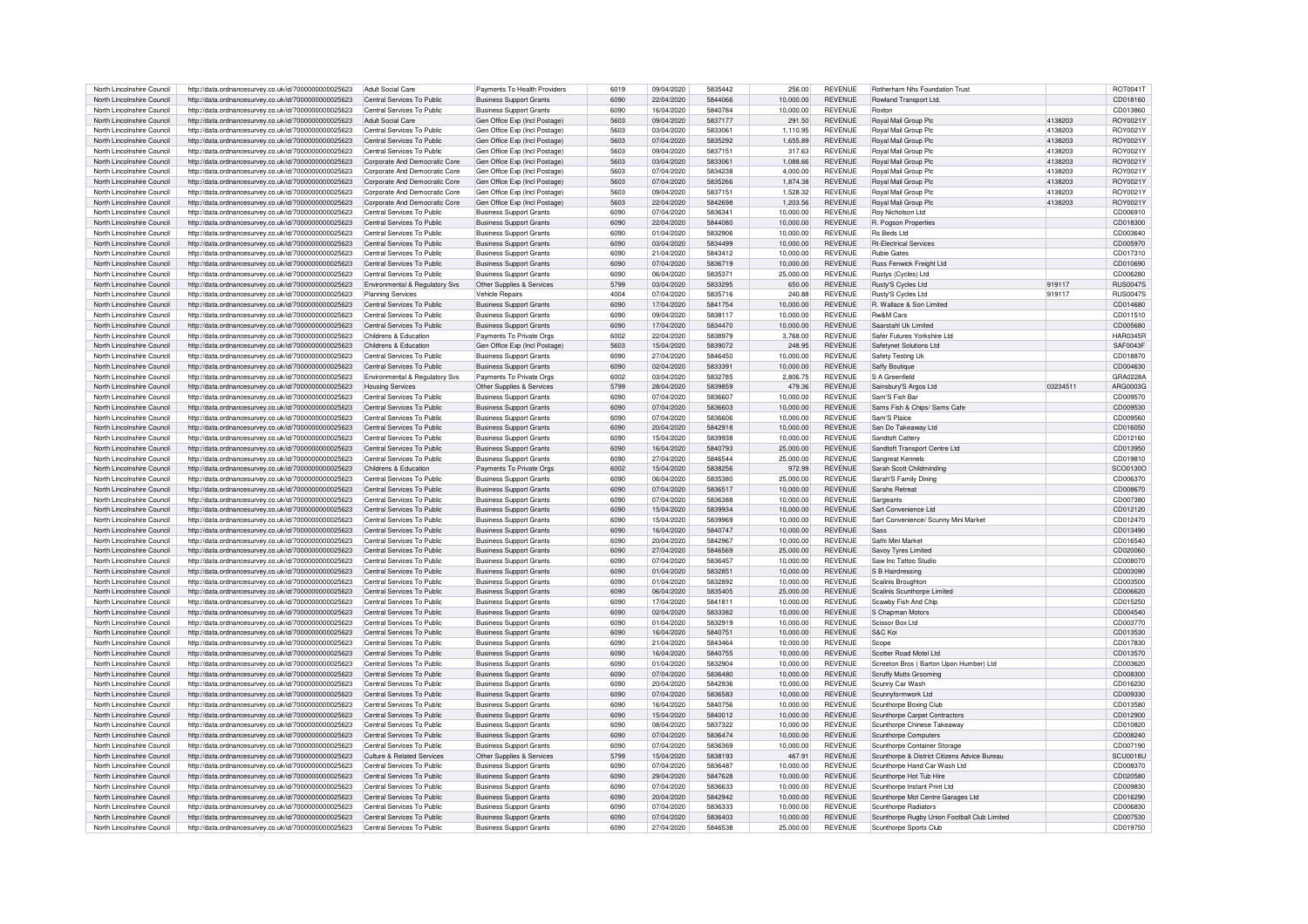| North Lincolnshire Council | http://data.ordnancesurvey.co.uk/id/7000000000025623 | Adult Social Care | Payments To Health Providers | 6019 | 09/04/2020 | 5835442 | 256.00 | REVENUE | Rotherham Nhs Foundation Trust | | ROT0041T |
|---|---|---|---|---|---|---|---|---|---|---|---|
| North Lincolnshire Council | http://data.ordnancesurvey.co.uk/id/7000000000025623 | Central Services To Public | Business Support Grants | 6090 | 22/04/2020 | 5844066 | 10,000.00 | REVENUE | Rowland Transport Ltd. | | CD018160 |
| North Lincolnshire Council | http://data.ordnancesurvey.co.uk/id/7000000000025623 | Central Services To Public | Business Support Grants | 6090 | 16/04/2020 | 5840784 | 10,000.00 | REVENUE | Roxton | | CD013860 |
| North Lincolnshire Council | http://data.ordnancesurvey.co.uk/id/7000000000025623 | Adult Social Care | Gen Office Exp (Incl Postage) | 5603 | 09/04/2020 | 5837177 | 291.50 | REVENUE | Royal Mail Group Plc | 4138203 | ROY0021Y |
| North Lincolnshire Council | http://data.ordnancesurvey.co.uk/id/7000000000025623 | Central Services To Public | Gen Office Exp (Incl Postage) | 5603 | 03/04/2020 | 5833061 | 1,110.95 | REVENUE | Royal Mail Group Plc | 4138203 | ROY0021Y |
| North Lincolnshire Council | http://data.ordnancesurvey.co.uk/id/7000000000025623 | Central Services To Public | Gen Office Exp (Incl Postage) | 5603 | 07/04/2020 | 5835292 | 1,655.89 | REVENUE | Royal Mail Group Plc | 4138203 | ROY0021Y |
| North Lincolnshire Council | http://data.ordnancesurvey.co.uk/id/7000000000025623 | Central Services To Public | Gen Office Exp (Incl Postage) | 5603 | 09/04/2020 | 5837151 | 317.63 | REVENUE | Royal Mail Group Plc | 4138203 | ROY0021Y |
| North Lincolnshire Council | http://data.ordnancesurvey.co.uk/id/7000000000025623 | Corporate And Democratic Core | Gen Office Exp (Incl Postage) | 5603 | 03/04/2020 | 5833061 | 1,088.66 | REVENUE | Royal Mail Group Plc | 4138203 | ROY0021Y |
| North Lincolnshire Council | http://data.ordnancesurvey.co.uk/id/7000000000025623 | Corporate And Democratic Core | Gen Office Exp (Incl Postage) | 5603 | 07/04/2020 | 5834238 | 4,000.00 | REVENUE | Royal Mail Group Plc | 4138203 | ROY0021Y |
| North Lincolnshire Council | http://data.ordnancesurvey.co.uk/id/7000000000025623 | Corporate And Democratic Core | Gen Office Exp (Incl Postage) | 5603 | 07/04/2020 | 5835266 | 1,874.38 | REVENUE | Royal Mail Group Plc | 4138203 | ROY0021Y |
| North Lincolnshire Council | http://data.ordnancesurvey.co.uk/id/7000000000025623 | Corporate And Democratic Core | Gen Office Exp (Incl Postage) | 5603 | 09/04/2020 | 5837151 | 1,528.32 | REVENUE | Royal Mail Group Plc | 4138203 | ROY0021Y |
| North Lincolnshire Council | http://data.ordnancesurvey.co.uk/id/7000000000025623 | Corporate And Democratic Core | Gen Office Exp (Incl Postage) | 5603 | 22/04/2020 | 5842698 | 1,203.56 | REVENUE | Royal Mail Group Plc | 4138203 | ROY0021Y |
| North Lincolnshire Council | http://data.ordnancesurvey.co.uk/id/7000000000025623 | Central Services To Public | Business Support Grants | 6090 | 07/04/2020 | 5836341 | 10,000.00 | REVENUE | Roy Nicholson Ltd | | CD006910 |
| North Lincolnshire Council | http://data.ordnancesurvey.co.uk/id/7000000000025623 | Central Services To Public | Business Support Grants | 6090 | 22/04/2020 | 5844080 | 10,000.00 | REVENUE | R. Pogson Properties | | CD018300 |
| North Lincolnshire Council | http://data.ordnancesurvey.co.uk/id/7000000000025623 | Central Services To Public | Business Support Grants | 6090 | 01/04/2020 | 5832906 | 10,000.00 | REVENUE | Rs Beds Ltd | | CD003640 |
| North Lincolnshire Council | http://data.ordnancesurvey.co.uk/id/7000000000025623 | Central Services To Public | Business Support Grants | 6090 | 03/04/2020 | 5834499 | 10,000.00 | REVENUE | Rt-Electrical Services | | CD005970 |
| North Lincolnshire Council | http://data.ordnancesurvey.co.uk/id/7000000000025623 | Central Services To Public | Business Support Grants | 6090 | 21/04/2020 | 5843412 | 10,000.00 | REVENUE | Rubie Gates | | CD017310 |
| North Lincolnshire Council | http://data.ordnancesurvey.co.uk/id/7000000000025623 | Central Services To Public | Business Support Grants | 6090 | 07/04/2020 | 5836719 | 10,000.00 | REVENUE | Russ Fenwick Freight Ltd | | CD010690 |
| North Lincolnshire Council | http://data.ordnancesurvey.co.uk/id/7000000000025623 | Central Services To Public | Business Support Grants | 6090 | 06/04/2020 | 5835371 | 25,000.00 | REVENUE | Rustys (Cycles) Ltd | | CD006280 |
| North Lincolnshire Council | http://data.ordnancesurvey.co.uk/id/7000000000025623 | Environmental & Regulatory Svs | Other Supplies & Services | 5799 | 03/04/2020 | 5833295 | 650.00 | REVENUE | Rusty'S Cycles Ltd | 919117 | RUS0047S |
| North Lincolnshire Council | http://data.ordnancesurvey.co.uk/id/7000000000025623 | Planning Services | Vehicle Repairs | 4004 | 07/04/2020 | 5835716 | 240.88 | REVENUE | Rusty'S Cycles Ltd | 919117 | RUS0047S |
| North Lincolnshire Council | http://data.ordnancesurvey.co.uk/id/7000000000025623 | Central Services To Public | Business Support Grants | 6090 | 17/04/2020 | 5841754 | 10,000.00 | REVENUE | R. Wallace & Son Limited | | CD014680 |
| North Lincolnshire Council | http://data.ordnancesurvey.co.uk/id/7000000000025623 | Central Services To Public | Business Support Grants | 6090 | 09/04/2020 | 5838117 | 10,000.00 | REVENUE | Rw&M Cars | | CD011510 |
| North Lincolnshire Council | http://data.ordnancesurvey.co.uk/id/7000000000025623 | Central Services To Public | Business Support Grants | 6090 | 17/04/2020 | 5834470 | 10,000.00 | REVENUE | Saarstahl Uk Limited | | CD005680 |
| North Lincolnshire Council | http://data.ordnancesurvey.co.uk/id/7000000000025623 | Childrens & Education | Payments To Private Orgs | 6002 | 22/04/2020 | 5838979 | 3,768.00 | REVENUE | Safer Futures Yorkshire Ltd | | HAR0345R |
| North Lincolnshire Council | http://data.ordnancesurvey.co.uk/id/7000000000025623 | Childrens & Education | Gen Office Exp (Incl Postage) | 5603 | 15/04/2020 | 5839072 | 248.95 | REVENUE | Safetynet Solutions Ltd | | SAF0043F |
| North Lincolnshire Council | http://data.ordnancesurvey.co.uk/id/7000000000025623 | Central Services To Public | Business Support Grants | 6090 | 27/04/2020 | 5846450 | 10,000.00 | REVENUE | Safety Testing Uk | | CD018870 |
| North Lincolnshire Council | http://data.ordnancesurvey.co.uk/id/7000000000025623 | Central Services To Public | Business Support Grants | 6090 | 02/04/2020 | 5833391 | 10,000.00 | REVENUE | Saffy Boutique | | CD004630 |
| North Lincolnshire Council | http://data.ordnancesurvey.co.uk/id/7000000000025623 | Environmental & Regulatory Svs | Payments To Private Orgs | 6002 | 03/04/2020 | 5832785 | 2,806.75 | REVENUE | S A Greenfield | | GRA0228A |
| North Lincolnshire Council | http://data.ordnancesurvey.co.uk/id/7000000000025623 | Housing Services | Other Supplies & Services | 5799 | 28/04/2020 | 5839859 | 479.36 | REVENUE | Sainsbury'S Argos Ltd | 03234511 | ARG0003G |
| North Lincolnshire Council | http://data.ordnancesurvey.co.uk/id/7000000000025623 | Central Services To Public | Business Support Grants | 6090 | 07/04/2020 | 5836607 | 10,000.00 | REVENUE | Sam'S Fish Bar | | CD009570 |
| North Lincolnshire Council | http://data.ordnancesurvey.co.uk/id/7000000000025623 | Central Services To Public | Business Support Grants | 6090 | 07/04/2020 | 5836603 | 10,000.00 | REVENUE | Sams Fish & Chips/ Sams Cafe | | CD009530 |
| North Lincolnshire Council | http://data.ordnancesurvey.co.uk/id/7000000000025623 | Central Services To Public | Business Support Grants | 6090 | 07/04/2020 | 5836606 | 10,000.00 | REVENUE | Sam'S Plaice | | CD009560 |
| North Lincolnshire Council | http://data.ordnancesurvey.co.uk/id/7000000000025623 | Central Services To Public | Business Support Grants | 6090 | 20/04/2020 | 5842918 | 10,000.00 | REVENUE | San Do Takeaway Ltd | | CD016050 |
| North Lincolnshire Council | http://data.ordnancesurvey.co.uk/id/7000000000025623 | Central Services To Public | Business Support Grants | 6090 | 15/04/2020 | 5839938 | 10,000.00 | REVENUE | Sandtoft Cattery | | CD012160 |
| North Lincolnshire Council | http://data.ordnancesurvey.co.uk/id/7000000000025623 | Central Services To Public | Business Support Grants | 6090 | 16/04/2020 | 5840793 | 25,000.00 | REVENUE | Sandtoft Transport Centre Ltd | | CD013950 |
| North Lincolnshire Council | http://data.ordnancesurvey.co.uk/id/7000000000025623 | Central Services To Public | Business Support Grants | 6090 | 27/04/2020 | 5846544 | 25,000.00 | REVENUE | Sangreat Kennels | | CD019810 |
| North Lincolnshire Council | http://data.ordnancesurvey.co.uk/id/7000000000025623 | Childrens & Education | Payments To Private Orgs | 6002 | 15/04/2020 | 5838256 | 972.99 | REVENUE | Sarah Scott Childminding | | SCO0130O |
| North Lincolnshire Council | http://data.ordnancesurvey.co.uk/id/7000000000025623 | Central Services To Public | Business Support Grants | 6090 | 06/04/2020 | 5835380 | 25,000.00 | REVENUE | Sarah'S Family Dining | | CD006370 |
| North Lincolnshire Council | http://data.ordnancesurvey.co.uk/id/7000000000025623 | Central Services To Public | Business Support Grants | 6090 | 07/04/2020 | 5836517 | 10,000.00 | REVENUE | Sarahs Retreat | | CD008670 |
| North Lincolnshire Council | http://data.ordnancesurvey.co.uk/id/7000000000025623 | Central Services To Public | Business Support Grants | 6090 | 07/04/2020 | 5836388 | 10,000.00 | REVENUE | Sargeants | | CD007380 |
| North Lincolnshire Council | http://data.ordnancesurvey.co.uk/id/7000000000025623 | Central Services To Public | Business Support Grants | 6090 | 15/04/2020 | 5839934 | 10,000.00 | REVENUE | Sart Convenience Ltd | | CD012120 |
| North Lincolnshire Council | http://data.ordnancesurvey.co.uk/id/7000000000025623 | Central Services To Public | Business Support Grants | 6090 | 15/04/2020 | 5839969 | 10,000.00 | REVENUE | Sart Convenience/ Scunny Mini Market | | CD012470 |
| North Lincolnshire Council | http://data.ordnancesurvey.co.uk/id/7000000000025623 | Central Services To Public | Business Support Grants | 6090 | 16/04/2020 | 5840747 | 10,000.00 | REVENUE | Sass | | CD013490 |
| North Lincolnshire Council | http://data.ordnancesurvey.co.uk/id/7000000000025623 | Central Services To Public | Business Support Grants | 6090 | 20/04/2020 | 5842967 | 10,000.00 | REVENUE | Sathi Mini Market | | CD016540 |
| North Lincolnshire Council | http://data.ordnancesurvey.co.uk/id/7000000000025623 | Central Services To Public | Business Support Grants | 6090 | 27/04/2020 | 5846569 | 25,000.00 | REVENUE | Savoy Tyres Limited | | CD020060 |
| North Lincolnshire Council | http://data.ordnancesurvey.co.uk/id/7000000000025623 | Central Services To Public | Business Support Grants | 6090 | 07/04/2020 | 5836457 | 10,000.00 | REVENUE | Saw Inc Tattoo Studio | | CD008070 |
| North Lincolnshire Council | http://data.ordnancesurvey.co.uk/id/7000000000025623 | Central Services To Public | Business Support Grants | 6090 | 01/04/2020 | 5832851 | 10,000.00 | REVENUE | S B Hairdressing | | CD003090 |
| North Lincolnshire Council | http://data.ordnancesurvey.co.uk/id/7000000000025623 | Central Services To Public | Business Support Grants | 6090 | 01/04/2020 | 5832892 | 10,000.00 | REVENUE | Scalinis Broughton | | CD003500 |
| North Lincolnshire Council | http://data.ordnancesurvey.co.uk/id/7000000000025623 | Central Services To Public | Business Support Grants | 6090 | 06/04/2020 | 5835405 | 25,000.00 | REVENUE | Scalinis Scunthorpe Limited | | CD006620 |
| North Lincolnshire Council | http://data.ordnancesurvey.co.uk/id/7000000000025623 | Central Services To Public | Business Support Grants | 6090 | 17/04/2020 | 5841811 | 10,000.00 | REVENUE | Scawby Fish And Chip | | CD015250 |
| North Lincolnshire Council | http://data.ordnancesurvey.co.uk/id/7000000000025623 | Central Services To Public | Business Support Grants | 6090 | 02/04/2020 | 5833382 | 10,000.00 | REVENUE | S Chapman Motors | | CD004540 |
| North Lincolnshire Council | http://data.ordnancesurvey.co.uk/id/7000000000025623 | Central Services To Public | Business Support Grants | 6090 | 01/04/2020 | 5832919 | 10,000.00 | REVENUE | Scissor Box Ltd | | CD003770 |
| North Lincolnshire Council | http://data.ordnancesurvey.co.uk/id/7000000000025623 | Central Services To Public | Business Support Grants | 6090 | 16/04/2020 | 5840751 | 10,000.00 | REVENUE | S&C Koi | | CD013530 |
| North Lincolnshire Council | http://data.ordnancesurvey.co.uk/id/7000000000025623 | Central Services To Public | Business Support Grants | 6090 | 21/04/2020 | 5843464 | 10,000.00 | REVENUE | Scope | | CD017830 |
| North Lincolnshire Council | http://data.ordnancesurvey.co.uk/id/7000000000025623 | Central Services To Public | Business Support Grants | 6090 | 16/04/2020 | 5840755 | 10,000.00 | REVENUE | Scotter Road Motel Ltd | | CD013570 |
| North Lincolnshire Council | http://data.ordnancesurvey.co.uk/id/7000000000025623 | Central Services To Public | Business Support Grants | 6090 | 01/04/2020 | 5832904 | 10,000.00 | REVENUE | Screeton Bros ( Barton Upon Humber) Ltd | | CD003620 |
| North Lincolnshire Council | http://data.ordnancesurvey.co.uk/id/7000000000025623 | Central Services To Public | Business Support Grants | 6090 | 07/04/2020 | 5836480 | 10,000.00 | REVENUE | Scruffy Mutts Grooming | | CD008300 |
| North Lincolnshire Council | http://data.ordnancesurvey.co.uk/id/7000000000025623 | Central Services To Public | Business Support Grants | 6090 | 20/04/2020 | 5842936 | 10,000.00 | REVENUE | Scunny Car Wash | | CD016230 |
| North Lincolnshire Council | http://data.ordnancesurvey.co.uk/id/7000000000025623 | Central Services To Public | Business Support Grants | 6090 | 07/04/2020 | 5836583 | 10,000.00 | REVENUE | Scunnyformwork Ltd | | CD009330 |
| North Lincolnshire Council | http://data.ordnancesurvey.co.uk/id/7000000000025623 | Central Services To Public | Business Support Grants | 6090 | 16/04/2020 | 5840756 | 10,000.00 | REVENUE | Scunthorpe Boxing Club | | CD013580 |
| North Lincolnshire Council | http://data.ordnancesurvey.co.uk/id/7000000000025623 | Central Services To Public | Business Support Grants | 6090 | 15/04/2020 | 5840012 | 10,000.00 | REVENUE | Scunthorpe Carpet Contractors | | CD012900 |
| North Lincolnshire Council | http://data.ordnancesurvey.co.uk/id/7000000000025623 | Central Services To Public | Business Support Grants | 6090 | 08/04/2020 | 5837322 | 10,000.00 | REVENUE | Scunthorpe Chinese Takeaway | | CD010820 |
| North Lincolnshire Council | http://data.ordnancesurvey.co.uk/id/7000000000025623 | Central Services To Public | Business Support Grants | 6090 | 07/04/2020 | 5836474 | 10,000.00 | REVENUE | Scunthorpe Computers | | CD008240 |
| North Lincolnshire Council | http://data.ordnancesurvey.co.uk/id/7000000000025623 | Central Services To Public | Business Support Grants | 6090 | 07/04/2020 | 5836369 | 10,000.00 | REVENUE | Scunthorpe Container Storage | | CD007190 |
| North Lincolnshire Council | http://data.ordnancesurvey.co.uk/id/7000000000025623 | Culture & Related Services | Other Supplies & Services | 5799 | 15/04/2020 | 5838193 | 467.91 | REVENUE | Scunthorpe & District Citizens Advice Bureau | | SCU0018U |
| North Lincolnshire Council | http://data.ordnancesurvey.co.uk/id/7000000000025623 | Central Services To Public | Business Support Grants | 6090 | 07/04/2020 | 5836487 | 10,000.00 | REVENUE | Scunthorpe Hand Car Wash Ltd | | CD008370 |
| North Lincolnshire Council | http://data.ordnancesurvey.co.uk/id/7000000000025623 | Central Services To Public | Business Support Grants | 6090 | 29/04/2020 | 5847628 | 10,000.00 | REVENUE | Scunthorpe Hot Tub Hire | | CD020580 |
| North Lincolnshire Council | http://data.ordnancesurvey.co.uk/id/7000000000025623 | Central Services To Public | Business Support Grants | 6090 | 07/04/2020 | 5836633 | 10,000.00 | REVENUE | Scunthorpe Instant Print Ltd | | CD009830 |
| North Lincolnshire Council | http://data.ordnancesurvey.co.uk/id/7000000000025623 | Central Services To Public | Business Support Grants | 6090 | 20/04/2020 | 5842942 | 10,000.00 | REVENUE | Scunthorpe Mot Centre Garages Ltd | | CD016290 |
| North Lincolnshire Council | http://data.ordnancesurvey.co.uk/id/7000000000025623 | Central Services To Public | Business Support Grants | 6090 | 07/04/2020 | 5836333 | 10,000.00 | REVENUE | Scunthorpe Radiators | | CD006830 |
| North Lincolnshire Council | http://data.ordnancesurvey.co.uk/id/7000000000025623 | Central Services To Public | Business Support Grants | 6090 | 07/04/2020 | 5836403 | 10,000.00 | REVENUE | Scunthorpe Rugby Union Football Club Limited | | CD007530 |
| North Lincolnshire Council | http://data.ordnancesurvey.co.uk/id/7000000000025623 | Central Services To Public | Business Support Grants | 6090 | 27/04/2020 | 5846538 | 25,000.00 | REVENUE | Scunthorpe Sports Club | | CD019750 |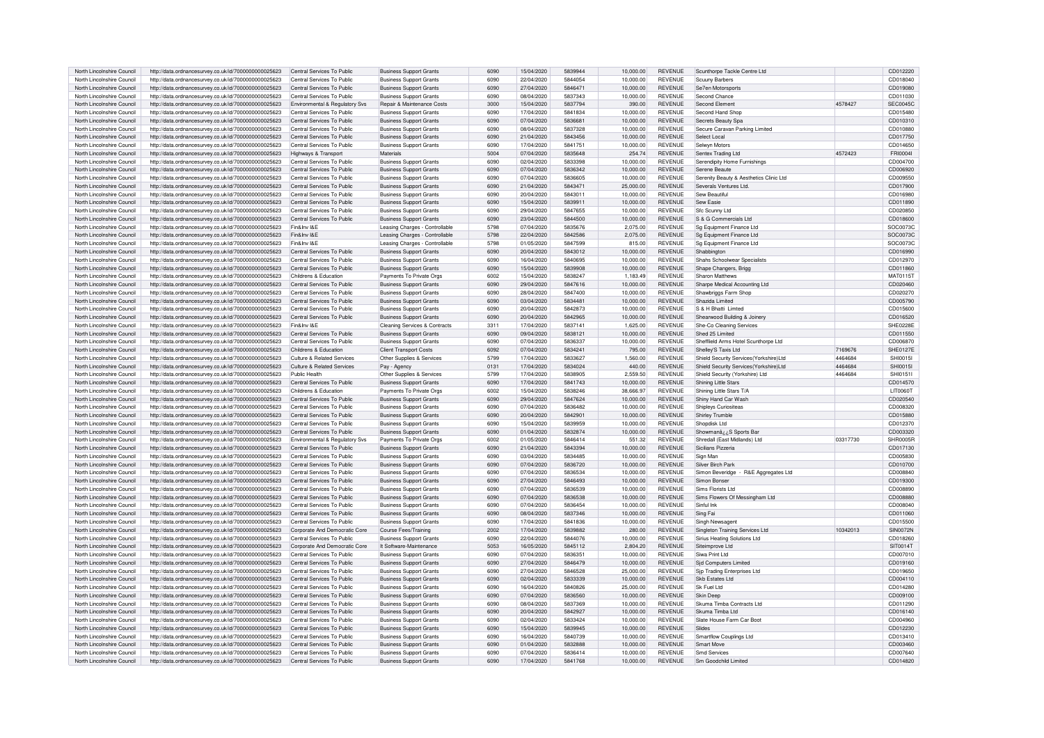| North Lincolnshire Council | http://data.ordnancesurvey.co.uk/id/7000000000025623 | Central Services To Public | Business Support Grants | 6090 | 15/04/2020 | 5839944 | 10,000.00 | REVENUE | Scunthorpe Tackle Centre Ltd | | CD012220 |
|---|---|---|---|---|---|---|---|---|---|---|---|
| North Lincolnshire Council | http://data.ordnancesurvey.co.uk/id/7000000000025623 | Central Services To Public | Business Support Grants | 6090 | 22/04/2020 | 5844054 | 10,000.00 | REVENUE | Scuuny Barbers | | CD018040 |
| North Lincolnshire Council | http://data.ordnancesurvey.co.uk/id/7000000000025623 | Central Services To Public | Business Support Grants | 6090 | 27/04/2020 | 5846471 | 10,000.00 | REVENUE | Se7en Motorsports | | CD019080 |
| North Lincolnshire Council | http://data.ordnancesurvey.co.uk/id/7000000000025623 | Central Services To Public | Business Support Grants | 6090 | 08/04/2020 | 5837343 | 10,000.00 | REVENUE | Second Chance | | CD011030 |
| North Lincolnshire Council | http://data.ordnancesurvey.co.uk/id/7000000000025623 | Environmental & Regulatory Svs | Repair & Maintenance Costs | 3000 | 15/04/2020 | 5837794 | 390.00 | REVENUE | Second Element | 4578427 | SEC0045C |
| North Lincolnshire Council | http://data.ordnancesurvey.co.uk/id/7000000000025623 | Central Services To Public | Business Support Grants | 6090 | 17/04/2020 | 5841834 | 10,000.00 | REVENUE | Second Hand Shop | | CD015480 |
| North Lincolnshire Council | http://data.ordnancesurvey.co.uk/id/7000000000025623 | Central Services To Public | Business Support Grants | 6090 | 07/04/2020 | 5836681 | 10,000.00 | REVENUE | Secrets Beauty Spa | | CD010310 |
| North Lincolnshire Council | http://data.ordnancesurvey.co.uk/id/7000000000025623 | Central Services To Public | Business Support Grants | 6090 | 08/04/2020 | 5837328 | 10,000.00 | REVENUE | Secure Caravan Parking Limited | | CD010880 |
| North Lincolnshire Council | http://data.ordnancesurvey.co.uk/id/7000000000025623 | Central Services To Public | Business Support Grants | 6090 | 21/04/2020 | 5843456 | 10,000.00 | REVENUE | Select Local | | CD017750 |
| North Lincolnshire Council | http://data.ordnancesurvey.co.uk/id/7000000000025623 | Central Services To Public | Business Support Grants | 6090 | 17/04/2020 | 5841751 | 10,000.00 | REVENUE | Selwyn Motors | | CD014650 |
| North Lincolnshire Council | http://data.ordnancesurvey.co.uk/id/7000000000025623 | Highways & Transport | Materials | 5004 | 07/04/2020 | 5835648 | 254.74 | REVENUE | Sentex Trading Ltd | 4572423 | FRI0004I |
| North Lincolnshire Council | http://data.ordnancesurvey.co.uk/id/7000000000025623 | Central Services To Public | Business Support Grants | 6090 | 02/04/2020 | 5833398 | 10,000.00 | REVENUE | Serendipity Home Furnishings | | CD004700 |
| North Lincolnshire Council | http://data.ordnancesurvey.co.uk/id/7000000000025623 | Central Services To Public | Business Support Grants | 6090 | 07/04/2020 | 5836342 | 10,000.00 | REVENUE | Serene Beaute | | CD006920 |
| North Lincolnshire Council | http://data.ordnancesurvey.co.uk/id/7000000000025623 | Central Services To Public | Business Support Grants | 6090 | 07/04/2020 | 5836605 | 10,000.00 | REVENUE | Serenity Beauty & Aesthetics Clinic Ltd | | CD009550 |
| North Lincolnshire Council | http://data.ordnancesurvey.co.uk/id/7000000000025623 | Central Services To Public | Business Support Grants | 6090 | 21/04/2020 | 5843471 | 25,000.00 | REVENUE | Severals Ventures Ltd. | | CD017900 |
| North Lincolnshire Council | http://data.ordnancesurvey.co.uk/id/7000000000025623 | Central Services To Public | Business Support Grants | 6090 | 20/04/2020 | 5843011 | 10,000.00 | REVENUE | Sew Beautiful | | CD016980 |
| North Lincolnshire Council | http://data.ordnancesurvey.co.uk/id/7000000000025623 | Central Services To Public | Business Support Grants | 6090 | 15/04/2020 | 5839911 | 10,000.00 | REVENUE | Sew Easie | | CD011890 |
| North Lincolnshire Council | http://data.ordnancesurvey.co.uk/id/7000000000025623 | Central Services To Public | Business Support Grants | 6090 | 29/04/2020 | 5847655 | 10,000.00 | REVENUE | Sfc Scunny Ltd | | CD020850 |
| North Lincolnshire Council | http://data.ordnancesurvey.co.uk/id/7000000000025623 | Central Services To Public | Business Support Grants | 6090 | 23/04/2020 | 5844500 | 10,000.00 | REVENUE | S & G Commercials Ltd | | CD018600 |
| North Lincolnshire Council | http://data.ordnancesurvey.co.uk/id/7000000000025623 | Fin&Inv I&E | Leasing Charges - Controllable | 5798 | 07/04/2020 | 5835676 | 2,075.00 | REVENUE | Sg Equipment Finance Ltd | | SOC0073C |
| North Lincolnshire Council | http://data.ordnancesurvey.co.uk/id/7000000000025623 | Fin&Inv I&E | Leasing Charges - Controllable | 5798 | 22/04/2020 | 5842586 | 2,075.00 | REVENUE | Sg Equipment Finance Ltd | | SOC0073C |
| North Lincolnshire Council | http://data.ordnancesurvey.co.uk/id/7000000000025623 | Fin&Inv I&E | Leasing Charges - Controllable | 5798 | 01/05/2020 | 5847599 | 815.00 | REVENUE | Sg Equipment Finance Ltd | | SOC0073C |
| North Lincolnshire Council | http://data.ordnancesurvey.co.uk/id/7000000000025623 | Central Services To Public | Business Support Grants | 6090 | 20/04/2020 | 5843012 | 10,000.00 | REVENUE | Shabbington | | CD016990 |
| North Lincolnshire Council | http://data.ordnancesurvey.co.uk/id/7000000000025623 | Central Services To Public | Business Support Grants | 6090 | 16/04/2020 | 5840695 | 10,000.00 | REVENUE | Shahs Schoolwear Specialists | | CD012970 |
| North Lincolnshire Council | http://data.ordnancesurvey.co.uk/id/7000000000025623 | Central Services To Public | Business Support Grants | 6090 | 15/04/2020 | 5839908 | 10,000.00 | REVENUE | Shape Changers, Brigg | | CD011860 |
| North Lincolnshire Council | http://data.ordnancesurvey.co.uk/id/7000000000025623 | Childrens & Education | Payments To Private Orgs | 6002 | 15/04/2020 | 5838247 | 1,183.49 | REVENUE | Sharon Matthews | | MAT0115T |
| North Lincolnshire Council | http://data.ordnancesurvey.co.uk/id/7000000000025623 | Central Services To Public | Business Support Grants | 6090 | 29/04/2020 | 5847616 | 10,000.00 | REVENUE | Sharpe Medical Accounting Ltd | | CD020460 |
| North Lincolnshire Council | http://data.ordnancesurvey.co.uk/id/7000000000025623 | Central Services To Public | Business Support Grants | 6090 | 28/04/2020 | 5847400 | 10,000.00 | REVENUE | Shawbriggs Farm Shop | | CD020270 |
| North Lincolnshire Council | http://data.ordnancesurvey.co.uk/id/7000000000025623 | Central Services To Public | Business Support Grants | 6090 | 03/04/2020 | 5834481 | 10,000.00 | REVENUE | Shazida Limited | | CD005790 |
| North Lincolnshire Council | http://data.ordnancesurvey.co.uk/id/7000000000025623 | Central Services To Public | Business Support Grants | 6090 | 20/04/2020 | 5842873 | 10,000.00 | REVENUE | S & H Bhatti Limted | | CD015600 |
| North Lincolnshire Council | http://data.ordnancesurvey.co.uk/id/7000000000025623 | Central Services To Public | Business Support Grants | 6090 | 20/04/2020 | 5842965 | 10,000.00 | REVENUE | Shearwood Building & Joinery | | CD016520 |
| North Lincolnshire Council | http://data.ordnancesurvey.co.uk/id/7000000000025623 | Fin&Inv I&E | Cleaning Services & Contracts | 3311 | 17/04/2020 | 5837141 | 1,625.00 | REVENUE | She-Co Cleaning Services | | SHE0228E |
| North Lincolnshire Council | http://data.ordnancesurvey.co.uk/id/7000000000025623 | Central Services To Public | Business Support Grants | 6090 | 09/04/2020 | 5838121 | 10,000.00 | REVENUE | Shed 25 Limited | | CD011550 |
| North Lincolnshire Council | http://data.ordnancesurvey.co.uk/id/7000000000025623 | Central Services To Public | Business Support Grants | 6090 | 07/04/2020 | 5836337 | 10,000.00 | REVENUE | Sheffield Arms Hotel Scunthorpe Ltd | | CD006870 |
| North Lincolnshire Council | http://data.ordnancesurvey.co.uk/id/7000000000025623 | Childrens & Education | Client Transport Costs | 6092 | 07/04/2020 | 5834241 | 795.00 | REVENUE | Shelley'S Taxis Ltd | 7169676 | SHE0127E |
| North Lincolnshire Council | http://data.ordnancesurvey.co.uk/id/7000000000025623 | Culture & Related Services | Other Supplies & Services | 5799 | 17/04/2020 | 5833627 | 1,560.00 | REVENUE | Shield Security Services(Yorkshire)Ltd | 4464684 | SHI0015I |
| North Lincolnshire Council | http://data.ordnancesurvey.co.uk/id/7000000000025623 | Culture & Related Services | Pay - Agency | 0131 | 17/04/2020 | 5834024 | 440.00 | REVENUE | Shield Security Services(Yorkshire)Ltd | 4464684 | SHI0015I |
| North Lincolnshire Council | http://data.ordnancesurvey.co.uk/id/7000000000025623 | Public Health | Other Supplies & Services | 5799 | 17/04/2020 | 5838905 | 2,559.50 | REVENUE | Shield Security (Yorkshire) Ltd | 4464684 | SHI0151I |
| North Lincolnshire Council | http://data.ordnancesurvey.co.uk/id/7000000000025623 | Central Services To Public | Business Support Grants | 6090 | 17/04/2020 | 5841743 | 10,000.00 | REVENUE | Shining Little Stars | | CD014570 |
| North Lincolnshire Council | http://data.ordnancesurvey.co.uk/id/7000000000025623 | Childrens & Education | Payments To Private Orgs | 6002 | 15/04/2020 | 5838246 | 38,666.97 | REVENUE | Shining Little Stars T/A | | LIT0060T |
| North Lincolnshire Council | http://data.ordnancesurvey.co.uk/id/7000000000025623 | Central Services To Public | Business Support Grants | 6090 | 29/04/2020 | 5847624 | 10,000.00 | REVENUE | Shiny Hand Car Wash | | CD020540 |
| North Lincolnshire Council | http://data.ordnancesurvey.co.uk/id/7000000000025623 | Central Services To Public | Business Support Grants | 6090 | 07/04/2020 | 5836482 | 10,000.00 | REVENUE | Shipleys Curiositeas | | CD008320 |
| North Lincolnshire Council | http://data.ordnancesurvey.co.uk/id/7000000000025623 | Central Services To Public | Business Support Grants | 6090 | 20/04/2020 | 5842901 | 10,000.00 | REVENUE | Shirley Trumble | | CD015880 |
| North Lincolnshire Council | http://data.ordnancesurvey.co.uk/id/7000000000025623 | Central Services To Public | Business Support Grants | 6090 | 15/04/2020 | 5839959 | 10,000.00 | REVENUE | Shopdisk Ltd | | CD012370 |
| North Lincolnshire Council | http://data.ordnancesurvey.co.uk/id/7000000000025623 | Central Services To Public | Business Support Grants | 6090 | 01/04/2020 | 5832874 | 10,000.00 | REVENUE | Showmanâ¿¿S Sports Bar | | CD003320 |
| North Lincolnshire Council | http://data.ordnancesurvey.co.uk/id/7000000000025623 | Environmental & Regulatory Svs | Payments To Private Orgs | 6002 | 01/05/2020 | 5846414 | 551.32 | REVENUE | Shredall (East Midlands) Ltd | 03317730 | SHR0005R |
| North Lincolnshire Council | http://data.ordnancesurvey.co.uk/id/7000000000025623 | Central Services To Public | Business Support Grants | 6090 | 21/04/2020 | 5843394 | 10,000.00 | REVENUE | Sicilians Pizzeria | | CD017130 |
| North Lincolnshire Council | http://data.ordnancesurvey.co.uk/id/7000000000025623 | Central Services To Public | Business Support Grants | 6090 | 03/04/2020 | 5834485 | 10,000.00 | REVENUE | Sign Man | | CD005830 |
| North Lincolnshire Council | http://data.ordnancesurvey.co.uk/id/7000000000025623 | Central Services To Public | Business Support Grants | 6090 | 07/04/2020 | 5836720 | 10,000.00 | REVENUE | Silver Birch Park | | CD010700 |
| North Lincolnshire Council | http://data.ordnancesurvey.co.uk/id/7000000000025623 | Central Services To Public | Business Support Grants | 6090 | 07/04/2020 | 5836534 | 10,000.00 | REVENUE | Simon Beveridge - R&E Aggregates Ltd | | CD008840 |
| North Lincolnshire Council | http://data.ordnancesurvey.co.uk/id/7000000000025623 | Central Services To Public | Business Support Grants | 6090 | 27/04/2020 | 5846493 | 10,000.00 | REVENUE | Simon Bonser | | CD019300 |
| North Lincolnshire Council | http://data.ordnancesurvey.co.uk/id/7000000000025623 | Central Services To Public | Business Support Grants | 6090 | 07/04/2020 | 5836539 | 10,000.00 | REVENUE | Sims Florists Ltd | | CD008890 |
| North Lincolnshire Council | http://data.ordnancesurvey.co.uk/id/7000000000025623 | Central Services To Public | Business Support Grants | 6090 | 07/04/2020 | 5836538 | 10,000.00 | REVENUE | Sims Flowers Of Messingham Ltd | | CD008880 |
| North Lincolnshire Council | http://data.ordnancesurvey.co.uk/id/7000000000025623 | Central Services To Public | Business Support Grants | 6090 | 07/04/2020 | 5836454 | 10,000.00 | REVENUE | Sinful Ink | | CD008040 |
| North Lincolnshire Council | http://data.ordnancesurvey.co.uk/id/7000000000025623 | Central Services To Public | Business Support Grants | 6090 | 08/04/2020 | 5837346 | 10,000.00 | REVENUE | Sing Fai | | CD011060 |
| North Lincolnshire Council | http://data.ordnancesurvey.co.uk/id/7000000000025623 | Central Services To Public | Business Support Grants | 6090 | 17/04/2020 | 5841836 | 10,000.00 | REVENUE | Singh Newsagent | | CD015500 |
| North Lincolnshire Council | http://data.ordnancesurvey.co.uk/id/7000000000025623 | Corporate And Democratic Core | Course Fees/Training | 2002 | 17/04/2020 | 5839882 | 280.00 | REVENUE | Singleton Training Services Ltd | 10342013 | SIN0072N |
| North Lincolnshire Council | http://data.ordnancesurvey.co.uk/id/7000000000025623 | Central Services To Public | Business Support Grants | 6090 | 22/04/2020 | 5844076 | 10,000.00 | REVENUE | Sirius Heating Solutions Ltd | | CD018260 |
| North Lincolnshire Council | http://data.ordnancesurvey.co.uk/id/7000000000025623 | Corporate And Democratic Core | It Software-Maintenance | 5053 | 16/05/2020 | 5845112 | 2,804.20 | REVENUE | Siteimprove Ltd | | SIT0014T |
| North Lincolnshire Council | http://data.ordnancesurvey.co.uk/id/7000000000025623 | Central Services To Public | Business Support Grants | 6090 | 07/04/2020 | 5836351 | 10,000.00 | REVENUE | Siwa Print Ltd | | CD007010 |
| North Lincolnshire Council | http://data.ordnancesurvey.co.uk/id/7000000000025623 | Central Services To Public | Business Support Grants | 6090 | 27/04/2020 | 5846479 | 10,000.00 | REVENUE | Sjd Computers Limited | | CD019160 |
| North Lincolnshire Council | http://data.ordnancesurvey.co.uk/id/7000000000025623 | Central Services To Public | Business Support Grants | 6090 | 27/04/2020 | 5846528 | 25,000.00 | REVENUE | Sjp Trading Enterprises Ltd | | CD019650 |
| North Lincolnshire Council | http://data.ordnancesurvey.co.uk/id/7000000000025623 | Central Services To Public | Business Support Grants | 6090 | 02/04/2020 | 5833339 | 10,000.00 | REVENUE | Skb Estates Ltd | | CD004110 |
| North Lincolnshire Council | http://data.ordnancesurvey.co.uk/id/7000000000025623 | Central Services To Public | Business Support Grants | 6090 | 16/04/2020 | 5840826 | 25,000.00 | REVENUE | Sk Fuel Ltd | | CD014280 |
| North Lincolnshire Council | http://data.ordnancesurvey.co.uk/id/7000000000025623 | Central Services To Public | Business Support Grants | 6090 | 07/04/2020 | 5836560 | 10,000.00 | REVENUE | Skin Deep | | CD009100 |
| North Lincolnshire Council | http://data.ordnancesurvey.co.uk/id/7000000000025623 | Central Services To Public | Business Support Grants | 6090 | 08/04/2020 | 5837369 | 10,000.00 | REVENUE | Skuma Timba Contracts Ltd | | CD011290 |
| North Lincolnshire Council | http://data.ordnancesurvey.co.uk/id/7000000000025623 | Central Services To Public | Business Support Grants | 6090 | 20/04/2020 | 5842927 | 10,000.00 | REVENUE | Skuma Timba Ltd | | CD016140 |
| North Lincolnshire Council | http://data.ordnancesurvey.co.uk/id/7000000000025623 | Central Services To Public | Business Support Grants | 6090 | 02/04/2020 | 5833424 | 10,000.00 | REVENUE | Slate House Farm Car Boot | | CD004960 |
| North Lincolnshire Council | http://data.ordnancesurvey.co.uk/id/7000000000025623 | Central Services To Public | Business Support Grants | 6090 | 15/04/2020 | 5839945 | 10,000.00 | REVENUE | Slides | | CD012230 |
| North Lincolnshire Council | http://data.ordnancesurvey.co.uk/id/7000000000025623 | Central Services To Public | Business Support Grants | 6090 | 16/04/2020 | 5840739 | 10,000.00 | REVENUE | Smartflow Couplings Ltd | | CD013410 |
| North Lincolnshire Council | http://data.ordnancesurvey.co.uk/id/7000000000025623 | Central Services To Public | Business Support Grants | 6090 | 01/04/2020 | 5832888 | 10,000.00 | REVENUE | Smart Move | | CD003460 |
| North Lincolnshire Council | http://data.ordnancesurvey.co.uk/id/7000000000025623 | Central Services To Public | Business Support Grants | 6090 | 07/04/2020 | 5836414 | 10,000.00 | REVENUE | Smd Services | | CD007640 |
| North Lincolnshire Council | http://data.ordnancesurvey.co.uk/id/7000000000025623 | Central Services To Public | Business Support Grants | 6090 | 17/04/2020 | 5841768 | 10,000.00 | REVENUE | Sm Goodchild Limited | | CD014820 |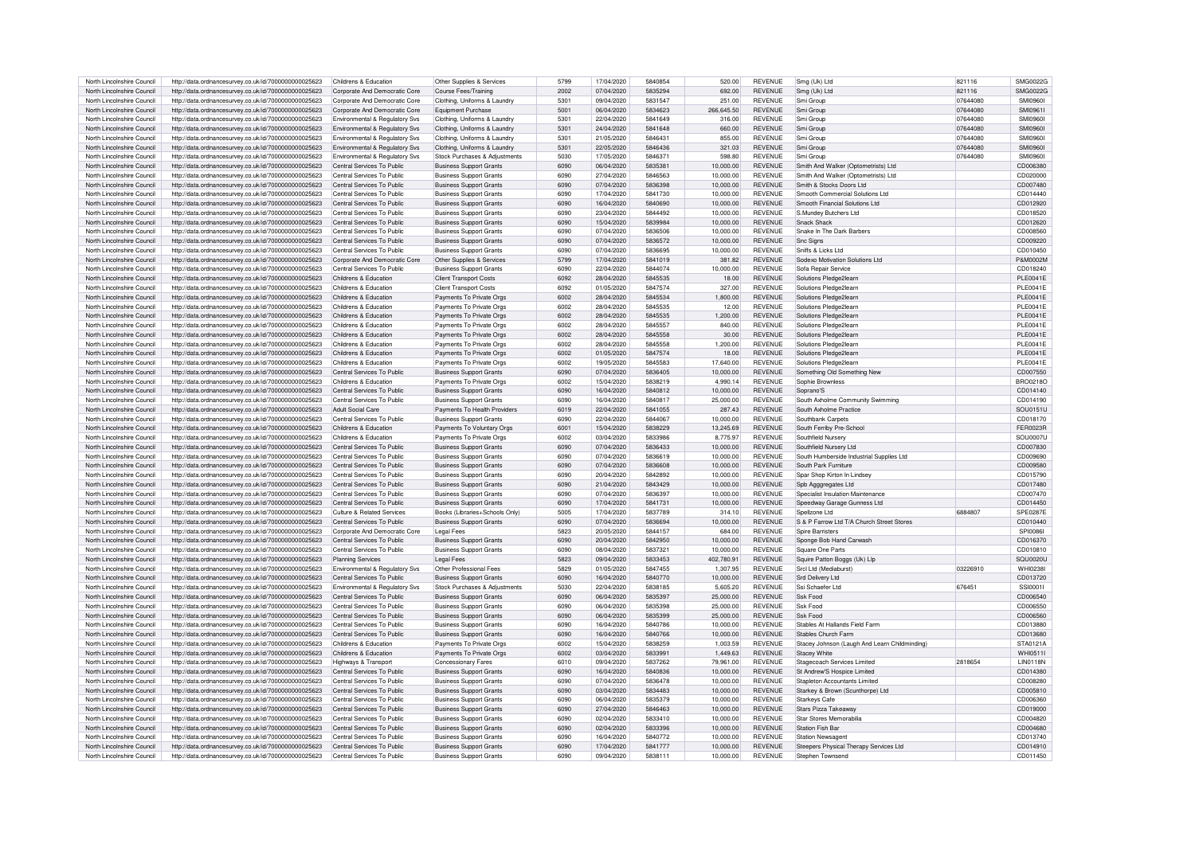| North Lincolnshire Council | http://data.ordnancesurvey.co.uk/id/7000000000025623 | Childrens & Education | Other Supplies & Services | 5799 | 17/04/2020 | 5840854 | 520.00 | REVENUE | Smg (Uk) Ltd | 821116 | SMG0022G |
|---|---|---|---|---|---|---|---|---|---|---|---|
| North Lincolnshire Council | http://data.ordnancesurvey.co.uk/id/7000000000025623 | Corporate And Democratic Core | Course Fees/Training | 2002 | 07/04/2020 | 5835294 | 692.00 | REVENUE | Smg (Uk) Ltd | 821116 | SMG0022G |
| North Lincolnshire Council | http://data.ordnancesurvey.co.uk/id/7000000000025623 | Corporate And Democratic Core | Clothing, Uniforms & Laundry | 5301 | 09/04/2020 | 5831547 | 251.00 | REVENUE | Smi Group | 07644080 | SMI0960I |
| North Lincolnshire Council | http://data.ordnancesurvey.co.uk/id/7000000000025623 | Corporate And Democratic Core | Equipment Purchase | 5001 | 06/04/2020 | 5834623 | 266,645.50 | REVENUE | Smi Group | 07644080 | SMI0961I |
| North Lincolnshire Council | http://data.ordnancesurvey.co.uk/id/7000000000025623 | Environmental & Regulatory Svs | Clothing, Uniforms & Laundry | 5301 | 22/04/2020 | 5841649 | 316.00 | REVENUE | Smi Group | 07644080 | SMI0960I |
| North Lincolnshire Council | http://data.ordnancesurvey.co.uk/id/7000000000025623 | Environmental & Regulatory Svs | Clothing, Uniforms & Laundry | 5301 | 24/04/2020 | 5841648 | 660.00 | REVENUE | Smi Group | 07644080 | SMI0960I |
| North Lincolnshire Council | http://data.ordnancesurvey.co.uk/id/7000000000025623 | Environmental & Regulatory Svs | Clothing, Uniforms & Laundry | 5301 | 21/05/2020 | 5846431 | 855.00 | REVENUE | Smi Group | 07644080 | SMI0960I |
| North Lincolnshire Council | http://data.ordnancesurvey.co.uk/id/7000000000025623 | Environmental & Regulatory Svs | Clothing, Uniforms & Laundry | 5301 | 22/05/2020 | 5846436 | 321.03 | REVENUE | Smi Group | 07644080 | SMI0960I |
| North Lincolnshire Council | http://data.ordnancesurvey.co.uk/id/7000000000025623 | Environmental & Regulatory Svs | Stock Purchases & Adjustments | 5030 | 17/05/2020 | 5846371 | 598.80 | REVENUE | Smi Group | 07644080 | SMI0960I |
| North Lincolnshire Council | http://data.ordnancesurvey.co.uk/id/7000000000025623 | Central Services To Public | Business Support Grants | 6090 | 06/04/2020 | 5835381 | 10,000.00 | REVENUE | Smith And Walker (Optometrists) Ltd | | CD006380 |
| North Lincolnshire Council | http://data.ordnancesurvey.co.uk/id/7000000000025623 | Central Services To Public | Business Support Grants | 6090 | 27/04/2020 | 5846563 | 10,000.00 | REVENUE | Smith And Walker (Optometrists) Ltd | | CD020000 |
| North Lincolnshire Council | http://data.ordnancesurvey.co.uk/id/7000000000025623 | Central Services To Public | Business Support Grants | 6090 | 07/04/2020 | 5836398 | 10,000.00 | REVENUE | Smith & Stocks Doors Ltd | | CD007480 |
| North Lincolnshire Council | http://data.ordnancesurvey.co.uk/id/7000000000025623 | Central Services To Public | Business Support Grants | 6090 | 17/04/2020 | 5841730 | 10,000.00 | REVENUE | Smooth Commercial Solutions Ltd | | CD014440 |
| North Lincolnshire Council | http://data.ordnancesurvey.co.uk/id/7000000000025623 | Central Services To Public | Business Support Grants | 6090 | 16/04/2020 | 5840690 | 10,000.00 | REVENUE | Smooth Financial Solutions Ltd | | CD012920 |
| North Lincolnshire Council | http://data.ordnancesurvey.co.uk/id/7000000000025623 | Central Services To Public | Business Support Grants | 6090 | 23/04/2020 | 5844492 | 10,000.00 | REVENUE | S.Mundey Butchers Ltd | | CD018520 |
| North Lincolnshire Council | http://data.ordnancesurvey.co.uk/id/7000000000025623 | Central Services To Public | Business Support Grants | 6090 | 15/04/2020 | 5839984 | 10,000.00 | REVENUE | Snack Shack | | CD012620 |
| North Lincolnshire Council | http://data.ordnancesurvey.co.uk/id/7000000000025623 | Central Services To Public | Business Support Grants | 6090 | 07/04/2020 | 5836506 | 10,000.00 | REVENUE | Snake In The Dark Barbers | | CD008560 |
| North Lincolnshire Council | http://data.ordnancesurvey.co.uk/id/7000000000025623 | Central Services To Public | Business Support Grants | 6090 | 07/04/2020 | 5836572 | 10,000.00 | REVENUE | Snc Signs | | CD009220 |
| North Lincolnshire Council | http://data.ordnancesurvey.co.uk/id/7000000000025623 | Central Services To Public | Business Support Grants | 6090 | 07/04/2020 | 5836695 | 10,000.00 | REVENUE | Sniffs & Licks Ltd | | CD010450 |
| North Lincolnshire Council | http://data.ordnancesurvey.co.uk/id/7000000000025623 | Corporate And Democratic Core | Other Supplies & Services | 5799 | 17/04/2020 | 5841019 | 381.82 | REVENUE | Sodexo Motivation Solutions Ltd | | P&M0002M |
| North Lincolnshire Council | http://data.ordnancesurvey.co.uk/id/7000000000025623 | Central Services To Public | Business Support Grants | 6090 | 22/04/2020 | 5844074 | 10,000.00 | REVENUE | Sofa Repair Service | | CD018240 |
| North Lincolnshire Council | http://data.ordnancesurvey.co.uk/id/7000000000025623 | Childrens & Education | Client Transport Costs | 6092 | 28/04/2020 | 5845535 | 18.00 | REVENUE | Solutions Pledge2learn | | PLE0041E |
| North Lincolnshire Council | http://data.ordnancesurvey.co.uk/id/7000000000025623 | Childrens & Education | Client Transport Costs | 6092 | 01/05/2020 | 5847574 | 327.00 | REVENUE | Solutions Pledge2learn | | PLE0041E |
| North Lincolnshire Council | http://data.ordnancesurvey.co.uk/id/7000000000025623 | Childrens & Education | Payments To Private Orgs | 6002 | 28/04/2020 | 5845534 | 1,800.00 | REVENUE | Solutions Pledge2learn | | PLE0041E |
| North Lincolnshire Council | http://data.ordnancesurvey.co.uk/id/7000000000025623 | Childrens & Education | Payments To Private Orgs | 6002 | 28/04/2020 | 5845535 | 12.00 | REVENUE | Solutions Pledge2learn | | PLE0041E |
| North Lincolnshire Council | http://data.ordnancesurvey.co.uk/id/7000000000025623 | Childrens & Education | Payments To Private Orgs | 6002 | 28/04/2020 | 5845535 | 1,200.00 | REVENUE | Solutions Pledge2learn | | PLE0041E |
| North Lincolnshire Council | http://data.ordnancesurvey.co.uk/id/7000000000025623 | Childrens & Education | Payments To Private Orgs | 6002 | 28/04/2020 | 5845557 | 840.00 | REVENUE | Solutions Pledge2learn | | PLE0041E |
| North Lincolnshire Council | http://data.ordnancesurvey.co.uk/id/7000000000025623 | Childrens & Education | Payments To Private Orgs | 6002 | 28/04/2020 | 5845558 | 30.00 | REVENUE | Solutions Pledge2learn | | PLE0041E |
| North Lincolnshire Council | http://data.ordnancesurvey.co.uk/id/7000000000025623 | Childrens & Education | Payments To Private Orgs | 6002 | 28/04/2020 | 5845558 | 1,200.00 | REVENUE | Solutions Pledge2learn | | PLE0041E |
| North Lincolnshire Council | http://data.ordnancesurvey.co.uk/id/7000000000025623 | Childrens & Education | Payments To Private Orgs | 6002 | 01/05/2020 | 5847574 | 18.00 | REVENUE | Solutions Pledge2learn | | PLE0041E |
| North Lincolnshire Council | http://data.ordnancesurvey.co.uk/id/7000000000025623 | Childrens & Education | Payments To Private Orgs | 6002 | 19/05/2020 | 5845583 | 17,640.00 | REVENUE | Solutions Pledge2learn | | PLE0041E |
| North Lincolnshire Council | http://data.ordnancesurvey.co.uk/id/7000000000025623 | Central Services To Public | Business Support Grants | 6090 | 07/04/2020 | 5836405 | 10,000.00 | REVENUE | Something Old Something New | | CD007550 |
| North Lincolnshire Council | http://data.ordnancesurvey.co.uk/id/7000000000025623 | Childrens & Education | Payments To Private Orgs | 6002 | 15/04/2020 | 5838219 | 4,990.14 | REVENUE | Sophie Brownless | | BRO0218O |
| North Lincolnshire Council | http://data.ordnancesurvey.co.uk/id/7000000000025623 | Central Services To Public | Business Support Grants | 6090 | 16/04/2020 | 5840812 | 10,000.00 | REVENUE | Soprano'S | | CD014140 |
| North Lincolnshire Council | http://data.ordnancesurvey.co.uk/id/7000000000025623 | Central Services To Public | Business Support Grants | 6090 | 16/04/2020 | 5840817 | 25,000.00 | REVENUE | South Axholme Community Swimming | | CD014190 |
| North Lincolnshire Council | http://data.ordnancesurvey.co.uk/id/7000000000025623 | Adult Social Care | Payments To Health Providers | 6019 | 22/04/2020 | 5841055 | 287.43 | REVENUE | South Axholme Practice | | SOU0151U |
| North Lincolnshire Council | http://data.ordnancesurvey.co.uk/id/7000000000025623 | Central Services To Public | Business Support Grants | 6090 | 22/04/2020 | 5844067 | 10,000.00 | REVENUE | Southbank Carpets | | CD018170 |
| North Lincolnshire Council | http://data.ordnancesurvey.co.uk/id/7000000000025623 | Childrens & Education | Payments To Voluntary Orgs | 6001 | 15/04/2020 | 5838229 | 13,245.69 | REVENUE | South Ferriby Pre-School | | FER0023R |
| North Lincolnshire Council | http://data.ordnancesurvey.co.uk/id/7000000000025623 | Childrens & Education | Payments To Private Orgs | 6002 | 03/04/2020 | 5833986 | 8,775.97 | REVENUE | Southfield Nursery | | SOU0007U |
| North Lincolnshire Council | http://data.ordnancesurvey.co.uk/id/7000000000025623 | Central Services To Public | Business Support Grants | 6090 | 07/04/2020 | 5836433 | 10,000.00 | REVENUE | Southfield Nursery Ltd | | CD007830 |
| North Lincolnshire Council | http://data.ordnancesurvey.co.uk/id/7000000000025623 | Central Services To Public | Business Support Grants | 6090 | 07/04/2020 | 5836619 | 10,000.00 | REVENUE | South Humberside Industrial Supplies Ltd | | CD009690 |
| North Lincolnshire Council | http://data.ordnancesurvey.co.uk/id/7000000000025623 | Central Services To Public | Business Support Grants | 6090 | 07/04/2020 | 5836608 | 10,000.00 | REVENUE | South Park Furniture | | CD009580 |
| North Lincolnshire Council | http://data.ordnancesurvey.co.uk/id/7000000000025623 | Central Services To Public | Business Support Grants | 6090 | 20/04/2020 | 5842892 | 10,000.00 | REVENUE | Spar Shop Kirton In Lindsey | | CD015790 |
| North Lincolnshire Council | http://data.ordnancesurvey.co.uk/id/7000000000025623 | Central Services To Public | Business Support Grants | 6090 | 21/04/2020 | 5843429 | 10,000.00 | REVENUE | Spb Agggregates Ltd | | CD017480 |
| North Lincolnshire Council | http://data.ordnancesurvey.co.uk/id/7000000000025623 | Central Services To Public | Business Support Grants | 6090 | 07/04/2020 | 5836397 | 10,000.00 | REVENUE | Specialist Insulation Maintenance | | CD007470 |
| North Lincolnshire Council | http://data.ordnancesurvey.co.uk/id/7000000000025623 | Central Services To Public | Business Support Grants | 6090 | 17/04/2020 | 5841731 | 10,000.00 | REVENUE | Speedway Garage Gunness Ltd | | CD014450 |
| North Lincolnshire Council | http://data.ordnancesurvey.co.uk/id/7000000000025623 | Culture & Related Services | Books (Libraries+Schools Only) | 5005 | 17/04/2020 | 5837789 | 314.10 | REVENUE | Spellzone Ltd | 6884807 | SPE0287E |
| North Lincolnshire Council | http://data.ordnancesurvey.co.uk/id/7000000000025623 | Central Services To Public | Business Support Grants | 6090 | 07/04/2020 | 5836694 | 10,000.00 | REVENUE | S & P Farrow Ltd T/A Church Street Stores | | CD010440 |
| North Lincolnshire Council | http://data.ordnancesurvey.co.uk/id/7000000000025623 | Corporate And Democratic Core | Legal Fees | 5823 | 20/05/2020 | 5844157 | 684.00 | REVENUE | Spire Barristers | | SPI0086I |
| North Lincolnshire Council | http://data.ordnancesurvey.co.uk/id/7000000000025623 | Central Services To Public | Business Support Grants | 6090 | 20/04/2020 | 5842950 | 10,000.00 | REVENUE | Sponge Bob Hand Carwash | | CD016370 |
| North Lincolnshire Council | http://data.ordnancesurvey.co.uk/id/7000000000025623 | Central Services To Public | Business Support Grants | 6090 | 08/04/2020 | 5837321 | 10,000.00 | REVENUE | Square One Parts | | CD010810 |
| North Lincolnshire Council | http://data.ordnancesurvey.co.uk/id/7000000000025623 | Planning Services | Legal Fees | 5823 | 09/04/2020 | 5833453 | 402,780.91 | REVENUE | Squire Patton Boggs (Uk) Llp | | SQU0020U |
| North Lincolnshire Council | http://data.ordnancesurvey.co.uk/id/7000000000025623 | Environmental & Regulatory Svs | Other Professional Fees | 5829 | 01/05/2020 | 5847455 | 1,307.95 | REVENUE | Srcl Ltd (Mediaburst) | 03226910 | WHI0238I |
| North Lincolnshire Council | http://data.ordnancesurvey.co.uk/id/7000000000025623 | Central Services To Public | Business Support Grants | 6090 | 16/04/2020 | 5840770 | 10,000.00 | REVENUE | Srd Delivery Ltd | | CD013720 |
| North Lincolnshire Council | http://data.ordnancesurvey.co.uk/id/7000000000025623 | Environmental & Regulatory Svs | Stock Purchases & Adjustments | 5030 | 22/04/2020 | 5838185 | 5,605.20 | REVENUE | Ssi Schaefer Ltd | 676451 | SSI0001I |
| North Lincolnshire Council | http://data.ordnancesurvey.co.uk/id/7000000000025623 | Central Services To Public | Business Support Grants | 6090 | 06/04/2020 | 5835397 | 25,000.00 | REVENUE | Ssk Food | | CD006540 |
| North Lincolnshire Council | http://data.ordnancesurvey.co.uk/id/7000000000025623 | Central Services To Public | Business Support Grants | 6090 | 06/04/2020 | 5835398 | 25,000.00 | REVENUE | Ssk Food | | CD006550 |
| North Lincolnshire Council | http://data.ordnancesurvey.co.uk/id/7000000000025623 | Central Services To Public | Business Support Grants | 6090 | 06/04/2020 | 5835399 | 25,000.00 | REVENUE | Ssk Food | | CD006560 |
| North Lincolnshire Council | http://data.ordnancesurvey.co.uk/id/7000000000025623 | Central Services To Public | Business Support Grants | 6090 | 16/04/2020 | 5840786 | 10,000.00 | REVENUE | Stables At Hallands Field Farm | | CD013880 |
| North Lincolnshire Council | http://data.ordnancesurvey.co.uk/id/7000000000025623 | Central Services To Public | Business Support Grants | 6090 | 16/04/2020 | 5840766 | 10,000.00 | REVENUE | Stables Church Farm | | CD013680 |
| North Lincolnshire Council | http://data.ordnancesurvey.co.uk/id/7000000000025623 | Childrens & Education | Payments To Private Orgs | 6002 | 15/04/2020 | 5838259 | 1,003.59 | REVENUE | Stacey Johnson (Laugh And Learn Childminding) | | STA0121A |
| North Lincolnshire Council | http://data.ordnancesurvey.co.uk/id/7000000000025623 | Childrens & Education | Payments To Private Orgs | 6002 | 03/04/2020 | 5833991 | 1,449.63 | REVENUE | Stacey White | | WHI0511I |
| North Lincolnshire Council | http://data.ordnancesurvey.co.uk/id/7000000000025623 | Highways & Transport | Concessionary Fares | 6010 | 09/04/2020 | 5837262 | 79,961.00 | REVENUE | Stagecoach Services Limited | 2818654 | LIN0118N |
| North Lincolnshire Council | http://data.ordnancesurvey.co.uk/id/7000000000025623 | Central Services To Public | Business Support Grants | 6090 | 16/04/2020 | 5840836 | 10,000.00 | REVENUE | St Andrew'S Hospice Limited | | CD014380 |
| North Lincolnshire Council | http://data.ordnancesurvey.co.uk/id/7000000000025623 | Central Services To Public | Business Support Grants | 6090 | 07/04/2020 | 5836478 | 10,000.00 | REVENUE | Stapleton Accountants Limited | | CD008280 |
| North Lincolnshire Council | http://data.ordnancesurvey.co.uk/id/7000000000025623 | Central Services To Public | Business Support Grants | 6090 | 03/04/2020 | 5834483 | 10,000.00 | REVENUE | Starkey & Brown (Scunthorpe) Ltd | | CD005810 |
| North Lincolnshire Council | http://data.ordnancesurvey.co.uk/id/7000000000025623 | Central Services To Public | Business Support Grants | 6090 | 06/04/2020 | 5835379 | 10,000.00 | REVENUE | Starkeys Cafe | | CD006360 |
| North Lincolnshire Council | http://data.ordnancesurvey.co.uk/id/7000000000025623 | Central Services To Public | Business Support Grants | 6090 | 27/04/2020 | 5846463 | 10,000.00 | REVENUE | Stars Pizza Takeaway | | CD019000 |
| North Lincolnshire Council | http://data.ordnancesurvey.co.uk/id/7000000000025623 | Central Services To Public | Business Support Grants | 6090 | 02/04/2020 | 5833410 | 10,000.00 | REVENUE | Star Stores Memorabilia | | CD004820 |
| North Lincolnshire Council | http://data.ordnancesurvey.co.uk/id/7000000000025623 | Central Services To Public | Business Support Grants | 6090 | 02/04/2020 | 5833396 | 10,000.00 | REVENUE | Station Fish Bar | | CD004680 |
| North Lincolnshire Council | http://data.ordnancesurvey.co.uk/id/7000000000025623 | Central Services To Public | Business Support Grants | 6090 | 16/04/2020 | 5840772 | 10,000.00 | REVENUE | Station Newsagent | | CD013740 |
| North Lincolnshire Council | http://data.ordnancesurvey.co.uk/id/7000000000025623 | Central Services To Public | Business Support Grants | 6090 | 17/04/2020 | 5841777 | 10,000.00 | REVENUE | Steepers Physical Therapy Services Ltd | | CD014910 |
| North Lincolnshire Council | http://data.ordnancesurvey.co.uk/id/7000000000025623 | Central Services To Public | Business Support Grants | 6090 | 09/04/2020 | 5838111 | 10,000.00 | REVENUE | Stephen Townsend | | CD011450 |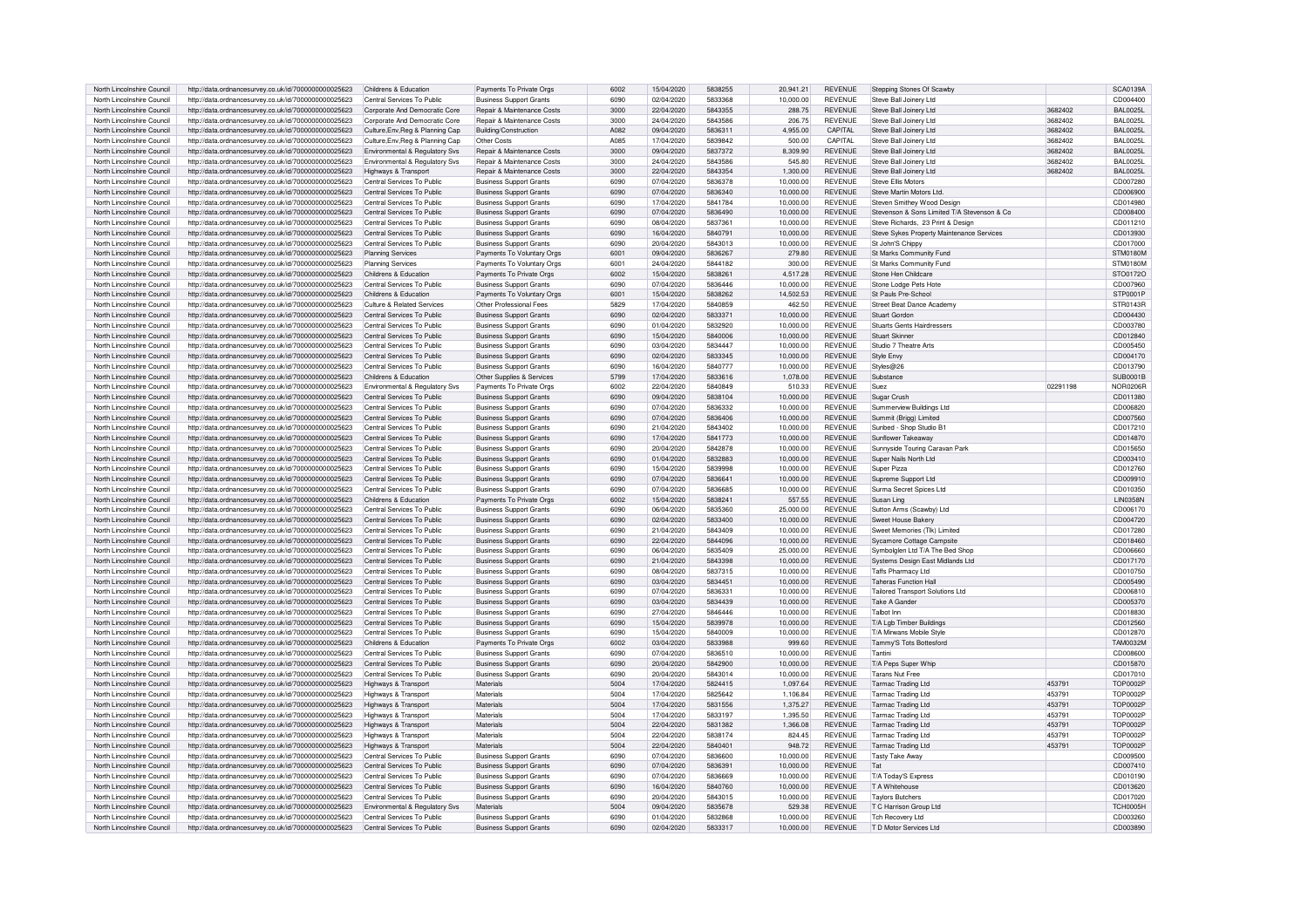| | | | | | | | | | | | | |
|---|---|---|---|---|---|---|---|---|---|---|---|---|
| North Lincolnshire Council | http://data.ordnancesurvey.co.uk/id/7000000000025623 | Childrens & Education | Payments To Private Orgs | 6002 | 15/04/2020 | 5838255 | 20,941.21 | REVENUE | Stepping Stones Of Scawby | | SCA0139A |
| North Lincolnshire Council | http://data.ordnancesurvey.co.uk/id/7000000000025623 | Central Services To Public | Business Support Grants | 6090 | 02/04/2020 | 5833368 | 10,000.00 | REVENUE | Steve Ball Joinery Ltd | | CD004400 |
| North Lincolnshire Council | http://data.ordnancesurvey.co.uk/id/7000000000025623 | Corporate And Democratic Core | Repair & Maintenance Costs | 3000 | 22/04/2020 | 5843355 | 288.75 | REVENUE | Steve Ball Joinery Ltd | 3682402 | BAL0025L |
| North Lincolnshire Council | http://data.ordnancesurvey.co.uk/id/7000000000025623 | Corporate And Democratic Core | Repair & Maintenance Costs | 3000 | 24/04/2020 | 5843586 | 206.75 | REVENUE | Steve Ball Joinery Ltd | 3682402 | BAL0025L |
| North Lincolnshire Council | http://data.ordnancesurvey.co.uk/id/7000000000025623 | Culture,Env,Reg & Planning Cap | Building/Construction | A082 | 09/04/2020 | 5836311 | 4,955.00 | CAPITAL | Steve Ball Joinery Ltd | 3682402 | BAL0025L |
| North Lincolnshire Council | http://data.ordnancesurvey.co.uk/id/7000000000025623 | Culture,Env,Reg & Planning Cap | Other Costs | A085 | 17/04/2020 | 5839842 | 500.00 | CAPITAL | Steve Ball Joinery Ltd | 3682402 | BAL0025L |
| North Lincolnshire Council | http://data.ordnancesurvey.co.uk/id/7000000000025623 | Environmental & Regulatory Svs | Repair & Maintenance Costs | 3000 | 09/04/2020 | 5837372 | 8,309.90 | REVENUE | Steve Ball Joinery Ltd | 3682402 | BAL0025L |
| North Lincolnshire Council | http://data.ordnancesurvey.co.uk/id/7000000000025623 | Environmental & Regulatory Svs | Repair & Maintenance Costs | 3000 | 24/04/2020 | 5843586 | 545.80 | REVENUE | Steve Ball Joinery Ltd | 3682402 | BAL0025L |
| North Lincolnshire Council | http://data.ordnancesurvey.co.uk/id/7000000000025623 | Highways & Transport | Repair & Maintenance Costs | 3000 | 22/04/2020 | 5843354 | 1,300.00 | REVENUE | Steve Ball Joinery Ltd | 3682402 | BAL0025L |
| North Lincolnshire Council | http://data.ordnancesurvey.co.uk/id/7000000000025623 | Central Services To Public | Business Support Grants | 6090 | 07/04/2020 | 5836378 | 10,000.00 | REVENUE | Steve Ellis Motors | | CD007280 |
| North Lincolnshire Council | http://data.ordnancesurvey.co.uk/id/7000000000025623 | Central Services To Public | Business Support Grants | 6090 | 07/04/2020 | 5836340 | 10,000.00 | REVENUE | Steve Martin Motors Ltd. | | CD006900 |
| North Lincolnshire Council | http://data.ordnancesurvey.co.uk/id/7000000000025623 | Central Services To Public | Business Support Grants | 6090 | 17/04/2020 | 5841784 | 10,000.00 | REVENUE | Steven Smithey Wood Design | | CD014980 |
| North Lincolnshire Council | http://data.ordnancesurvey.co.uk/id/7000000000025623 | Central Services To Public | Business Support Grants | 6090 | 07/04/2020 | 5836490 | 10,000.00 | REVENUE | Stevenson & Sons Limited T/A Stevenson & Co | | CD008400 |
| North Lincolnshire Council | http://data.ordnancesurvey.co.uk/id/7000000000025623 | Central Services To Public | Business Support Grants | 6090 | 08/04/2020 | 5837361 | 10,000.00 | REVENUE | Steve Richards, 23 Print & Design | | CD011210 |
| North Lincolnshire Council | http://data.ordnancesurvey.co.uk/id/7000000000025623 | Central Services To Public | Business Support Grants | 6090 | 16/04/2020 | 5840791 | 10,000.00 | REVENUE | Steve Sykes Property Maintenance Services | | CD013930 |
| North Lincolnshire Council | http://data.ordnancesurvey.co.uk/id/7000000000025623 | Central Services To Public | Business Support Grants | 6090 | 20/04/2020 | 5843013 | 10,000.00 | REVENUE | St John'S Chippy | | CD017000 |
| North Lincolnshire Council | http://data.ordnancesurvey.co.uk/id/7000000000025623 | Planning Services | Payments To Voluntary Orgs | 6001 | 09/04/2020 | 5836267 | 279.80 | REVENUE | St Marks Community Fund | | STM0180M |
| North Lincolnshire Council | http://data.ordnancesurvey.co.uk/id/7000000000025623 | Planning Services | Payments To Voluntary Orgs | 6001 | 24/04/2020 | 5844182 | 300.00 | REVENUE | St Marks Community Fund | | STM0180M |
| North Lincolnshire Council | http://data.ordnancesurvey.co.uk/id/7000000000025623 | Childrens & Education | Payments To Private Orgs | 6002 | 15/04/2020 | 5838261 | 4,517.28 | REVENUE | Stone Hen Childcare | | STO0172O |
| North Lincolnshire Council | http://data.ordnancesurvey.co.uk/id/7000000000025623 | Central Services To Public | Business Support Grants | 6090 | 07/04/2020 | 5836446 | 10,000.00 | REVENUE | Stone Lodge Pets Hotel | | CD007960 |
| North Lincolnshire Council | http://data.ordnancesurvey.co.uk/id/7000000000025623 | Childrens & Education | Payments To Voluntary Orgs | 6001 | 15/04/2020 | 5838262 | 14,502.53 | REVENUE | St Pauls Pre-School | | STP0001P |
| North Lincolnshire Council | http://data.ordnancesurvey.co.uk/id/7000000000025623 | Culture & Related Services | Other Professional Fees | 5829 | 17/04/2020 | 5840859 | 462.50 | REVENUE | Street Beat Dance Academy | | STR0143R |
| North Lincolnshire Council | http://data.ordnancesurvey.co.uk/id/7000000000025623 | Central Services To Public | Business Support Grants | 6090 | 02/04/2020 | 5833371 | 10,000.00 | REVENUE | Stuart Gordon | | CD004430 |
| North Lincolnshire Council | http://data.ordnancesurvey.co.uk/id/7000000000025623 | Central Services To Public | Business Support Grants | 6090 | 01/04/2020 | 5832920 | 10,000.00 | REVENUE | Stuarts Gents Hairdressers | | CD003780 |
| North Lincolnshire Council | http://data.ordnancesurvey.co.uk/id/7000000000025623 | Central Services To Public | Business Support Grants | 6090 | 15/04/2020 | 5840006 | 10,000.00 | REVENUE | Stuart Skinner | | CD012840 |
| North Lincolnshire Council | http://data.ordnancesurvey.co.uk/id/7000000000025623 | Central Services To Public | Business Support Grants | 6090 | 03/04/2020 | 5834447 | 10,000.00 | REVENUE | Studio 7 Theatre Arts | | CD005450 |
| North Lincolnshire Council | http://data.ordnancesurvey.co.uk/id/7000000000025623 | Central Services To Public | Business Support Grants | 6090 | 02/04/2020 | 5833345 | 10,000.00 | REVENUE | Style Envy | | CD004170 |
| North Lincolnshire Council | http://data.ordnancesurvey.co.uk/id/7000000000025623 | Central Services To Public | Business Support Grants | 6090 | 16/04/2020 | 5840777 | 10,000.00 | REVENUE | Styles@26 | | CD013790 |
| North Lincolnshire Council | http://data.ordnancesurvey.co.uk/id/7000000000025623 | Childrens & Education | Other Supplies & Services | 5799 | 17/04/2020 | 5833616 | 1,078.00 | REVENUE | Substance | | SUB0001B |
| North Lincolnshire Council | http://data.ordnancesurvey.co.uk/id/7000000000025623 | Environmental & Regulatory Svs | Payments To Private Orgs | 6002 | 22/04/2020 | 5840849 | 510.33 | REVENUE | Suez | 02291198 | NOR0206R |
| North Lincolnshire Council | http://data.ordnancesurvey.co.uk/id/7000000000025623 | Central Services To Public | Business Support Grants | 6090 | 09/04/2020 | 5838104 | 10,000.00 | REVENUE | Sugar Crush | | CD011380 |
| North Lincolnshire Council | http://data.ordnancesurvey.co.uk/id/7000000000025623 | Central Services To Public | Business Support Grants | 6090 | 07/04/2020 | 5836332 | 10,000.00 | REVENUE | Summerview Buildings Ltd | | CD006820 |
| North Lincolnshire Council | http://data.ordnancesurvey.co.uk/id/7000000000025623 | Central Services To Public | Business Support Grants | 6090 | 07/04/2020 | 5836406 | 10,000.00 | REVENUE | Summit (Brigg) Limited | | CD007560 |
| North Lincolnshire Council | http://data.ordnancesurvey.co.uk/id/7000000000025623 | Central Services To Public | Business Support Grants | 6090 | 21/04/2020 | 5843402 | 10,000.00 | REVENUE | Sunbed - Shop Studio B1 | | CD017210 |
| North Lincolnshire Council | http://data.ordnancesurvey.co.uk/id/7000000000025623 | Central Services To Public | Business Support Grants | 6090 | 17/04/2020 | 5841773 | 10,000.00 | REVENUE | Sunflower Takeaway | | CD014870 |
| North Lincolnshire Council | http://data.ordnancesurvey.co.uk/id/7000000000025623 | Central Services To Public | Business Support Grants | 6090 | 20/04/2020 | 5842878 | 10,000.00 | REVENUE | Sunnyside Touring Caravan Park | | CD015650 |
| North Lincolnshire Council | http://data.ordnancesurvey.co.uk/id/7000000000025623 | Central Services To Public | Business Support Grants | 6090 | 01/04/2020 | 5832883 | 10,000.00 | REVENUE | Super Nails North Ltd | | CD003410 |
| North Lincolnshire Council | http://data.ordnancesurvey.co.uk/id/7000000000025623 | Central Services To Public | Business Support Grants | 6090 | 15/04/2020 | 5839998 | 10,000.00 | REVENUE | Super Pizza | | CD012760 |
| North Lincolnshire Council | http://data.ordnancesurvey.co.uk/id/7000000000025623 | Central Services To Public | Business Support Grants | 6090 | 07/04/2020 | 5836641 | 10,000.00 | REVENUE | Supreme Support Ltd | | CD009910 |
| North Lincolnshire Council | http://data.ordnancesurvey.co.uk/id/7000000000025623 | Central Services To Public | Business Support Grants | 6090 | 07/04/2020 | 5836685 | 10,000.00 | REVENUE | Surma Secret Spices Ltd | | CD010350 |
| North Lincolnshire Council | http://data.ordnancesurvey.co.uk/id/7000000000025623 | Childrens & Education | Payments To Private Orgs | 6002 | 15/04/2020 | 5838241 | 557.55 | REVENUE | Susan Ling | | LIN0358N |
| North Lincolnshire Council | http://data.ordnancesurvey.co.uk/id/7000000000025623 | Central Services To Public | Business Support Grants | 6090 | 06/04/2020 | 5835360 | 25,000.00 | REVENUE | Sutton Arms (Scawby) Ltd | | CD006170 |
| North Lincolnshire Council | http://data.ordnancesurvey.co.uk/id/7000000000025623 | Central Services To Public | Business Support Grants | 6090 | 02/04/2020 | 5833400 | 10,000.00 | REVENUE | Sweet House Bakery | | CD004720 |
| North Lincolnshire Council | http://data.ordnancesurvey.co.uk/id/7000000000025623 | Central Services To Public | Business Support Grants | 6090 | 21/04/2020 | 5843409 | 10,000.00 | REVENUE | Sweet Memories (Tlk) Limited | | CD017280 |
| North Lincolnshire Council | http://data.ordnancesurvey.co.uk/id/7000000000025623 | Central Services To Public | Business Support Grants | 6090 | 22/04/2020 | 5844096 | 10,000.00 | REVENUE | Sycamore Cottage Campsite | | CD018460 |
| North Lincolnshire Council | http://data.ordnancesurvey.co.uk/id/7000000000025623 | Central Services To Public | Business Support Grants | 6090 | 06/04/2020 | 5835409 | 25,000.00 | REVENUE | Symbolglen Ltd T/A The Bed Shop | | CD006660 |
| North Lincolnshire Council | http://data.ordnancesurvey.co.uk/id/7000000000025623 | Central Services To Public | Business Support Grants | 6090 | 21/04/2020 | 5843398 | 10,000.00 | REVENUE | Systems Design East Midlands Ltd | | CD017170 |
| North Lincolnshire Council | http://data.ordnancesurvey.co.uk/id/7000000000025623 | Central Services To Public | Business Support Grants | 6090 | 08/04/2020 | 5837315 | 10,000.00 | REVENUE | Taffs Pharmacy Ltd | | CD010750 |
| North Lincolnshire Council | http://data.ordnancesurvey.co.uk/id/7000000000025623 | Central Services To Public | Business Support Grants | 6090 | 03/04/2020 | 5834451 | 10,000.00 | REVENUE | Taheras Function Hall | | CD005490 |
| North Lincolnshire Council | http://data.ordnancesurvey.co.uk/id/7000000000025623 | Central Services To Public | Business Support Grants | 6090 | 07/04/2020 | 5836331 | 10,000.00 | REVENUE | Tailored Transport Solutions Ltd | | CD006810 |
| North Lincolnshire Council | http://data.ordnancesurvey.co.uk/id/7000000000025623 | Central Services To Public | Business Support Grants | 6090 | 03/04/2020 | 5834439 | 10,000.00 | REVENUE | Take A Gander | | CD005370 |
| North Lincolnshire Council | http://data.ordnancesurvey.co.uk/id/7000000000025623 | Central Services To Public | Business Support Grants | 6090 | 27/04/2020 | 5846446 | 10,000.00 | REVENUE | Talbot Inn | | CD018830 |
| North Lincolnshire Council | http://data.ordnancesurvey.co.uk/id/7000000000025623 | Central Services To Public | Business Support Grants | 6090 | 15/04/2020 | 5839978 | 10,000.00 | REVENUE | T/A Lgb Timber Buildings | | CD012560 |
| North Lincolnshire Council | http://data.ordnancesurvey.co.uk/id/7000000000025623 | Central Services To Public | Business Support Grants | 6090 | 15/04/2020 | 5840009 | 10,000.00 | REVENUE | T/A Mirwans Mobile Style | | CD012870 |
| North Lincolnshire Council | http://data.ordnancesurvey.co.uk/id/7000000000025623 | Childrens & Education | Payments To Private Orgs | 6002 | 03/04/2020 | 5833988 | 999.60 | REVENUE | Tammy'S Tots Bottesford | | TAM0032M |
| North Lincolnshire Council | http://data.ordnancesurvey.co.uk/id/7000000000025623 | Central Services To Public | Business Support Grants | 6090 | 07/04/2020 | 5836510 | 10,000.00 | REVENUE | Tantini | | CD008600 |
| North Lincolnshire Council | http://data.ordnancesurvey.co.uk/id/7000000000025623 | Central Services To Public | Business Support Grants | 6090 | 20/04/2020 | 5842900 | 10,000.00 | REVENUE | T/A Peps Super Whip | | CD015870 |
| North Lincolnshire Council | http://data.ordnancesurvey.co.uk/id/7000000000025623 | Central Services To Public | Business Support Grants | 6090 | 20/04/2020 | 5843014 | 10,000.00 | REVENUE | Tarans Nut Free | | CD017010 |
| North Lincolnshire Council | http://data.ordnancesurvey.co.uk/id/7000000000025623 | Highways & Transport | Materials | 5004 | 17/04/2020 | 5824415 | 1,097.64 | REVENUE | Tarmac Trading Ltd | 453791 | TOP0002P |
| North Lincolnshire Council | http://data.ordnancesurvey.co.uk/id/7000000000025623 | Highways & Transport | Materials | 5004 | 17/04/2020 | 5825642 | 1,106.84 | REVENUE | Tarmac Trading Ltd | 453791 | TOP0002P |
| North Lincolnshire Council | http://data.ordnancesurvey.co.uk/id/7000000000025623 | Highways & Transport | Materials | 5004 | 17/04/2020 | 5831556 | 1,375.27 | REVENUE | Tarmac Trading Ltd | 453791 | TOP0002P |
| North Lincolnshire Council | http://data.ordnancesurvey.co.uk/id/7000000000025623 | Highways & Transport | Materials | 5004 | 17/04/2020 | 5833197 | 1,395.50 | REVENUE | Tarmac Trading Ltd | 453791 | TOP0002P |
| North Lincolnshire Council | http://data.ordnancesurvey.co.uk/id/7000000000025623 | Highways & Transport | Materials | 5004 | 22/04/2020 | 5831382 | 1,366.08 | REVENUE | Tarmac Trading Ltd | 453791 | TOP0002P |
| North Lincolnshire Council | http://data.ordnancesurvey.co.uk/id/7000000000025623 | Highways & Transport | Materials | 5004 | 22/04/2020 | 5838174 | 824.45 | REVENUE | Tarmac Trading Ltd | 453791 | TOP0002P |
| North Lincolnshire Council | http://data.ordnancesurvey.co.uk/id/7000000000025623 | Highways & Transport | Materials | 5004 | 22/04/2020 | 5840401 | 948.72 | REVENUE | Tarmac Trading Ltd | 453791 | TOP0002P |
| North Lincolnshire Council | http://data.ordnancesurvey.co.uk/id/7000000000025623 | Central Services To Public | Business Support Grants | 6090 | 07/04/2020 | 5836600 | 10,000.00 | REVENUE | Tasty Take Away | | CD009500 |
| North Lincolnshire Council | http://data.ordnancesurvey.co.uk/id/7000000000025623 | Central Services To Public | Business Support Grants | 6090 | 07/04/2020 | 5836391 | 10,000.00 | REVENUE | Tat | | CD007410 |
| North Lincolnshire Council | http://data.ordnancesurvey.co.uk/id/7000000000025623 | Central Services To Public | Business Support Grants | 6090 | 07/04/2020 | 5836669 | 10,000.00 | REVENUE | T/A Today'S Express | | CD010190 |
| North Lincolnshire Council | http://data.ordnancesurvey.co.uk/id/7000000000025623 | Central Services To Public | Business Support Grants | 6090 | 16/04/2020 | 5840760 | 10,000.00 | REVENUE | T A Whitehouse | | CD013620 |
| North Lincolnshire Council | http://data.ordnancesurvey.co.uk/id/7000000000025623 | Central Services To Public | Business Support Grants | 6090 | 20/04/2020 | 5843015 | 10,000.00 | REVENUE | Taylors Butchers | | CD017020 |
| North Lincolnshire Council | http://data.ordnancesurvey.co.uk/id/7000000000025623 | Environmental & Regulatory Svs | Materials | 5004 | 09/04/2020 | 5835678 | 529.38 | REVENUE | T C Harrison Group Ltd | | TCH0005H |
| North Lincolnshire Council | http://data.ordnancesurvey.co.uk/id/7000000000025623 | Central Services To Public | Business Support Grants | 6090 | 01/04/2020 | 5832868 | 10,000.00 | REVENUE | Tch Recovery Ltd | | CD003260 |
| North Lincolnshire Council | http://data.ordnancesurvey.co.uk/id/7000000000025623 | Central Services To Public | Business Support Grants | 6090 | 02/04/2020 | 5833317 | 10,000.00 | REVENUE | T D Motor Services Ltd | | CD003890 |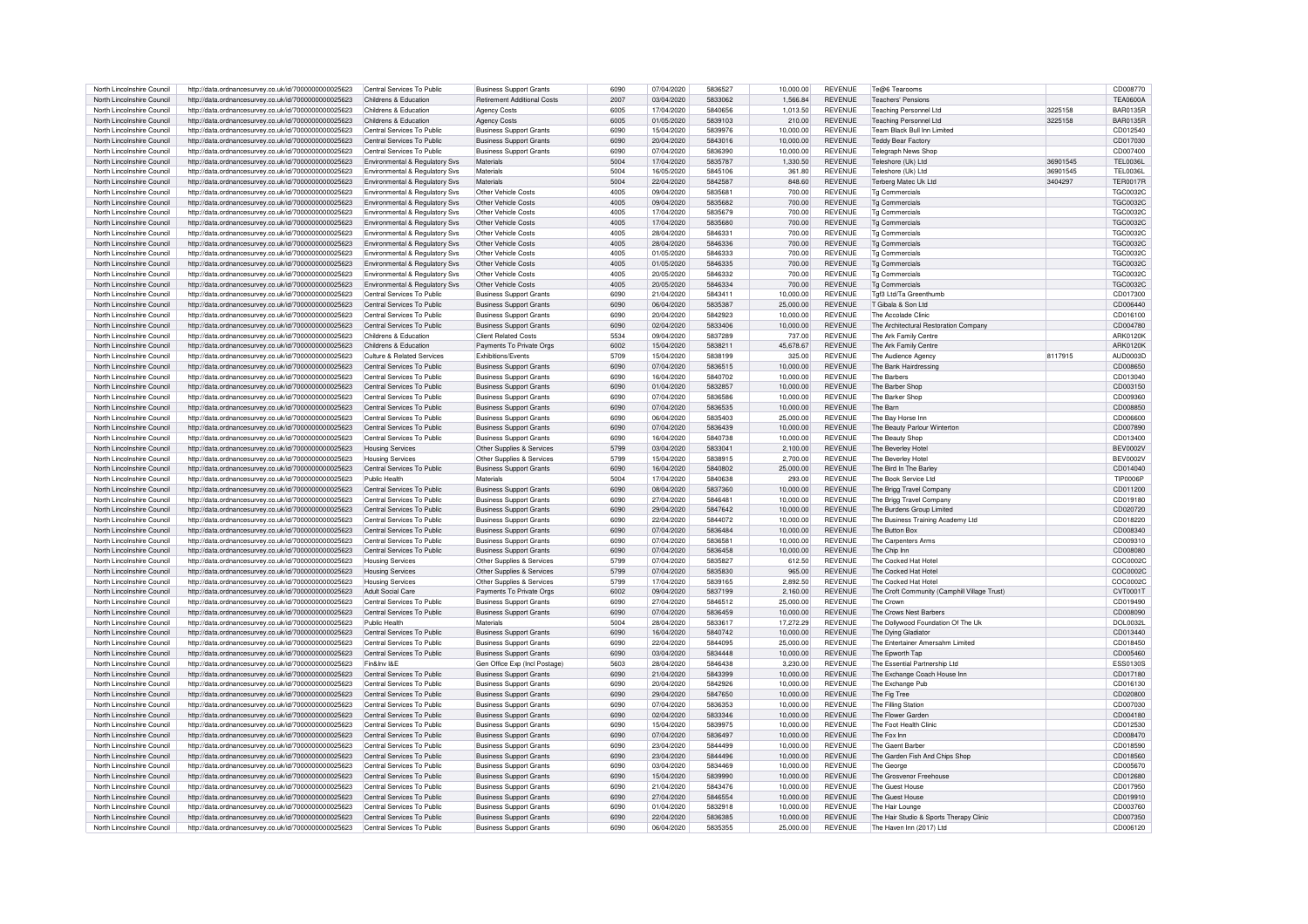| North Lincolnshire Council | http://data.ordnancesurvey.co.uk/id/7000000000025623 | Central Services To Public | Business Support Grants | 6090 | 07/04/2020 | 5836527 | 10,000.00 | REVENUE | Te@6 Tearooms | | CD008770 |
|---|---|---|---|---|---|---|---|---|---|---|---|
| North Lincolnshire Council | http://data.ordnancesurvey.co.uk/id/7000000000025623 | Childrens & Education | Retirement Additional Costs | 2007 | 03/04/2020 | 5833062 | 1,566.84 | REVENUE | Teachers' Pensions | | TEA0600A |
| North Lincolnshire Council | http://data.ordnancesurvey.co.uk/id/7000000000025623 | Childrens & Education | Agency Costs | 6005 | 17/04/2020 | 5840656 | 1,013.50 | REVENUE | Teaching Personnel Ltd | 3225158 | BAR0135R |
| North Lincolnshire Council | http://data.ordnancesurvey.co.uk/id/7000000000025623 | Childrens & Education | Agency Costs | 6005 | 01/05/2020 | 5839103 | 210.00 | REVENUE | Teaching Personnel Ltd | 3225158 | BAR0135R |
| North Lincolnshire Council | http://data.ordnancesurvey.co.uk/id/7000000000025623 | Central Services To Public | Business Support Grants | 6090 | 15/04/2020 | 5839976 | 10,000.00 | REVENUE | Team Black Bull Inn Limited | | CD012540 |
| North Lincolnshire Council | http://data.ordnancesurvey.co.uk/id/7000000000025623 | Central Services To Public | Business Support Grants | 6090 | 20/04/2020 | 5843016 | 10,000.00 | REVENUE | Teddy Bear Factory | | CD017030 |
| North Lincolnshire Council | http://data.ordnancesurvey.co.uk/id/7000000000025623 | Central Services To Public | Business Support Grants | 6090 | 07/04/2020 | 5836390 | 10,000.00 | REVENUE | Telegraph News Shop | | CD007400 |
| North Lincolnshire Council | http://data.ordnancesurvey.co.uk/id/7000000000025623 | Environmental & Regulatory Svs | Materials | 5004 | 17/04/2020 | 5835787 | 1,330.50 | REVENUE | Teleshore (Uk) Ltd | 36901545 | TEL0036L |
| North Lincolnshire Council | http://data.ordnancesurvey.co.uk/id/7000000000025623 | Environmental & Regulatory Svs | Materials | 5004 | 16/05/2020 | 5845106 | 361.80 | REVENUE | Teleshore (Uk) Ltd | 36901545 | TEL0036L |
| North Lincolnshire Council | http://data.ordnancesurvey.co.uk/id/7000000000025623 | Environmental & Regulatory Svs | Materials | 5004 | 22/04/2020 | 5842587 | 848.60 | REVENUE | Terberg Matec Uk Ltd | 3404297 | TER0017R |
| North Lincolnshire Council | http://data.ordnancesurvey.co.uk/id/7000000000025623 | Environmental & Regulatory Svs | Other Vehicle Costs | 4005 | 09/04/2020 | 5835681 | 700.00 | REVENUE | Tg Commercials | | TGC0032C |
| North Lincolnshire Council | http://data.ordnancesurvey.co.uk/id/7000000000025623 | Environmental & Regulatory Svs | Other Vehicle Costs | 4005 | 09/04/2020 | 5835682 | 700.00 | REVENUE | Tg Commercials | | TGC0032C |
| North Lincolnshire Council | http://data.ordnancesurvey.co.uk/id/7000000000025623 | Environmental & Regulatory Svs | Other Vehicle Costs | 4005 | 17/04/2020 | 5835679 | 700.00 | REVENUE | Tg Commercials | | TGC0032C |
| North Lincolnshire Council | http://data.ordnancesurvey.co.uk/id/7000000000025623 | Environmental & Regulatory Svs | Other Vehicle Costs | 4005 | 17/04/2020 | 5835680 | 700.00 | REVENUE | Tg Commercials | | TGC0032C |
| North Lincolnshire Council | http://data.ordnancesurvey.co.uk/id/7000000000025623 | Environmental & Regulatory Svs | Other Vehicle Costs | 4005 | 28/04/2020 | 5846331 | 700.00 | REVENUE | Tg Commercials | | TGC0032C |
| North Lincolnshire Council | http://data.ordnancesurvey.co.uk/id/7000000000025623 | Environmental & Regulatory Svs | Other Vehicle Costs | 4005 | 28/04/2020 | 5846336 | 700.00 | REVENUE | Tg Commercials | | TGC0032C |
| North Lincolnshire Council | http://data.ordnancesurvey.co.uk/id/7000000000025623 | Environmental & Regulatory Svs | Other Vehicle Costs | 4005 | 01/05/2020 | 5846333 | 700.00 | REVENUE | Tg Commercials | | TGC0032C |
| North Lincolnshire Council | http://data.ordnancesurvey.co.uk/id/7000000000025623 | Environmental & Regulatory Svs | Other Vehicle Costs | 4005 | 01/05/2020 | 5846335 | 700.00 | REVENUE | Tg Commercials | | TGC0032C |
| North Lincolnshire Council | http://data.ordnancesurvey.co.uk/id/7000000000025623 | Environmental & Regulatory Svs | Other Vehicle Costs | 4005 | 20/05/2020 | 5846332 | 700.00 | REVENUE | Tg Commercials | | TGC0032C |
| North Lincolnshire Council | http://data.ordnancesurvey.co.uk/id/7000000000025623 | Environmental & Regulatory Svs | Other Vehicle Costs | 4005 | 20/05/2020 | 5846334 | 700.00 | REVENUE | Tg Commercials | | TGC0032C |
| North Lincolnshire Council | http://data.ordnancesurvey.co.uk/id/7000000000025623 | Central Services To Public | Business Support Grants | 6090 | 21/04/2020 | 5843411 | 10,000.00 | REVENUE | Tgf3 Ltd/Ta Greenthumb | | CD017300 |
| North Lincolnshire Council | http://data.ordnancesurvey.co.uk/id/7000000000025623 | Central Services To Public | Business Support Grants | 6090 | 06/04/2020 | 5835387 | 25,000.00 | REVENUE | T Gibala & Son Ltd | | CD006440 |
| North Lincolnshire Council | http://data.ordnancesurvey.co.uk/id/7000000000025623 | Central Services To Public | Business Support Grants | 6090 | 20/04/2020 | 5842923 | 10,000.00 | REVENUE | The Accolade Clinic | | CD016100 |
| North Lincolnshire Council | http://data.ordnancesurvey.co.uk/id/7000000000025623 | Central Services To Public | Business Support Grants | 6090 | 02/04/2020 | 5833406 | 10,000.00 | REVENUE | The Architectural Restoration Company | | CD004780 |
| North Lincolnshire Council | http://data.ordnancesurvey.co.uk/id/7000000000025623 | Childrens & Education | Client Related Costs | 5534 | 09/04/2020 | 5837289 | 737.00 | REVENUE | The Ark Family Centre | | ARK0120K |
| North Lincolnshire Council | http://data.ordnancesurvey.co.uk/id/7000000000025623 | Childrens & Education | Payments To Private Orgs | 6002 | 15/04/2020 | 5838211 | 45,678.67 | REVENUE | The Ark Family Centre | | ARK0120K |
| North Lincolnshire Council | http://data.ordnancesurvey.co.uk/id/7000000000025623 | Culture & Related Services | Exhibitions/Events | 5709 | 15/04/2020 | 5838199 | 325.00 | REVENUE | The Audience Agency | 8117915 | AUD0003D |
| North Lincolnshire Council | http://data.ordnancesurvey.co.uk/id/7000000000025623 | Central Services To Public | Business Support Grants | 6090 | 07/04/2020 | 5836515 | 10,000.00 | REVENUE | The Bank Hairdressing | | CD008650 |
| North Lincolnshire Council | http://data.ordnancesurvey.co.uk/id/7000000000025623 | Central Services To Public | Business Support Grants | 6090 | 16/04/2020 | 5840702 | 10,000.00 | REVENUE | The Barbers | | CD013040 |
| North Lincolnshire Council | http://data.ordnancesurvey.co.uk/id/7000000000025623 | Central Services To Public | Business Support Grants | 6090 | 01/04/2020 | 5832857 | 10,000.00 | REVENUE | The Barber Shop | | CD003150 |
| North Lincolnshire Council | http://data.ordnancesurvey.co.uk/id/7000000000025623 | Central Services To Public | Business Support Grants | 6090 | 07/04/2020 | 5836586 | 10,000.00 | REVENUE | The Barker Shop | | CD009360 |
| North Lincolnshire Council | http://data.ordnancesurvey.co.uk/id/7000000000025623 | Central Services To Public | Business Support Grants | 6090 | 07/04/2020 | 5836535 | 10,000.00 | REVENUE | The Barn | | CD008850 |
| North Lincolnshire Council | http://data.ordnancesurvey.co.uk/id/7000000000025623 | Central Services To Public | Business Support Grants | 6090 | 06/04/2020 | 5835403 | 25,000.00 | REVENUE | The Bay Horse Inn | | CD006600 |
| North Lincolnshire Council | http://data.ordnancesurvey.co.uk/id/7000000000025623 | Central Services To Public | Business Support Grants | 6090 | 07/04/2020 | 5836439 | 10,000.00 | REVENUE | The Beauty Parlour Winterton | | CD007890 |
| North Lincolnshire Council | http://data.ordnancesurvey.co.uk/id/7000000000025623 | Central Services To Public | Business Support Grants | 6090 | 16/04/2020 | 5840738 | 10,000.00 | REVENUE | The Beauty Shop | | CD013400 |
| North Lincolnshire Council | http://data.ordnancesurvey.co.uk/id/7000000000025623 | Housing Services | Other Supplies & Services | 5799 | 03/04/2020 | 5833041 | 2,100.00 | REVENUE | The Beverley Hotel | | BEV0002V |
| North Lincolnshire Council | http://data.ordnancesurvey.co.uk/id/7000000000025623 | Housing Services | Other Supplies & Services | 5799 | 15/04/2020 | 5838915 | 2,700.00 | REVENUE | The Beverley Hotel | | BEV0002V |
| North Lincolnshire Council | http://data.ordnancesurvey.co.uk/id/7000000000025623 | Central Services To Public | Business Support Grants | 6090 | 16/04/2020 | 5840802 | 25,000.00 | REVENUE | The Bird In The Barley | | CD014040 |
| North Lincolnshire Council | http://data.ordnancesurvey.co.uk/id/7000000000025623 | Public Health | Materials | 5004 | 17/04/2020 | 5840638 | 293.00 | REVENUE | The Book Service Ltd | | TIP0006P |
| North Lincolnshire Council | http://data.ordnancesurvey.co.uk/id/7000000000025623 | Central Services To Public | Business Support Grants | 6090 | 08/04/2020 | 5837360 | 10,000.00 | REVENUE | The Brigg Travel Company | | CD011200 |
| North Lincolnshire Council | http://data.ordnancesurvey.co.uk/id/7000000000025623 | Central Services To Public | Business Support Grants | 6090 | 27/04/2020 | 5846481 | 10,000.00 | REVENUE | The Brigg Travel Company | | CD019180 |
| North Lincolnshire Council | http://data.ordnancesurvey.co.uk/id/7000000000025623 | Central Services To Public | Business Support Grants | 6090 | 29/04/2020 | 5847642 | 10,000.00 | REVENUE | The Burdens Group Limited | | CD020720 |
| North Lincolnshire Council | http://data.ordnancesurvey.co.uk/id/7000000000025623 | Central Services To Public | Business Support Grants | 6090 | 22/04/2020 | 5844072 | 10,000.00 | REVENUE | The Business Training Academy Ltd | | CD018220 |
| North Lincolnshire Council | http://data.ordnancesurvey.co.uk/id/7000000000025623 | Central Services To Public | Business Support Grants | 6090 | 07/04/2020 | 5836484 | 10,000.00 | REVENUE | The Button Box | | CD008340 |
| North Lincolnshire Council | http://data.ordnancesurvey.co.uk/id/7000000000025623 | Central Services To Public | Business Support Grants | 6090 | 07/04/2020 | 5836581 | 10,000.00 | REVENUE | The Carpenters Arms | | CD009310 |
| North Lincolnshire Council | http://data.ordnancesurvey.co.uk/id/7000000000025623 | Central Services To Public | Business Support Grants | 6090 | 07/04/2020 | 5836458 | 10,000.00 | REVENUE | The Chip Inn | | CD008080 |
| North Lincolnshire Council | http://data.ordnancesurvey.co.uk/id/7000000000025623 | Housing Services | Other Supplies & Services | 5799 | 07/04/2020 | 5835827 | 612.50 | REVENUE | The Cocked Hat Hotel | | COC0002C |
| North Lincolnshire Council | http://data.ordnancesurvey.co.uk/id/7000000000025623 | Housing Services | Other Supplies & Services | 5799 | 07/04/2020 | 5835830 | 965.00 | REVENUE | The Cocked Hat Hotel | | COC0002C |
| North Lincolnshire Council | http://data.ordnancesurvey.co.uk/id/7000000000025623 | Housing Services | Other Supplies & Services | 5799 | 17/04/2020 | 5839165 | 2,892.50 | REVENUE | The Cocked Hat Hotel | | COC0002C |
| North Lincolnshire Council | http://data.ordnancesurvey.co.uk/id/7000000000025623 | Adult Social Care | Payments To Private Orgs | 6002 | 09/04/2020 | 5837199 | 2,160.00 | REVENUE | The Croft Community (Camphill Village Trust) | | CVT0001T |
| North Lincolnshire Council | http://data.ordnancesurvey.co.uk/id/7000000000025623 | Central Services To Public | Business Support Grants | 6090 | 27/04/2020 | 5846512 | 25,000.00 | REVENUE | The Crown | | CD019490 |
| North Lincolnshire Council | http://data.ordnancesurvey.co.uk/id/7000000000025623 | Central Services To Public | Business Support Grants | 6090 | 07/04/2020 | 5836459 | 10,000.00 | REVENUE | The Crows Nest Barbers | | CD008090 |
| North Lincolnshire Council | http://data.ordnancesurvey.co.uk/id/7000000000025623 | Public Health | Materials | 5004 | 28/04/2020 | 5833617 | 17,272.29 | REVENUE | The Dollywood Foundation Of The Uk | | DOL0032L |
| North Lincolnshire Council | http://data.ordnancesurvey.co.uk/id/7000000000025623 | Central Services To Public | Business Support Grants | 6090 | 16/04/2020 | 5840742 | 10,000.00 | REVENUE | The Dying Gladiator | | CD013440 |
| North Lincolnshire Council | http://data.ordnancesurvey.co.uk/id/7000000000025623 | Central Services To Public | Business Support Grants | 6090 | 22/04/2020 | 5844095 | 25,000.00 | REVENUE | The Entertainer Amersahm Limited | | CD018450 |
| North Lincolnshire Council | http://data.ordnancesurvey.co.uk/id/7000000000025623 | Central Services To Public | Business Support Grants | 6090 | 03/04/2020 | 5834448 | 10,000.00 | REVENUE | The Epworth Tap | | CD005460 |
| North Lincolnshire Council | http://data.ordnancesurvey.co.uk/id/7000000000025623 | Fin&Inv I&E | Gen Office Exp (Incl Postage) | 5603 | 28/04/2020 | 5846438 | 3,230.00 | REVENUE | The Essential Partnership Ltd | | ESS0130S |
| North Lincolnshire Council | http://data.ordnancesurvey.co.uk/id/7000000000025623 | Central Services To Public | Business Support Grants | 6090 | 21/04/2020 | 5843399 | 10,000.00 | REVENUE | The Exchange Coach House Inn | | CD017180 |
| North Lincolnshire Council | http://data.ordnancesurvey.co.uk/id/7000000000025623 | Central Services To Public | Business Support Grants | 6090 | 20/04/2020 | 5842926 | 10,000.00 | REVENUE | The Exchange Pub | | CD016130 |
| North Lincolnshire Council | http://data.ordnancesurvey.co.uk/id/7000000000025623 | Central Services To Public | Business Support Grants | 6090 | 29/04/2020 | 5847650 | 10,000.00 | REVENUE | The Fig Tree | | CD020800 |
| North Lincolnshire Council | http://data.ordnancesurvey.co.uk/id/7000000000025623 | Central Services To Public | Business Support Grants | 6090 | 07/04/2020 | 5836353 | 10,000.00 | REVENUE | The Filling Station | | CD007030 |
| North Lincolnshire Council | http://data.ordnancesurvey.co.uk/id/7000000000025623 | Central Services To Public | Business Support Grants | 6090 | 02/04/2020 | 5833346 | 10,000.00 | REVENUE | The Flower Garden | | CD004180 |
| North Lincolnshire Council | http://data.ordnancesurvey.co.uk/id/7000000000025623 | Central Services To Public | Business Support Grants | 6090 | 15/04/2020 | 5839975 | 10,000.00 | REVENUE | The Foot Health Clinic | | CD012530 |
| North Lincolnshire Council | http://data.ordnancesurvey.co.uk/id/7000000000025623 | Central Services To Public | Business Support Grants | 6090 | 07/04/2020 | 5836497 | 10,000.00 | REVENUE | The Fox Inn | | CD008470 |
| North Lincolnshire Council | http://data.ordnancesurvey.co.uk/id/7000000000025623 | Central Services To Public | Business Support Grants | 6090 | 23/04/2020 | 5844499 | 10,000.00 | REVENUE | The Gaent Barber | | CD018590 |
| North Lincolnshire Council | http://data.ordnancesurvey.co.uk/id/7000000000025623 | Central Services To Public | Business Support Grants | 6090 | 23/04/2020 | 5844496 | 10,000.00 | REVENUE | The Garden Fish And Chips Shop | | CD018560 |
| North Lincolnshire Council | http://data.ordnancesurvey.co.uk/id/7000000000025623 | Central Services To Public | Business Support Grants | 6090 | 03/04/2020 | 5834469 | 10,000.00 | REVENUE | The George | | CD005670 |
| North Lincolnshire Council | http://data.ordnancesurvey.co.uk/id/7000000000025623 | Central Services To Public | Business Support Grants | 6090 | 15/04/2020 | 5839990 | 10,000.00 | REVENUE | The Grosvenor Freehouse | | CD012680 |
| North Lincolnshire Council | http://data.ordnancesurvey.co.uk/id/7000000000025623 | Central Services To Public | Business Support Grants | 6090 | 21/04/2020 | 5843476 | 10,000.00 | REVENUE | The Guest House | | CD017950 |
| North Lincolnshire Council | http://data.ordnancesurvey.co.uk/id/7000000000025623 | Central Services To Public | Business Support Grants | 6090 | 27/04/2020 | 5846554 | 10,000.00 | REVENUE | The Guest House | | CD019910 |
| North Lincolnshire Council | http://data.ordnancesurvey.co.uk/id/7000000000025623 | Central Services To Public | Business Support Grants | 6090 | 01/04/2020 | 5832918 | 10,000.00 | REVENUE | The Hair Lounge | | CD003760 |
| North Lincolnshire Council | http://data.ordnancesurvey.co.uk/id/7000000000025623 | Central Services To Public | Business Support Grants | 6090 | 22/04/2020 | 5836385 | 10,000.00 | REVENUE | The Hair Studio & Sports Therapy Clinic | | CD007350 |
| North Lincolnshire Council | http://data.ordnancesurvey.co.uk/id/7000000000025623 | Central Services To Public | Business Support Grants | 6090 | 06/04/2020 | 5835355 | 25,000.00 | REVENUE | The Haven Inn (2017) Ltd | | CD006120 |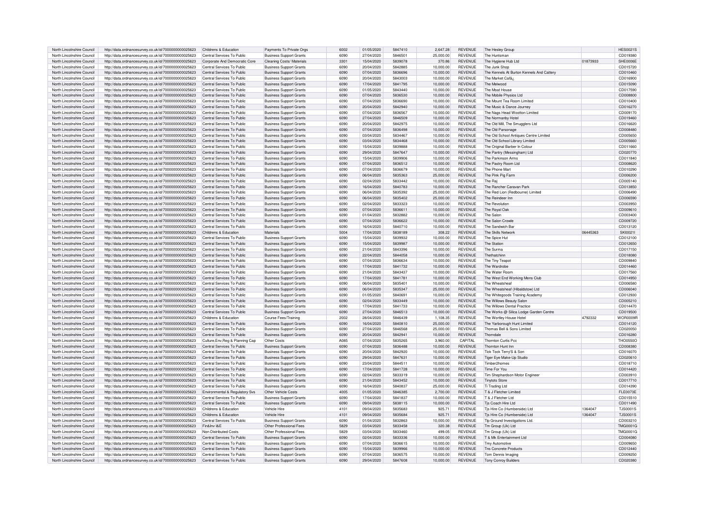| North Lincolnshire Council | http://data.ordnancesurvey.co.uk/id/7000000000025623 | Childrens & Education | Payments To Private Orgs | 6002 | 01/05/2020 | 5847410 | 2,647.28 | REVENUE | The Hesley Group | | HES0021S |
|---|---|---|---|---|---|---|---|---|---|---|---|
| North Lincolnshire Council | http://data.ordnancesurvey.co.uk/id/7000000000025623 | Central Services To Public | Business Support Grants | 6090 | 27/04/2020 | 5846501 | 25,000.00 | REVENUE | The Huntsman | | CD019380 |
| North Lincolnshire Council | http://data.ordnancesurvey.co.uk/id/7000000000025623 | Corporate And Democratic Core | Cleaning Costs/ Materials | 3301 | 15/04/2020 | 5839078 | 370.86 | REVENUE | The Hygiene Hub Ltd | 01873933 | SHE0006E |
| North Lincolnshire Council | http://data.ordnancesurvey.co.uk/id/7000000000025623 | Central Services To Public | Business Support Grants | 6090 | 20/04/2020 | 5842885 | 10,000.00 | REVENUE | The Junk Shop | | CD015720 |
| North Lincolnshire Council | http://data.ordnancesurvey.co.uk/id/7000000000025623 | Central Services To Public | Business Support Grants | 6090 | 07/04/2020 | 5836696 | 10,000.00 | REVENUE | The Kennels At Burton Kennels And Cattery | | CD010460 |
| North Lincolnshire Council | http://data.ordnancesurvey.co.uk/id/7000000000025623 | Central Services To Public | Business Support Grants | 6090 | 20/04/2020 | 5843003 | 10,000.00 | REVENUE | The Market Caf¿ | | CD016900 |
| North Lincolnshire Council | http://data.ordnancesurvey.co.uk/id/7000000000025623 | Central Services To Public | Business Support Grants | 6090 | 17/04/2020 | 5841795 | 10,000.00 | REVENUE | The Melwood | | CD015090 |
| North Lincolnshire Council | http://data.ordnancesurvey.co.uk/id/7000000000025623 | Central Services To Public | Business Support Grants | 6090 | 01/05/2020 | 5843440 | 10,000.00 | REVENUE | The Moat House | | CD017590 |
| North Lincolnshire Council | http://data.ordnancesurvey.co.uk/id/7000000000025623 | Central Services To Public | Business Support Grants | 6090 | 07/04/2020 | 5836530 | 10,000.00 | REVENUE | The Mobile Physios Ltd | | CD008800 |
| North Lincolnshire Council | http://data.ordnancesurvey.co.uk/id/7000000000025623 | Central Services To Public | Business Support Grants | 6090 | 07/04/2020 | 5836690 | 10,000.00 | REVENUE | The Mount Tea Room Limited | | CD010400 |
| North Lincolnshire Council | http://data.ordnancesurvey.co.uk/id/7000000000025623 | Central Services To Public | Business Support Grants | 6090 | 20/04/2020 | 5842940 | 10,000.00 | REVENUE | The Music & Dance Journey | | CD016270 |
| North Lincolnshire Council | http://data.ordnancesurvey.co.uk/id/7000000000025623 | Central Services To Public | Business Support Grants | 6090 | 07/04/2020 | 5836567 | 10,000.00 | REVENUE | The Nags Head Wootton Limited | | CD009170 |
| North Lincolnshire Council | http://data.ordnancesurvey.co.uk/id/7000000000025623 | Central Services To Public | Business Support Grants | 6090 | 27/04/2020 | 5846509 | 10,000.00 | REVENUE | The Normanby Hotel | | CD019460 |
| North Lincolnshire Council | http://data.ordnancesurvey.co.uk/id/7000000000025623 | Central Services To Public | Business Support Grants | 6090 | 20/04/2020 | 5842975 | 10,000.00 | REVENUE | The Old Mill, The Smugglers Ltd | | CD016620 |
| North Lincolnshire Council | http://data.ordnancesurvey.co.uk/id/7000000000025623 | Central Services To Public | Business Support Grants | 6090 | 07/04/2020 | 5836498 | 10,000.00 | REVENUE | The Old Parsonage | | CD008480 |
| North Lincolnshire Council | http://data.ordnancesurvey.co.uk/id/7000000000025623 | Central Services To Public | Business Support Grants | 6090 | 03/04/2020 | 5834467 | 10,000.00 | REVENUE | The Old School Antiques Centre Limited | | CD005650 |
| North Lincolnshire Council | http://data.ordnancesurvey.co.uk/id/7000000000025623 | Central Services To Public | Business Support Grants | 6090 | 03/04/2020 | 5834468 | 10,000.00 | REVENUE | The Old School Library Limited | | CD005660 |
| North Lincolnshire Council | http://data.ordnancesurvey.co.uk/id/7000000000025623 | Central Services To Public | Business Support Grants | 6090 | 15/04/2020 | 5839888 | 10,000.00 | REVENUE | The Original Barber In Colour | | CD011660 |
| North Lincolnshire Council | http://data.ordnancesurvey.co.uk/id/7000000000025623 | Central Services To Public | Business Support Grants | 6090 | 29/04/2020 | 5847647 | 10,000.00 | REVENUE | The Pantry (Messingham) Ltd | | CD020770 |
| North Lincolnshire Council | http://data.ordnancesurvey.co.uk/id/7000000000025623 | Central Services To Public | Business Support Grants | 6090 | 15/04/2020 | 5839906 | 10,000.00 | REVENUE | The Parkinson Arms | | CD011840 |
| North Lincolnshire Council | http://data.ordnancesurvey.co.uk/id/7000000000025623 | Central Services To Public | Business Support Grants | 6090 | 07/04/2020 | 5836512 | 10,000.00 | REVENUE | The Pastry Room Ltd | | CD008620 |
| North Lincolnshire Council | http://data.ordnancesurvey.co.uk/id/7000000000025623 | Central Services To Public | Business Support Grants | 6090 | 07/04/2020 | 5836679 | 10,000.00 | REVENUE | The Phone Mart | | CD010290 |
| North Lincolnshire Council | http://data.ordnancesurvey.co.uk/id/7000000000025623 | Central Services To Public | Business Support Grants | 6090 | 06/04/2020 | 5835363 | 25,000.00 | REVENUE | The Pink Pig Farm | | CD006200 |
| North Lincolnshire Council | http://data.ordnancesurvey.co.uk/id/7000000000025623 | Central Services To Public | Business Support Grants | 6090 | 02/04/2020 | 5833442 | 10,000.00 | REVENUE | The Raj | | CD005140 |
| North Lincolnshire Council | http://data.ordnancesurvey.co.uk/id/7000000000025623 | Central Services To Public | Business Support Grants | 6090 | 16/04/2020 | 5840783 | 10,000.00 | REVENUE | The Rancher Caravan Park | | CD013850 |
| North Lincolnshire Council | http://data.ordnancesurvey.co.uk/id/7000000000025623 | Central Services To Public | Business Support Grants | 6090 | 06/04/2020 | 5835392 | 25,000.00 | REVENUE | The Red Lion (Redbourne) Limited | | CD006490 |
| North Lincolnshire Council | http://data.ordnancesurvey.co.uk/id/7000000000025623 | Central Services To Public | Business Support Grants | 6090 | 06/04/2020 | 5835402 | 25,000.00 | REVENUE | The Reindeer Inn | | CD006590 |
| North Lincolnshire Council | http://data.ordnancesurvey.co.uk/id/7000000000025623 | Central Services To Public | Business Support Grants | 6090 | 02/04/2020 | 5833323 | 10,000.00 | REVENUE | The Revolution | | CD003950 |
| North Lincolnshire Council | http://data.ordnancesurvey.co.uk/id/7000000000025623 | Central Services To Public | Business Support Grants | 6090 | 07/04/2020 | 5836611 | 10,000.00 | REVENUE | The Royal Oak | | CD009610 |
| North Lincolnshire Council | http://data.ordnancesurvey.co.uk/id/7000000000025623 | Central Services To Public | Business Support Grants | 6090 | 01/04/2020 | 5832882 | 10,000.00 | REVENUE | The Salon | | CD003400 |
| North Lincolnshire Council | http://data.ordnancesurvey.co.uk/id/7000000000025623 | Central Services To Public | Business Support Grants | 6090 | 07/04/2020 | 5836622 | 10,000.00 | REVENUE | The Salon Crowle | | CD009720 |
| North Lincolnshire Council | http://data.ordnancesurvey.co.uk/id/7000000000025623 | Central Services To Public | Business Support Grants | 6090 | 16/04/2020 | 5840710 | 10,000.00 | REVENUE | The Sandwich Bar | | CD013120 |
| North Lincolnshire Council | http://data.ordnancesurvey.co.uk/id/7000000000025623 | Childrens & Education | Materials | 5004 | 17/04/2020 | 5838189 | 308.22 | REVENUE | The Skills Network | 06445363 | SKI0021I |
| North Lincolnshire Council | http://data.ordnancesurvey.co.uk/id/7000000000025623 | Central Services To Public | Business Support Grants | 6090 | 15/04/2020 | 5839932 | 10,000.00 | REVENUE | The Spice Hut | | CD012100 |
| North Lincolnshire Council | http://data.ordnancesurvey.co.uk/id/7000000000025623 | Central Services To Public | Business Support Grants | 6090 | 15/04/2020 | 5839987 | 10,000.00 | REVENUE | The Station | | CD012650 |
| North Lincolnshire Council | http://data.ordnancesurvey.co.uk/id/7000000000025623 | Central Services To Public | Business Support Grants | 6090 | 21/04/2020 | 5843396 | 10,000.00 | REVENUE | The Surma | | CD017150 |
| North Lincolnshire Council | http://data.ordnancesurvey.co.uk/id/7000000000025623 | Central Services To Public | Business Support Grants | 6090 | 22/04/2020 | 5844058 | 10,000.00 | REVENUE | Thethatchinn | | CD018080 |
| North Lincolnshire Council | http://data.ordnancesurvey.co.uk/id/7000000000025623 | Central Services To Public | Business Support Grants | 6090 | 07/04/2020 | 5836634 | 10,000.00 | REVENUE | The Tiny Teapot | | CD009840 |
| North Lincolnshire Council | http://data.ordnancesurvey.co.uk/id/7000000000025623 | Central Services To Public | Business Support Grants | 6090 | 17/04/2020 | 5841732 | 10,000.00 | REVENUE | The Wardrobe | | CD014460 |
| North Lincolnshire Council | http://data.ordnancesurvey.co.uk/id/7000000000025623 | Central Services To Public | Business Support Grants | 6090 | 21/04/2020 | 5843437 | 10,000.00 | REVENUE | The Water Room | | CD017560 |
| North Lincolnshire Council | http://data.ordnancesurvey.co.uk/id/7000000000025623 | Central Services To Public | Business Support Grants | 6090 | 17/04/2020 | 5841781 | 10,000.00 | REVENUE | The West End Working Mens Club | | CD014950 |
| North Lincolnshire Council | http://data.ordnancesurvey.co.uk/id/7000000000025623 | Central Services To Public | Business Support Grants | 6090 | 06/04/2020 | 5835401 | 10,000.00 | REVENUE | The Wheatsheaf | | CD006580 |
| North Lincolnshire Council | http://data.ordnancesurvey.co.uk/id/7000000000025623 | Central Services To Public | Business Support Grants | 6090 | 06/04/2020 | 5835347 | 25,000.00 | REVENUE | The Wheatsheaf (Hibaldstow) Ltd | | CD006040 |
| North Lincolnshire Council | http://data.ordnancesurvey.co.uk/id/7000000000025623 | Central Services To Public | Business Support Grants | 6090 | 01/05/2020 | 5840691 | 10,000.00 | REVENUE | The Whitegoods Training Academy | | CD012930 |
| North Lincolnshire Council | http://data.ordnancesurvey.co.uk/id/7000000000025623 | Central Services To Public | Business Support Grants | 6090 | 02/04/2020 | 5833449 | 10,000.00 | REVENUE | The Willows Beauty Salon | | CD005210 |
| North Lincolnshire Council | http://data.ordnancesurvey.co.uk/id/7000000000025623 | Central Services To Public | Business Support Grants | 6090 | 17/04/2020 | 5841733 | 10,000.00 | REVENUE | The Willows Dental Practice | | CD014470 |
| North Lincolnshire Council | http://data.ordnancesurvey.co.uk/id/7000000000025623 | Central Services To Public | Business Support Grants | 6090 | 27/04/2020 | 5846513 | 10,000.00 | REVENUE | The Works @ Silica Lodge Garden Centre | | CD019500 |
| North Lincolnshire Council | http://data.ordnancesurvey.co.uk/id/7000000000025623 | Childrens & Education | Course Fees/Training | 2002 | 28/04/2020 | 5846439 | 1,108.35 | REVENUE | The Wortley House Hotel | 4792332 | WOR0009R |
| North Lincolnshire Council | http://data.ordnancesurvey.co.uk/id/7000000000025623 | Central Services To Public | Business Support Grants | 6090 | 16/04/2020 | 5840810 | 25,000.00 | REVENUE | The Yarborough Hunt Limited | | CD014120 |
| North Lincolnshire Council | http://data.ordnancesurvey.co.uk/id/7000000000025623 | Central Services To Public | Business Support Grants | 6090 | 27/04/2020 | 5846568 | 25,000.00 | REVENUE | Thomas Bell & Sons Limited | | CD020050 |
| North Lincolnshire Council | http://data.ordnancesurvey.co.uk/id/7000000000025623 | Central Services To Public | Business Support Grants | 6090 | 20/04/2020 | 5842941 | 10,000.00 | REVENUE | Thorndale | | CD016280 |
| North Lincolnshire Council | http://data.ordnancesurvey.co.uk/id/7000000000025623 | Culture,Env,Reg & Planning Cap | Other Costs | A085 | 07/04/2020 | 5835265 | 3,960.00 | CAPITAL | Thornton Curtis Pcc | | THO0550O |
| North Lincolnshire Council | http://data.ordnancesurvey.co.uk/id/7000000000025623 | Central Services To Public | Business Support Grants | 6090 | 07/04/2020 | 5836488 | 10,000.00 | REVENUE | Thornton Hunt Inn | | CD008380 |
| North Lincolnshire Council | http://data.ordnancesurvey.co.uk/id/7000000000025623 | Central Services To Public | Business Support Grants | 6090 | 20/04/2020 | 5842920 | 10,000.00 | REVENUE | Tick Tock Terry'S & Son | | CD016070 |
| North Lincolnshire Council | http://data.ordnancesurvey.co.uk/id/7000000000025623 | Central Services To Public | Business Support Grants | 6090 | 29/04/2020 | 5847631 | 10,000.00 | REVENUE | Tiger Eye Make-Up Studio | | CD020610 |
| North Lincolnshire Council | http://data.ordnancesurvey.co.uk/id/7000000000025623 | Central Services To Public | Business Support Grants | 6090 | 23/04/2020 | 5844511 | 10,000.00 | REVENUE | Timber2homes | | CD018710 |
| North Lincolnshire Council | http://data.ordnancesurvey.co.uk/id/7000000000025623 | Central Services To Public | Business Support Grants | 6090 | 17/04/2020 | 5841728 | 10,000.00 | REVENUE | Time For You | | CD014420 |
| North Lincolnshire Council | http://data.ordnancesurvey.co.uk/id/7000000000025623 | Central Services To Public | Business Support Grants | 6090 | 02/04/2020 | 5833319 | 10,000.00 | REVENUE | Tim Shephardson Motor Engineer | | CD003910 |
| North Lincolnshire Council | http://data.ordnancesurvey.co.uk/id/7000000000025623 | Central Services To Public | Business Support Grants | 6090 | 21/04/2020 | 5843452 | 10,000.00 | REVENUE | Tinytots Store | | CD017710 |
| North Lincolnshire Council | http://data.ordnancesurvey.co.uk/id/7000000000025623 | Central Services To Public | Business Support Grants | 6090 | 16/04/2020 | 5840837 | 25,000.00 | REVENUE | Ti Trading Ltd | | CD014390 |
| North Lincolnshire Council | http://data.ordnancesurvey.co.uk/id/7000000000025623 | Environmental & Regulatory Svs | Other Vehicle Costs | 4005 | 01/05/2020 | 5846385 | 2,700.00 | REVENUE | T & J Fletcher Limited | | FLE0073E |
| North Lincolnshire Council | http://data.ordnancesurvey.co.uk/id/7000000000025623 | Central Services To Public | Business Support Grants | 6090 | 17/04/2020 | 5841837 | 10,000.00 | REVENUE | T & J Fletcher Ltd | | CD015510 |
| North Lincolnshire Council | http://data.ordnancesurvey.co.uk/id/7000000000025623 | Central Services To Public | Business Support Grants | 6090 | 09/04/2020 | 5838115 | 10,000.00 | REVENUE | Tjs Coach Hire Ltd | | CD011490 |
| North Lincolnshire Council | http://data.ordnancesurvey.co.uk/id/7000000000025623 | Childrens & Education | Vehicle Hire | 4101 | 09/04/2020 | 5835683 | 925.71 | REVENUE | Tjs Hire Co (Humberside) Ltd | 1364047 | TJS0001S |
| North Lincolnshire Council | http://data.ordnancesurvey.co.uk/id/7000000000025623 | Childrens & Education | Vehicle Hire | 4101 | 09/04/2020 | 5835684 | 925.71 | REVENUE | Tjs Hire Co (Humberside) Ltd | 1364047 | TJS0001S |
| North Lincolnshire Council | http://data.ordnancesurvey.co.uk/id/7000000000025623 | Central Services To Public | Business Support Grants | 6090 | 01/04/2020 | 5832863 | 10,000.00 | REVENUE | Tlp Ground Investigations Ltd. | | CD003210 |
| North Lincolnshire Council | http://data.ordnancesurvey.co.uk/id/7000000000025623 | Fin&Inv I&E | Other Professional Fees | 5829 | 03/04/2020 | 5833458 | 320.38 | REVENUE | Tm Group (Uk) Ltd | | TMG0001G |
| North Lincolnshire Council | http://data.ordnancesurvey.co.uk/id/7000000000025623 | Non Distributed Costs | Other Professional Fees | 5829 | 03/04/2020 | 5833460 | 499.05 | REVENUE | Tm Group (Uk) Ltd | | TMG0001G |
| North Lincolnshire Council | http://data.ordnancesurvey.co.uk/id/7000000000025623 | Central Services To Public | Business Support Grants | 6090 | 02/04/2020 | 5833336 | 10,000.00 | REVENUE | T & Mk Entertainment Ltd | | CD004080 |
| North Lincolnshire Council | http://data.ordnancesurvey.co.uk/id/7000000000025623 | Central Services To Public | Business Support Grants | 6090 | 07/04/2020 | 5836615 | 10,000.00 | REVENUE | Tmy Automotive | | CD009650 |
| North Lincolnshire Council | http://data.ordnancesurvey.co.uk/id/7000000000025623 | Central Services To Public | Business Support Grants | 6090 | 15/04/2020 | 5839966 | 10,000.00 | REVENUE | Tns Concrete Products | | CD012440 |
| North Lincolnshire Council | http://data.ordnancesurvey.co.uk/id/7000000000025623 | Central Services To Public | Business Support Grants | 6090 | 07/04/2020 | 5836575 | 10,000.00 | REVENUE | Tom Dennis Imaging | | CD009250 |
| North Lincolnshire Council | http://data.ordnancesurvey.co.uk/id/7000000000025623 | Central Services To Public | Business Support Grants | 6090 | 29/04/2020 | 5847608 | 10,000.00 | REVENUE | Tony Conroy Builders | | CD020380 |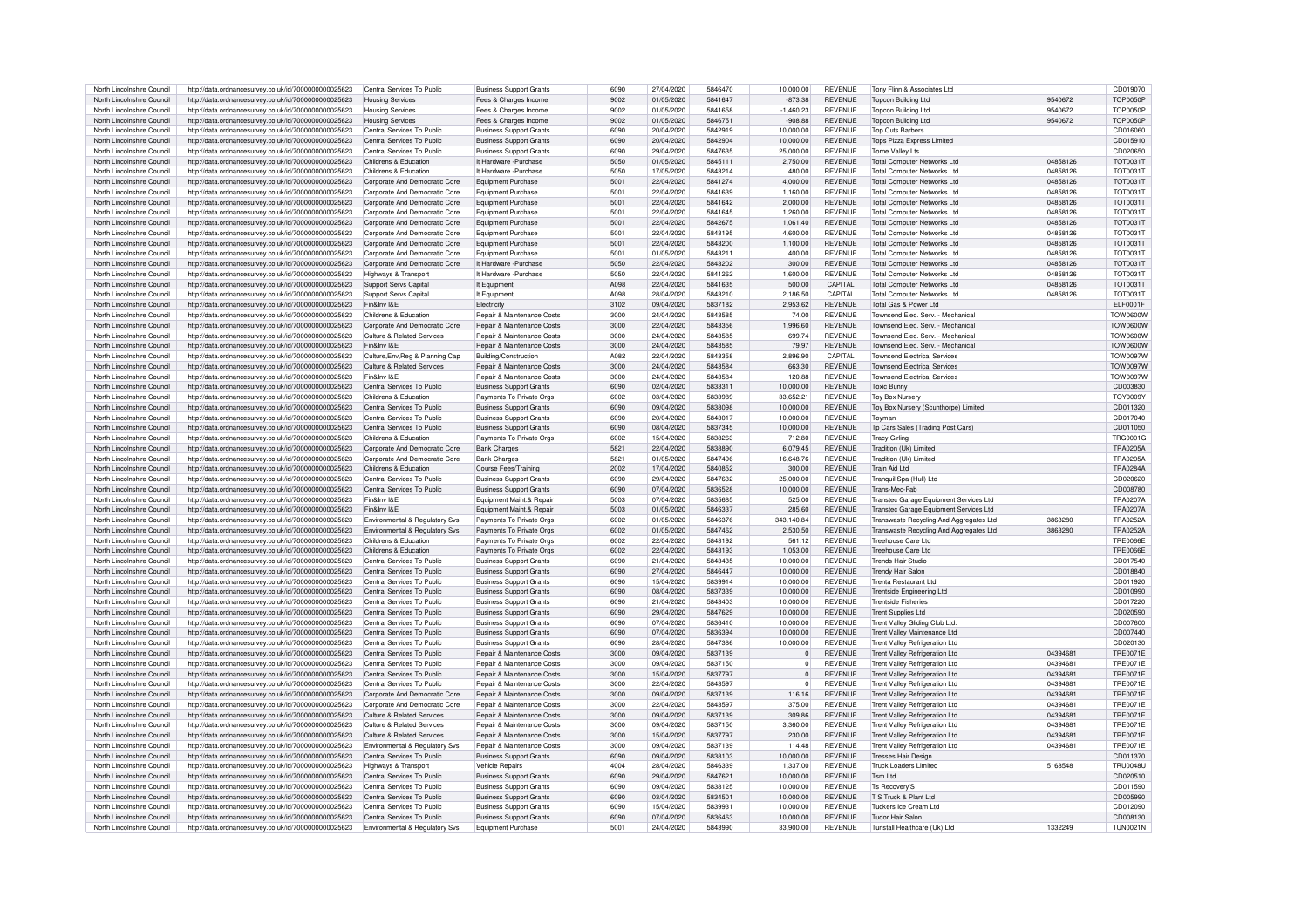| North Lincolnshire Council | http://data.ordnancesurvey.co.uk/id/7000000000025623 | Central Services To Public | Business Support Grants | 6090 | 27/04/2020 | 5846470 | 10,000.00 | REVENUE | Tony Flinn & Associates Ltd | | CD019070 |
|---|---|---|---|---|---|---|---|---|---|---|---|
| North Lincolnshire Council | http://data.ordnancesurvey.co.uk/id/7000000000025623 | Housing Services | Fees & Charges Income | 9002 | 01/05/2020 | 5841647 | -873.38 | REVENUE | Topcon Building Ltd | 9540672 | TOP0050P |
| North Lincolnshire Council | http://data.ordnancesurvey.co.uk/id/7000000000025623 | Housing Services | Fees & Charges Income | 9002 | 01/05/2020 | 5841658 | -1,460.23 | REVENUE | Topcon Building Ltd | 9540672 | TOP0050P |
| North Lincolnshire Council | http://data.ordnancesurvey.co.uk/id/7000000000025623 | Housing Services | Fees & Charges Income | 9002 | 01/05/2020 | 5846751 | -908.88 | REVENUE | Topcon Building Ltd | 9540672 | TOP0050P |
| North Lincolnshire Council | http://data.ordnancesurvey.co.uk/id/7000000000025623 | Central Services To Public | Business Support Grants | 6090 | 20/04/2020 | 5842919 | 10,000.00 | REVENUE | Top Cuts Barbers | | CD016060 |
| North Lincolnshire Council | http://data.ordnancesurvey.co.uk/id/7000000000025623 | Central Services To Public | Business Support Grants | 6090 | 20/04/2020 | 5842904 | 10,000.00 | REVENUE | Tops Pizza Express Limited | | CD015910 |
| North Lincolnshire Council | http://data.ordnancesurvey.co.uk/id/7000000000025623 | Central Services To Public | Business Support Grants | 6090 | 29/04/2020 | 5847635 | 25,000.00 | REVENUE | Torne Valley Lts | | CD020650 |
| North Lincolnshire Council | http://data.ordnancesurvey.co.uk/id/7000000000025623 | Childrens & Education | It Hardware -Purchase | 5050 | 01/05/2020 | 5845111 | 2,750.00 | REVENUE | Total Computer Networks Ltd | 04858126 | TOT0031T |
| North Lincolnshire Council | http://data.ordnancesurvey.co.uk/id/7000000000025623 | Childrens & Education | It Hardware -Purchase | 5050 | 17/05/2020 | 5843214 | 480.00 | REVENUE | Total Computer Networks Ltd | 04858126 | TOT0031T |
| North Lincolnshire Council | http://data.ordnancesurvey.co.uk/id/7000000000025623 | Corporate And Democratic Core | Equipment Purchase | 5001 | 22/04/2020 | 5841274 | 4,000.00 | REVENUE | Total Computer Networks Ltd | 04858126 | TOT0031T |
| North Lincolnshire Council | http://data.ordnancesurvey.co.uk/id/7000000000025623 | Corporate And Democratic Core | Equipment Purchase | 5001 | 22/04/2020 | 5841639 | 1,160.00 | REVENUE | Total Computer Networks Ltd | 04858126 | TOT0031T |
| North Lincolnshire Council | http://data.ordnancesurvey.co.uk/id/7000000000025623 | Corporate And Democratic Core | Equipment Purchase | 5001 | 22/04/2020 | 5841642 | 2,000.00 | REVENUE | Total Computer Networks Ltd | 04858126 | TOT0031T |
| North Lincolnshire Council | http://data.ordnancesurvey.co.uk/id/7000000000025623 | Corporate And Democratic Core | Equipment Purchase | 5001 | 22/04/2020 | 5841645 | 1,260.00 | REVENUE | Total Computer Networks Ltd | 04858126 | TOT0031T |
| North Lincolnshire Council | http://data.ordnancesurvey.co.uk/id/7000000000025623 | Corporate And Democratic Core | Equipment Purchase | 5001 | 22/04/2020 | 5842675 | 1,061.40 | REVENUE | Total Computer Networks Ltd | 04858126 | TOT0031T |
| North Lincolnshire Council | http://data.ordnancesurvey.co.uk/id/7000000000025623 | Corporate And Democratic Core | Equipment Purchase | 5001 | 22/04/2020 | 5843195 | 4,600.00 | REVENUE | Total Computer Networks Ltd | 04858126 | TOT0031T |
| North Lincolnshire Council | http://data.ordnancesurvey.co.uk/id/7000000000025623 | Corporate And Democratic Core | Equipment Purchase | 5001 | 22/04/2020 | 5843200 | 1,100.00 | REVENUE | Total Computer Networks Ltd | 04858126 | TOT0031T |
| North Lincolnshire Council | http://data.ordnancesurvey.co.uk/id/7000000000025623 | Corporate And Democratic Core | Equipment Purchase | 5001 | 01/05/2020 | 5843211 | 400.00 | REVENUE | Total Computer Networks Ltd | 04858126 | TOT0031T |
| North Lincolnshire Council | http://data.ordnancesurvey.co.uk/id/7000000000025623 | Corporate And Democratic Core | It Hardware -Purchase | 5050 | 22/04/2020 | 5843202 | 300.00 | REVENUE | Total Computer Networks Ltd | 04858126 | TOT0031T |
| North Lincolnshire Council | http://data.ordnancesurvey.co.uk/id/7000000000025623 | Highways & Transport | It Hardware -Purchase | 5050 | 22/04/2020 | 5841262 | 1,600.00 | REVENUE | Total Computer Networks Ltd | 04858126 | TOT0031T |
| North Lincolnshire Council | http://data.ordnancesurvey.co.uk/id/7000000000025623 | Support Servs Capital | It Equipment | A098 | 22/04/2020 | 5841635 | 500.00 | CAPITAL | Total Computer Networks Ltd | 04858126 | TOT0031T |
| North Lincolnshire Council | http://data.ordnancesurvey.co.uk/id/7000000000025623 | Support Servs Capital | It Equipment | A098 | 28/04/2020 | 5843210 | 2,186.50 | CAPITAL | Total Computer Networks Ltd | 04858126 | TOT0031T |
| North Lincolnshire Council | http://data.ordnancesurvey.co.uk/id/7000000000025623 | Fin&Inv I&E | Electricity | 3102 | 09/04/2020 | 5837182 | 2,953.62 | REVENUE | Total Gas & Power Ltd | | ELF0001F |
| North Lincolnshire Council | http://data.ordnancesurvey.co.uk/id/7000000000025623 | Childrens & Education | Repair & Maintenance Costs | 3000 | 24/04/2020 | 5843585 | 74.00 | REVENUE | Townsend Elec. Serv. - Mechanical | | TOW0600W |
| North Lincolnshire Council | http://data.ordnancesurvey.co.uk/id/7000000000025623 | Corporate And Democratic Core | Repair & Maintenance Costs | 3000 | 22/04/2020 | 5843356 | 1,996.60 | REVENUE | Townsend Elec. Serv. - Mechanical | | TOW0600W |
| North Lincolnshire Council | http://data.ordnancesurvey.co.uk/id/7000000000025623 | Culture & Related Services | Repair & Maintenance Costs | 3000 | 24/04/2020 | 5843585 | 699.74 | REVENUE | Townsend Elec. Serv. - Mechanical | | TOW0600W |
| North Lincolnshire Council | http://data.ordnancesurvey.co.uk/id/7000000000025623 | Fin&Inv I&E | Repair & Maintenance Costs | 3000 | 24/04/2020 | 5843585 | 79.97 | REVENUE | Townsend Elec. Serv. - Mechanical | | TOW0600W |
| North Lincolnshire Council | http://data.ordnancesurvey.co.uk/id/7000000000025623 | Culture,Env,Reg & Planning Cap | Building/Construction | A082 | 22/04/2020 | 5843358 | 2,896.90 | CAPITAL | Townsend Electrical Services | | TOW0097W |
| North Lincolnshire Council | http://data.ordnancesurvey.co.uk/id/7000000000025623 | Culture & Related Services | Repair & Maintenance Costs | 3000 | 24/04/2020 | 5843584 | 663.30 | REVENUE | Townsend Electrical Services | | TOW0097W |
| North Lincolnshire Council | http://data.ordnancesurvey.co.uk/id/7000000000025623 | Fin&Inv I&E | Repair & Maintenance Costs | 3000 | 24/04/2020 | 5843584 | 120.88 | REVENUE | Townsend Electrical Services | | TOW0097W |
| North Lincolnshire Council | http://data.ordnancesurvey.co.uk/id/7000000000025623 | Central Services To Public | Business Support Grants | 6090 | 02/04/2020 | 5833311 | 10,000.00 | REVENUE | Toxic Bunny | | CD003830 |
| North Lincolnshire Council | http://data.ordnancesurvey.co.uk/id/7000000000025623 | Childrens & Education | Payments To Private Orgs | 6002 | 03/04/2020 | 5833989 | 33,652.21 | REVENUE | Toy Box Nursery | | TOY0009Y |
| North Lincolnshire Council | http://data.ordnancesurvey.co.uk/id/7000000000025623 | Central Services To Public | Business Support Grants | 6090 | 09/04/2020 | 5838098 | 10,000.00 | REVENUE | Toy Box Nursery (Scunthorpe) Limited | | CD011320 |
| North Lincolnshire Council | http://data.ordnancesurvey.co.uk/id/7000000000025623 | Central Services To Public | Business Support Grants | 6090 | 20/04/2020 | 5843017 | 10,000.00 | REVENUE | Toyman | | CD017040 |
| North Lincolnshire Council | http://data.ordnancesurvey.co.uk/id/7000000000025623 | Central Services To Public | Business Support Grants | 6090 | 08/04/2020 | 5837345 | 10,000.00 | REVENUE | Tp Cars Sales (Trading Post Cars) | | CD011050 |
| North Lincolnshire Council | http://data.ordnancesurvey.co.uk/id/7000000000025623 | Childrens & Education | Payments To Private Orgs | 6002 | 15/04/2020 | 5838263 | 712.80 | REVENUE | Tracy Girling | | TRG0001G |
| North Lincolnshire Council | http://data.ordnancesurvey.co.uk/id/7000000000025623 | Corporate And Democratic Core | Bank Charges | 5821 | 22/04/2020 | 5838890 | 6,079.45 | REVENUE | Tradition (Uk) Limited | | TRA0205A |
| North Lincolnshire Council | http://data.ordnancesurvey.co.uk/id/7000000000025623 | Corporate And Democratic Core | Bank Charges | 5821 | 01/05/2020 | 5847496 | 16,648.76 | REVENUE | Tradition (Uk) Limited | | TRA0205A |
| North Lincolnshire Council | http://data.ordnancesurvey.co.uk/id/7000000000025623 | Childrens & Education | Course Fees/Training | 2002 | 17/04/2020 | 5840852 | 300.00 | REVENUE | Train Aid Ltd | | TRA0284A |
| North Lincolnshire Council | http://data.ordnancesurvey.co.uk/id/7000000000025623 | Central Services To Public | Business Support Grants | 6090 | 29/04/2020 | 5847632 | 25,000.00 | REVENUE | Tranquil Spa (Hull) Ltd | | CD020620 |
| North Lincolnshire Council | http://data.ordnancesurvey.co.uk/id/7000000000025623 | Central Services To Public | Business Support Grants | 6090 | 07/04/2020 | 5836528 | 10,000.00 | REVENUE | Trans-Mec-Fab | | CD008780 |
| North Lincolnshire Council | http://data.ordnancesurvey.co.uk/id/7000000000025623 | Fin&Inv I&E | Equipment Maint.& Repair | 5003 | 07/04/2020 | 5835685 | 525.00 | REVENUE | Transtec Garage Equipment Services Ltd | | TRA0207A |
| North Lincolnshire Council | http://data.ordnancesurvey.co.uk/id/7000000000025623 | Fin&Inv I&E | Equipment Maint.& Repair | 5003 | 01/05/2020 | 5846337 | 285.60 | REVENUE | Transtec Garage Equipment Services Ltd | | TRA0207A |
| North Lincolnshire Council | http://data.ordnancesurvey.co.uk/id/7000000000025623 | Environmental & Regulatory Svs | Payments To Private Orgs | 6002 | 01/05/2020 | 5846376 | 343,140.84 | REVENUE | Transwaste Recycling And Aggregates Ltd | 3863280 | TRA0252A |
| North Lincolnshire Council | http://data.ordnancesurvey.co.uk/id/7000000000025623 | Environmental & Regulatory Svs | Payments To Private Orgs | 6002 | 01/05/2020 | 5847462 | 2,530.50 | REVENUE | Transwaste Recycling And Aggregates Ltd | 3863280 | TRA0252A |
| North Lincolnshire Council | http://data.ordnancesurvey.co.uk/id/7000000000025623 | Childrens & Education | Payments To Private Orgs | 6002 | 22/04/2020 | 5843192 | 561.12 | REVENUE | Treehouse Care Ltd | | TRE0066E |
| North Lincolnshire Council | http://data.ordnancesurvey.co.uk/id/7000000000025623 | Childrens & Education | Payments To Private Orgs | 6002 | 22/04/2020 | 5843193 | 1,053.00 | REVENUE | Treehouse Care Ltd | | TRE0066E |
| North Lincolnshire Council | http://data.ordnancesurvey.co.uk/id/7000000000025623 | Central Services To Public | Business Support Grants | 6090 | 21/04/2020 | 5843435 | 10,000.00 | REVENUE | Trends Hair Studio | | CD017540 |
| North Lincolnshire Council | http://data.ordnancesurvey.co.uk/id/7000000000025623 | Central Services To Public | Business Support Grants | 6090 | 27/04/2020 | 5846447 | 10,000.00 | REVENUE | Trendy Hair Salon | | CD018840 |
| North Lincolnshire Council | http://data.ordnancesurvey.co.uk/id/7000000000025623 | Central Services To Public | Business Support Grants | 6090 | 15/04/2020 | 5839914 | 10,000.00 | REVENUE | Trenta Restaurant Ltd | | CD011920 |
| North Lincolnshire Council | http://data.ordnancesurvey.co.uk/id/7000000000025623 | Central Services To Public | Business Support Grants | 6090 | 08/04/2020 | 5837339 | 10,000.00 | REVENUE | Trentside Engineering Ltd | | CD010990 |
| North Lincolnshire Council | http://data.ordnancesurvey.co.uk/id/7000000000025623 | Central Services To Public | Business Support Grants | 6090 | 21/04/2020 | 5843403 | 10,000.00 | REVENUE | Trentside Fisheries | | CD017220 |
| North Lincolnshire Council | http://data.ordnancesurvey.co.uk/id/7000000000025623 | Central Services To Public | Business Support Grants | 6090 | 29/04/2020 | 5847629 | 10,000.00 | REVENUE | Trent Supplies Ltd | | CD020590 |
| North Lincolnshire Council | http://data.ordnancesurvey.co.uk/id/7000000000025623 | Central Services To Public | Business Support Grants | 6090 | 07/04/2020 | 5836410 | 10,000.00 | REVENUE | Trent Valley Gliding Club Ltd. | | CD007600 |
| North Lincolnshire Council | http://data.ordnancesurvey.co.uk/id/7000000000025623 | Central Services To Public | Business Support Grants | 6090 | 07/04/2020 | 5836394 | 10,000.00 | REVENUE | Trent Valley Maintenance Ltd | | CD007440 |
| North Lincolnshire Council | http://data.ordnancesurvey.co.uk/id/7000000000025623 | Central Services To Public | Business Support Grants | 6090 | 28/04/2020 | 5847386 | 10,000.00 | REVENUE | Trent Valley Refrigeration Ltd | | CD020130 |
| North Lincolnshire Council | http://data.ordnancesurvey.co.uk/id/7000000000025623 | Central Services To Public | Repair & Maintenance Costs | 3000 | 09/04/2020 | 5837139 | 0 | REVENUE | Trent Valley Refrigeration Ltd | 04394681 | TRE0071E |
| North Lincolnshire Council | http://data.ordnancesurvey.co.uk/id/7000000000025623 | Central Services To Public | Repair & Maintenance Costs | 3000 | 09/04/2020 | 5837150 | 0 | REVENUE | Trent Valley Refrigeration Ltd | 04394681 | TRE0071E |
| North Lincolnshire Council | http://data.ordnancesurvey.co.uk/id/7000000000025623 | Central Services To Public | Repair & Maintenance Costs | 3000 | 15/04/2020 | 5837797 | 0 | REVENUE | Trent Valley Refrigeration Ltd | 04394681 | TRE0071E |
| North Lincolnshire Council | http://data.ordnancesurvey.co.uk/id/7000000000025623 | Central Services To Public | Repair & Maintenance Costs | 3000 | 22/04/2020 | 5843597 | 0 | REVENUE | Trent Valley Refrigeration Ltd | 04394681 | TRE0071E |
| North Lincolnshire Council | http://data.ordnancesurvey.co.uk/id/7000000000025623 | Corporate And Democratic Core | Repair & Maintenance Costs | 3000 | 09/04/2020 | 5837139 | 116.16 | REVENUE | Trent Valley Refrigeration Ltd | 04394681 | TRE0071E |
| North Lincolnshire Council | http://data.ordnancesurvey.co.uk/id/7000000000025623 | Corporate And Democratic Core | Repair & Maintenance Costs | 3000 | 22/04/2020 | 5843597 | 375.00 | REVENUE | Trent Valley Refrigeration Ltd | 04394681 | TRE0071E |
| North Lincolnshire Council | http://data.ordnancesurvey.co.uk/id/7000000000025623 | Culture & Related Services | Repair & Maintenance Costs | 3000 | 09/04/2020 | 5837139 | 309.86 | REVENUE | Trent Valley Refrigeration Ltd | 04394681 | TRE0071E |
| North Lincolnshire Council | http://data.ordnancesurvey.co.uk/id/7000000000025623 | Culture & Related Services | Repair & Maintenance Costs | 3000 | 09/04/2020 | 5837150 | 3,360.00 | REVENUE | Trent Valley Refrigeration Ltd | 04394681 | TRE0071E |
| North Lincolnshire Council | http://data.ordnancesurvey.co.uk/id/7000000000025623 | Culture & Related Services | Repair & Maintenance Costs | 3000 | 15/04/2020 | 5837797 | 230.00 | REVENUE | Trent Valley Refrigeration Ltd | 04394681 | TRE0071E |
| North Lincolnshire Council | http://data.ordnancesurvey.co.uk/id/7000000000025623 | Environmental & Regulatory Svs | Repair & Maintenance Costs | 3000 | 09/04/2020 | 5837139 | 114.48 | REVENUE | Trent Valley Refrigeration Ltd | 04394681 | TRE0071E |
| North Lincolnshire Council | http://data.ordnancesurvey.co.uk/id/7000000000025623 | Central Services To Public | Business Support Grants | 6090 | 09/04/2020 | 5838103 | 10,000.00 | REVENUE | Tresses Hair Design | | CD011370 |
| North Lincolnshire Council | http://data.ordnancesurvey.co.uk/id/7000000000025623 | Highways & Transport | Vehicle Repairs | 4004 | 28/04/2020 | 5846339 | 1,337.00 | REVENUE | Truck Loaders Limited | 5168548 | TRU0048U |
| North Lincolnshire Council | http://data.ordnancesurvey.co.uk/id/7000000000025623 | Central Services To Public | Business Support Grants | 6090 | 29/04/2020 | 5847621 | 10,000.00 | REVENUE | Tsm Ltd | | CD020510 |
| North Lincolnshire Council | http://data.ordnancesurvey.co.uk/id/7000000000025623 | Central Services To Public | Business Support Grants | 6090 | 09/04/2020 | 5838125 | 10,000.00 | REVENUE | Ts Recovery'S | | CD011590 |
| North Lincolnshire Council | http://data.ordnancesurvey.co.uk/id/7000000000025623 | Central Services To Public | Business Support Grants | 6090 | 03/04/2020 | 5834501 | 10,000.00 | REVENUE | T S Truck & Plant Ltd | | CD005990 |
| North Lincolnshire Council | http://data.ordnancesurvey.co.uk/id/7000000000025623 | Central Services To Public | Business Support Grants | 6090 | 15/04/2020 | 5839931 | 10,000.00 | REVENUE | Tuckers Ice Cream Ltd | | CD012090 |
| North Lincolnshire Council | http://data.ordnancesurvey.co.uk/id/7000000000025623 | Central Services To Public | Business Support Grants | 6090 | 07/04/2020 | 5836463 | 10,000.00 | REVENUE | Tudor Hair Salon | | CD008130 |
| North Lincolnshire Council | http://data.ordnancesurvey.co.uk/id/7000000000025623 | Environmental & Regulatory Svs | Equipment Purchase | 5001 | 24/04/2020 | 5843990 | 33,900.00 | REVENUE | Tunstall Healthcare (Uk) Ltd | 1332249 | TUN0021N |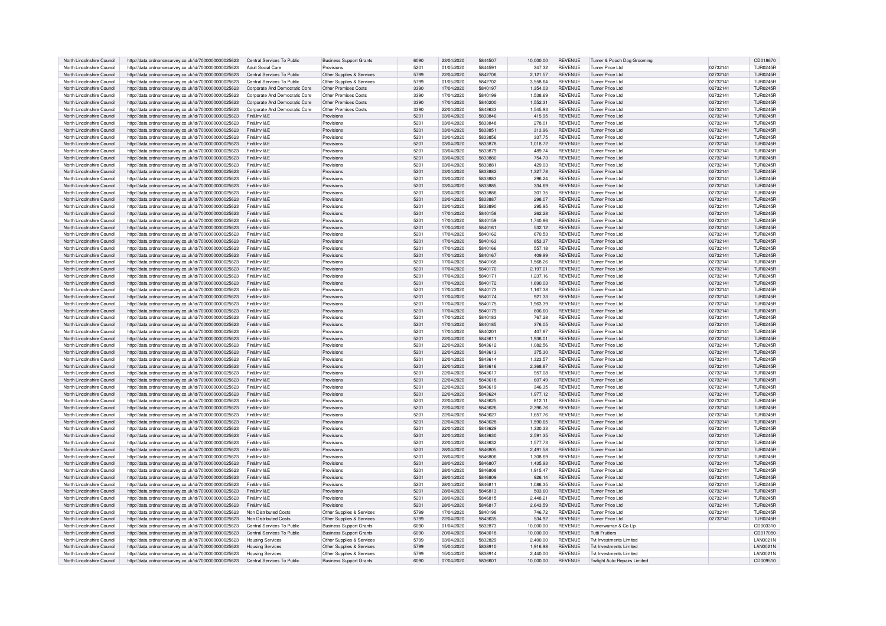| North Lincolnshire Council | http://data.ordnancesurvey.co.uk/id/7000000000025623 | Central Services To Public | Business Support Grants | 6090 | 23/04/2020 | 5844507 | 10,000.00 | REVENUE | Turner & Pooch Dog Grooming | | CD018670 |
|---|---|---|---|---|---|---|---|---|---|---|---|
| North Lincolnshire Council | http://data.ordnancesurvey.co.uk/id/7000000000025623 | Adult Social Care | Provisions | 5201 | 01/05/2020 | 5844591 | 347.32 | REVENUE | Turner Price Ltd | 02732141 | TUR0245R |
| North Lincolnshire Council | http://data.ordnancesurvey.co.uk/id/7000000000025623 | Central Services To Public | Other Supplies & Services | 5799 | 22/04/2020 | 5842706 | 2,121.57 | REVENUE | Turner Price Ltd | 02732141 | TUR0245R |
| North Lincolnshire Council | http://data.ordnancesurvey.co.uk/id/7000000000025623 | Central Services To Public | Other Supplies & Services | 5799 | 01/05/2020 | 5842702 | 3,558.64 | REVENUE | Turner Price Ltd | 02732141 | TUR0245R |
| North Lincolnshire Council | http://data.ordnancesurvey.co.uk/id/7000000000025623 | Corporate And Democratic Core | Other Premises Costs | 3390 | 17/04/2020 | 5840197 | 1,354.03 | REVENUE | Turner Price Ltd | 02732141 | TUR0245R |
| North Lincolnshire Council | http://data.ordnancesurvey.co.uk/id/7000000000025623 | Corporate And Democratic Core | Other Premises Costs | 3390 | 17/04/2020 | 5840199 | 1,538.69 | REVENUE | Turner Price Ltd | 02732141 | TUR0245R |
| North Lincolnshire Council | http://data.ordnancesurvey.co.uk/id/7000000000025623 | Corporate And Democratic Core | Other Premises Costs | 3390 | 17/04/2020 | 5840200 | 1,552.31 | REVENUE | Turner Price Ltd | 02732141 | TUR0245R |
| North Lincolnshire Council | http://data.ordnancesurvey.co.uk/id/7000000000025623 | Corporate And Democratic Core | Other Premises Costs | 3390 | 22/04/2020 | 5843633 | 1,545.93 | REVENUE | Turner Price Ltd | 02732141 | TUR0245R |
| North Lincolnshire Council | http://data.ordnancesurvey.co.uk/id/7000000000025623 | Fin&Inv I&E | Provisions | 5201 | 03/04/2020 | 5833846 | 415.95 | REVENUE | Turner Price Ltd | 02732141 | TUR0245R |
| North Lincolnshire Council | http://data.ordnancesurvey.co.uk/id/7000000000025623 | Fin&Inv I&E | Provisions | 5201 | 03/04/2020 | 5833848 | 278.01 | REVENUE | Turner Price Ltd | 02732141 | TUR0245R |
| North Lincolnshire Council | http://data.ordnancesurvey.co.uk/id/7000000000025623 | Fin&Inv I&E | Provisions | 5201 | 03/04/2020 | 5833851 | 313.96 | REVENUE | Turner Price Ltd | 02732141 | TUR0245R |
| North Lincolnshire Council | http://data.ordnancesurvey.co.uk/id/7000000000025623 | Fin&Inv I&E | Provisions | 5201 | 03/04/2020 | 5833856 | 337.75 | REVENUE | Turner Price Ltd | 02732141 | TUR0245R |
| North Lincolnshire Council | http://data.ordnancesurvey.co.uk/id/7000000000025623 | Fin&Inv I&E | Provisions | 5201 | 03/04/2020 | 5833878 | 1,018.72 | REVENUE | Turner Price Ltd | 02732141 | TUR0245R |
| North Lincolnshire Council | http://data.ordnancesurvey.co.uk/id/7000000000025623 | Fin&Inv I&E | Provisions | 5201 | 03/04/2020 | 5833879 | 489.74 | REVENUE | Turner Price Ltd | 02732141 | TUR0245R |
| North Lincolnshire Council | http://data.ordnancesurvey.co.uk/id/7000000000025623 | Fin&Inv I&E | Provisions | 5201 | 03/04/2020 | 5833880 | 754.73 | REVENUE | Turner Price Ltd | 02732141 | TUR0245R |
| North Lincolnshire Council | http://data.ordnancesurvey.co.uk/id/7000000000025623 | Fin&Inv I&E | Provisions | 5201 | 03/04/2020 | 5833881 | 429.03 | REVENUE | Turner Price Ltd | 02732141 | TUR0245R |
| North Lincolnshire Council | http://data.ordnancesurvey.co.uk/id/7000000000025623 | Fin&Inv I&E | Provisions | 5201 | 03/04/2020 | 5833882 | 1,327.78 | REVENUE | Turner Price Ltd | 02732141 | TUR0245R |
| North Lincolnshire Council | http://data.ordnancesurvey.co.uk/id/7000000000025623 | Fin&Inv I&E | Provisions | 5201 | 03/04/2020 | 5833883 | 296.24 | REVENUE | Turner Price Ltd | 02732141 | TUR0245R |
| North Lincolnshire Council | http://data.ordnancesurvey.co.uk/id/7000000000025623 | Fin&Inv I&E | Provisions | 5201 | 03/04/2020 | 5833885 | 334.69 | REVENUE | Turner Price Ltd | 02732141 | TUR0245R |
| North Lincolnshire Council | http://data.ordnancesurvey.co.uk/id/7000000000025623 | Fin&Inv I&E | Provisions | 5201 | 03/04/2020 | 5833886 | 301.35 | REVENUE | Turner Price Ltd | 02732141 | TUR0245R |
| North Lincolnshire Council | http://data.ordnancesurvey.co.uk/id/7000000000025623 | Fin&Inv I&E | Provisions | 5201 | 03/04/2020 | 5833887 | 298.07 | REVENUE | Turner Price Ltd | 02732141 | TUR0245R |
| North Lincolnshire Council | http://data.ordnancesurvey.co.uk/id/7000000000025623 | Fin&Inv I&E | Provisions | 5201 | 03/04/2020 | 5833890 | 295.95 | REVENUE | Turner Price Ltd | 02732141 | TUR0245R |
| North Lincolnshire Council | http://data.ordnancesurvey.co.uk/id/7000000000025623 | Fin&Inv I&E | Provisions | 5201 | 17/04/2020 | 5840158 | 262.28 | REVENUE | Turner Price Ltd | 02732141 | TUR0245R |
| North Lincolnshire Council | http://data.ordnancesurvey.co.uk/id/7000000000025623 | Fin&Inv I&E | Provisions | 5201 | 17/04/2020 | 5840159 | 1,740.86 | REVENUE | Turner Price Ltd | 02732141 | TUR0245R |
| North Lincolnshire Council | http://data.ordnancesurvey.co.uk/id/7000000000025623 | Fin&Inv I&E | Provisions | 5201 | 17/04/2020 | 5840161 | 532.12 | REVENUE | Turner Price Ltd | 02732141 | TUR0245R |
| North Lincolnshire Council | http://data.ordnancesurvey.co.uk/id/7000000000025623 | Fin&Inv I&E | Provisions | 5201 | 17/04/2020 | 5840162 | 670.53 | REVENUE | Turner Price Ltd | 02732141 | TUR0245R |
| North Lincolnshire Council | http://data.ordnancesurvey.co.uk/id/7000000000025623 | Fin&Inv I&E | Provisions | 5201 | 17/04/2020 | 5840163 | 853.37 | REVENUE | Turner Price Ltd | 02732141 | TUR0245R |
| North Lincolnshire Council | http://data.ordnancesurvey.co.uk/id/7000000000025623 | Fin&Inv I&E | Provisions | 5201 | 17/04/2020 | 5840166 | 557.18 | REVENUE | Turner Price Ltd | 02732141 | TUR0245R |
| North Lincolnshire Council | http://data.ordnancesurvey.co.uk/id/7000000000025623 | Fin&Inv I&E | Provisions | 5201 | 17/04/2020 | 5840167 | 409.99 | REVENUE | Turner Price Ltd | 02732141 | TUR0245R |
| North Lincolnshire Council | http://data.ordnancesurvey.co.uk/id/7000000000025623 | Fin&Inv I&E | Provisions | 5201 | 17/04/2020 | 5840168 | 1,568.26 | REVENUE | Turner Price Ltd | 02732141 | TUR0245R |
| North Lincolnshire Council | http://data.ordnancesurvey.co.uk/id/7000000000025623 | Fin&Inv I&E | Provisions | 5201 | 17/04/2020 | 5840170 | 2,197.01 | REVENUE | Turner Price Ltd | 02732141 | TUR0245R |
| North Lincolnshire Council | http://data.ordnancesurvey.co.uk/id/7000000000025623 | Fin&Inv I&E | Provisions | 5201 | 17/04/2020 | 5840171 | 1,237.16 | REVENUE | Turner Price Ltd | 02732141 | TUR0245R |
| North Lincolnshire Council | http://data.ordnancesurvey.co.uk/id/7000000000025623 | Fin&Inv I&E | Provisions | 5201 | 17/04/2020 | 5840172 | 1,690.03 | REVENUE | Turner Price Ltd | 02732141 | TUR0245R |
| North Lincolnshire Council | http://data.ordnancesurvey.co.uk/id/7000000000025623 | Fin&Inv I&E | Provisions | 5201 | 17/04/2020 | 5840173 | 1,167.38 | REVENUE | Turner Price Ltd | 02732141 | TUR0245R |
| North Lincolnshire Council | http://data.ordnancesurvey.co.uk/id/7000000000025623 | Fin&Inv I&E | Provisions | 5201 | 17/04/2020 | 5840174 | 921.33 | REVENUE | Turner Price Ltd | 02732141 | TUR0245R |
| North Lincolnshire Council | http://data.ordnancesurvey.co.uk/id/7000000000025623 | Fin&Inv I&E | Provisions | 5201 | 17/04/2020 | 5840175 | 1,963.39 | REVENUE | Turner Price Ltd | 02732141 | TUR0245R |
| North Lincolnshire Council | http://data.ordnancesurvey.co.uk/id/7000000000025623 | Fin&Inv I&E | Provisions | 5201 | 17/04/2020 | 5840179 | 806.60 | REVENUE | Turner Price Ltd | 02732141 | TUR0245R |
| North Lincolnshire Council | http://data.ordnancesurvey.co.uk/id/7000000000025623 | Fin&Inv I&E | Provisions | 5201 | 17/04/2020 | 5840183 | 767.28 | REVENUE | Turner Price Ltd | 02732141 | TUR0245R |
| North Lincolnshire Council | http://data.ordnancesurvey.co.uk/id/7000000000025623 | Fin&Inv I&E | Provisions | 5201 | 17/04/2020 | 5840185 | 376.05 | REVENUE | Turner Price Ltd | 02732141 | TUR0245R |
| North Lincolnshire Council | http://data.ordnancesurvey.co.uk/id/7000000000025623 | Fin&Inv I&E | Provisions | 5201 | 17/04/2020 | 5840201 | 407.87 | REVENUE | Turner Price Ltd | 02732141 | TUR0245R |
| North Lincolnshire Council | http://data.ordnancesurvey.co.uk/id/7000000000025623 | Fin&Inv I&E | Provisions | 5201 | 22/04/2020 | 5843611 | 1,936.01 | REVENUE | Turner Price Ltd | 02732141 | TUR0245R |
| North Lincolnshire Council | http://data.ordnancesurvey.co.uk/id/7000000000025623 | Fin&Inv I&E | Provisions | 5201 | 22/04/2020 | 5843612 | 1,082.56 | REVENUE | Turner Price Ltd | 02732141 | TUR0245R |
| North Lincolnshire Council | http://data.ordnancesurvey.co.uk/id/7000000000025623 | Fin&Inv I&E | Provisions | 5201 | 22/04/2020 | 5843613 | 375.30 | REVENUE | Turner Price Ltd | 02732141 | TUR0245R |
| North Lincolnshire Council | http://data.ordnancesurvey.co.uk/id/7000000000025623 | Fin&Inv I&E | Provisions | 5201 | 22/04/2020 | 5843614 | 1,323.57 | REVENUE | Turner Price Ltd | 02732141 | TUR0245R |
| North Lincolnshire Council | http://data.ordnancesurvey.co.uk/id/7000000000025623 | Fin&Inv I&E | Provisions | 5201 | 22/04/2020 | 5843616 | 2,368.87 | REVENUE | Turner Price Ltd | 02732141 | TUR0245R |
| North Lincolnshire Council | http://data.ordnancesurvey.co.uk/id/7000000000025623 | Fin&Inv I&E | Provisions | 5201 | 22/04/2020 | 5843617 | 957.08 | REVENUE | Turner Price Ltd | 02732141 | TUR0245R |
| North Lincolnshire Council | http://data.ordnancesurvey.co.uk/id/7000000000025623 | Fin&Inv I&E | Provisions | 5201 | 22/04/2020 | 5843618 | 607.49 | REVENUE | Turner Price Ltd | 02732141 | TUR0245R |
| North Lincolnshire Council | http://data.ordnancesurvey.co.uk/id/7000000000025623 | Fin&Inv I&E | Provisions | 5201 | 22/04/2020 | 5843619 | 346.35 | REVENUE | Turner Price Ltd | 02732141 | TUR0245R |
| North Lincolnshire Council | http://data.ordnancesurvey.co.uk/id/7000000000025623 | Fin&Inv I&E | Provisions | 5201 | 22/04/2020 | 5843624 | 1,977.12 | REVENUE | Turner Price Ltd | 02732141 | TUR0245R |
| North Lincolnshire Council | http://data.ordnancesurvey.co.uk/id/7000000000025623 | Fin&Inv I&E | Provisions | 5201 | 22/04/2020 | 5843625 | 812.11 | REVENUE | Turner Price Ltd | 02732141 | TUR0245R |
| North Lincolnshire Council | http://data.ordnancesurvey.co.uk/id/7000000000025623 | Fin&Inv I&E | Provisions | 5201 | 22/04/2020 | 5843626 | 2,396.76 | REVENUE | Turner Price Ltd | 02732141 | TUR0245R |
| North Lincolnshire Council | http://data.ordnancesurvey.co.uk/id/7000000000025623 | Fin&Inv I&E | Provisions | 5201 | 22/04/2020 | 5843627 | 1,657.76 | REVENUE | Turner Price Ltd | 02732141 | TUR0245R |
| North Lincolnshire Council | http://data.ordnancesurvey.co.uk/id/7000000000025623 | Fin&Inv I&E | Provisions | 5201 | 22/04/2020 | 5843628 | 1,590.65 | REVENUE | Turner Price Ltd | 02732141 | TUR0245R |
| North Lincolnshire Council | http://data.ordnancesurvey.co.uk/id/7000000000025623 | Fin&Inv I&E | Provisions | 5201 | 22/04/2020 | 5843629 | 1,330.33 | REVENUE | Turner Price Ltd | 02732141 | TUR0245R |
| North Lincolnshire Council | http://data.ordnancesurvey.co.uk/id/7000000000025623 | Fin&Inv I&E | Provisions | 5201 | 22/04/2020 | 5843630 | 2,591.35 | REVENUE | Turner Price Ltd | 02732141 | TUR0245R |
| North Lincolnshire Council | http://data.ordnancesurvey.co.uk/id/7000000000025623 | Fin&Inv I&E | Provisions | 5201 | 22/04/2020 | 5843632 | 1,577.73 | REVENUE | Turner Price Ltd | 02732141 | TUR0245R |
| North Lincolnshire Council | http://data.ordnancesurvey.co.uk/id/7000000000025623 | Fin&Inv I&E | Provisions | 5201 | 28/04/2020 | 5846805 | 2,491.58 | REVENUE | Turner Price Ltd | 02732141 | TUR0245R |
| North Lincolnshire Council | http://data.ordnancesurvey.co.uk/id/7000000000025623 | Fin&Inv I&E | Provisions | 5201 | 28/04/2020 | 5846806 | 1,308.69 | REVENUE | Turner Price Ltd | 02732141 | TUR0245R |
| North Lincolnshire Council | http://data.ordnancesurvey.co.uk/id/7000000000025623 | Fin&Inv I&E | Provisions | 5201 | 28/04/2020 | 5846807 | 1,435.93 | REVENUE | Turner Price Ltd | 02732141 | TUR0245R |
| North Lincolnshire Council | http://data.ordnancesurvey.co.uk/id/7000000000025623 | Fin&Inv I&E | Provisions | 5201 | 28/04/2020 | 5846808 | 1,915.47 | REVENUE | Turner Price Ltd | 02732141 | TUR0245R |
| North Lincolnshire Council | http://data.ordnancesurvey.co.uk/id/7000000000025623 | Fin&Inv I&E | Provisions | 5201 | 28/04/2020 | 5846809 | 926.14 | REVENUE | Turner Price Ltd | 02732141 | TUR0245R |
| North Lincolnshire Council | http://data.ordnancesurvey.co.uk/id/7000000000025623 | Fin&Inv I&E | Provisions | 5201 | 28/04/2020 | 5846811 | 1,086.35 | REVENUE | Turner Price Ltd | 02732141 | TUR0245R |
| North Lincolnshire Council | http://data.ordnancesurvey.co.uk/id/7000000000025623 | Fin&Inv I&E | Provisions | 5201 | 28/04/2020 | 5846813 | 503.60 | REVENUE | Turner Price Ltd | 02732141 | TUR0245R |
| North Lincolnshire Council | http://data.ordnancesurvey.co.uk/id/7000000000025623 | Fin&Inv I&E | Provisions | 5201 | 28/04/2020 | 5846815 | 2,448.21 | REVENUE | Turner Price Ltd | 02732141 | TUR0245R |
| North Lincolnshire Council | http://data.ordnancesurvey.co.uk/id/7000000000025623 | Fin&Inv I&E | Provisions | 5201 | 28/04/2020 | 5846817 | 2,643.59 | REVENUE | Turner Price Ltd | 02732141 | TUR0245R |
| North Lincolnshire Council | http://data.ordnancesurvey.co.uk/id/7000000000025623 | Non Distributed Costs | Other Supplies & Services | 5799 | 17/04/2020 | 5840198 | 746.72 | REVENUE | Turner Price Ltd | 02732141 | TUR0245R |
| North Lincolnshire Council | http://data.ordnancesurvey.co.uk/id/7000000000025623 | Non Distributed Costs | Other Supplies & Services | 5799 | 22/04/2020 | 5843635 | 534.92 | REVENUE | Turner Price Ltd | 02732141 | TUR0245R |
| North Lincolnshire Council | http://data.ordnancesurvey.co.uk/id/7000000000025623 | Central Services To Public | Business Support Grants | 6090 | 01/04/2020 | 5832873 | 10,000.00 | REVENUE | Turnerwarran & Co Llp | | CD003310 |
| North Lincolnshire Council | http://data.ordnancesurvey.co.uk/id/7000000000025623 | Central Services To Public | Business Support Grants | 6090 | 20/04/2020 | 5843018 | 10,000.00 | REVENUE | Tutti Fruitiers | | CD017050 |
| North Lincolnshire Council | http://data.ordnancesurvey.co.uk/id/7000000000025623 | Housing Services | Other Supplies & Services | 5799 | 03/04/2020 | 5832829 | 2,400.00 | REVENUE | Tvt Investments Limited | | LAN0021N |
| North Lincolnshire Council | http://data.ordnancesurvey.co.uk/id/7000000000025623 | Housing Services | Other Supplies & Services | 5799 | 15/04/2020 | 5838910 | 1,916.98 | REVENUE | Tvt Investments Limited | | LAN0021N |
| North Lincolnshire Council | http://data.ordnancesurvey.co.uk/id/7000000000025623 | Housing Services | Other Supplies & Services | 5799 | 15/04/2020 | 5838914 | 2,440.00 | REVENUE | Tvt Investments Limited | | LAN0021N |
| North Lincolnshire Council | http://data.ordnancesurvey.co.uk/id/7000000000025623 | Central Services To Public | Business Support Grants | 6090 | 07/04/2020 | 5836601 | 10,000.00 | REVENUE | Twilight Auto Repairs Limited | | CD009510 |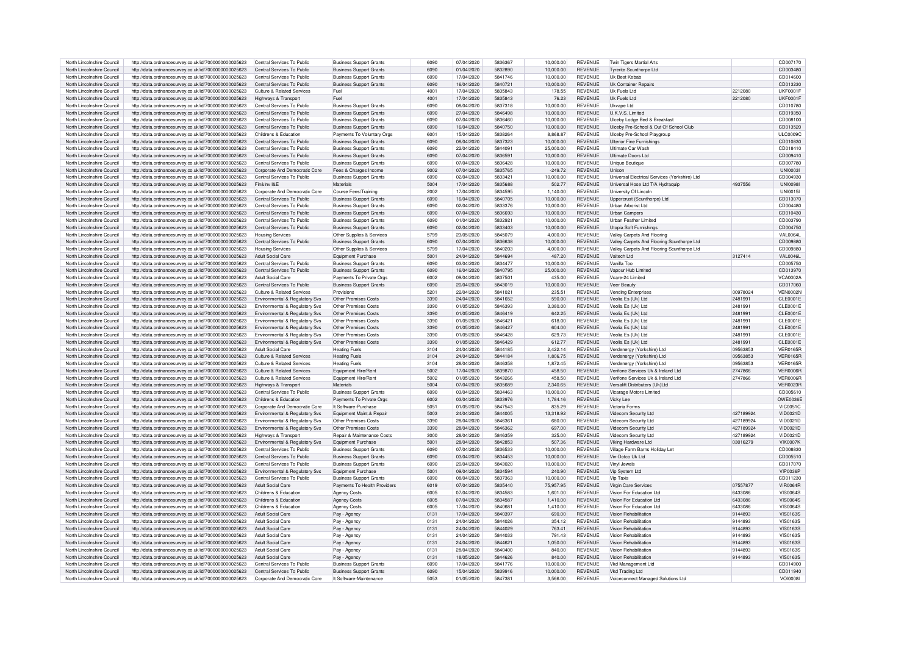| North Lincolnshire Council | http://data.ordnancesurvey.co.uk/id/7000000000025623 | Central Services To Public | Business Support Grants | 6090 | 07/04/2020 | 5836367 | 10,000.00 | REVENUE | Twin Tigers Martial Arts | | CD007170 |
|---|---|---|---|---|---|---|---|---|---|---|---|
| North Lincolnshire Council | http://data.ordnancesurvey.co.uk/id/7000000000025623 | Central Services To Public | Business Support Grants | 6090 | 01/04/2020 | 5832890 | 10,000.00 | REVENUE | Tyrerite Scunthorpe Ltd | | CD003480 |
| North Lincolnshire Council | http://data.ordnancesurvey.co.uk/id/7000000000025623 | Central Services To Public | Business Support Grants | 6090 | 17/04/2020 | 5841746 | 10,000.00 | REVENUE | Uk Best Kebab | | CD014600 |
| North Lincolnshire Council | http://data.ordnancesurvey.co.uk/id/7000000000025623 | Central Services To Public | Business Support Grants | 6090 | 16/04/2020 | 5840721 | 10,000.00 | REVENUE | Uk Container Repairs | | CD013230 |
| North Lincolnshire Council | http://data.ordnancesurvey.co.uk/id/7000000000025623 | Culture & Related Services | Fuel | 4001 | 17/04/2020 | 5835843 | 178.55 | REVENUE | Uk Fuels Ltd | 2212080 | UKF0001F |
| North Lincolnshire Council | http://data.ordnancesurvey.co.uk/id/7000000000025623 | Highways & Transport | Fuel | 4001 | 17/04/2020 | 5835843 | 76.23 | REVENUE | Uk Fuels Ltd | 2212080 | UKF0001F |
| North Lincolnshire Council | http://data.ordnancesurvey.co.uk/id/7000000000025623 | Central Services To Public | Business Support Grants | 6090 | 08/04/2020 | 5837318 | 10,000.00 | REVENUE | Ukvape Ltd | | CD010780 |
| North Lincolnshire Council | http://data.ordnancesurvey.co.uk/id/7000000000025623 | Central Services To Public | Business Support Grants | 6090 | 27/04/2020 | 5846498 | 10,000.00 | REVENUE | U.K.V.S. Limited | | CD019350 |
| North Lincolnshire Council | http://data.ordnancesurvey.co.uk/id/7000000000025623 | Central Services To Public | Business Support Grants | 6090 | 07/04/2020 | 5836460 | 10,000.00 | REVENUE | Ulceby Lodge Bed & Breakfast | | CD008100 |
| North Lincolnshire Council | http://data.ordnancesurvey.co.uk/id/7000000000025623 | Central Services To Public | Business Support Grants | 6090 | 16/04/2020 | 5840750 | 10,000.00 | REVENUE | Ulceby Pre-School & Out Of School Club | | CD013520 |
| North Lincolnshire Council | http://data.ordnancesurvey.co.uk/id/7000000000025623 | Childrens & Education | Payments To Voluntary Orgs | 6001 | 15/04/2020 | 5838264 | 8,868.87 | REVENUE | Ulceby Pre-School Playgroup | | ULC0009C |
| North Lincolnshire Council | http://data.ordnancesurvey.co.uk/id/7000000000025623 | Central Services To Public | Business Support Grants | 6090 | 08/04/2020 | 5837323 | 10,000.00 | REVENUE | Ulterior Fine Furnishings | | CD010830 |
| North Lincolnshire Council | http://data.ordnancesurvey.co.uk/id/7000000000025623 | Central Services To Public | Business Support Grants | 6090 | 22/04/2020 | 5844091 | 25,000.00 | REVENUE | Ultimate Car Wash | | CD018410 |
| North Lincolnshire Council | http://data.ordnancesurvey.co.uk/id/7000000000025623 | Central Services To Public | Business Support Grants | 6090 | 07/04/2020 | 5836591 | 10,000.00 | REVENUE | Ultimate Doors Ltd | | CD009410 |
| North Lincolnshire Council | http://data.ordnancesurvey.co.uk/id/7000000000025623 | Central Services To Public | Business Support Grants | 6090 | 07/04/2020 | 5836428 | 10,000.00 | REVENUE | Unique Boutique | | CD007780 |
| North Lincolnshire Council | http://data.ordnancesurvey.co.uk/id/7000000000025623 | Corporate And Democratic Core | Fees & Charges Income | 9002 | 07/04/2020 | 5835765 | -249.72 | REVENUE | Unison | | UNI0003I |
| North Lincolnshire Council | http://data.ordnancesurvey.co.uk/id/7000000000025623 | Central Services To Public | Business Support Grants | 6090 | 02/04/2020 | 5833421 | 10,000.00 | REVENUE | Universal Electrical Services (Yorkshire) Ltd | | CD004930 |
| North Lincolnshire Council | http://data.ordnancesurvey.co.uk/id/7000000000025623 | Fin&Inv I&E | Materials | 5004 | 17/04/2020 | 5835688 | 502.77 | REVENUE | Universal Hose Ltd T/A Hydraquip | 4937556 | UNI0098I |
| North Lincolnshire Council | http://data.ordnancesurvey.co.uk/id/7000000000025623 | Corporate And Democratic Core | Course Fees/Training | 2002 | 17/04/2020 | 5834595 | 1,140.00 | REVENUE | University Of Lincoln | | UNI0015I |
| North Lincolnshire Council | http://data.ordnancesurvey.co.uk/id/7000000000025623 | Central Services To Public | Business Support Grants | 6090 | 16/04/2020 | 5840705 | 10,000.00 | REVENUE | Uppercrust (Scunthorpe) Ltd | | CD013070 |
| North Lincolnshire Council | http://data.ordnancesurvey.co.uk/id/7000000000025623 | Central Services To Public | Business Support Grants | 6090 | 02/04/2020 | 5833376 | 10,000.00 | REVENUE | Urban Arborist Ltd | | CD004480 |
| North Lincolnshire Council | http://data.ordnancesurvey.co.uk/id/7000000000025623 | Central Services To Public | Business Support Grants | 6090 | 07/04/2020 | 5836693 | 10,000.00 | REVENUE | Urban Campers | | CD010430 |
| North Lincolnshire Council | http://data.ordnancesurvey.co.uk/id/7000000000025623 | Central Services To Public | Business Support Grants | 6090 | 01/04/2020 | 5832921 | 10,000.00 | REVENUE | Urban Feather Limited | | CD003790 |
| North Lincolnshire Council | http://data.ordnancesurvey.co.uk/id/7000000000025623 | Central Services To Public | Business Support Grants | 6090 | 02/04/2020 | 5833403 | 10,000.00 | REVENUE | Utopia Soft Furnishings | | CD004750 |
| North Lincolnshire Council | http://data.ordnancesurvey.co.uk/id/7000000000025623 | Housing Services | Other Supplies & Services | 5799 | 23/05/2020 | 5845079 | 4,000.00 | REVENUE | Valley Carpets And Flooring | | VAL0064L |
| North Lincolnshire Council | http://data.ordnancesurvey.co.uk/id/7000000000025623 | Central Services To Public | Business Support Grants | 6090 | 07/04/2020 | 5836638 | 10,000.00 | REVENUE | Valley Carpets And Flooring Scunthorpe Ltd | | CD009880 |
| North Lincolnshire Council | http://data.ordnancesurvey.co.uk/id/7000000000025623 | Housing Services | Other Supplies & Services | 5799 | 17/04/2020 | 5840203 | 4,000.00 | REVENUE | Valley Carpets And Flooring Scunthorpe Ltd | | CD009880 |
| North Lincolnshire Council | http://data.ordnancesurvey.co.uk/id/7000000000025623 | Adult Social Care | Equipment Purchase | 5001 | 24/04/2020 | 5844694 | 487.20 | REVENUE | Valtech Ltd | 3127414 | VAL0046L |
| North Lincolnshire Council | http://data.ordnancesurvey.co.uk/id/7000000000025623 | Central Services To Public | Business Support Grants | 6090 | 03/04/2020 | 5834477 | 10,000.00 | REVENUE | Vanilla Too | | CD005750 |
| North Lincolnshire Council | http://data.ordnancesurvey.co.uk/id/7000000000025623 | Central Services To Public | Business Support Grants | 6090 | 16/04/2020 | 5840795 | 25,000.00 | REVENUE | Vapour Hub Limited | | CD013970 |
| North Lincolnshire Council | http://data.ordnancesurvey.co.uk/id/7000000000025623 | Adult Social Care | Payments To Private Orgs | 6002 | 09/04/2020 | 5837501 | 435.00 | REVENUE | Vcare-24 Limited | | VCA0002A |
| North Lincolnshire Council | http://data.ordnancesurvey.co.uk/id/7000000000025623 | Central Services To Public | Business Support Grants | 6090 | 20/04/2020 | 5843019 | 10,000.00 | REVENUE | Veer Beauty | | CD017060 |
| North Lincolnshire Council | http://data.ordnancesurvey.co.uk/id/7000000000025623 | Culture & Related Services | Provisions | 5201 | 22/04/2020 | 5841021 | 235.51 | REVENUE | Vending Enterprises | 00978024 | VEN0002N |
| North Lincolnshire Council | http://data.ordnancesurvey.co.uk/id/7000000000025623 | Environmental & Regulatory Svs | Other Premises Costs | 3390 | 24/04/2020 | 5841652 | 590.00 | REVENUE | Veolia Es (Uk) Ltd | 2481991 | CLE0001E |
| North Lincolnshire Council | http://data.ordnancesurvey.co.uk/id/7000000000025623 | Environmental & Regulatory Svs | Other Premises Costs | 3390 | 01/05/2020 | 5846393 | 3,380.00 | REVENUE | Veolia Es (Uk) Ltd | 2481991 | CLE0001E |
| North Lincolnshire Council | http://data.ordnancesurvey.co.uk/id/7000000000025623 | Environmental & Regulatory Svs | Other Premises Costs | 3390 | 01/05/2020 | 5846419 | 642.25 | REVENUE | Veolia Es (Uk) Ltd | 2481991 | CLE0001E |
| North Lincolnshire Council | http://data.ordnancesurvey.co.uk/id/7000000000025623 | Environmental & Regulatory Svs | Other Premises Costs | 3390 | 01/05/2020 | 5846421 | 618.00 | REVENUE | Veolia Es (Uk) Ltd | 2481991 | CLE0001E |
| North Lincolnshire Council | http://data.ordnancesurvey.co.uk/id/7000000000025623 | Environmental & Regulatory Svs | Other Premises Costs | 3390 | 01/05/2020 | 5846427 | 604.00 | REVENUE | Veolia Es (Uk) Ltd | 2481991 | CLE0001E |
| North Lincolnshire Council | http://data.ordnancesurvey.co.uk/id/7000000000025623 | Environmental & Regulatory Svs | Other Premises Costs | 3390 | 01/05/2020 | 5846428 | 629.73 | REVENUE | Veolia Es (Uk) Ltd | 2481991 | CLE0001E |
| North Lincolnshire Council | http://data.ordnancesurvey.co.uk/id/7000000000025623 | Environmental & Regulatory Svs | Other Premises Costs | 3390 | 01/05/2020 | 5846429 | 612.77 | REVENUE | Veolia Es (Uk) Ltd | 2481991 | CLE0001E |
| North Lincolnshire Council | http://data.ordnancesurvey.co.uk/id/7000000000025623 | Adult Social Care | Heating Fuels | 3104 | 24/04/2020 | 5844185 | 2,422.14 | REVENUE | Verdenergy (Yorkshire) Ltd | 09563853 | VER0165R |
| North Lincolnshire Council | http://data.ordnancesurvey.co.uk/id/7000000000025623 | Culture & Related Services | Heating Fuels | 3104 | 24/04/2020 | 5844184 | 1,806.75 | REVENUE | Verdenergy (Yorkshire) Ltd | 09563853 | VER0165R |
| North Lincolnshire Council | http://data.ordnancesurvey.co.uk/id/7000000000025623 | Culture & Related Services | Heating Fuels | 3104 | 28/04/2020 | 5846358 | 1,872.45 | REVENUE | Verdenergy (Yorkshire) Ltd | 09563853 | VER0165R |
| North Lincolnshire Council | http://data.ordnancesurvey.co.uk/id/7000000000025623 | Culture & Related Services | Equipment Hire/Rent | 5002 | 17/04/2020 | 5839870 | 458.50 | REVENUE | Verifone Services Uk & Ireland Ltd | 2747866 | VER0006R |
| North Lincolnshire Council | http://data.ordnancesurvey.co.uk/id/7000000000025623 | Culture & Related Services | Equipment Hire/Rent | 5002 | 01/05/2020 | 5843266 | 458.50 | REVENUE | Verifone Services Uk & Ireland Ltd | 2747866 | VER0006R |
| North Lincolnshire Council | http://data.ordnancesurvey.co.uk/id/7000000000025623 | Highways & Transport | Materials | 5004 | 07/04/2020 | 5835689 | 2,340.65 | REVENUE | Versalift Distributers (Uk)Ltd | | VER0023R |
| North Lincolnshire Council | http://data.ordnancesurvey.co.uk/id/7000000000025623 | Central Services To Public | Business Support Grants | 6090 | 03/04/2020 | 5834463 | 10,000.00 | REVENUE | Vicarage Motors Limited | | CD005610 |
| North Lincolnshire Council | http://data.ordnancesurvey.co.uk/id/7000000000025623 | Childrens & Education | Payments To Private Orgs | 6002 | 03/04/2020 | 5833976 | 1,784.16 | REVENUE | Vicky Lee | | OWE0036E |
| North Lincolnshire Council | http://data.ordnancesurvey.co.uk/id/7000000000025623 | Corporate And Democratic Core | It Software-Purchase | 5051 | 01/05/2020 | 5847543 | 835.29 | REVENUE | Victoria Forms | | VIC0051C |
| North Lincolnshire Council | http://data.ordnancesurvey.co.uk/id/7000000000025623 | Environmental & Regulatory Svs | Equipment Maint.& Repair | 5003 | 24/04/2020 | 5844005 | 13,318.92 | REVENUE | Videcom Security Ltd | 427189924 | VID0021D |
| North Lincolnshire Council | http://data.ordnancesurvey.co.uk/id/7000000000025623 | Environmental & Regulatory Svs | Other Premises Costs | 3390 | 28/04/2020 | 5846361 | 680.00 | REVENUE | Videcom Security Ltd | 427189924 | VID0021D |
| North Lincolnshire Council | http://data.ordnancesurvey.co.uk/id/7000000000025623 | Environmental & Regulatory Svs | Other Premises Costs | 3390 | 28/04/2020 | 5846362 | 697.00 | REVENUE | Videcom Security Ltd | 427189924 | VID0021D |
| North Lincolnshire Council | http://data.ordnancesurvey.co.uk/id/7000000000025623 | Highways & Transport | Repair & Maintenance Costs | 3000 | 28/04/2020 | 5846359 | 325.00 | REVENUE | Videcom Security Ltd | 427189924 | VID0021D |
| North Lincolnshire Council | http://data.ordnancesurvey.co.uk/id/7000000000025623 | Environmental & Regulatory Svs | Equipment Purchase | 5001 | 28/04/2020 | 5842853 | 507.36 | REVENUE | Viking Hardware Ltd | 03016279 | VIK0007K |
| North Lincolnshire Council | http://data.ordnancesurvey.co.uk/id/7000000000025623 | Central Services To Public | Business Support Grants | 6090 | 07/04/2020 | 5836533 | 10,000.00 | REVENUE | Village Farm Barns Holiday Let | | CD008830 |
| North Lincolnshire Council | http://data.ordnancesurvey.co.uk/id/7000000000025623 | Central Services To Public | Business Support Grants | 6090 | 03/04/2020 | 5834453 | 10,000.00 | REVENUE | Vin-Dotco Uk Ltd | | CD005510 |
| North Lincolnshire Council | http://data.ordnancesurvey.co.uk/id/7000000000025623 | Central Services To Public | Business Support Grants | 6090 | 20/04/2020 | 5843020 | 10,000.00 | REVENUE | Vinyl Jewels | | CD017070 |
| North Lincolnshire Council | http://data.ordnancesurvey.co.uk/id/7000000000025623 | Environmental & Regulatory Svs | Equipment Purchase | 5001 | 09/04/2020 | 5834594 | 240.90 | REVENUE | Vip System Ltd | | VIP0036P |
| North Lincolnshire Council | http://data.ordnancesurvey.co.uk/id/7000000000025623 | Central Services To Public | Business Support Grants | 6090 | 08/04/2020 | 5837363 | 10,000.00 | REVENUE | Vip Taxis | | CD011230 |
| North Lincolnshire Council | http://data.ordnancesurvey.co.uk/id/7000000000025623 | Adult Social Care | Payments To Health Providers | 6019 | 07/04/2020 | 5835440 | 75,957.95 | REVENUE | Virgin Care Services | 07557877 | VIR0064R |
| North Lincolnshire Council | http://data.ordnancesurvey.co.uk/id/7000000000025623 | Childrens & Education | Agency Costs | 6005 | 07/04/2020 | 5834583 | 1,601.00 | REVENUE | Vision For Education Ltd | 6433086 | VIS0064S |
| North Lincolnshire Council | http://data.ordnancesurvey.co.uk/id/7000000000025623 | Childrens & Education | Agency Costs | 6005 | 07/04/2020 | 5834587 | 1,410.00 | REVENUE | Vision For Education Ltd | 6433086 | VIS0064S |
| North Lincolnshire Council | http://data.ordnancesurvey.co.uk/id/7000000000025623 | Childrens & Education | Agency Costs | 6005 | 17/04/2020 | 5840681 | 1,410.00 | REVENUE | Vision For Education Ltd | 6433086 | VIS0064S |
| North Lincolnshire Council | http://data.ordnancesurvey.co.uk/id/7000000000025623 | Adult Social Care | Pay - Agency | 0131 | 17/04/2020 | 5840397 | 690.00 | REVENUE | Vision Rehabilitation | 9144893 | VIS0163S |
| North Lincolnshire Council | http://data.ordnancesurvey.co.uk/id/7000000000025623 | Adult Social Care | Pay - Agency | 0131 | 24/04/2020 | 5844026 | 354.12 | REVENUE | Vision Rehabilitation | 9144893 | VIS0163S |
| North Lincolnshire Council | http://data.ordnancesurvey.co.uk/id/7000000000025623 | Adult Social Care | Pay - Agency | 0131 | 24/04/2020 | 5844029 | 763.41 | REVENUE | Vision Rehabilitation | 9144893 | VIS0163S |
| North Lincolnshire Council | http://data.ordnancesurvey.co.uk/id/7000000000025623 | Adult Social Care | Pay - Agency | 0131 | 24/04/2020 | 5844033 | 791.43 | REVENUE | Vision Rehabilitation | 9144893 | VIS0163S |
| North Lincolnshire Council | http://data.ordnancesurvey.co.uk/id/7000000000025623 | Adult Social Care | Pay - Agency | 0131 | 24/04/2020 | 5844621 | 1,050.00 | REVENUE | Vision Rehabilitation | 9144893 | VIS0163S |
| North Lincolnshire Council | http://data.ordnancesurvey.co.uk/id/7000000000025623 | Adult Social Care | Pay - Agency | 0131 | 28/04/2020 | 5840400 | 840.00 | REVENUE | Vision Rehabilitation | 9144893 | VIS0163S |
| North Lincolnshire Council | http://data.ordnancesurvey.co.uk/id/7000000000025623 | Adult Social Care | Pay - Agency | 0131 | 18/05/2020 | 5844626 | 840.00 | REVENUE | Vision Rehabilitation | 9144893 | VIS0163S |
| North Lincolnshire Council | http://data.ordnancesurvey.co.uk/id/7000000000025623 | Central Services To Public | Business Support Grants | 6090 | 17/04/2020 | 5841776 | 10,000.00 | REVENUE | Vkd Management Ltd | | CD014900 |
| North Lincolnshire Council | http://data.ordnancesurvey.co.uk/id/7000000000025623 | Central Services To Public | Business Support Grants | 6090 | 15/04/2020 | 5839916 | 10,000.00 | REVENUE | Vkd Trading Ltd | | CD011940 |
| North Lincolnshire Council | http://data.ordnancesurvey.co.uk/id/7000000000025623 | Corporate And Democratic Core | It Software-Maintenance | 5053 | 01/05/2020 | 5847381 | 3,566.00 | REVENUE | Voiceconnect Managed Solutions Ltd | | VOI0008I |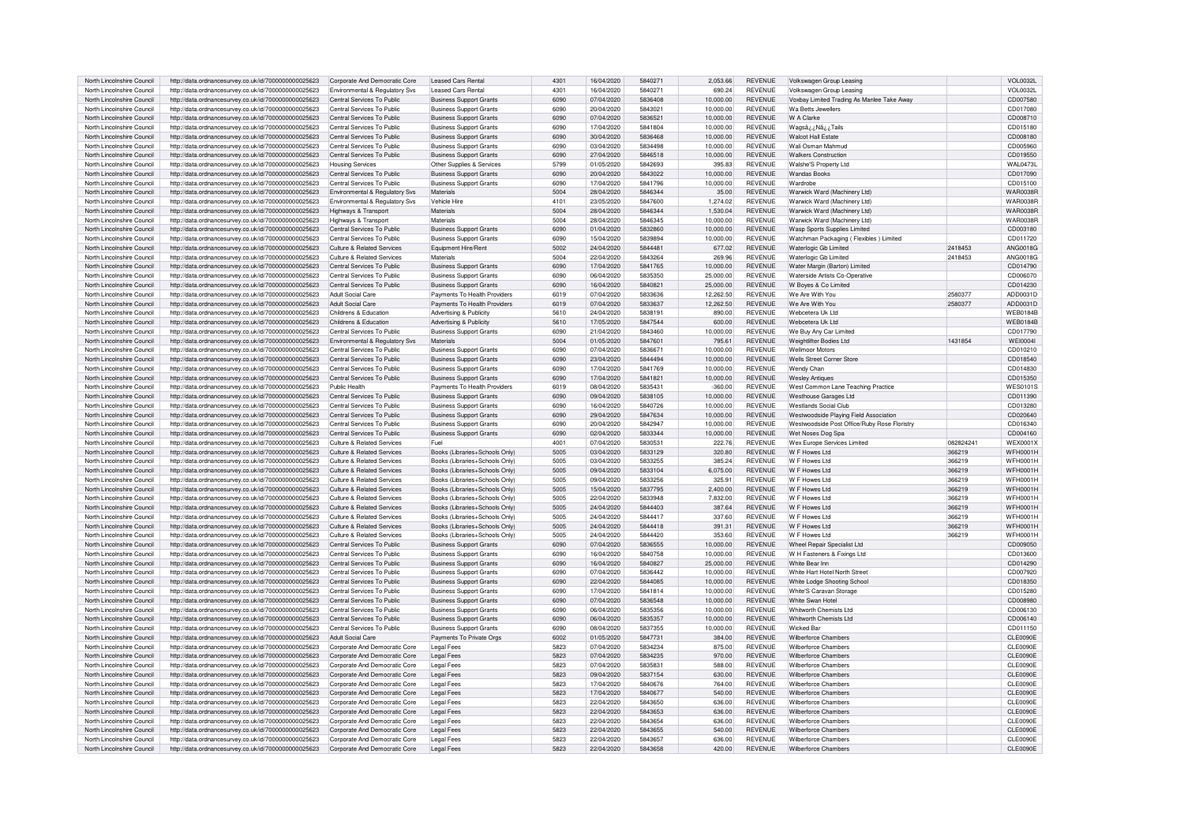| North Lincolnshire Council | http://data.ordnancesurvey.co.uk/id/7000000000025623 | Corporate And Democratic Core | Leased Cars Rental | 4301 | 16/04/2020 | 5840271 | 2,053.66 | REVENUE | Volkswagen Group Leasing | | VOL0032L |
|---|---|---|---|---|---|---|---|---|---|---|---|
| North Lincolnshire Council | http://data.ordnancesurvey.co.uk/id/7000000000025623 | Environmental & Regulatory Svs | Leased Cars Rental | 4301 | 16/04/2020 | 5840271 | 690.24 | REVENUE | Volkswagen Group Leasing | | VOL0032L |
| North Lincolnshire Council | http://data.ordnancesurvey.co.uk/id/7000000000025623 | Central Services To Public | Business Support Grants | 6090 | 07/04/2020 | 5836408 | 10,000.00 | REVENUE | Voxbay Limited Trading As Manlee Take Away | | CD007580 |
| North Lincolnshire Council | http://data.ordnancesurvey.co.uk/id/7000000000025623 | Central Services To Public | Business Support Grants | 6090 | 20/04/2020 | 5843021 | 10,000.00 | REVENUE | Wa Betts Jewellers | | CD017080 |
| North Lincolnshire Council | http://data.ordnancesurvey.co.uk/id/7000000000025623 | Central Services To Public | Business Support Grants | 6090 | 07/04/2020 | 5836521 | 10,000.00 | REVENUE | W A Clarke | | CD008710 |
| North Lincolnshire Council | http://data.ordnancesurvey.co.uk/id/7000000000025623 | Central Services To Public | Business Support Grants | 6090 | 17/04/2020 | 5841804 | 10,000.00 | REVENUE | Wagsâ¿¿Nâ¿¿Tails | | CD015180 |
| North Lincolnshire Council | http://data.ordnancesurvey.co.uk/id/7000000000025623 | Central Services To Public | Business Support Grants | 6090 | 30/04/2020 | 5836468 | 10,000.00 | REVENUE | Walcot Hall Estate | | CD008180 |
| North Lincolnshire Council | http://data.ordnancesurvey.co.uk/id/7000000000025623 | Central Services To Public | Business Support Grants | 6090 | 03/04/2020 | 5834498 | 10,000.00 | REVENUE | Wali Osman Mahmud | | CD005960 |
| North Lincolnshire Council | http://data.ordnancesurvey.co.uk/id/7000000000025623 | Central Services To Public | Business Support Grants | 6090 | 27/04/2020 | 5846518 | 10,000.00 | REVENUE | Walkers Construction | | CD019550 |
| North Lincolnshire Council | http://data.ordnancesurvey.co.uk/id/7000000000025623 | Housing Services | Other Supplies & Services | 5799 | 01/05/2020 | 5842693 | 395.83 | REVENUE | Walshe'S Property Ltd | | WAL0473L |
| North Lincolnshire Council | http://data.ordnancesurvey.co.uk/id/7000000000025623 | Central Services To Public | Business Support Grants | 6090 | 20/04/2020 | 5843022 | 10,000.00 | REVENUE | Wandas Books | | CD017090 |
| North Lincolnshire Council | http://data.ordnancesurvey.co.uk/id/7000000000025623 | Central Services To Public | Business Support Grants | 6090 | 17/04/2020 | 5841796 | 10,000.00 | REVENUE | Wardrobe | | CD015100 |
| North Lincolnshire Council | http://data.ordnancesurvey.co.uk/id/7000000000025623 | Environmental & Regulatory Svs | Materials | 5004 | 28/04/2020 | 5846344 | 35.00 | REVENUE | Warwick Ward (Machinery Ltd) | | WAR0038R |
| North Lincolnshire Council | http://data.ordnancesurvey.co.uk/id/7000000000025623 | Environmental & Regulatory Svs | Vehicle Hire | 4101 | 23/05/2020 | 5847600 | 1,274.02 | REVENUE | Warwick Ward (Machinery Ltd) | | WAR0038R |
| North Lincolnshire Council | http://data.ordnancesurvey.co.uk/id/7000000000025623 | Highways & Transport | Materials | 5004 | 28/04/2020 | 5846344 | 1,530.04 | REVENUE | Warwick Ward (Machinery Ltd) | | WAR0038R |
| North Lincolnshire Council | http://data.ordnancesurvey.co.uk/id/7000000000025623 | Highways & Transport | Materials | 5004 | 28/04/2020 | 5846345 | 10,000.00 | REVENUE | Warwick Ward (Machinery Ltd) | | WAR0038R |
| North Lincolnshire Council | http://data.ordnancesurvey.co.uk/id/7000000000025623 | Central Services To Public | Business Support Grants | 6090 | 01/04/2020 | 5832860 | 10,000.00 | REVENUE | Wasp Sports Supplies Limited | | CD003180 |
| North Lincolnshire Council | http://data.ordnancesurvey.co.uk/id/7000000000025623 | Central Services To Public | Business Support Grants | 6090 | 15/04/2020 | 5839894 | 10,000.00 | REVENUE | Watchman Packaging ( Flexibles ) Limited | | CD011720 |
| North Lincolnshire Council | http://data.ordnancesurvey.co.uk/id/7000000000025623 | Culture & Related Services | Equipment Hire/Rent | 5002 | 24/04/2020 | 5844481 | 677.02 | REVENUE | Waterlogic Gb Limited | 2418453 | ANG0018G |
| North Lincolnshire Council | http://data.ordnancesurvey.co.uk/id/7000000000025623 | Culture & Related Services | Materials | 5004 | 22/04/2020 | 5843264 | 269.96 | REVENUE | Waterlogic Gb Limited | 2418453 | ANG0018G |
| North Lincolnshire Council | http://data.ordnancesurvey.co.uk/id/7000000000025623 | Central Services To Public | Business Support Grants | 6090 | 17/04/2020 | 5841765 | 10,000.00 | REVENUE | Water Margin (Barton) Limited | | CD014790 |
| North Lincolnshire Council | http://data.ordnancesurvey.co.uk/id/7000000000025623 | Central Services To Public | Business Support Grants | 6090 | 06/04/2020 | 5835350 | 25,000.00 | REVENUE | Waterside Artists Co-Operative | | CD006070 |
| North Lincolnshire Council | http://data.ordnancesurvey.co.uk/id/7000000000025623 | Central Services To Public | Business Support Grants | 6090 | 16/04/2020 | 5840821 | 25,000.00 | REVENUE | W Boyes & Co Limited | | CD014230 |
| North Lincolnshire Council | http://data.ordnancesurvey.co.uk/id/7000000000025623 | Adult Social Care | Payments To Health Providers | 6019 | 07/04/2020 | 5833636 | 12,262.50 | REVENUE | We Are With You | 2580377 | ADD0031D |
| North Lincolnshire Council | http://data.ordnancesurvey.co.uk/id/7000000000025623 | Adult Social Care | Payments To Health Providers | 6019 | 07/04/2020 | 5833637 | 12,262.50 | REVENUE | We Are With You | 2580377 | ADD0031D |
| North Lincolnshire Council | http://data.ordnancesurvey.co.uk/id/7000000000025623 | Childrens & Education | Advertising & Publicity | 5610 | 24/04/2020 | 5838191 | 890.00 | REVENUE | Webcetera Uk Ltd | | WEB0184B |
| North Lincolnshire Council | http://data.ordnancesurvey.co.uk/id/7000000000025623 | Childrens & Education | Advertising & Publicity | 5610 | 17/05/2020 | 5847544 | 600.00 | REVENUE | Webcetera Uk Ltd | | WEB0184B |
| North Lincolnshire Council | http://data.ordnancesurvey.co.uk/id/7000000000025623 | Central Services To Public | Business Support Grants | 6090 | 21/04/2020 | 5843460 | 10,000.00 | REVENUE | We Buy Any Car Limited | | CD017790 |
| North Lincolnshire Council | http://data.ordnancesurvey.co.uk/id/7000000000025623 | Environmental & Regulatory Svs | Materials | 5004 | 01/05/2020 | 5847601 | 795.61 | REVENUE | Weightlifter Bodies Ltd | 1431854 | WEI0004I |
| North Lincolnshire Council | http://data.ordnancesurvey.co.uk/id/7000000000025623 | Central Services To Public | Business Support Grants | 6090 | 07/04/2020 | 5836671 | 10,000.00 | REVENUE | Wellmoor Motors | | CD010210 |
| North Lincolnshire Council | http://data.ordnancesurvey.co.uk/id/7000000000025623 | Central Services To Public | Business Support Grants | 6090 | 23/04/2020 | 5844494 | 10,000.00 | REVENUE | Wells Street Corner Store | | CD018540 |
| North Lincolnshire Council | http://data.ordnancesurvey.co.uk/id/7000000000025623 | Central Services To Public | Business Support Grants | 6090 | 17/04/2020 | 5841769 | 10,000.00 | REVENUE | Wendy Chan | | CD014830 |
| North Lincolnshire Council | http://data.ordnancesurvey.co.uk/id/7000000000025623 | Central Services To Public | Business Support Grants | 6090 | 17/04/2020 | 5841821 | 10,000.00 | REVENUE | Wesley Antiques | | CD015350 |
| North Lincolnshire Council | http://data.ordnancesurvey.co.uk/id/7000000000025623 | Public Health | Payments To Health Providers | 6019 | 08/04/2020 | 5835431 | -360.00 | REVENUE | West Common Lane Teaching Practice | | WES0101S |
| North Lincolnshire Council | http://data.ordnancesurvey.co.uk/id/7000000000025623 | Central Services To Public | Business Support Grants | 6090 | 09/04/2020 | 5838105 | 10,000.00 | REVENUE | Westhouse Garages Ltd | | CD011390 |
| North Lincolnshire Council | http://data.ordnancesurvey.co.uk/id/7000000000025623 | Central Services To Public | Business Support Grants | 6090 | 16/04/2020 | 5840726 | 10,000.00 | REVENUE | Westlands Social Club | | CD013280 |
| North Lincolnshire Council | http://data.ordnancesurvey.co.uk/id/7000000000025623 | Central Services To Public | Business Support Grants | 6090 | 29/04/2020 | 5847634 | 10,000.00 | REVENUE | Westwoodside Playing Field Association | | CD020640 |
| North Lincolnshire Council | http://data.ordnancesurvey.co.uk/id/7000000000025623 | Central Services To Public | Business Support Grants | 6090 | 20/04/2020 | 5842947 | 10,000.00 | REVENUE | Westwoodside Post Office/Ruby Rose Floristry | | CD016340 |
| North Lincolnshire Council | http://data.ordnancesurvey.co.uk/id/7000000000025623 | Central Services To Public | Business Support Grants | 6090 | 02/04/2020 | 5833344 | 10,000.00 | REVENUE | Wet Noses Dog Spa | | CD004160 |
| North Lincolnshire Council | http://data.ordnancesurvey.co.uk/id/7000000000025623 | Culture & Related Services | Fuel | 4001 | 07/04/2020 | 5830531 | 222.76 | REVENUE | Wex Europe Services Limited | 082824241 | WEX0001X |
| North Lincolnshire Council | http://data.ordnancesurvey.co.uk/id/7000000000025623 | Culture & Related Services | Books (Libraries+Schools Only) | 5005 | 03/04/2020 | 5833129 | 320.80 | REVENUE | W F Howes Ltd | 366219 | WFH0001H |
| North Lincolnshire Council | http://data.ordnancesurvey.co.uk/id/7000000000025623 | Culture & Related Services | Books (Libraries+Schools Only) | 5005 | 03/04/2020 | 5833255 | 385.24 | REVENUE | W F Howes Ltd | 366219 | WFH0001H |
| North Lincolnshire Council | http://data.ordnancesurvey.co.uk/id/7000000000025623 | Culture & Related Services | Books (Libraries+Schools Only) | 5005 | 09/04/2020 | 5833104 | 6,075.00 | REVENUE | W F Howes Ltd | 366219 | WFH0001H |
| North Lincolnshire Council | http://data.ordnancesurvey.co.uk/id/7000000000025623 | Culture & Related Services | Books (Libraries+Schools Only) | 5005 | 09/04/2020 | 5833256 | 325.91 | REVENUE | W F Howes Ltd | 366219 | WFH0001H |
| North Lincolnshire Council | http://data.ordnancesurvey.co.uk/id/7000000000025623 | Culture & Related Services | Books (Libraries+Schools Only) | 5005 | 15/04/2020 | 5837795 | 2,400.00 | REVENUE | W F Howes Ltd | 366219 | WFH0001H |
| North Lincolnshire Council | http://data.ordnancesurvey.co.uk/id/7000000000025623 | Culture & Related Services | Books (Libraries+Schools Only) | 5005 | 22/04/2020 | 5833948 | 7,832.00 | REVENUE | W F Howes Ltd | 366219 | WFH0001H |
| North Lincolnshire Council | http://data.ordnancesurvey.co.uk/id/7000000000025623 | Culture & Related Services | Books (Libraries+Schools Only) | 5005 | 24/04/2020 | 5844403 | 387.64 | REVENUE | W F Howes Ltd | 366219 | WFH0001H |
| North Lincolnshire Council | http://data.ordnancesurvey.co.uk/id/7000000000025623 | Culture & Related Services | Books (Libraries+Schools Only) | 5005 | 24/04/2020 | 5844417 | 337.60 | REVENUE | W F Howes Ltd | 366219 | WFH0001H |
| North Lincolnshire Council | http://data.ordnancesurvey.co.uk/id/7000000000025623 | Culture & Related Services | Books (Libraries+Schools Only) | 5005 | 24/04/2020 | 5844418 | 391.31 | REVENUE | W F Howes Ltd | 366219 | WFH0001H |
| North Lincolnshire Council | http://data.ordnancesurvey.co.uk/id/7000000000025623 | Culture & Related Services | Books (Libraries+Schools Only) | 5005 | 24/04/2020 | 5844420 | 353.60 | REVENUE | W F Howes Ltd | 366219 | WFH0001H |
| North Lincolnshire Council | http://data.ordnancesurvey.co.uk/id/7000000000025623 | Central Services To Public | Business Support Grants | 6090 | 07/04/2020 | 5836555 | 10,000.00 | REVENUE | Wheel Repair Specialist Ltd | | CD009050 |
| North Lincolnshire Council | http://data.ordnancesurvey.co.uk/id/7000000000025623 | Central Services To Public | Business Support Grants | 6090 | 16/04/2020 | 5840758 | 10,000.00 | REVENUE | W H Fasteners & Fixings Ltd | | CD013600 |
| North Lincolnshire Council | http://data.ordnancesurvey.co.uk/id/7000000000025623 | Central Services To Public | Business Support Grants | 6090 | 16/04/2020 | 5840827 | 25,000.00 | REVENUE | White Bear Inn | | CD014290 |
| North Lincolnshire Council | http://data.ordnancesurvey.co.uk/id/7000000000025623 | Central Services To Public | Business Support Grants | 6090 | 07/04/2020 | 5836442 | 10,000.00 | REVENUE | White Hart Hotel North Street | | CD007920 |
| North Lincolnshire Council | http://data.ordnancesurvey.co.uk/id/7000000000025623 | Central Services To Public | Business Support Grants | 6090 | 22/04/2020 | 5844085 | 10,000.00 | REVENUE | White Lodge Shooting School | | CD018350 |
| North Lincolnshire Council | http://data.ordnancesurvey.co.uk/id/7000000000025623 | Central Services To Public | Business Support Grants | 6090 | 17/04/2020 | 5841814 | 10,000.00 | REVENUE | White'S Caravan Storage | | CD015280 |
| North Lincolnshire Council | http://data.ordnancesurvey.co.uk/id/7000000000025623 | Central Services To Public | Business Support Grants | 6090 | 07/04/2020 | 5836548 | 10,000.00 | REVENUE | White Swan Hotel | | CD008980 |
| North Lincolnshire Council | http://data.ordnancesurvey.co.uk/id/7000000000025623 | Central Services To Public | Business Support Grants | 6090 | 06/04/2020 | 5835356 | 10,000.00 | REVENUE | Whitworth Chemists Ltd | | CD006130 |
| North Lincolnshire Council | http://data.ordnancesurvey.co.uk/id/7000000000025623 | Central Services To Public | Business Support Grants | 6090 | 06/04/2020 | 5835357 | 10,000.00 | REVENUE | Whitworth Chemists Ltd | | CD006140 |
| North Lincolnshire Council | http://data.ordnancesurvey.co.uk/id/7000000000025623 | Central Services To Public | Business Support Grants | 6090 | 08/04/2020 | 5837355 | 10,000.00 | REVENUE | Wicked Bar | | CD011150 |
| North Lincolnshire Council | http://data.ordnancesurvey.co.uk/id/7000000000025623 | Adult Social Care | Payments To Private Orgs | 6002 | 01/05/2020 | 5847731 | 384.00 | REVENUE | Wilberforce Chambers | | CLE0090E |
| North Lincolnshire Council | http://data.ordnancesurvey.co.uk/id/7000000000025623 | Corporate And Democratic Core | Legal Fees | 5823 | 07/04/2020 | 5834234 | 875.00 | REVENUE | Wilberforce Chambers | | CLE0090E |
| North Lincolnshire Council | http://data.ordnancesurvey.co.uk/id/7000000000025623 | Corporate And Democratic Core | Legal Fees | 5823 | 07/04/2020 | 5834235 | 970.00 | REVENUE | Wilberforce Chambers | | CLE0090E |
| North Lincolnshire Council | http://data.ordnancesurvey.co.uk/id/7000000000025623 | Corporate And Democratic Core | Legal Fees | 5823 | 07/04/2020 | 5835831 | 588.00 | REVENUE | Wilberforce Chambers | | CLE0090E |
| North Lincolnshire Council | http://data.ordnancesurvey.co.uk/id/7000000000025623 | Corporate And Democratic Core | Legal Fees | 5823 | 09/04/2020 | 5837154 | 630.00 | REVENUE | Wilberforce Chambers | | CLE0090E |
| North Lincolnshire Council | http://data.ordnancesurvey.co.uk/id/7000000000025623 | Corporate And Democratic Core | Legal Fees | 5823 | 17/04/2020 | 5840676 | 764.00 | REVENUE | Wilberforce Chambers | | CLE0090E |
| North Lincolnshire Council | http://data.ordnancesurvey.co.uk/id/7000000000025623 | Corporate And Democratic Core | Legal Fees | 5823 | 17/04/2020 | 5840677 | 540.00 | REVENUE | Wilberforce Chambers | | CLE0090E |
| North Lincolnshire Council | http://data.ordnancesurvey.co.uk/id/7000000000025623 | Corporate And Democratic Core | Legal Fees | 5823 | 22/04/2020 | 5843650 | 636.00 | REVENUE | Wilberforce Chambers | | CLE0090E |
| North Lincolnshire Council | http://data.ordnancesurvey.co.uk/id/7000000000025623 | Corporate And Democratic Core | Legal Fees | 5823 | 22/04/2020 | 5843653 | 636.00 | REVENUE | Wilberforce Chambers | | CLE0090E |
| North Lincolnshire Council | http://data.ordnancesurvey.co.uk/id/7000000000025623 | Corporate And Democratic Core | Legal Fees | 5823 | 22/04/2020 | 5843654 | 636.00 | REVENUE | Wilberforce Chambers | | CLE0090E |
| North Lincolnshire Council | http://data.ordnancesurvey.co.uk/id/7000000000025623 | Corporate And Democratic Core | Legal Fees | 5823 | 22/04/2020 | 5843655 | 540.00 | REVENUE | Wilberforce Chambers | | CLE0090E |
| North Lincolnshire Council | http://data.ordnancesurvey.co.uk/id/7000000000025623 | Corporate And Democratic Core | Legal Fees | 5823 | 22/04/2020 | 5843657 | 636.00 | REVENUE | Wilberforce Chambers | | CLE0090E |
| North Lincolnshire Council | http://data.ordnancesurvey.co.uk/id/7000000000025623 | Corporate And Democratic Core | Legal Fees | 5823 | 22/04/2020 | 5843658 | 420.00 | REVENUE | Wilberforce Chambers | | CLE0090E |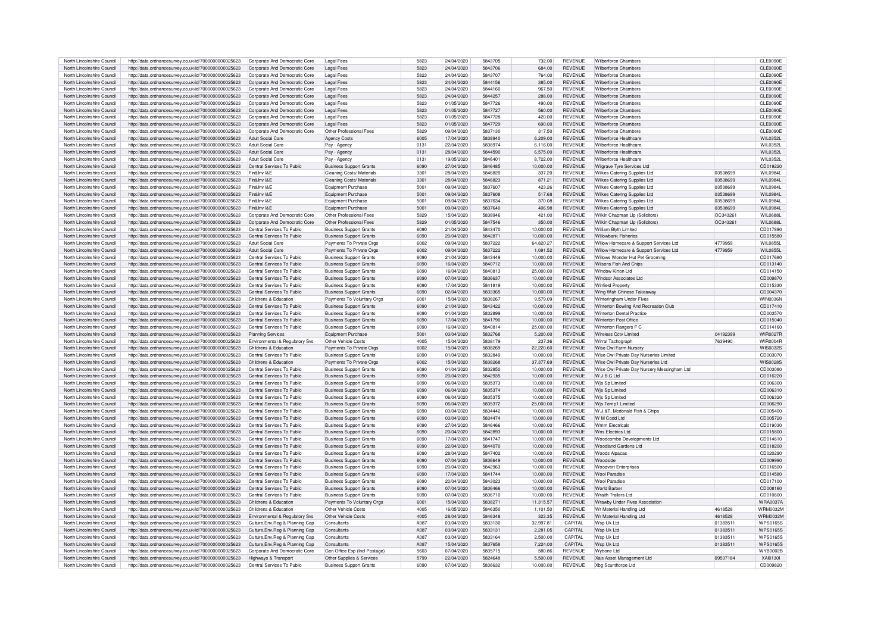| North Lincolnshire Council | http://data.ordnancesurvey.co.uk/id/7000000000025623 | Corporate And Democratic Core | Legal Fees | 5823 | 24/04/2020 | 5843705 | 732.00 | REVENUE | Wilberforce Chambers | | CLE0090E |
|---|---|---|---|---|---|---|---|---|---|---|---|
| North Lincolnshire Council | http://data.ordnancesurvey.co.uk/id/7000000000025623 | Corporate And Democratic Core | Legal Fees | 5823 | 24/04/2020 | 5843706 | 684.00 | REVENUE | Wilberforce Chambers | | CLE0090E |
| North Lincolnshire Council | http://data.ordnancesurvey.co.uk/id/7000000000025623 | Corporate And Democratic Core | Legal Fees | 5823 | 24/04/2020 | 5843707 | 764.00 | REVENUE | Wilberforce Chambers | | CLE0090E |
| North Lincolnshire Council | http://data.ordnancesurvey.co.uk/id/7000000000025623 | Corporate And Democratic Core | Legal Fees | 5823 | 24/04/2020 | 5844156 | 385.00 | REVENUE | Wilberforce Chambers | | CLE0090E |
| North Lincolnshire Council | http://data.ordnancesurvey.co.uk/id/7000000000025623 | Corporate And Democratic Core | Legal Fees | 5823 | 24/04/2020 | 5844160 | 967.50 | REVENUE | Wilberforce Chambers | | CLE0090E |
| North Lincolnshire Council | http://data.ordnancesurvey.co.uk/id/7000000000025623 | Corporate And Democratic Core | Legal Fees | 5823 | 24/04/2020 | 5844257 | 288.00 | REVENUE | Wilberforce Chambers | | CLE0090E |
| North Lincolnshire Council | http://data.ordnancesurvey.co.uk/id/7000000000025623 | Corporate And Democratic Core | Legal Fees | 5823 | 01/05/2020 | 5847726 | 490.00 | REVENUE | Wilberforce Chambers | | CLE0090E |
| North Lincolnshire Council | http://data.ordnancesurvey.co.uk/id/7000000000025623 | Corporate And Democratic Core | Legal Fees | 5823 | 01/05/2020 | 5847727 | 560.00 | REVENUE | Wilberforce Chambers | | CLE0090E |
| North Lincolnshire Council | http://data.ordnancesurvey.co.uk/id/7000000000025623 | Corporate And Democratic Core | Legal Fees | 5823 | 01/05/2020 | 5847728 | 420.00 | REVENUE | Wilberforce Chambers | | CLE0090E |
| North Lincolnshire Council | http://data.ordnancesurvey.co.uk/id/7000000000025623 | Corporate And Democratic Core | Legal Fees | 5823 | 01/05/2020 | 5847729 | 690.00 | REVENUE | Wilberforce Chambers | | CLE0090E |
| North Lincolnshire Council | http://data.ordnancesurvey.co.uk/id/7000000000025623 | Corporate And Democratic Core | Other Professional Fees | 5829 | 09/04/2020 | 5837130 | 317.50 | REVENUE | Wilberforce Chambers | | CLE0090E |
| North Lincolnshire Council | http://data.ordnancesurvey.co.uk/id/7000000000025623 | Adult Social Care | Agency Costs | 6005 | 17/04/2020 | 5838940 | 6,209.00 | REVENUE | Wilberforce Healthcare | | WIL0352L |
| North Lincolnshire Council | http://data.ordnancesurvey.co.uk/id/7000000000025623 | Adult Social Care | Pay - Agency | 0131 | 22/04/2020 | 5838974 | 6,116.00 | REVENUE | Wilberforce Healthcare | | WIL0352L |
| North Lincolnshire Council | http://data.ordnancesurvey.co.uk/id/7000000000025623 | Adult Social Care | Pay - Agency | 0131 | 28/04/2020 | 5844590 | 6,575.00 | REVENUE | Wilberforce Healthcare | | WIL0352L |
| North Lincolnshire Council | http://data.ordnancesurvey.co.uk/id/7000000000025623 | Adult Social Care | Pay - Agency | 0131 | 19/05/2020 | 5846401 | 8,722.00 | REVENUE | Wilberforce Healthcare | | WIL0352L |
| North Lincolnshire Council | http://data.ordnancesurvey.co.uk/id/7000000000025623 | Central Services To Public | Business Support Grants | 6090 | 27/04/2020 | 5846485 | 10,000.00 | REVENUE | Wilgrave Tyre Services Ltd | | CD019220 |
| North Lincolnshire Council | http://data.ordnancesurvey.co.uk/id/7000000000025623 | Fin&Inv I&E | Cleaning Costs/ Materials | 3301 | 28/04/2020 | 5846820 | 337.20 | REVENUE | Wilkes Catering Supplies Ltd | 03538699 | WIL0984L |
| North Lincolnshire Council | http://data.ordnancesurvey.co.uk/id/7000000000025623 | Fin&Inv I&E | Cleaning Costs/ Materials | 3301 | 28/04/2020 | 5846823 | 871.21 | REVENUE | Wilkes Catering Supplies Ltd | 03538699 | WIL0984L |
| North Lincolnshire Council | http://data.ordnancesurvey.co.uk/id/7000000000025623 | Fin&Inv I&E | Equipment Purchase | 5001 | 09/04/2020 | 5837607 | 423.26 | REVENUE | Wilkes Catering Supplies Ltd | 03538699 | WIL0984L |
| North Lincolnshire Council | http://data.ordnancesurvey.co.uk/id/7000000000025623 | Fin&Inv I&E | Equipment Purchase | 5001 | 09/04/2020 | 5837608 | 517.68 | REVENUE | Wilkes Catering Supplies Ltd | 03538699 | WIL0984L |
| North Lincolnshire Council | http://data.ordnancesurvey.co.uk/id/7000000000025623 | Fin&Inv I&E | Equipment Purchase | 5001 | 09/04/2020 | 5837634 | 370.08 | REVENUE | Wilkes Catering Supplies Ltd | 03538699 | WIL0984L |
| North Lincolnshire Council | http://data.ordnancesurvey.co.uk/id/7000000000025623 | Fin&Inv I&E | Equipment Purchase | 5001 | 09/04/2020 | 5837640 | 406.98 | REVENUE | Wilkes Catering Supplies Ltd | 03538699 | WIL0984L |
| North Lincolnshire Council | http://data.ordnancesurvey.co.uk/id/7000000000025623 | Corporate And Democratic Core | Other Professional Fees | 5829 | 15/04/2020 | 5838946 | 421.00 | REVENUE | Wilkin Chapman Llp (Solicitors) | OC343261 | WIL0688L |
| North Lincolnshire Council | http://data.ordnancesurvey.co.uk/id/7000000000025623 | Corporate And Democratic Core | Other Professional Fees | 5829 | 01/05/2020 | 5847546 | 350.00 | REVENUE | Wilkin Chapman Llp (Solicitors) | OC343261 | WIL0688L |
| North Lincolnshire Council | http://data.ordnancesurvey.co.uk/id/7000000000025623 | Central Services To Public | Business Support Grants | 6090 | 21/04/2020 | 5843470 | 10,000.00 | REVENUE | William Blyth Limited | | CD017890 |
| North Lincolnshire Council | http://data.ordnancesurvey.co.uk/id/7000000000025623 | Central Services To Public | Business Support Grants | 6090 | 20/04/2020 | 5842871 | 10,000.00 | REVENUE | Willowbank Fisheries | | CD015580 |
| North Lincolnshire Council | http://data.ordnancesurvey.co.uk/id/7000000000025623 | Adult Social Care | Payments To Private Orgs | 6002 | 09/04/2020 | 5837222 | 64,820.27 | REVENUE | Willow Homecare & Support Services Ltd | 4779959 | WIL0855L |
| North Lincolnshire Council | http://data.ordnancesurvey.co.uk/id/7000000000025623 | Adult Social Care | Payments To Private Orgs | 6002 | 09/04/2020 | 5837222 | 1,091.52 | REVENUE | Willow Homecare & Support Services Ltd | 4779959 | WIL0855L |
| North Lincolnshire Council | http://data.ordnancesurvey.co.uk/id/7000000000025623 | Central Services To Public | Business Support Grants | 6090 | 21/04/2020 | 5843449 | 10,000.00 | REVENUE | Willows Wonder Hut Pet Grooming | | CD017680 |
| North Lincolnshire Council | http://data.ordnancesurvey.co.uk/id/7000000000025623 | Central Services To Public | Business Support Grants | 6090 | 16/04/2020 | 5840712 | 10,000.00 | REVENUE | Wilsons Fish And Chips | | CD013140 |
| North Lincolnshire Council | http://data.ordnancesurvey.co.uk/id/7000000000025623 | Central Services To Public | Business Support Grants | 6090 | 16/04/2020 | 5840813 | 25,000.00 | REVENUE | Window Kirton Ltd | | CD014150 |
| North Lincolnshire Council | http://data.ordnancesurvey.co.uk/id/7000000000025623 | Central Services To Public | Business Support Grants | 6090 | 07/04/2020 | 5836637 | 10,000.00 | REVENUE | Windsor Associates Ltd | | CD009870 |
| North Lincolnshire Council | http://data.ordnancesurvey.co.uk/id/7000000000025623 | Central Services To Public | Business Support Grants | 6090 | 17/04/2020 | 5841819 | 10,000.00 | REVENUE | Winfield Property | | CD015330 |
| North Lincolnshire Council | http://data.ordnancesurvey.co.uk/id/7000000000025623 | Central Services To Public | Business Support Grants | 6090 | 02/04/2020 | 5833365 | 10,000.00 | REVENUE | Wing Wah Chinese Takeaway | | CD004370 |
| North Lincolnshire Council | http://data.ordnancesurvey.co.uk/id/7000000000025623 | Childrens & Education | Payments To Voluntary Orgs | 6001 | 15/04/2020 | 5838267 | 9,579.09 | REVENUE | Winteringham Under Fives | | WIN0036N |
| North Lincolnshire Council | http://data.ordnancesurvey.co.uk/id/7000000000025623 | Central Services To Public | Business Support Grants | 6090 | 21/04/2020 | 5843422 | 10,000.00 | REVENUE | Winterton Bowling And Recreation Club | | CD017410 |
| North Lincolnshire Council | http://data.ordnancesurvey.co.uk/id/7000000000025623 | Central Services To Public | Business Support Grants | 6090 | 01/04/2020 | 5832899 | 10,000.00 | REVENUE | Winterton Dental Practice | | CD003570 |
| North Lincolnshire Council | http://data.ordnancesurvey.co.uk/id/7000000000025623 | Central Services To Public | Business Support Grants | 6090 | 17/04/2020 | 5841790 | 10,000.00 | REVENUE | Winterton Post Office | | CD015040 |
| North Lincolnshire Council | http://data.ordnancesurvey.co.uk/id/7000000000025623 | Central Services To Public | Business Support Grants | 6090 | 16/04/2020 | 5840814 | 25,000.00 | REVENUE | Winterton Rangers F C | | CD014160 |
| North Lincolnshire Council | http://data.ordnancesurvey.co.uk/id/7000000000025623 | Planning Services | Equipment Purchase | 5001 | 03/04/2020 | 5832768 | 5,200.00 | REVENUE | Wireless Cctv Limited | 04192399 | WIR0027R |
| North Lincolnshire Council | http://data.ordnancesurvey.co.uk/id/7000000000025623 | Environmental & Regulatory Svs | Other Vehicle Costs | 4005 | 15/04/2020 | 5838179 | 237.36 | REVENUE | Wirral Tachograph | 7639490 | WIR0004R |
| North Lincolnshire Council | http://data.ordnancesurvey.co.uk/id/7000000000025623 | Childrens & Education | Payments To Private Orgs | 6002 | 15/04/2020 | 5838269 | 22,220.60 | REVENUE | Wise Owl Farm Nursery | | WIS0032S |
| North Lincolnshire Council | http://data.ordnancesurvey.co.uk/id/7000000000025623 | Central Services To Public | Business Support Grants | 6090 | 01/04/2020 | 5832849 | 10,000.00 | REVENUE | Wise Owl Private Day Nurseries Limited | | CD003070 |
| North Lincolnshire Council | http://data.ordnancesurvey.co.uk/id/7000000000025623 | Childrens & Education | Payments To Private Orgs | 6002 | 15/04/2020 | 5838268 | 37,377.69 | REVENUE | Wise Owl Private Day Nurseries Ltd | | WIS0028S |
| North Lincolnshire Council | http://data.ordnancesurvey.co.uk/id/7000000000025623 | Central Services To Public | Business Support Grants | 6090 | 01/04/2020 | 5832850 | 10,000.00 | REVENUE | Wise Owl Private Day Nursery Messingham Ltd | | CD003080 |
| North Lincolnshire Council | http://data.ordnancesurvey.co.uk/id/7000000000025623 | Central Services To Public | Business Support Grants | 6090 | 20/04/2020 | 5842935 | 10,000.00 | REVENUE | W.J.B.C Ltd | | CD016220 |
| North Lincolnshire Council | http://data.ordnancesurvey.co.uk/id/7000000000025623 | Central Services To Public | Business Support Grants | 6090 | 06/04/2020 | 5835373 | 10,000.00 | REVENUE | Wjs Sp Limited | | CD006300 |
| North Lincolnshire Council | http://data.ordnancesurvey.co.uk/id/7000000000025623 | Central Services To Public | Business Support Grants | 6090 | 06/04/2020 | 5835374 | 10,000.00 | REVENUE | Wjs Sp Limited | | CD006310 |
| North Lincolnshire Council | http://data.ordnancesurvey.co.uk/id/7000000000025623 | Central Services To Public | Business Support Grants | 6090 | 06/04/2020 | 5835375 | 10,000.00 | REVENUE | Wjs Sp Limited | | CD006320 |
| North Lincolnshire Council | http://data.ordnancesurvey.co.uk/id/7000000000025623 | Central Services To Public | Business Support Grants | 6090 | 06/04/2020 | 5835372 | 25,000.00 | REVENUE | Wjs Temp1 Limited | | CD006290 |
| North Lincolnshire Council | http://data.ordnancesurvey.co.uk/id/7000000000025623 | Central Services To Public | Business Support Grants | 6090 | 03/04/2020 | 5834442 | 10,000.00 | REVENUE | W.J.&T. Mcdonald Fish & Chips | | CD005400 |
| North Lincolnshire Council | http://data.ordnancesurvey.co.uk/id/7000000000025623 | Central Services To Public | Business Support Grants | 6090 | 03/04/2020 | 5834474 | 10,000.00 | REVENUE | W M Codd Ltd | | CD005720 |
| North Lincolnshire Council | http://data.ordnancesurvey.co.uk/id/7000000000025623 | Central Services To Public | Business Support Grants | 6090 | 27/04/2020 | 5846466 | 10,000.00 | REVENUE | Wmm Electricals | | CD019030 |
| North Lincolnshire Council | http://data.ordnancesurvey.co.uk/id/7000000000025623 | Central Services To Public | Business Support Grants | 6090 | 20/04/2020 | 5842893 | 10,000.00 | REVENUE | Wns Electrics Ltd | | CD015800 |
| North Lincolnshire Council | http://data.ordnancesurvey.co.uk/id/7000000000025623 | Central Services To Public | Business Support Grants | 6090 | 17/04/2020 | 5841747 | 10,000.00 | REVENUE | Woodcombe Developments Ltd | | CD014610 |
| North Lincolnshire Council | http://data.ordnancesurvey.co.uk/id/7000000000025623 | Central Services To Public | Business Support Grants | 6090 | 22/04/2020 | 5844070 | 10,000.00 | REVENUE | Woodland Gardens Ltd | | CD018200 |
| North Lincolnshire Council | http://data.ordnancesurvey.co.uk/id/7000000000025623 | Central Services To Public | Business Support Grants | 6090 | 28/04/2020 | 5847402 | 10,000.00 | REVENUE | Woods Alpacas | | CD020290 |
| North Lincolnshire Council | http://data.ordnancesurvey.co.uk/id/7000000000025623 | Central Services To Public | Business Support Grants | 6090 | 07/04/2020 | 5836649 | 10,000.00 | REVENUE | Woodside | | CD009990 |
| North Lincolnshire Council | http://data.ordnancesurvey.co.uk/id/7000000000025623 | Central Services To Public | Business Support Grants | 6090 | 20/04/2020 | 5842963 | 10,000.00 | REVENUE | Woodvert Enterprises | | CD016500 |
| North Lincolnshire Council | http://data.ordnancesurvey.co.uk/id/7000000000025623 | Central Services To Public | Business Support Grants | 6090 | 17/04/2020 | 5841744 | 10,000.00 | REVENUE | Wool Paradise | | CD014580 |
| North Lincolnshire Council | http://data.ordnancesurvey.co.uk/id/7000000000025623 | Central Services To Public | Business Support Grants | 6090 | 20/04/2020 | 5843023 | 10,000.00 | REVENUE | Wool Paradise | | CD017100 |
| North Lincolnshire Council | http://data.ordnancesurvey.co.uk/id/7000000000025623 | Central Services To Public | Business Support Grants | 6090 | 07/04/2020 | 5836466 | 10,000.00 | REVENUE | World Barber | | CD008160 |
| North Lincolnshire Council | http://data.ordnancesurvey.co.uk/id/7000000000025623 | Central Services To Public | Business Support Grants | 6090 | 07/04/2020 | 5836710 | 10,000.00 | REVENUE | Wraith Trailers Ltd | | CD010600 |
| North Lincolnshire Council | http://data.ordnancesurvey.co.uk/id/7000000000025623 | Childrens & Education | Payments To Voluntary Orgs | 6001 | 15/04/2020 | 5838271 | 11,315.57 | REVENUE | Wrawby Under Fives Association | | WRA0037A |
| North Lincolnshire Council | http://data.ordnancesurvey.co.uk/id/7000000000025623 | Childrens & Education | Other Vehicle Costs | 4005 | 16/05/2020 | 5846350 | 1,101.50 | REVENUE | Wr Material Handling Ltd | 4618528 | WRM0032M |
| North Lincolnshire Council | http://data.ordnancesurvey.co.uk/id/7000000000025623 | Environmental & Regulatory Svs | Other Vehicle Costs | 4005 | 28/04/2020 | 5846348 | 323.35 | REVENUE | Wr Material Handling Ltd | 4618528 | WRM0032M |
| North Lincolnshire Council | http://data.ordnancesurvey.co.uk/id/7000000000025623 | Culture,Env,Reg & Planning Cap | Consultants | A087 | 03/04/2020 | 5833130 | 32,997.81 | CAPITAL | Wsp Uk Ltd | 01383511 | WPS0165S |
| North Lincolnshire Council | http://data.ordnancesurvey.co.uk/id/7000000000025623 | Culture,Env,Reg & Planning Cap | Consultants | A087 | 03/04/2020 | 5833131 | 2,281.05 | CAPITAL | Wsp Uk Ltd | 01383511 | WPS0165S |
| North Lincolnshire Council | http://data.ordnancesurvey.co.uk/id/7000000000025623 | Culture,Env,Reg & Planning Cap | Consultants | A087 | 03/04/2020 | 5833164 | 2,500.00 | CAPITAL | Wsp Uk Ltd | 01383511 | WPS0165S |
| North Lincolnshire Council | http://data.ordnancesurvey.co.uk/id/7000000000025623 | Culture,Env,Reg & Planning Cap | Consultants | A087 | 15/04/2020 | 5837658 | 7,224.00 | CAPITAL | Wsp Uk Ltd | 01383511 | WPS0165S |
| North Lincolnshire Council | http://data.ordnancesurvey.co.uk/id/7000000000025623 | Corporate And Democratic Core | Gen Office Exp (Incl Postage) | 5603 | 07/04/2020 | 5835715 | 580.86 | REVENUE | Wybone Ltd | | WYB0002B |
| North Lincolnshire Council | http://data.ordnancesurvey.co.uk/id/7000000000025623 | Highways & Transport | Other Supplies & Services | 5799 | 22/04/2020 | 5824648 | 5,500.00 | REVENUE | Xais Asset Management Ltd | 09537184 | XAI0130I |
| North Lincolnshire Council | http://data.ordnancesurvey.co.uk/id/7000000000025623 | Central Services To Public | Business Support Grants | 6090 | 07/04/2020 | 5836632 | 10,000.00 | REVENUE | Xbg Scunthorpe Ltd | | CD009820 |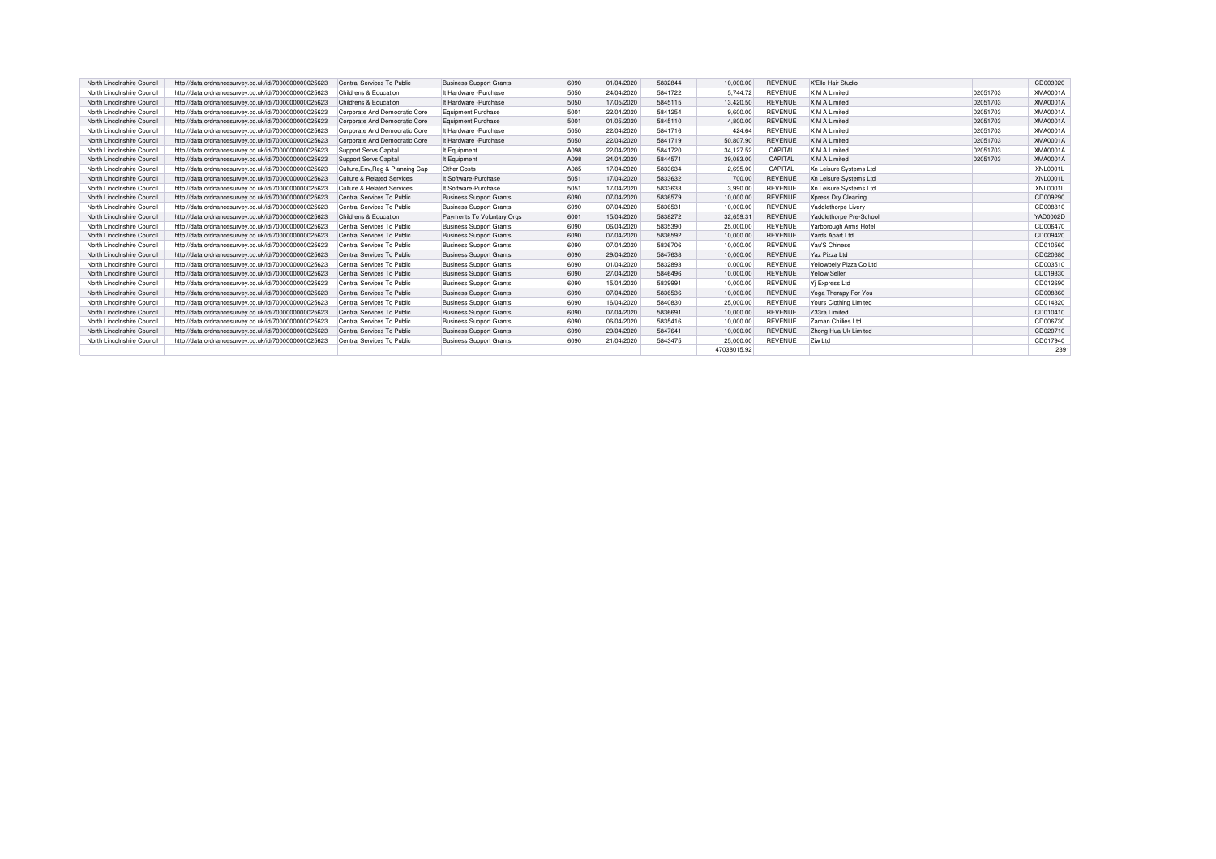| | | | | | | | | | | | |
|---|---|---|---|---|---|---|---|---|---|---|---|
| North Lincolnshire Council | http://data.ordnancesurvey.co.uk/id/7000000000025623 | Central Services To Public | Business Support Grants | 6090 | 01/04/2020 | 5832844 | 10,000.00 | REVENUE | X'Elle Hair Studio | | CD003020 |
| North Lincolnshire Council | http://data.ordnancesurvey.co.uk/id/7000000000025623 | Childrens & Education | It Hardware -Purchase | 5050 | 24/04/2020 | 5841722 | 5,744.72 | REVENUE | X M A Limited | 02051703 | XMA0001A |
| North Lincolnshire Council | http://data.ordnancesurvey.co.uk/id/7000000000025623 | Childrens & Education | It Hardware -Purchase | 5050 | 17/05/2020 | 5845115 | 13,420.50 | REVENUE | X M A Limited | 02051703 | XMA0001A |
| North Lincolnshire Council | http://data.ordnancesurvey.co.uk/id/7000000000025623 | Corporate And Democratic Core | Equipment Purchase | 5001 | 22/04/2020 | 5841254 | 9,600.00 | REVENUE | X M A Limited | 02051703 | XMA0001A |
| North Lincolnshire Council | http://data.ordnancesurvey.co.uk/id/7000000000025623 | Corporate And Democratic Core | Equipment Purchase | 5001 | 01/05/2020 | 5845110 | 4,800.00 | REVENUE | X M A Limited | 02051703 | XMA0001A |
| North Lincolnshire Council | http://data.ordnancesurvey.co.uk/id/7000000000025623 | Corporate And Democratic Core | It Hardware -Purchase | 5050 | 22/04/2020 | 5841716 | 424.64 | REVENUE | X M A Limited | 02051703 | XMA0001A |
| North Lincolnshire Council | http://data.ordnancesurvey.co.uk/id/7000000000025623 | Corporate And Democratic Core | It Hardware -Purchase | 5050 | 22/04/2020 | 5841719 | 50,807.90 | REVENUE | X M A Limited | 02051703 | XMA0001A |
| North Lincolnshire Council | http://data.ordnancesurvey.co.uk/id/7000000000025623 | Support Servs Capital | It Equipment | A098 | 22/04/2020 | 5841720 | 34,127.52 | CAPITAL | X M A Limited | 02051703 | XMA0001A |
| North Lincolnshire Council | http://data.ordnancesurvey.co.uk/id/7000000000025623 | Support Servs Capital | It Equipment | A098 | 24/04/2020 | 5844571 | 39,083.00 | CAPITAL | X M A Limited | 02051703 | XMA0001A |
| North Lincolnshire Council | http://data.ordnancesurvey.co.uk/id/7000000000025623 | Culture,Env,Reg & Planning Cap | Other Costs | A085 | 17/04/2020 | 5833634 | 2,695.00 | CAPITAL | Xn Leisure Systems Ltd | | XNL0001L |
| North Lincolnshire Council | http://data.ordnancesurvey.co.uk/id/7000000000025623 | Culture & Related Services | It Software-Purchase | 5051 | 17/04/2020 | 5833632 | 700.00 | REVENUE | Xn Leisure Systems Ltd | | XNL0001L |
| North Lincolnshire Council | http://data.ordnancesurvey.co.uk/id/7000000000025623 | Culture & Related Services | It Software-Purchase | 5051 | 17/04/2020 | 5833633 | 3,990.00 | REVENUE | Xn Leisure Systems Ltd | | XNL0001L |
| North Lincolnshire Council | http://data.ordnancesurvey.co.uk/id/7000000000025623 | Central Services To Public | Business Support Grants | 6090 | 07/04/2020 | 5836579 | 10,000.00 | REVENUE | Xpress Dry Cleaning | | CD009290 |
| North Lincolnshire Council | http://data.ordnancesurvey.co.uk/id/7000000000025623 | Central Services To Public | Business Support Grants | 6090 | 07/04/2020 | 5836531 | 10,000.00 | REVENUE | Yaddlethorpe Livery | | CD008810 |
| North Lincolnshire Council | http://data.ordnancesurvey.co.uk/id/7000000000025623 | Childrens & Education | Payments To Voluntary Orgs | 6001 | 15/04/2020 | 5838272 | 32,659.31 | REVENUE | Yaddlethorpe Pre-School | | YAD0002D |
| North Lincolnshire Council | http://data.ordnancesurvey.co.uk/id/7000000000025623 | Central Services To Public | Business Support Grants | 6090 | 06/04/2020 | 5835390 | 25,000.00 | REVENUE | Yarborough Arms Hotel | | CD006470 |
| North Lincolnshire Council | http://data.ordnancesurvey.co.uk/id/7000000000025623 | Central Services To Public | Business Support Grants | 6090 | 07/04/2020 | 5836592 | 10,000.00 | REVENUE | Yards Apart Ltd | | CD009420 |
| North Lincolnshire Council | http://data.ordnancesurvey.co.uk/id/7000000000025623 | Central Services To Public | Business Support Grants | 6090 | 07/04/2020 | 5836706 | 10,000.00 | REVENUE | Yau'S Chinese | | CD010560 |
| North Lincolnshire Council | http://data.ordnancesurvey.co.uk/id/7000000000025623 | Central Services To Public | Business Support Grants | 6090 | 29/04/2020 | 5847638 | 10,000.00 | REVENUE | Yaz Pizza Ltd | | CD020680 |
| North Lincolnshire Council | http://data.ordnancesurvey.co.uk/id/7000000000025623 | Central Services To Public | Business Support Grants | 6090 | 01/04/2020 | 5832893 | 10,000.00 | REVENUE | Yellowbelly Pizza Co Ltd | | CD003510 |
| North Lincolnshire Council | http://data.ordnancesurvey.co.uk/id/7000000000025623 | Central Services To Public | Business Support Grants | 6090 | 27/04/2020 | 5846496 | 10,000.00 | REVENUE | Yellow Seller | | CD019330 |
| North Lincolnshire Council | http://data.ordnancesurvey.co.uk/id/7000000000025623 | Central Services To Public | Business Support Grants | 6090 | 15/04/2020 | 5839991 | 10,000.00 | REVENUE | Yj Express Ltd | | CD012690 |
| North Lincolnshire Council | http://data.ordnancesurvey.co.uk/id/7000000000025623 | Central Services To Public | Business Support Grants | 6090 | 07/04/2020 | 5836536 | 10,000.00 | REVENUE | Yoga Therapy For You | | CD008860 |
| North Lincolnshire Council | http://data.ordnancesurvey.co.uk/id/7000000000025623 | Central Services To Public | Business Support Grants | 6090 | 16/04/2020 | 5840830 | 25,000.00 | REVENUE | Yours Clothing Limited | | CD014320 |
| North Lincolnshire Council | http://data.ordnancesurvey.co.uk/id/7000000000025623 | Central Services To Public | Business Support Grants | 6090 | 07/04/2020 | 5836691 | 10,000.00 | REVENUE | Z33ra Limited | | CD010410 |
| North Lincolnshire Council | http://data.ordnancesurvey.co.uk/id/7000000000025623 | Central Services To Public | Business Support Grants | 6090 | 06/04/2020 | 5835416 | 10,000.00 | REVENUE | Zaman Chillies Ltd | | CD006730 |
| North Lincolnshire Council | http://data.ordnancesurvey.co.uk/id/7000000000025623 | Central Services To Public | Business Support Grants | 6090 | 29/04/2020 | 5847641 | 10,000.00 | REVENUE | Zhong Hua Uk Limited | | CD020710 |
| North Lincolnshire Council | http://data.ordnancesurvey.co.uk/id/7000000000025623 | Central Services To Public | Business Support Grants | 6090 | 21/04/2020 | 5843475 | 25,000.00 | REVENUE | Ziw Ltd | | CD017940 |
| | | | | | | | 47038015.92 | | | | 2391 |